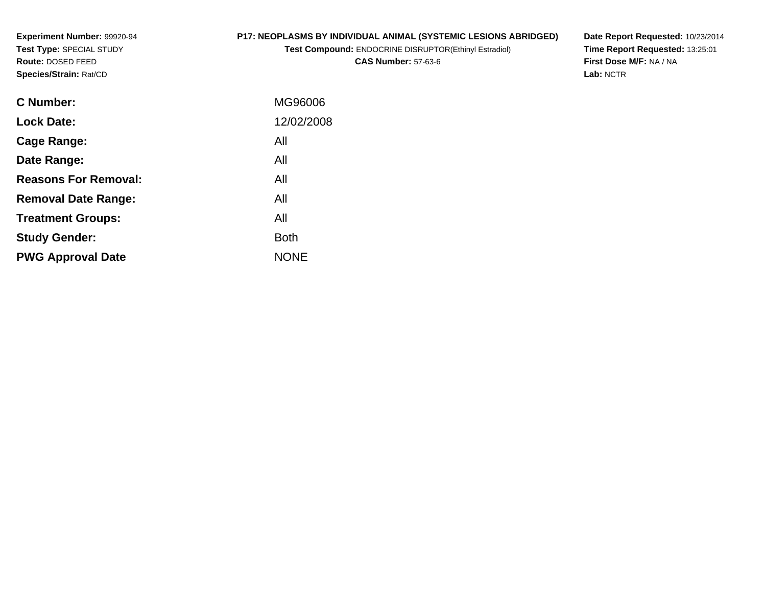**Experiment Number:** 99920-94
**Test Type:** SPECIAL STUDY
**Route:** DOSED FEED
**Species/Strain:** Rat/CD

**P17: NEOPLASMS BY INDIVIDUAL ANIMAL (SYSTEMIC LESIONS ABRIDGED)**
**Test Compound:** ENDOCRINE DISRUPTOR(Ethinyl Estradiol)
**CAS Number:** 57-63-6

**Date Report Requested:** 10/23/2014
**Time Report Requested:** 13:25:01
**First Dose M/F:** NA / NA
**Lab:** NCTR

| | |
|---|---|
| **C Number:** | MG96006 |
| **Lock Date:** | 12/02/2008 |
| **Cage Range:** | All |
| **Date Range:** | All |
| **Reasons For Removal:** | All |
| **Removal Date Range:** | All |
| **Treatment Groups:** | All |
| **Study Gender:** | Both |
| **PWG Approval Date** | NONE |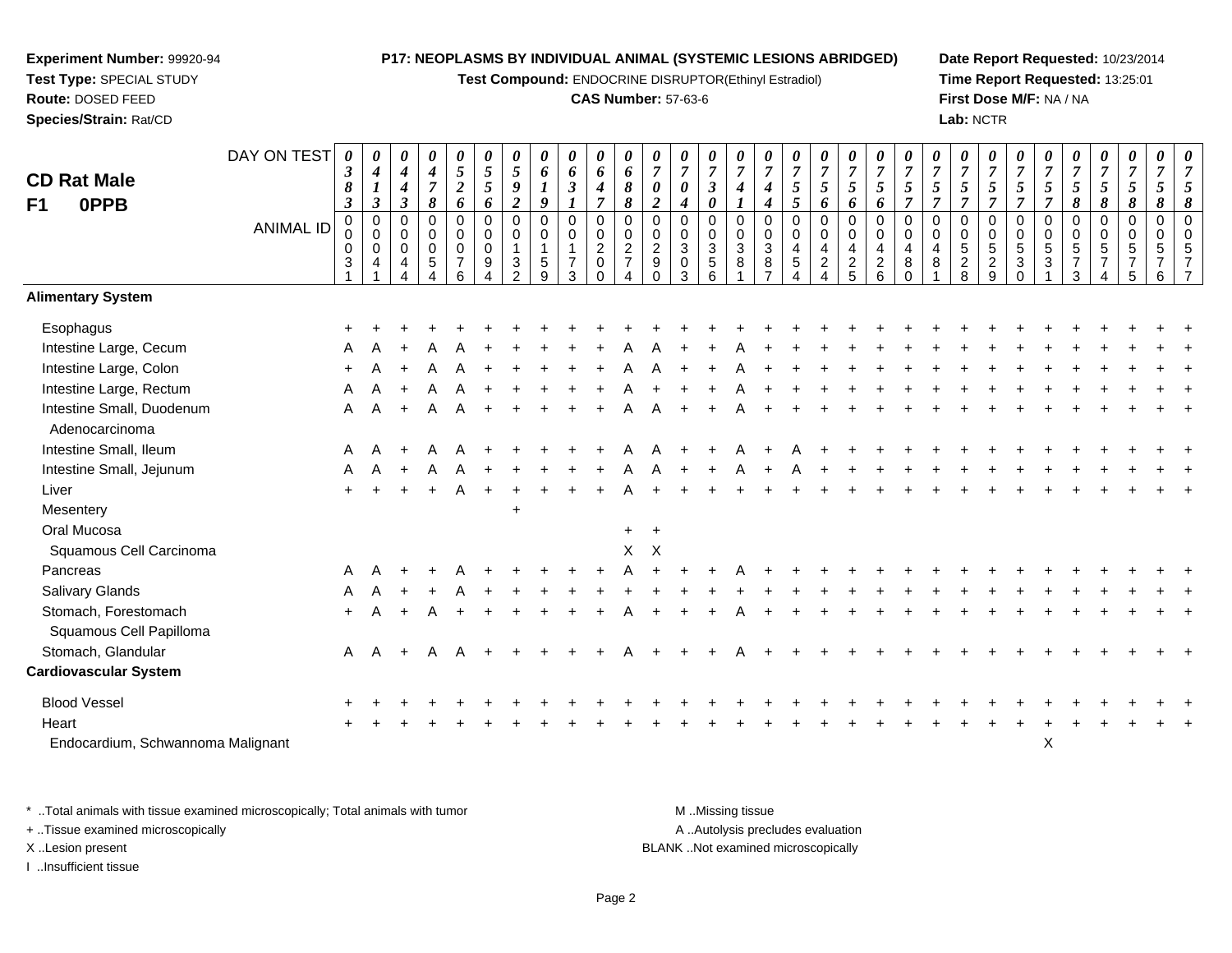**Experiment Number:** 99920-94
**Test Type:** SPECIAL STUDY
**Route:** DOSED FEED
**Species/Strain:** Rat/CD

**P17: NEOPLASMS BY INDIVIDUAL ANIMAL (SYSTEMIC LESIONS ABRIDGED)**
**Test Compound:** ENDOCRINE DISRUPTOR(Ethinyl Estradiol)
**CAS Number:** 57-63-6

**Date Report Requested:** 10/23/2014
**Time Report Requested:** 13:25:01
**First Dose M/F:** NA / NA
**Lab:** NCTR

## CD Rat Male
## F1 0PPB

| DAY ON TEST | 0383 | 0413 | 0443 | 0478 | 0526 | 0556 | 0592 | 0619 | 0631 | 0647 | 0688 | 0702 | 0704 | 0730 | 0741 | 0744 | 0755 | 0756 | 0756 | 0756 | 0757 | 0757 | 0757 | 0757 | 0757 | 0757 | 0758 | 0758 | 0758 | 0758 |
|---|---|---|---|---|---|---|---|---|---|---|---|---|---|---|---|---|---|---|---|---|---|---|---|---|---|---|---|---|---|---|
| **ANIMAL ID** | 00031 | 00041 | 00044 | 00054 | 00076 | 00094 | 00132 | 00159 | 00173 | 00200 | 00274 | 00290 | 00303 | 00356 | 00381 | 00387 | 00454 | 00424 | 00425 | 00426 | 00480 | 00481 | 00528 | 00529 | 00530 | 00531 | 00573 | 00574 | 00575 | 00576 | 00577 |
| **Alimentary System** | | | | | | | | | | | | | | | | | | | | | | | | | | | | | | |
| Esophagus | + | + | + | + | + | + | + | + | + | + | + | + | + | + | + | + | + | + | + | + | + | + | + | + | + | + | + | + | + | + |
| Intestine Large, Cecum | A | A | + | A | A | + | + | + | + | + | A | A | + | + | A | + | + | + | + | + | + | + | + | + | + | + | + | + | + | + |
| Intestine Large, Colon | + | A | + | A | A | + | + | + | + | + | A | A | + | + | A | + | + | + | + | + | + | + | + | + | + | + | + | + | + | + |
| Intestine Large, Rectum | A | A | + | A | A | + | + | + | + | + | A | + | + | + | A | + | + | + | + | + | + | + | + | + | + | + | + | + | + | + |
| Intestine Small, Duodenum | A | A | + | A | A | + | + | + | + | + | A | A | + | + | A | + | + | + | + | + | + | + | + | + | + | + | + | + | + | + |
| Adenocarcinoma | | | | | | | | | | | | | | | | | | | | | | | | | | | | | | |
| Intestine Small, Ileum | A | A | + | A | A | + | + | + | + | + | A | A | + | + | A | + | A | + | + | + | + | + | + | + | + | + | + | + | + | + |
| Intestine Small, Jejunum | A | A | + | A | A | + | + | + | + | + | A | A | + | + | A | + | A | + | + | + | + | + | + | + | + | + | + | + | + | + |
| Liver | + | + | + | + | A | + | + | + | + | + | A | + | + | + | + | + | + | + | + | + | + | + | + | + | + | + | + | + | + | + |
| Mesentery | | | | | | | + | | | | | | | | | | | | | | | | | | | | | | | |
| Oral Mucosa | | | | | | | | | | | + | + | | | | | | | | | | | | | | | | | | |
| Squamous Cell Carcinoma | | | | | | | | | | | X | X | | | | | | | | | | | | | | | | | | |
| Pancreas | A | A | + | + | A | + | + | + | + | + | A | + | + | + | A | + | + | + | + | + | + | + | + | + | + | + | + | + | + | + |
| Salivary Glands | A | A | + | + | A | + | + | + | + | + | + | + | + | + | + | + | + | + | + | + | + | + | + | + | + | + | + | + | + | + |
| Stomach, Forestomach | + | A | + | A | + | + | + | + | + | + | A | + | + | + | A | + | + | + | + | + | + | + | + | + | + | + | + | + | + | + |
| Squamous Cell Papilloma | | | | | | | | | | | | | | | | | | | | | | | | | | | | | | |
| Stomach, Glandular | A | A | + | A | A | + | + | + | + | + | A | + | + | + | A | + | + | + | + | + | + | + | + | + | + | + | + | + | + | + |
| **Cardiovascular System** | | | | | | | | | | | | | | | | | | | | | | | | | | | | | | |
| Blood Vessel | + | + | + | + | + | + | + | + | + | + | + | + | + | + | + | + | + | + | + | + | + | + | + | + | + | + | + | + | + | + |
| Heart | + | + | + | + | + | + | + | + | + | + | + | + | + | + | + | + | + | + | + | + | + | + | + | + | + | + | + | + | + | + |
| Endocardium, Schwannoma Malignant | | | | | | | | | | | | | | | | | | | | | | | | | | X | | | | |

\* ..Total animals with tissue examined microscopically; Total animals with tumor
+ ..Tissue examined microscopically
X ..Lesion present
I ..Insufficient tissue

M ..Missing tissue
A ..Autolysis precludes evaluation
BLANK ..Not examined microscopically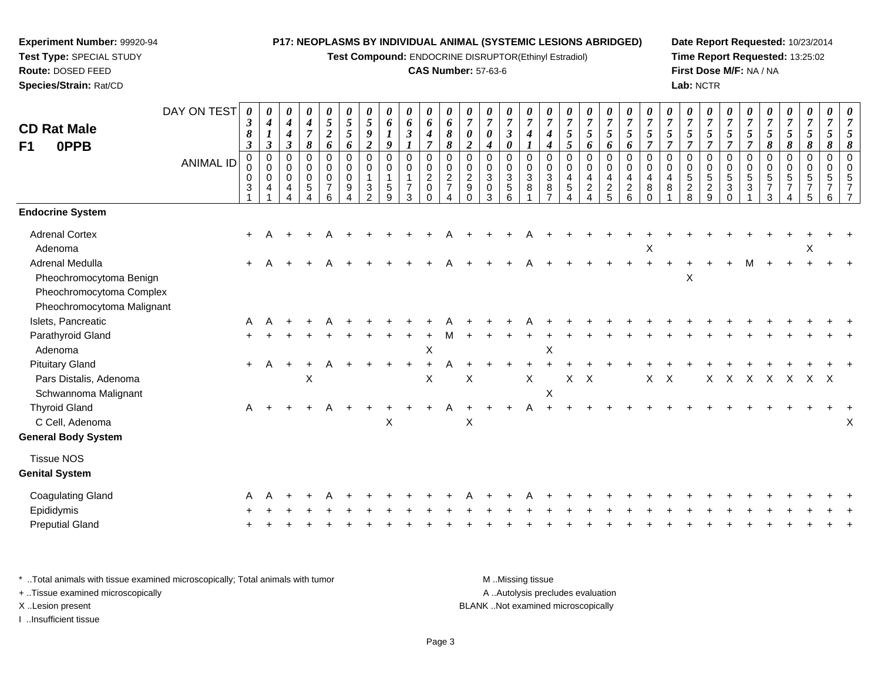**Experiment Number:** 99920-94
**Test Type:** SPECIAL STUDY
**Route:** DOSED FEED
**Species/Strain:** Rat/CD

**P17: NEOPLASMS BY INDIVIDUAL ANIMAL (SYSTEMIC LESIONS ABRIDGED)**
**Test Compound:** ENDOCRINE DISRUPTOR(Ethinyl Estradiol)
**CAS Number:** 57-63-6

**Date Report Requested:** 10/23/2014
**Time Report Requested:** 13:25:02
**First Dose M/F:** NA / NA
**Lab:** NCTR

## CD Rat Male F1 0PPB

| DAY ON TEST | 0383 | 0413 | 0443 | 0478 | 0526 | 0556 | 0592 | 0619 | 0631 | 0647 | 0688 | 0702 | 0704 | 0730 | 0741 | 0744 | 0755 | 0756 | 0756 | 0756 | 0757 | 0757 | 0757 | 0757 | 0757 | 0757 | 0758 | 0758 | 0758 | 0758 | 0758 |
|---|---|---|---|---|---|---|---|---|---|---|---|---|---|---|---|---|---|---|---|---|---|---|---|---|---|---|---|---|---|---|---|
| **ANIMAL ID** | 00031 | 00041 | 00044 | 00054 | 00076 | 00094 | 00132 | 00159 | 00173 | 00200 | 00274 | 00290 | 00303 | 00356 | 00381 | 00387 | 00454 | 00424 | 00425 | 00426 | 00480 | 00481 | 00528 | 00529 | 00530 | 00531 | 00573 | 00574 | 00575 | 00576 | 00577 |
| **Endocrine System** | | | | | | | | | | | | | | | | | | | | | | | | | | | | | | | |
| Adrenal Cortex | + | A | + | + | A | + | + | + | + | + | A | + | + | + | A | + | + | + | + | + | + | + | + | + | + | + | + | + | + | + | + |
| Adenoma | | | | | | | | | | | | | | | | | | | | | X | | | | | | | | X | | |
| Adrenal Medulla | + | A | + | + | A | + | + | + | + | + | A | + | + | + | A | + | + | + | + | + | + | + | + | + | + | M | + | + | + | + | + |
| Pheochromocytoma Benign | | | | | | | | | | | | | | | | | | | | | | | X | | | | | | | | |
| Pheochromocytoma Complex | | | | | | | | | | | | | | | | | | | | | | | | | | | | | | | |
| Pheochromocytoma Malignant | | | | | | | | | | | | | | | | | | | | | | | | | | | | | | | |
| Islets, Pancreatic | A | A | + | + | A | + | + | + | + | + | A | + | + | + | A | + | + | + | + | + | + | + | + | + | + | + | + | + | + | + | + |
| Parathyroid Gland | + | + | + | + | + | + | + | + | + | + | M | + | + | + | + | + | + | + | + | + | + | + | + | + | + | + | + | + | + | + | + |
| Adenoma | | | | | | | | | | X | | | | | | X | | | | | | | | | | | | | | | |
| Pituitary Gland | + | A | + | + | A | + | + | + | + | + | A | + | + | + | + | + | + | + | + | + | + | + | + | + | + | + | + | + | + | + | + |
| Pars Distalis, Adenoma | | | | X | | | | | | X | | X | | | X | | X | X | | | X | X | | X | X | X | X | X | X | X | |
| Schwannoma Malignant | | | | | | | | | | | | | | | | X | | | | | | | | | | | | | | | |
| Thyroid Gland | A | + | + | + | A | + | + | + | + | + | A | + | + | + | A | + | + | + | + | + | + | + | + | + | + | + | + | + | + | + | + |
| C Cell, Adenoma | | | | | | | | X | | | | X | | | | | | | | | | | | | | | | | | | X |
| **General Body System** | | | | | | | | | | | | | | | | | | | | | | | | | | | | | | | |
| Tissue NOS | | | | | | | | | | | | | | | | | | | | | | | | | | | | | | | |
| **Genital System** | | | | | | | | | | | | | | | | | | | | | | | | | | | | | | | |
| Coagulating Gland | A | A | + | + | A | + | + | + | + | + | + | A | + | + | A | + | + | + | + | + | + | + | + | + | + | + | + | + | + | + | + |
| Epididymis | + | + | + | + | + | + | + | + | + | + | + | + | + | + | + | + | + | + | + | + | + | + | + | + | + | + | + | + | + | + | + |
| Preputial Gland | + | + | + | + | + | + | + | + | + | + | + | + | + | + | + | + | + | + | + | + | + | + | + | + | + | + | + | + | + | + | + |

* ..Total animals with tissue examined microscopically; Total animals with tumor
+ ..Tissue examined microscopically
X ..Lesion present
I ..Insufficient tissue

M ..Missing tissue
A ..Autolysis precludes evaluation
BLANK ..Not examined microscopically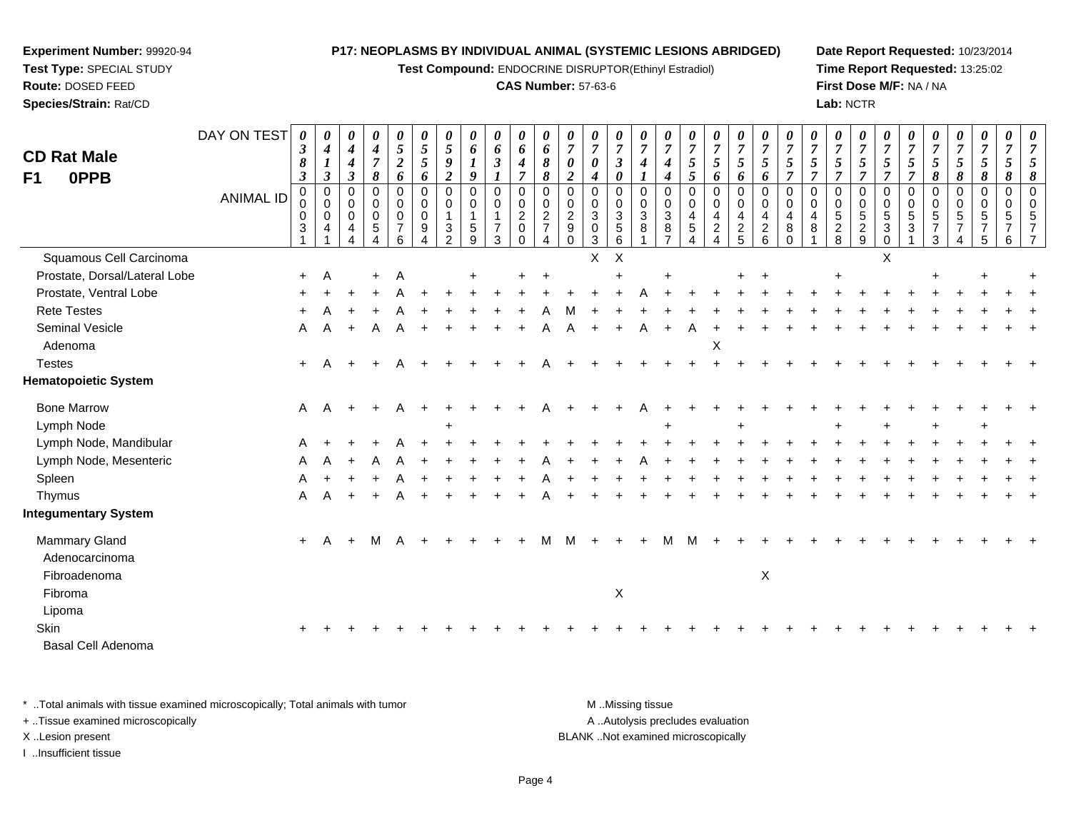**Experiment Number:** 99920-94
**Test Type:** SPECIAL STUDY
**Route:** DOSED FEED
**Species/Strain:** Rat/CD

**P17: NEOPLASMS BY INDIVIDUAL ANIMAL (SYSTEMIC LESIONS ABRIDGED)**
**Test Compound:** ENDOCRINE DISRUPTOR(Ethinyl Estradiol)
**CAS Number:** 57-63-6

**Date Report Requested:** 10/23/2014
**Time Report Requested:** 13:25:02
**First Dose M/F:** NA / NA
**Lab:** NCTR

## CD Rat Male
## F1 0PPB

| DAY ON TEST | 0383 | 0413 | 0443 | 0478 | 0526 | 0556 | 0592 | 0619 | 0631 | 0647 | 0688 | 0702 | 0704 | 0730 | 0741 | 0744 | 0755 | 0756 | 0756 | 0756 | 0757 | 0757 | 0757 | 0757 | 0757 | 0757 | 0758 | 0758 | 0758 | 0758 | 0758 |
|---|---|---|---|---|---|---|---|---|---|---|---|---|---|---|---|---|---|---|---|---|---|---|---|---|---|---|---|---|---|---|---|
| **ANIMAL ID** | 00031 | 00041 | 00044 | 00054 | 00076 | 00094 | 00132 | 00159 | 00173 | 00200 | 00274 | 00290 | 00303 | 00356 | 00381 | 00387 | 00454 | 00424 | 00425 | 00426 | 00480 | 00481 | 00528 | 00529 | 00530 | 00531 | 00573 | 00574 | 00575 | 00576 | 00577 |
| Squamous Cell Carcinoma | | | | | | | | | | | | | X | X | | | | | | | | | | | X | | | | | | |
| Prostate, Dorsal/Lateral Lobe | + | A | | + | A | | | + | | + | + | | | + | | + | | | + | + | | | + | | | | + | | + | | + |
| Prostate, Ventral Lobe | + | + | + | + | A | + | + | + | + | + | + | + | + | + | A | + | + | + | + | + | + | + | + | + | + | + | + | + | + | + | + |
| Rete Testes | + | A | + | + | A | + | + | + | + | + | A | M | + | + | + | + | + | + | + | + | + | + | + | + | + | + | + | + | + | + | + |
| Seminal Vesicle | A | A | + | A | A | + | + | + | + | + | A | A | + | + | A | + | A | + | + | + | + | + | + | + | + | + | + | + | + | + | + |
| Adenoma | | | | | | | | | | | | | | | | | | X | | | | | | | | | | | | | |
| Testes | + | A | + | + | A | + | + | + | + | + | A | + | + | + | + | + | + | + | + | + | + | + | + | + | + | + | + | + | + | + | + |
| **Hematopoietic System** | | | | | | | | | | | | | | | | | | | | | | | | | | | | | | | |
| Bone Marrow | A | A | + | + | A | + | + | + | + | + | A | + | + | + | A | + | + | + | + | + | + | + | + | + | + | + | + | + | + | + | + |
| Lymph Node | | | | | | | + | | | | | | | | | + | | | + | | | | + | | + | | + | | + | | |
| Lymph Node, Mandibular | A | + | + | + | A | + | + | + | + | + | + | + | + | + | + | + | + | + | + | + | + | + | + | + | + | + | + | + | + | + | + |
| Lymph Node, Mesenteric | A | A | + | A | A | + | + | + | + | + | A | + | + | + | A | + | + | + | + | + | + | + | + | + | + | + | + | + | + | + | + |
| Spleen | A | + | + | + | A | + | + | + | + | + | A | + | + | + | + | + | + | + | + | + | + | + | + | + | + | + | + | + | + | + | + |
| Thymus | A | A | + | + | A | + | + | + | + | + | A | + | + | + | + | + | + | + | + | + | + | + | + | + | + | + | + | + | + | + | + |
| **Integumentary System** | | | | | | | | | | | | | | | | | | | | | | | | | | | | | | | |
| Mammary Gland | + | A | + | M | A | + | + | + | + | + | M | M | + | + | + | M | M | + | + | + | + | + | + | + | + | + | + | + | + | + | + |
| Adenocarcinoma | | | | | | | | | | | | | | | | | | | | | | | | | | | | | | | |
| Fibroadenoma | | | | | | | | | | | | | | | | | | | | X | | | | | | | | | | | |
| Fibroma | | | | | | | | | | | | | | X | | | | | | | | | | | | | | | | | |
| Lipoma | | | | | | | | | | | | | | | | | | | | | | | | | | | | | | | |
| Skin | + | + | + | + | + | + | + | + | + | + | + | + | + | + | + | + | + | + | + | + | + | + | + | + | + | + | + | + | + | + | + |
| Basal Cell Adenoma | | | | | | | | | | | | | | | | | | | | | | | | | | | | | | | |

* ..Total animals with tissue examined microscopically; Total animals with tumor
+ ..Tissue examined microscopically
X ..Lesion present
I ..Insufficient tissue

M ..Missing tissue
A ..Autolysis precludes evaluation
BLANK ..Not examined microscopically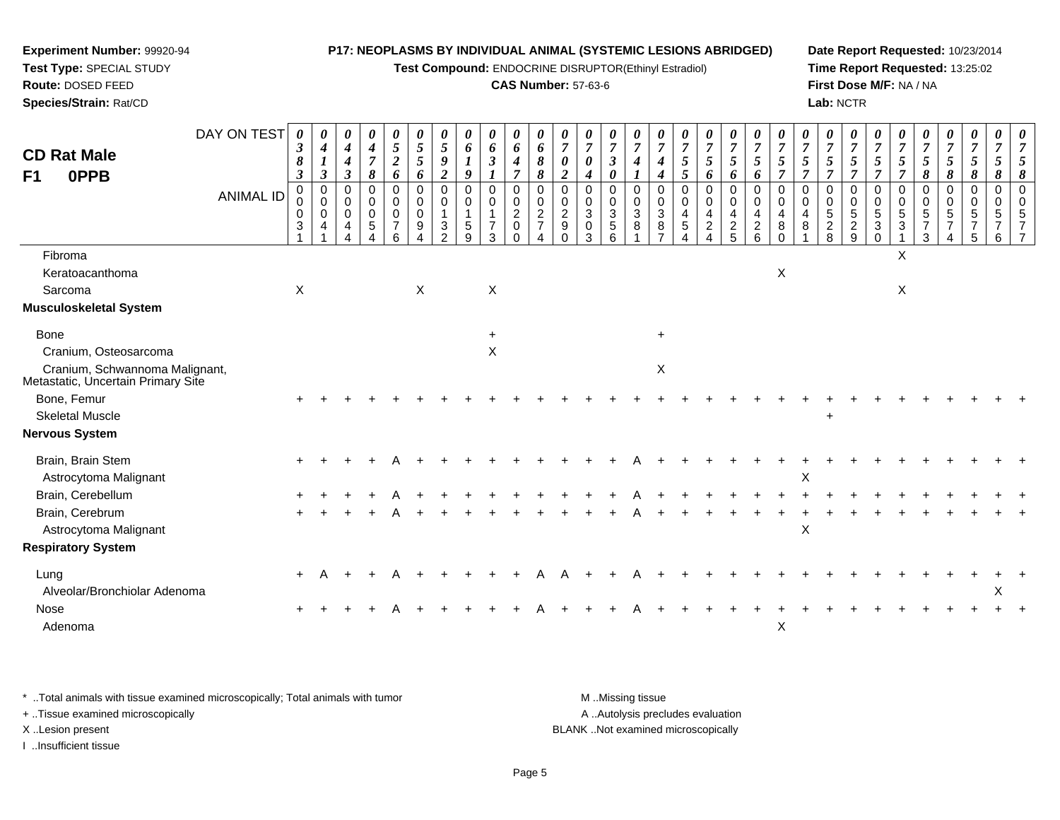**Experiment Number:** 99920-94
**Test Type:** SPECIAL STUDY
**Route:** DOSED FEED
**Species/Strain:** Rat/CD

**P17: NEOPLASMS BY INDIVIDUAL ANIMAL (SYSTEMIC LESIONS ABRIDGED)**
**Test Compound:** ENDOCRINE DISRUPTOR(Ethinyl Estradiol)
**CAS Number:** 57-63-6

**Date Report Requested:** 10/23/2014
**Time Report Requested:** 13:25:02
**First Dose M/F:** NA / NA
**Lab:** NCTR

## CD Rat Male F1 0PPB

| DAY ON TEST | 0383 | 0413 | 0443 | 0478 | 0526 | 0556 | 0592 | 0619 | 0631 | 0647 | 0688 | 0702 | 0704 | 0730 | 0741 | 0744 | 0755 | 0756 | 0756 | 0756 | 0757 | 0757 | 0757 | 0757 | 0757 | 0757 | 0758 | 0758 | 0758 | 0758 | 0758 |
|---|---|---|---|---|---|---|---|---|---|---|---|---|---|---|---|---|---|---|---|---|---|---|---|---|---|---|---|---|---|---|---|
| **ANIMAL ID** | 00031 | 00041 | 00044 | 00054 | 00076 | 00094 | 00132 | 00159 | 00173 | 00200 | 00274 | 00290 | 00303 | 00356 | 00381 | 00387 | 00454 | 00424 | 00425 | 00426 | 00480 | 00481 | 00528 | 00529 | 00530 | 00531 | 00573 | 00574 | 00575 | 00576 | 00577 |
| Fibroma | | | | | | | | | | | | | | | | | | | | | | | | | | X | | | | | |
| Keratoacanthoma | | | | | | | | | | | | | | | | | | | | | X | | | | | | | | | | |
| Sarcoma | X | | | | | X | | | X | | | | | | | | | | | | | | | | | X | | | | | |
| **Musculoskeletal System** | | | | | | | | | | | | | | | | | | | | | | | | | | | | | | | |
| Bone | | | | | | | | | + | | | | | | | + | | | | | | | | | | | | | | | |
| Cranium, Osteosarcoma | | | | | | | | | X | | | | | | | | | | | | | | | | | | | | | | |
| Cranium, Schwannoma Malignant, Metastatic, Uncertain Primary Site | | | | | | | | | | | | | | | | X | | | | | | | | | | | | | | | |
| Bone, Femur | + | + | + | + | + | + | + | + | + | + | + | + | + | + | + | + | + | + | + | + | + | + | + | + | + | + | + | + | + | + | + |
| Skeletal Muscle | | | | | | | | | | | | | | | | | | | | | | | + | | | | | | | | |
| **Nervous System** | | | | | | | | | | | | | | | | | | | | | | | | | | | | | | | |
| Brain, Brain Stem | + | + | + | + | A | + | + | + | + | + | + | + | + | + | A | + | + | + | + | + | + | + | + | + | + | + | + | + | + | + | + |
| Astrocytoma Malignant | | | | | | | | | | | | | | | | | | | | | | X | | | | | | | | | |
| Brain, Cerebellum | + | + | + | + | A | + | + | + | + | + | + | + | + | + | A | + | + | + | + | + | + | + | + | + | + | + | + | + | + | + | + |
| Brain, Cerebrum | + | + | + | + | A | + | + | + | + | + | + | + | + | + | A | + | + | + | + | + | + | + | + | + | + | + | + | + | + | + | + |
| Astrocytoma Malignant | | | | | | | | | | | | | | | | | | | | | | X | | | | | | | | | |
| **Respiratory System** | | | | | | | | | | | | | | | | | | | | | | | | | | | | | | | |
| Lung | + | A | + | + | A | + | + | + | + | + | A | A | + | + | A | + | + | + | + | + | + | + | + | + | + | + | + | + | + | + | + |
| Alveolar/Bronchiolar Adenoma | | | | | | | | | | | | | | | | | | | | | | | | | | | | | | X | |
| Nose | + | + | + | + | A | + | + | + | + | + | A | + | + | + | A | + | + | + | + | + | + | + | + | + | + | + | + | + | + | + | + |
| Adenoma | | | | | | | | | | | | | | | | | | | | | X | | | | | | | | | | |

* ..Total animals with tissue examined microscopically; Total animals with tumor
+ ..Tissue examined microscopically
X ..Lesion present
I ..Insufficient tissue

M ..Missing tissue
A ..Autolysis precludes evaluation
BLANK ..Not examined microscopically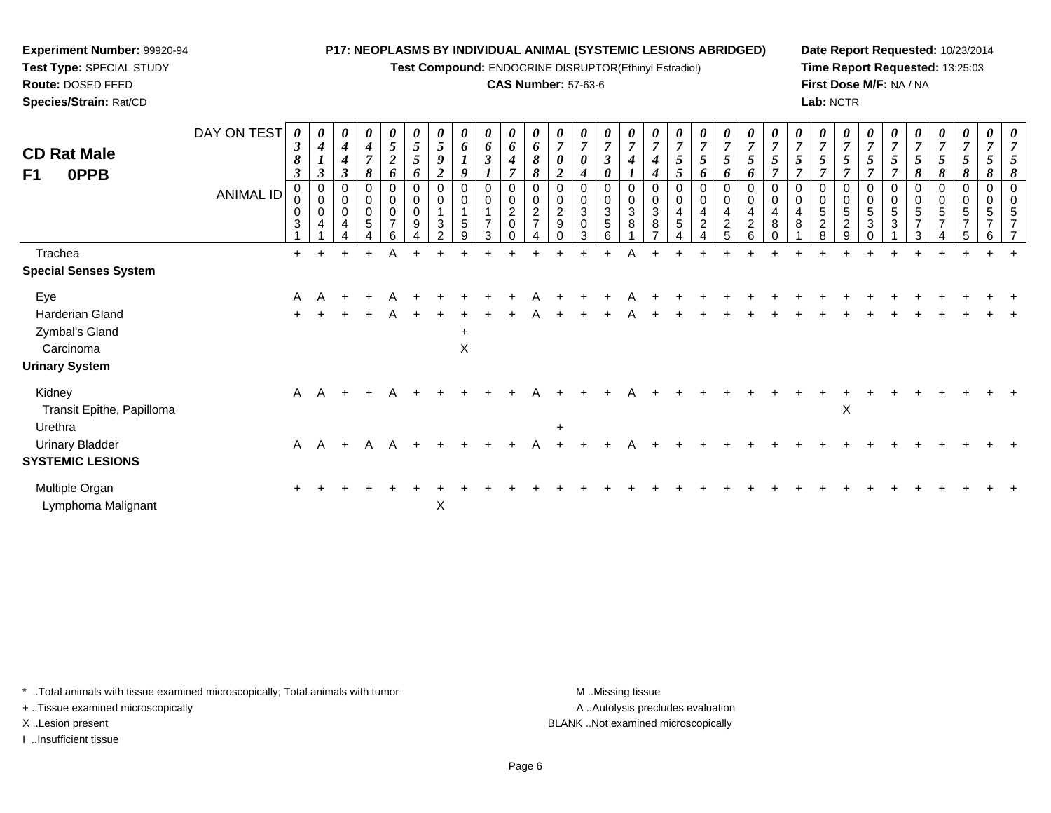**Experiment Number:** 99920-94
**Test Type:** SPECIAL STUDY
**Route:** DOSED FEED
**Species/Strain:** Rat/CD

**P17: NEOPLASMS BY INDIVIDUAL ANIMAL (SYSTEMIC LESIONS ABRIDGED)**
**Test Compound:** ENDOCRINE DISRUPTOR(Ethinyl Estradiol)
**CAS Number:** 57-63-6

**Date Report Requested:** 10/23/2014
**Time Report Requested:** 13:25:03
**First Dose M/F:** NA / NA
**Lab:** NCTR

# CD Rat Male F1 0PPB

| DAY ON TEST | 0383 | 0413 | 0443 | 0478 | 0526 | 0556 | 0592 | 0619 | 0631 | 0647 | 0688 | 0702 | 0704 | 0730 | 0741 | 0744 | 0755 | 0756 | 0756 | 0756 | 0757 | 0757 | 0757 | 0757 | 0757 | 0757 | 0758 | 0758 | 0758 | 0758 |
|---|---|---|---|---|---|---|---|---|---|---|---|---|---|---|---|---|---|---|---|---|---|---|---|---|---|---|---|---|---|---|
| **ANIMAL ID** | 00031 | 00041 | 00044 | 00054 | 00076 | 00094 | 00132 | 00159 | 00173 | 00200 | 00274 | 00290 | 00303 | 00356 | 00381 | 00387 | 00454 | 00424 | 00425 | 00426 | 00480 | 00481 | 00528 | 00529 | 00530 | 00531 | 00573 | 00574 | 00575 | 00576 | 00577 |
| Trachea | + | + | + | + | A | + | + | + | + | + | + | + | + | + | A | + | + | + | + | + | + | + | + | + | + | + | + | + | + | + | + |
| **Special Senses System** | | | | | | | | | | | | | | | | | | | | | | | | | | | | | | | |
| Eye | A | A | + | + | A | + | + | + | + | + | A | + | + | + | A | + | + | + | + | + | + | + | + | + | + | + | + | + | + | + | + |
| Harderian Gland | + | + | + | + | A | + | + | + | + | + | A | + | + | + | A | + | + | + | + | + | + | + | + | + | + | + | + | + | + | + | + |
| Zymbal's Gland | | | | | | | | + | | | | | | | | | | | | | | | | | | | | | | | |
| Carcinoma | | | | | | | | X | | | | | | | | | | | | | | | | | | | | | | | |
| **Urinary System** | | | | | | | | | | | | | | | | | | | | | | | | | | | | | | | |
| Kidney | A | A | + | + | A | + | + | + | + | + | A | + | + | + | A | + | + | + | + | + | + | + | + | + | + | + | + | + | + | + | + |
| Transit Epithe, Papilloma | | | | | | | | | | | | | | | | | | | | | | | | X | | | | | | | |
| Urethra | | | | | | | | | | | | + | | | | | | | | | | | | | | | | | | | |
| Urinary Bladder | A | A | + | A | A | + | + | + | + | + | A | + | + | + | A | + | + | + | + | + | + | + | + | + | + | + | + | + | + | + | + |
| **SYSTEMIC LESIONS** | | | | | | | | | | | | | | | | | | | | | | | | | | | | | | | |
| Multiple Organ | + | + | + | + | + | + | + | + | + | + | + | + | + | + | + | + | + | + | + | + | + | + | + | + | + | + | + | + | + | + | + |
| Lymphoma Malignant | | | | | | | X | | | | | | | | | | | | | | | | | | | | | | | | |

\* ..Total animals with tissue examined microscopically; Total animals with tumor
+ ..Tissue examined microscopically
X ..Lesion present
I ..Insufficient tissue

M ..Missing tissue
A ..Autolysis precludes evaluation
BLANK ..Not examined microscopically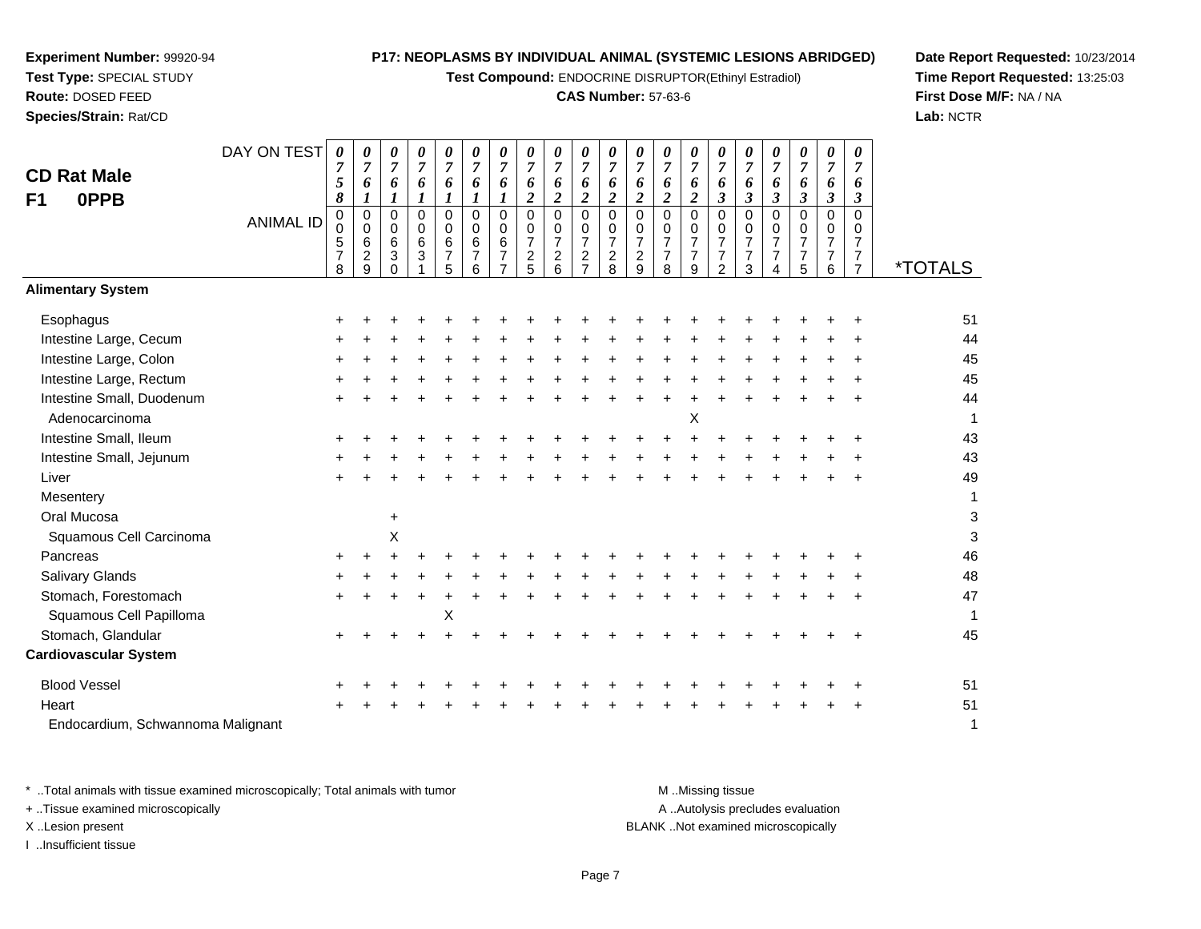**Experiment Number:** 99920-94
**Test Type:** SPECIAL STUDY
**Route:** DOSED FEED
**Species/Strain:** Rat/CD

**P17: NEOPLASMS BY INDIVIDUAL ANIMAL (SYSTEMIC LESIONS ABRIDGED)**
**Test Compound:** ENDOCRINE DISRUPTOR(Ethinyl Estradiol)
**CAS Number:** 57-63-6

**Date Report Requested:** 10/23/2014
**Time Report Requested:** 13:25:03
**First Dose M/F:** NA / NA
**Lab:** NCTR

## CD Rat Male
## F1 0PPB

| DAY ON TEST | 0758 | 0761 | 0761 | 0761 | 0761 | 0761 | 0761 | 0762 | 0762 | 0762 | 0762 | 0762 | 0762 | 0762 | 0763 | 0763 | 0763 | 0763 | 0763 | 0763 | |
|---|---|---|---|---|---|---|---|---|---|---|---|---|---|---|---|---|---|---|---|---|---|
| ANIMAL ID | 00578 | 00629 | 00630 | 00631 | 00675 | 00676 | 00677 | 00725 | 00726 | 00727 | 00728 | 00729 | 00778 | 00779 | 00772 | 00773 | 00774 | 00775 | 00776 | 00777 | *TOTALS |
| **Alimentary System** | | | | | | | | | | | | | | | | | | | | | |
| Esophagus | + | + | + | + | + | + | + | + | + | + | + | + | + | + | + | + | + | + | + | + | 51 |
| Intestine Large, Cecum | + | + | + | + | + | + | + | + | + | + | + | + | + | + | + | + | + | + | + | + | 44 |
| Intestine Large, Colon | + | + | + | + | + | + | + | + | + | + | + | + | + | + | + | + | + | + | + | + | 45 |
| Intestine Large, Rectum | + | + | + | + | + | + | + | + | + | + | + | + | + | + | + | + | + | + | + | + | 45 |
| Intestine Small, Duodenum | + | + | + | + | + | + | + | + | + | + | + | + | + | + | + | + | + | + | + | + | 44 |
| Adenocarcinoma | | | | | | | | | | | | | | X | | | | | | | 1 |
| Intestine Small, Ileum | + | + | + | + | + | + | + | + | + | + | + | + | + | + | + | + | + | + | + | + | 43 |
| Intestine Small, Jejunum | + | + | + | + | + | + | + | + | + | + | + | + | + | + | + | + | + | + | + | + | 43 |
| Liver | + | + | + | + | + | + | + | + | + | + | + | + | + | + | + | + | + | + | + | + | 49 |
| Mesentery | | | | | | | | | | | | | | | | | | | | | 1 |
| Oral Mucosa | | | + | | | | | | | | | | | | | | | | | | 3 |
| Squamous Cell Carcinoma | | | X | | | | | | | | | | | | | | | | | | 3 |
| Pancreas | + | + | + | + | + | + | + | + | + | + | + | + | + | + | + | + | + | + | + | + | 46 |
| Salivary Glands | + | + | + | + | + | + | + | + | + | + | + | + | + | + | + | + | + | + | + | + | 48 |
| Stomach, Forestomach | + | + | + | + | + | + | + | + | + | + | + | + | + | + | + | + | + | + | + | + | 47 |
| Squamous Cell Papilloma | | | | | X | | | | | | | | | | | | | | | | 1 |
| Stomach, Glandular | + | + | + | + | + | + | + | + | + | + | + | + | + | + | + | + | + | + | + | + | 45 |
| **Cardiovascular System** | | | | | | | | | | | | | | | | | | | | | |
| Blood Vessel | + | + | + | + | + | + | + | + | + | + | + | + | + | + | + | + | + | + | + | + | 51 |
| Heart | + | + | + | + | + | + | + | + | + | + | + | + | + | + | + | + | + | + | + | + | 51 |
| Endocardium, Schwannoma Malignant | | | | | | | | | | | | | | | | | | | | | 1 |

\* ..Total animals with tissue examined microscopically; Total animals with tumor
\+ ..Tissue examined microscopically
X ..Lesion present
I ..Insufficient tissue

M ..Missing tissue
A ..Autolysis precludes evaluation
BLANK ..Not examined microscopically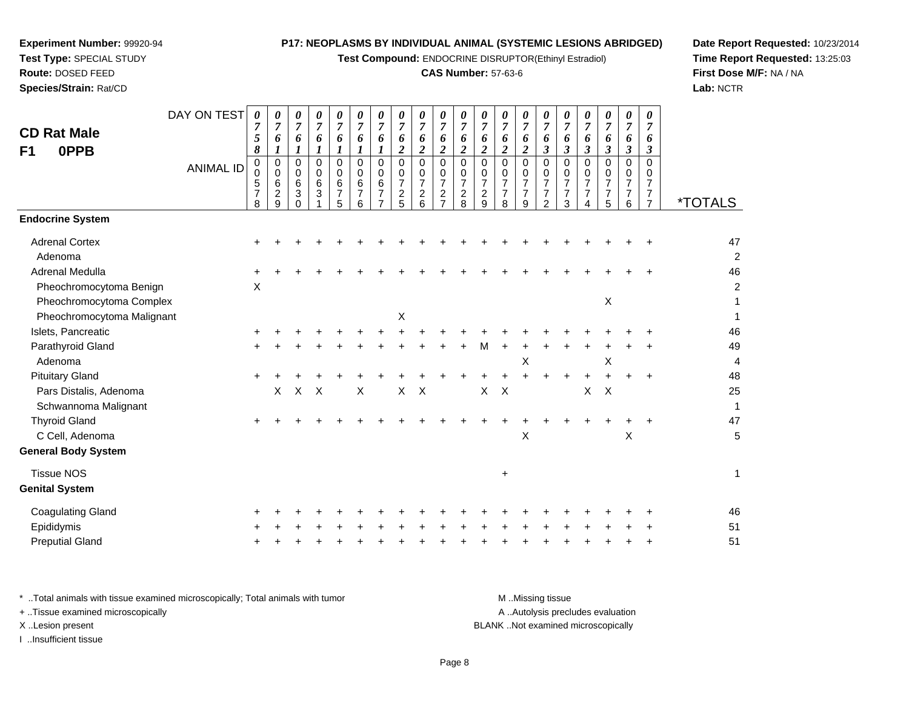**Experiment Number:** 99920-94
**Test Type:** SPECIAL STUDY
**Route:** DOSED FEED
**Species/Strain:** Rat/CD

**P17: NEOPLASMS BY INDIVIDUAL ANIMAL (SYSTEMIC LESIONS ABRIDGED)**
**Test Compound:** ENDOCRINE DISRUPTOR(Ethinyl Estradiol)
**CAS Number:** 57-63-6

**Date Report Requested:** 10/23/2014
**Time Report Requested:** 13:25:03
**First Dose M/F:** NA / NA
**Lab:** NCTR

**CD Rat Male F1 0PPB**

| DAY ON TEST | 0758 | 0761 | 0761 | 0761 | 0761 | 0761 | 0761 | 0762 | 0762 | 0762 | 0762 | 0762 | 0762 | 0762 | 0763 | 0763 | 0763 | 0763 | 0763 | 0763 | |
|---|---|---|---|---|---|---|---|---|---|---|---|---|---|---|---|---|---|---|---|---|---|
| **ANIMAL ID** | 00578 | 00629 | 00630 | 00631 | 00675 | 00676 | 00677 | 00725 | 00726 | 00727 | 00728 | 00729 | 00778 | 00779 | 00772 | 00773 | 00774 | 00775 | 00776 | 00777 | ***TOTALS** |
| **Endocrine System** | | | | | | | | | | | | | | | | | | | | | |
| Adrenal Cortex | + | + | + | + | + | + | + | + | + | + | + | + | + | + | + | + | + | + | + | + | 47 |
| Adenoma | | | | | | | | | | | | | | | | | | | | | 2 |
| Adrenal Medulla | + | + | + | + | + | + | + | + | + | + | + | + | + | + | + | + | + | + | + | + | 46 |
| Pheochromocytoma Benign | X | | | | | | | | | | | | | | | | | | | | 2 |
| Pheochromocytoma Complex | | | | | | | | | | | | | | | | | | X | | | 1 |
| Pheochromocytoma Malignant | | | | | | | | X | | | | | | | | | | | | | 1 |
| Islets, Pancreatic | + | + | + | + | + | + | + | + | + | + | + | + | + | + | + | + | + | + | + | + | 46 |
| Parathyroid Gland | + | + | + | + | + | + | + | + | + | + | + | M | + | + | + | + | + | + | + | + | 49 |
| Adenoma | | | | | | | | | | | | | | X | | | | X | | | 4 |
| Pituitary Gland | + | + | + | + | + | + | + | + | + | + | + | + | + | + | + | + | + | + | + | + | 48 |
| Pars Distalis, Adenoma | | X | X | X | | X | | X | X | | | X | X | | | | X | X | | | 25 |
| Schwannoma Malignant | | | | | | | | | | | | | | | | | | | | | 1 |
| Thyroid Gland | + | + | + | + | + | + | + | + | + | + | + | + | + | + | + | + | + | + | + | + | 47 |
| C Cell, Adenoma | | | | | | | | | | | | | | X | | | | | X | | 5 |
| **General Body System** | | | | | | | | | | | | | | | | | | | | | |
| Tissue NOS | | | | | | | | | | | | | + | | | | | | | | 1 |
| **Genital System** | | | | | | | | | | | | | | | | | | | | | |
| Coagulating Gland | + | + | + | + | + | + | + | + | + | + | + | + | + | + | + | + | + | + | + | + | 46 |
| Epididymis | + | + | + | + | + | + | + | + | + | + | + | + | + | + | + | + | + | + | + | + | 51 |
| Preputial Gland | + | + | + | + | + | + | + | + | + | + | + | + | + | + | + | + | + | + | + | + | 51 |

* ..Total animals with tissue examined microscopically; Total animals with tumor
+ ..Tissue examined microscopically
X ..Lesion present
I ..Insufficient tissue

M ..Missing tissue
A ..Autolysis precludes evaluation
BLANK ..Not examined microscopically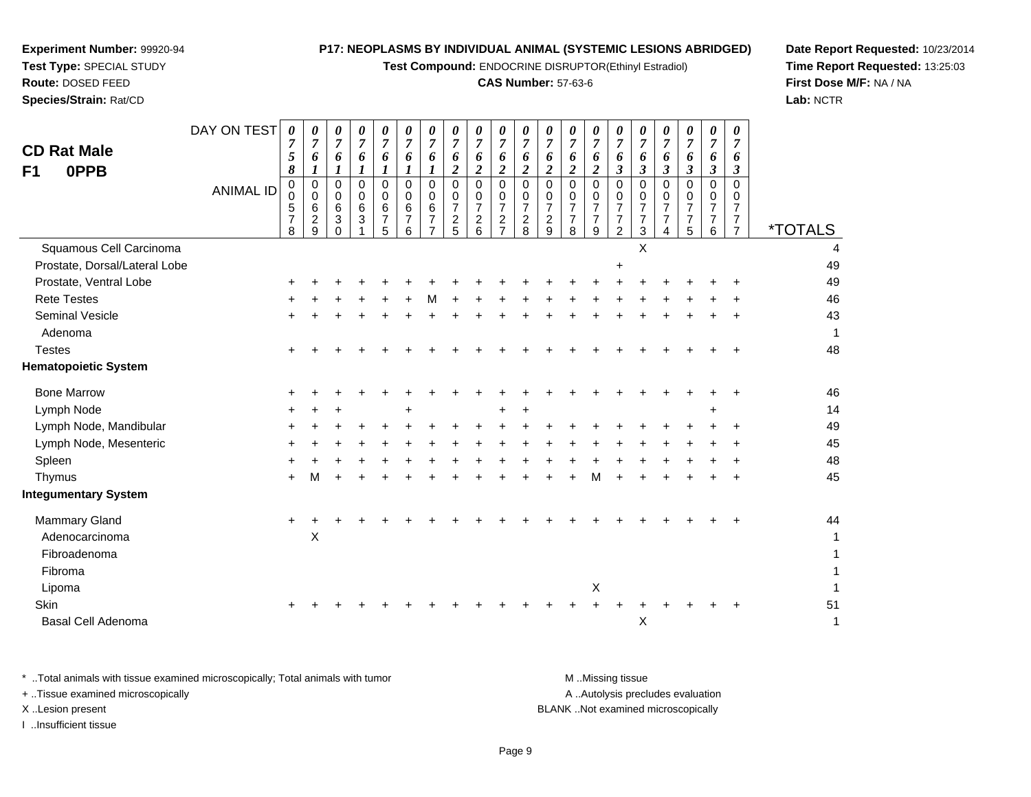**Experiment Number:** 99920-94
**Test Type:** SPECIAL STUDY
**Route:** DOSED FEED
**Species/Strain:** Rat/CD

**P17: NEOPLASMS BY INDIVIDUAL ANIMAL (SYSTEMIC LESIONS ABRIDGED)**
**Test Compound:** ENDOCRINE DISRUPTOR(Ethinyl Estradiol)
**CAS Number:** 57-63-6

**Date Report Requested:** 10/23/2014
**Time Report Requested:** 13:25:03
**First Dose M/F:** NA / NA
**Lab:** NCTR

## CD Rat Male F1 0PPB

| DAY ON TEST | 0758 | 0761 | 0761 | 0761 | 0761 | 0761 | 0761 | 0762 | 0762 | 0762 | 0762 | 0762 | 0762 | 0762 | 0763 | 0763 | 0763 | 0763 | 0763 | 0763 | |
|---|---|---|---|---|---|---|---|---|---|---|---|---|---|---|---|---|---|---|---|---|---|
| **ANIMAL ID** | 00578 | 00629 | 00630 | 00631 | 00675 | 00676 | 00677 | 00725 | 00726 | 00727 | 00728 | 00729 | 00778 | 00779 | 00772 | 00773 | 00774 | 00775 | 00776 | 00777 | ***TOTALS** |
| Squamous Cell Carcinoma | | | | | | | | | | | | | | | | X | | | | | 4 |
| Prostate, Dorsal/Lateral Lobe | | | | | | | | | | | | | | | + | | | | | | 49 |
| Prostate, Ventral Lobe | + | + | + | + | + | + | + | + | + | + | + | + | + | + | + | + | + | + | + | + | 49 |
| Rete Testes | + | + | + | + | + | + | M | + | + | + | + | + | + | + | + | + | + | + | + | + | 46 |
| Seminal Vesicle | + | + | + | + | + | + | + | + | + | + | + | + | + | + | + | + | + | + | + | + | 43 |
| Adenoma | | | | | | | | | | | | | | | | | | | | | 1 |
| Testes | + | + | + | + | + | + | + | + | + | + | + | + | + | + | + | + | + | + | + | + | 48 |
| **Hematopoietic System** | | | | | | | | | | | | | | | | | | | | | |
| Bone Marrow | + | + | + | + | + | + | + | + | + | + | + | + | + | + | + | + | + | + | + | + | 46 |
| Lymph Node | + | + | + | | | + | | | | + | + | | | | | | | | + | | 14 |
| Lymph Node, Mandibular | + | + | + | + | + | + | + | + | + | + | + | + | + | + | + | + | + | + | + | + | 49 |
| Lymph Node, Mesenteric | + | + | + | + | + | + | + | + | + | + | + | + | + | + | + | + | + | + | + | + | 45 |
| Spleen | + | + | + | + | + | + | + | + | + | + | + | + | + | + | + | + | + | + | + | + | 48 |
| Thymus | + | M | + | + | + | + | + | + | + | + | + | + | + | M | + | + | + | + | + | + | 45 |
| **Integumentary System** | | | | | | | | | | | | | | | | | | | | | |
| Mammary Gland | + | + | + | + | + | + | + | + | + | + | + | + | + | + | + | + | + | + | + | + | 44 |
| Adenocarcinoma | | X | | | | | | | | | | | | | | | | | | | 1 |
| Fibroadenoma | | | | | | | | | | | | | | | | | | | | | 1 |
| Fibroma | | | | | | | | | | | | | | | | | | | | | 1 |
| Lipoma | | | | | | | | | | | | | | X | | | | | | | 1 |
| Skin | + | + | + | + | + | + | + | + | + | + | + | + | + | + | + | + | + | + | + | + | 51 |
| Basal Cell Adenoma | | | | | | | | | | | | | | | | X | | | | | 1 |

\* ..Total animals with tissue examined microscopically; Total animals with tumor
\+ ..Tissue examined microscopically
X ..Lesion present
I ..Insufficient tissue

M ..Missing tissue
A ..Autolysis precludes evaluation
BLANK ..Not examined microscopically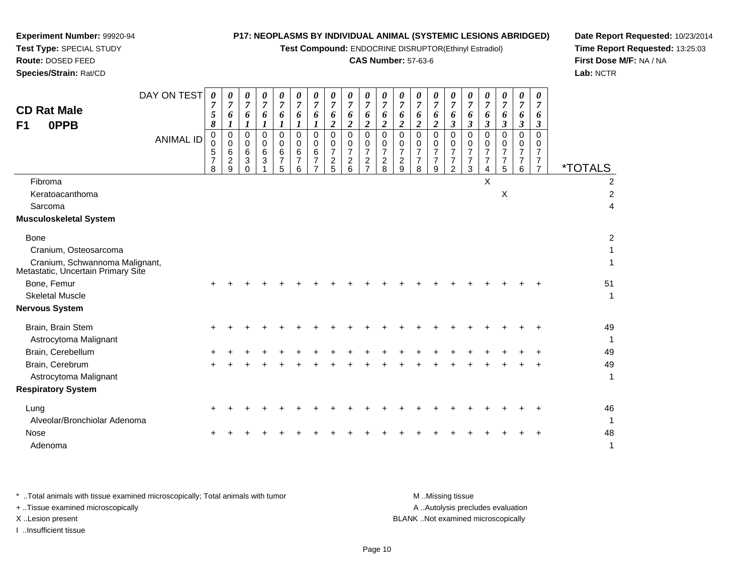**Experiment Number:** 99920-94
**Test Type:** SPECIAL STUDY
**Route:** DOSED FEED
**Species/Strain:** Rat/CD

**P17: NEOPLASMS BY INDIVIDUAL ANIMAL (SYSTEMIC LESIONS ABRIDGED)**
**Test Compound:** ENDOCRINE DISRUPTOR(Ethinyl Estradiol)
**CAS Number:** 57-63-6

**Date Report Requested:** 10/23/2014
**Time Report Requested:** 13:25:03
**First Dose M/F:** NA / NA
**Lab:** NCTR

## CD Rat Male
## F1 0PPB

| DAY ON TEST | 0758 | 0761 | 0761 | 0761 | 0761 | 0761 | 0761 | 0762 | 0762 | 0762 | 0762 | 0762 | 0762 | 0762 | 0763 | 0763 | 0763 | 0763 | 0763 | 0763 | |
|---|---|---|---|---|---|---|---|---|---|---|---|---|---|---|---|---|---|---|---|---|---|
| **ANIMAL ID** | 00578 | 00629 | 00630 | 00631 | 00675 | 00676 | 00677 | 00725 | 00726 | 00727 | 00728 | 00729 | 00778 | 00779 | 00772 | 00773 | 00774 | 00775 | 00776 | 00777 | ***TOTALS** |
| Fibroma | | | | | | | | | | | | | | | | | X | | | | 2 |
| Keratoacanthoma | | | | | | | | | | | | | | | | | | X | | | 2 |
| Sarcoma | | | | | | | | | | | | | | | | | | | | | 4 |
| **Musculoskeletal System** | | | | | | | | | | | | | | | | | | | | | |
| Bone | | | | | | | | | | | | | | | | | | | | | 2 |
| Cranium, Osteosarcoma | | | | | | | | | | | | | | | | | | | | | 1 |
| Cranium, Schwannoma Malignant, Metastatic, Uncertain Primary Site | | | | | | | | | | | | | | | | | | | | | 1 |
| Bone, Femur | + | + | + | + | + | + | + | + | + | + | + | + | + | + | + | + | + | + | + | + | 51 |
| Skeletal Muscle | | | | | | | | | | | | | | | | | | | | | 1 |
| **Nervous System** | | | | | | | | | | | | | | | | | | | | | |
| Brain, Brain Stem | + | + | + | + | + | + | + | + | + | + | + | + | + | + | + | + | + | + | + | + | 49 |
| Astrocytoma Malignant | | | | | | | | | | | | | | | | | | | | | 1 |
| Brain, Cerebellum | + | + | + | + | + | + | + | + | + | + | + | + | + | + | + | + | + | + | + | + | 49 |
| Brain, Cerebrum | + | + | + | + | + | + | + | + | + | + | + | + | + | + | + | + | + | + | + | + | 49 |
| Astrocytoma Malignant | | | | | | | | | | | | | | | | | | | | | 1 |
| **Respiratory System** | | | | | | | | | | | | | | | | | | | | | |
| Lung | + | + | + | + | + | + | + | + | + | + | + | + | + | + | + | + | + | + | + | + | 46 |
| Alveolar/Bronchiolar Adenoma | | | | | | | | | | | | | | | | | | | | | 1 |
| Nose | + | + | + | + | + | + | + | + | + | + | + | + | + | + | + | + | + | + | + | + | 48 |
| Adenoma | | | | | | | | | | | | | | | | | | | | | 1 |

\* ..Total animals with tissue examined microscopically; Total animals with tumor
\+ ..Tissue examined microscopically
X ..Lesion present
I ..Insufficient tissue

M ..Missing tissue
A ..Autolysis precludes evaluation
BLANK ..Not examined microscopically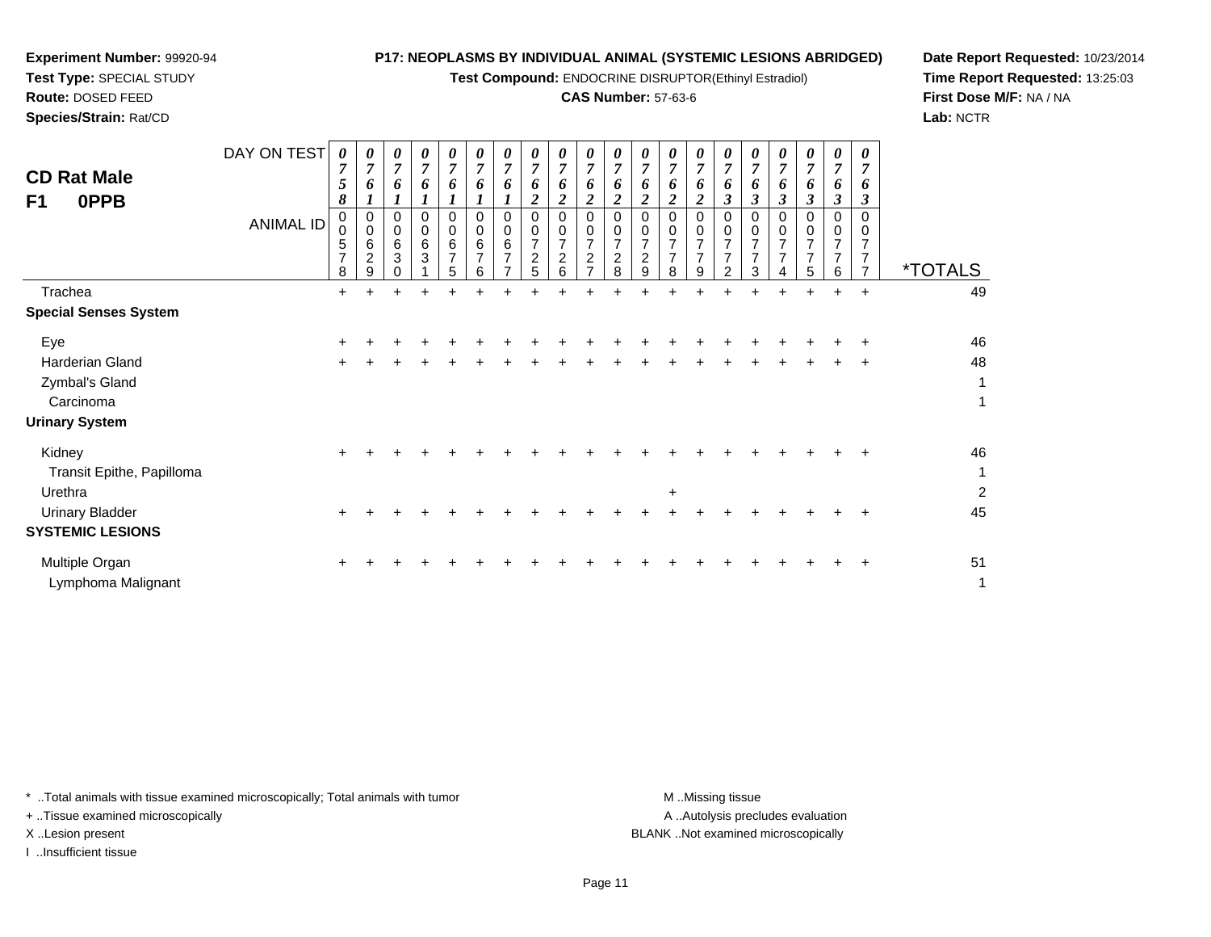**Experiment Number:** 99920-94
**Test Type:** SPECIAL STUDY
**Route:** DOSED FEED
**Species/Strain:** Rat/CD

**P17: NEOPLASMS BY INDIVIDUAL ANIMAL (SYSTEMIC LESIONS ABRIDGED)**
**Test Compound:** ENDOCRINE DISRUPTOR(Ethinyl Estradiol)
**CAS Number:** 57-63-6

**Date Report Requested:** 10/23/2014
**Time Report Requested:** 13:25:03
**First Dose M/F:** NA / NA
**Lab:** NCTR

## CD Rat Male
## F1 0PPB

| DAY ON TEST | 0758 | 0761 | 0761 | 0761 | 0761 | 0761 | 0761 | 0762 | 0762 | 0762 | 0762 | 0762 | 0762 | 0762 | 0763 | 0763 | 0763 | 0763 | 0763 | 0763 | |
|---|---|---|---|---|---|---|---|---|---|---|---|---|---|---|---|---|---|---|---|---|---|
| **ANIMAL ID** | 00578 | 00629 | 00630 | 00631 | 00675 | 00676 | 00677 | 00725 | 00726 | 00727 | 00728 | 00729 | 00778 | 00779 | 00772 | 00773 | 00774 | 00775 | 00776 | 00777 | ***TOTALS** |
| Trachea | + | + | + | + | + | + | + | + | + | + | + | + | + | + | + | + | + | + | + | + | 49 |
| **Special Senses System** | | | | | | | | | | | | | | | | | | | | | |
| Eye | + | + | + | + | + | + | + | + | + | + | + | + | + | + | + | + | + | + | + | + | 46 |
| Harderian Gland | + | + | + | + | + | + | + | + | + | + | + | + | + | + | + | + | + | + | + | + | 48 |
| Zymbal's Gland | | | | | | | | | | | | | | | | | | | | | 1 |
| Carcinoma | | | | | | | | | | | | | | | | | | | | | 1 |
| **Urinary System** | | | | | | | | | | | | | | | | | | | | | |
| Kidney | + | + | + | + | + | + | + | + | + | + | + | + | + | + | + | + | + | + | + | + | 46 |
| Transit Epithe, Papilloma | | | | | | | | | | | | | | | | | | | | | 1 |
| Urethra | | | | | | | | | | | | | + | | | | | | | | 2 |
| Urinary Bladder | + | + | + | + | + | + | + | + | + | + | + | + | + | + | + | + | + | + | + | + | 45 |
| **SYSTEMIC LESIONS** | | | | | | | | | | | | | | | | | | | | | |
| Multiple Organ | + | + | + | + | + | + | + | + | + | + | + | + | + | + | + | + | + | + | + | + | 51 |
| Lymphoma Malignant | | | | | | | | | | | | | | | | | | | | | 1 |

\* ..Total animals with tissue examined microscopically; Total animals with tumor
\+ ..Tissue examined microscopically
X ..Lesion present
I ..Insufficient tissue

M ..Missing tissue
A ..Autolysis precludes evaluation
BLANK ..Not examined microscopically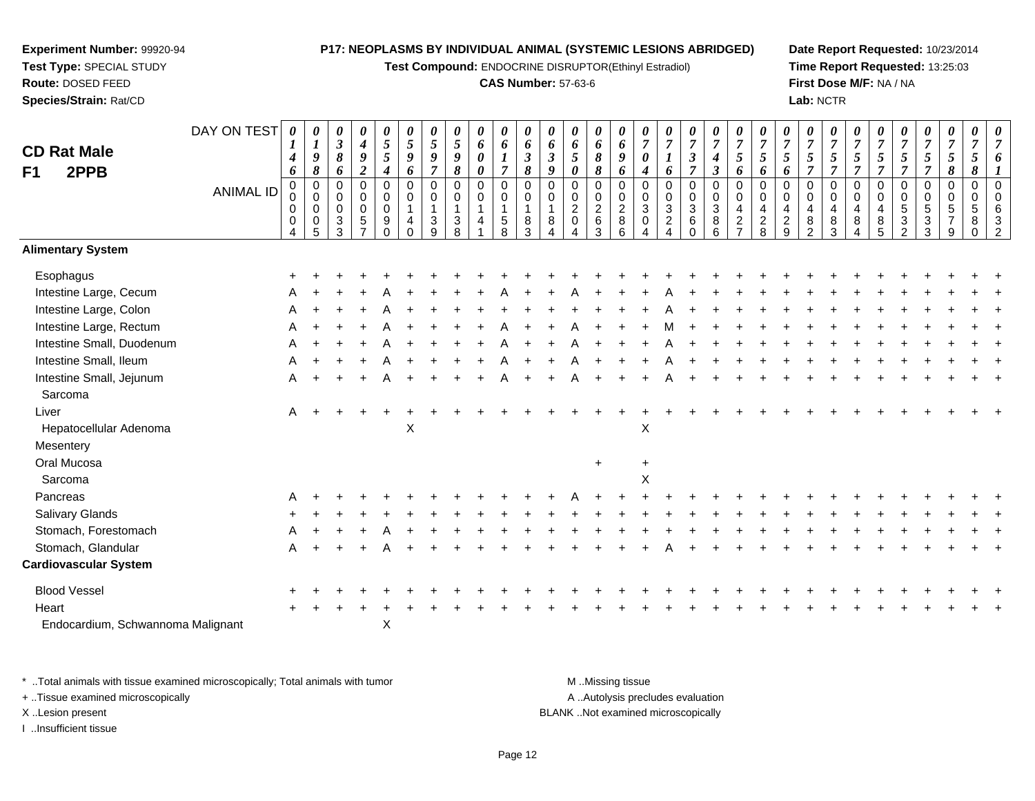**Experiment Number:** 99920-94
**Test Type:** SPECIAL STUDY
**Route:** DOSED FEED
**Species/Strain:** Rat/CD

**P17: NEOPLASMS BY INDIVIDUAL ANIMAL (SYSTEMIC LESIONS ABRIDGED)**
**Test Compound:** ENDOCRINE DISRUPTOR(Ethinyl Estradiol)
**CAS Number:** 57-63-6

**Date Report Requested:** 10/23/2014
**Time Report Requested:** 13:25:03
**First Dose M/F:** NA / NA
**Lab:** NCTR

## CD Rat Male F1 2PPB

| DAY ON TEST | 0146 | 0198 | 0386 | 0492 | 0554 | 0596 | 0597 | 0598 | 0600 | 0617 | 0638 | 0639 | 0650 | 0688 | 0696 | 0704 | 0716 | 0737 | 0743 | 0756 | 0756 | 0756 | 0757 | 0757 | 0757 | 0757 | 0757 | 0757 | 0758 | 0758 | 0761 |
|---|---|---|---|---|---|---|---|---|---|---|---|---|---|---|---|---|---|---|---|---|---|---|---|---|---|---|---|---|---|---|---|
| ANIMAL ID | 00004 | 00005 | 00033 | 00057 | 00090 | 00140 | 00139 | 00138 | 00141 | 00158 | 00183 | 00184 | 00204 | 00263 | 00286 | 00304 | 00324 | 00360 | 00386 | 00427 | 00428 | 00429 | 00482 | 00483 | 00484 | 00485 | 00532 | 00533 | 00579 | 00580 | 00632 |
| **Alimentary System** | | | | | | | | | | | | | | | | | | | | | | | | | | | | | | | |
| Esophagus | + | + | + | + | + | + | + | + | + | + | + | + | + | + | + | + | + | + | + | + | + | + | + | + | + | + | + | + | + | + | + |
| Intestine Large, Cecum | A | + | + | + | A | + | + | + | + | A | + | + | A | + | + | + | A | + | + | + | + | + | + | + | + | + | + | + | + | + | + |
| Intestine Large, Colon | A | + | + | + | A | + | + | + | + | + | + | + | + | + | + | + | A | + | + | + | + | + | + | + | + | + | + | + | + | + | + |
| Intestine Large, Rectum | A | + | + | + | A | + | + | + | + | A | + | + | A | + | + | + | M | + | + | + | + | + | + | + | + | + | + | + | + | + | + |
| Intestine Small, Duodenum | A | + | + | + | A | + | + | + | + | A | + | + | A | + | + | + | A | + | + | + | + | + | + | + | + | + | + | + | + | + | + |
| Intestine Small, Ileum | A | + | + | + | A | + | + | + | + | A | + | + | A | + | + | + | A | + | + | + | + | + | + | + | + | + | + | + | + | + | + |
| Intestine Small, Jejunum | A | + | + | + | A | + | + | + | + | A | + | + | A | + | + | + | A | + | + | + | + | + | + | + | + | + | + | + | + | + | + |
| Sarcoma | | | | | | | | | | | | | | | | | | | | | | | | | | | | | | | |
| Liver | A | + | + | + | + | + | + | + | + | + | + | + | + | + | + | + | + | + | + | + | + | + | + | + | + | + | + | + | + | + | + |
| Hepatocellular Adenoma | | | | | | X | | | | | | | | | | X | | | | | | | | | | | | | | | |
| Mesentery | | | | | | | | | | | | | | | | | | | | | | | | | | | | | | | |
| Oral Mucosa | | | | | | | | | | | | | | + | | + | | | | | | | | | | | | | | | |
| Sarcoma | | | | | | | | | | | | | | | | X | | | | | | | | | | | | | | | |
| Pancreas | A | + | + | + | + | + | + | + | + | + | + | + | A | + | + | + | + | + | + | + | + | + | + | + | + | + | + | + | + | + | + |
| Salivary Glands | + | + | + | + | + | + | + | + | + | + | + | + | + | + | + | + | + | + | + | + | + | + | + | + | + | + | + | + | + | + | + |
| Stomach, Forestomach | A | + | + | + | A | + | + | + | + | + | + | + | + | + | + | + | + | + | + | + | + | + | + | + | + | + | + | + | + | + | + |
| Stomach, Glandular | A | + | + | + | A | + | + | + | + | + | + | + | + | + | + | + | A | + | + | + | + | + | + | + | + | + | + | + | + | + | + |
| **Cardiovascular System** | | | | | | | | | | | | | | | | | | | | | | | | | | | | | | | |
| Blood Vessel | + | + | + | + | + | + | + | + | + | + | + | + | + | + | + | + | + | + | + | + | + | + | + | + | + | + | + | + | + | + | + |
| Heart | + | + | + | + | + | + | + | + | + | + | + | + | + | + | + | + | + | + | + | + | + | + | + | + | + | + | + | + | + | + | + |
| Endocardium, Schwannoma Malignant | | | | | X | | | | | | | | | | | | | | | | | | | | | | | | | | |

\* ..Total animals with tissue examined microscopically; Total animals with tumor
\+ ..Tissue examined microscopically
X ..Lesion present
I ..Insufficient tissue

M ..Missing tissue
A ..Autolysis precludes evaluation
BLANK ..Not examined microscopically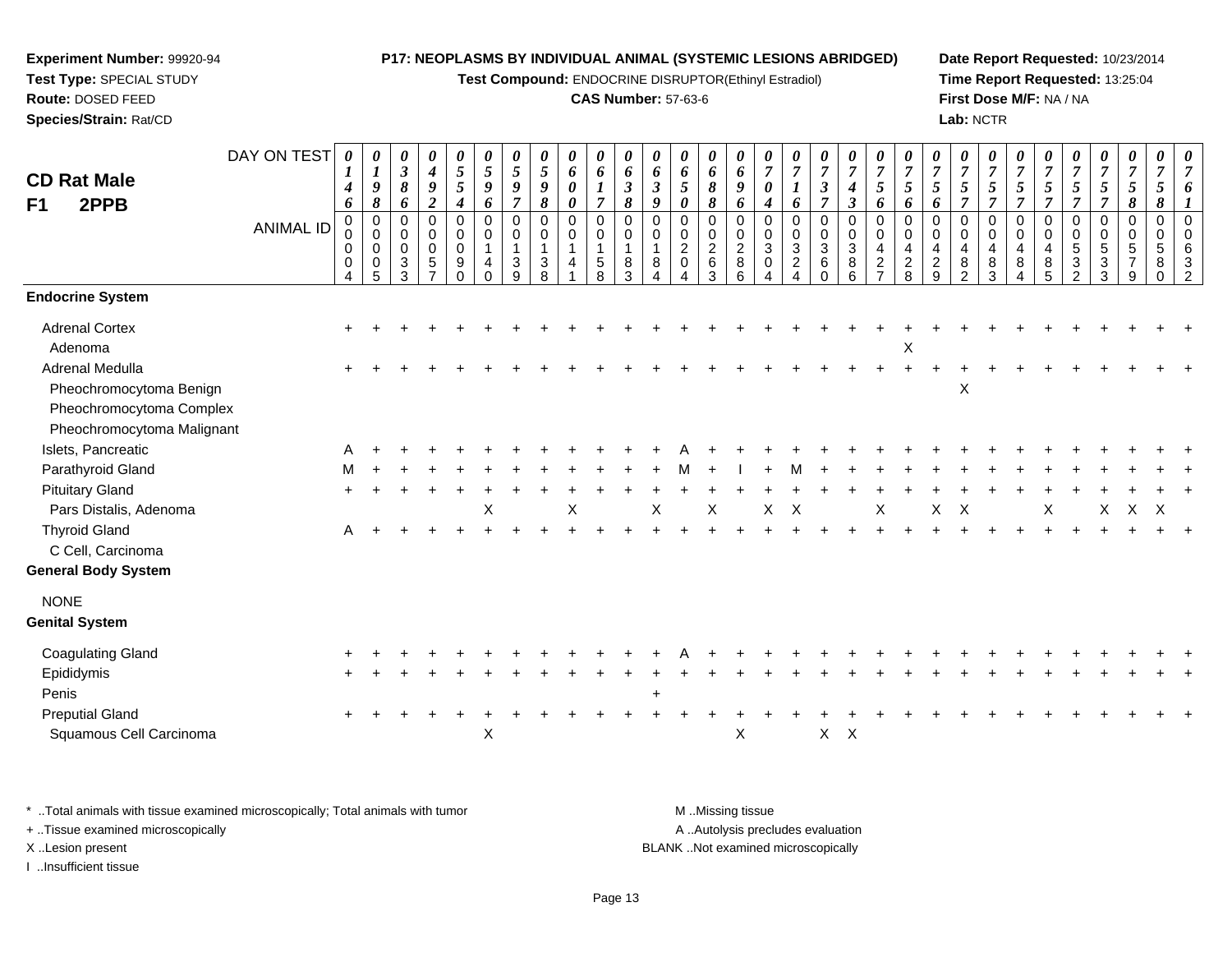**Experiment Number:** 99920-94
**Test Type:** SPECIAL STUDY
**Route:** DOSED FEED
**Species/Strain:** Rat/CD

**P17: NEOPLASMS BY INDIVIDUAL ANIMAL (SYSTEMIC LESIONS ABRIDGED)**
**Test Compound:** ENDOCRINE DISRUPTOR(Ethinyl Estradiol)
**CAS Number:** 57-63-6

**Date Report Requested:** 10/23/2014
**Time Report Requested:** 13:25:04
**First Dose M/F:** NA / NA
**Lab:** NCTR

## CD Rat Male F1 2PPB

| DAY ON TEST | 0146 | 0198 | 0386 | 0492 | 0554 | 0596 | 0597 | 0598 | 0600 | 0617 | 0638 | 0639 | 0650 | 0688 | 0696 | 0704 | 0716 | 0737 | 0743 | 0756 | 0756 | 0756 | 0757 | 0757 | 0757 | 0757 | 0757 | 0757 | 0758 | 0758 | 0761 |
|---|---|---|---|---|---|---|---|---|---|---|---|---|---|---|---|---|---|---|---|---|---|---|---|---|---|---|---|---|---|---|---|
| **ANIMAL ID** | 00004 | 00005 | 00033 | 00057 | 00090 | 00140 | 00139 | 00138 | 00141 | 00158 | 00183 | 00184 | 00204 | 00263 | 00286 | 00304 | 00324 | 00360 | 00386 | 00427 | 00428 | 00429 | 00482 | 00483 | 00484 | 00485 | 00532 | 00533 | 00579 | 00580 | 00632 |
| **Endocrine System** | | | | | | | | | | | | | | | | | | | | | | | | | | | | | | | |
| Adrenal Cortex | + | + | + | + | + | + | + | + | + | + | + | + | + | + | + | + | + | + | + | + | + | + | + | + | + | + | + | + | + | + | + |
| Adenoma | | | | | | | | | | | | | | | | | | | | | X | | | | | | | | | | |
| Adrenal Medulla | + | + | + | + | + | + | + | + | + | + | + | + | + | + | + | + | + | + | + | + | + | + | + | + | + | + | + | + | + | + | + |
| Pheochromocytoma Benign | | | | | | | | | | | | | | | | | | | | | | | X | | | | | | | | |
| Pheochromocytoma Complex | | | | | | | | | | | | | | | | | | | | | | | | | | | | | | | |
| Pheochromocytoma Malignant | | | | | | | | | | | | | | | | | | | | | | | | | | | | | | | |
| Islets, Pancreatic | A | + | + | + | + | + | + | + | + | + | + | + | A | + | + | + | + | + | + | + | + | + | + | + | + | + | + | + | + | + | + |
| Parathyroid Gland | M | + | + | + | + | + | + | + | + | + | + | + | M | + | I | + | M | + | + | + | + | + | + | + | + | + | + | + | + | + | + |
| Pituitary Gland | + | + | + | + | + | + | + | + | + | + | + | + | + | + | + | + | + | + | + | + | + | + | + | + | + | + | + | + | + | + | + |
| Pars Distalis, Adenoma | | | | | | X | | | X | | | X | | X | | X | X | | | X | | X | X | | | X | | X | X | X | |
| Thyroid Gland | A | + | + | + | + | + | + | + | + | + | + | + | + | + | + | + | + | + | + | + | + | + | + | + | + | + | + | + | + | + | + |
| C Cell, Carcinoma | | | | | | | | | | | | | | | | | | | | | | | | | | | | | | | |
| **General Body System** | | | | | | | | | | | | | | | | | | | | | | | | | | | | | | | |
| NONE | | | | | | | | | | | | | | | | | | | | | | | | | | | | | | | |
| **Genital System** | | | | | | | | | | | | | | | | | | | | | | | | | | | | | | | |
| Coagulating Gland | + | + | + | + | + | + | + | + | + | + | + | + | A | + | + | + | + | + | + | + | + | + | + | + | + | + | + | + | + | + | + |
| Epididymis | + | + | + | + | + | + | + | + | + | + | + | + | + | + | + | + | + | + | + | + | + | + | + | + | + | + | + | + | + | + | + |
| Penis | | | | | | | | | | | | + | | | | | | | | | | | | | | | | | | | |
| Preputial Gland | + | + | + | + | + | + | + | + | + | + | + | + | + | + | + | + | + | + | + | + | + | + | + | + | + | + | + | + | + | + | + |
| Squamous Cell Carcinoma | | | | | | X | | | | | | | | | X | | | X | X | | | | | | | | | | | | |

\* ..Total animals with tissue examined microscopically; Total animals with tumor
+ ..Tissue examined microscopically
X ..Lesion present
I ..Insufficient tissue

M ..Missing tissue
A ..Autolysis precludes evaluation
BLANK ..Not examined microscopically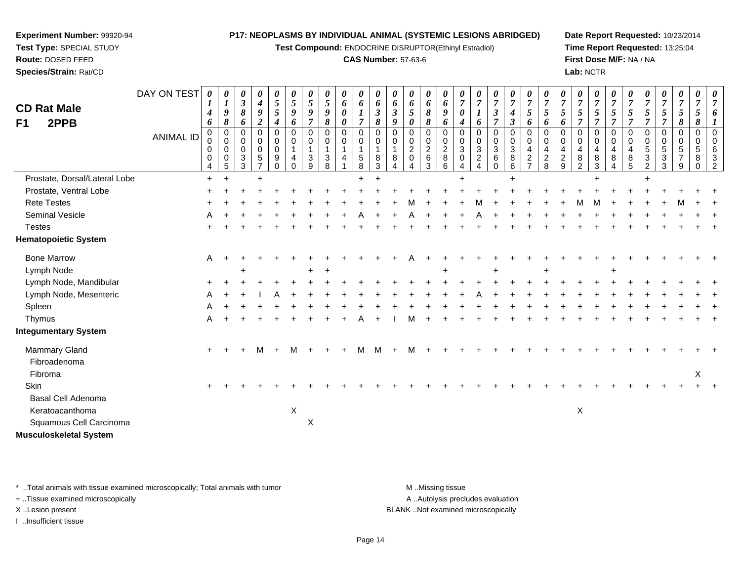**Experiment Number:** 99920-94
**Test Type:** SPECIAL STUDY
**Route:** DOSED FEED
**Species/Strain:** Rat/CD

**P17: NEOPLASMS BY INDIVIDUAL ANIMAL (SYSTEMIC LESIONS ABRIDGED)**
**Test Compound:** ENDOCRINE DISRUPTOR(Ethinyl Estradiol)
**CAS Number:** 57-63-6

**Date Report Requested:** 10/23/2014
**Time Report Requested:** 13:25:04
**First Dose M/F:** NA / NA
**Lab:** NCTR

## CD Rat Male F1 2PPB

| DAY ON TEST | 0146 | 0198 | 0386 | 0492 | 0554 | 0596 | 0597 | 0598 | 0600 | 0617 | 0638 | 0639 | 0650 | 0688 | 0696 | 0704 | 0716 | 0737 | 0743 | 0756 | 0756 | 0756 | 0757 | 0757 | 0757 | 0757 | 0757 | 0757 | 0758 | 0758 | 0761 |
|---|---|---|---|---|---|---|---|---|---|---|---|---|---|---|---|---|---|---|---|---|---|---|---|---|---|---|---|---|---|---|---|
| **ANIMAL ID** | 00004 | 00005 | 00033 | 00057 | 00090 | 00140 | 00139 | 00138 | 00141 | 00158 | 00183 | 00184 | 00204 | 00263 | 00286 | 00304 | 00324 | 00360 | 00386 | 00427 | 00428 | 00429 | 00482 | 00483 | 00484 | 00485 | 00532 | 00533 | 00579 | 00580 | 00632 |
| Prostate, Dorsal/Lateral Lobe | + | + | | + | | | | | | + | + | | | | | + | | | + | | | | | + | | | + | | | | |
| Prostate, Ventral Lobe | + | + | + | + | + | + | + | + | + | + | + | + | + | + | + | + | + | + | + | + | + | + | + | + | + | + | + | + | + | + | + |
| Rete Testes | + | + | + | + | + | + | + | + | + | + | + | + | M | + | + | + | M | + | + | + | + | + | M | M | + | + | + | + | M | + | + |
| Seminal Vesicle | A | + | + | + | + | + | + | + | + | A | + | + | A | + | + | + | A | + | + | + | + | + | + | + | + | + | + | + | + | + | + |
| Testes | + | + | + | + | + | + | + | + | + | + | + | + | + | + | + | + | + | + | + | + | + | + | + | + | + | + | + | + | + | + | + |
| **Hematopoietic System** | | | | | | | | | | | | | | | | | | | | | | | | | | | | | | | |
| Bone Marrow | A | + | + | + | + | + | + | + | + | + | + | + | A | + | + | + | + | + | + | + | + | + | + | + | + | + | + | + | + | + | + |
| Lymph Node | | | + | | | | + | + | | | | | | | + | | | + | | | + | | | | + | | | | | | |
| Lymph Node, Mandibular | + | + | + | + | + | + | + | + | + | + | + | + | + | + | + | + | + | + | + | + | + | + | + | + | + | + | + | + | + | + | + |
| Lymph Node, Mesenteric | A | + | + | I | A | + | + | + | + | + | + | + | + | + | + | + | A | + | + | + | + | + | + | + | + | + | + | + | + | + | + |
| Spleen | A | + | + | + | + | + | + | + | + | + | + | + | + | + | + | + | + | + | + | + | + | + | + | + | + | + | + | + | + | + | + |
| Thymus | A | + | + | + | + | + | + | + | + | A | + | I | M | + | + | + | + | + | + | + | + | + | + | + | + | + | + | + | + | + | + |
| **Integumentary System** | | | | | | | | | | | | | | | | | | | | | | | | | | | | | | | |
| Mammary Gland | + | + | + | M | + | M | + | + | + | M | M | + | M | + | + | + | + | + | + | + | + | + | + | + | + | + | + | + | + | + | + |
| Fibroadenoma | | | | | | | | | | | | | | | | | | | | | | | | | | | | | | | |
| Fibroma | | | | | | | | | | | | | | | | | | | | | | | | | | | | | | X | |
| Skin | + | + | + | + | + | + | + | + | + | + | + | + | + | + | + | + | + | + | + | + | + | + | + | + | + | + | + | + | + | + | + |
| Basal Cell Adenoma | | | | | | | | | | | | | | | | | | | | | | | | | | | | | | | |
| Keratoacanthoma | | | | | | X | | | | | | | | | | | | | | | | | X | | | | | | | | |
| Squamous Cell Carcinoma | | | | | | | X | | | | | | | | | | | | | | | | | | | | | | | | |
| **Musculoskeletal System** | | | | | | | | | | | | | | | | | | | | | | | | | | | | | | | |

\* ..Total animals with tissue examined microscopically; Total animals with tumor
\+ ..Tissue examined microscopically
X ..Lesion present
I ..Insufficient tissue

M ..Missing tissue
A ..Autolysis precludes evaluation
BLANK ..Not examined microscopically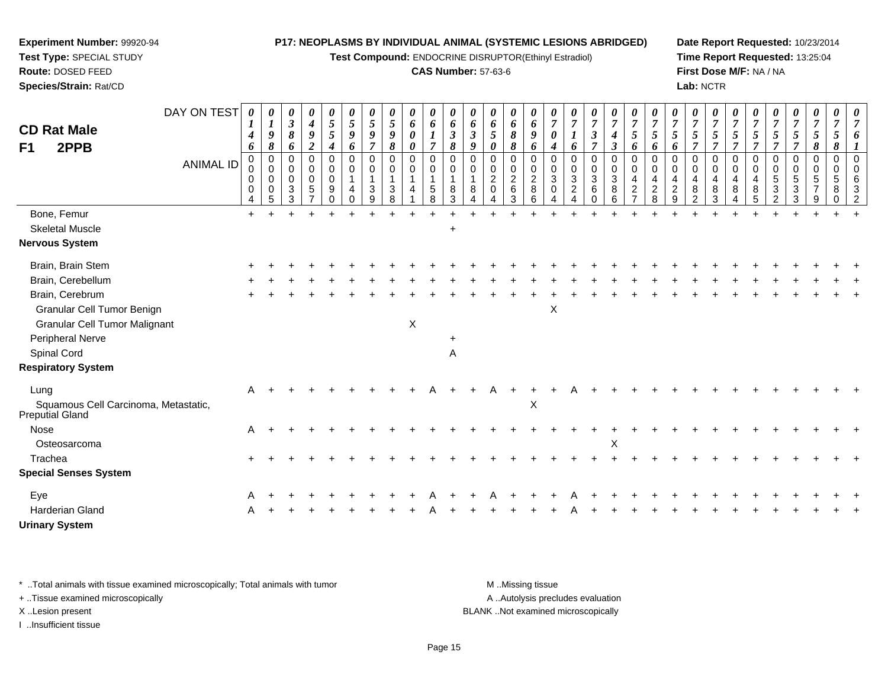**Experiment Number:** 99920-94
**Test Type:** SPECIAL STUDY
**Route:** DOSED FEED
**Species/Strain:** Rat/CD

**P17: NEOPLASMS BY INDIVIDUAL ANIMAL (SYSTEMIC LESIONS ABRIDGED)**
**Test Compound:** ENDOCRINE DISRUPTOR(Ethinyl Estradiol)
**CAS Number:** 57-63-6

**Date Report Requested:** 10/23/2014
**Time Report Requested:** 13:25:04
**First Dose M/F:** NA / NA
**Lab:** NCTR

## CD Rat Male
## F1 2PPB

| DAY ON TEST | 0146 | 0198 | 0386 | 0492 | 0554 | 0596 | 0597 | 0598 | 0600 | 0617 | 0638 | 0639 | 0650 | 0688 | 0696 | 0704 | 0716 | 0737 | 0743 | 0756 | 0756 | 0756 | 0757 | 0757 | 0757 | 0757 | 0757 | 0757 | 0758 | 0758 | 0761 |
|---|---|---|---|---|---|---|---|---|---|---|---|---|---|---|---|---|---|---|---|---|---|---|---|---|---|---|---|---|---|---|---|
| **ANIMAL ID** | 0004 | 0005 | 0033 | 0057 | 0090 | 0140 | 0139 | 0138 | 0141 | 0158 | 0183 | 0184 | 0204 | 0263 | 0286 | 0304 | 0324 | 0360 | 0386 | 0427 | 0428 | 0429 | 0482 | 0483 | 0484 | 0485 | 0532 | 0533 | 0579 | 0580 | 0632 |
| Bone, Femur | + | + | + | + | + | + | + | + | + | + | + | + | + | + | + | + | + | + | + | + | + | + | + | + | + | + | + | + | + | + | + |
| Skeletal Muscle | | | | | | | | | | | + | | | | | | | | | | | | | | | | | | | | |
| **Nervous System** | | | | | | | | | | | | | | | | | | | | | | | | | | | | | | | |
| Brain, Brain Stem | + | + | + | + | + | + | + | + | + | + | + | + | + | + | + | + | + | + | + | + | + | + | + | + | + | + | + | + | + | + | + |
| Brain, Cerebellum | + | + | + | + | + | + | + | + | + | + | + | + | + | + | + | + | + | + | + | + | + | + | + | + | + | + | + | + | + | + | + |
| Brain, Cerebrum | + | + | + | + | + | + | + | + | + | + | + | + | + | + | + | + | + | + | + | + | + | + | + | + | + | + | + | + | + | + | + |
| Granular Cell Tumor Benign | | | | | | | | | | | | | | | | X | | | | | | | | | | | | | | | |
| Granular Cell Tumor Malignant | | | | | | | | | X | | | | | | | | | | | | | | | | | | | | | | |
| Peripheral Nerve | | | | | | | | | | | + | | | | | | | | | | | | | | | | | | | | |
| Spinal Cord | | | | | | | | | | | A | | | | | | | | | | | | | | | | | | | | |
| **Respiratory System** | | | | | | | | | | | | | | | | | | | | | | | | | | | | | | | |
| Lung | A | + | + | + | + | + | + | + | + | A | + | + | A | + | + | + | A | + | + | + | + | + | + | + | + | + | + | + | + | + | + |
| Squamous Cell Carcinoma, Metastatic, Preputial Gland | | | | | | | | | | | | | | | X | | | | | | | | | | | | | | | | |
| Nose | A | + | + | + | + | + | + | + | + | + | + | + | + | + | + | + | + | + | + | + | + | + | + | + | + | + | + | + | + | + | + |
| Osteosarcoma | | | | | | | | | | | | | | | | | | | X | | | | | | | | | | | | |
| Trachea | + | + | + | + | + | + | + | + | + | + | + | + | + | + | + | + | + | + | + | + | + | + | + | + | + | + | + | + | + | + | + |
| **Special Senses System** | | | | | | | | | | | | | | | | | | | | | | | | | | | | | | | |
| Eye | A | + | + | + | + | + | + | + | + | A | + | + | A | + | + | + | A | + | + | + | + | + | + | + | + | + | + | + | + | + | + |
| Harderian Gland | A | + | + | + | + | + | + | + | + | A | + | + | + | + | + | + | A | + | + | + | + | + | + | + | + | + | + | + | + | + | + |
| **Urinary System** | | | | | | | | | | | | | | | | | | | | | | | | | | | | | | | |

\* ..Total animals with tissue examined microscopically; Total animals with tumor
+ ..Tissue examined microscopically
X ..Lesion present
I ..Insufficient tissue

M ..Missing tissue
A ..Autolysis precludes evaluation
BLANK ..Not examined microscopically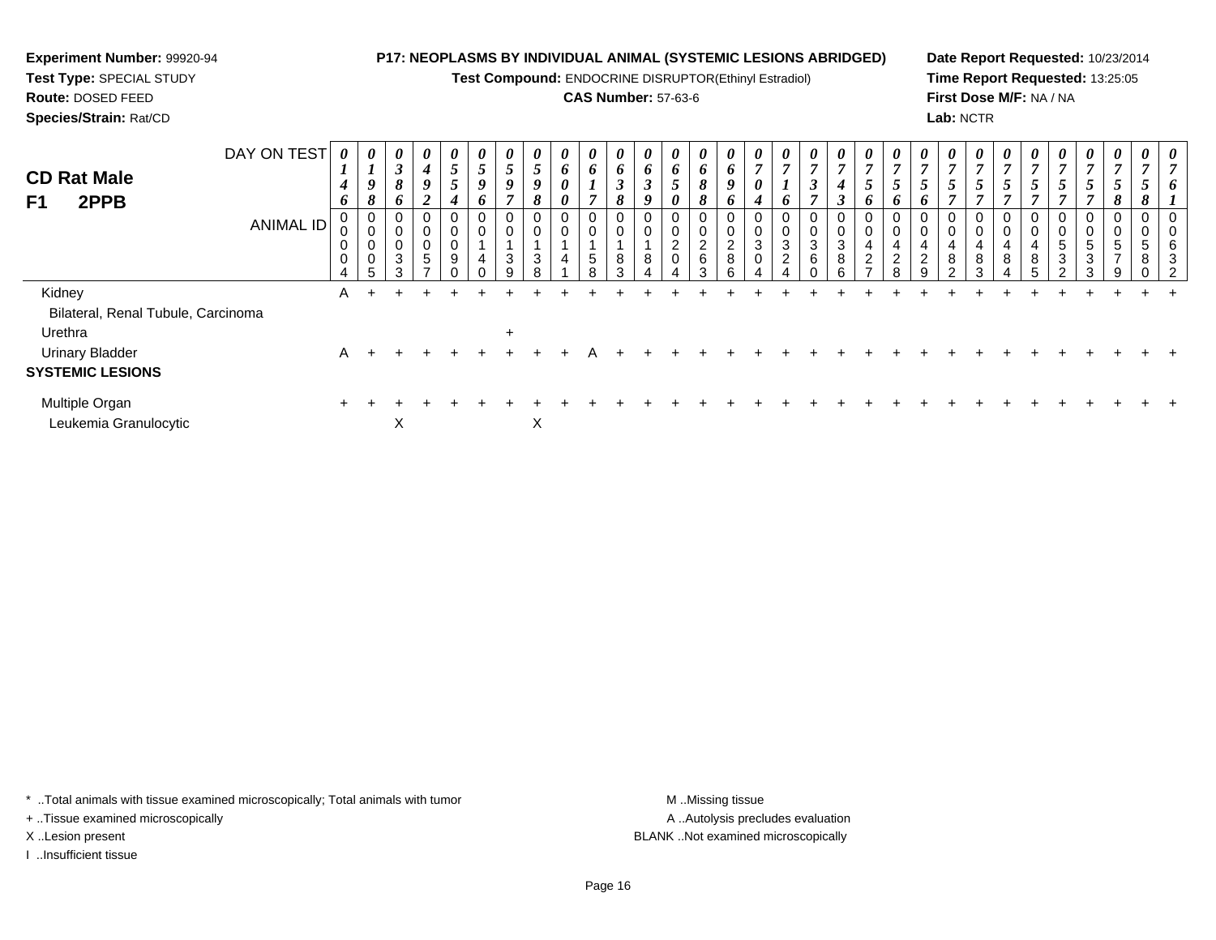**Experiment Number:** 99920-94
**Test Type:** SPECIAL STUDY
**Route:** DOSED FEED
**Species/Strain:** Rat/CD

**P17: NEOPLASMS BY INDIVIDUAL ANIMAL (SYSTEMIC LESIONS ABRIDGED)**
**Test Compound:** ENDOCRINE DISRUPTOR(Ethinyl Estradiol)
**CAS Number:** 57-63-6

**Date Report Requested:** 10/23/2014
**Time Report Requested:** 13:25:05
**First Dose M/F:** NA / NA
**Lab:** NCTR

## CD Rat Male
## F1 2PPB

| DAY ON TEST | 0146 | 0198 | 0386 | 0492 | 0554 | 0596 | 0597 | 0598 | 0600 | 0617 | 0638 | 0639 | 0650 | 0688 | 0696 | 0704 | 0716 | 0737 | 0743 | 0756 | 0756 | 0756 | 0757 | 0757 | 0757 | 0757 | 0757 | 0757 | 0758 | 0758 | 0761 |
|---|---|---|---|---|---|---|---|---|---|---|---|---|---|---|---|---|---|---|---|---|---|---|---|---|---|---|---|---|---|---|---|
| **ANIMAL ID** | 00004 | 00005 | 00033 | 00057 | 00090 | 00140 | 00139 | 00138 | 00141 | 00158 | 00183 | 00184 | 00204 | 00263 | 00286 | 00304 | 00324 | 00360 | 00386 | 00427 | 00428 | 00429 | 00482 | 00483 | 00484 | 00485 | 00532 | 00533 | 00579 | 00580 | 00632 |
| Kidney | A | + | + | + | + | + | + | + | + | + | + | + | + | + | + | + | + | + | + | + | + | + | + | + | + | + | + | + | + | + | + |
| Bilateral, Renal Tubule, Carcinoma | | | | | | | | | | | | | | | | | | | | | | | | | | | | | | | |
| Urethra | | | | | | | + | | | | | | | | | | | | | | | | | | | | | | | | |
| Urinary Bladder | A | + | + | + | + | + | + | + | + | A | + | + | + | + | + | + | + | + | + | + | + | + | + | + | + | + | + | + | + | + | + |
| **SYSTEMIC LESIONS** | | | | | | | | | | | | | | | | | | | | | | | | | | | | | | | |
| Multiple Organ | + | + | + | + | + | + | + | + | + | + | + | + | + | + | + | + | + | + | + | + | + | + | + | + | + | + | + | + | + | + | + |
| Leukemia Granulocytic | | | X | | | | | X | | | | | | | | | | | | | | | | | | | | | | | |

* ..Total animals with tissue examined microscopically; Total animals with tumor
+ ..Tissue examined microscopically
X ..Lesion present
I ..Insufficient tissue

M ..Missing tissue
A ..Autolysis precludes evaluation
BLANK ..Not examined microscopically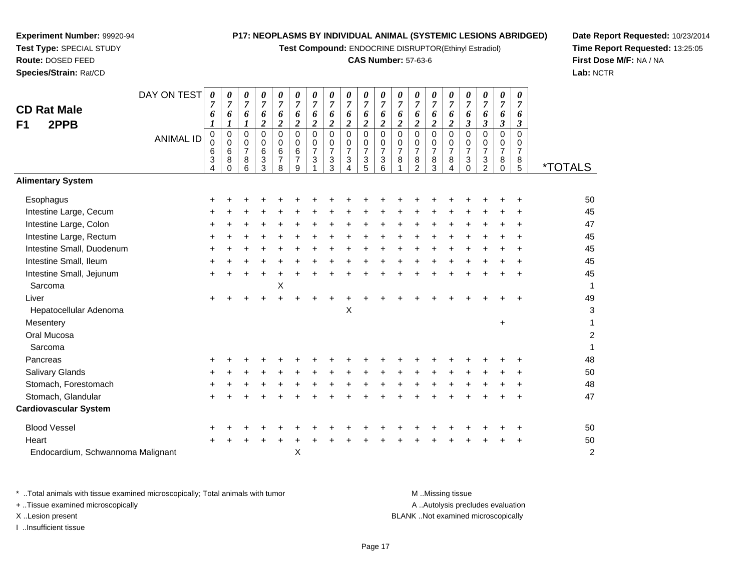**Experiment Number:** 99920-94
**Test Type:** SPECIAL STUDY
**Route:** DOSED FEED
**Species/Strain:** Rat/CD

**P17: NEOPLASMS BY INDIVIDUAL ANIMAL (SYSTEMIC LESIONS ABRIDGED)**
**Test Compound:** ENDOCRINE DISRUPTOR(Ethinyl Estradiol)
**CAS Number:** 57-63-6

**Date Report Requested:** 10/23/2014
**Time Report Requested:** 13:25:05
**First Dose M/F:** NA / NA
**Lab:** NCTR

## CD Rat Male
## F1 2PPB

| DAY ON TEST | 0761 | 0761 | 0761 | 0762 | 0762 | 0762 | 0762 | 0762 | 0762 | 0762 | 0762 | 0762 | 0762 | 0762 | 0762 | 0763 | 0763 | 0763 | 0763 | |
|---|---|---|---|---|---|---|---|---|---|---|---|---|---|---|---|---|---|---|---|---|
| **ANIMAL ID** | 00634 | 00680 | 00786 | 00633 | 00678 | 00679 | 00731 | 00733 | 00734 | 00735 | 00736 | 00781 | 00782 | 00783 | 00784 | 00730 | 00732 | 00780 | 00785 | ***TOTALS** |
| **Alimentary System** | | | | | | | | | | | | | | | | | | | | |
| Esophagus | + | + | + | + | + | + | + | + | + | + | + | + | + | + | + | + | + | + | + | 50 |
| Intestine Large, Cecum | + | + | + | + | + | + | + | + | + | + | + | + | + | + | + | + | + | + | + | 45 |
| Intestine Large, Colon | + | + | + | + | + | + | + | + | + | + | + | + | + | + | + | + | + | + | + | 47 |
| Intestine Large, Rectum | + | + | + | + | + | + | + | + | + | + | + | + | + | + | + | + | + | + | + | 45 |
| Intestine Small, Duodenum | + | + | + | + | + | + | + | + | + | + | + | + | + | + | + | + | + | + | + | 45 |
| Intestine Small, Ileum | + | + | + | + | + | + | + | + | + | + | + | + | + | + | + | + | + | + | + | 45 |
| Intestine Small, Jejunum | + | + | + | + | + | + | + | + | + | + | + | + | + | + | + | + | + | + | + | 45 |
| Sarcoma | | | | | X | | | | | | | | | | | | | | | 1 |
| Liver | + | + | + | + | + | + | + | + | + | + | + | + | + | + | + | + | + | + | + | 49 |
| Hepatocellular Adenoma | | | | | | | | | X | | | | | | | | | | | 3 |
| Mesentery | | | | | | | | | | | | | | | | | | + | | 1 |
| Oral Mucosa | | | | | | | | | | | | | | | | | | | | 2 |
| Sarcoma | | | | | | | | | | | | | | | | | | | | 1 |
| Pancreas | + | + | + | + | + | + | + | + | + | + | + | + | + | + | + | + | + | + | + | 48 |
| Salivary Glands | + | + | + | + | + | + | + | + | + | + | + | + | + | + | + | + | + | + | + | 50 |
| Stomach, Forestomach | + | + | + | + | + | + | + | + | + | + | + | + | + | + | + | + | + | + | + | 48 |
| Stomach, Glandular | + | + | + | + | + | + | + | + | + | + | + | + | + | + | + | + | + | + | + | 47 |
| **Cardiovascular System** | | | | | | | | | | | | | | | | | | | | |
| Blood Vessel | + | + | + | + | + | + | + | + | + | + | + | + | + | + | + | + | + | + | + | 50 |
| Heart | + | + | + | + | + | + | + | + | + | + | + | + | + | + | + | + | + | + | + | 50 |
| Endocardium, Schwannoma Malignant | | | | | | X | | | | | | | | | | | | | | 2 |

\* ..Total animals with tissue examined microscopically; Total animals with tumor
+ ..Tissue examined microscopically
X ..Lesion present
I ..Insufficient tissue

M ..Missing tissue
A ..Autolysis precludes evaluation
BLANK ..Not examined microscopically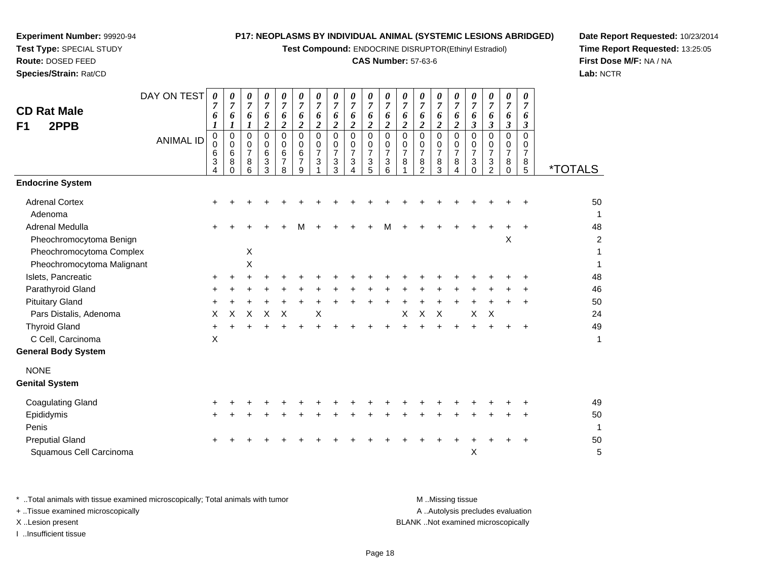**Experiment Number:** 99920-94
**Test Type:** SPECIAL STUDY
**Route:** DOSED FEED
**Species/Strain:** Rat/CD

**P17: NEOPLASMS BY INDIVIDUAL ANIMAL (SYSTEMIC LESIONS ABRIDGED)**
**Test Compound:** ENDOCRINE DISRUPTOR(Ethinyl Estradiol)
**CAS Number:** 57-63-6

**Date Report Requested:** 10/23/2014
**Time Report Requested:** 13:25:05
**First Dose M/F:** NA / NA
**Lab:** NCTR

## CD Rat Male F1 2PPB

| DAY ON TEST | 0761 | 0761 | 0761 | 0762 | 0762 | 0762 | 0762 | 0762 | 0762 | 0762 | 0762 | 0762 | 0762 | 0762 | 0762 | 0763 | 0763 | 0763 | 0763 | |
|---|---|---|---|---|---|---|---|---|---|---|---|---|---|---|---|---|---|---|---|---|
| **ANIMAL ID** | 00634 | 00680 | 00786 | 00633 | 00678 | 00679 | 00731 | 00733 | 00734 | 00735 | 00736 | 00781 | 00782 | 00783 | 00784 | 00730 | 00732 | 00780 | 00785 | ***TOTALS** |
| **Endocrine System** | | | | | | | | | | | | | | | | | | | | |
| Adrenal Cortex | + | + | + | + | + | + | + | + | + | + | + | + | + | + | + | + | + | + | + | 50 |
| Adenoma | | | | | | | | | | | | | | | | | | | | 1 |
| Adrenal Medulla | + | + | + | + | + | M | + | + | + | + | M | + | + | + | + | + | + | + | + | 48 |
| Pheochromocytoma Benign | | | | | | | | | | | | | | | | | | X | | 2 |
| Pheochromocytoma Complex | | | X | | | | | | | | | | | | | | | | | 1 |
| Pheochromocytoma Malignant | | | X | | | | | | | | | | | | | | | | | 1 |
| Islets, Pancreatic | + | + | + | + | + | + | + | + | + | + | + | + | + | + | + | + | + | + | + | 48 |
| Parathyroid Gland | + | + | + | + | + | + | + | + | + | + | + | + | + | + | + | + | + | + | + | 46 |
| Pituitary Gland | + | + | + | + | + | + | + | + | + | + | + | + | + | + | + | + | + | + | + | 50 |
| Pars Distalis, Adenoma | X | X | X | X | X | | X | | | | | X | X | X | | X | X | | | 24 |
| Thyroid Gland | + | + | + | + | + | + | + | + | + | + | + | + | + | + | + | + | + | + | + | 49 |
| C Cell, Carcinoma | X | | | | | | | | | | | | | | | | | | | 1 |
| **General Body System** | | | | | | | | | | | | | | | | | | | | |
| NONE | | | | | | | | | | | | | | | | | | | | |
| **Genital System** | | | | | | | | | | | | | | | | | | | | |
| Coagulating Gland | + | + | + | + | + | + | + | + | + | + | + | + | + | + | + | + | + | + | + | 49 |
| Epididymis | + | + | + | + | + | + | + | + | + | + | + | + | + | + | + | + | + | + | + | 50 |
| Penis | | | | | | | | | | | | | | | | | | | | 1 |
| Preputial Gland | + | + | + | + | + | + | + | + | + | + | + | + | + | + | + | + | + | + | + | 50 |
| Squamous Cell Carcinoma | | | | | | | | | | | | | | | | X | | | | 5 |

* ..Total animals with tissue examined microscopically; Total animals with tumor
+ ..Tissue examined microscopically
X ..Lesion present
I ..Insufficient tissue

M ..Missing tissue
A ..Autolysis precludes evaluation
BLANK ..Not examined microscopically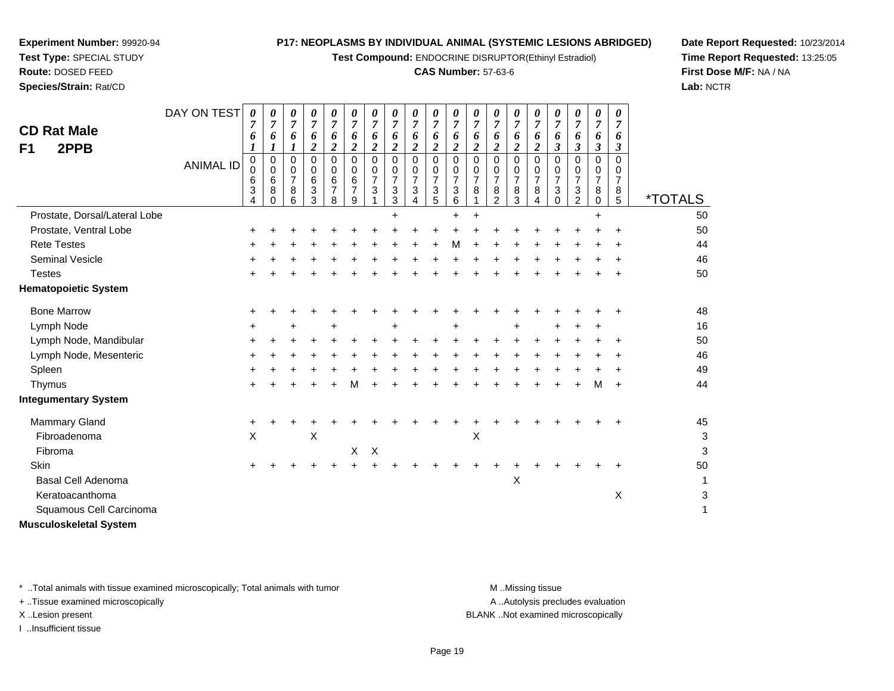**Experiment Number:** 99920-94
**Test Type:** SPECIAL STUDY
**Route:** DOSED FEED
**Species/Strain:** Rat/CD

**P17: NEOPLASMS BY INDIVIDUAL ANIMAL (SYSTEMIC LESIONS ABRIDGED)**
**Test Compound:** ENDOCRINE DISRUPTOR(Ethinyl Estradiol)
**CAS Number:** 57-63-6

**Date Report Requested:** 10/23/2014
**Time Report Requested:** 13:25:05
**First Dose M/F:** NA / NA
**Lab:** NCTR

## CD Rat Male
## F1 2PPB

| DAY ON TEST | 0761 | 0761 | 0761 | 0762 | 0762 | 0762 | 0762 | 0762 | 0762 | 0762 | 0762 | 0762 | 0762 | 0762 | 0762 | 0763 | 0763 | 0763 | 0763 | |
|---|---|---|---|---|---|---|---|---|---|---|---|---|---|---|---|---|---|---|---|---|
| **ANIMAL ID** | 00634 | 00680 | 00786 | 00633 | 00678 | 00679 | 00731 | 00733 | 00734 | 00735 | 00736 | 00781 | 00782 | 00783 | 00784 | 00730 | 00732 | 00780 | 00785 | ***TOTALS** |
| Prostate, Dorsal/Lateral Lobe | | | | | | | | + | | | + | + | | | | | | + | | 50 |
| Prostate, Ventral Lobe | + | + | + | + | + | + | + | + | + | + | + | + | + | + | + | + | + | + | + | 50 |
| Rete Testes | + | + | + | + | + | + | + | + | + | + | M | + | + | + | + | + | + | + | + | 44 |
| Seminal Vesicle | + | + | + | + | + | + | + | + | + | + | + | + | + | + | + | + | + | + | + | 46 |
| Testes | + | + | + | + | + | + | + | + | + | + | + | + | + | + | + | + | + | + | + | 50 |
| **Hematopoietic System** | | | | | | | | | | | | | | | | | | | | |
| Bone Marrow | + | + | + | + | + | + | + | + | + | + | + | + | + | + | + | + | + | + | + | 48 |
| Lymph Node | + | | + | | + | | | + | | | + | | | + | | + | + | + | | 16 |
| Lymph Node, Mandibular | + | + | + | + | + | + | + | + | + | + | + | + | + | + | + | + | + | + | + | 50 |
| Lymph Node, Mesenteric | + | + | + | + | + | + | + | + | + | + | + | + | + | + | + | + | + | + | + | 46 |
| Spleen | + | + | + | + | + | + | + | + | + | + | + | + | + | + | + | + | + | + | + | 49 |
| Thymus | + | + | + | + | + | M | + | + | + | + | + | + | + | + | + | + | + | M | + | 44 |
| **Integumentary System** | | | | | | | | | | | | | | | | | | | | |
| Mammary Gland | + | + | + | + | + | + | + | + | + | + | + | + | + | + | + | + | + | + | + | 45 |
| Fibroadenoma | X | | | X | | | | | | | | X | | | | | | | | 3 |
| Fibroma | | | | | | X | X | | | | | | | | | | | | | 3 |
| Skin | + | + | + | + | + | + | + | + | + | + | + | + | + | + | + | + | + | + | + | 50 |
| Basal Cell Adenoma | | | | | | | | | | | | | | X | | | | | | 1 |
| Keratoacanthoma | | | | | | | | | | | | | | | | | | | X | 3 |
| Squamous Cell Carcinoma | | | | | | | | | | | | | | | | | | | | 1 |
| **Musculoskeletal System** | | | | | | | | | | | | | | | | | | | | |

\* ..Total animals with tissue examined microscopically; Total animals with tumor
+ ..Tissue examined microscopically
X ..Lesion present
I ..Insufficient tissue

M ..Missing tissue
A ..Autolysis precludes evaluation
BLANK ..Not examined microscopically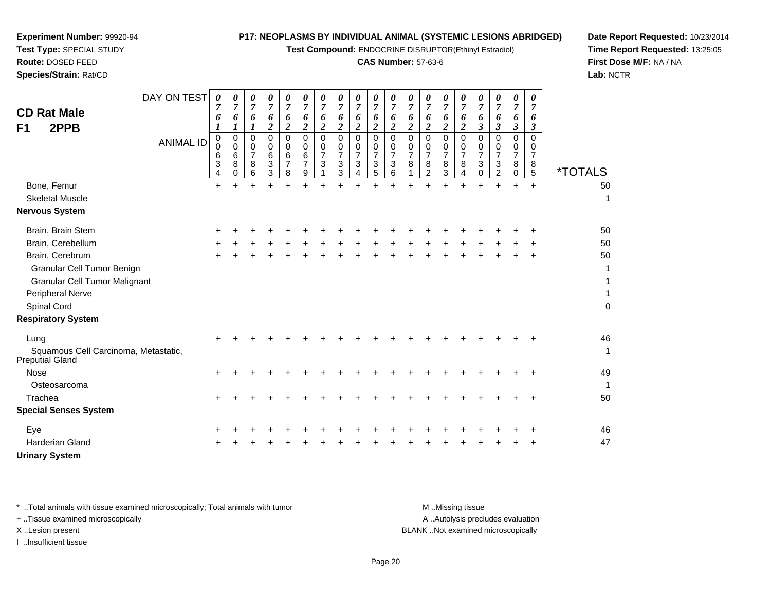**Experiment Number:** 99920-94
**Test Type:** SPECIAL STUDY
**Route:** DOSED FEED
**Species/Strain:** Rat/CD

**P17: NEOPLASMS BY INDIVIDUAL ANIMAL (SYSTEMIC LESIONS ABRIDGED)**
**Test Compound:** ENDOCRINE DISRUPTOR(Ethinyl Estradiol)
**CAS Number:** 57-63-6

**Date Report Requested:** 10/23/2014
**Time Report Requested:** 13:25:05
**First Dose M/F:** NA / NA
**Lab:** NCTR

## CD Rat Male
## F1 2PPB

| DAY ON TEST | 0761 | 0761 | 0761 | 0762 | 0762 | 0762 | 0762 | 0762 | 0762 | 0762 | 0762 | 0762 | 0762 | 0762 | 0762 | 0763 | 0763 | 0763 | 0763 | |
|---|---|---|---|---|---|---|---|---|---|---|---|---|---|---|---|---|---|---|---|---|
| **ANIMAL ID** | 00634 | 00680 | 00786 | 00633 | 00678 | 00679 | 00731 | 00733 | 00734 | 00735 | 00736 | 00781 | 00782 | 00783 | 00784 | 00730 | 00732 | 00780 | 00785 | ***TOTALS** |
| Bone, Femur | + | + | + | + | + | + | + | + | + | + | + | + | + | + | + | + | + | + | + | 50 |
| Skeletal Muscle | | | | | | | | | | | | | | | | | | | | 1 |
| **Nervous System** | | | | | | | | | | | | | | | | | | | | |
| Brain, Brain Stem | + | + | + | + | + | + | + | + | + | + | + | + | + | + | + | + | + | + | + | 50 |
| Brain, Cerebellum | + | + | + | + | + | + | + | + | + | + | + | + | + | + | + | + | + | + | + | 50 |
| Brain, Cerebrum | + | + | + | + | + | + | + | + | + | + | + | + | + | + | + | + | + | + | + | 50 |
| Granular Cell Tumor Benign | | | | | | | | | | | | | | | | | | | | 1 |
| Granular Cell Tumor Malignant | | | | | | | | | | | | | | | | | | | | 1 |
| Peripheral Nerve | | | | | | | | | | | | | | | | | | | | 1 |
| Spinal Cord | | | | | | | | | | | | | | | | | | | | 0 |
| **Respiratory System** | | | | | | | | | | | | | | | | | | | | |
| Lung | + | + | + | + | + | + | + | + | + | + | + | + | + | + | + | + | + | + | + | 46 |
| Squamous Cell Carcinoma, Metastatic, Preputial Gland | | | | | | | | | | | | | | | | | | | | 1 |
| Nose | + | + | + | + | + | + | + | + | + | + | + | + | + | + | + | + | + | + | + | 49 |
| Osteosarcoma | | | | | | | | | | | | | | | | | | | | 1 |
| Trachea | + | + | + | + | + | + | + | + | + | + | + | + | + | + | + | + | + | + | + | 50 |
| **Special Senses System** | | | | | | | | | | | | | | | | | | | | |
| Eye | + | + | + | + | + | + | + | + | + | + | + | + | + | + | + | + | + | + | + | 46 |
| Harderian Gland | + | + | + | + | + | + | + | + | + | + | + | + | + | + | + | + | + | + | + | 47 |
| **Urinary System** | | | | | | | | | | | | | | | | | | | | |

\* ..Total animals with tissue examined microscopically; Total animals with tumor
\+ ..Tissue examined microscopically
X ..Lesion present
I ..Insufficient tissue

M ..Missing tissue
A ..Autolysis precludes evaluation
BLANK ..Not examined microscopically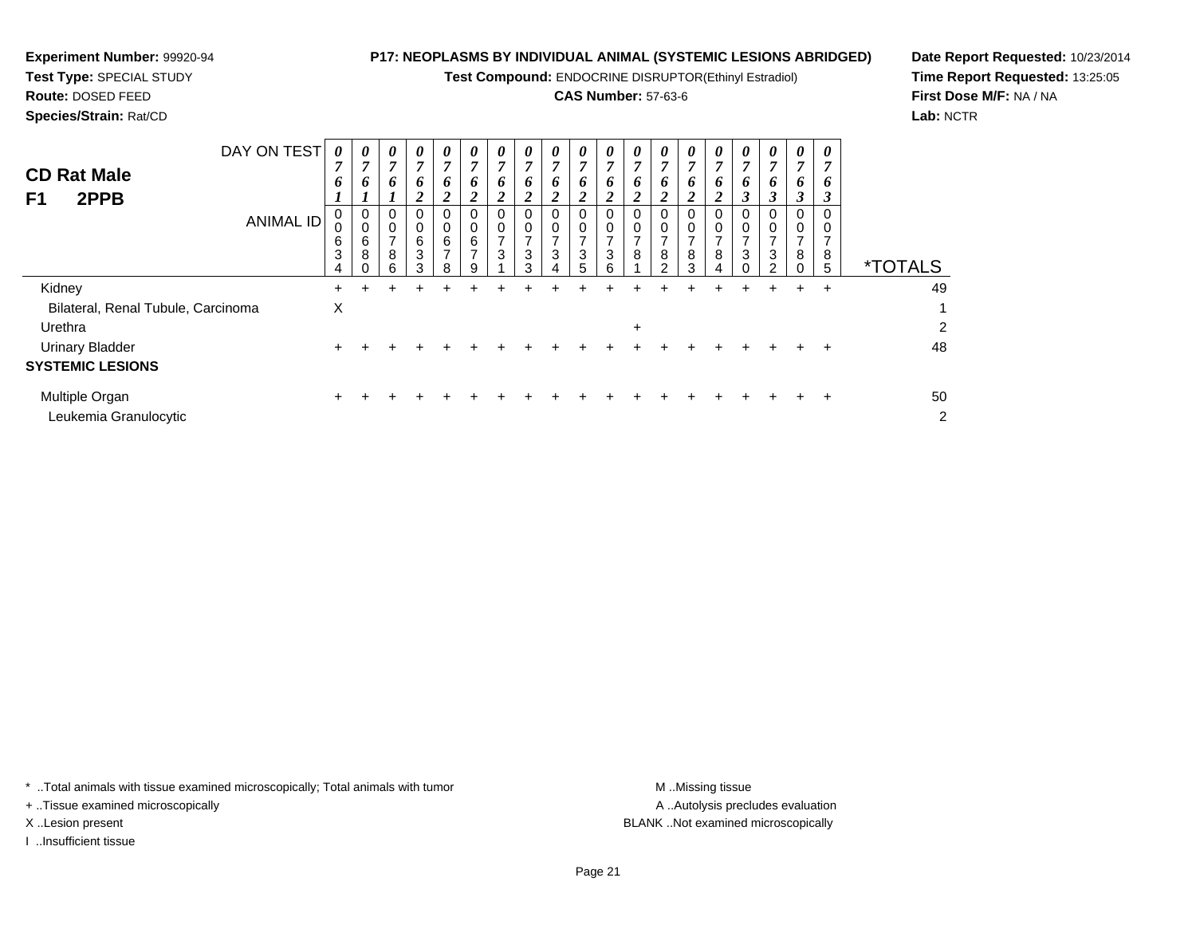**Experiment Number:** 99920-94
**Test Type:** SPECIAL STUDY
**Route:** DOSED FEED
**Species/Strain:** Rat/CD

**P17: NEOPLASMS BY INDIVIDUAL ANIMAL (SYSTEMIC LESIONS ABRIDGED)**
**Test Compound:** ENDOCRINE DISRUPTOR(Ethinyl Estradiol)
**CAS Number:** 57-63-6

**Date Report Requested:** 10/23/2014
**Time Report Requested:** 13:25:05
**First Dose M/F:** NA / NA
**Lab:** NCTR

## CD Rat Male
## F1 2PPB

| DAY ON TEST | 0761 | 0761 | 0761 | 0762 | 0762 | 0762 | 0762 | 0762 | 0762 | 0762 | 0762 | 0762 | 0762 | 0762 | 0762 | 0763 | 0763 | 0763 | 0763 | |
|---|---|---|---|---|---|---|---|---|---|---|---|---|---|---|---|---|---|---|---|---|
| **ANIMAL ID** | 00634 | 00680 | 00786 | 00633 | 00678 | 00679 | 00731 | 00733 | 00734 | 00735 | 00736 | 00781 | 00782 | 00783 | 00784 | 00730 | 00732 | 00780 | 00785 | ***TOTALS** |
| Kidney | + | + | + | + | + | + | + | + | + | + | + | + | + | + | + | + | + | + | + | 49 |
| Bilateral, Renal Tubule, Carcinoma | X | | | | | | | | | | | | | | | | | | | 1 |
| Urethra | | | | | | | | | | | | + | | | | | | | | 2 |
| Urinary Bladder | + | + | + | + | + | + | + | + | + | + | + | + | + | + | + | + | + | + | + | 48 |
| **SYSTEMIC LESIONS** | | | | | | | | | | | | | | | | | | | | |
| Multiple Organ | + | + | + | + | + | + | + | + | + | + | + | + | + | + | + | + | + | + | + | 50 |
| Leukemia Granulocytic | | | | | | | | | | | | | | | | | | | | 2 |

\* ..Total animals with tissue examined microscopically; Total animals with tumor
\+ ..Tissue examined microscopically
X ..Lesion present
I ..Insufficient tissue

M ..Missing tissue
A ..Autolysis precludes evaluation
BLANK ..Not examined microscopically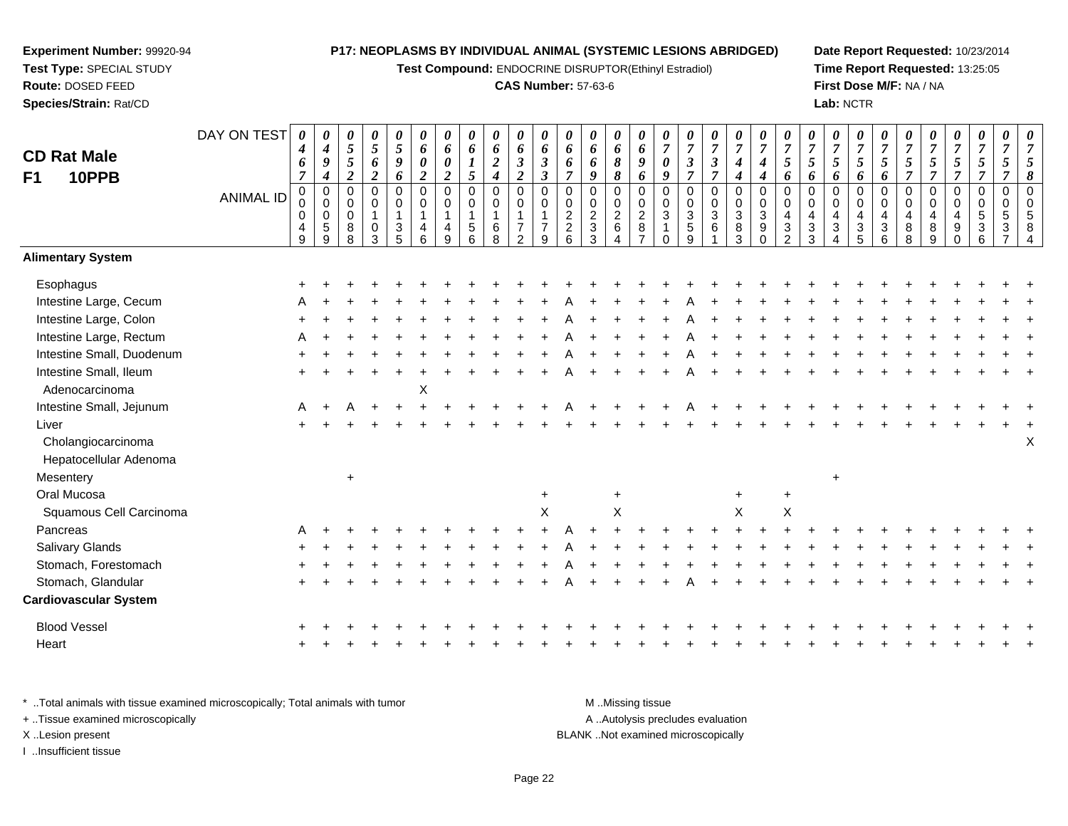**Experiment Number:** 99920-94
**Test Type:** SPECIAL STUDY
**Route:** DOSED FEED
**Species/Strain:** Rat/CD

**P17: NEOPLASMS BY INDIVIDUAL ANIMAL (SYSTEMIC LESIONS ABRIDGED)**
**Test Compound:** ENDOCRINE DISRUPTOR(Ethinyl Estradiol)
**CAS Number:** 57-63-6

**Date Report Requested:** 10/23/2014
**Time Report Requested:** 13:25:05
**First Dose M/F:** NA / NA
**Lab:** NCTR

## CD Rat Male F1 10PPB

| DAY ON TEST | 0467 | 0494 | 0552 | 0562 | 0596 | 0602 | 0602 | 0615 | 0624 | 0632 | 0633 | 0667 | 0669 | 0688 | 0696 | 0709 | 0737 | 0737 | 0744 | 0744 | 0756 | 0756 | 0756 | 0756 | 0756 | 0757 | 0757 | 0757 | 0757 | 0757 | 0758 |
|---|---|---|---|---|---|---|---|---|---|---|---|---|---|---|---|---|---|---|---|---|---|---|---|---|---|---|---|---|---|---|---|
| **ANIMAL ID** | 00049 | 00059 | 00088 | 00103 | 00135 | 00146 | 00149 | 00156 | 00168 | 00172 | 00179 | 00226 | 00233 | 00264 | 00287 | 00310 | 00359 | 00361 | 00383 | 00390 | 00432 | 00433 | 00434 | 00435 | 00436 | 00488 | 00489 | 00490 | 00536 | 00537 | 00584 |
| **Alimentary System** | | | | | | | | | | | | | | | | | | | | | | | | | | | | | | | |
| Esophagus | + | + | + | + | + | + | + | + | + | + | + | + | + | + | + | + | + | + | + | + | + | + | + | + | + | + | + | + | + | + | + |
| Intestine Large, Cecum | A | + | + | + | + | + | + | + | + | + | + | A | + | + | + | + | A | + | + | + | + | + | + | + | + | + | + | + | + | + | + |
| Intestine Large, Colon | + | + | + | + | + | + | + | + | + | + | + | A | + | + | + | + | A | + | + | + | + | + | + | + | + | + | + | + | + | + | + |
| Intestine Large, Rectum | A | + | + | + | + | + | + | + | + | + | + | A | + | + | + | + | A | + | + | + | + | + | + | + | + | + | + | + | + | + | + |
| Intestine Small, Duodenum | + | + | + | + | + | + | + | + | + | + | + | A | + | + | + | + | A | + | + | + | + | + | + | + | + | + | + | + | + | + | + |
| Intestine Small, Ileum | + | + | + | + | + | + | + | + | + | + | + | A | + | + | + | + | A | + | + | + | + | + | + | + | + | + | + | + | + | + | + |
| Adenocarcinoma | | | | | | X | | | | | | | | | | | | | | | | | | | | | | | | | |
| Intestine Small, Jejunum | A | + | A | + | + | + | + | + | + | + | + | A | + | + | + | + | A | + | + | + | + | + | + | + | + | + | + | + | + | + | + |
| Liver | + | + | + | + | + | + | + | + | + | + | + | + | + | + | + | + | + | + | + | + | + | + | + | + | + | + | + | + | + | + | + |
| Cholangiocarcinoma | | | | | | | | | | | | | | | | | | | | | | | | | | | | | | | X |
| Hepatocellular Adenoma | | | | | | | | | | | | | | | | | | | | | | | | | | | | | | | |
| Mesentery | | | + | | | | | | | | | | | | | | | | | | | | + | | | | | | | | |
| Oral Mucosa | | | | | | | | | | | + | | | + | | | | | + | | + | | | | | | | | | | |
| Squamous Cell Carcinoma | | | | | | | | | | | X | | | X | | | | | X | | X | | | | | | | | | | |
| Pancreas | A | + | + | + | + | + | + | + | + | + | + | A | + | + | + | + | + | + | + | + | + | + | + | + | + | + | + | + | + | + | + |
| Salivary Glands | + | + | + | + | + | + | + | + | + | + | + | A | + | + | + | + | + | + | + | + | + | + | + | + | + | + | + | + | + | + | + |
| Stomach, Forestomach | + | + | + | + | + | + | + | + | + | + | + | A | + | + | + | + | + | + | + | + | + | + | + | + | + | + | + | + | + | + | + |
| Stomach, Glandular | + | + | + | + | + | + | + | + | + | + | + | A | + | + | + | + | A | + | + | + | + | + | + | + | + | + | + | + | + | + | + |
| **Cardiovascular System** | | | | | | | | | | | | | | | | | | | | | | | | | | | | | | | |
| Blood Vessel | + | + | + | + | + | + | + | + | + | + | + | + | + | + | + | + | + | + | + | + | + | + | + | + | + | + | + | + | + | + | + |
| Heart | + | + | + | + | + | + | + | + | + | + | + | + | + | + | + | + | + | + | + | + | + | + | + | + | + | + | + | + | + | + | + |

\* ..Total animals with tissue examined microscopically; Total animals with tumor
\+ ..Tissue examined microscopically
X ..Lesion present
I ..Insufficient tissue

M ..Missing tissue
A ..Autolysis precludes evaluation
BLANK ..Not examined microscopically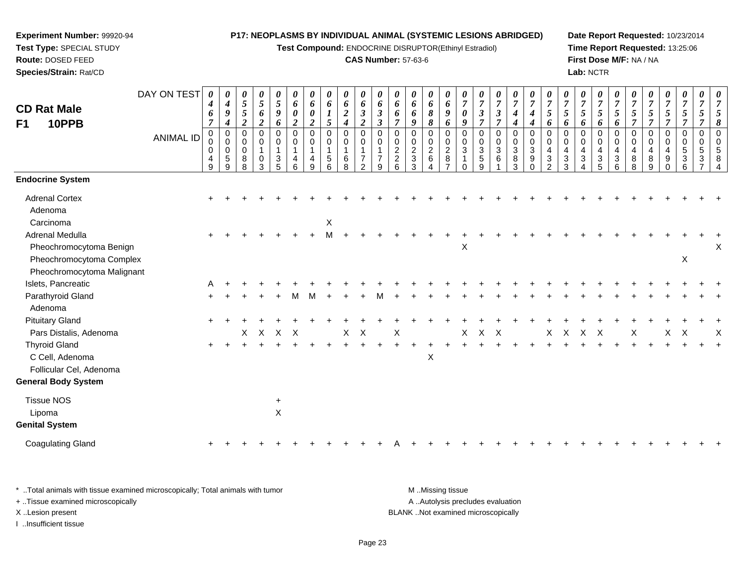**Experiment Number:** 99920-94
**Test Type:** SPECIAL STUDY
**Route:** DOSED FEED
**Species/Strain:** Rat/CD

**P17: NEOPLASMS BY INDIVIDUAL ANIMAL (SYSTEMIC LESIONS ABRIDGED)**
**Test Compound:** ENDOCRINE DISRUPTOR(Ethinyl Estradiol)
**CAS Number:** 57-63-6

**Date Report Requested:** 10/23/2014
**Time Report Requested:** 13:25:06
**First Dose M/F:** NA / NA
**Lab:** NCTR

**CD Rat Male**
**F1 10PPB**

| DAY ON TEST | 0467 | 0494 | 0552 | 0562 | 0596 | 0602 | 0602 | 0615 | 0624 | 0632 | 0633 | 0667 | 0669 | 0688 | 0696 | 0709 | 0737 | 0737 | 0744 | 0744 | 0756 | 0756 | 0756 | 0756 | 0756 | 0757 | 0757 | 0757 | 0757 | 0757 | 0758 |
|---|---|---|---|---|---|---|---|---|---|---|---|---|---|---|---|---|---|---|---|---|---|---|---|---|---|---|---|---|---|---|---|
| **ANIMAL ID** | 00049 | 00059 | 00088 | 00103 | 00135 | 00146 | 00149 | 00156 | 00168 | 00172 | 00179 | 00226 | 00233 | 00264 | 00287 | 00310 | 00359 | 00361 | 00383 | 00390 | 00432 | 00433 | 00434 | 00435 | 00436 | 00488 | 00489 | 00490 | 00536 | 00537 | 00584 |
| **Endocrine System** | | | | | | | | | | | | | | | | | | | | | | | | | | | | | | | |
| Adrenal Cortex | + | + | + | + | + | + | + | + | + | + | + | + | + | + | + | + | + | + | + | + | + | + | + | + | + | + | + | + | + | + | + |
| Adenoma | | | | | | | | | | | | | | | | | | | | | | | | | | | | | | | |
| Carcinoma | | | | | | | | X | | | | | | | | | | | | | | | | | | | | | | | |
| Adrenal Medulla | + | + | + | + | + | + | + | M | + | + | + | + | + | + | + | + | + | + | + | + | + | + | + | + | + | + | + | + | + | + | + |
| Pheochromocytoma Benign | | | | | | | | | | | | | | | | X | | | | | | | | | | | | | | | X |
| Pheochromocytoma Complex | | | | | | | | | | | | | | | | | | | | | | | | | | | | | X | | |
| Pheochromocytoma Malignant | | | | | | | | | | | | | | | | | | | | | | | | | | | | | | | |
| Islets, Pancreatic | A | + | + | + | + | + | + | + | + | + | + | + | + | + | + | + | + | + | + | + | + | + | + | + | + | + | + | + | + | + | + |
| Parathyroid Gland | + | + | + | + | + | M | M | + | + | + | M | + | + | + | + | + | + | + | + | + | + | + | + | + | + | + | + | + | + | + | + |
| Adenoma | | | | | | | | | | | | | | | | | | | | | | | | | | | | | | | |
| Pituitary Gland | + | + | + | + | + | + | + | + | + | + | + | + | + | + | + | + | + | + | + | + | + | + | + | + | + | + | + | + | + | + | + |
| Pars Distalis, Adenoma | | | X | X | X | X | | | X | X | | X | | | | X | X | X | | | X | X | X | X | | X | | X | X | | X |
| Thyroid Gland | + | + | + | + | + | + | + | + | + | + | + | + | + | + | + | + | + | + | + | + | + | + | + | + | + | + | + | + | + | + | + |
| C Cell, Adenoma | | | | | | | | | | | | | | X | | | | | | | | | | | | | | | | | |
| Follicular Cel, Adenoma | | | | | | | | | | | | | | | | | | | | | | | | | | | | | | | |
| **General Body System** | | | | | | | | | | | | | | | | | | | | | | | | | | | | | | | |
| Tissue NOS | | | | | + | | | | | | | | | | | | | | | | | | | | | | | | | | |
| Lipoma | | | | | X | | | | | | | | | | | | | | | | | | | | | | | | | | |
| **Genital System** | | | | | | | | | | | | | | | | | | | | | | | | | | | | | | | |
| Coagulating Gland | + | + | + | + | + | + | + | + | + | + | + | A | + | + | + | + | + | + | + | + | + | + | + | + | + | + | + | + | + | + | + |

\* ..Total animals with tissue examined microscopically; Total animals with tumor
+ ..Tissue examined microscopically
X ..Lesion present
I ..Insufficient tissue

M ..Missing tissue
A ..Autolysis precludes evaluation
BLANK ..Not examined microscopically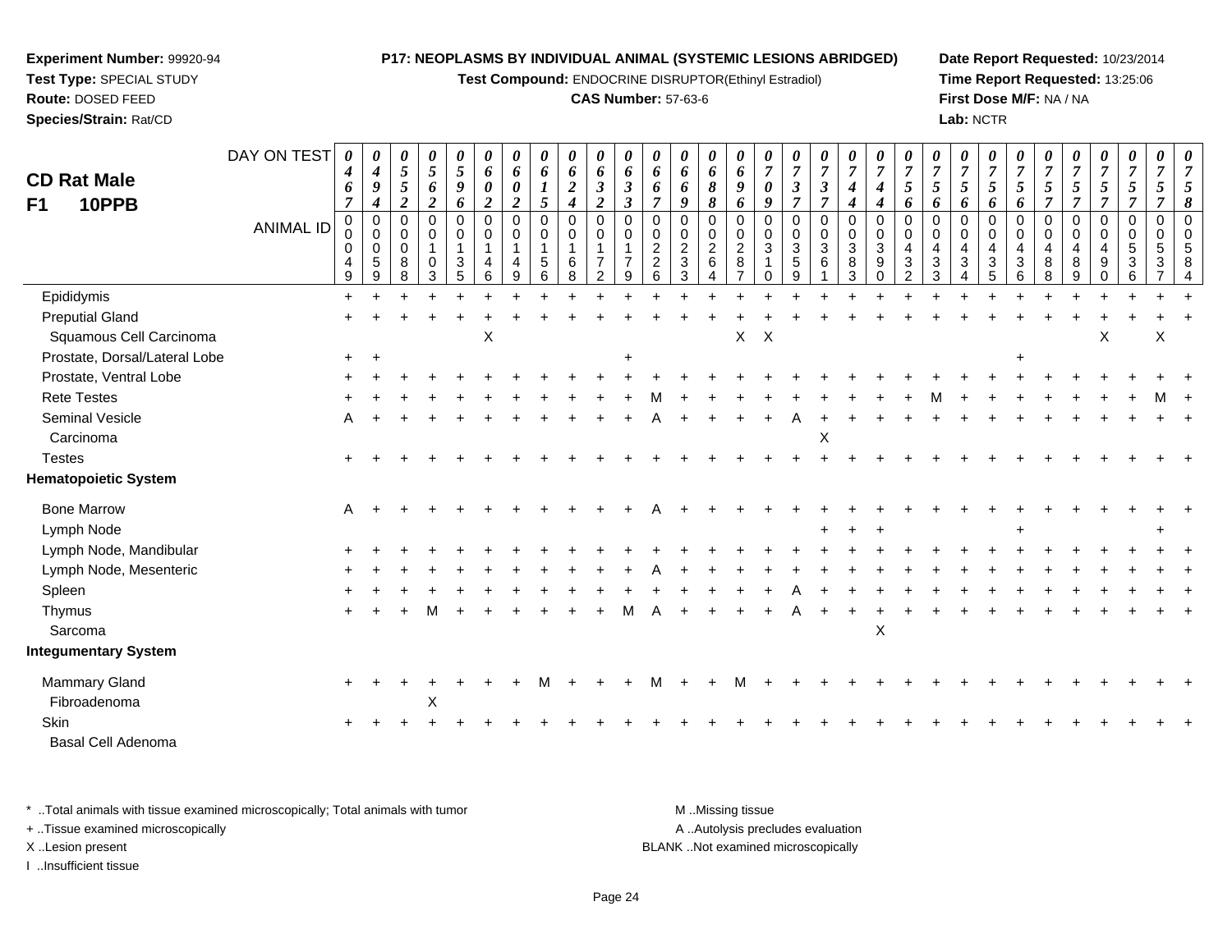**Experiment Number:** 99920-94
**Test Type:** SPECIAL STUDY
**Route:** DOSED FEED
**Species/Strain:** Rat/CD

**P17: NEOPLASMS BY INDIVIDUAL ANIMAL (SYSTEMIC LESIONS ABRIDGED)**
**Test Compound:** ENDOCRINE DISRUPTOR(Ethinyl Estradiol)
**CAS Number:** 57-63-6

**Date Report Requested:** 10/23/2014
**Time Report Requested:** 13:25:06
**First Dose M/F:** NA / NA
**Lab:** NCTR

# CD Rat Male
# F1 10PPB

| DAY ON TEST | 0467 | 0494 | 0552 | 0562 | 0596 | 0602 | 0602 | 0615 | 0624 | 0632 | 0633 | 0667 | 0669 | 0688 | 0696 | 0709 | 0737 | 0737 | 0744 | 0744 | 0756 | 0756 | 0756 | 0756 | 0756 | 0757 | 0757 | 0757 | 0757 | 0757 | 0758 |
|---|---|---|---|---|---|---|---|---|---|---|---|---|---|---|---|---|---|---|---|---|---|---|---|---|---|---|---|---|---|---|---|
| **ANIMAL ID** | 0049 | 0059 | 0088 | 0103 | 0135 | 0146 | 0149 | 0156 | 0168 | 0172 | 0179 | 0226 | 0233 | 0264 | 0287 | 0310 | 0359 | 0361 | 0383 | 0390 | 0432 | 0433 | 0434 | 0435 | 0436 | 0488 | 0489 | 0490 | 0536 | 0537 | 0584 |
| Epididymis | + | + | + | + | + | + | + | + | + | + | + | + | + | + | + | + | + | + | + | + | + | + | + | + | + | + | + | + | + | + | + |
| Preputial Gland | + | + | + | + | + | + | + | + | + | + | + | + | + | + | + | + | + | + | + | + | + | + | + | + | + | + | + | + | + | + | + |
| Squamous Cell Carcinoma | | | | | | X | | | | | | | | | X | X | | | | | | | | | | | | X | | X | |
| Prostate, Dorsal/Lateral Lobe | + | + | | | | | | | | | + | | | | | | | | | | | | | | + | | | | | | |
| Prostate, Ventral Lobe | + | + | + | + | + | + | + | + | + | + | + | + | + | + | + | + | + | + | + | + | + | + | + | + | + | + | + | + | + | + | + |
| Rete Testes | + | + | + | + | + | + | + | + | + | + | + | M | + | + | + | + | + | + | + | + | + | M | + | + | + | + | + | + | + | M | + |
| Seminal Vesicle | A | + | + | + | + | + | + | + | + | + | + | A | + | + | + | + | A | + | + | + | + | + | + | + | + | + | + | + | + | + | + |
| Carcinoma | | | | | | | | | | | | | | | | | | X | | | | | | | | | | | | | |
| Testes | + | + | + | + | + | + | + | + | + | + | + | + | + | + | + | + | + | + | + | + | + | + | + | + | + | + | + | + | + | + | + |
| **Hematopoietic System** | | | | | | | | | | | | | | | | | | | | | | | | | | | | | | | |
| Bone Marrow | A | + | + | + | + | + | + | + | + | + | + | A | + | + | + | + | + | + | + | + | + | + | + | + | + | + | + | + | + | + | + |
| Lymph Node | | | | | | | | | | | | | | | | | | + | + | + | | | | | + | | | | | + | |
| Lymph Node, Mandibular | + | + | + | + | + | + | + | + | + | + | + | + | + | + | + | + | + | + | + | + | + | + | + | + | + | + | + | + | + | + | + |
| Lymph Node, Mesenteric | + | + | + | + | + | + | + | + | + | + | + | A | + | + | + | + | + | + | + | + | + | + | + | + | + | + | + | + | + | + | + |
| Spleen | + | + | + | + | + | + | + | + | + | + | + | + | + | + | + | + | A | + | + | + | + | + | + | + | + | + | + | + | + | + | + |
| Thymus | + | + | + | M | + | + | + | + | + | + | M | A | + | + | + | + | A | + | + | + | + | + | + | + | + | + | + | + | + | + | + |
| Sarcoma | | | | | | | | | | | | | | | | | | | | X | | | | | | | | | | | |
| **Integumentary System** | | | | | | | | | | | | | | | | | | | | | | | | | | | | | | | |
| Mammary Gland | + | + | + | + | + | + | + | M | + | + | + | M | + | + | M | + | + | + | + | + | + | + | + | + | + | + | + | + | + | + | + |
| Fibroadenoma | | | | X | | | | | | | | | | | | | | | | | | | | | | | | | | | |
| Skin | + | + | + | + | + | + | + | + | + | + | + | + | + | + | + | + | + | + | + | + | + | + | + | + | + | + | + | + | + | + | + |
| Basal Cell Adenoma | | | | | | | | | | | | | | | | | | | | | | | | | | | | | | | |

\* ..Total animals with tissue examined microscopically; Total animals with tumor
+ ..Tissue examined microscopically
X ..Lesion present
I ..Insufficient tissue

M ..Missing tissue
A ..Autolysis precludes evaluation
BLANK ..Not examined microscopically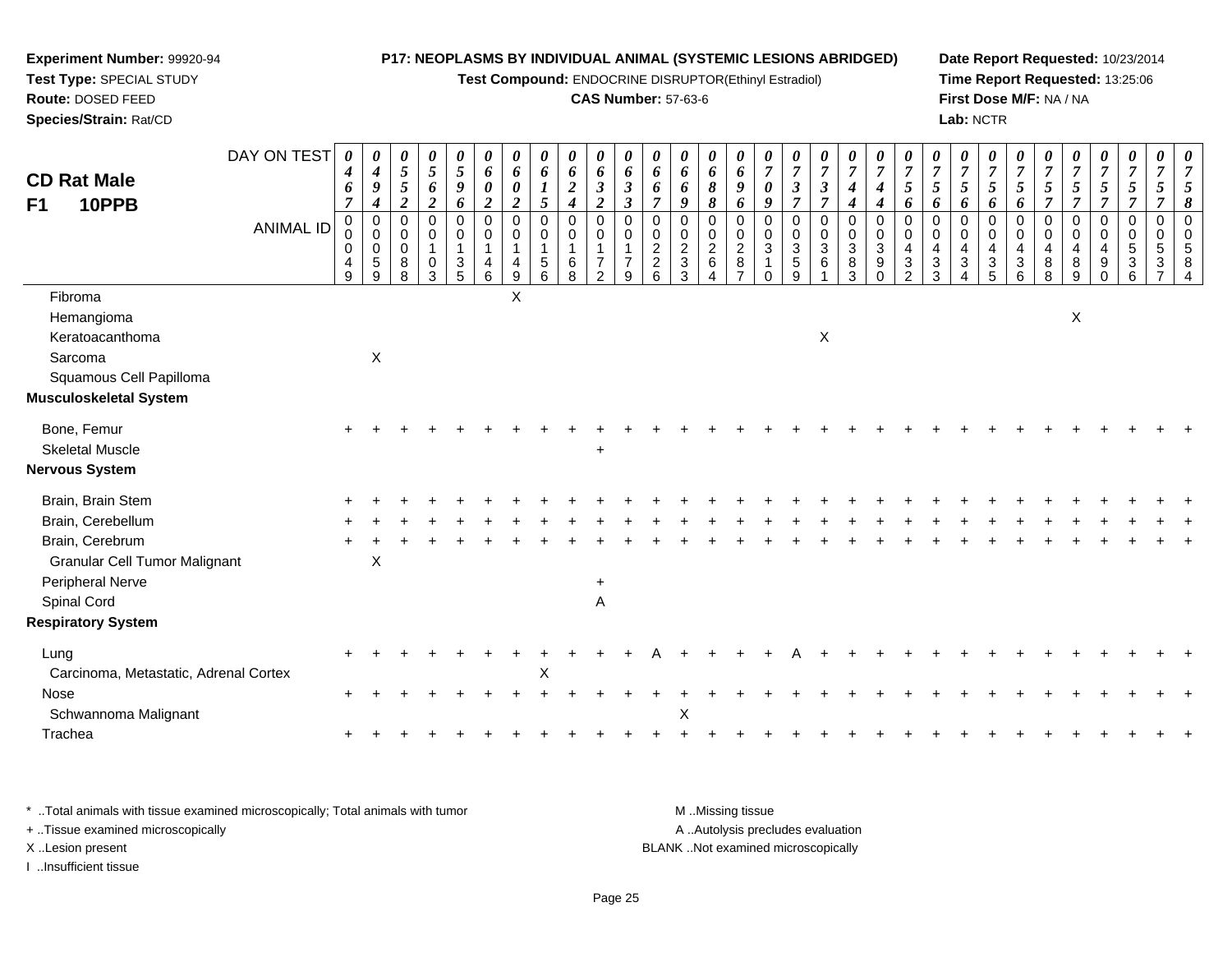**Experiment Number:** 99920-94
**Test Type:** SPECIAL STUDY
**Route:** DOSED FEED
**Species/Strain:** Rat/CD

**P17: NEOPLASMS BY INDIVIDUAL ANIMAL (SYSTEMIC LESIONS ABRIDGED)**
**Test Compound:** ENDOCRINE DISRUPTOR(Ethinyl Estradiol)
**CAS Number:** 57-63-6

**Date Report Requested:** 10/23/2014
**Time Report Requested:** 13:25:06
**First Dose M/F:** NA / NA
**Lab:** NCTR

## CD Rat Male F1 10PPB

| DAY ON TEST | 0467 | 0494 | 0552 | 0562 | 0596 | 0602 | 0602 | 0615 | 0624 | 0632 | 0633 | 0667 | 0669 | 0688 | 0696 | 0709 | 0737 | 0737 | 0744 | 0744 | 0756 | 0756 | 0756 | 0756 | 0756 | 0757 | 0757 | 0757 | 0757 | 0757 | 0758 |
|---|---|---|---|---|---|---|---|---|---|---|---|---|---|---|---|---|---|---|---|---|---|---|---|---|---|---|---|---|---|---|---|
| **ANIMAL ID** | 00049 | 00059 | 00088 | 00103 | 00135 | 00146 | 00149 | 00156 | 00168 | 00172 | 00179 | 00226 | 00233 | 00264 | 00287 | 00310 | 00359 | 00361 | 00383 | 00390 | 00432 | 00433 | 00434 | 00435 | 00436 | 00488 | 00489 | 00490 | 00536 | 00537 | 00584 |
| Fibroma | | | | | | | X | | | | | | | | | | | | | | | | | | | | | | | | |
| Hemangioma | | | | | | | | | | | | | | | | | | | | | | | | | | | X | | | | |
| Keratoacanthoma | | | | | | | | | | | | | | | | | | X | | | | | | | | | | | | | |
| Sarcoma | | X | | | | | | | | | | | | | | | | | | | | | | | | | | | | | |
| Squamous Cell Papilloma | | | | | | | | | | | | | | | | | | | | | | | | | | | | | | | |
| **Musculoskeletal System** | | | | | | | | | | | | | | | | | | | | | | | | | | | | | | | |
| Bone, Femur | + | + | + | + | + | + | + | + | + | + | + | + | + | + | + | + | + | + | + | + | + | + | + | + | + | + | + | + | + | + | + |
| Skeletal Muscle | | | | | | | | | | + | | | | | | | | | | | | | | | | | | | | | |
| **Nervous System** | | | | | | | | | | | | | | | | | | | | | | | | | | | | | | | |
| Brain, Brain Stem | + | + | + | + | + | + | + | + | + | + | + | + | + | + | + | + | + | + | + | + | + | + | + | + | + | + | + | + | + | + | + |
| Brain, Cerebellum | + | + | + | + | + | + | + | + | + | + | + | + | + | + | + | + | + | + | + | + | + | + | + | + | + | + | + | + | + | + | + |
| Brain, Cerebrum | + | + | + | + | + | + | + | + | + | + | + | + | + | + | + | + | + | + | + | + | + | + | + | + | + | + | + | + | + | + | + |
| Granular Cell Tumor Malignant | | X | | | | | | | | | | | | | | | | | | | | | | | | | | | | | |
| Peripheral Nerve | | | | | | | | | | + | | | | | | | | | | | | | | | | | | | | | |
| Spinal Cord | | | | | | | | | | A | | | | | | | | | | | | | | | | | | | | | |
| **Respiratory System** | | | | | | | | | | | | | | | | | | | | | | | | | | | | | | | |
| Lung | + | + | + | + | + | + | + | + | + | + | + | A | + | + | + | + | A | + | + | + | + | + | + | + | + | + | + | + | + | + | + |
| Carcinoma, Metastatic, Adrenal Cortex | | | | | | | | X | | | | | | | | | | | | | | | | | | | | | | | |
| Nose | + | + | + | + | + | + | + | + | + | + | + | + | + | + | + | + | + | + | + | + | + | + | + | + | + | + | + | + | + | + | + |
| Schwannoma Malignant | | | | | | | | | | | | | X | | | | | | | | | | | | | | | | | | |
| Trachea | + | + | + | + | + | + | + | + | + | + | + | + | + | + | + | + | + | + | + | + | + | + | + | + | + | + | + | + | + | + | + |

\* ..Total animals with tissue examined microscopically; Total animals with tumor
\+ ..Tissue examined microscopically
X ..Lesion present
I ..Insufficient tissue

M ..Missing tissue
A ..Autolysis precludes evaluation
BLANK ..Not examined microscopically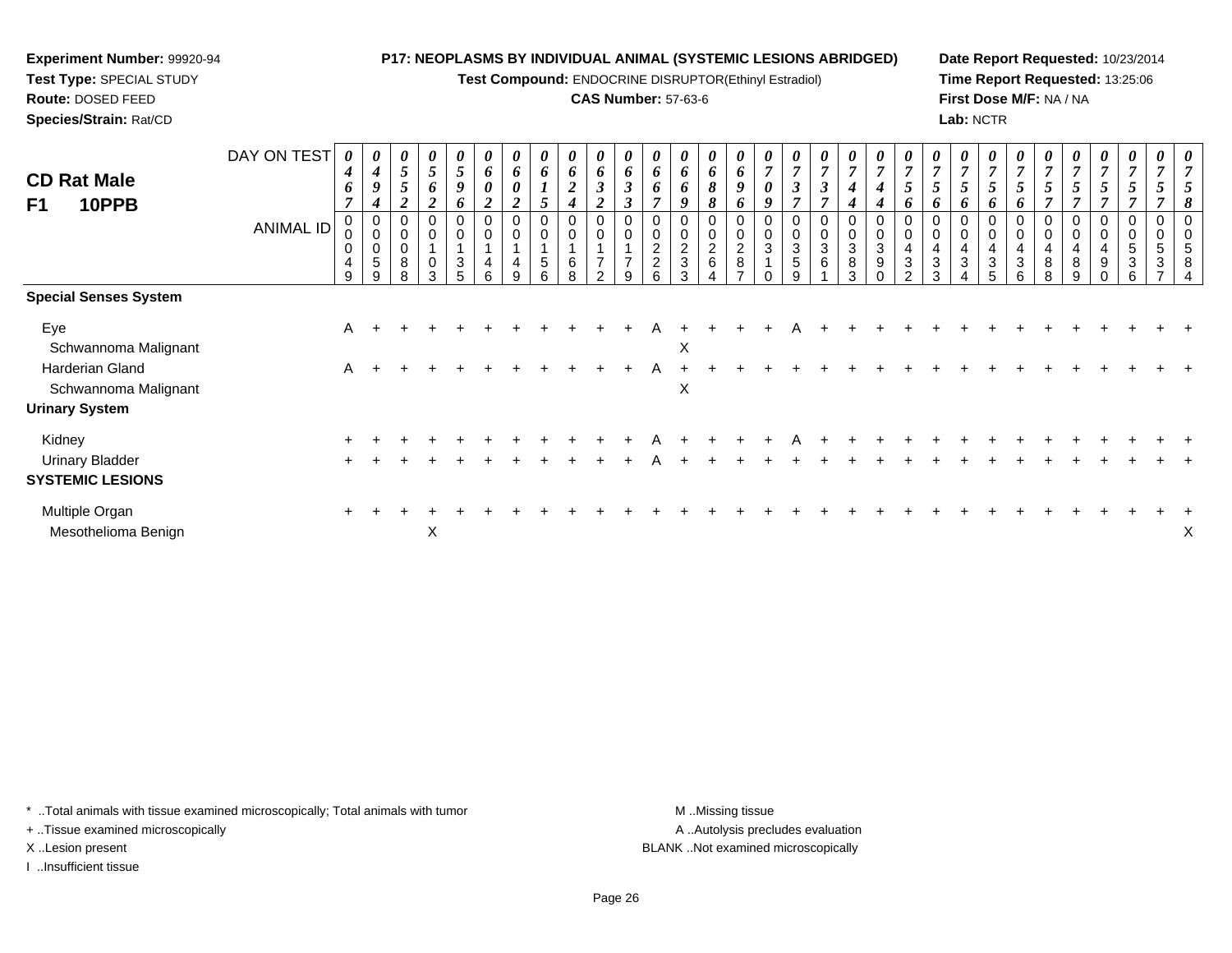**Experiment Number:** 99920-94
**Test Type:** SPECIAL STUDY
**Route:** DOSED FEED
**Species/Strain:** Rat/CD

**P17: NEOPLASMS BY INDIVIDUAL ANIMAL (SYSTEMIC LESIONS ABRIDGED)**
**Test Compound:** ENDOCRINE DISRUPTOR(Ethinyl Estradiol)
**CAS Number:** 57-63-6

**Date Report Requested:** 10/23/2014
**Time Report Requested:** 13:25:06
**First Dose M/F:** NA / NA
**Lab:** NCTR

**CD Rat Male F1 10PPB**

| DAY ON TEST | 0467 | 0494 | 0552 | 0562 | 0596 | 0602 | 0602 | 0615 | 0624 | 0632 | 0633 | 0667 | 0669 | 0688 | 0696 | 0709 | 0737 | 0737 | 0744 | 0744 | 0756 | 0756 | 0756 | 0756 | 0756 | 0757 | 0757 | 0757 | 0757 | 0757 | 0758 |
|---|---|---|---|---|---|---|---|---|---|---|---|---|---|---|---|---|---|---|---|---|---|---|---|---|---|---|---|---|---|---|---|
| **ANIMAL ID** | 00049 | 00059 | 00088 | 00103 | 00135 | 00146 | 00149 | 00156 | 00168 | 00172 | 00179 | 00226 | 00233 | 00264 | 00287 | 00310 | 00359 | 00361 | 00383 | 00390 | 00432 | 00433 | 00434 | 00435 | 00436 | 00488 | 00489 | 00490 | 00536 | 00537 | 00584 |
| **Special Senses System** | | | | | | | | | | | | | | | | | | | | | | | | | | | | | | | |
| Eye | A | + | + | + | + | + | + | + | + | + | + | A | + | + | + | + | A | + | + | + | + | + | + | + | + | + | + | + | + | + | + |
| Schwannoma Malignant | | | | | | | | | | | | | X | | | | | | | | | | | | | | | | | | |
| Harderian Gland | A | + | + | + | + | + | + | + | + | + | + | A | + | + | + | + | + | + | + | + | + | + | + | + | + | + | + | + | + | + | + |
| Schwannoma Malignant | | | | | | | | | | | | | X | | | | | | | | | | | | | | | | | | |
| **Urinary System** | | | | | | | | | | | | | | | | | | | | | | | | | | | | | | | |
| Kidney | + | + | + | + | + | + | + | + | + | + | + | A | + | + | + | + | A | + | + | + | + | + | + | + | + | + | + | + | + | + | + |
| Urinary Bladder | + | + | + | + | + | + | + | + | + | + | + | A | + | + | + | + | + | + | + | + | + | + | + | + | + | + | + | + | + | + | + |
| **SYSTEMIC LESIONS** | | | | | | | | | | | | | | | | | | | | | | | | | | | | | | | |
| Multiple Organ | + | + | + | + | + | + | + | + | + | + | + | + | + | + | + | + | + | + | + | + | + | + | + | + | + | + | + | + | + | + | + |
| Mesothelioma Benign | | | | X | | | | | | | | | | | | | | | | | | | | | | | | | | | X |

\* ..Total animals with tissue examined microscopically; Total animals with tumor
+ ..Tissue examined microscopically
X ..Lesion present
I ..Insufficient tissue

M ..Missing tissue
A ..Autolysis precludes evaluation
BLANK ..Not examined microscopically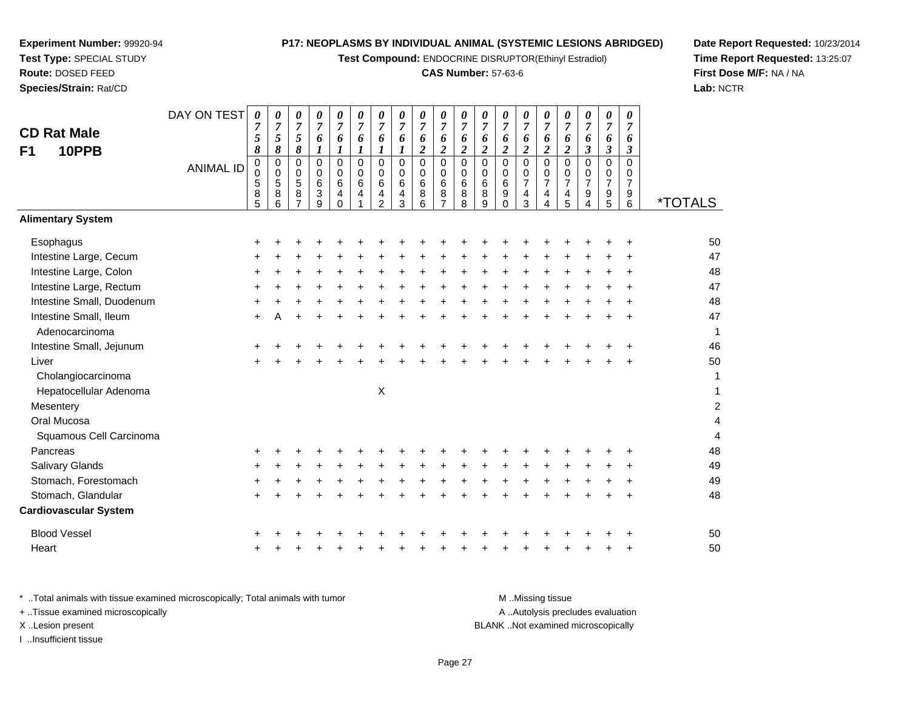**Experiment Number:** 99920-94
**Test Type:** SPECIAL STUDY
**Route:** DOSED FEED
**Species/Strain:** Rat/CD

**P17: NEOPLASMS BY INDIVIDUAL ANIMAL (SYSTEMIC LESIONS ABRIDGED)**
**Test Compound:** ENDOCRINE DISRUPTOR(Ethinyl Estradiol)
**CAS Number:** 57-63-6

**Date Report Requested:** 10/23/2014
**Time Report Requested:** 13:25:07
**First Dose M/F:** NA / NA
**Lab:** NCTR

**CD Rat Male**
**F1 10PPB**

| DAY ON TEST | 0758 | 0758 | 0758 | 0761 | 0761 | 0761 | 0761 | 0761 | 0762 | 0762 | 0762 | 0762 | 0762 | 0762 | 0762 | 0762 | 0763 | 0763 | 0763 | |
|---|---|---|---|---|---|---|---|---|---|---|---|---|---|---|---|---|---|---|---|---|
| **ANIMAL ID** | 00585 | 00586 | 00587 | 00639 | 00640 | 00641 | 00642 | 00643 | 00686 | 00687 | 00688 | 00689 | 00690 | 00743 | 00744 | 00745 | 00794 | 00795 | 00796 | ***TOTALS** |
| **Alimentary System** | | | | | | | | | | | | | | | | | | | | |
| Esophagus | + | + | + | + | + | + | + | + | + | + | + | + | + | + | + | + | + | + | + | 50 |
| Intestine Large, Cecum | + | + | + | + | + | + | + | + | + | + | + | + | + | + | + | + | + | + | + | 47 |
| Intestine Large, Colon | + | + | + | + | + | + | + | + | + | + | + | + | + | + | + | + | + | + | + | 48 |
| Intestine Large, Rectum | + | + | + | + | + | + | + | + | + | + | + | + | + | + | + | + | + | + | + | 47 |
| Intestine Small, Duodenum | + | + | + | + | + | + | + | + | + | + | + | + | + | + | + | + | + | + | + | 48 |
| Intestine Small, Ileum | + | A | + | + | + | + | + | + | + | + | + | + | + | + | + | + | + | + | + | 47 |
| Adenocarcinoma | | | | | | | | | | | | | | | | | | | | 1 |
| Intestine Small, Jejunum | + | + | + | + | + | + | + | + | + | + | + | + | + | + | + | + | + | + | + | 46 |
| Liver | + | + | + | + | + | + | + | + | + | + | + | + | + | + | + | + | + | + | + | 50 |
| Cholangiocarcinoma | | | | | | | | | | | | | | | | | | | | 1 |
| Hepatocellular Adenoma | | | | | | | X | | | | | | | | | | | | | 1 |
| Mesentery | | | | | | | | | | | | | | | | | | | | 2 |
| Oral Mucosa | | | | | | | | | | | | | | | | | | | | 4 |
| Squamous Cell Carcinoma | | | | | | | | | | | | | | | | | | | | 4 |
| Pancreas | + | + | + | + | + | + | + | + | + | + | + | + | + | + | + | + | + | + | + | 48 |
| Salivary Glands | + | + | + | + | + | + | + | + | + | + | + | + | + | + | + | + | + | + | + | 49 |
| Stomach, Forestomach | + | + | + | + | + | + | + | + | + | + | + | + | + | + | + | + | + | + | + | 49 |
| Stomach, Glandular | + | + | + | + | + | + | + | + | + | + | + | + | + | + | + | + | + | + | + | 48 |
| **Cardiovascular System** | | | | | | | | | | | | | | | | | | | | |
| Blood Vessel | + | + | + | + | + | + | + | + | + | + | + | + | + | + | + | + | + | + | + | 50 |
| Heart | + | + | + | + | + | + | + | + | + | + | + | + | + | + | + | + | + | + | + | 50 |

* ..Total animals with tissue examined microscopically; Total animals with tumor
+ ..Tissue examined microscopically
X ..Lesion present
I ..Insufficient tissue

M ..Missing tissue
A ..Autolysis precludes evaluation
BLANK ..Not examined microscopically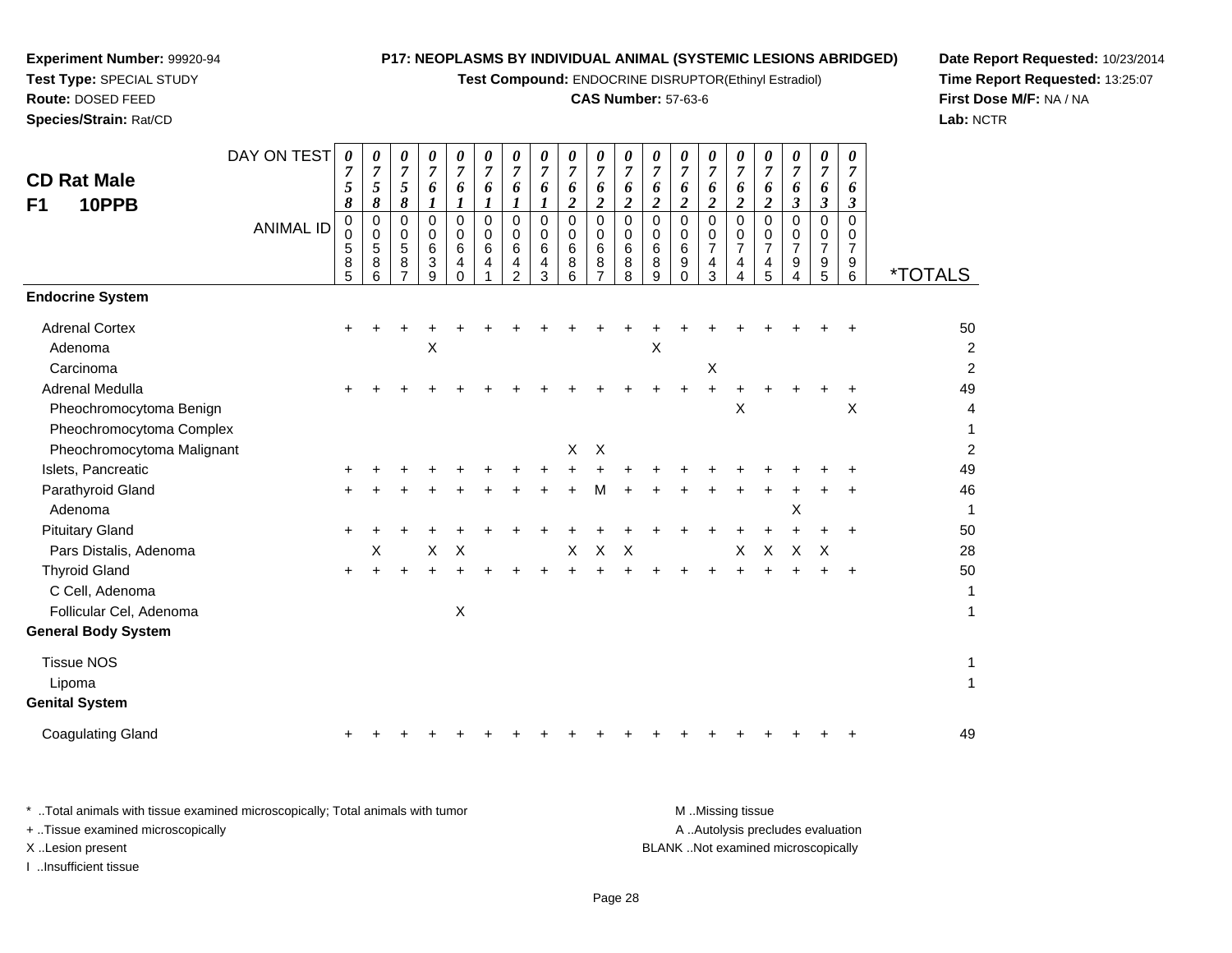**Experiment Number:** 99920-94
**Test Type:** SPECIAL STUDY
**Route:** DOSED FEED
**Species/Strain:** Rat/CD

**P17: NEOPLASMS BY INDIVIDUAL ANIMAL (SYSTEMIC LESIONS ABRIDGED)**
**Test Compound:** ENDOCRINE DISRUPTOR(Ethinyl Estradiol)
**CAS Number:** 57-63-6

**Date Report Requested:** 10/23/2014
**Time Report Requested:** 13:25:07
**First Dose M/F:** NA / NA
**Lab:** NCTR

## CD Rat Male
## F1 10PPB

| DAY ON TEST | 0758 | 0758 | 0758 | 0761 | 0761 | 0761 | 0761 | 0761 | 0762 | 0762 | 0762 | 0762 | 0762 | 0762 | 0762 | 0762 | 0763 | 0763 | 0763 | |
|---|---|---|---|---|---|---|---|---|---|---|---|---|---|---|---|---|---|---|---|---|
| **ANIMAL ID** | 00585 | 00586 | 00587 | 00639 | 00640 | 00641 | 00642 | 00643 | 00686 | 00687 | 00688 | 00689 | 00690 | 00743 | 00744 | 00745 | 00794 | 00795 | 00796 | ***TOTALS** |
| **Endocrine System** | | | | | | | | | | | | | | | | | | | | |
| Adrenal Cortex | + | + | + | + | + | + | + | + | + | + | + | + | + | + | + | + | + | + | + | 50 |
| Adenoma | | | | X | | | | | | | | X | | | | | | | | 2 |
| Carcinoma | | | | | | | | | | | | | | X | | | | | | 2 |
| Adrenal Medulla | + | + | + | + | + | + | + | + | + | + | + | + | + | + | + | + | + | + | + | 49 |
| Pheochromocytoma Benign | | | | | | | | | | | | | | | X | | | | X | 4 |
| Pheochromocytoma Complex | | | | | | | | | | | | | | | | | | | | 1 |
| Pheochromocytoma Malignant | | | | | | | | | X | X | | | | | | | | | | 2 |
| Islets, Pancreatic | + | + | + | + | + | + | + | + | + | + | + | + | + | + | + | + | + | + | + | 49 |
| Parathyroid Gland | + | + | + | + | + | + | + | + | + | M | + | + | + | + | + | + | + | + | + | 46 |
| Adenoma | | | | | | | | | | | | | | | | | X | | | 1 |
| Pituitary Gland | + | + | + | + | + | + | + | + | + | + | + | + | + | + | + | + | + | + | + | 50 |
| Pars Distalis, Adenoma | | X | | X | X | | | | X | X | X | | | | X | X | X | X | | 28 |
| Thyroid Gland | + | + | + | + | + | + | + | + | + | + | + | + | + | + | + | + | + | + | + | 50 |
| C Cell, Adenoma | | | | | | | | | | | | | | | | | | | | 1 |
| Follicular Cel, Adenoma | | | | | X | | | | | | | | | | | | | | | 1 |
| **General Body System** | | | | | | | | | | | | | | | | | | | | |
| Tissue NOS | | | | | | | | | | | | | | | | | | | | 1 |
| Lipoma | | | | | | | | | | | | | | | | | | | | 1 |
| **Genital System** | | | | | | | | | | | | | | | | | | | | |
| Coagulating Gland | + | + | + | + | + | + | + | + | + | + | + | + | + | + | + | + | + | + | + | 49 |

\* ..Total animals with tissue examined microscopically; Total animals with tumor
\+ ..Tissue examined microscopically
X ..Lesion present
I ..Insufficient tissue

M ..Missing tissue
A ..Autolysis precludes evaluation
BLANK ..Not examined microscopically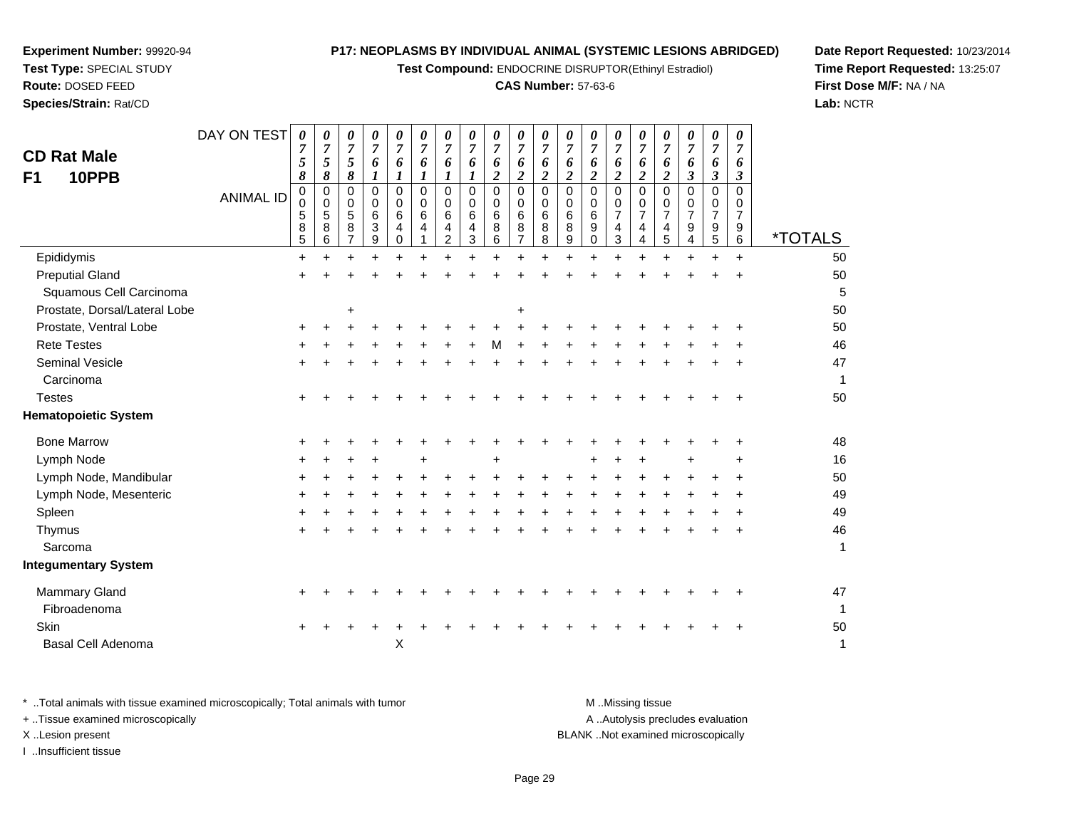**Experiment Number:** 99920-94
**Test Type:** SPECIAL STUDY
**Route:** DOSED FEED
**Species/Strain:** Rat/CD

**P17: NEOPLASMS BY INDIVIDUAL ANIMAL (SYSTEMIC LESIONS ABRIDGED)**
**Test Compound:** ENDOCRINE DISRUPTOR(Ethinyl Estradiol)
**CAS Number:** 57-63-6

**Date Report Requested:** 10/23/2014
**Time Report Requested:** 13:25:07
**First Dose M/F:** NA / NA
**Lab:** NCTR

## CD Rat Male
## F1 10PPB

| DAY ON TEST | 0758 | 0758 | 0758 | 0761 | 0761 | 0761 | 0761 | 0761 | 0762 | 0762 | 0762 | 0762 | 0762 | 0762 | 0762 | 0762 | 0763 | 0763 | 0763 | |
|---|---|---|---|---|---|---|---|---|---|---|---|---|---|---|---|---|---|---|---|---|
| **ANIMAL ID** | 00585 | 00586 | 00587 | 00639 | 00640 | 00641 | 00642 | 00643 | 00686 | 00687 | 00688 | 00689 | 00690 | 00743 | 00744 | 00745 | 00794 | 00795 | 00796 | ***TOTALS** |
| Epididymis | + | + | + | + | + | + | + | + | + | + | + | + | + | + | + | + | + | + | + | 50 |
| Preputial Gland | + | + | + | + | + | + | + | + | + | + | + | + | + | + | + | + | + | + | + | 50 |
| Squamous Cell Carcinoma | | | | | | | | | | | | | | | | | | | | 5 |
| Prostate, Dorsal/Lateral Lobe | | | + | | | | | | | + | | | | | | | | | | 50 |
| Prostate, Ventral Lobe | + | + | + | + | + | + | + | + | + | + | + | + | + | + | + | + | + | + | + | 50 |
| Rete Testes | + | + | + | + | + | + | + | + | M | + | + | + | + | + | + | + | + | + | + | 46 |
| Seminal Vesicle | + | + | + | + | + | + | + | + | + | + | + | + | + | + | + | + | + | + | + | 47 |
| Carcinoma | | | | | | | | | | | | | | | | | | | | 1 |
| Testes | + | + | + | + | + | + | + | + | + | + | + | + | + | + | + | + | + | + | + | 50 |
| **Hematopoietic System** | | | | | | | | | | | | | | | | | | | | |
| Bone Marrow | + | + | + | + | + | + | + | + | + | + | + | + | + | + | + | + | + | + | + | 48 |
| Lymph Node | + | + | + | + | | + | | | + | | | | + | + | + | | + | | + | 16 |
| Lymph Node, Mandibular | + | + | + | + | + | + | + | + | + | + | + | + | + | + | + | + | + | + | + | 50 |
| Lymph Node, Mesenteric | + | + | + | + | + | + | + | + | + | + | + | + | + | + | + | + | + | + | + | 49 |
| Spleen | + | + | + | + | + | + | + | + | + | + | + | + | + | + | + | + | + | + | + | 49 |
| Thymus | + | + | + | + | + | + | + | + | + | + | + | + | + | + | + | + | + | + | + | 46 |
| Sarcoma | | | | | | | | | | | | | | | | | | | | 1 |
| **Integumentary System** | | | | | | | | | | | | | | | | | | | | |
| Mammary Gland | + | + | + | + | + | + | + | + | + | + | + | + | + | + | + | + | + | + | + | 47 |
| Fibroadenoma | | | | | | | | | | | | | | | | | | | | 1 |
| Skin | + | + | + | + | + | + | + | + | + | + | + | + | + | + | + | + | + | + | + | 50 |
| Basal Cell Adenoma | | | | | X | | | | | | | | | | | | | | | 1 |

* ..Total animals with tissue examined microscopically; Total animals with tumor
+ ..Tissue examined microscopically
X ..Lesion present
I ..Insufficient tissue

M ..Missing tissue
A ..Autolysis precludes evaluation
BLANK ..Not examined microscopically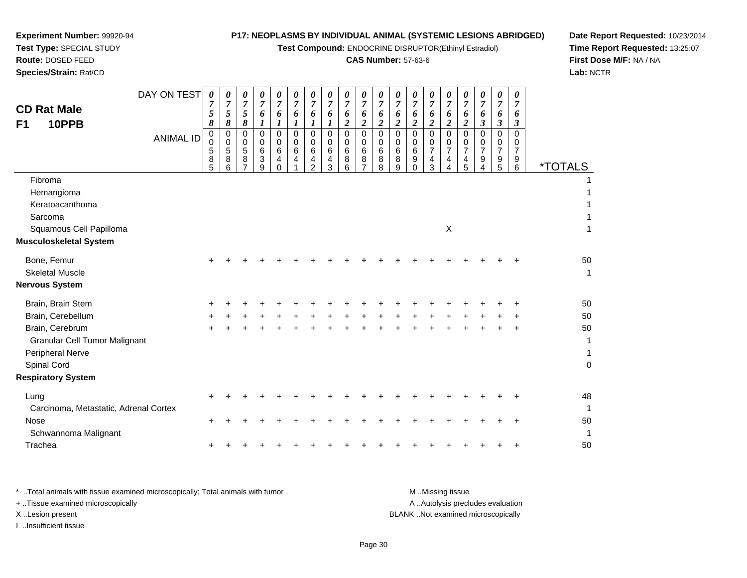**Experiment Number:** 99920-94
**Test Type:** SPECIAL STUDY
**Route:** DOSED FEED
**Species/Strain:** Rat/CD

**P17: NEOPLASMS BY INDIVIDUAL ANIMAL (SYSTEMIC LESIONS ABRIDGED)**
**Test Compound:** ENDOCRINE DISRUPTOR(Ethinyl Estradiol)
**CAS Number:** 57-63-6

**Date Report Requested:** 10/23/2014
**Time Report Requested:** 13:25:07
**First Dose M/F:** NA / NA
**Lab:** NCTR

## CD Rat Male F1 10PPB

| DAY ON TEST | 0758 | 0758 | 0758 | 0761 | 0761 | 0761 | 0761 | 0761 | 0762 | 0762 | 0762 | 0762 | 0762 | 0762 | 0762 | 0762 | 0763 | 0763 | 0763 | |
|---|---|---|---|---|---|---|---|---|---|---|---|---|---|---|---|---|---|---|---|---|
| **ANIMAL ID** | 00585 | 00586 | 00587 | 00639 | 00640 | 00641 | 00642 | 00643 | 00686 | 00687 | 00688 | 00689 | 00690 | 00743 | 00744 | 00745 | 00794 | 00795 | 00796 | ***TOTALS** |
| Fibroma | | | | | | | | | | | | | | | | | | | | 1 |
| Hemangioma | | | | | | | | | | | | | | | | | | | | 1 |
| Keratoacanthoma | | | | | | | | | | | | | | | | | | | | 1 |
| Sarcoma | | | | | | | | | | | | | | | | | | | | 1 |
| Squamous Cell Papilloma | | | | | | | | | | | | | | | X | | | | | 1 |
| **Musculoskeletal System** | | | | | | | | | | | | | | | | | | | | |
| Bone, Femur | + | + | + | + | + | + | + | + | + | + | + | + | + | + | + | + | + | + | + | 50 |
| Skeletal Muscle | | | | | | | | | | | | | | | | | | | | 1 |
| **Nervous System** | | | | | | | | | | | | | | | | | | | | |
| Brain, Brain Stem | + | + | + | + | + | + | + | + | + | + | + | + | + | + | + | + | + | + | + | 50 |
| Brain, Cerebellum | + | + | + | + | + | + | + | + | + | + | + | + | + | + | + | + | + | + | + | 50 |
| Brain, Cerebrum | + | + | + | + | + | + | + | + | + | + | + | + | + | + | + | + | + | + | + | 50 |
| Granular Cell Tumor Malignant | | | | | | | | | | | | | | | | | | | | 1 |
| Peripheral Nerve | | | | | | | | | | | | | | | | | | | | 1 |
| Spinal Cord | | | | | | | | | | | | | | | | | | | | 0 |
| **Respiratory System** | | | | | | | | | | | | | | | | | | | | |
| Lung | + | + | + | + | + | + | + | + | + | + | + | + | + | + | + | + | + | + | + | 48 |
| Carcinoma, Metastatic, Adrenal Cortex | | | | | | | | | | | | | | | | | | | | 1 |
| Nose | + | + | + | + | + | + | + | + | + | + | + | + | + | + | + | + | + | + | + | 50 |
| Schwannoma Malignant | | | | | | | | | | | | | | | | | | | | 1 |
| Trachea | + | + | + | + | + | + | + | + | + | + | + | + | + | + | + | + | + | + | + | 50 |

* ..Total animals with tissue examined microscopically; Total animals with tumor
+ ..Tissue examined microscopically
X ..Lesion present
I ..Insufficient tissue

M ..Missing tissue
A ..Autolysis precludes evaluation
BLANK ..Not examined microscopically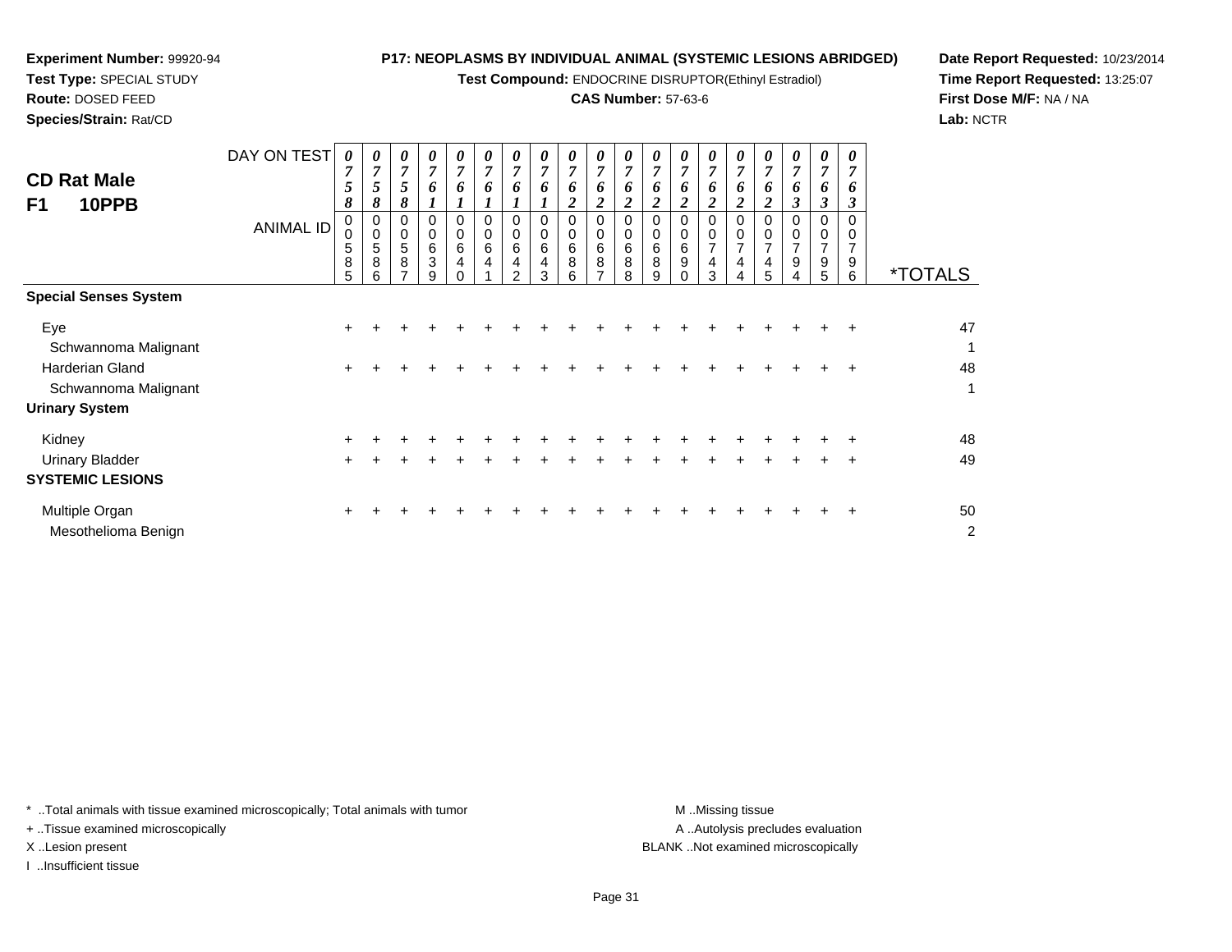**Experiment Number:** 99920-94
**Test Type:** SPECIAL STUDY
**Route:** DOSED FEED
**Species/Strain:** Rat/CD

**P17: NEOPLASMS BY INDIVIDUAL ANIMAL (SYSTEMIC LESIONS ABRIDGED)**
**Test Compound:** ENDOCRINE DISRUPTOR(Ethinyl Estradiol)
**CAS Number:** 57-63-6

**Date Report Requested:** 10/23/2014
**Time Report Requested:** 13:25:07
**First Dose M/F:** NA / NA
**Lab:** NCTR

## CD Rat Male
## F1 10PPB

| DAY ON TEST | 0758 | 0758 | 0758 | 0761 | 0761 | 0761 | 0761 | 0761 | 0762 | 0762 | 0762 | 0762 | 0762 | 0762 | 0762 | 0762 | 0763 | 0763 | 0763 | |
|---|---|---|---|---|---|---|---|---|---|---|---|---|---|---|---|---|---|---|---|---|
| **ANIMAL ID** | 00585 | 00586 | 00587 | 00639 | 00640 | 00641 | 00642 | 00643 | 00686 | 00687 | 00688 | 00689 | 00690 | 00743 | 00744 | 00745 | 00794 | 00795 | 00796 | ***TOTALS** |
| **Special Senses System** | | | | | | | | | | | | | | | | | | | | |
| Eye | + | + | + | + | + | + | + | + | + | + | + | + | + | + | + | + | + | + | + | 47 |
| Schwannoma Malignant | | | | | | | | | | | | | | | | | | | | 1 |
| Harderian Gland | + | + | + | + | + | + | + | + | + | + | + | + | + | + | + | + | + | + | + | 48 |
| Schwannoma Malignant | | | | | | | | | | | | | | | | | | | | 1 |
| **Urinary System** | | | | | | | | | | | | | | | | | | | | |
| Kidney | + | + | + | + | + | + | + | + | + | + | + | + | + | + | + | + | + | + | + | 48 |
| Urinary Bladder | + | + | + | + | + | + | + | + | + | + | + | + | + | + | + | + | + | + | + | 49 |
| **SYSTEMIC LESIONS** | | | | | | | | | | | | | | | | | | | | |
| Multiple Organ | + | + | + | + | + | + | + | + | + | + | + | + | + | + | + | + | + | + | + | 50 |
| Mesothelioma Benign | | | | | | | | | | | | | | | | | | | | 2 |

* ..Total animals with tissue examined microscopically; Total animals with tumor
+ ..Tissue examined microscopically
X ..Lesion present
I ..Insufficient tissue

M ..Missing tissue
A ..Autolysis precludes evaluation
BLANK ..Not examined microscopically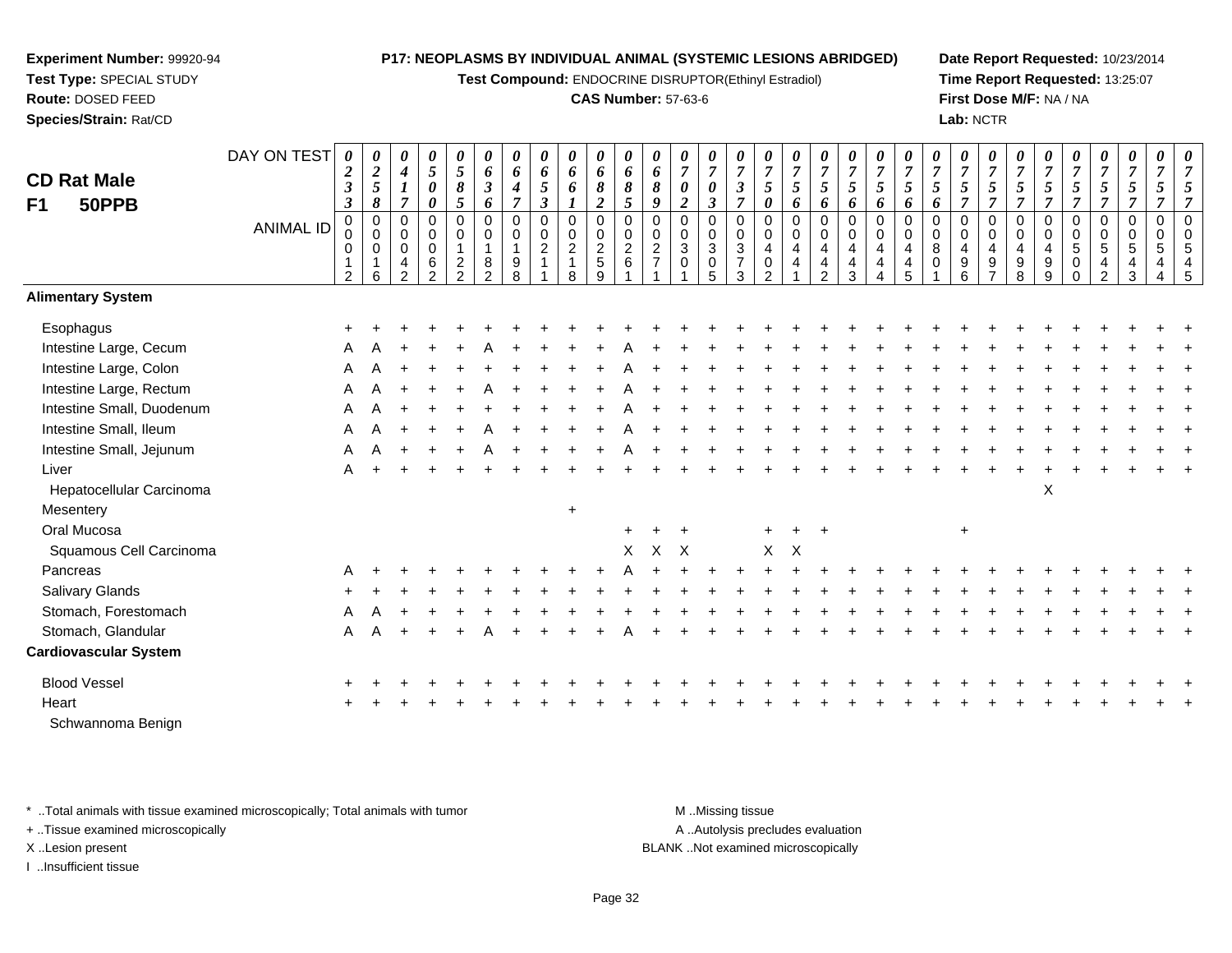**Experiment Number:** 99920-94
**Test Type:** SPECIAL STUDY
**Route:** DOSED FEED
**Species/Strain:** Rat/CD

**P17: NEOPLASMS BY INDIVIDUAL ANIMAL (SYSTEMIC LESIONS ABRIDGED)**
**Test Compound:** ENDOCRINE DISRUPTOR(Ethinyl Estradiol)
**CAS Number:** 57-63-6

**Date Report Requested:** 10/23/2014
**Time Report Requested:** 13:25:07
**First Dose M/F:** NA / NA
**Lab:** NCTR

## CD Rat Male F1 50PPB

| DAY ON TEST | 0233 | 0258 | 0417 | 0500 | 0585 | 0636 | 0647 | 0653 | 0661 | 0682 | 0685 | 0689 | 0702 | 0703 | 0737 | 0750 | 0756 | 0756 | 0756 | 0756 | 0756 | 0756 | 0757 | 0757 | 0757 | 0757 | 0757 | 0757 | 0757 | 0757 | 0757 |
|---|---|---|---|---|---|---|---|---|---|---|---|---|---|---|---|---|---|---|---|---|---|---|---|---|---|---|---|---|---|---|---|
| **ANIMAL ID** | 0012 | 0016 | 0042 | 0062 | 0122 | 0182 | 0198 | 0211 | 0218 | 0259 | 0261 | 0271 | 0301 | 0305 | 0373 | 0402 | 0441 | 0442 | 0443 | 0444 | 0445 | 0801 | 0496 | 0497 | 0498 | 0499 | 0500 | 0542 | 0543 | 0544 | 0545 |
| **Alimentary System** | | | | | | | | | | | | | | | | | | | | | | | | | | | | | | | |
| Esophagus | + | + | + | + | + | + | + | + | + | + | + | + | + | + | + | + | + | + | + | + | + | + | + | + | + | + | + | + | + | + | + |
| Intestine Large, Cecum | A | A | + | + | + | A | + | + | + | + | A | + | + | + | + | + | + | + | + | + | + | + | + | + | + | + | + | + | + | + | + |
| Intestine Large, Colon | A | A | + | + | + | + | + | + | + | + | A | + | + | + | + | + | + | + | + | + | + | + | + | + | + | + | + | + | + | + | + |
| Intestine Large, Rectum | A | A | + | + | + | A | + | + | + | + | A | + | + | + | + | + | + | + | + | + | + | + | + | + | + | + | + | + | + | + | + |
| Intestine Small, Duodenum | A | A | + | + | + | + | + | + | + | + | A | + | + | + | + | + | + | + | + | + | + | + | + | + | + | + | + | + | + | + | + |
| Intestine Small, Ileum | A | A | + | + | + | A | + | + | + | + | A | + | + | + | + | + | + | + | + | + | + | + | + | + | + | + | + | + | + | + | + |
| Intestine Small, Jejunum | A | A | + | + | + | A | + | + | + | + | A | + | + | + | + | + | + | + | + | + | + | + | + | + | + | + | + | + | + | + | + |
| Liver | A | + | + | + | + | + | + | + | + | + | + | + | + | + | + | + | + | + | + | + | + | + | + | + | + | + | + | + | + | + | + |
| Hepatocellular Carcinoma | | | | | | | | | | | | | | | | | | | | | | | | | | X | | | | | |
| Mesentery | | | | | | | | | + | | | | | | | | | | | | | | | | | | | | | | |
| Oral Mucosa | | | | | | | | | | | + | + | + | | | + | + | + | | | | | + | | | | | | | | |
| Squamous Cell Carcinoma | | | | | | | | | | | X | X | X | | | X | X | | | | | | | | | | | | | | |
| Pancreas | A | + | + | + | + | + | + | + | + | + | A | + | + | + | + | + | + | + | + | + | + | + | + | + | + | + | + | + | + | + | + |
| Salivary Glands | + | + | + | + | + | + | + | + | + | + | + | + | + | + | + | + | + | + | + | + | + | + | + | + | + | + | + | + | + | + | + |
| Stomach, Forestomach | A | A | + | + | + | + | + | + | + | + | + | + | + | + | + | + | + | + | + | + | + | + | + | + | + | + | + | + | + | + | + |
| Stomach, Glandular | A | A | + | + | + | A | + | + | + | + | A | + | + | + | + | + | + | + | + | + | + | + | + | + | + | + | + | + | + | + | + |
| **Cardiovascular System** | | | | | | | | | | | | | | | | | | | | | | | | | | | | | | | |
| Blood Vessel | + | + | + | + | + | + | + | + | + | + | + | + | + | + | + | + | + | + | + | + | + | + | + | + | + | + | + | + | + | + | + |
| Heart | + | + | + | + | + | + | + | + | + | + | + | + | + | + | + | + | + | + | + | + | + | + | + | + | + | + | + | + | + | + | + |
| Schwannoma Benign | | | | | | | | | | | | | | | | | | | | | | | | | | | | | | | |

\* ..Total animals with tissue examined microscopically; Total animals with tumor
+ ..Tissue examined microscopically
X ..Lesion present
I ..Insufficient tissue

M ..Missing tissue
A ..Autolysis precludes evaluation
BLANK ..Not examined microscopically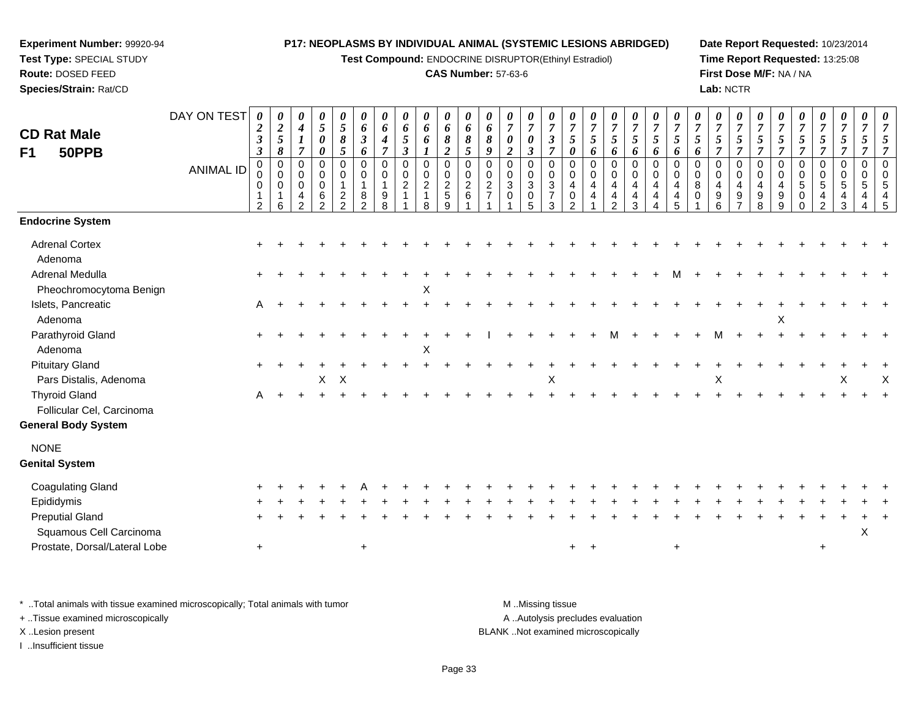**Experiment Number:** 99920-94
**Test Type:** SPECIAL STUDY
**Route:** DOSED FEED
**Species/Strain:** Rat/CD

**P17: NEOPLASMS BY INDIVIDUAL ANIMAL (SYSTEMIC LESIONS ABRIDGED)**
**Test Compound:** ENDOCRINE DISRUPTOR(Ethinyl Estradiol)
**CAS Number:** 57-63-6

**Date Report Requested:** 10/23/2014
**Time Report Requested:** 13:25:08
**First Dose M/F:** NA / NA
**Lab:** NCTR

## CD Rat Male F1 50PPB

| DAY ON TEST | 0233 | 0258 | 0417 | 0500 | 0585 | 0636 | 0647 | 0653 | 0661 | 0682 | 0685 | 0689 | 0702 | 0703 | 0737 | 0750 | 0756 | 0756 | 0756 | 0756 | 0756 | 0756 | 0757 | 0757 | 0757 | 0757 | 0757 | 0757 | 0757 | 0757 | 0757 |
|---|---|---|---|---|---|---|---|---|---|---|---|---|---|---|---|---|---|---|---|---|---|---|---|---|---|---|---|---|---|---|---|
| **ANIMAL ID** | 00012 | 00016 | 00042 | 00062 | 00122 | 00182 | 00198 | 00211 | 00218 | 00259 | 00261 | 00271 | 00301 | 00305 | 00373 | 00402 | 00441 | 00442 | 00443 | 00444 | 00445 | 00801 | 00496 | 00497 | 00498 | 00499 | 00500 | 00542 | 00543 | 00544 | 00545 |
| **Endocrine System** | | | | | | | | | | | | | | | | | | | | | | | | | | | | | | | |
| Adrenal Cortex | + | + | + | + | + | + | + | + | + | + | + | + | + | + | + | + | + | + | + | + | + | + | + | + | + | + | + | + | + | + | + |
| Adenoma | | | | | | | | | | | | | | | | | | | | | | | | | | | | | | | |
| Adrenal Medulla | + | + | + | + | + | + | + | + | + | + | + | + | + | + | + | + | + | + | + | + | M | + | + | + | + | + | + | + | + | + | + |
| Pheochromocytoma Benign | | | | | | | | | X | | | | | | | | | | | | | | | | | | | | | | |
| Islets, Pancreatic | A | + | + | + | + | + | + | + | + | + | + | + | + | + | + | + | + | + | + | + | + | + | + | + | + | + | + | + | + | + | + |
| Adenoma | | | | | | | | | | | | | | | | | | | | | | | | | | X | | | | | |
| Parathyroid Gland | + | + | + | + | + | + | + | + | + | + | + | I | + | + | + | + | + | M | + | + | + | + | M | + | + | + | + | + | + | + | + |
| Adenoma | | | | | | | | | X | | | | | | | | | | | | | | | | | | | | | | |
| Pituitary Gland | + | + | + | + | + | + | + | + | + | + | + | + | + | + | + | + | + | + | + | + | + | + | + | + | + | + | + | + | + | + | + |
| Pars Distalis, Adenoma | | | | X | X | | | | | | | | | | X | | | | | | | | X | | | | | | X | | X |
| Thyroid Gland | A | + | + | + | + | + | + | + | + | + | + | + | + | + | + | + | + | + | + | + | + | + | + | + | + | + | + | + | + | + | + |
| Follicular Cel, Carcinoma | | | | | | | | | | | | | | | | | | | | | | | | | | | | | | | |
| **General Body System** | | | | | | | | | | | | | | | | | | | | | | | | | | | | | | | |
| NONE | | | | | | | | | | | | | | | | | | | | | | | | | | | | | | | |
| **Genital System** | | | | | | | | | | | | | | | | | | | | | | | | | | | | | | | |
| Coagulating Gland | + | + | + | + | + | A | + | + | + | + | + | + | + | + | + | + | + | + | + | + | + | + | + | + | + | + | + | + | + | + | + |
| Epididymis | + | + | + | + | + | + | + | + | + | + | + | + | + | + | + | + | + | + | + | + | + | + | + | + | + | + | + | + | + | + | + |
| Preputial Gland | + | + | + | + | + | + | + | + | + | + | + | + | + | + | + | + | + | + | + | + | + | + | + | + | + | + | + | + | + | + | + |
| Squamous Cell Carcinoma | | | | | | | | | | | | | | | | | | | | | | | | | | | | | | X | |
| Prostate, Dorsal/Lateral Lobe | + | | | | | + | | | | | | | | | | + | + | | | | + | | | | | | | + | | | |

\* ..Total animals with tissue examined microscopically; Total animals with tumor
+ ..Tissue examined microscopically
X ..Lesion present
I ..Insufficient tissue

M ..Missing tissue
A ..Autolysis precludes evaluation
BLANK ..Not examined microscopically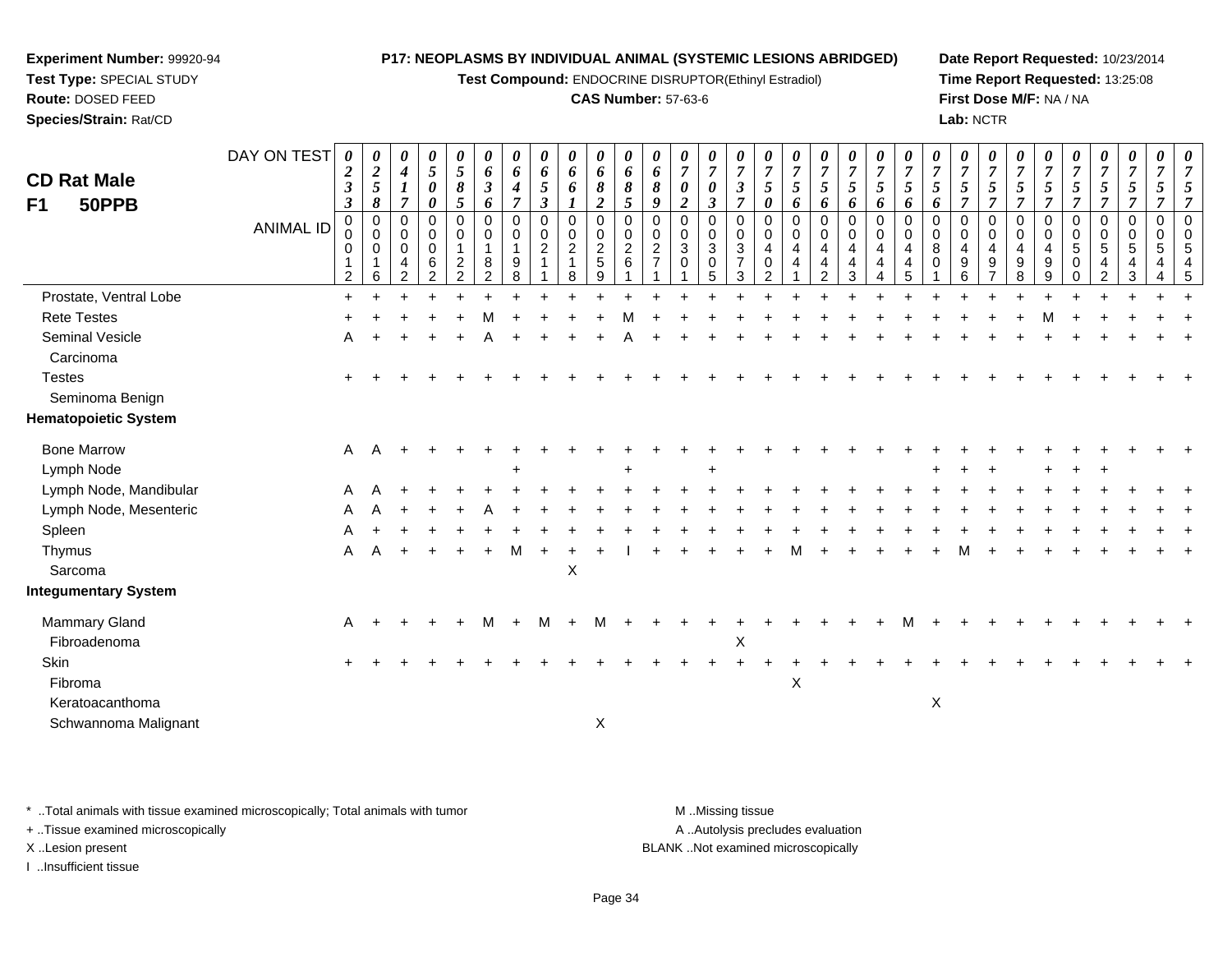**Experiment Number:** 99920-94
**Test Type:** SPECIAL STUDY
**Route:** DOSED FEED
**Species/Strain:** Rat/CD

**P17: NEOPLASMS BY INDIVIDUAL ANIMAL (SYSTEMIC LESIONS ABRIDGED)**
**Test Compound:** ENDOCRINE DISRUPTOR(Ethinyl Estradiol)
**CAS Number:** 57-63-6

**Date Report Requested:** 10/23/2014
**Time Report Requested:** 13:25:08
**First Dose M/F:** NA / NA
**Lab:** NCTR

## CD Rat Male F1 50PPB

| DAY ON TEST | 0233 | 0258 | 0417 | 0500 | 0585 | 0636 | 0647 | 0653 | 0661 | 0682 | 0685 | 0689 | 0702 | 0703 | 0737 | 0750 | 0756 | 0756 | 0756 | 0756 | 0756 | 0756 | 0757 | 0757 | 0757 | 0757 | 0757 | 0757 | 0757 | 0757 | 0757 |
|---|---|---|---|---|---|---|---|---|---|---|---|---|---|---|---|---|---|---|---|---|---|---|---|---|---|---|---|---|---|---|---|
| ANIMAL ID | 00012 | 00016 | 00042 | 00062 | 00122 | 00182 | 00198 | 00211 | 00218 | 00259 | 00261 | 00271 | 00301 | 00305 | 00373 | 00402 | 00441 | 00442 | 00443 | 00444 | 00445 | 00801 | 00496 | 00497 | 00498 | 00499 | 00500 | 00542 | 00543 | 00544 | 00545 |
| Prostate, Ventral Lobe | + | + | + | + | + | + | + | + | + | + | + | + | + | + | + | + | + | + | + | + | + | + | + | + | + | + | + | + | + | + | + |
| Rete Testes | + | + | + | + | + | M | + | + | + | + | M | + | + | + | + | + | + | + | + | + | + | + | + | + | + | M | + | + | + | + | + |
| Seminal Vesicle | A | + | + | + | + | A | + | + | + | + | A | + | + | + | + | + | + | + | + | + | + | + | + | + | + | + | + | + | + | + | + |
| Carcinoma | | | | | | | | | | | | | | | | | | | | | | | | | | | | | | | |
| Testes | + | + | + | + | + | + | + | + | + | + | + | + | + | + | + | + | + | + | + | + | + | + | + | + | + | + | + | + | + | + | + |
| Seminoma Benign | | | | | | | | | | | | | | | | | | | | | | | | | | | | | | | |
| **Hematopoietic System** | | | | | | | | | | | | | | | | | | | | | | | | | | | | | | | |
| Bone Marrow | A | A | + | + | + | + | + | + | + | + | + | + | + | + | + | + | + | + | + | + | + | + | + | + | + | + | + | + | + | + | + |
| Lymph Node | | | | | | | + | | | | + | | | + | | | | | | | | + | + | + | | + | + | + | | | |
| Lymph Node, Mandibular | A | A | + | + | + | + | + | + | + | + | + | + | + | + | + | + | + | + | + | + | + | + | + | + | + | + | + | + | + | + | + |
| Lymph Node, Mesenteric | A | A | + | + | + | A | + | + | + | + | + | + | + | + | + | + | + | + | + | + | + | + | + | + | + | + | + | + | + | + | + |
| Spleen | A | + | + | + | + | + | + | + | + | + | + | + | + | + | + | + | + | + | + | + | + | + | + | + | + | + | + | + | + | + | + |
| Thymus | A | A | + | + | + | + | M | + | + | + | I | + | + | + | + | + | M | + | + | + | + | + | M | + | + | + | + | + | + | + | + |
| Sarcoma | | | | | | | | | X | | | | | | | | | | | | | | | | | | | | | | |
| **Integumentary System** | | | | | | | | | | | | | | | | | | | | | | | | | | | | | | | |
| Mammary Gland | A | + | + | + | + | M | + | M | + | M | + | + | + | + | + | + | + | + | + | + | M | + | + | + | + | + | + | + | + | + | + |
| Fibroadenoma | | | | | | | | | | | | | | | X | | | | | | | | | | | | | | | | |
| Skin | + | + | + | + | + | + | + | + | + | + | + | + | + | + | + | + | + | + | + | + | + | + | + | + | + | + | + | + | + | + | + |
| Fibroma | | | | | | | | | | | | | | | | | X | | | | | | | | | | | | | | |
| Keratoacanthoma | | | | | | | | | | | | | | | | | | | | | | X | | | | | | | | | |
| Schwannoma Malignant | | | | | | | | | | X | | | | | | | | | | | | | | | | | | | | | |

\* ..Total animals with tissue examined microscopically; Total animals with tumor
\+ ..Tissue examined microscopically
X ..Lesion present
I ..Insufficient tissue
M ..Missing tissue
A ..Autolysis precludes evaluation
BLANK ..Not examined microscopically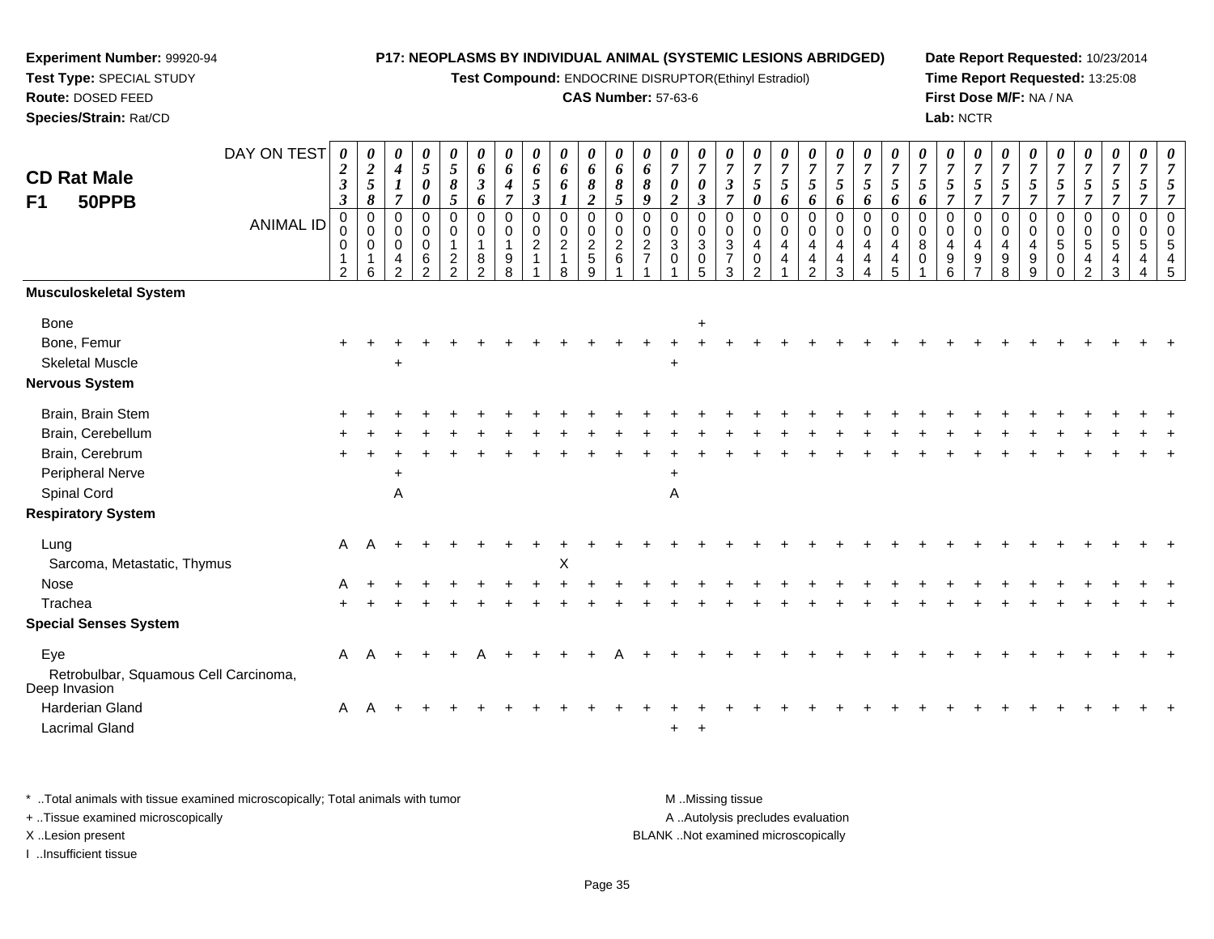**Experiment Number:** 99920-94
**Test Type:** SPECIAL STUDY
**Route:** DOSED FEED
**Species/Strain:** Rat/CD

**P17: NEOPLASMS BY INDIVIDUAL ANIMAL (SYSTEMIC LESIONS ABRIDGED)**
**Test Compound:** ENDOCRINE DISRUPTOR(Ethinyl Estradiol)
**CAS Number:** 57-63-6

**Date Report Requested:** 10/23/2014
**Time Report Requested:** 13:25:08
**First Dose M/F:** NA / NA
**Lab:** NCTR

## CD Rat Male F1 50PPB

| DAY ON TEST | 0233 | 0258 | 0417 | 0500 | 0585 | 0636 | 0647 | 0653 | 0661 | 0682 | 0685 | 0689 | 0702 | 0703 | 0737 | 0750 | 0756 | 0756 | 0756 | 0756 | 0756 | 0756 | 0757 | 0757 | 0757 | 0757 | 0757 | 0757 | 0757 | 0757 | 0757 |
|---|---|---|---|---|---|---|---|---|---|---|---|---|---|---|---|---|---|---|---|---|---|---|---|---|---|---|---|---|---|---|---|
| **ANIMAL ID** | 00012 | 00016 | 00042 | 00062 | 00122 | 00182 | 00198 | 00211 | 00218 | 00259 | 00261 | 00271 | 00301 | 00305 | 00373 | 00402 | 00441 | 00442 | 00443 | 00444 | 00445 | 00801 | 00496 | 00497 | 00498 | 00499 | 00500 | 00542 | 00543 | 00544 | 00545 |
| **Musculoskeletal System** | | | | | | | | | | | | | | | | | | | | | | | | | | | | | | | |
| Bone | | | | | | | | | | | | | | + | | | | | | | | | | | | | | | | | |
| Bone, Femur | + | + | + | + | + | + | + | + | + | + | + | + | + | + | + | + | + | + | + | + | + | + | + | + | + | + | + | + | + | + | + |
| Skeletal Muscle | | | + | | | | | | | | | | + | | | | | | | | | | | | | | | | | | |
| **Nervous System** | | | | | | | | | | | | | | | | | | | | | | | | | | | | | | | |
| Brain, Brain Stem | + | + | + | + | + | + | + | + | + | + | + | + | + | + | + | + | + | + | + | + | + | + | + | + | + | + | + | + | + | + | + |
| Brain, Cerebellum | + | + | + | + | + | + | + | + | + | + | + | + | + | + | + | + | + | + | + | + | + | + | + | + | + | + | + | + | + | + | + |
| Brain, Cerebrum | + | + | + | + | + | + | + | + | + | + | + | + | + | + | + | + | + | + | + | + | + | + | + | + | + | + | + | + | + | + | + |
| Peripheral Nerve | | | + | | | | | | | | | | + | | | | | | | | | | | | | | | | | | |
| Spinal Cord | | | A | | | | | | | | | | A | | | | | | | | | | | | | | | | | | |
| **Respiratory System** | | | | | | | | | | | | | | | | | | | | | | | | | | | | | | | |
| Lung | A | A | + | + | + | + | + | + | + | + | + | + | + | + | + | + | + | + | + | + | + | + | + | + | + | + | + | + | + | + | + |
| Sarcoma, Metastatic, Thymus | | | | | | | | | X | | | | | | | | | | | | | | | | | | | | | | |
| Nose | A | + | + | + | + | + | + | + | + | + | + | + | + | + | + | + | + | + | + | + | + | + | + | + | + | + | + | + | + | + | + |
| Trachea | + | + | + | + | + | + | + | + | + | + | + | + | + | + | + | + | + | + | + | + | + | + | + | + | + | + | + | + | + | + | + |
| **Special Senses System** | | | | | | | | | | | | | | | | | | | | | | | | | | | | | | | |
| Eye | A | A | + | + | + | A | + | + | + | + | A | + | + | + | + | + | + | + | + | + | + | + | + | + | + | + | + | + | + | + | + |
| Retrobulbar, Squamous Cell Carcinoma, Deep Invasion | | | | | | | | | | | | | | | | | | | | | | | | | | | | | | | |
| Harderian Gland | A | A | + | + | + | + | + | + | + | + | + | + | + | + | + | + | + | + | + | + | + | + | + | + | + | + | + | + | + | + | + |
| Lacrimal Gland | | | | | | | | | | | | | + | + | | | | | | | | | | | | | | | | | |

* ..Total animals with tissue examined microscopically; Total animals with tumor
+ ..Tissue examined microscopically
X ..Lesion present
I ..Insufficient tissue

M ..Missing tissue
A ..Autolysis precludes evaluation
BLANK ..Not examined microscopically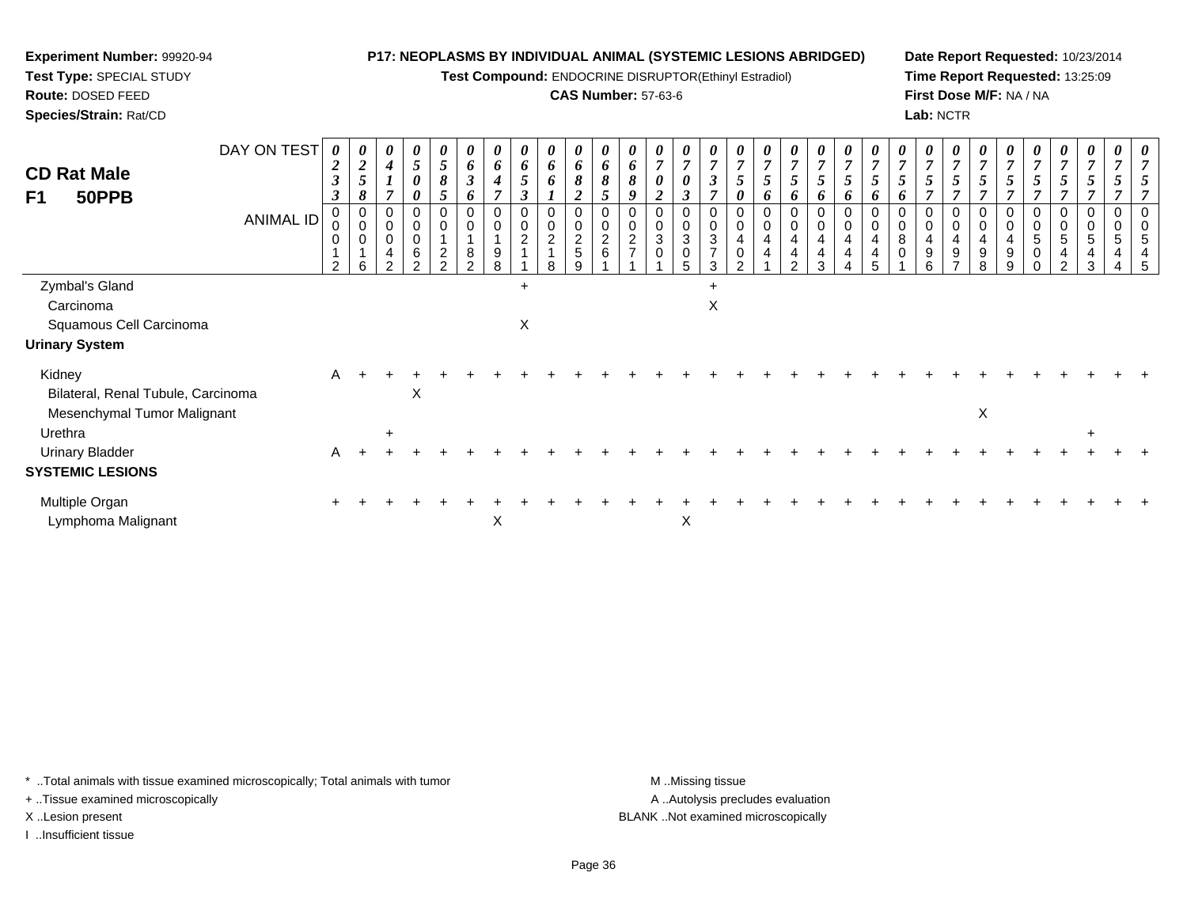**Experiment Number:** 99920-94
**Test Type:** SPECIAL STUDY
**Route:** DOSED FEED
**Species/Strain:** Rat/CD

**P17: NEOPLASMS BY INDIVIDUAL ANIMAL (SYSTEMIC LESIONS ABRIDGED)**
**Test Compound:** ENDOCRINE DISRUPTOR(Ethinyl Estradiol)
**CAS Number:** 57-63-6

**Date Report Requested:** 10/23/2014
**Time Report Requested:** 13:25:09
**First Dose M/F:** NA / NA
**Lab:** NCTR

## CD Rat Male F1 50PPB

| DAY ON TEST | 0233 | 0258 | 0417 | 0500 | 0585 | 0636 | 0647 | 0653 | 0661 | 0682 | 0685 | 0689 | 0702 | 0703 | 0737 | 0750 | 0756 | 0756 | 0756 | 0756 | 0756 | 0756 | 0757 | 0757 | 0757 | 0757 | 0757 | 0757 | 0757 | 0757 | 0757 |
|---|---|---|---|---|---|---|---|---|---|---|---|---|---|---|---|---|---|---|---|---|---|---|---|---|---|---|---|---|---|---|---|
| **ANIMAL ID** | 00012 | 00016 | 00042 | 00062 | 00122 | 00182 | 00198 | 00211 | 00218 | 00259 | 00261 | 00271 | 00301 | 00305 | 00373 | 00402 | 00441 | 00442 | 00443 | 00444 | 00445 | 00801 | 00496 | 00497 | 00498 | 00499 | 00500 | 00542 | 00543 | 00544 | 00545 |
| Zymbal's Gland | | | | | | | | + | | | | | | | + | | | | | | | | | | | | | | | | |
| Carcinoma | | | | | | | | | | | | | | | X | | | | | | | | | | | | | | | | |
| Squamous Cell Carcinoma | | | | | | | | X | | | | | | | | | | | | | | | | | | | | | | | |
| **Urinary System** | | | | | | | | | | | | | | | | | | | | | | | | | | | | | | | |
| Kidney | A | + | + | + | + | + | + | + | + | + | + | + | + | + | + | + | + | + | + | + | + | + | + | + | + | + | + | + | + | + | + |
| Bilateral, Renal Tubule, Carcinoma | | | | X | | | | | | | | | | | | | | | | | | | | | | | | | | | |
| Mesenchymal Tumor Malignant | | | | | | | | | | | | | | | | | | | | | | | | | X | | | | | | |
| Urethra | | | + | | | | | | | | | | | | | | | | | | | | | | | | | | + | | |
| Urinary Bladder | A | + | + | + | + | + | + | + | + | + | + | + | + | + | + | + | + | + | + | + | + | + | + | + | + | + | + | + | + | + | + |
| **SYSTEMIC LESIONS** | | | | | | | | | | | | | | | | | | | | | | | | | | | | | | | |
| Multiple Organ | + | + | + | + | + | + | + | + | + | + | + | + | + | + | + | + | + | + | + | + | + | + | + | + | + | + | + | + | + | + | + |
| Lymphoma Malignant | | | | | | | X | | | | | | | X | | | | | | | | | | | | | | | | | |

* ..Total animals with tissue examined microscopically; Total animals with tumor
+ ..Tissue examined microscopically
X ..Lesion present
I ..Insufficient tissue

M ..Missing tissue
A ..Autolysis precludes evaluation
BLANK ..Not examined microscopically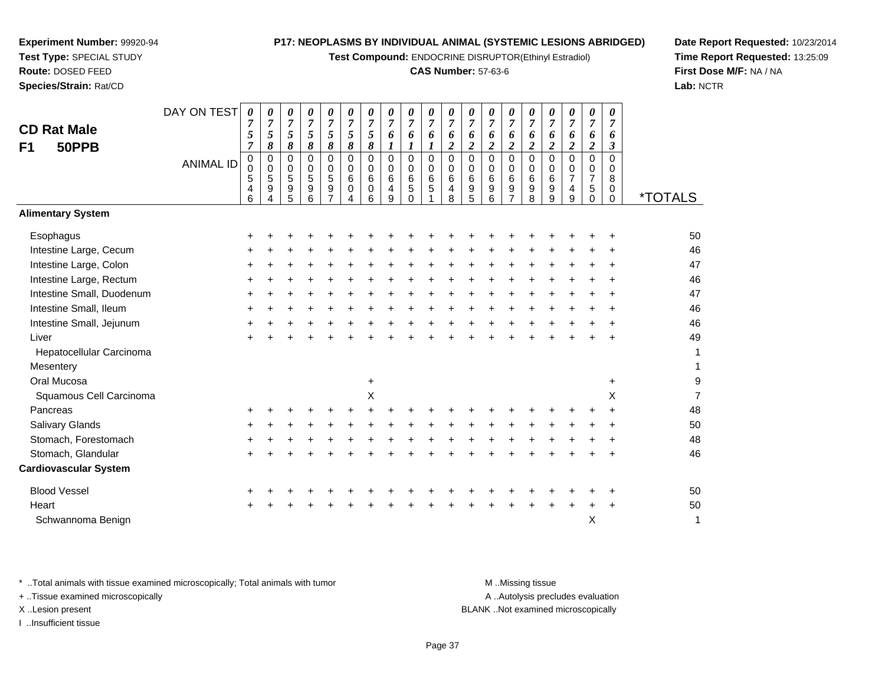**Experiment Number:** 99920-94
**Test Type:** SPECIAL STUDY
**Route:** DOSED FEED
**Species/Strain:** Rat/CD

**P17: NEOPLASMS BY INDIVIDUAL ANIMAL (SYSTEMIC LESIONS ABRIDGED)**
**Test Compound:** ENDOCRINE DISRUPTOR(Ethinyl Estradiol)
**CAS Number:** 57-63-6

**Date Report Requested:** 10/23/2014
**Time Report Requested:** 13:25:09
**First Dose M/F:** NA / NA
**Lab:** NCTR

## CD Rat Male
## F1 50PPB

| DAY ON TEST | 0757 | 0758 | 0758 | 0758 | 0758 | 0758 | 0758 | 0761 | 0761 | 0761 | 0762 | 0762 | 0762 | 0762 | 0762 | 0762 | 0762 | 0762 | 0763 | |
|---|---|---|---|---|---|---|---|---|---|---|---|---|---|---|---|---|---|---|---|---|
| **ANIMAL ID** | 00546 | 00594 | 00595 | 00596 | 00597 | 00604 | 00606 | 00649 | 00650 | 00651 | 00648 | 00695 | 00696 | 00697 | 00698 | 00699 | 00749 | 00750 | 00800 | ***TOTALS** |
| **Alimentary System** | | | | | | | | | | | | | | | | | | | | |
| Esophagus | + | + | + | + | + | + | + | + | + | + | + | + | + | + | + | + | + | + | + | 50 |
| Intestine Large, Cecum | + | + | + | + | + | + | + | + | + | + | + | + | + | + | + | + | + | + | + | 46 |
| Intestine Large, Colon | + | + | + | + | + | + | + | + | + | + | + | + | + | + | + | + | + | + | + | 47 |
| Intestine Large, Rectum | + | + | + | + | + | + | + | + | + | + | + | + | + | + | + | + | + | + | + | 46 |
| Intestine Small, Duodenum | + | + | + | + | + | + | + | + | + | + | + | + | + | + | + | + | + | + | + | 47 |
| Intestine Small, Ileum | + | + | + | + | + | + | + | + | + | + | + | + | + | + | + | + | + | + | + | 46 |
| Intestine Small, Jejunum | + | + | + | + | + | + | + | + | + | + | + | + | + | + | + | + | + | + | + | 46 |
| Liver | + | + | + | + | + | + | + | + | + | + | + | + | + | + | + | + | + | + | + | 49 |
| Hepatocellular Carcinoma | | | | | | | | | | | | | | | | | | | | 1 |
| Mesentery | | | | | | | | | | | | | | | | | | | | 1 |
| Oral Mucosa | | | | | | | + | | | | | | | | | | | | + | 9 |
| Squamous Cell Carcinoma | | | | | | | X | | | | | | | | | | | | X | 7 |
| Pancreas | + | + | + | + | + | + | + | + | + | + | + | + | + | + | + | + | + | + | + | 48 |
| Salivary Glands | + | + | + | + | + | + | + | + | + | + | + | + | + | + | + | + | + | + | + | 50 |
| Stomach, Forestomach | + | + | + | + | + | + | + | + | + | + | + | + | + | + | + | + | + | + | + | 48 |
| Stomach, Glandular | + | + | + | + | + | + | + | + | + | + | + | + | + | + | + | + | + | + | + | 46 |
| **Cardiovascular System** | | | | | | | | | | | | | | | | | | | | |
| Blood Vessel | + | + | + | + | + | + | + | + | + | + | + | + | + | + | + | + | + | + | + | 50 |
| Heart | + | + | + | + | + | + | + | + | + | + | + | + | + | + | + | + | + | + | + | 50 |
| Schwannoma Benign | | | | | | | | | | | | | | | | | | X | | 1 |

\* ..Total animals with tissue examined microscopically; Total animals with tumor
\+ ..Tissue examined microscopically
X ..Lesion present
I ..Insufficient tissue

M ..Missing tissue
A ..Autolysis precludes evaluation
BLANK ..Not examined microscopically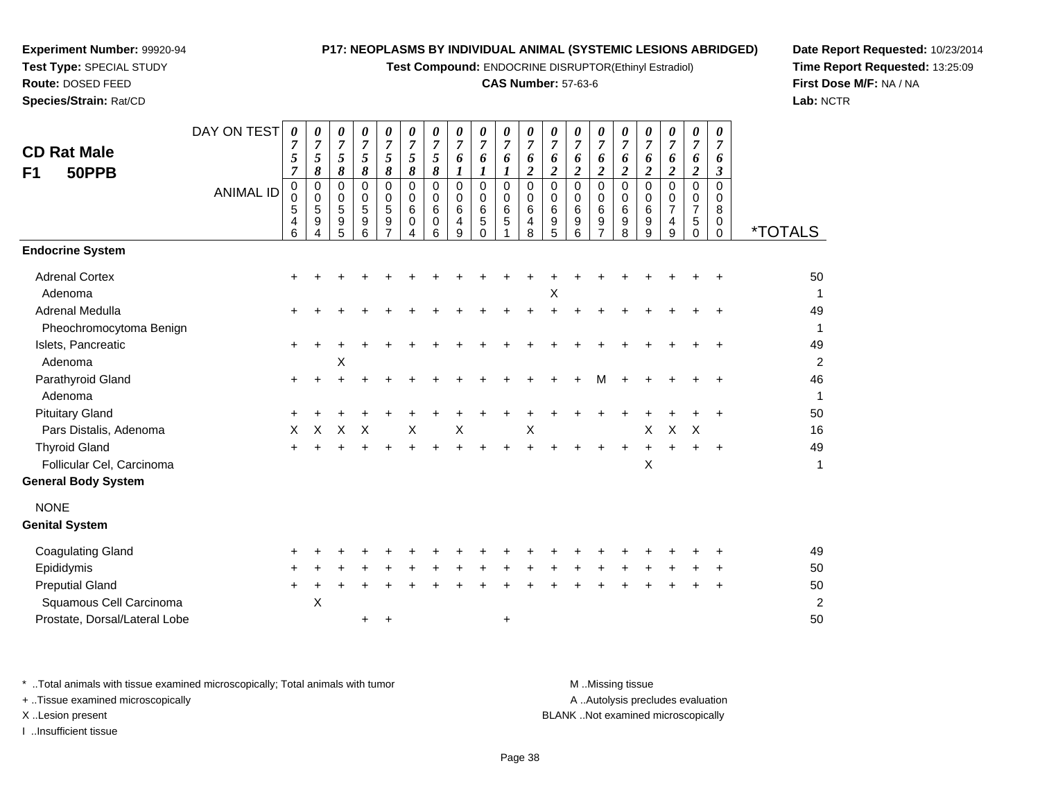**Experiment Number:** 99920-94
**Test Type:** SPECIAL STUDY
**Route:** DOSED FEED
**Species/Strain:** Rat/CD

**P17: NEOPLASMS BY INDIVIDUAL ANIMAL (SYSTEMIC LESIONS ABRIDGED)**
**Test Compound:** ENDOCRINE DISRUPTOR(Ethinyl Estradiol)
**CAS Number:** 57-63-6

**Date Report Requested:** 10/23/2014
**Time Report Requested:** 13:25:09
**First Dose M/F:** NA / NA
**Lab:** NCTR

## CD Rat Male F1 50PPB

| DAY ON TEST | 0757 | 0758 | 0758 | 0758 | 0758 | 0758 | 0758 | 0761 | 0761 | 0761 | 0762 | 0762 | 0762 | 0762 | 0762 | 0762 | 0762 | 0762 | 0763 | |
|---|---|---|---|---|---|---|---|---|---|---|---|---|---|---|---|---|---|---|---|---|
| **ANIMAL ID** | 00546 | 00594 | 00595 | 00596 | 00597 | 00604 | 00606 | 00649 | 00650 | 00651 | 00648 | 00695 | 00696 | 00697 | 00698 | 00699 | 00749 | 00750 | 00800 | ***TOTALS** |
| **Endocrine System** | | | | | | | | | | | | | | | | | | | | |
| Adrenal Cortex | + | + | + | + | + | + | + | + | + | + | + | + | + | + | + | + | + | + | + | 50 |
| Adenoma | | | | | | | | | | | | X | | | | | | | | 1 |
| Adrenal Medulla | + | + | + | + | + | + | + | + | + | + | + | + | + | + | + | + | + | + | + | 49 |
| Pheochromocytoma Benign | | | | | | | | | | | | | | | | | | | | 1 |
| Islets, Pancreatic | + | + | + | + | + | + | + | + | + | + | + | + | + | + | + | + | + | + | + | 49 |
| Adenoma | | | X | | | | | | | | | | | | | | | | | 2 |
| Parathyroid Gland | + | + | + | + | + | + | + | + | + | + | + | + | + | M | + | + | + | + | + | 46 |
| Adenoma | | | | | | | | | | | | | | | | | | | | 1 |
| Pituitary Gland | + | + | + | + | + | + | + | + | + | + | + | + | + | + | + | + | + | + | + | 50 |
| Pars Distalis, Adenoma | X | X | X | X | | X | | X | | | X | | | | | X | X | X | | 16 |
| Thyroid Gland | + | + | + | + | + | + | + | + | + | + | + | + | + | + | + | + | + | + | + | 49 |
| Follicular Cel, Carcinoma | | | | | | | | | | | | | | | | X | | | | 1 |
| **General Body System** | | | | | | | | | | | | | | | | | | | | |
| NONE | | | | | | | | | | | | | | | | | | | | |
| **Genital System** | | | | | | | | | | | | | | | | | | | | |
| Coagulating Gland | + | + | + | + | + | + | + | + | + | + | + | + | + | + | + | + | + | + | + | 49 |
| Epididymis | + | + | + | + | + | + | + | + | + | + | + | + | + | + | + | + | + | + | + | 50 |
| Preputial Gland | + | + | + | + | + | + | + | + | + | + | + | + | + | + | + | + | + | + | + | 50 |
| Squamous Cell Carcinoma | | X | | | | | | | | | | | | | | | | | | 2 |
| Prostate, Dorsal/Lateral Lobe | | | | + | + | | | | | + | | | | | | | | | | 50 |

\* ..Total animals with tissue examined microscopically; Total animals with tumor
\+ ..Tissue examined microscopically
X ..Lesion present
I ..Insufficient tissue

M ..Missing tissue
A ..Autolysis precludes evaluation
BLANK ..Not examined microscopically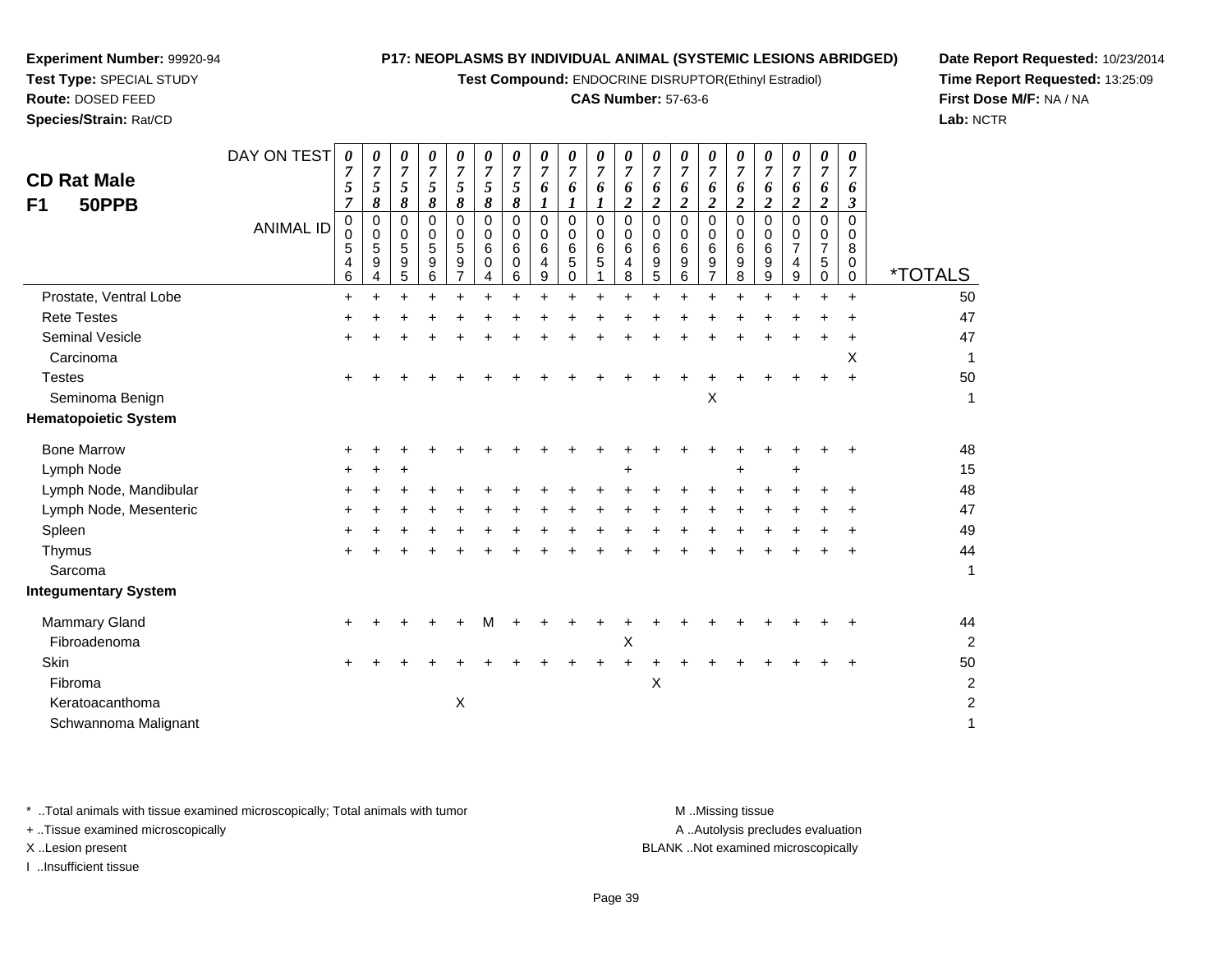**Experiment Number:** 99920-94
**Test Type:** SPECIAL STUDY
**Route:** DOSED FEED
**Species/Strain:** Rat/CD

**P17: NEOPLASMS BY INDIVIDUAL ANIMAL (SYSTEMIC LESIONS ABRIDGED)**
**Test Compound:** ENDOCRINE DISRUPTOR(Ethinyl Estradiol)
**CAS Number:** 57-63-6

**Date Report Requested:** 10/23/2014
**Time Report Requested:** 13:25:09
**First Dose M/F:** NA / NA
**Lab:** NCTR

## CD Rat Male F1 50PPB

| DAY ON TEST | 0757 | 0758 | 0758 | 0758 | 0758 | 0758 | 0758 | 0761 | 0761 | 0761 | 0762 | 0762 | 0762 | 0762 | 0762 | 0762 | 0762 | 0762 | 0763 | |
|---|---|---|---|---|---|---|---|---|---|---|---|---|---|---|---|---|---|---|---|---|
| **ANIMAL ID** | 0005 46 | 0005 94 | 0005 95 | 0005 96 | 0005 97 | 0006 04 | 0006 06 | 0006 49 | 0006 50 | 0006 51 | 0006 48 | 0006 95 | 0006 96 | 0006 97 | 0006 98 | 0006 99 | 0007 49 | 0007 50 | 0008 00 | ***TOTALS** |
| Prostate, Ventral Lobe | + | + | + | + | + | + | + | + | + | + | + | + | + | + | + | + | + | + | + | 50 |
| Rete Testes | + | + | + | + | + | + | + | + | + | + | + | + | + | + | + | + | + | + | + | 47 |
| Seminal Vesicle | + | + | + | + | + | + | + | + | + | + | + | + | + | + | + | + | + | + | + | 47 |
| Carcinoma | | | | | | | | | | | | | | | | | | | X | 1 |
| Testes | + | + | + | + | + | + | + | + | + | + | + | + | + | + | + | + | + | + | + | 50 |
| Seminoma Benign | | | | | | | | | | | | | | X | | | | | | 1 |
| **Hematopoietic System** | | | | | | | | | | | | | | | | | | | | |
| Bone Marrow | + | + | + | + | + | + | + | + | + | + | + | + | + | + | + | + | + | + | + | 48 |
| Lymph Node | + | + | + | | | | | | | | + | | | | + | | + | | | 15 |
| Lymph Node, Mandibular | + | + | + | + | + | + | + | + | + | + | + | + | + | + | + | + | + | + | + | 48 |
| Lymph Node, Mesenteric | + | + | + | + | + | + | + | + | + | + | + | + | + | + | + | + | + | + | + | 47 |
| Spleen | + | + | + | + | + | + | + | + | + | + | + | + | + | + | + | + | + | + | + | 49 |
| Thymus | + | + | + | + | + | + | + | + | + | + | + | + | + | + | + | + | + | + | + | 44 |
| Sarcoma | | | | | | | | | | | | | | | | | | | | 1 |
| **Integumentary System** | | | | | | | | | | | | | | | | | | | | |
| Mammary Gland | + | + | + | + | + | M | + | + | + | + | + | + | + | + | + | + | + | + | + | 44 |
| Fibroadenoma | | | | | | | | | | | X | | | | | | | | | 2 |
| Skin | + | + | + | + | + | + | + | + | + | + | + | + | + | + | + | + | + | + | + | 50 |
| Fibroma | | | | | | | | | | | | X | | | | | | | | 2 |
| Keratoacanthoma | | | | | X | | | | | | | | | | | | | | | 2 |
| Schwannoma Malignant | | | | | | | | | | | | | | | | | | | | 1 |

\* ..Total animals with tissue examined microscopically; Total animals with tumor
\+ ..Tissue examined microscopically
X ..Lesion present
I ..Insufficient tissue

M ..Missing tissue
A ..Autolysis precludes evaluation
BLANK ..Not examined microscopically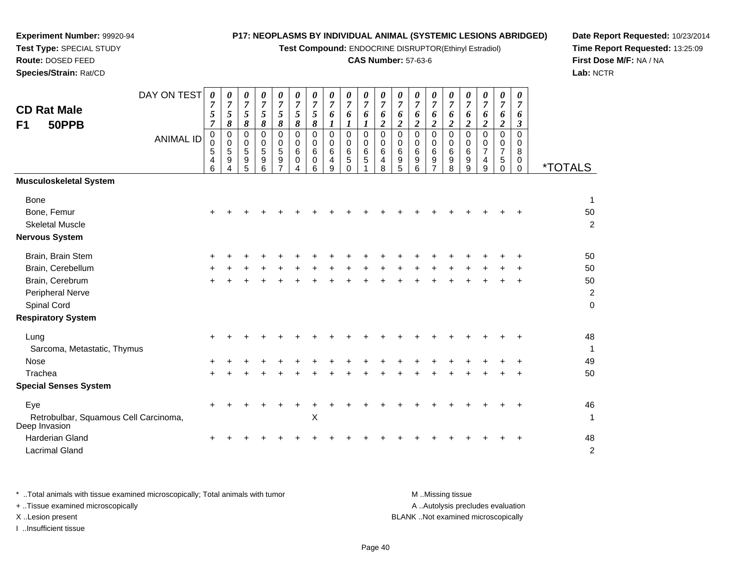**Experiment Number:** 99920-94
**Test Type:** SPECIAL STUDY
**Route:** DOSED FEED
**Species/Strain:** Rat/CD

**P17: NEOPLASMS BY INDIVIDUAL ANIMAL (SYSTEMIC LESIONS ABRIDGED)**
**Test Compound:** ENDOCRINE DISRUPTOR(Ethinyl Estradiol)
**CAS Number:** 57-63-6

**Date Report Requested:** 10/23/2014
**Time Report Requested:** 13:25:09
**First Dose M/F:** NA / NA
**Lab:** NCTR

**CD Rat Male**
**F1 50PPB**

| DAY ON TEST | 0757 | 0758 | 0758 | 0758 | 0758 | 0758 | 0758 | 0761 | 0761 | 0761 | 0762 | 0762 | 0762 | 0762 | 0762 | 0762 | 0762 | 0762 | 0763 | |
|---|---|---|---|---|---|---|---|---|---|---|---|---|---|---|---|---|---|---|---|---|
| **ANIMAL ID** | 00546 | 00594 | 00595 | 00596 | 00597 | 00604 | 00606 | 00649 | 00650 | 00651 | 00648 | 00695 | 00696 | 00697 | 00698 | 00699 | 00749 | 00750 | 00800 | ***TOTALS** |
| **Musculoskeletal System** | | | | | | | | | | | | | | | | | | | | |
| Bone | | | | | | | | | | | | | | | | | | | | 1 |
| Bone, Femur | + | + | + | + | + | + | + | + | + | + | + | + | + | + | + | + | + | + | + | 50 |
| Skeletal Muscle | | | | | | | | | | | | | | | | | | | | 2 |
| **Nervous System** | | | | | | | | | | | | | | | | | | | | |
| Brain, Brain Stem | + | + | + | + | + | + | + | + | + | + | + | + | + | + | + | + | + | + | + | 50 |
| Brain, Cerebellum | + | + | + | + | + | + | + | + | + | + | + | + | + | + | + | + | + | + | + | 50 |
| Brain, Cerebrum | + | + | + | + | + | + | + | + | + | + | + | + | + | + | + | + | + | + | + | 50 |
| Peripheral Nerve | | | | | | | | | | | | | | | | | | | | 2 |
| Spinal Cord | | | | | | | | | | | | | | | | | | | | 0 |
| **Respiratory System** | | | | | | | | | | | | | | | | | | | | |
| Lung | + | + | + | + | + | + | + | + | + | + | + | + | + | + | + | + | + | + | + | 48 |
| Sarcoma, Metastatic, Thymus | | | | | | | | | | | | | | | | | | | | 1 |
| Nose | + | + | + | + | + | + | + | + | + | + | + | + | + | + | + | + | + | + | + | 49 |
| Trachea | + | + | + | + | + | + | + | + | + | + | + | + | + | + | + | + | + | + | + | 50 |
| **Special Senses System** | | | | | | | | | | | | | | | | | | | | |
| Eye | + | + | + | + | + | + | + | + | + | + | + | + | + | + | + | + | + | + | + | 46 |
| Retrobulbar, Squamous Cell Carcinoma, Deep Invasion | | | | | | | X | | | | | | | | | | | | | 1 |
| Harderian Gland | + | + | + | + | + | + | + | + | + | + | + | + | + | + | + | + | + | + | + | 48 |
| Lacrimal Gland | | | | | | | | | | | | | | | | | | | | 2 |

\* ..Total animals with tissue examined microscopically; Total animals with tumor
\+ ..Tissue examined microscopically
X ..Lesion present
I ..Insufficient tissue

M ..Missing tissue
A ..Autolysis precludes evaluation
BLANK ..Not examined microscopically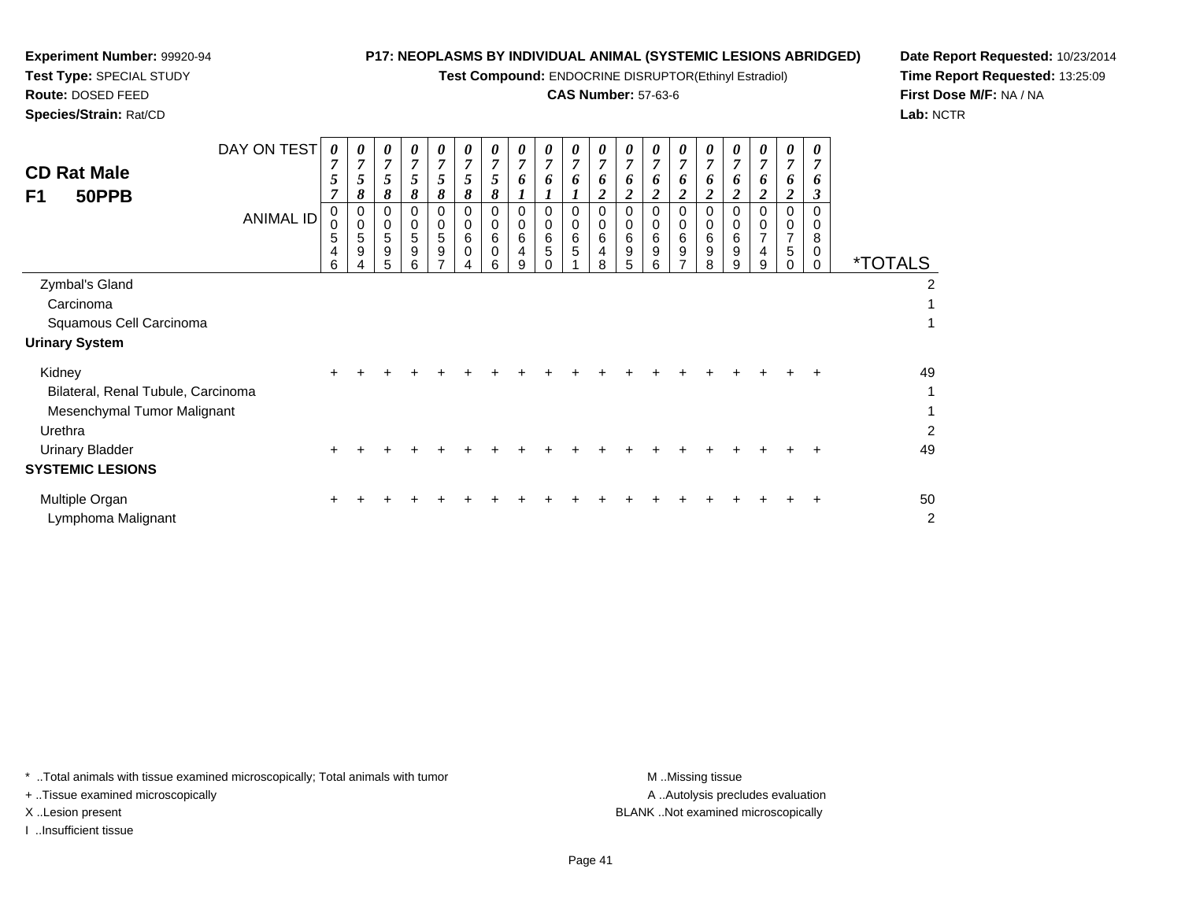**Experiment Number:** 99920-94
**Test Type:** SPECIAL STUDY
**Route:** DOSED FEED
**Species/Strain:** Rat/CD

**P17: NEOPLASMS BY INDIVIDUAL ANIMAL (SYSTEMIC LESIONS ABRIDGED)**
**Test Compound:** ENDOCRINE DISRUPTOR(Ethinyl Estradiol)
**CAS Number:** 57-63-6

**Date Report Requested:** 10/23/2014
**Time Report Requested:** 13:25:09
**First Dose M/F:** NA / NA
**Lab:** NCTR

## CD Rat Male
## F1 50PPB

| DAY ON TEST | 0757 | 0758 | 0758 | 0758 | 0758 | 0758 | 0758 | 0761 | 0761 | 0761 | 0762 | 0762 | 0762 | 0762 | 0762 | 0762 | 0762 | 0762 | 0763 | |
|---|---|---|---|---|---|---|---|---|---|---|---|---|---|---|---|---|---|---|---|---|
| **ANIMAL ID** | 00546 | 00594 | 00595 | 00596 | 00597 | 00604 | 00606 | 00649 | 00650 | 00651 | 00648 | 00695 | 00696 | 00697 | 00698 | 00699 | 00749 | 00750 | 00800 | ***TOTALS** |
| Zymbal's Gland | | | | | | | | | | | | | | | | | | | | 2 |
| Carcinoma | | | | | | | | | | | | | | | | | | | | 1 |
| Squamous Cell Carcinoma | | | | | | | | | | | | | | | | | | | | 1 |
| **Urinary System** | | | | | | | | | | | | | | | | | | | | |
| Kidney | + | + | + | + | + | + | + | + | + | + | + | + | + | + | + | + | + | + | + | 49 |
| Bilateral, Renal Tubule, Carcinoma | | | | | | | | | | | | | | | | | | | | 1 |
| Mesenchymal Tumor Malignant | | | | | | | | | | | | | | | | | | | | 1 |
| Urethra | | | | | | | | | | | | | | | | | | | | 2 |
| Urinary Bladder | + | + | + | + | + | + | + | + | + | + | + | + | + | + | + | + | + | + | + | 49 |
| **SYSTEMIC LESIONS** | | | | | | | | | | | | | | | | | | | | |
| Multiple Organ | + | + | + | + | + | + | + | + | + | + | + | + | + | + | + | + | + | + | + | 50 |
| Lymphoma Malignant | | | | | | | | | | | | | | | | | | | | 2 |

\* ..Total animals with tissue examined microscopically; Total animals with tumor
\+ ..Tissue examined microscopically
X ..Lesion present
I ..Insufficient tissue

M ..Missing tissue
A ..Autolysis precludes evaluation
BLANK ..Not examined microscopically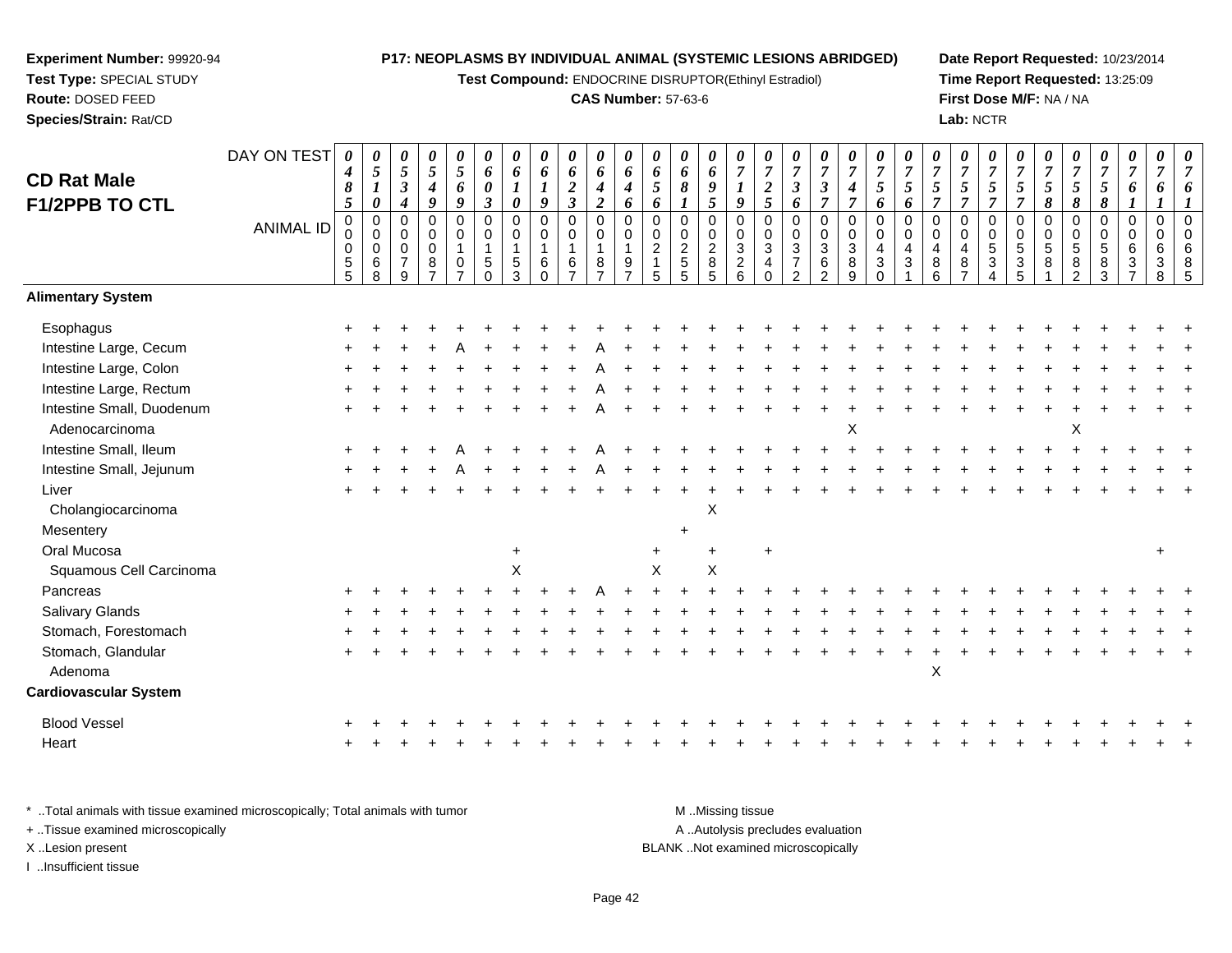**Experiment Number:** 99920-94
**Test Type:** SPECIAL STUDY
**Route:** DOSED FEED
**Species/Strain:** Rat/CD

**P17: NEOPLASMS BY INDIVIDUAL ANIMAL (SYSTEMIC LESIONS ABRIDGED)**
**Test Compound:** ENDOCRINE DISRUPTOR(Ethinyl Estradiol)
**CAS Number:** 57-63-6

**Date Report Requested:** 10/23/2014
**Time Report Requested:** 13:25:09
**First Dose M/F:** NA / NA
**Lab:** NCTR

## CD Rat Male F1/2PPB TO CTL

| DAY ON TEST | 0485 | 0510 | 0534 | 0549 | 0569 | 0603 | 0610 | 0619 | 0623 | 0642 | 0646 | 0656 | 0681 | 0695 | 0719 | 0725 | 0736 | 0737 | 0747 | 0756 | 0756 | 0757 | 0757 | 0757 | 0757 | 0758 | 0758 | 0758 | 0761 | 0761 | 0761 |
|---|---|---|---|---|---|---|---|---|---|---|---|---|---|---|---|---|---|---|---|---|---|---|---|---|---|---|---|---|---|---|---|
| **ANIMAL ID** | 00055 | 00068 | 00079 | 00087 | 00107 | 00150 | 00153 | 00160 | 00167 | 00187 | 00197 | 00215 | 00255 | 00285 | 00326 | 00340 | 00372 | 00362 | 00389 | 00430 | 00431 | 00486 | 00487 | 00534 | 00535 | 00581 | 00582 | 00583 | 00637 | 00638 | 00685 |
| **Alimentary System** | | | | | | | | | | | | | | | | | | | | | | | | | | | | | | | |
| Esophagus | + | + | + | + | + | + | + | + | + | + | + | + | + | + | + | + | + | + | + | + | + | + | + | + | + | + | + | + | + | + | + |
| Intestine Large, Cecum | + | + | + | + | A | + | + | + | + | A | + | + | + | + | + | + | + | + | + | + | + | + | + | + | + | + | + | + | + | + | + |
| Intestine Large, Colon | + | + | + | + | + | + | + | + | + | A | + | + | + | + | + | + | + | + | + | + | + | + | + | + | + | + | + | + | + | + | + |
| Intestine Large, Rectum | + | + | + | + | + | + | + | + | + | A | + | + | + | + | + | + | + | + | + | + | + | + | + | + | + | + | + | + | + | + | + |
| Intestine Small, Duodenum | + | + | + | + | + | + | + | + | + | A | + | + | + | + | + | + | + | + | + | + | + | + | + | + | + | + | + | + | + | + | + |
| Adenocarcinoma | | | | | | | | | | | | | | | | | | | X | | | | | | | | X | | | | |
| Intestine Small, Ileum | + | + | + | + | A | + | + | + | + | A | + | + | + | + | + | + | + | + | + | + | + | + | + | + | + | + | + | + | + | + | + |
| Intestine Small, Jejunum | + | + | + | + | A | + | + | + | + | A | + | + | + | + | + | + | + | + | + | + | + | + | + | + | + | + | + | + | + | + | + |
| Liver | + | + | + | + | + | + | + | + | + | + | + | + | + | + | + | + | + | + | + | + | + | + | + | + | + | + | + | + | + | + | + |
| Cholangiocarcinoma | | | | | | | | | | | | | | X | | | | | | | | | | | | | | | | | |
| Mesentery | | | | | | | | | | | | | + | | | | | | | | | | | | | | | | | | |
| Oral Mucosa | | | | | | | + | | | | | + | | + | | + | | | | | | | | | | | | | | + | |
| Squamous Cell Carcinoma | | | | | | | X | | | | | X | | X | | | | | | | | | | | | | | | | | |
| Pancreas | + | + | + | + | + | + | + | + | + | A | + | + | + | + | + | + | + | + | + | + | + | + | + | + | + | + | + | + | + | + | + |
| Salivary Glands | + | + | + | + | + | + | + | + | + | + | + | + | + | + | + | + | + | + | + | + | + | + | + | + | + | + | + | + | + | + | + |
| Stomach, Forestomach | + | + | + | + | + | + | + | + | + | + | + | + | + | + | + | + | + | + | + | + | + | + | + | + | + | + | + | + | + | + | + |
| Stomach, Glandular | + | + | + | + | + | + | + | + | + | + | + | + | + | + | + | + | + | + | + | + | + | + | + | + | + | + | + | + | + | + | + |
| Adenoma | | | | | | | | | | | | | | | | | | | | | | X | | | | | | | | | |
| **Cardiovascular System** | | | | | | | | | | | | | | | | | | | | | | | | | | | | | | | |
| Blood Vessel | + | + | + | + | + | + | + | + | + | + | + | + | + | + | + | + | + | + | + | + | + | + | + | + | + | + | + | + | + | + | + |
| Heart | + | + | + | + | + | + | + | + | + | + | + | + | + | + | + | + | + | + | + | + | + | + | + | + | + | + | + | + | + | + | + |

\* ..Total animals with tissue examined microscopically; Total animals with tumor
\+ ..Tissue examined microscopically
X ..Lesion present
I ..Insufficient tissue

M ..Missing tissue
A ..Autolysis precludes evaluation
BLANK ..Not examined microscopically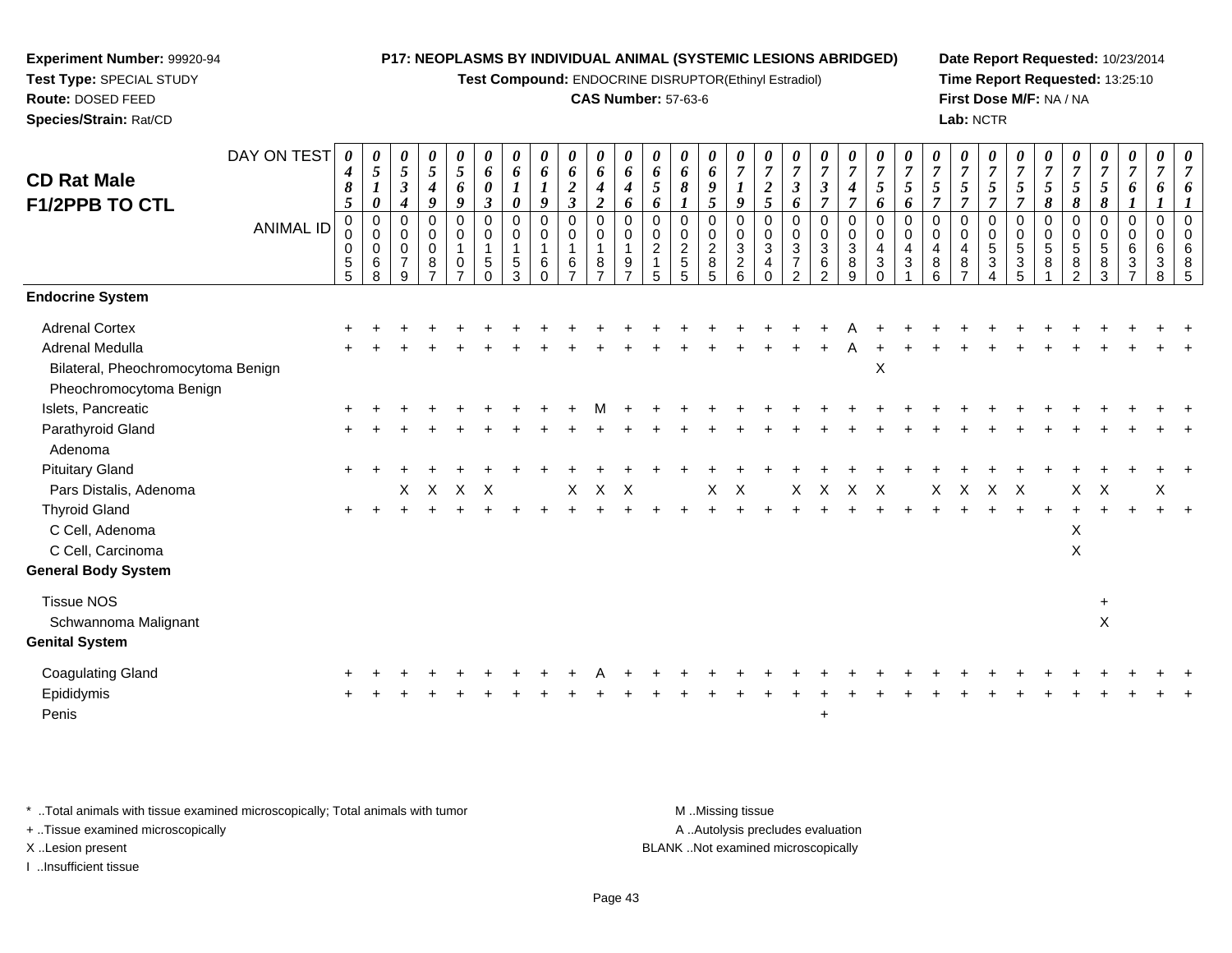**Experiment Number:** 99920-94
**Test Type:** SPECIAL STUDY
**Route:** DOSED FEED
**Species/Strain:** Rat/CD

**P17: NEOPLASMS BY INDIVIDUAL ANIMAL (SYSTEMIC LESIONS ABRIDGED)**
**Test Compound:** ENDOCRINE DISRUPTOR(Ethinyl Estradiol)
**CAS Number:** 57-63-6

**Date Report Requested:** 10/23/2014
**Time Report Requested:** 13:25:10
**First Dose M/F:** NA / NA
**Lab:** NCTR

## CD Rat Male F1/2PPB TO CTL

| DAY ON TEST | 0485 | 0510 | 0534 | 0549 | 0569 | 0603 | 0610 | 0619 | 0623 | 0642 | 0646 | 0656 | 0681 | 0695 | 0719 | 0725 | 0736 | 0737 | 0747 | 0756 | 0756 | 0757 | 0757 | 0757 | 0757 | 0758 | 0758 | 0758 | 0761 | 0761 |
|---|---|---|---|---|---|---|---|---|---|---|---|---|---|---|---|---|---|---|---|---|---|---|---|---|---|---|---|---|---|---|
| **ANIMAL ID** | 00055 | 00068 | 00079 | 00087 | 00107 | 00150 | 00153 | 00160 | 00167 | 00187 | 00197 | 00215 | 00255 | 00285 | 00326 | 00340 | 00372 | 00362 | 00389 | 00430 | 00431 | 00486 | 00487 | 00534 | 00535 | 00581 | 00582 | 00583 | 00637 | 00638 | 00685 |
| **Endocrine System** | | | | | | | | | | | | | | | | | | | | | | | | | | | | | | |
| Adrenal Cortex | + | + | + | + | + | + | + | + | + | + | + | + | + | + | + | + | + | + | A | + | + | + | + | + | + | + | + | + | + | + |
| Adrenal Medulla | + | + | + | + | + | + | + | + | + | + | + | + | + | + | + | + | + | + | A | + | + | + | + | + | + | + | + | + | + | + |
| Bilateral, Pheochromocytoma Benign | | | | | | | | | | | | | | | | | | | | X | | | | | | | | | | |
| Pheochromocytoma Benign | | | | | | | | | | | | | | | | | | | | | | | | | | | | | | |
| Islets, Pancreatic | + | + | + | + | + | + | + | + | + | M | + | + | + | + | + | + | + | + | + | + | + | + | + | + | + | + | + | + | + | + |
| Parathyroid Gland | + | + | + | + | + | + | + | + | + | + | + | + | + | + | + | + | + | + | + | + | + | + | + | + | + | + | + | + | + | + |
| Adenoma | | | | | | | | | | | | | | | | | | | | | | | | | | | | | | |
| Pituitary Gland | + | + | + | + | + | + | + | + | + | + | + | + | + | + | + | + | + | + | + | + | + | + | + | + | + | + | + | + | + | + |
| Pars Distalis, Adenoma | | | X | X | X | X | | | X | X | X | | | X | X | | X | X | X | X | | X | X | X | X | | X | X | | X |
| Thyroid Gland | + | + | + | + | + | + | + | + | + | + | + | + | + | + | + | + | + | + | + | + | + | + | + | + | + | + | + | + | + | + |
| C Cell, Adenoma | | | | | | | | | | | | | | | | | | | | | | | | | | | X | | | |
| C Cell, Carcinoma | | | | | | | | | | | | | | | | | | | | | | | | | | | X | | | |
| **General Body System** | | | | | | | | | | | | | | | | | | | | | | | | | | | | | | |
| Tissue NOS | | | | | | | | | | | | | | | | | | | | | | | | | | | | + | | |
| Schwannoma Malignant | | | | | | | | | | | | | | | | | | | | | | | | | | | | X | | |
| **Genital System** | | | | | | | | | | | | | | | | | | | | | | | | | | | | | | |
| Coagulating Gland | + | + | + | + | + | + | + | + | + | A | + | + | + | + | + | + | + | + | + | + | + | + | + | + | + | + | + | + | + | + |
| Epididymis | + | + | + | + | + | + | + | + | + | + | + | + | + | + | + | + | + | + | + | + | + | + | + | + | + | + | + | + | + | + |
| Penis | | | | | | | | | | | | | | | | | | + | | | | | | | | | | | | |

\* ..Total animals with tissue examined microscopically; Total animals with tumor
+ ..Tissue examined microscopically
X ..Lesion present
I ..Insufficient tissue

M ..Missing tissue
A ..Autolysis precludes evaluation
BLANK ..Not examined microscopically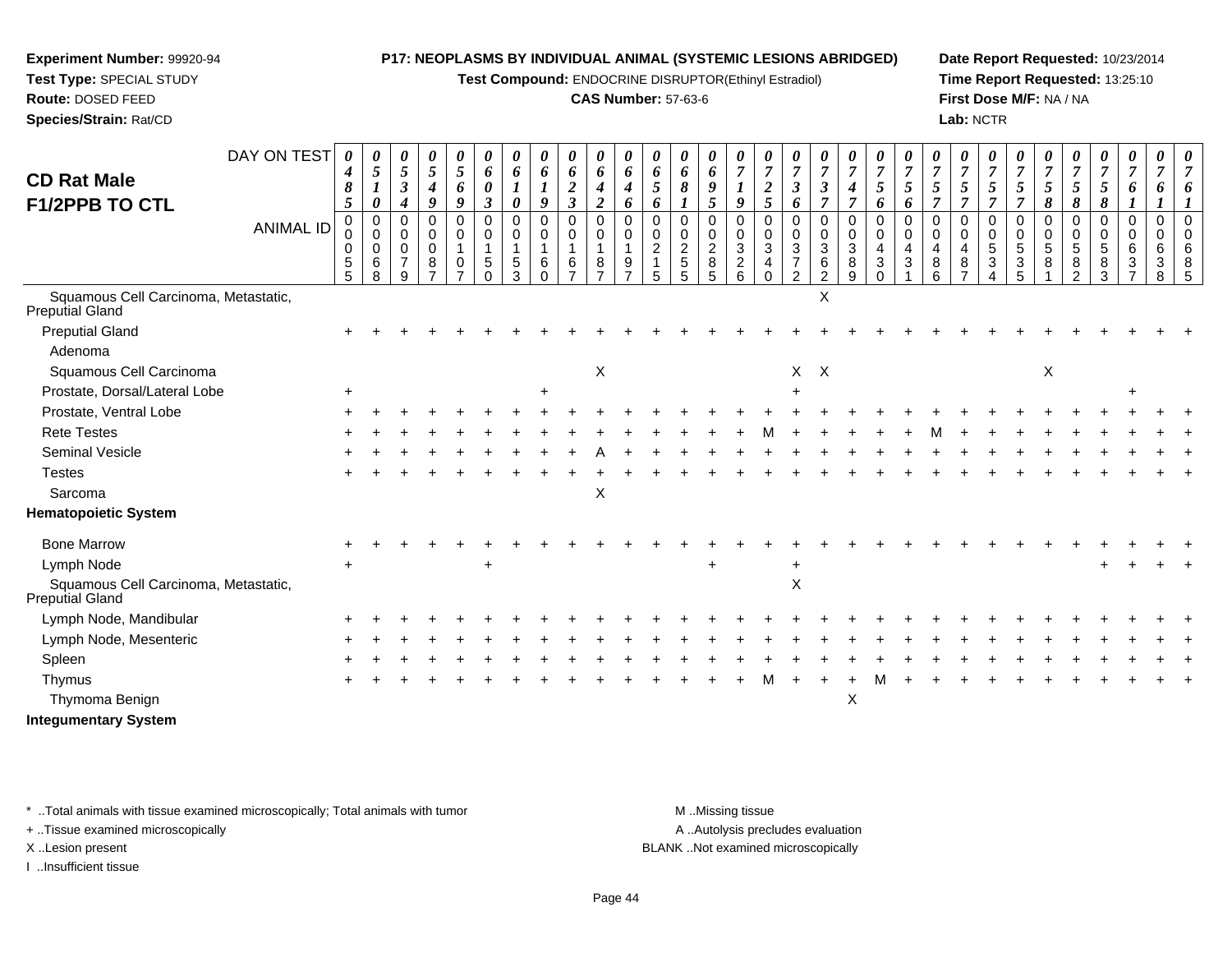**Experiment Number:** 99920-94
**Test Type:** SPECIAL STUDY
**Route:** DOSED FEED
**Species/Strain:** Rat/CD

**P17: NEOPLASMS BY INDIVIDUAL ANIMAL (SYSTEMIC LESIONS ABRIDGED)**
**Test Compound:** ENDOCRINE DISRUPTOR(Ethinyl Estradiol)
**CAS Number:** 57-63-6

**Date Report Requested:** 10/23/2014
**Time Report Requested:** 13:25:10
**First Dose M/F:** NA / NA
**Lab:** NCTR

## CD Rat Male F1/2PPB TO CTL

| DAY ON TEST | 0485 | 0510 | 0534 | 0549 | 0569 | 0603 | 0610 | 0619 | 0623 | 0642 | 0646 | 0656 | 0681 | 0695 | 0719 | 0725 | 0736 | 0737 | 0747 | 0756 | 0756 | 0757 | 0757 | 0757 | 0757 | 0758 | 0758 | 0758 | 0761 | 0761 | 0761 |
|---|---|---|---|---|---|---|---|---|---|---|---|---|---|---|---|---|---|---|---|---|---|---|---|---|---|---|---|---|---|---|---|
| **ANIMAL ID** | 00055 | 00068 | 00079 | 00087 | 00107 | 00150 | 00153 | 00160 | 00167 | 00187 | 00197 | 00215 | 00255 | 00285 | 00326 | 00340 | 00372 | 00362 | 00389 | 00430 | 00431 | 00486 | 00487 | 00534 | 00535 | 00581 | 00582 | 00583 | 00637 | 00638 | 00685 |
| Squamous Cell Carcinoma, Metastatic, Preputial Gland | | | | | | | | | | | | | | | | | | X | | | | | | | | | | | | | |
| Preputial Gland | + | + | + | + | + | + | + | + | + | + | + | + | + | + | + | + | + | + | + | + | + | + | + | + | + | + | + | + | + | + | + |
| Adenoma | | | | | | | | | | | | | | | | | | | | | | | | | | | | | | | |
| Squamous Cell Carcinoma | | | | | | | | | | X | | | | | | | X | X | | | | | | | | X | | | | | |
| Prostate, Dorsal/Lateral Lobe | + | | | | | | | + | | | | | | | | | + | | | | | | | | | | | | + | | |
| Prostate, Ventral Lobe | + | + | + | + | + | + | + | + | + | + | + | + | + | + | + | + | + | + | + | + | + | + | + | + | + | + | + | + | + | + | + |
| Rete Testes | + | + | + | + | + | + | + | + | + | + | + | + | + | + | + | M | + | + | + | + | + | M | + | + | + | + | + | + | + | + | + |
| Seminal Vesicle | + | + | + | + | + | + | + | + | + | A | + | + | + | + | + | + | + | + | + | + | + | + | + | + | + | + | + | + | + | + | + |
| Testes | + | + | + | + | + | + | + | + | + | + | + | + | + | + | + | + | + | + | + | + | + | + | + | + | + | + | + | + | + | + | + |
| Sarcoma | | | | | | | | | | X | | | | | | | | | | | | | | | | | | | | | |
| **Hematopoietic System** | | | | | | | | | | | | | | | | | | | | | | | | | | | | | | | |
| Bone Marrow | + | + | + | + | + | + | + | + | + | + | + | + | + | + | + | + | + | + | + | + | + | + | + | + | + | + | + | + | + | + | + |
| Lymph Node | + | | | | | + | | | | | | | | + | | | + | | | | | | | | | | | + | + | + | + |
| Squamous Cell Carcinoma, Metastatic, Preputial Gland | | | | | | | | | | | | | | | | | X | | | | | | | | | | | | | | |
| Lymph Node, Mandibular | + | + | + | + | + | + | + | + | + | + | + | + | + | + | + | + | + | + | + | + | + | + | + | + | + | + | + | + | + | + | + |
| Lymph Node, Mesenteric | + | + | + | + | + | + | + | + | + | + | + | + | + | + | + | + | + | + | + | + | + | + | + | + | + | + | + | + | + | + | + |
| Spleen | + | + | + | + | + | + | + | + | + | + | + | + | + | + | + | + | + | + | + | + | + | + | + | + | + | + | + | + | + | + | + |
| Thymus | + | + | + | + | + | + | + | + | + | + | + | + | + | + | + | M | + | + | + | M | + | + | + | + | + | + | + | + | + | + | + |
| Thymoma Benign | | | | | | | | | | | | | | | | | | | X | | | | | | | | | | | | |
| **Integumentary System** | | | | | | | | | | | | | | | | | | | | | | | | | | | | | | | |

\* ..Total animals with tissue examined microscopically; Total animals with tumor
\+ ..Tissue examined microscopically
X ..Lesion present
I ..Insufficient tissue

M ..Missing tissue
A ..Autolysis precludes evaluation
BLANK ..Not examined microscopically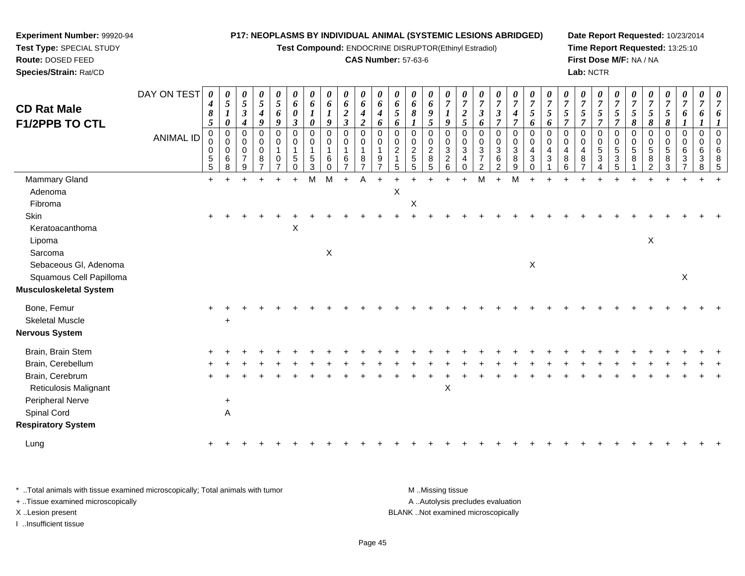**Experiment Number:** 99920-94
**Test Type:** SPECIAL STUDY
**Route:** DOSED FEED
**Species/Strain:** Rat/CD

**P17: NEOPLASMS BY INDIVIDUAL ANIMAL (SYSTEMIC LESIONS ABRIDGED)**
**Test Compound:** ENDOCRINE DISRUPTOR(Ethinyl Estradiol)
**CAS Number:** 57-63-6

**Date Report Requested:** 10/23/2014
**Time Report Requested:** 13:25:10
**First Dose M/F:** NA / NA
**Lab:** NCTR

## CD Rat Male F1/2PPB TO CTL

| DAY ON TEST | 0485 | 0510 | 0534 | 0549 | 0569 | 0603 | 0610 | 0619 | 0623 | 0642 | 0646 | 0656 | 0681 | 0695 | 0719 | 0725 | 0736 | 0737 | 0747 | 0756 | 0756 | 0757 | 0757 | 0757 | 0757 | 0758 | 0758 | 0758 | 0761 | 0761 | 0761 |
|---|---|---|---|---|---|---|---|---|---|---|---|---|---|---|---|---|---|---|---|---|---|---|---|---|---|---|---|---|---|---|---|
| **ANIMAL ID** | 00055 | 00068 | 00079 | 00087 | 00107 | 00150 | 00153 | 00160 | 00167 | 00187 | 00197 | 00215 | 00255 | 00285 | 00326 | 00340 | 00372 | 00362 | 00389 | 00430 | 00431 | 00486 | 00487 | 00534 | 00535 | 00581 | 00582 | 00583 | 00637 | 00638 | 00685 |
| Mammary Gland | + | + | + | + | + | + | + | M | M | + | A | + | + | + | + | + | + | M | + | M | + | + | + | + | + | + | + | + | + | + | + |
| Adenoma | | | | | | | | | | | | | X | | | | | | | | | | | | | | | | | | |
| Fibroma | | | | | | | | | | | | | | X | | | | | | | | | | | | | | | | | |
| Skin | + | + | + | + | + | + | + | + | + | + | + | + | + | + | + | + | + | + | + | + | + | + | + | + | + | + | + | + | + | + | + |
| Keratoacanthoma | | | | | | X | | | | | | | | | | | | | | | | | | | | | | | | | |
| Lipoma | | | | | | | | | | | | | | | | | | | | | | | | | | | X | | | | |
| Sarcoma | | | | | | | | X | | | | | | | | | | | | | | | | | | | | | | | |
| Sebaceous Gl, Adenoma | | | | | | | | | | | | | | | | | | | | X | | | | | | | | | | | |
| Squamous Cell Papilloma | | | | | | | | | | | | | | | | | | | | | | | | | | | | | X | | |
| **Musculoskeletal System** | | | | | | | | | | | | | | | | | | | | | | | | | | | | | | | |
| Bone, Femur | + | + | + | + | + | + | + | + | + | + | + | + | + | + | + | + | + | + | + | + | + | + | + | + | + | + | + | + | + | + | + |
| Skeletal Muscle | | + | | | | | | | | | | | | | | | | | | | | | | | | | | | | | |
| **Nervous System** | | | | | | | | | | | | | | | | | | | | | | | | | | | | | | | |
| Brain, Brain Stem | + | + | + | + | + | + | + | + | + | + | + | + | + | + | + | + | + | + | + | + | + | + | + | + | + | + | + | + | + | + | + |
| Brain, Cerebellum | + | + | + | + | + | + | + | + | + | + | + | + | + | + | + | + | + | + | + | + | + | + | + | + | + | + | + | + | + | + | + |
| Brain, Cerebrum | + | + | + | + | + | + | + | + | + | + | + | + | + | + | + | + | + | + | + | + | + | + | + | + | + | + | + | + | + | + | + |
| Reticulosis Malignant | | | | | | | | | | | | | | | X | | | | | | | | | | | | | | | | |
| Peripheral Nerve | | + | | | | | | | | | | | | | | | | | | | | | | | | | | | | | |
| Spinal Cord | | A | | | | | | | | | | | | | | | | | | | | | | | | | | | | | |
| **Respiratory System** | | | | | | | | | | | | | | | | | | | | | | | | | | | | | | | |
| Lung | + | + | + | + | + | + | + | + | + | + | + | + | + | + | + | + | + | + | + | + | + | + | + | + | + | + | + | + | + | + | + |

\* ..Total animals with tissue examined microscopically; Total animals with tumor
\+ ..Tissue examined microscopically
X ..Lesion present
I ..Insufficient tissue

M ..Missing tissue
A ..Autolysis precludes evaluation
BLANK ..Not examined microscopically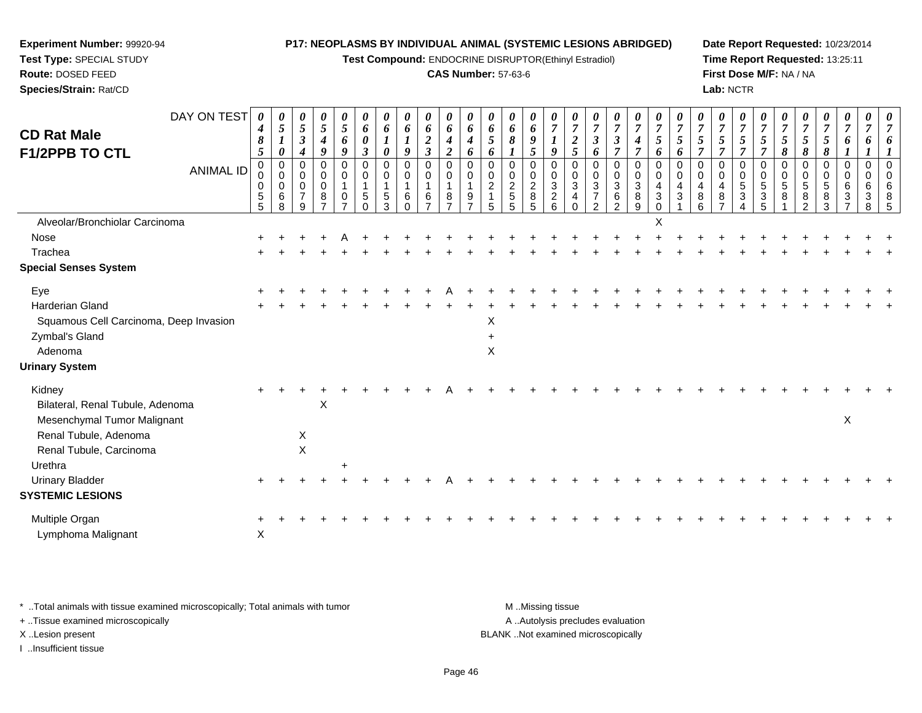**Experiment Number:** 99920-94
**Test Type:** SPECIAL STUDY
**Route:** DOSED FEED
**Species/Strain:** Rat/CD

**P17: NEOPLASMS BY INDIVIDUAL ANIMAL (SYSTEMIC LESIONS ABRIDGED)**
**Test Compound:** ENDOCRINE DISRUPTOR(Ethinyl Estradiol)
**CAS Number:** 57-63-6

**Date Report Requested:** 10/23/2014
**Time Report Requested:** 13:25:11
**First Dose M/F:** NA / NA
**Lab:** NCTR

## CD Rat Male F1/2PPB TO CTL

| DAY ON TEST | 0485 | 0510 | 0534 | 0549 | 0569 | 0603 | 0610 | 0619 | 0623 | 0642 | 0646 | 0656 | 0681 | 0695 | 0719 | 0725 | 0736 | 0737 | 0747 | 0756 | 0756 | 0757 | 0757 | 0757 | 0757 | 0758 | 0758 | 0758 | 0761 | 0761 | 0761 |
|---|---|---|---|---|---|---|---|---|---|---|---|---|---|---|---|---|---|---|---|---|---|---|---|---|---|---|---|---|---|---|---|
| **ANIMAL ID** | 00055 | 00068 | 00079 | 00087 | 00107 | 00150 | 00153 | 00160 | 00167 | 00187 | 00197 | 00215 | 00255 | 00285 | 00326 | 00340 | 00372 | 00362 | 00389 | 00430 | 00431 | 00486 | 00487 | 00534 | 00535 | 00581 | 00582 | 00583 | 00637 | 00638 | 00685 |
| Alveolar/Bronchiolar Carcinoma | | | | | | | | | | | | | | | | | | | | X | | | | | | | | | | | |
| Nose | + | + | + | + | A | + | + | + | + | + | + | + | + | + | + | + | + | + | + | + | + | + | + | + | + | + | + | + | + | + | + |
| Trachea | + | + | + | + | + | + | + | + | + | + | + | + | + | + | + | + | + | + | + | + | + | + | + | + | + | + | + | + | + | + | + |
| **Special Senses System** | | | | | | | | | | | | | | | | | | | | | | | | | | | | | | | |
| Eye | + | + | + | + | + | + | + | + | + | A | + | + | + | + | + | + | + | + | + | + | + | + | + | + | + | + | + | + | + | + | + |
| Harderian Gland | + | + | + | + | + | + | + | + | + | + | + | + | + | + | + | + | + | + | + | + | + | + | + | + | + | + | + | + | + | + | + |
| Squamous Cell Carcinoma, Deep Invasion | | | | | | | | | | | | X | | | | | | | | | | | | | | | | | | | |
| Zymbal's Gland | | | | | | | | | | | | + | | | | | | | | | | | | | | | | | | | |
| Adenoma | | | | | | | | | | | | X | | | | | | | | | | | | | | | | | | | |
| **Urinary System** | | | | | | | | | | | | | | | | | | | | | | | | | | | | | | | |
| Kidney | + | + | + | + | + | + | + | + | + | A | + | + | + | + | + | + | + | + | + | + | + | + | + | + | + | + | + | + | + | + | + |
| Bilateral, Renal Tubule, Adenoma | | | | X | | | | | | | | | | | | | | | | | | | | | | | | | | | |
| Mesenchymal Tumor Malignant | | | | | | | | | | | | | | | | | | | | | | | | | | | | | X | | |
| Renal Tubule, Adenoma | | | X | | | | | | | | | | | | | | | | | | | | | | | | | | | | |
| Renal Tubule, Carcinoma | | | X | | | | | | | | | | | | | | | | | | | | | | | | | | | | |
| Urethra | | | | | + | | | | | | | | | | | | | | | | | | | | | | | | | | |
| Urinary Bladder | + | + | + | + | + | + | + | + | + | A | + | + | + | + | + | + | + | + | + | + | + | + | + | + | + | + | + | + | + | + | + |
| **SYSTEMIC LESIONS** | | | | | | | | | | | | | | | | | | | | | | | | | | | | | | | |
| Multiple Organ | + | + | + | + | + | + | + | + | + | + | + | + | + | + | + | + | + | + | + | + | + | + | + | + | + | + | + | + | + | + | + |
| Lymphoma Malignant | X | | | | | | | | | | | | | | | | | | | | | | | | | | | | | | |

\* ..Total animals with tissue examined microscopically; Total animals with tumor
+ ..Tissue examined microscopically
X ..Lesion present
I ..Insufficient tissue

M ..Missing tissue
A ..Autolysis precludes evaluation
BLANK ..Not examined microscopically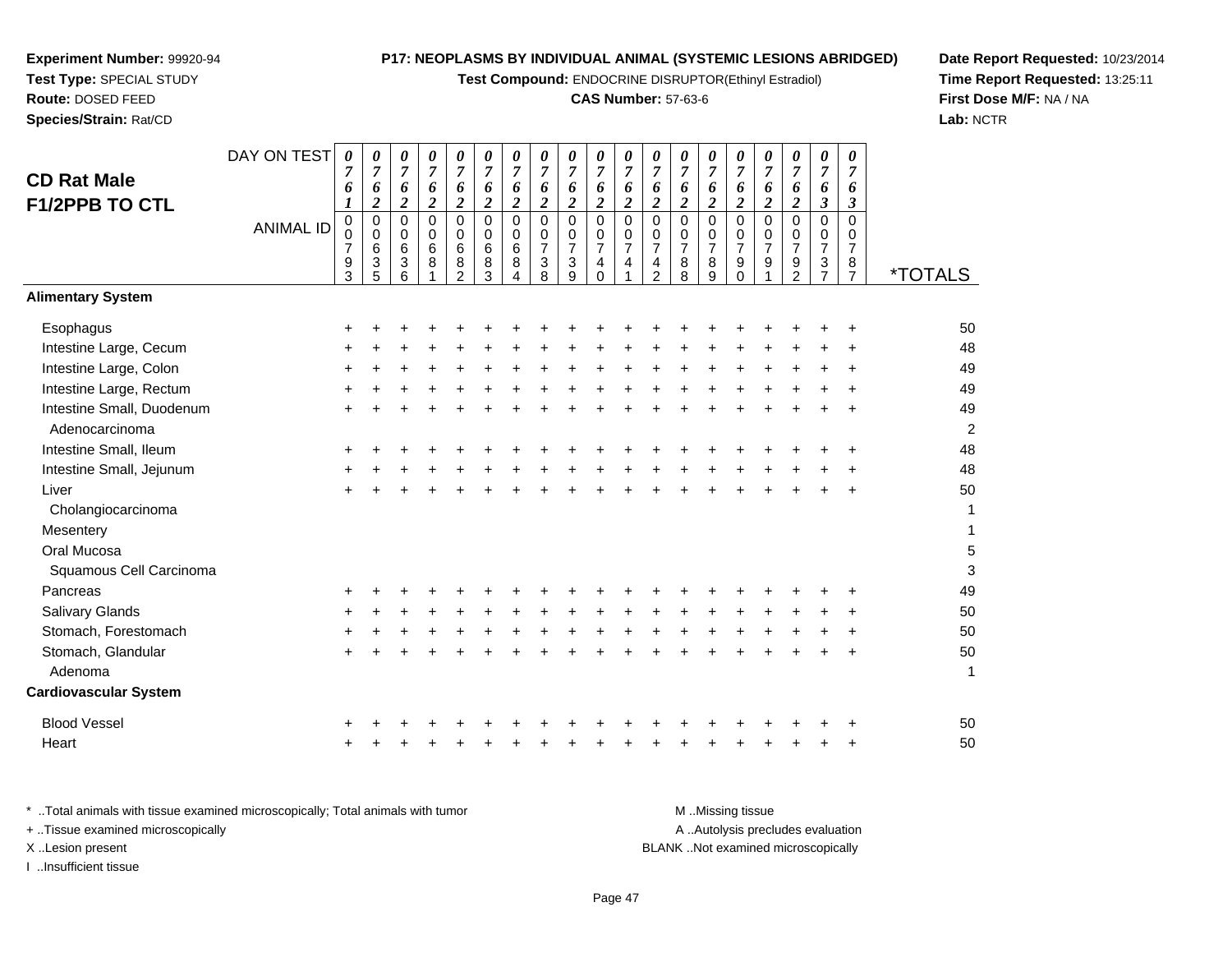**Experiment Number:** 99920-94
**Test Type:** SPECIAL STUDY
**Route:** DOSED FEED
**Species/Strain:** Rat/CD

**P17: NEOPLASMS BY INDIVIDUAL ANIMAL (SYSTEMIC LESIONS ABRIDGED)**
**Test Compound:** ENDOCRINE DISRUPTOR(Ethinyl Estradiol)
**CAS Number:** 57-63-6

**Date Report Requested:** 10/23/2014
**Time Report Requested:** 13:25:11
**First Dose M/F:** NA / NA
**Lab:** NCTR

## CD Rat Male F1/2PPB TO CTL

| DAY ON TEST | 0761 | 0762 | 0762 | 0762 | 0762 | 0762 | 0762 | 0762 | 0762 | 0762 | 0762 | 0762 | 0762 | 0762 | 0762 | 0762 | 0762 | 0763 | 0763 | |
|---|---|---|---|---|---|---|---|---|---|---|---|---|---|---|---|---|---|---|---|---|
| **ANIMAL ID** | 00793 | 00635 | 00636 | 00681 | 00682 | 00683 | 00684 | 00738 | 00739 | 00740 | 00741 | 00742 | 00788 | 00789 | 00790 | 00791 | 00792 | 00737 | 00787 | ***TOTALS** |
| **Alimentary System** | | | | | | | | | | | | | | | | | | | | |
| Esophagus | + | + | + | + | + | + | + | + | + | + | + | + | + | + | + | + | + | + | + | 50 |
| Intestine Large, Cecum | + | + | + | + | + | + | + | + | + | + | + | + | + | + | + | + | + | + | + | 48 |
| Intestine Large, Colon | + | + | + | + | + | + | + | + | + | + | + | + | + | + | + | + | + | + | + | 49 |
| Intestine Large, Rectum | + | + | + | + | + | + | + | + | + | + | + | + | + | + | + | + | + | + | + | 49 |
| Intestine Small, Duodenum | + | + | + | + | + | + | + | + | + | + | + | + | + | + | + | + | + | + | + | 49 |
| Adenocarcinoma | | | | | | | | | | | | | | | | | | | | 2 |
| Intestine Small, Ileum | + | + | + | + | + | + | + | + | + | + | + | + | + | + | + | + | + | + | + | 48 |
| Intestine Small, Jejunum | + | + | + | + | + | + | + | + | + | + | + | + | + | + | + | + | + | + | + | 48 |
| Liver | + | + | + | + | + | + | + | + | + | + | + | + | + | + | + | + | + | + | + | 50 |
| Cholangiocarcinoma | | | | | | | | | | | | | | | | | | | | 1 |
| Mesentery | | | | | | | | | | | | | | | | | | | | 1 |
| Oral Mucosa | | | | | | | | | | | | | | | | | | | | 5 |
| Squamous Cell Carcinoma | | | | | | | | | | | | | | | | | | | | 3 |
| Pancreas | + | + | + | + | + | + | + | + | + | + | + | + | + | + | + | + | + | + | + | 49 |
| Salivary Glands | + | + | + | + | + | + | + | + | + | + | + | + | + | + | + | + | + | + | + | 50 |
| Stomach, Forestomach | + | + | + | + | + | + | + | + | + | + | + | + | + | + | + | + | + | + | + | 50 |
| Stomach, Glandular | + | + | + | + | + | + | + | + | + | + | + | + | + | + | + | + | + | + | + | 50 |
| Adenoma | | | | | | | | | | | | | | | | | | | | 1 |
| **Cardiovascular System** | | | | | | | | | | | | | | | | | | | | |
| Blood Vessel | + | + | + | + | + | + | + | + | + | + | + | + | + | + | + | + | + | + | + | 50 |
| Heart | + | + | + | + | + | + | + | + | + | + | + | + | + | + | + | + | + | + | + | 50 |

\* ..Total animals with tissue examined microscopically; Total animals with tumor
\+ ..Tissue examined microscopically
X ..Lesion present
I ..Insufficient tissue

M ..Missing tissue
A ..Autolysis precludes evaluation
BLANK ..Not examined microscopically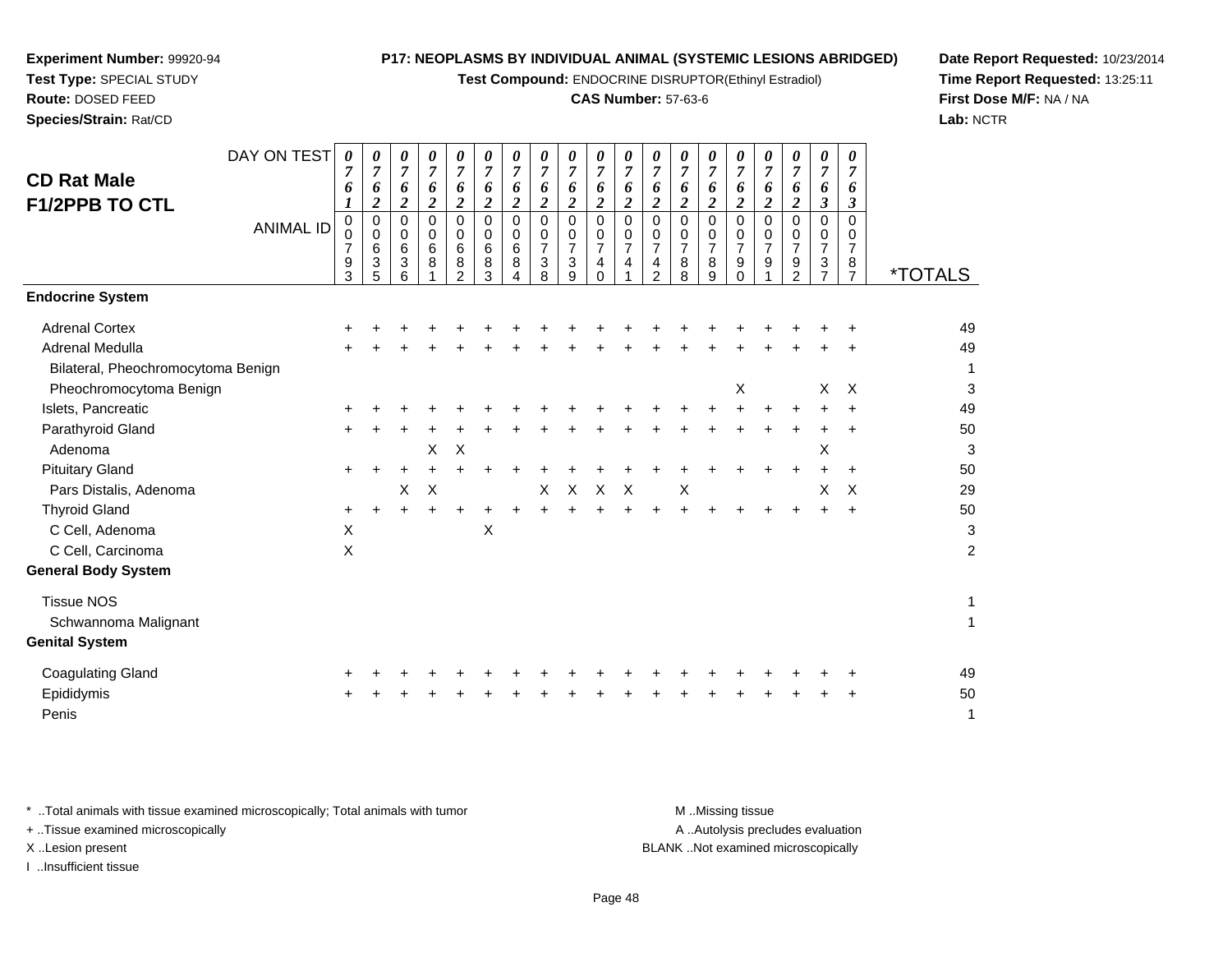**Experiment Number:** 99920-94
**Test Type:** SPECIAL STUDY
**Route:** DOSED FEED
**Species/Strain:** Rat/CD

**P17: NEOPLASMS BY INDIVIDUAL ANIMAL (SYSTEMIC LESIONS ABRIDGED)**
**Test Compound:** ENDOCRINE DISRUPTOR(Ethinyl Estradiol)
**CAS Number:** 57-63-6

**Date Report Requested:** 10/23/2014
**Time Report Requested:** 13:25:11
**First Dose M/F:** NA / NA
**Lab:** NCTR

## CD Rat Male F1/2PPB TO CTL

| DAY ON TEST | 0761 | 0762 | 0762 | 0762 | 0762 | 0762 | 0762 | 0762 | 0762 | 0762 | 0762 | 0762 | 0762 | 0762 | 0762 | 0762 | 0762 | 0763 | 0763 | |
|---|---|---|---|---|---|---|---|---|---|---|---|---|---|---|---|---|---|---|---|---|
| **ANIMAL ID** | 00793 | 00635 | 00636 | 00681 | 00682 | 00683 | 00684 | 00738 | 00739 | 00740 | 00741 | 00742 | 00788 | 00789 | 00790 | 00791 | 00792 | 00737 | 00787 | ***TOTALS** |
| **Endocrine System** | | | | | | | | | | | | | | | | | | | | |
| Adrenal Cortex | + | + | + | + | + | + | + | + | + | + | + | + | + | + | + | + | + | + | + | 49 |
| Adrenal Medulla | + | + | + | + | + | + | + | + | + | + | + | + | + | + | + | + | + | + | + | 49 |
| Bilateral, Pheochromocytoma Benign | | | | | | | | | | | | | | | | | | | | 1 |
| Pheochromocytoma Benign | | | | | | | | | | | | | | | X | | | X | X | 3 |
| Islets, Pancreatic | + | + | + | + | + | + | + | + | + | + | + | + | + | + | + | + | + | + | + | 49 |
| Parathyroid Gland | + | + | + | + | + | + | + | + | + | + | + | + | + | + | + | + | + | + | + | 50 |
| Adenoma | | | | X | X | | | | | | | | | | | | | X | | 3 |
| Pituitary Gland | + | + | + | + | + | + | + | + | + | + | + | + | + | + | + | + | + | + | + | 50 |
| Pars Distalis, Adenoma | | | X | X | | | | X | X | X | X | | X | | | | | X | X | 29 |
| Thyroid Gland | + | + | + | + | + | + | + | + | + | + | + | + | + | + | + | + | + | + | + | 50 |
| C Cell, Adenoma | X | | | | | X | | | | | | | | | | | | | | 3 |
| C Cell, Carcinoma | X | | | | | | | | | | | | | | | | | | | 2 |
| **General Body System** | | | | | | | | | | | | | | | | | | | | |
| Tissue NOS | | | | | | | | | | | | | | | | | | | | 1 |
| Schwannoma Malignant | | | | | | | | | | | | | | | | | | | | 1 |
| **Genital System** | | | | | | | | | | | | | | | | | | | | |
| Coagulating Gland | + | + | + | + | + | + | + | + | + | + | + | + | + | + | + | + | + | + | + | 49 |
| Epididymis | + | + | + | + | + | + | + | + | + | + | + | + | + | + | + | + | + | + | + | 50 |
| Penis | | | | | | | | | | | | | | | | | | | | 1 |

* ..Total animals with tissue examined microscopically; Total animals with tumor
+ ..Tissue examined microscopically
X ..Lesion present
I ..Insufficient tissue

M ..Missing tissue
A ..Autolysis precludes evaluation
BLANK ..Not examined microscopically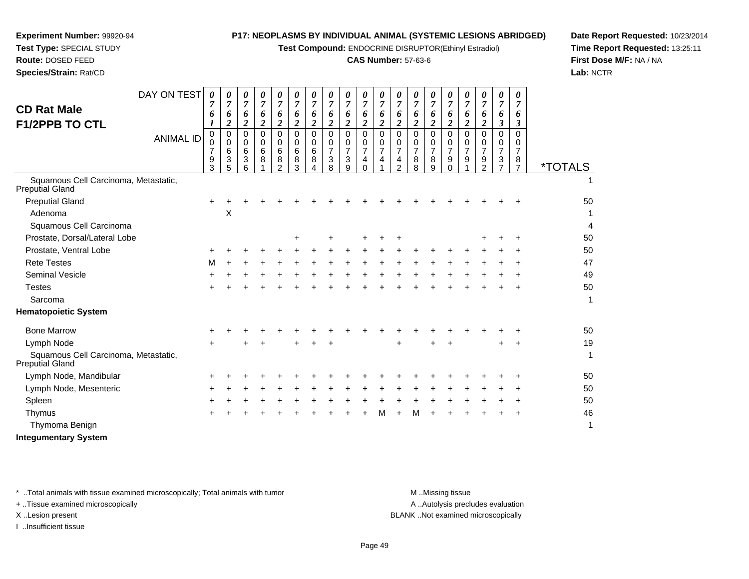**Experiment Number:** 99920-94
**Test Type:** SPECIAL STUDY
**Route:** DOSED FEED
**Species/Strain:** Rat/CD

**P17: NEOPLASMS BY INDIVIDUAL ANIMAL (SYSTEMIC LESIONS ABRIDGED)**
**Test Compound:** ENDOCRINE DISRUPTOR(Ethinyl Estradiol)
**CAS Number:** 57-63-6

**Date Report Requested:** 10/23/2014
**Time Report Requested:** 13:25:11
**First Dose M/F:** NA / NA
**Lab:** NCTR

## CD Rat Male F1/2PPB TO CTL

| DAY ON TEST | 0761 | 0762 | 0762 | 0762 | 0762 | 0762 | 0762 | 0762 | 0762 | 0762 | 0762 | 0762 | 0762 | 0762 | 0762 | 0762 | 0762 | 0763 | 0763 | |
|---|---|---|---|---|---|---|---|---|---|---|---|---|---|---|---|---|---|---|---|---|
| **ANIMAL ID** | 00793 | 00635 | 00636 | 00681 | 00682 | 00683 | 00684 | 00738 | 00739 | 00740 | 00741 | 00742 | 00788 | 00789 | 00790 | 00791 | 00792 | 00737 | 00787 | ***TOTALS** |
| Squamous Cell Carcinoma, Metastatic, Preputial Gland | | | | | | | | | | | | | | | | | | | | 1 |
| Preputial Gland | + | + | + | + | + | + | + | + | + | + | + | + | + | + | + | + | + | + | + | 50 |
| Adenoma | | X | | | | | | | | | | | | | | | | | | 1 |
| Squamous Cell Carcinoma | | | | | | | | | | | | | | | | | | | | 4 |
| Prostate, Dorsal/Lateral Lobe | | | | | | + | | + | | + | + | + | | | | | + | + | + | 50 |
| Prostate, Ventral Lobe | + | + | + | + | + | + | + | + | + | + | + | + | + | + | + | + | + | + | + | 50 |
| Rete Testes | M | + | + | + | + | + | + | + | + | + | + | + | + | + | + | + | + | + | + | 47 |
| Seminal Vesicle | + | + | + | + | + | + | + | + | + | + | + | + | + | + | + | + | + | + | + | 49 |
| Testes | + | + | + | + | + | + | + | + | + | + | + | + | + | + | + | + | + | + | + | 50 |
| Sarcoma | | | | | | | | | | | | | | | | | | | | 1 |
| **Hematopoietic System** | | | | | | | | | | | | | | | | | | | | |
| Bone Marrow | + | + | + | + | + | + | + | + | + | + | + | + | + | + | + | + | + | + | + | 50 |
| Lymph Node | + | | + | + | | + | + | + | | | | + | | + | + | | | + | + | 19 |
| Squamous Cell Carcinoma, Metastatic, Preputial Gland | | | | | | | | | | | | | | | | | | | | 1 |
| Lymph Node, Mandibular | + | + | + | + | + | + | + | + | + | + | + | + | + | + | + | + | + | + | + | 50 |
| Lymph Node, Mesenteric | + | + | + | + | + | + | + | + | + | + | + | + | + | + | + | + | + | + | + | 50 |
| Spleen | + | + | + | + | + | + | + | + | + | + | + | + | + | + | + | + | + | + | + | 50 |
| Thymus | + | + | + | + | + | + | + | + | + | + | M | + | M | + | + | + | + | + | + | 46 |
| Thymoma Benign | | | | | | | | | | | | | | | | | | | | 1 |
| **Integumentary System** | | | | | | | | | | | | | | | | | | | | |

\* ..Total animals with tissue examined microscopically; Total animals with tumor
\+ ..Tissue examined microscopically
X ..Lesion present
I ..Insufficient tissue

M ..Missing tissue
A ..Autolysis precludes evaluation
BLANK ..Not examined microscopically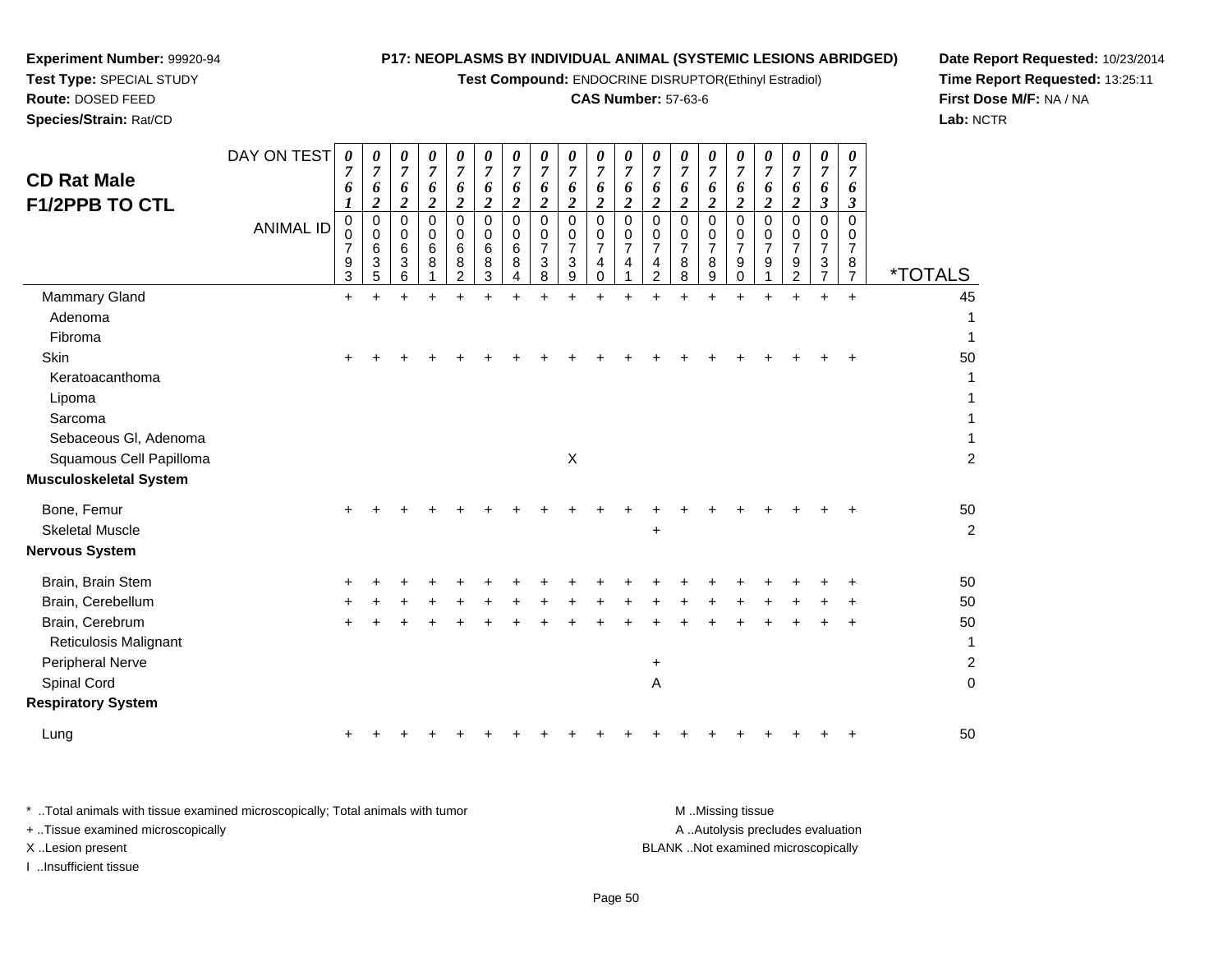**Experiment Number:** 99920-94
**Test Type:** SPECIAL STUDY
**Route:** DOSED FEED
**Species/Strain:** Rat/CD

**P17: NEOPLASMS BY INDIVIDUAL ANIMAL (SYSTEMIC LESIONS ABRIDGED)**
**Test Compound:** ENDOCRINE DISRUPTOR(Ethinyl Estradiol)
**CAS Number:** 57-63-6

**Date Report Requested:** 10/23/2014
**Time Report Requested:** 13:25:11
**First Dose M/F:** NA / NA
**Lab:** NCTR

## CD Rat Male F1/2PPB TO CTL

| DAY ON TEST | 0761 | 0762 | 0762 | 0762 | 0762 | 0762 | 0762 | 0762 | 0762 | 0762 | 0762 | 0762 | 0762 | 0762 | 0762 | 0762 | 0762 | 0763 | 0763 | |
|---|---|---|---|---|---|---|---|---|---|---|---|---|---|---|---|---|---|---|---|---|
| **ANIMAL ID** | 0007 93 | 0006 35 | 0006 36 | 0006 81 | 0006 82 | 0006 83 | 0006 84 | 0007 38 | 0007 39 | 0007 40 | 0007 41 | 0007 42 | 0007 88 | 0007 89 | 0007 90 | 0007 91 | 0007 92 | 0007 37 | 0007 87 | ***TOTALS** |
| Mammary Gland | + | + | + | + | + | + | + | + | + | + | + | + | + | + | + | + | + | + | + | 45 |
| Adenoma | | | | | | | | | | | | | | | | | | | | 1 |
| Fibroma | | | | | | | | | | | | | | | | | | | | 1 |
| Skin | + | + | + | + | + | + | + | + | + | + | + | + | + | + | + | + | + | + | + | 50 |
| Keratoacanthoma | | | | | | | | | | | | | | | | | | | | 1 |
| Lipoma | | | | | | | | | | | | | | | | | | | | 1 |
| Sarcoma | | | | | | | | | | | | | | | | | | | | 1 |
| Sebaceous Gl, Adenoma | | | | | | | | | | | | | | | | | | | | 1 |
| Squamous Cell Papilloma | | | | | | | | | X | | | | | | | | | | | 2 |
| **Musculoskeletal System** | | | | | | | | | | | | | | | | | | | | |
| Bone, Femur | + | + | + | + | + | + | + | + | + | + | + | + | + | + | + | + | + | + | + | 50 |
| Skeletal Muscle | | | | | | | | | | | | + | | | | | | | | 2 |
| **Nervous System** | | | | | | | | | | | | | | | | | | | | |
| Brain, Brain Stem | + | + | + | + | + | + | + | + | + | + | + | + | + | + | + | + | + | + | + | 50 |
| Brain, Cerebellum | + | + | + | + | + | + | + | + | + | + | + | + | + | + | + | + | + | + | + | 50 |
| Brain, Cerebrum | + | + | + | + | + | + | + | + | + | + | + | + | + | + | + | + | + | + | + | 50 |
| Reticulosis Malignant | | | | | | | | | | | | | | | | | | | | 1 |
| Peripheral Nerve | | | | | | | | | | | | + | | | | | | | | 2 |
| Spinal Cord | | | | | | | | | | | | A | | | | | | | | 0 |
| **Respiratory System** | | | | | | | | | | | | | | | | | | | | |
| Lung | + | + | + | + | + | + | + | + | + | + | + | + | + | + | + | + | + | + | + | 50 |

\* ..Total animals with tissue examined microscopically; Total animals with tumor
\+ ..Tissue examined microscopically
X ..Lesion present
I ..Insufficient tissue
M ..Missing tissue
A ..Autolysis precludes evaluation
BLANK ..Not examined microscopically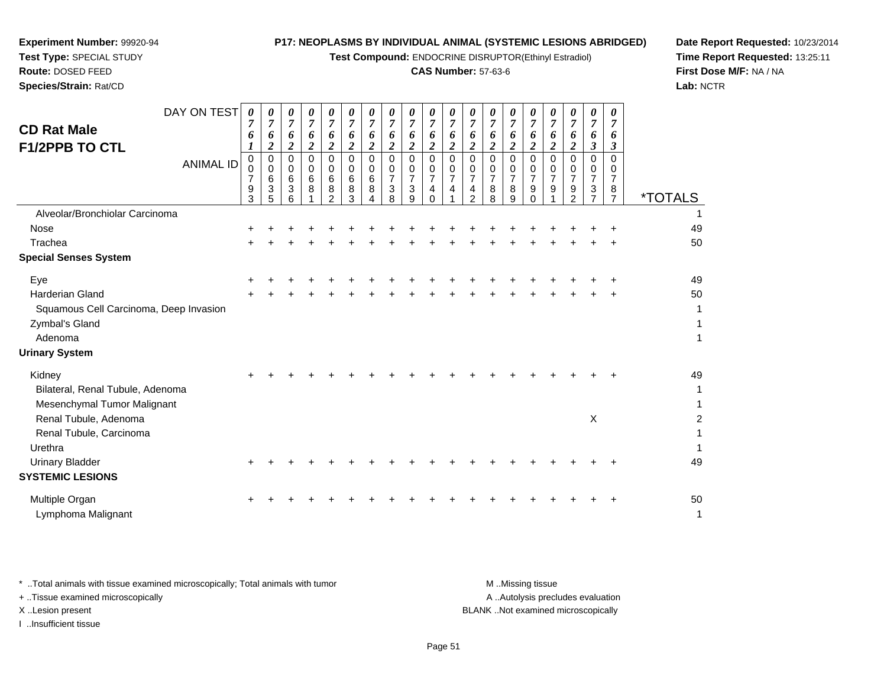**Experiment Number:** 99920-94
**Test Type:** SPECIAL STUDY
**Route:** DOSED FEED
**Species/Strain:** Rat/CD

**P17: NEOPLASMS BY INDIVIDUAL ANIMAL (SYSTEMIC LESIONS ABRIDGED)**
**Test Compound:** ENDOCRINE DISRUPTOR(Ethinyl Estradiol)
**CAS Number:** 57-63-6

**Date Report Requested:** 10/23/2014
**Time Report Requested:** 13:25:11
**First Dose M/F:** NA / NA
**Lab:** NCTR

## CD Rat Male F1/2PPB TO CTL

| DAY ON TEST | 0761 | 0762 | 0762 | 0762 | 0762 | 0762 | 0762 | 0762 | 0762 | 0762 | 0762 | 0762 | 0762 | 0762 | 0762 | 0762 | 0762 | 0763 | 0763 | |
|---|---|---|---|---|---|---|---|---|---|---|---|---|---|---|---|---|---|---|---|---|
| **ANIMAL ID** | 00793 | 00635 | 00636 | 00681 | 00682 | 00683 | 00684 | 00738 | 00739 | 00740 | 00741 | 00742 | 00788 | 00789 | 00790 | 00791 | 00792 | 00737 | 00787 | ***TOTALS** |
| Alveolar/Bronchiolar Carcinoma | | | | | | | | | | | | | | | | | | | | 1 |
| Nose | + | + | + | + | + | + | + | + | + | + | + | + | + | + | + | + | + | + | + | 49 |
| Trachea | + | + | + | + | + | + | + | + | + | + | + | + | + | + | + | + | + | + | + | 50 |
| **Special Senses System** | | | | | | | | | | | | | | | | | | | | |
| Eye | + | + | + | + | + | + | + | + | + | + | + | + | + | + | + | + | + | + | + | 49 |
| Harderian Gland | + | + | + | + | + | + | + | + | + | + | + | + | + | + | + | + | + | + | + | 50 |
| Squamous Cell Carcinoma, Deep Invasion | | | | | | | | | | | | | | | | | | | | 1 |
| Zymbal's Gland | | | | | | | | | | | | | | | | | | | | 1 |
| Adenoma | | | | | | | | | | | | | | | | | | | | 1 |
| **Urinary System** | | | | | | | | | | | | | | | | | | | | |
| Kidney | + | + | + | + | + | + | + | + | + | + | + | + | + | + | + | + | + | + | + | 49 |
| Bilateral, Renal Tubule, Adenoma | | | | | | | | | | | | | | | | | | | | 1 |
| Mesenchymal Tumor Malignant | | | | | | | | | | | | | | | | | | | | 1 |
| Renal Tubule, Adenoma | | | | | | | | | | | | | | | | | | X | | 2 |
| Renal Tubule, Carcinoma | | | | | | | | | | | | | | | | | | | | 1 |
| Urethra | | | | | | | | | | | | | | | | | | | | 1 |
| Urinary Bladder | + | + | + | + | + | + | + | + | + | + | + | + | + | + | + | + | + | + | + | 49 |
| **SYSTEMIC LESIONS** | | | | | | | | | | | | | | | | | | | | |
| Multiple Organ | + | + | + | + | + | + | + | + | + | + | + | + | + | + | + | + | + | + | + | 50 |
| Lymphoma Malignant | | | | | | | | | | | | | | | | | | | | 1 |

* ..Total animals with tissue examined microscopically; Total animals with tumor
+ ..Tissue examined microscopically
X ..Lesion present
I ..Insufficient tissue

M ..Missing tissue
A ..Autolysis precludes evaluation
BLANK ..Not examined microscopically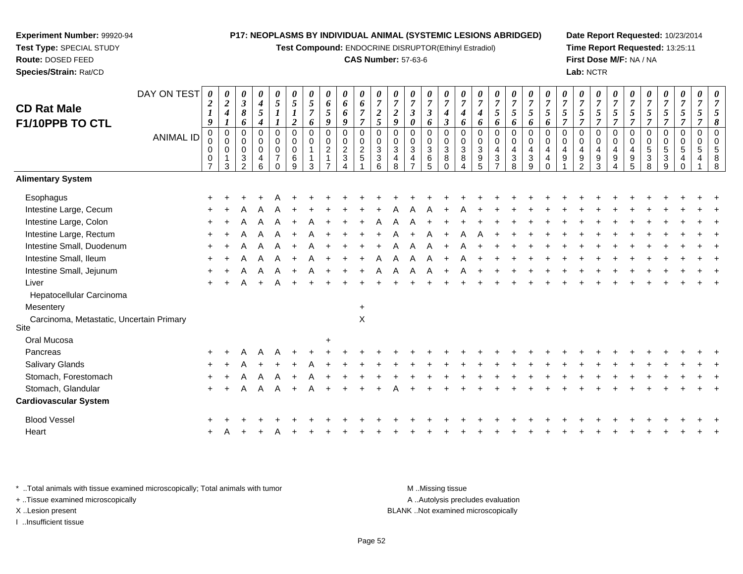**Experiment Number:** 99920-94
**Test Type:** SPECIAL STUDY
**Route:** DOSED FEED
**Species/Strain:** Rat/CD

**P17: NEOPLASMS BY INDIVIDUAL ANIMAL (SYSTEMIC LESIONS ABRIDGED)**
**Test Compound:** ENDOCRINE DISRUPTOR(Ethinyl Estradiol)
**CAS Number:** 57-63-6

**Date Report Requested:** 10/23/2014
**Time Report Requested:** 13:25:11
**First Dose M/F:** NA / NA
**Lab:** NCTR

## CD Rat Male F1/10PPB TO CTL

| DAY ON TEST | 0219 | 0241 | 0386 | 0454 | 0511 | 0512 | 0576 | 0659 | 0669 | 0677 | 0725 | 0729 | 0730 | 0736 | 0743 | 0746 | 0746 | 0756 | 0756 | 0756 | 0756 | 0757 | 0757 | 0757 | 0757 | 0757 | 0757 | 0757 | 0757 | 0757 | 0758 |
|---|---|---|---|---|---|---|---|---|---|---|---|---|---|---|---|---|---|---|---|---|---|---|---|---|---|---|---|---|---|---|---|
| ANIMAL ID | 00007 | 00013 | 00032 | 00046 | 00070 | 00069 | 00113 | 00217 | 00234 | 00251 | 00336 | 00348 | 00347 | 00365 | 00380 | 00384 | 00395 | 00437 | 00438 | 00439 | 00440 | 00491 | 00492 | 00493 | 00494 | 00495 | 00538 | 00539 | 00540 | 00541 | 00588 |
| **Alimentary System** | | | | | | | | | | | | | | | | | | | | | | | | | | | | | | | |
| Esophagus | + | + | + | + | A | + | + | + | + | + | + | + | + | + | + | + | + | + | + | + | + | + | + | + | + | + | + | + | + | + | + |
| Intestine Large, Cecum | + | + | A | A | A | + | + | + | + | + | + | A | A | A | + | A | + | + | + | + | + | + | + | + | + | + | + | + | + | + | + |
| Intestine Large, Colon | + | + | A | A | A | + | A | + | + | + | A | A | A | + | + | + | + | + | + | + | + | + | + | + | + | + | + | + | + | + | + |
| Intestine Large, Rectum | + | + | A | A | A | + | A | + | + | + | + | A | + | A | + | A | A | + | + | + | + | + | + | + | + | + | + | + | + | + | + |
| Intestine Small, Duodenum | + | + | A | A | A | + | A | + | + | + | + | A | A | A | + | A | + | + | + | + | + | + | + | + | + | + | + | + | + | + | + |
| Intestine Small, Ileum | + | + | A | A | A | + | A | + | + | + | A | A | A | A | + | A | + | + | + | + | + | + | + | + | + | + | + | + | + | + | + |
| Intestine Small, Jejunum | + | + | A | A | A | + | A | + | + | + | A | A | A | A | + | A | + | + | + | + | + | + | + | + | + | + | + | + | + | + | + |
| Liver | + | + | A | + | A | + | + | + | + | + | + | + | + | + | + | + | + | + | + | + | + | + | + | + | + | + | + | + | + | + | + |
| Hepatocellular Carcinoma | | | | | | | | | | | | | | | | | | | | | | | | | | | | | | | |
| Mesentery | | | | | | | | | | + | | | | | | | | | | | | | | | | | | | | | |
| Carcinoma, Metastatic, Uncertain Primary Site | | | | | | | | | | X | | | | | | | | | | | | | | | | | | | | | |
| Oral Mucosa | | | | | | | | + | | | | | | | | | | | | | | | | | | | | | | | |
| Pancreas | + | + | A | A | A | + | + | + | + | + | + | + | + | + | + | + | + | + | + | + | + | + | + | + | + | + | + | + | + | + | + |
| Salivary Glands | + | + | A | + | + | + | A | + | + | + | + | + | + | + | + | + | + | + | + | + | + | + | + | + | + | + | + | + | + | + | + |
| Stomach, Forestomach | + | + | A | A | A | + | A | + | + | + | + | + | + | + | + | + | + | + | + | + | + | + | + | + | + | + | + | + | + | + | + |
| Stomach, Glandular | + | + | A | A | A | + | A | + | + | + | + | A | + | + | + | + | + | + | + | + | + | + | + | + | + | + | + | + | + | + | + |
| **Cardiovascular System** | | | | | | | | | | | | | | | | | | | | | | | | | | | | | | | |
| Blood Vessel | + | + | + | + | + | + | + | + | + | + | + | + | + | + | + | + | + | + | + | + | + | + | + | + | + | + | + | + | + | + | + |
| Heart | + | A | + | + | A | + | + | + | + | + | + | + | + | + | + | + | + | + | + | + | + | + | + | + | + | + | + | + | + | + | + |

\* ..Total animals with tissue examined microscopically; Total animals with tumor
\+ ..Tissue examined microscopically
X ..Lesion present
I ..Insufficient tissue

M ..Missing tissue
A ..Autolysis precludes evaluation
BLANK ..Not examined microscopically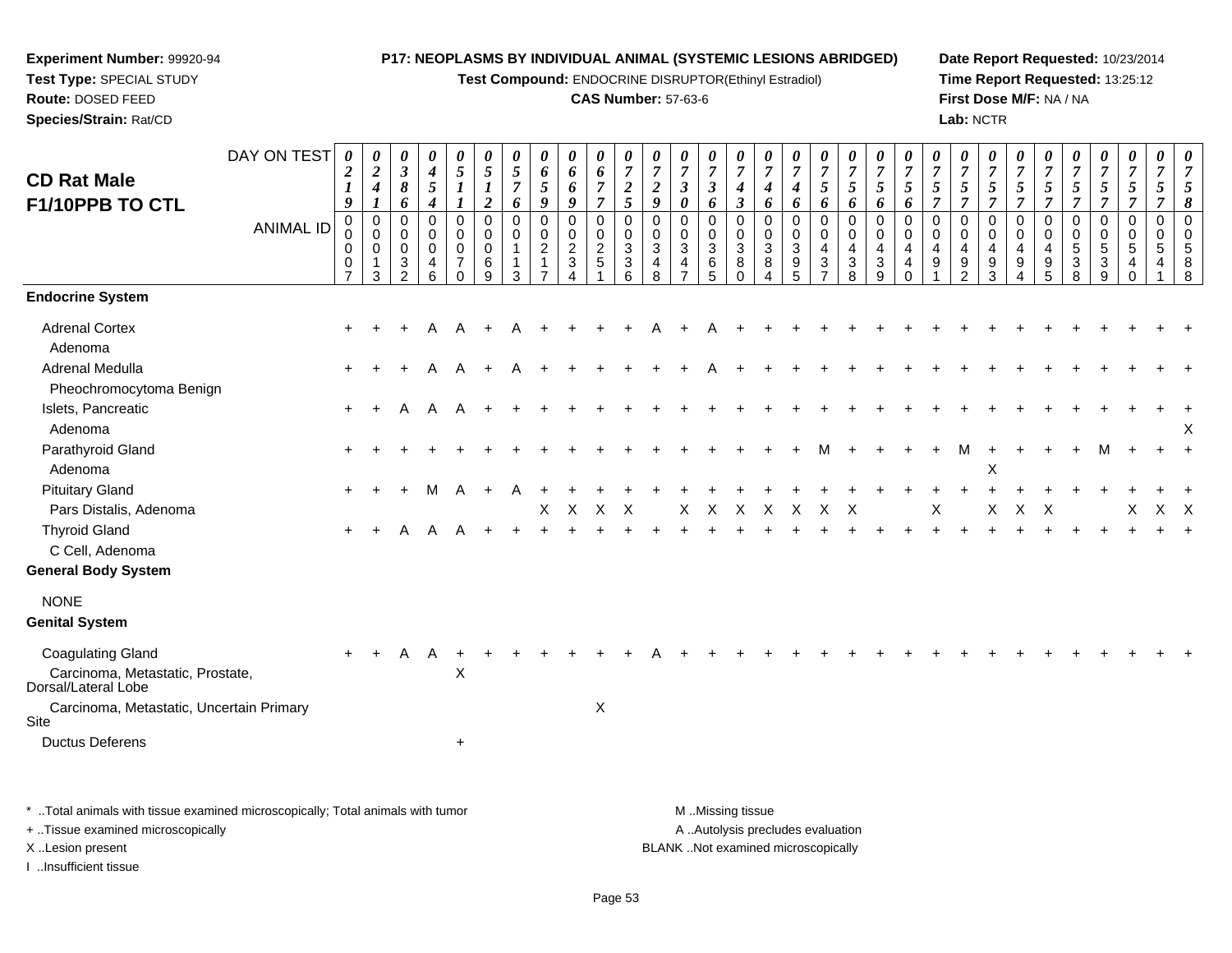**Experiment Number:** 99920-94
**Test Type:** SPECIAL STUDY
**Route:** DOSED FEED
**Species/Strain:** Rat/CD

**P17: NEOPLASMS BY INDIVIDUAL ANIMAL (SYSTEMIC LESIONS ABRIDGED)**
**Test Compound:** ENDOCRINE DISRUPTOR(Ethinyl Estradiol)
**CAS Number:** 57-63-6

**Date Report Requested:** 10/23/2014
**Time Report Requested:** 13:25:12
**First Dose M/F:** NA / NA
**Lab:** NCTR

## CD Rat Male F1/10PPB TO CTL

| DAY ON TEST | 0219 | 0241 | 0386 | 0454 | 0511 | 0512 | 0576 | 0659 | 0669 | 0677 | 0725 | 0729 | 0730 | 0736 | 0743 | 0746 | 0746 | 0756 | 0756 | 0756 | 0756 | 0757 | 0757 | 0757 | 0757 | 0757 | 0757 | 0757 | 0757 | 0757 | 0758 |
|---|---|---|---|---|---|---|---|---|---|---|---|---|---|---|---|---|---|---|---|---|---|---|---|---|---|---|---|---|---|---|---|
| **ANIMAL ID** | 00007 | 00013 | 00032 | 00046 | 00070 | 00069 | 00113 | 00217 | 00234 | 00251 | 00336 | 00348 | 00347 | 00365 | 00380 | 00384 | 00395 | 00437 | 00438 | 00439 | 00440 | 00491 | 00492 | 00493 | 00494 | 00495 | 00538 | 00539 | 00540 | 00541 | 00588 |
| **Endocrine System** | | | | | | | | | | | | | | | | | | | | | | | | | | | | | | | |
| Adrenal Cortex | + | + | + | A | A | + | A | + | + | + | + | A | + | A | + | + | + | + | + | + | + | + | + | + | + | + | + | + | + | + | + |
| Adenoma | | | | | | | | | | | | | | | | | | | | | | | | | | | | | | | |
| Adrenal Medulla | + | + | + | A | A | + | A | + | + | + | + | + | + | A | + | + | + | + | + | + | + | + | + | + | + | + | + | + | + | + | + |
| Pheochromocytoma Benign | | | | | | | | | | | | | | | | | | | | | | | | | | | | | | | |
| Islets, Pancreatic | + | + | A | A | A | + | + | + | + | + | + | + | + | + | + | + | + | + | + | + | + | + | + | + | + | + | + | + | + | + | + |
| Adenoma | | | | | | | | | | | | | | | | | | | | | | | | | | | | | | | X |
| Parathyroid Gland | + | + | + | + | + | + | + | + | + | + | + | + | + | + | + | + | + | M | + | + | + | + | M | + | + | + | + | M | + | + | + |
| Adenoma | | | | | | | | | | | | | | | | | | | | | | | | X | | | | | | | |
| Pituitary Gland | + | + | + | M | A | + | A | + | + | + | + | + | + | + | + | + | + | + | + | + | + | + | + | + | + | + | + | + | + | + | + |
| Pars Distalis, Adenoma | | | | | | | | X | X | X | X | | X | X | X | X | X | X | X | | | X | | X | X | X | | | X | X | X |
| Thyroid Gland | + | + | A | A | A | + | + | + | + | + | + | + | + | + | + | + | + | + | + | + | + | + | + | + | + | + | + | + | + | + | + |
| C Cell, Adenoma | | | | | | | | | | | | | | | | | | | | | | | | | | | | | | | |
| **General Body System** | | | | | | | | | | | | | | | | | | | | | | | | | | | | | | | |
| NONE | | | | | | | | | | | | | | | | | | | | | | | | | | | | | | | |
| **Genital System** | | | | | | | | | | | | | | | | | | | | | | | | | | | | | | | |
| Coagulating Gland | + | + | A | A | + | + | + | + | + | + | + | A | + | + | + | + | + | + | + | + | + | + | + | + | + | + | + | + | + | + | + |
| Carcinoma, Metastatic, Prostate, Dorsal/Lateral Lobe | | | | | X | | | | | | | | | | | | | | | | | | | | | | | | | | |
| Carcinoma, Metastatic, Uncertain Primary Site | | | | | | | | | | X | | | | | | | | | | | | | | | | | | | | | |
| Ductus Deferens | | | | | + | | | | | | | | | | | | | | | | | | | | | | | | | | |

\* ..Total animals with tissue examined microscopically; Total animals with tumor
+ ..Tissue examined microscopically
X ..Lesion present
I ..Insufficient tissue

M ..Missing tissue
A ..Autolysis precludes evaluation
BLANK ..Not examined microscopically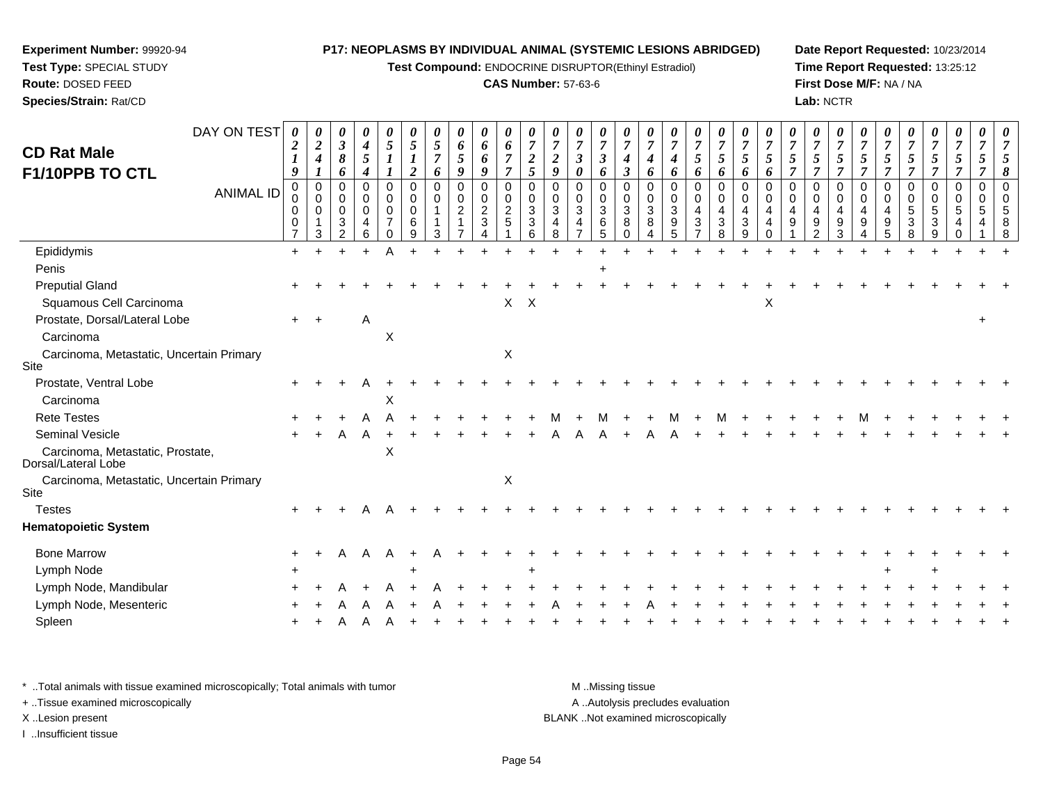**Experiment Number:** 99920-94
**Test Type:** SPECIAL STUDY
**Route:** DOSED FEED
**Species/Strain:** Rat/CD

**P17: NEOPLASMS BY INDIVIDUAL ANIMAL (SYSTEMIC LESIONS ABRIDGED)**
**Test Compound:** ENDOCRINE DISRUPTOR(Ethinyl Estradiol)
**CAS Number:** 57-63-6

**Date Report Requested:** 10/23/2014
**Time Report Requested:** 13:25:12
**First Dose M/F:** NA / NA
**Lab:** NCTR

# CD Rat Male F1/10PPB TO CTL

| DAY ON TEST | 0219 | 0241 | 0386 | 0454 | 0511 | 0512 | 0576 | 0659 | 0669 | 0677 | 0725 | 0729 | 0730 | 0736 | 0743 | 0746 | 0746 | 0756 | 0756 | 0756 | 0756 | 0757 | 0757 | 0757 | 0757 | 0757 | 0757 | 0757 | 0757 | 0757 | 0758 |
|---|---|---|---|---|---|---|---|---|---|---|---|---|---|---|---|---|---|---|---|---|---|---|---|---|---|---|---|---|---|---|---|
| **ANIMAL ID** | 00007 | 00013 | 00032 | 00046 | 00070 | 00069 | 00113 | 00217 | 00234 | 00251 | 00336 | 00348 | 00347 | 00365 | 00380 | 00384 | 00395 | 00437 | 00438 | 00439 | 00440 | 00491 | 00492 | 00493 | 00494 | 00495 | 00538 | 00539 | 00540 | 00541 | 00588 |
| Epididymis | + | + | + | + | A | + | + | + | + | + | + | + | + | + | + | + | + | + | + | + | + | + | + | + | + | + | + | + | + | + | + |
| Penis | | | | | | | | | | | | | | + | | | | | | | | | | | | | | | | | |
| Preputial Gland | + | + | + | + | + | + | + | + | + | + | + | + | + | + | + | + | + | + | + | + | + | + | + | + | + | + | + | + | + | + | + |
| Squamous Cell Carcinoma | | | | | | | | | | X | X | | | | | | | | | | X | | | | | | | | | | |
| Prostate, Dorsal/Lateral Lobe | + | + | | A | | | | | | | | | | | | | | | | | | | | | | | | | | + | |
| Carcinoma | | | | | X | | | | | | | | | | | | | | | | | | | | | | | | | | |
| Carcinoma, Metastatic, Uncertain Primary Site | | | | | | | | | | X | | | | | | | | | | | | | | | | | | | | | |
| Prostate, Ventral Lobe | + | + | + | A | + | + | + | + | + | + | + | + | + | + | + | + | + | + | + | + | + | + | + | + | + | + | + | + | + | + | + |
| Carcinoma | | | | | X | | | | | | | | | | | | | | | | | | | | | | | | | | |
| Rete Testes | + | + | + | A | A | + | + | + | + | + | + | M | + | M | + | + | M | + | M | + | + | + | + | + | M | + | + | + | + | + | + |
| Seminal Vesicle | + | + | A | A | + | + | + | + | + | + | + | A | A | A | + | A | A | + | + | + | + | + | + | + | + | + | + | + | + | + | + |
| Carcinoma, Metastatic, Prostate, Dorsal/Lateral Lobe | | | | | X | | | | | | | | | | | | | | | | | | | | | | | | | | |
| Carcinoma, Metastatic, Uncertain Primary Site | | | | | | | | | | X | | | | | | | | | | | | | | | | | | | | | |
| Testes | + | + | + | A | A | + | + | + | + | + | + | + | + | + | + | + | + | + | + | + | + | + | + | + | + | + | + | + | + | + | + |
| **Hematopoietic System** | | | | | | | | | | | | | | | | | | | | | | | | | | | | | | | |
| Bone Marrow | + | + | A | A | A | + | A | + | + | + | + | + | + | + | + | + | + | + | + | + | + | + | + | + | + | + | + | + | + | + | + |
| Lymph Node | + | | | | | + | | | | | + | | | | | | | | | | | | | | | + | | + | | | |
| Lymph Node, Mandibular | + | + | A | + | A | + | A | + | + | + | + | + | + | + | + | + | + | + | + | + | + | + | + | + | + | + | + | + | + | + | + |
| Lymph Node, Mesenteric | + | + | A | A | A | + | A | + | + | + | + | A | + | + | + | A | + | + | + | + | + | + | + | + | + | + | + | + | + | + | + |
| Spleen | + | + | A | A | A | + | + | + | + | + | + | + | + | + | + | + | + | + | + | + | + | + | + | + | + | + | + | + | + | + | + |

* ..Total animals with tissue examined microscopically; Total animals with tumor
+ ..Tissue examined microscopically
X ..Lesion present
I ..Insufficient tissue

M ..Missing tissue
A ..Autolysis precludes evaluation
BLANK ..Not examined microscopically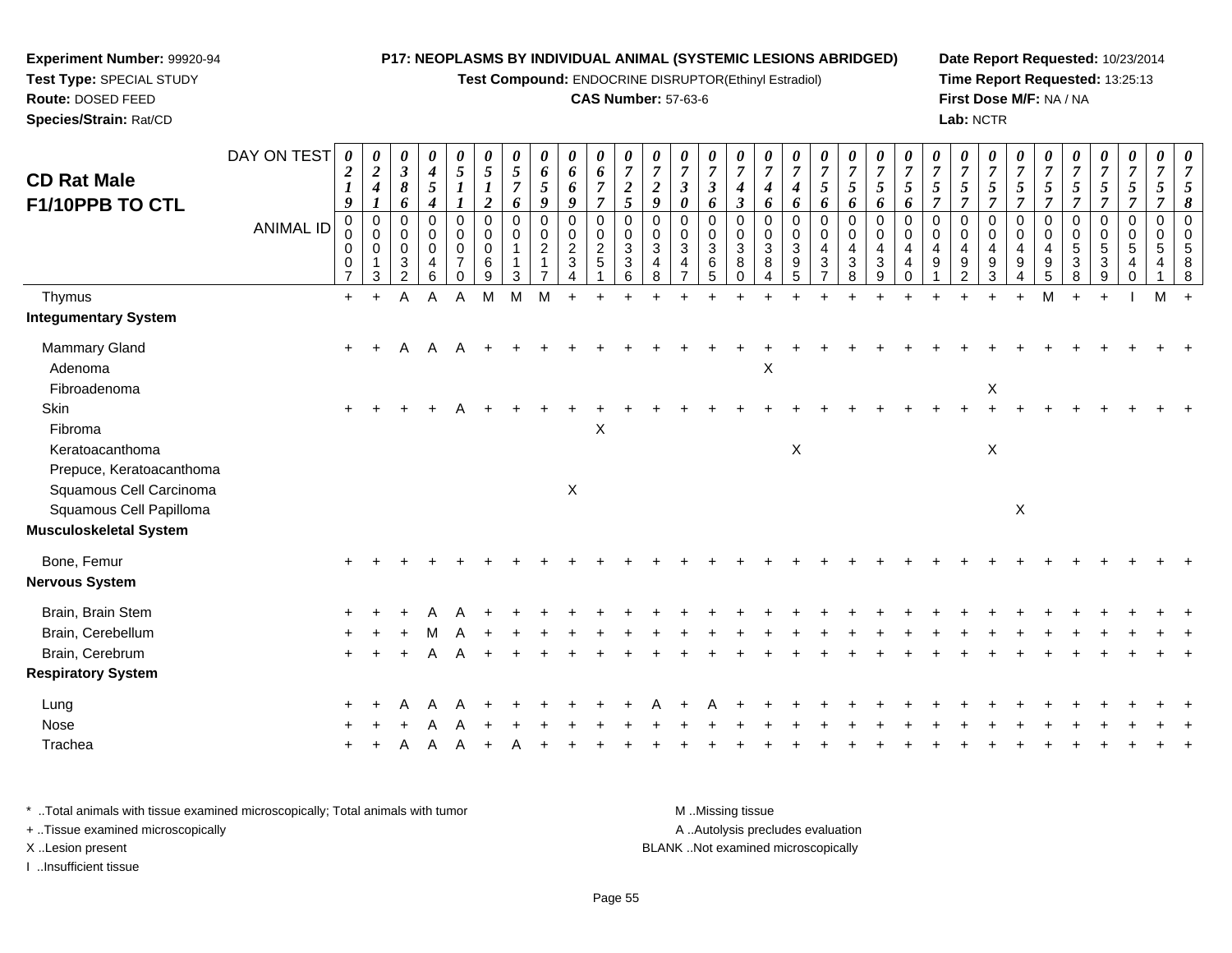**Experiment Number:** 99920-94
**Test Type:** SPECIAL STUDY
**Route:** DOSED FEED
**Species/Strain:** Rat/CD

**P17: NEOPLASMS BY INDIVIDUAL ANIMAL (SYSTEMIC LESIONS ABRIDGED)**
**Test Compound:** ENDOCRINE DISRUPTOR(Ethinyl Estradiol)
**CAS Number:** 57-63-6

**Date Report Requested:** 10/23/2014
**Time Report Requested:** 13:25:13
**First Dose M/F:** NA / NA
**Lab:** NCTR

## CD Rat Male F1/10PPB TO CTL

| DAY ON TEST | 0219 | 0241 | 0386 | 0454 | 0511 | 0512 | 0576 | 0659 | 0669 | 0677 | 0725 | 0729 | 0730 | 0736 | 0743 | 0746 | 0746 | 0756 | 0756 | 0756 | 0756 | 0757 | 0757 | 0757 | 0757 | 0757 | 0757 | 0757 | 0757 | 0757 | 0758 |
|---|---|---|---|---|---|---|---|---|---|---|---|---|---|---|---|---|---|---|---|---|---|---|---|---|---|---|---|---|---|---|---|
| **ANIMAL ID** | 00007 | 00013 | 00032 | 00046 | 00070 | 00069 | 00113 | 00217 | 00234 | 00251 | 00336 | 00348 | 00347 | 00365 | 00380 | 00384 | 00395 | 00437 | 00438 | 00439 | 00440 | 00491 | 00492 | 00493 | 00494 | 00495 | 00538 | 00539 | 00540 | 00541 | 00588 |
| Thymus | + | + | A | A | A | M | M | M | + | + | + | + | + | + | + | + | + | + | + | + | + | + | + | + | + | M | + | + | I | M | + |
| **Integumentary System** | | | | | | | | | | | | | | | | | | | | | | | | | | | | | | | |
| Mammary Gland | + | + | A | A | A | + | + | + | + | + | + | + | + | + | + | + | + | + | + | + | + | + | + | + | + | + | + | + | + | + | + |
| Adenoma | | | | | | | | | | | | | | | | X | | | | | | | | | | | | | | | |
| Fibroadenoma | | | | | | | | | | | | | | | | | | | | | | | | X | | | | | | | |
| Skin | + | + | + | + | A | + | + | + | + | + | + | + | + | + | + | + | + | + | + | + | + | + | + | + | + | + | + | + | + | + | + |
| Fibroma | | | | | | | | | | X | | | | | | | | | | | | | | | | | | | | | |
| Keratoacanthoma | | | | | | | | | | | | | | | | | X | | | | | | | X | | | | | | | |
| Prepuce, Keratoacanthoma | | | | | | | | | | | | | | | | | | | | | | | | | | | | | | | |
| Squamous Cell Carcinoma | | | | | | | | | X | | | | | | | | | | | | | | | | | | | | | | |
| Squamous Cell Papilloma | | | | | | | | | | | | | | | | | | | | | | | | | X | | | | | | |
| **Musculoskeletal System** | | | | | | | | | | | | | | | | | | | | | | | | | | | | | | | |
| Bone, Femur | + | + | + | + | + | + | + | + | + | + | + | + | + | + | + | + | + | + | + | + | + | + | + | + | + | + | + | + | + | + | + |
| **Nervous System** | | | | | | | | | | | | | | | | | | | | | | | | | | | | | | | |
| Brain, Brain Stem | + | + | + | A | A | + | + | + | + | + | + | + | + | + | + | + | + | + | + | + | + | + | + | + | + | + | + | + | + | + | + |
| Brain, Cerebellum | + | + | + | M | A | + | + | + | + | + | + | + | + | + | + | + | + | + | + | + | + | + | + | + | + | + | + | + | + | + | + |
| Brain, Cerebrum | + | + | + | A | A | + | + | + | + | + | + | + | + | + | + | + | + | + | + | + | + | + | + | + | + | + | + | + | + | + | + |
| **Respiratory System** | | | | | | | | | | | | | | | | | | | | | | | | | | | | | | | |
| Lung | + | + | A | A | A | + | + | + | + | + | + | A | + | A | + | + | + | + | + | + | + | + | + | + | + | + | + | + | + | + | + |
| Nose | + | + | + | A | A | + | + | + | + | + | + | + | + | + | + | + | + | + | + | + | + | + | + | + | + | + | + | + | + | + | + |
| Trachea | + | + | A | A | A | + | A | + | + | + | + | + | + | + | + | + | + | + | + | + | + | + | + | + | + | + | + | + | + | + | + |

\* ..Total animals with tissue examined microscopically; Total animals with tumor
+ ..Tissue examined microscopically
X ..Lesion present
I ..Insufficient tissue

M ..Missing tissue
A ..Autolysis precludes evaluation
BLANK ..Not examined microscopically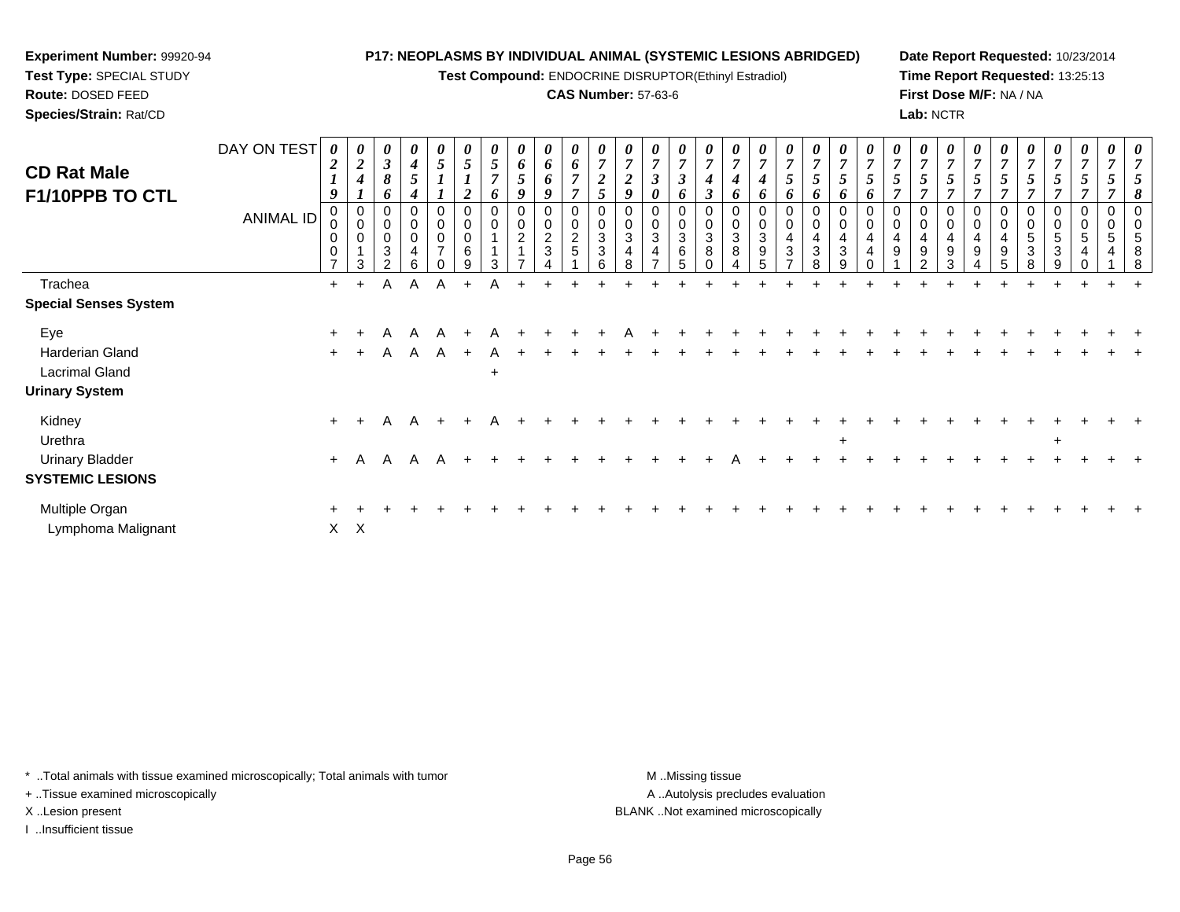**Experiment Number:** 99920-94
**Test Type:** SPECIAL STUDY
**Route:** DOSED FEED
**Species/Strain:** Rat/CD

**P17: NEOPLASMS BY INDIVIDUAL ANIMAL (SYSTEMIC LESIONS ABRIDGED)**
**Test Compound:** ENDOCRINE DISRUPTOR(Ethinyl Estradiol)
**CAS Number:** 57-63-6

**Date Report Requested:** 10/23/2014
**Time Report Requested:** 13:25:13
**First Dose M/F:** NA / NA
**Lab:** NCTR

## CD Rat Male F1/10PPB TO CTL

| DAY ON TEST | 0219 | 0241 | 0386 | 0454 | 0511 | 0512 | 0576 | 0659 | 0669 | 0677 | 0725 | 0729 | 0730 | 0736 | 0743 | 0746 | 0746 | 0756 | 0756 | 0756 | 0756 | 0757 | 0757 | 0757 | 0757 | 0757 | 0757 | 0757 | 0757 | 0757 | 0758 |
|---|---|---|---|---|---|---|---|---|---|---|---|---|---|---|---|---|---|---|---|---|---|---|---|---|---|---|---|---|---|---|---|
| **ANIMAL ID** | 00007 | 00013 | 00032 | 00046 | 00070 | 00069 | 00113 | 00217 | 00234 | 00251 | 00336 | 00348 | 00347 | 00365 | 00380 | 00384 | 00395 | 00437 | 00438 | 00439 | 00440 | 00491 | 00492 | 00493 | 00494 | 00495 | 00538 | 00539 | 00540 | 00541 | 00588 |
| Trachea | + | + | A | A | A | + | A | + | + | + | + | + | + | + | + | + | + | + | + | + | + | + | + | + | + | + | + | + | + | + | + |
| **Special Senses System** | | | | | | | | | | | | | | | | | | | | | | | | | | | | | | | |
| Eye | + | + | A | A | A | + | A | + | + | + | + | A | + | + | + | + | + | + | + | + | + | + | + | + | + | + | + | + | + | + | + |
| Harderian Gland | + | + | A | A | A | + | A | + | + | + | + | + | + | + | + | + | + | + | + | + | + | + | + | + | + | + | + | + | + | + | + |
| Lacrimal Gland | | | | | | | + | | | | | | | | | | | | | | | | | | | | | | | | |
| **Urinary System** | | | | | | | | | | | | | | | | | | | | | | | | | | | | | | | |
| Kidney | + | + | A | A | + | + | A | + | + | + | + | + | + | + | + | + | + | + | + | + | + | + | + | + | + | + | + | + | + | + | + |
| Urethra | | | | | | | | | | | | | | | | | | | | + | | | | | | | | + | | | |
| Urinary Bladder | + | A | A | A | A | + | + | + | + | + | + | + | + | + | + | A | + | + | + | + | + | + | + | + | + | + | + | + | + | + | + |
| **SYSTEMIC LESIONS** | | | | | | | | | | | | | | | | | | | | | | | | | | | | | | | |
| Multiple Organ | + | + | + | + | + | + | + | + | + | + | + | + | + | + | + | + | + | + | + | + | + | + | + | + | + | + | + | + | + | + | + |
| Lymphoma Malignant | X | X | | | | | | | | | | | | | | | | | | | | | | | | | | | | | |

\* ..Total animals with tissue examined microscopically; Total animals with tumor
+ ..Tissue examined microscopically
X ..Lesion present
I ..Insufficient tissue

M ..Missing tissue
A ..Autolysis precludes evaluation
BLANK ..Not examined microscopically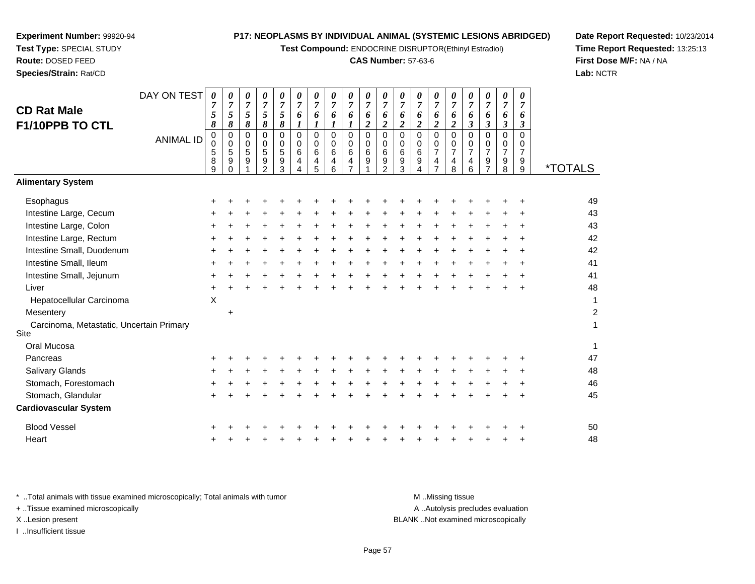**Experiment Number:** 99920-94
**Test Type:** SPECIAL STUDY
**Route:** DOSED FEED
**Species/Strain:** Rat/CD

**P17: NEOPLASMS BY INDIVIDUAL ANIMAL (SYSTEMIC LESIONS ABRIDGED)**
**Test Compound:** ENDOCRINE DISRUPTOR(Ethinyl Estradiol)
**CAS Number:** 57-63-6

**Date Report Requested:** 10/23/2014
**Time Report Requested:** 13:25:13
**First Dose M/F:** NA / NA
**Lab:** NCTR

## CD Rat Male F1/10PPB TO CTL

| DAY ON TEST | 0758 | 0758 | 0758 | 0758 | 0758 | 0761 | 0761 | 0761 | 0761 | 0762 | 0762 | 0762 | 0762 | 0762 | 0762 | 0763 | 0763 | 0763 | 0763 | |
|---|---|---|---|---|---|---|---|---|---|---|---|---|---|---|---|---|---|---|---|---|
| **ANIMAL ID** | 00589 | 00590 | 00591 | 00592 | 00593 | 00644 | 00645 | 00646 | 00647 | 00691 | 00692 | 00693 | 00694 | 00747 | 00748 | 00746 | 00797 | 00798 | 00799 | ***TOTALS** |
| **Alimentary System** | | | | | | | | | | | | | | | | | | | | |
| Esophagus | + | + | + | + | + | + | + | + | + | + | + | + | + | + | + | + | + | + | + | 49 |
| Intestine Large, Cecum | + | + | + | + | + | + | + | + | + | + | + | + | + | + | + | + | + | + | + | 43 |
| Intestine Large, Colon | + | + | + | + | + | + | + | + | + | + | + | + | + | + | + | + | + | + | + | 43 |
| Intestine Large, Rectum | + | + | + | + | + | + | + | + | + | + | + | + | + | + | + | + | + | + | + | 42 |
| Intestine Small, Duodenum | + | + | + | + | + | + | + | + | + | + | + | + | + | + | + | + | + | + | + | 42 |
| Intestine Small, Ileum | + | + | + | + | + | + | + | + | + | + | + | + | + | + | + | + | + | + | + | 41 |
| Intestine Small, Jejunum | + | + | + | + | + | + | + | + | + | + | + | + | + | + | + | + | + | + | + | 41 |
| Liver | + | + | + | + | + | + | + | + | + | + | + | + | + | + | + | + | + | + | + | 48 |
| Hepatocellular Carcinoma | X | | | | | | | | | | | | | | | | | | | 1 |
| Mesentery | | + | | | | | | | | | | | | | | | | | | 2 |
| Carcinoma, Metastatic, Uncertain Primary Site | | | | | | | | | | | | | | | | | | | | 1 |
| Oral Mucosa | | | | | | | | | | | | | | | | | | | | 1 |
| Pancreas | + | + | + | + | + | + | + | + | + | + | + | + | + | + | + | + | + | + | + | 47 |
| Salivary Glands | + | + | + | + | + | + | + | + | + | + | + | + | + | + | + | + | + | + | + | 48 |
| Stomach, Forestomach | + | + | + | + | + | + | + | + | + | + | + | + | + | + | + | + | + | + | + | 46 |
| Stomach, Glandular | + | + | + | + | + | + | + | + | + | + | + | + | + | + | + | + | + | + | + | 45 |
| **Cardiovascular System** | | | | | | | | | | | | | | | | | | | | |
| Blood Vessel | + | + | + | + | + | + | + | + | + | + | + | + | + | + | + | + | + | + | + | 50 |
| Heart | + | + | + | + | + | + | + | + | + | + | + | + | + | + | + | + | + | + | + | 48 |

* ..Total animals with tissue examined microscopically; Total animals with tumor
+ ..Tissue examined microscopically
X ..Lesion present
I ..Insufficient tissue

M ..Missing tissue
A ..Autolysis precludes evaluation
BLANK ..Not examined microscopically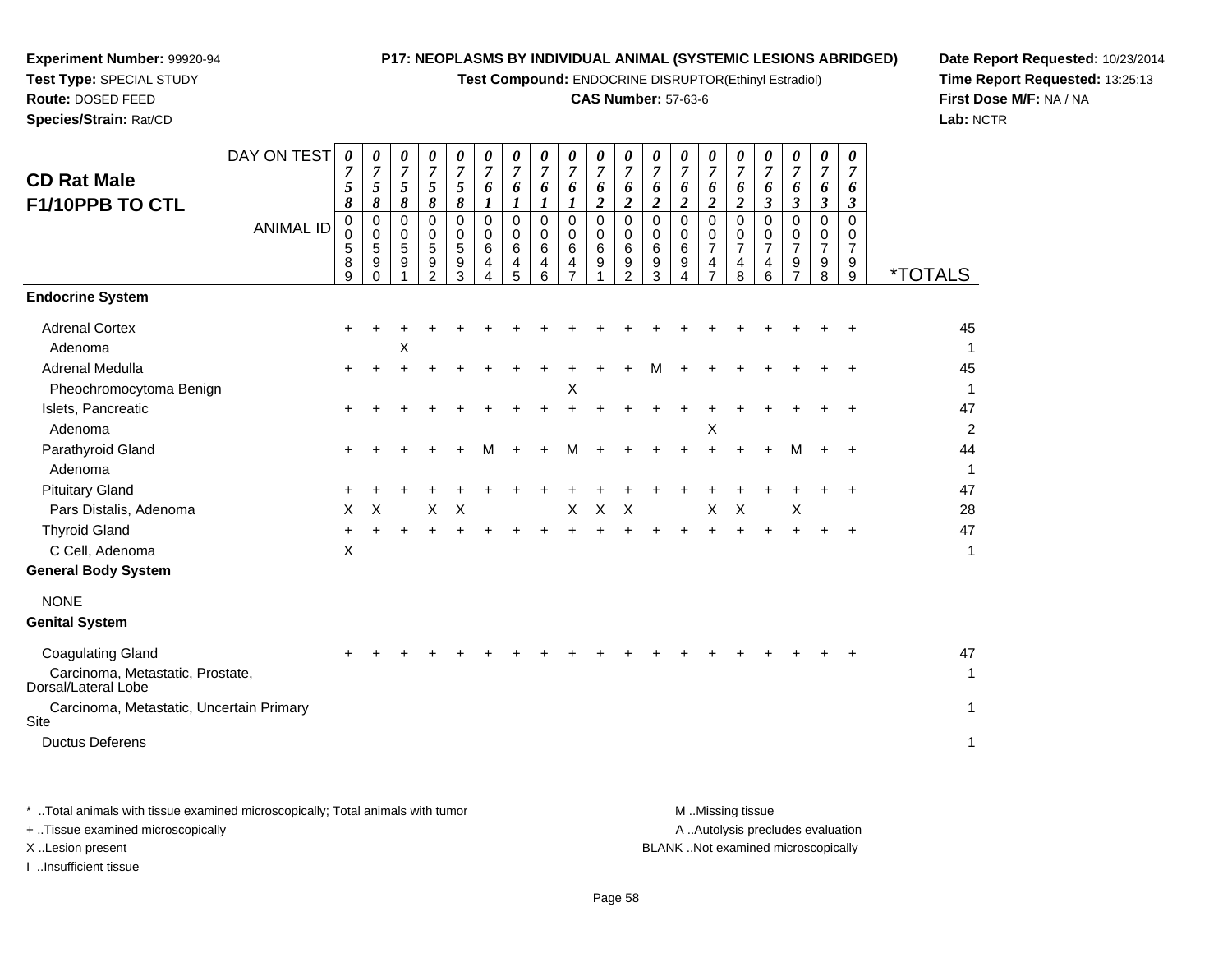**Experiment Number:** 99920-94
**Test Type:** SPECIAL STUDY
**Route:** DOSED FEED
**Species/Strain:** Rat/CD

**P17: NEOPLASMS BY INDIVIDUAL ANIMAL (SYSTEMIC LESIONS ABRIDGED)**
**Test Compound:** ENDOCRINE DISRUPTOR(Ethinyl Estradiol)
**CAS Number:** 57-63-6

**Date Report Requested:** 10/23/2014
**Time Report Requested:** 13:25:13
**First Dose M/F:** NA / NA
**Lab:** NCTR

## CD Rat Male F1/10PPB TO CTL

| DAY ON TEST | 0758 | 0758 | 0758 | 0758 | 0758 | 0761 | 0761 | 0761 | 0761 | 0762 | 0762 | 0762 | 0762 | 0762 | 0762 | 0763 | 0763 | 0763 | 0763 | |
|---|---|---|---|---|---|---|---|---|---|---|---|---|---|---|---|---|---|---|---|---|
| **ANIMAL ID** | 00589 | 00590 | 00591 | 00592 | 00593 | 00644 | 00645 | 00646 | 00647 | 00691 | 00692 | 00693 | 00694 | 00747 | 00748 | 00746 | 00797 | 00798 | 00799 | ***TOTALS** |
| **Endocrine System** | | | | | | | | | | | | | | | | | | | | |
| Adrenal Cortex | + | + | + | + | + | + | + | + | + | + | + | + | + | + | + | + | + | + | + | 45 |
| Adenoma | | | X | | | | | | | | | | | | | | | | | 1 |
| Adrenal Medulla | + | + | + | + | + | + | + | + | + | + | + | M | + | + | + | + | + | + | + | 45 |
| Pheochromocytoma Benign | | | | | | | | | X | | | | | | | | | | | 1 |
| Islets, Pancreatic | + | + | + | + | + | + | + | + | + | + | + | + | + | + | + | + | + | + | + | 47 |
| Adenoma | | | | | | | | | | | | | | X | | | | | | 2 |
| Parathyroid Gland | + | + | + | + | + | M | + | + | M | + | + | + | + | + | + | + | M | + | + | 44 |
| Adenoma | | | | | | | | | | | | | | | | | | | | 1 |
| Pituitary Gland | + | + | + | + | + | + | + | + | + | + | + | + | + | + | + | + | + | + | + | 47 |
| Pars Distalis, Adenoma | X | X | | X | X | | | | X | X | X | | | X | X | | X | | | 28 |
| Thyroid Gland | + | + | + | + | + | + | + | + | + | + | + | + | + | + | + | + | + | + | + | 47 |
| C Cell, Adenoma | X | | | | | | | | | | | | | | | | | | | 1 |
| **General Body System** | | | | | | | | | | | | | | | | | | | | |
| NONE | | | | | | | | | | | | | | | | | | | | |
| **Genital System** | | | | | | | | | | | | | | | | | | | | |
| Coagulating Gland | + | + | + | + | + | + | + | + | + | + | + | + | + | + | + | + | + | + | + | 47 |
| Carcinoma, Metastatic, Prostate, Dorsal/Lateral Lobe | | | | | | | | | | | | | | | | | | | | 1 |
| Carcinoma, Metastatic, Uncertain Primary Site | | | | | | | | | | | | | | | | | | | | 1 |
| Ductus Deferens | | | | | | | | | | | | | | | | | | | | 1 |

\* ..Total animals with tissue examined microscopically; Total animals with tumor
\+ ..Tissue examined microscopically
X ..Lesion present
I ..Insufficient tissue

M ..Missing tissue
A ..Autolysis precludes evaluation
BLANK ..Not examined microscopically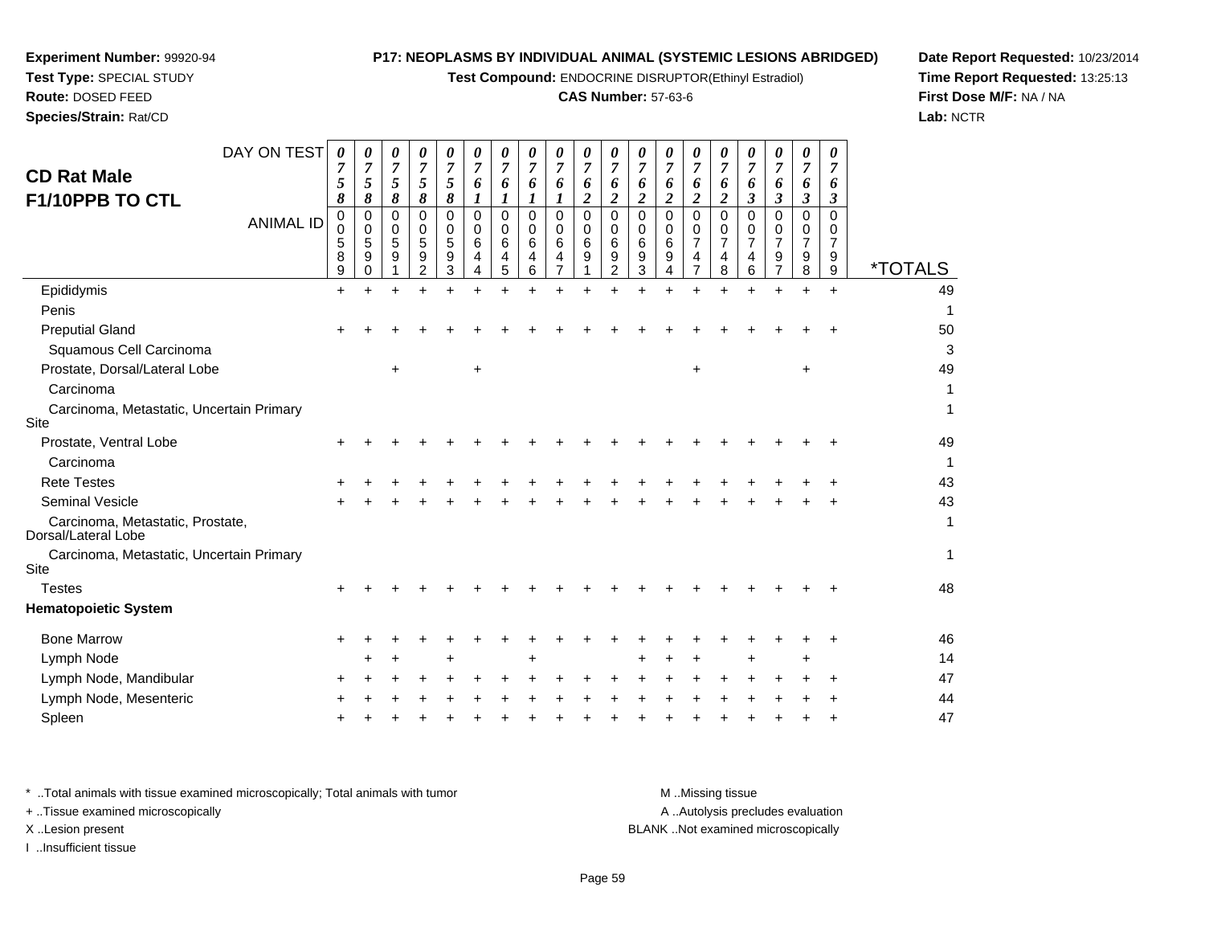**Experiment Number:** 99920-94
**Test Type:** SPECIAL STUDY
**Route:** DOSED FEED
**Species/Strain:** Rat/CD

**P17: NEOPLASMS BY INDIVIDUAL ANIMAL (SYSTEMIC LESIONS ABRIDGED)**
**Test Compound:** ENDOCRINE DISRUPTOR(Ethinyl Estradiol)
**CAS Number:** 57-63-6

**Date Report Requested:** 10/23/2014
**Time Report Requested:** 13:25:13
**First Dose M/F:** NA / NA
**Lab:** NCTR

## CD Rat Male F1/10PPB TO CTL

| DAY ON TEST | 0758 | 0758 | 0758 | 0758 | 0758 | 0761 | 0761 | 0761 | 0761 | 0762 | 0762 | 0762 | 0762 | 0762 | 0762 | 0763 | 0763 | 0763 | 0763 | |
|---|---|---|---|---|---|---|---|---|---|---|---|---|---|---|---|---|---|---|---|---|
| **ANIMAL ID** | 00589 | 00590 | 00591 | 00592 | 00593 | 00644 | 00645 | 00646 | 00647 | 00691 | 00692 | 00693 | 00694 | 00747 | 00748 | 00746 | 00797 | 00798 | 00799 | ***TOTALS** |
| Epididymis | + | + | + | + | + | + | + | + | + | + | + | + | + | + | + | + | + | + | + | 49 |
| Penis | | | | | | | | | | | | | | | | | | | | 1 |
| Preputial Gland | + | + | + | + | + | + | + | + | + | + | + | + | + | + | + | + | + | + | + | 50 |
| Squamous Cell Carcinoma | | | | | | | | | | | | | | | | | | | | 3 |
| Prostate, Dorsal/Lateral Lobe | | | + | | | + | | | | | | | | + | | | | + | | 49 |
| Carcinoma | | | | | | | | | | | | | | | | | | | | 1 |
| Carcinoma, Metastatic, Uncertain Primary Site | | | | | | | | | | | | | | | | | | | | 1 |
| Prostate, Ventral Lobe | + | + | + | + | + | + | + | + | + | + | + | + | + | + | + | + | + | + | + | 49 |
| Carcinoma | | | | | | | | | | | | | | | | | | | | 1 |
| Rete Testes | + | + | + | + | + | + | + | + | + | + | + | + | + | + | + | + | + | + | + | 43 |
| Seminal Vesicle | + | + | + | + | + | + | + | + | + | + | + | + | + | + | + | + | + | + | + | 43 |
| Carcinoma, Metastatic, Prostate, Dorsal/Lateral Lobe | | | | | | | | | | | | | | | | | | | | 1 |
| Carcinoma, Metastatic, Uncertain Primary Site | | | | | | | | | | | | | | | | | | | | 1 |
| Testes | + | + | + | + | + | + | + | + | + | + | + | + | + | + | + | + | + | + | + | 48 |
| **Hematopoietic System** | | | | | | | | | | | | | | | | | | | | |
| Bone Marrow | + | + | + | + | + | + | + | + | + | + | + | + | + | + | + | + | + | + | + | 46 |
| Lymph Node | | + | + | | + | | | + | | | | + | + | + | | + | | + | | 14 |
| Lymph Node, Mandibular | + | + | + | + | + | + | + | + | + | + | + | + | + | + | + | + | + | + | + | 47 |
| Lymph Node, Mesenteric | + | + | + | + | + | + | + | + | + | + | + | + | + | + | + | + | + | + | + | 44 |
| Spleen | + | + | + | + | + | + | + | + | + | + | + | + | + | + | + | + | + | + | + | 47 |

\* ..Total animals with tissue examined microscopically; Total animals with tumor
\+ ..Tissue examined microscopically
X ..Lesion present
I ..Insufficient tissue

M ..Missing tissue
A ..Autolysis precludes evaluation
BLANK ..Not examined microscopically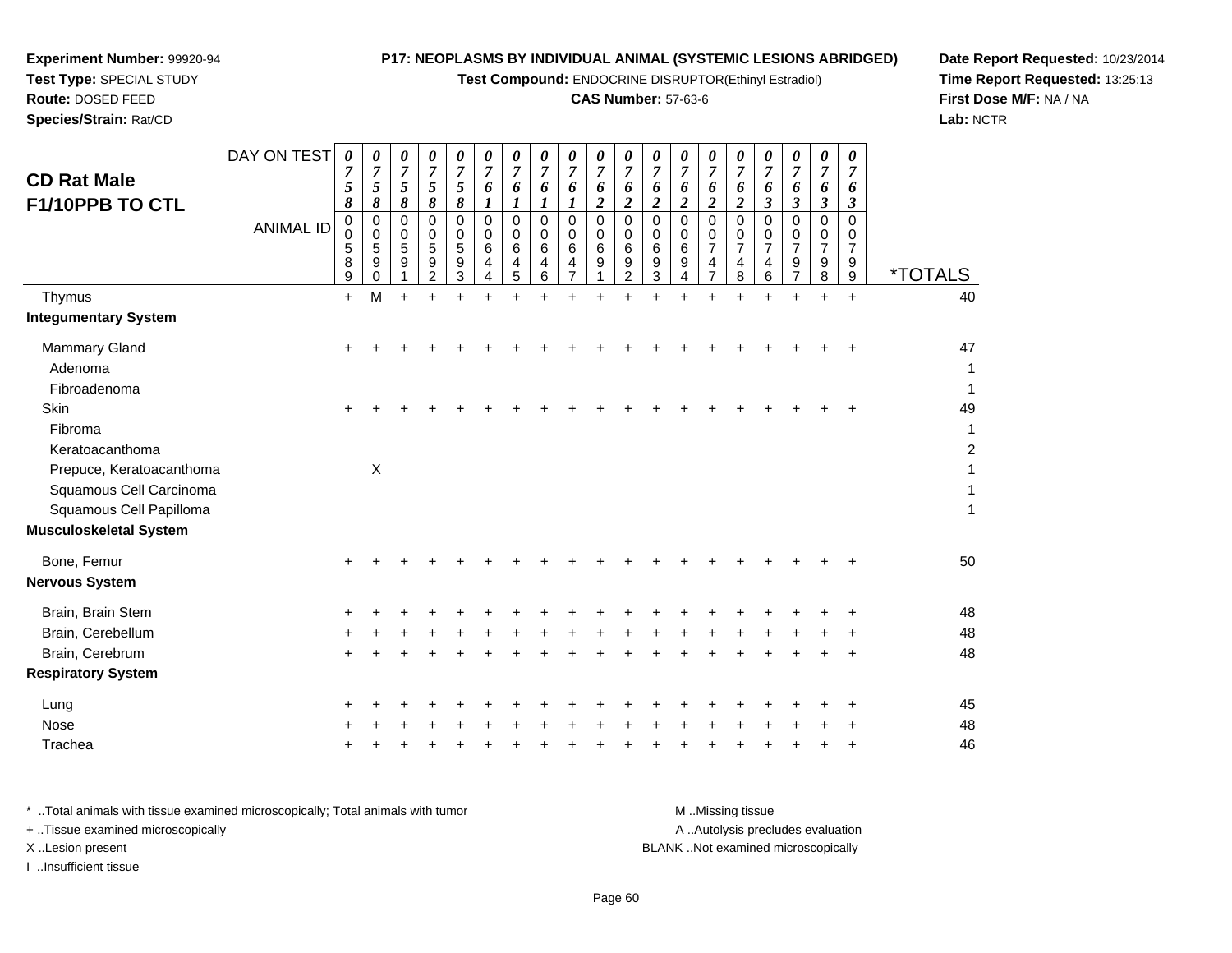**Experiment Number:** 99920-94
**Test Type:** SPECIAL STUDY
**Route:** DOSED FEED
**Species/Strain:** Rat/CD

**P17: NEOPLASMS BY INDIVIDUAL ANIMAL (SYSTEMIC LESIONS ABRIDGED)**
**Test Compound:** ENDOCRINE DISRUPTOR(Ethinyl Estradiol)
**CAS Number:** 57-63-6

**Date Report Requested:** 10/23/2014
**Time Report Requested:** 13:25:13
**First Dose M/F:** NA / NA
**Lab:** NCTR

## CD Rat Male F1/10PPB TO CTL

| DAY ON TEST | 0758 | 0758 | 0758 | 0758 | 0758 | 0761 | 0761 | 0761 | 0761 | 0762 | 0762 | 0762 | 0762 | 0762 | 0762 | 0763 | 0763 | 0763 | 0763 | |
|---|---|---|---|---|---|---|---|---|---|---|---|---|---|---|---|---|---|---|---|---|
| **ANIMAL ID** | 00589 | 00590 | 00591 | 00592 | 00593 | 00644 | 00645 | 00646 | 00647 | 00691 | 00692 | 00693 | 00694 | 00747 | 00748 | 00746 | 00797 | 00798 | 00799 | ***TOTALS** |
| Thymus | + | M | + | + | + | + | + | + | + | + | + | + | + | + | + | + | + | + | + | 40 |
| **Integumentary System** | | | | | | | | | | | | | | | | | | | | |
| Mammary Gland | + | + | + | + | + | + | + | + | + | + | + | + | + | + | + | + | + | + | + | 47 |
| Adenoma | | | | | | | | | | | | | | | | | | | | 1 |
| Fibroadenoma | | | | | | | | | | | | | | | | | | | | 1 |
| Skin | + | + | + | + | + | + | + | + | + | + | + | + | + | + | + | + | + | + | + | 49 |
| Fibroma | | | | | | | | | | | | | | | | | | | | 1 |
| Keratoacanthoma | | | | | | | | | | | | | | | | | | | | 2 |
| Prepuce, Keratoacanthoma | | X | | | | | | | | | | | | | | | | | | 1 |
| Squamous Cell Carcinoma | | | | | | | | | | | | | | | | | | | | 1 |
| Squamous Cell Papilloma | | | | | | | | | | | | | | | | | | | | 1 |
| **Musculoskeletal System** | | | | | | | | | | | | | | | | | | | | |
| Bone, Femur | + | + | + | + | + | + | + | + | + | + | + | + | + | + | + | + | + | + | + | 50 |
| **Nervous System** | | | | | | | | | | | | | | | | | | | | |
| Brain, Brain Stem | + | + | + | + | + | + | + | + | + | + | + | + | + | + | + | + | + | + | + | 48 |
| Brain, Cerebellum | + | + | + | + | + | + | + | + | + | + | + | + | + | + | + | + | + | + | + | 48 |
| Brain, Cerebrum | + | + | + | + | + | + | + | + | + | + | + | + | + | + | + | + | + | + | + | 48 |
| **Respiratory System** | | | | | | | | | | | | | | | | | | | | |
| Lung | + | + | + | + | + | + | + | + | + | + | + | + | + | + | + | + | + | + | + | 45 |
| Nose | + | + | + | + | + | + | + | + | + | + | + | + | + | + | + | + | + | + | + | 48 |
| Trachea | + | + | + | + | + | + | + | + | + | + | + | + | + | + | + | + | + | + | + | 46 |

\* ..Total animals with tissue examined microscopically; Total animals with tumor
\+ ..Tissue examined microscopically
X ..Lesion present
I ..Insufficient tissue

M ..Missing tissue
A ..Autolysis precludes evaluation
BLANK ..Not examined microscopically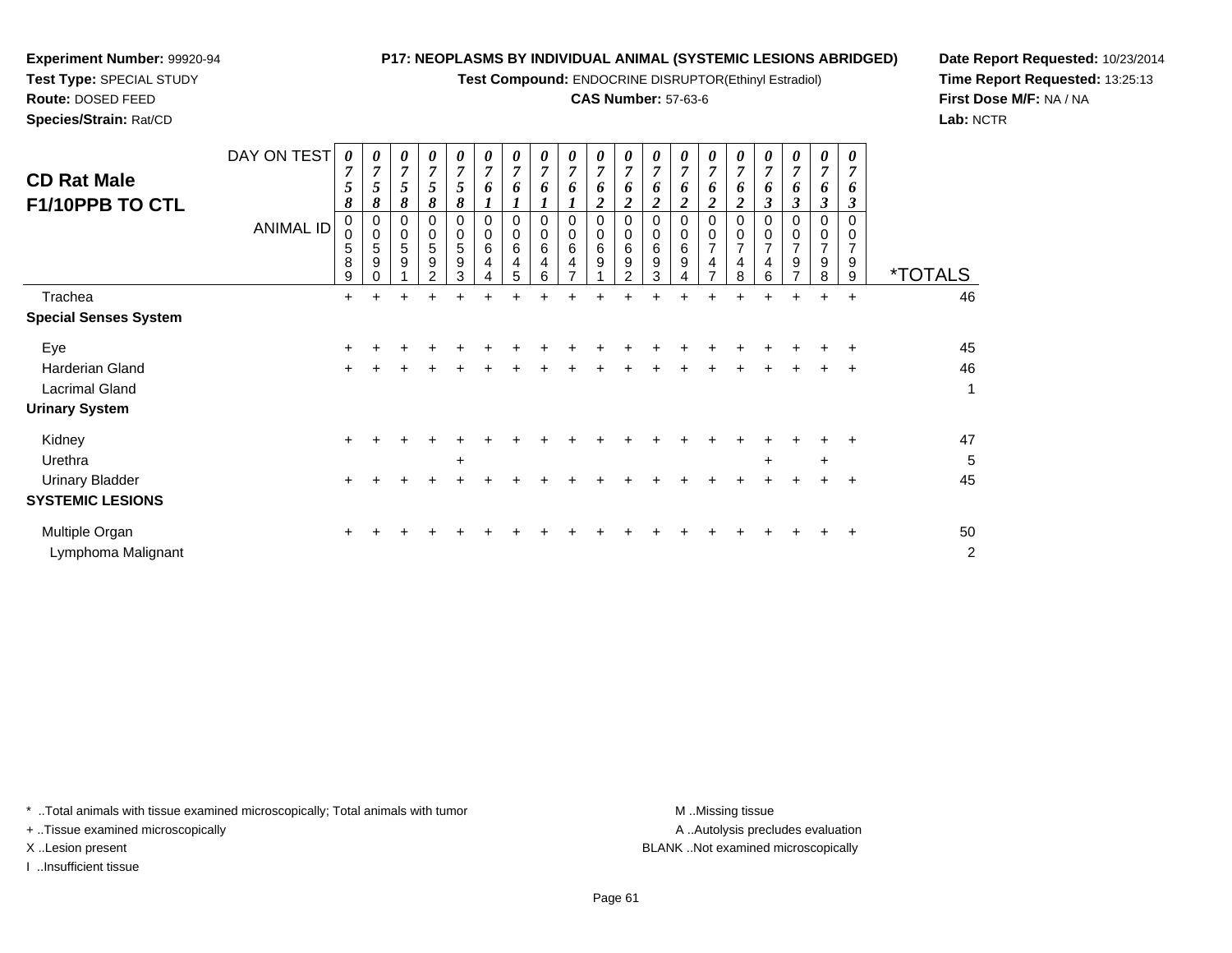**Experiment Number:** 99920-94
**Test Type:** SPECIAL STUDY
**Route:** DOSED FEED
**Species/Strain:** Rat/CD

**P17: NEOPLASMS BY INDIVIDUAL ANIMAL (SYSTEMIC LESIONS ABRIDGED)**
**Test Compound:** ENDOCRINE DISRUPTOR(Ethinyl Estradiol)
**CAS Number:** 57-63-6

**Date Report Requested:** 10/23/2014
**Time Report Requested:** 13:25:13
**First Dose M/F:** NA / NA
**Lab:** NCTR

## CD Rat Male F1/10PPB TO CTL

| DAY ON TEST | 0758 | 0758 | 0758 | 0758 | 0758 | 0761 | 0761 | 0761 | 0761 | 0762 | 0762 | 0762 | 0762 | 0762 | 0762 | 0763 | 0763 | 0763 | 0763 | |
|---|---|---|---|---|---|---|---|---|---|---|---|---|---|---|---|---|---|---|---|---|
| **ANIMAL ID** | 00589 | 00590 | 00591 | 00592 | 00593 | 00644 | 00645 | 00646 | 00647 | 00691 | 00692 | 00693 | 00694 | 00747 | 00748 | 00746 | 00797 | 00798 | 00799 | ***TOTALS** |
| Trachea | + | + | + | + | + | + | + | + | + | + | + | + | + | + | + | + | + | + | + | 46 |
| **Special Senses System** | | | | | | | | | | | | | | | | | | | | |
| Eye | + | + | + | + | + | + | + | + | + | + | + | + | + | + | + | + | + | + | + | 45 |
| Harderian Gland | + | + | + | + | + | + | + | + | + | + | + | + | + | + | + | + | + | + | + | 46 |
| Lacrimal Gland | | | | | | | | | | | | | | | | | | | | 1 |
| **Urinary System** | | | | | | | | | | | | | | | | | | | | |
| Kidney | + | + | + | + | + | + | + | + | + | + | + | + | + | + | + | + | + | + | + | 47 |
| Urethra | | | | | + | | | | | | | | | | | + | | + | | 5 |
| Urinary Bladder | + | + | + | + | + | + | + | + | + | + | + | + | + | + | + | + | + | + | + | 45 |
| **SYSTEMIC LESIONS** | | | | | | | | | | | | | | | | | | | | |
| Multiple Organ | + | + | + | + | + | + | + | + | + | + | + | + | + | + | + | + | + | + | + | 50 |
| Lymphoma Malignant | | | | | | | | | | | | | | | | | | | | 2 |

\* ..Total animals with tissue examined microscopically; Total animals with tumor
\+ ..Tissue examined microscopically
X ..Lesion present
I ..Insufficient tissue

M ..Missing tissue
A ..Autolysis precludes evaluation
BLANK ..Not examined microscopically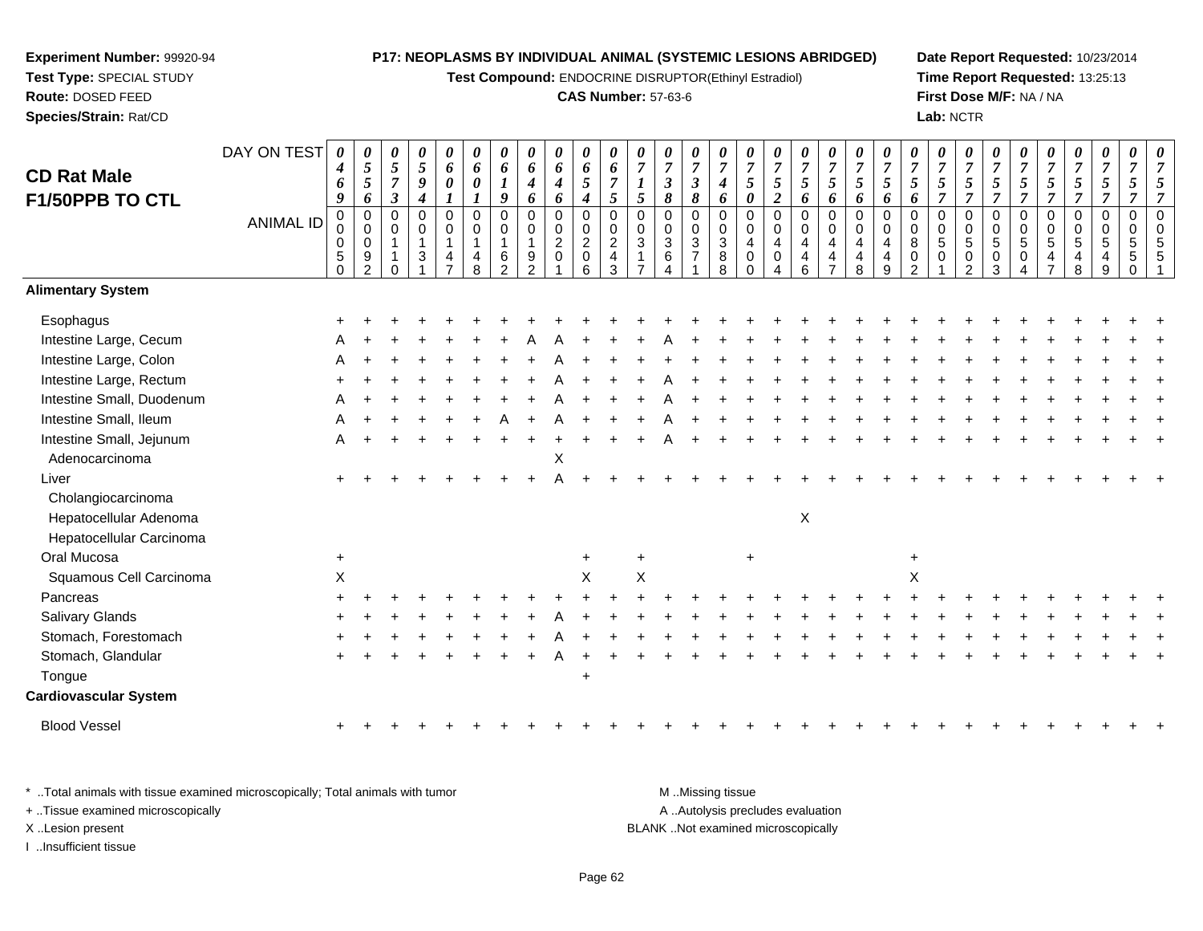**Experiment Number:** 99920-94
**Test Type:** SPECIAL STUDY
**Route:** DOSED FEED
**Species/Strain:** Rat/CD

**P17: NEOPLASMS BY INDIVIDUAL ANIMAL (SYSTEMIC LESIONS ABRIDGED)**
**Test Compound:** ENDOCRINE DISRUPTOR(Ethinyl Estradiol)
**CAS Number:** 57-63-6

**Date Report Requested:** 10/23/2014
**Time Report Requested:** 13:25:13
**First Dose M/F:** NA / NA
**Lab:** NCTR

## CD Rat Male F1/50PPB TO CTL

| DAY ON TEST | 0469 | 0556 | 0573 | 0594 | 0601 | 0601 | 0619 | 0646 | 0646 | 0654 | 0675 | 0715 | 0738 | 0738 | 0746 | 0750 | 0752 | 0756 | 0756 | 0756 | 0756 | 0756 | 0757 | 0757 | 0757 | 0757 | 0757 | 0757 | 0757 | 0757 | 0757 |
|---|---|---|---|---|---|---|---|---|---|---|---|---|---|---|---|---|---|---|---|---|---|---|---|---|---|---|---|---|---|---|---|
| **ANIMAL ID** | 00050 | 00092 | 00110 | 00131 | 00147 | 00148 | 00162 | 00192 | 00201 | 00206 | 00243 | 00317 | 00364 | 00371 | 00388 | 00400 | 00404 | 00446 | 00447 | 00448 | 00449 | 00802 | 00501 | 00502 | 00503 | 00504 | 00547 | 00548 | 00549 | 00550 | 00551 |
| **Alimentary System** | | | | | | | | | | | | | | | | | | | | | | | | | | | | | | | |
| Esophagus | + | + | + | + | + | + | + | + | + | + | + | + | + | + | + | + | + | + | + | + | + | + | + | + | + | + | + | + | + | + | + |
| Intestine Large, Cecum | A | + | + | + | + | + | + | A | A | + | + | + | A | + | + | + | + | + | + | + | + | + | + | + | + | + | + | + | + | + | + |
| Intestine Large, Colon | A | + | + | + | + | + | + | + | A | + | + | + | + | + | + | + | + | + | + | + | + | + | + | + | + | + | + | + | + | + | + |
| Intestine Large, Rectum | + | + | + | + | + | + | + | + | A | + | + | + | A | + | + | + | + | + | + | + | + | + | + | + | + | + | + | + | + | + | + |
| Intestine Small, Duodenum | A | + | + | + | + | + | + | + | A | + | + | + | A | + | + | + | + | + | + | + | + | + | + | + | + | + | + | + | + | + | + |
| Intestine Small, Ileum | A | + | + | + | + | + | A | + | A | + | + | + | A | + | + | + | + | + | + | + | + | + | + | + | + | + | + | + | + | + | + |
| Intestine Small, Jejunum | A | + | + | + | + | + | + | + | + | + | + | + | A | + | + | + | + | + | + | + | + | + | + | + | + | + | + | + | + | + | + |
| Adenocarcinoma | | | | | | | | | X | | | | | | | | | | | | | | | | | | | | | | |
| Liver | + | + | + | + | + | + | + | + | A | + | + | + | + | + | + | + | + | + | + | + | + | + | + | + | + | + | + | + | + | + | + |
| Cholangiocarcinoma | | | | | | | | | | | | | | | | | | | | | | | | | | | | | | | |
| Hepatocellular Adenoma | | | | | | | | | | | | | | | | | | X | | | | | | | | | | | | | |
| Hepatocellular Carcinoma | | | | | | | | | | | | | | | | | | | | | | | | | | | | | | | |
| Oral Mucosa | + | | | | | | | | | + | | + | | | | + | | | | | | + | | | | | | | | | |
| Squamous Cell Carcinoma | X | | | | | | | | | X | | X | | | | | | | | | | X | | | | | | | | | |
| Pancreas | + | + | + | + | + | + | + | + | + | + | + | + | + | + | + | + | + | + | + | + | + | + | + | + | + | + | + | + | + | + | + |
| Salivary Glands | + | + | + | + | + | + | + | + | A | + | + | + | + | + | + | + | + | + | + | + | + | + | + | + | + | + | + | + | + | + | + |
| Stomach, Forestomach | + | + | + | + | + | + | + | + | A | + | + | + | + | + | + | + | + | + | + | + | + | + | + | + | + | + | + | + | + | + | + |
| Stomach, Glandular | + | + | + | + | + | + | + | + | A | + | + | + | + | + | + | + | + | + | + | + | + | + | + | + | + | + | + | + | + | + | + |
| Tongue | | | | | | | | | | + | | | | | | | | | | | | | | | | | | | | | |
| **Cardiovascular System** | | | | | | | | | | | | | | | | | | | | | | | | | | | | | | | |
| Blood Vessel | + | + | + | + | + | + | + | + | + | + | + | + | + | + | + | + | + | + | + | + | + | + | + | + | + | + | + | + | + | + | + |

\* ..Total animals with tissue examined microscopically; Total animals with tumor
+ ..Tissue examined microscopically
X ..Lesion present
I ..Insufficient tissue

M ..Missing tissue
A ..Autolysis precludes evaluation
BLANK ..Not examined microscopically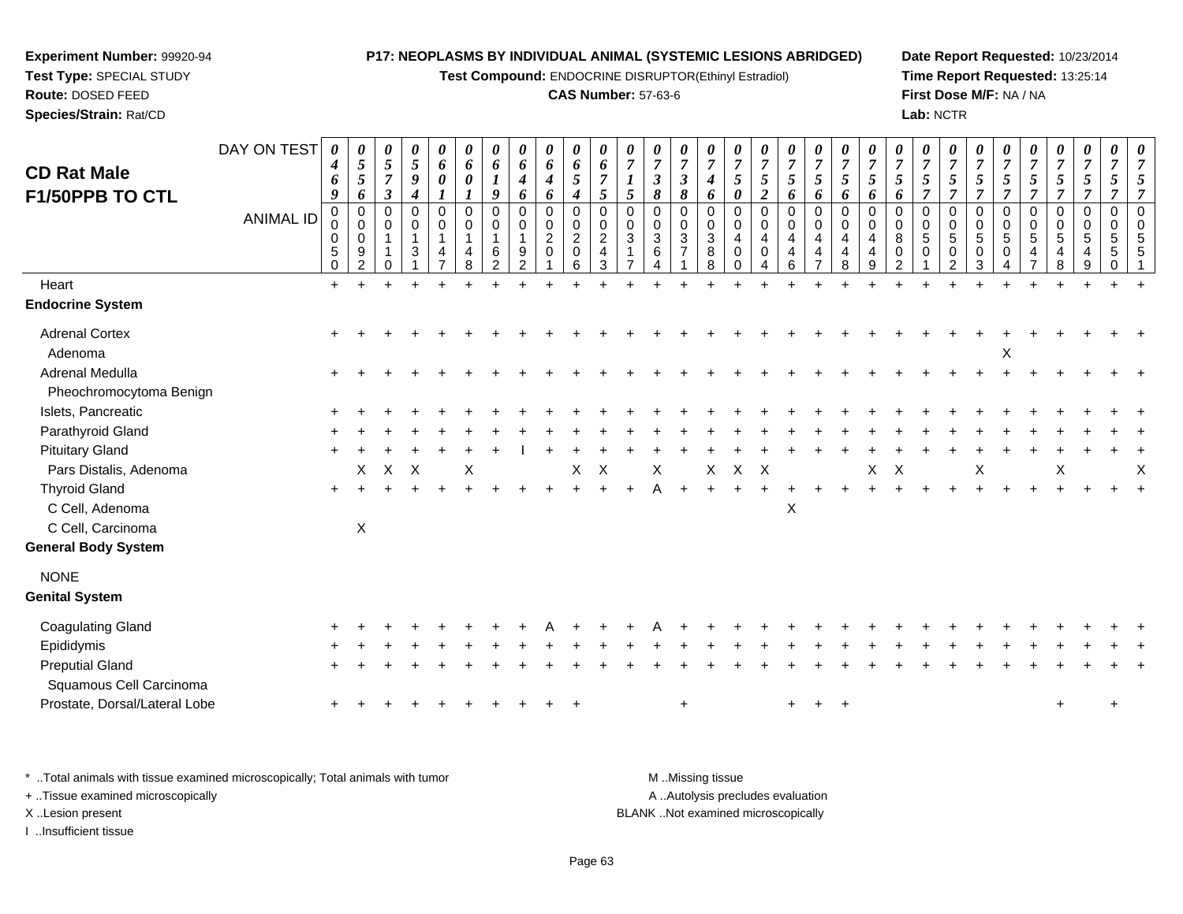**Experiment Number:** 99920-94
**Test Type:** SPECIAL STUDY
**Route:** DOSED FEED
**Species/Strain:** Rat/CD

**P17: NEOPLASMS BY INDIVIDUAL ANIMAL (SYSTEMIC LESIONS ABRIDGED)**
**Test Compound:** ENDOCRINE DISRUPTOR(Ethinyl Estradiol)
**CAS Number:** 57-63-6

**Date Report Requested:** 10/23/2014
**Time Report Requested:** 13:25:14
**First Dose M/F:** NA / NA
**Lab:** NCTR

# CD Rat Male F1/50PPB TO CTL

| DAY ON TEST | 0469 | 0556 | 0573 | 0594 | 0601 | 0601 | 0619 | 0646 | 0646 | 0654 | 0675 | 0715 | 0738 | 0738 | 0746 | 0750 | 0752 | 0756 | 0756 | 0756 | 0756 | 0756 | 0757 | 0757 | 0757 | 0757 | 0757 | 0757 | 0757 | 0757 | 0757 |
|---|---|---|---|---|---|---|---|---|---|---|---|---|---|---|---|---|---|---|---|---|---|---|---|---|---|---|---|---|---|---|---|
| **ANIMAL ID** | 00050 | 00092 | 00110 | 00131 | 00147 | 00148 | 00162 | 00192 | 00201 | 00206 | 00243 | 00317 | 00364 | 00371 | 00388 | 00400 | 00404 | 00446 | 00447 | 00448 | 00449 | 00802 | 00501 | 00502 | 00503 | 00504 | 00547 | 00548 | 00549 | 00550 | 00551 |
| Heart | + | + | + | + | + | + | + | + | + | + | + | + | + | + | + | + | + | + | + | + | + | + | + | + | + | + | + | + | + | + | + |
| **Endocrine System** | | | | | | | | | | | | | | | | | | | | | | | | | | | | | | | |
| Adrenal Cortex | + | + | + | + | + | + | + | + | + | + | + | + | + | + | + | + | + | + | + | + | + | + | + | + | + | + | + | + | + | + | + |
| Adenoma | | | | | | | | | | | | | | | | | | | | | | | | | | X | | | | | |
| Adrenal Medulla | + | + | + | + | + | + | + | + | + | + | + | + | + | + | + | + | + | + | + | + | + | + | + | + | + | + | + | + | + | + | + |
| Pheochromocytoma Benign | | | | | | | | | | | | | | | | | | | | | | | | | | | | | | | |
| Islets, Pancreatic | + | + | + | + | + | + | + | + | + | + | + | + | + | + | + | + | + | + | + | + | + | + | + | + | + | + | + | + | + | + | + |
| Parathyroid Gland | + | + | + | + | + | + | + | + | + | + | + | + | + | + | + | + | + | + | + | + | + | + | + | + | + | + | + | + | + | + | + |
| Pituitary Gland | + | + | + | + | + | + | + | I | + | + | + | + | + | + | + | + | + | + | + | + | + | + | + | + | + | + | + | + | + | + | + |
| Pars Distalis, Adenoma | | X | X | X | | X | | | | X | X | | X | | X | X | X | | | | X | X | | | X | | | X | | | X |
| Thyroid Gland | + | + | + | + | + | + | + | + | + | + | + | + | A | + | + | + | + | + | + | + | + | + | + | + | + | + | + | + | + | + | + |
| C Cell, Adenoma | | | | | | | | | | | | | | | | | | X | | | | | | | | | | | | | |
| C Cell, Carcinoma | | X | | | | | | | | | | | | | | | | | | | | | | | | | | | | | |
| **General Body System** | | | | | | | | | | | | | | | | | | | | | | | | | | | | | | | |
| NONE | | | | | | | | | | | | | | | | | | | | | | | | | | | | | | | |
| **Genital System** | | | | | | | | | | | | | | | | | | | | | | | | | | | | | | | |
| Coagulating Gland | + | + | + | + | + | + | + | + | A | + | + | + | A | + | + | + | + | + | + | + | + | + | + | + | + | + | + | + | + | + | + |
| Epididymis | + | + | + | + | + | + | + | + | + | + | + | + | + | + | + | + | + | + | + | + | + | + | + | + | + | + | + | + | + | + | + |
| Preputial Gland | + | + | + | + | + | + | + | + | + | + | + | + | + | + | + | + | + | + | + | + | + | + | + | + | + | + | + | + | + | + | + |
| Squamous Cell Carcinoma | | | | | | | | | | | | | | | | | | | | | | | | | | | | | | | |
| Prostate, Dorsal/Lateral Lobe | + | + | + | + | + | + | + | + | + | + | | | | + | | | | + | + | + | | | | | | | | + | | + | |

\* ..Total animals with tissue examined microscopically; Total animals with tumor
+ ..Tissue examined microscopically
X ..Lesion present
I ..Insufficient tissue

M ..Missing tissue
A ..Autolysis precludes evaluation
BLANK ..Not examined microscopically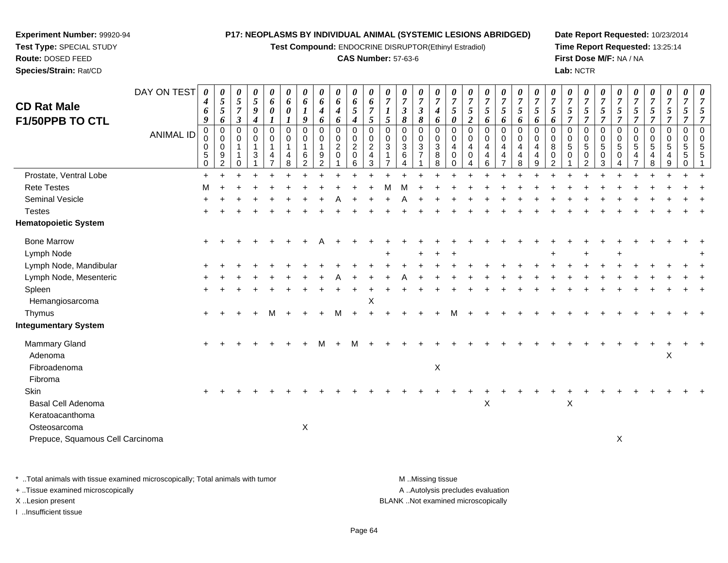**Experiment Number:** 99920-94
**Test Type:** SPECIAL STUDY
**Route:** DOSED FEED
**Species/Strain:** Rat/CD

**P17: NEOPLASMS BY INDIVIDUAL ANIMAL (SYSTEMIC LESIONS ABRIDGED)**
**Test Compound:** ENDOCRINE DISRUPTOR(Ethinyl Estradiol)
**CAS Number:** 57-63-6

**Date Report Requested:** 10/23/2014
**Time Report Requested:** 13:25:14
**First Dose M/F:** NA / NA
**Lab:** NCTR

# CD Rat Male
## F1/50PPB TO CTL

| DAY ON TEST | 0469 | 0556 | 0573 | 0594 | 0601 | 0601 | 0619 | 0646 | 0646 | 0654 | 0675 | 0715 | 0738 | 0738 | 0746 | 0750 | 0752 | 0756 | 0756 | 0756 | 0756 | 0756 | 0757 | 0757 | 0757 | 0757 | 0757 | 0757 | 0757 | 0757 | 0757 |
|---|---|---|---|---|---|---|---|---|---|---|---|---|---|---|---|---|---|---|---|---|---|---|---|---|---|---|---|---|---|---|---|
| **ANIMAL ID** | 0050 | 0092 | 0110 | 0131 | 0147 | 0148 | 0162 | 0192 | 0201 | 0206 | 0243 | 0317 | 0364 | 0371 | 0388 | 0400 | 0404 | 0446 | 0447 | 0448 | 0449 | 0802 | 0501 | 0502 | 0503 | 0504 | 0547 | 0548 | 0549 | 0550 | 0551 |
| Prostate, Ventral Lobe | + | + | + | + | + | + | + | + | + | + | + | + | + | + | + | + | + | + | + | + | + | + | + | + | + | + | + | + | + | + | + |
| Rete Testes | M | + | + | + | + | + | + | + | + | + | + | M | M | + | + | + | + | + | + | + | + | + | + | + | + | + | + | + | + | + | + |
| Seminal Vesicle | + | + | + | + | + | + | + | + | A | + | + | + | A | + | + | + | + | + | + | + | + | + | + | + | + | + | + | + | + | + | + |
| Testes | + | + | + | + | + | + | + | + | + | + | + | + | + | + | + | + | + | + | + | + | + | + | + | + | + | + | + | + | + | + | + |
| **Hematopoietic System** | | | | | | | | | | | | | | | | | | | | | | | | | | | | | | | |
| Bone Marrow | + | + | + | + | + | + | + | A | + | + | + | + | + | + | + | + | + | + | + | + | + | + | + | + | + | + | + | + | + | + | + |
| Lymph Node | | | | | | | | | | | | + | | + | + | + | | | | | | + | | + | | + | | | | | + |
| Lymph Node, Mandibular | + | + | + | + | + | + | + | + | + | + | + | + | + | + | + | + | + | + | + | + | + | + | + | + | + | + | + | + | + | + | + |
| Lymph Node, Mesenteric | + | + | + | + | + | + | + | + | A | + | + | + | A | + | + | + | + | + | + | + | + | + | + | + | + | + | + | + | + | + | + |
| Spleen | + | + | + | + | + | + | + | + | + | + | + | + | + | + | + | + | + | + | + | + | + | + | + | + | + | + | + | + | + | + | + |
| Hemangiosarcoma | | | | | | | | | | | X | | | | | | | | | | | | | | | | | | | | |
| Thymus | + | + | + | + | M | + | + | + | M | + | + | + | + | + | + | M | + | + | + | + | + | + | + | + | + | + | + | + | + | + | + |
| **Integumentary System** | | | | | | | | | | | | | | | | | | | | | | | | | | | | | | | |
| Mammary Gland | + | + | + | + | + | + | + | M | + | M | + | + | + | + | + | + | + | + | + | + | + | + | + | + | + | + | + | + | + | + | + |
| Adenoma | | | | | | | | | | | | | | | | | | | | | | | | | | | | | X | | |
| Fibroadenoma | | | | | | | | | | | | | | | X | | | | | | | | | | | | | | | | |
| Fibroma | | | | | | | | | | | | | | | | | | | | | | | | | | | | | | | |
| Skin | + | + | + | + | + | + | + | + | + | + | + | + | + | + | + | + | + | + | + | + | + | + | + | + | + | + | + | + | + | + | + |
| Basal Cell Adenoma | | | | | | | | | | | | | | | | | | X | | | | | X | | | | | | | | |
| Keratoacanthoma | | | | | | | | | | | | | | | | | | | | | | | | | | | | | | | |
| Osteosarcoma | | | | | | | X | | | | | | | | | | | | | | | | | | | | | | | | |
| Prepuce, Squamous Cell Carcinoma | | | | | | | | | | | | | | | | | | | | | | | | | | X | | | | | |

* ..Total animals with tissue examined microscopically; Total animals with tumor
+ ..Tissue examined microscopically
X ..Lesion present
I ..Insufficient tissue

M ..Missing tissue
A ..Autolysis precludes evaluation
BLANK ..Not examined microscopically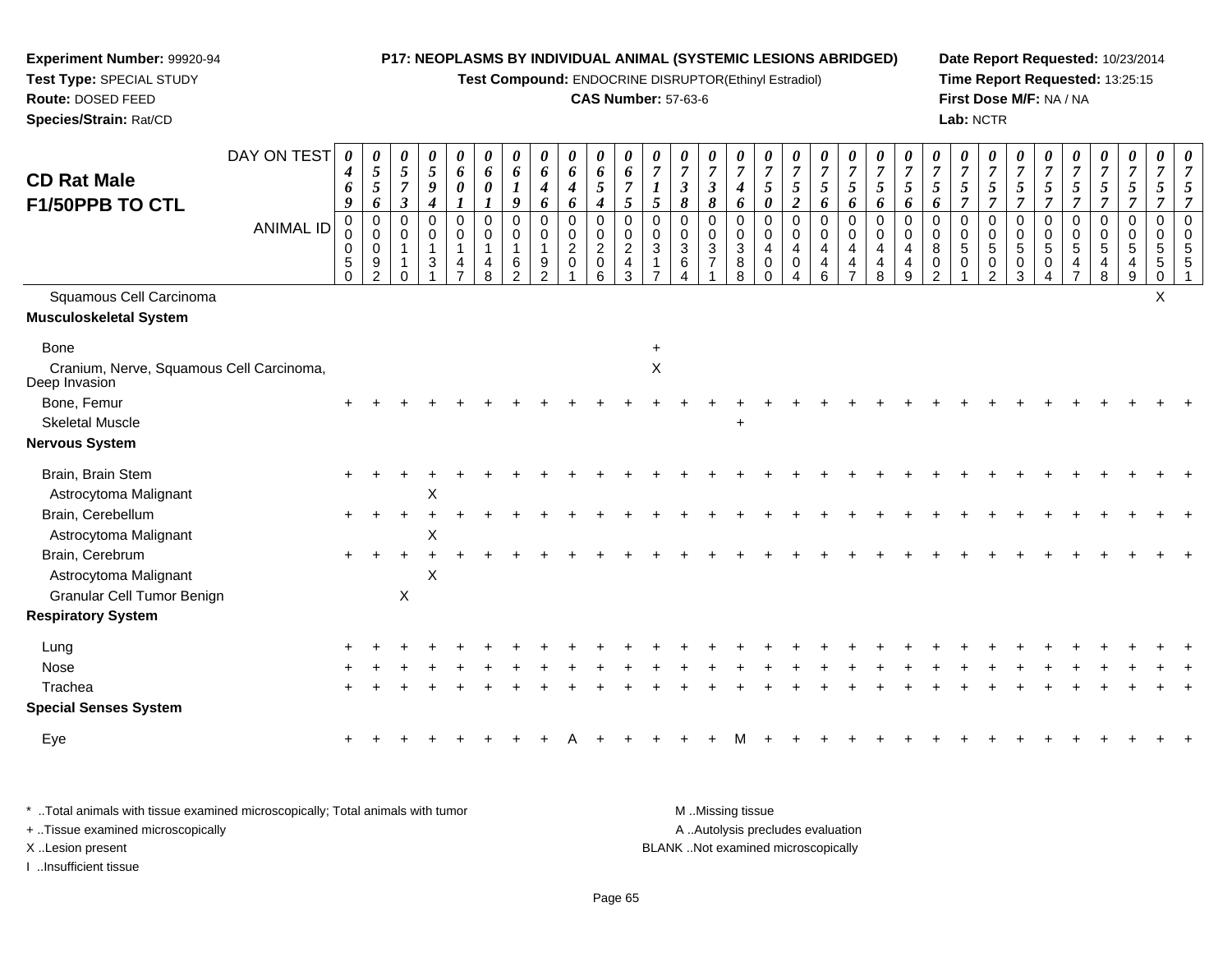**Experiment Number:** 99920-94
**Test Type:** SPECIAL STUDY
**Route:** DOSED FEED
**Species/Strain:** Rat/CD

**P17: NEOPLASMS BY INDIVIDUAL ANIMAL (SYSTEMIC LESIONS ABRIDGED)**
**Test Compound:** ENDOCRINE DISRUPTOR(Ethinyl Estradiol)
**CAS Number:** 57-63-6

**Date Report Requested:** 10/23/2014
**Time Report Requested:** 13:25:15
**First Dose M/F:** NA / NA
**Lab:** NCTR

## CD Rat Male F1/50PPB TO CTL

| DAY ON TEST | 0469 | 0556 | 0573 | 0594 | 0601 | 0601 | 0619 | 0646 | 0646 | 0654 | 0675 | 0715 | 0738 | 0738 | 0746 | 0750 | 0752 | 0756 | 0756 | 0756 | 0756 | 0756 | 0757 | 0757 | 0757 | 0757 | 0757 | 0757 | 0757 | 0757 | 0757 |
|---|---|---|---|---|---|---|---|---|---|---|---|---|---|---|---|---|---|---|---|---|---|---|---|---|---|---|---|---|---|---|---|
| **ANIMAL ID** | 00050 | 00092 | 00110 | 00131 | 00147 | 00148 | 00162 | 00192 | 00201 | 00206 | 00243 | 00317 | 00364 | 00371 | 00388 | 00400 | 00404 | 00446 | 00447 | 00448 | 00449 | 00802 | 00501 | 00502 | 00503 | 00504 | 00547 | 00548 | 00549 | 00550 | 00551 |
| Squamous Cell Carcinoma | | | | | | | | | | | | | | | | | | | | | | | | | | | | | | X | |
| **Musculoskeletal System** | | | | | | | | | | | | | | | | | | | | | | | | | | | | | | | |
| Bone | | | | | | | | | | | | + | | | | | | | | | | | | | | | | | | | |
| Cranium, Nerve, Squamous Cell Carcinoma, Deep Invasion | | | | | | | | | | | | X | | | | | | | | | | | | | | | | | | | |
| Bone, Femur | + | + | + | + | + | + | + | + | + | + | + | + | + | + | + | + | + | + | + | + | + | + | + | + | + | + | + | + | + | + | + |
| Skeletal Muscle | | | | | | | | | | | | | | | + | | | | | | | | | | | | | | | | |
| **Nervous System** | | | | | | | | | | | | | | | | | | | | | | | | | | | | | | | |
| Brain, Brain Stem | + | + | + | + | + | + | + | + | + | + | + | + | + | + | + | + | + | + | + | + | + | + | + | + | + | + | + | + | + | + | + |
| Astrocytoma Malignant | | | | X | | | | | | | | | | | | | | | | | | | | | | | | | | | |
| Brain, Cerebellum | + | + | + | + | + | + | + | + | + | + | + | + | + | + | + | + | + | + | + | + | + | + | + | + | + | + | + | + | + | + | + |
| Astrocytoma Malignant | | | | X | | | | | | | | | | | | | | | | | | | | | | | | | | | |
| Brain, Cerebrum | + | + | + | + | + | + | + | + | + | + | + | + | + | + | + | + | + | + | + | + | + | + | + | + | + | + | + | + | + | + | + |
| Astrocytoma Malignant | | | | X | | | | | | | | | | | | | | | | | | | | | | | | | | | |
| Granular Cell Tumor Benign | | | X | | | | | | | | | | | | | | | | | | | | | | | | | | | | |
| **Respiratory System** | | | | | | | | | | | | | | | | | | | | | | | | | | | | | | | |
| Lung | + | + | + | + | + | + | + | + | + | + | + | + | + | + | + | + | + | + | + | + | + | + | + | + | + | + | + | + | + | + | + |
| Nose | + | + | + | + | + | + | + | + | + | + | + | + | + | + | + | + | + | + | + | + | + | + | + | + | + | + | + | + | + | + | + |
| Trachea | + | + | + | + | + | + | + | + | + | + | + | + | + | + | + | + | + | + | + | + | + | + | + | + | + | + | + | + | + | + | + |
| **Special Senses System** | | | | | | | | | | | | | | | | | | | | | | | | | | | | | | | |
| Eye | + | + | + | + | + | + | + | + | A | + | + | + | + | + | M | + | + | + | + | + | + | + | + | + | + | + | + | + | + | + | + |

\* ..Total animals with tissue examined microscopically; Total animals with tumor
\+ ..Tissue examined microscopically
X ..Lesion present
I ..Insufficient tissue

M ..Missing tissue
A ..Autolysis precludes evaluation
BLANK ..Not examined microscopically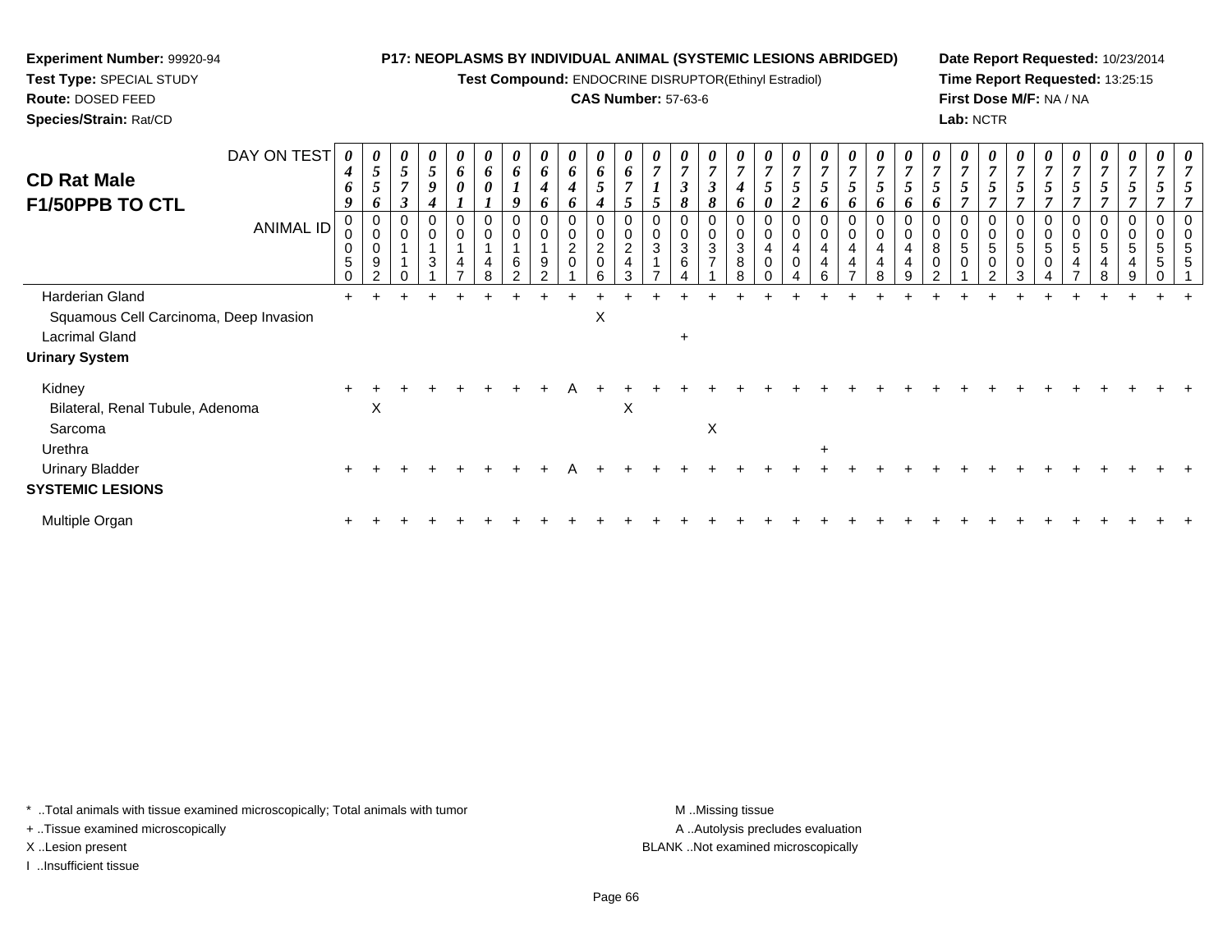**Experiment Number:** 99920-94
**Test Type:** SPECIAL STUDY
**Route:** DOSED FEED
**Species/Strain:** Rat/CD

**P17: NEOPLASMS BY INDIVIDUAL ANIMAL (SYSTEMIC LESIONS ABRIDGED)**
**Test Compound:** ENDOCRINE DISRUPTOR(Ethinyl Estradiol)
**CAS Number:** 57-63-6

**Date Report Requested:** 10/23/2014
**Time Report Requested:** 13:25:15
**First Dose M/F:** NA / NA
**Lab:** NCTR

## CD Rat Male F1/50PPB TO CTL

| DAY ON TEST | 0469 | 0556 | 0573 | 0594 | 0601 | 0601 | 0619 | 0646 | 0646 | 0654 | 0675 | 0715 | 0738 | 0738 | 0746 | 0750 | 0752 | 0756 | 0756 | 0756 | 0756 | 0756 | 0757 | 0757 | 0757 | 0757 | 0757 | 0757 | 0757 | 0757 |
|---|---|---|---|---|---|---|---|---|---|---|---|---|---|---|---|---|---|---|---|---|---|---|---|---|---|---|---|---|---|---|
| **ANIMAL ID** | 00050 | 00092 | 00110 | 00131 | 00147 | 00148 | 00162 | 00192 | 00201 | 00206 | 00243 | 00317 | 00364 | 00371 | 00388 | 00400 | 00404 | 00446 | 00447 | 00448 | 00449 | 00802 | 00501 | 00502 | 00503 | 00504 | 00547 | 00548 | 00549 | 00550 |
| Harderian Gland | + | + | + | + | + | + | + | + | + | + | + | + | + | + | + | + | + | + | + | + | + | + | + | + | + | + | + | + | + | + |
| Squamous Cell Carcinoma, Deep Invasion | | | | | | | | | | X | | | | | | | | | | | | | | | | | | | | |
| Lacrimal Gland | | | | | | | | | | | | | + | | | | | | | | | | | | | | | | | |
| **Urinary System** | | | | | | | | | | | | | | | | | | | | | | | | | | | | | | |
| Kidney | + | + | + | + | + | + | + | + | A | + | + | + | + | + | + | + | + | + | + | + | + | + | + | + | + | + | + | + | + | + |
| Bilateral, Renal Tubule, Adenoma | | X | | | | | | | | | X | | | | | | | | | | | | | | | | | | | |
| Sarcoma | | | | | | | | | | | | | | X | | | | | | | | | | | | | | | | |
| Urethra | | | | | | | | | | | | | | | | | | + | | | | | | | | | | | | |
| Urinary Bladder | + | + | + | + | + | + | + | + | A | + | + | + | + | + | + | + | + | + | + | + | + | + | + | + | + | + | + | + | + | + |
| **SYSTEMIC LESIONS** | | | | | | | | | | | | | | | | | | | | | | | | | | | | | | |
| Multiple Organ | + | + | + | + | + | + | + | + | + | + | + | + | + | + | + | + | + | + | + | + | + | + | + | + | + | + | + | + | + | + |

Note: the last animal column (ID 00551, day 0757) also shows + for Harderian Gland, Kidney, Urinary Bladder, and Multiple Organ.

\* ..Total animals with tissue examined microscopically; Total animals with tumor
\+ ..Tissue examined microscopically
X ..Lesion present
I ..Insufficient tissue

M ..Missing tissue
A ..Autolysis precludes evaluation
BLANK ..Not examined microscopically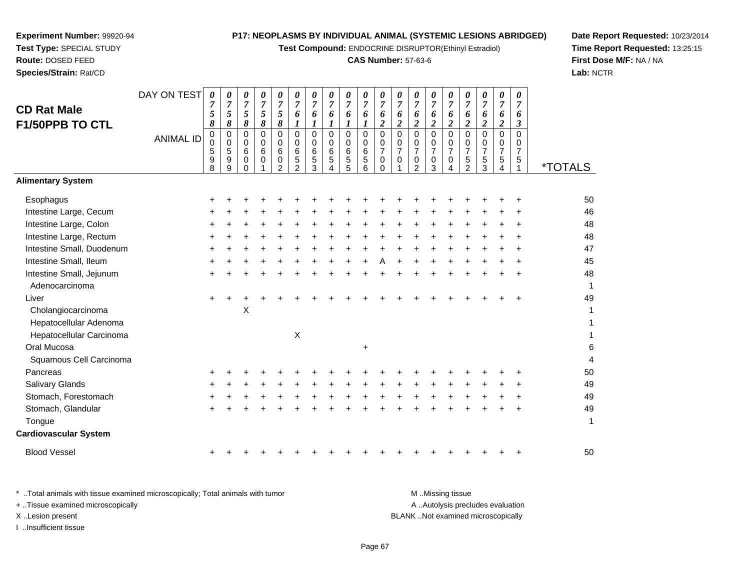**Experiment Number:** 99920-94
**Test Type:** SPECIAL STUDY
**Route:** DOSED FEED
**Species/Strain:** Rat/CD

**P17: NEOPLASMS BY INDIVIDUAL ANIMAL (SYSTEMIC LESIONS ABRIDGED)**
**Test Compound:** ENDOCRINE DISRUPTOR(Ethinyl Estradiol)
**CAS Number:** 57-63-6

**Date Report Requested:** 10/23/2014
**Time Report Requested:** 13:25:15
**First Dose M/F:** NA / NA
**Lab:** NCTR

## CD Rat Male F1/50PPB TO CTL

| DAY ON TEST | 0758 | 0758 | 0758 | 0758 | 0758 | 0761 | 0761 | 0761 | 0761 | 0761 | 0762 | 0762 | 0762 | 0762 | 0762 | 0762 | 0762 | 0762 | 0763 | |
|---|---|---|---|---|---|---|---|---|---|---|---|---|---|---|---|---|---|---|---|---|
| **ANIMAL ID** | 00598 | 00599 | 00600 | 00601 | 00602 | 00652 | 00653 | 00654 | 00655 | 00656 | 00700 | 00701 | 00702 | 00703 | 00704 | 00752 | 00753 | 00754 | 00751 | ***TOTALS** |
| **Alimentary System** | | | | | | | | | | | | | | | | | | | | |
| Esophagus | + | + | + | + | + | + | + | + | + | + | + | + | + | + | + | + | + | + | + | 50 |
| Intestine Large, Cecum | + | + | + | + | + | + | + | + | + | + | + | + | + | + | + | + | + | + | + | 46 |
| Intestine Large, Colon | + | + | + | + | + | + | + | + | + | + | + | + | + | + | + | + | + | + | + | 48 |
| Intestine Large, Rectum | + | + | + | + | + | + | + | + | + | + | + | + | + | + | + | + | + | + | + | 48 |
| Intestine Small, Duodenum | + | + | + | + | + | + | + | + | + | + | + | + | + | + | + | + | + | + | + | 47 |
| Intestine Small, Ileum | + | + | + | + | + | + | + | + | + | + | A | + | + | + | + | + | + | + | + | 45 |
| Intestine Small, Jejunum | + | + | + | + | + | + | + | + | + | + | + | + | + | + | + | + | + | + | + | 48 |
| Adenocarcinoma | | | | | | | | | | | | | | | | | | | | 1 |
| Liver | + | + | + | + | + | + | + | + | + | + | + | + | + | + | + | + | + | + | + | 49 |
| Cholangiocarcinoma | | | X | | | | | | | | | | | | | | | | | 1 |
| Hepatocellular Adenoma | | | | | | | | | | | | | | | | | | | | 1 |
| Hepatocellular Carcinoma | | | | | | X | | | | | | | | | | | | | | 1 |
| Oral Mucosa | | | | | | | | | | + | | | | | | | | | | 6 |
| Squamous Cell Carcinoma | | | | | | | | | | | | | | | | | | | | 4 |
| Pancreas | + | + | + | + | + | + | + | + | + | + | + | + | + | + | + | + | + | + | + | 50 |
| Salivary Glands | + | + | + | + | + | + | + | + | + | + | + | + | + | + | + | + | + | + | + | 49 |
| Stomach, Forestomach | + | + | + | + | + | + | + | + | + | + | + | + | + | + | + | + | + | + | + | 49 |
| Stomach, Glandular | + | + | + | + | + | + | + | + | + | + | + | + | + | + | + | + | + | + | + | 49 |
| Tongue | | | | | | | | | | | | | | | | | | | | 1 |
| **Cardiovascular System** | | | | | | | | | | | | | | | | | | | | |
| Blood Vessel | + | + | + | + | + | + | + | + | + | + | + | + | + | + | + | + | + | + | + | 50 |

\* ..Total animals with tissue examined microscopically; Total animals with tumor
\+ ..Tissue examined microscopically
X ..Lesion present
I ..Insufficient tissue

M ..Missing tissue
A ..Autolysis precludes evaluation
BLANK ..Not examined microscopically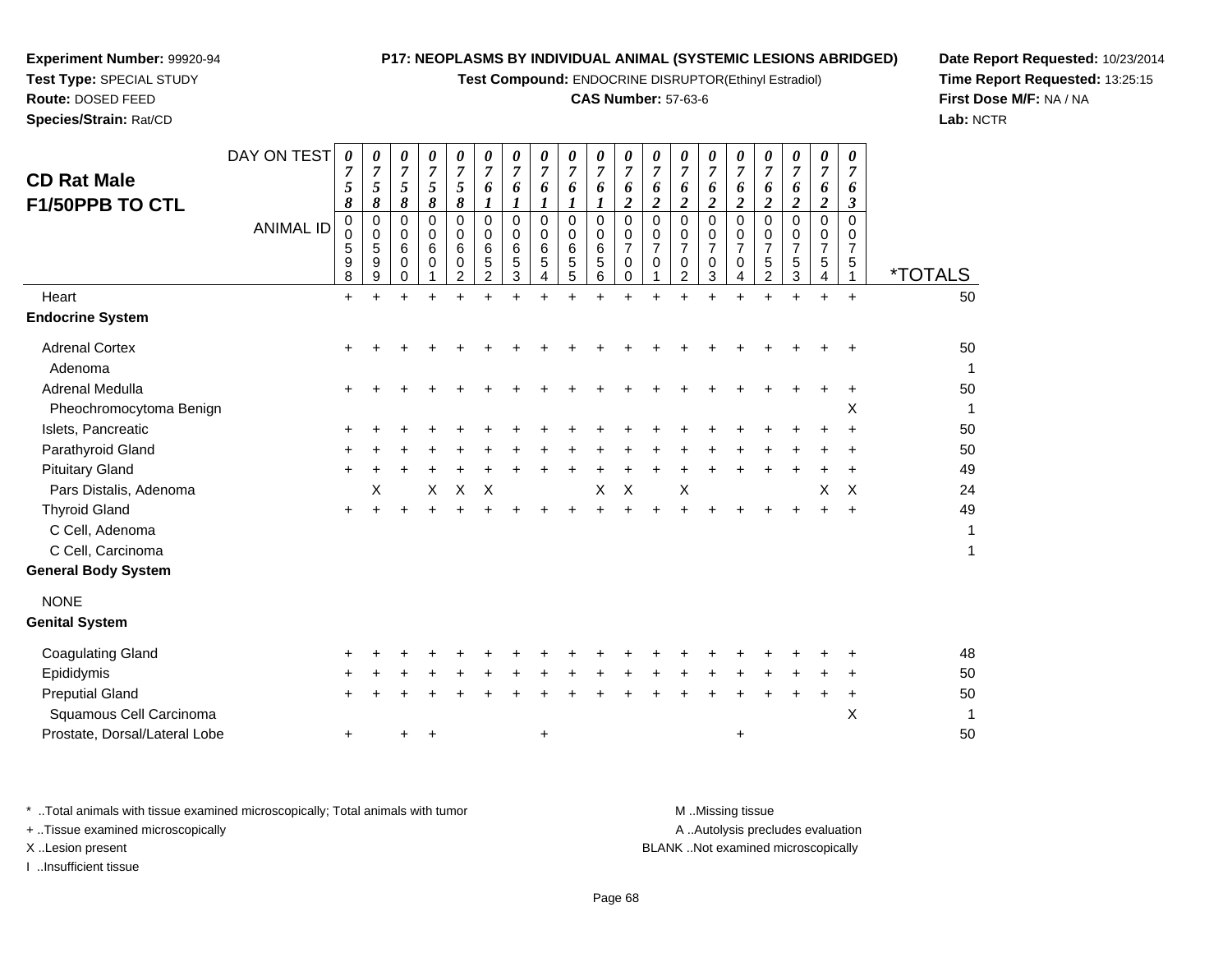**Experiment Number:** 99920-94
**Test Type:** SPECIAL STUDY
**Route:** DOSED FEED
**Species/Strain:** Rat/CD

**P17: NEOPLASMS BY INDIVIDUAL ANIMAL (SYSTEMIC LESIONS ABRIDGED)**
**Test Compound:** ENDOCRINE DISRUPTOR(Ethinyl Estradiol)
**CAS Number:** 57-63-6

**Date Report Requested:** 10/23/2014
**Time Report Requested:** 13:25:15
**First Dose M/F:** NA / NA
**Lab:** NCTR

## CD Rat Male F1/50PPB TO CTL

| DAY ON TEST | 0758 | 0758 | 0758 | 0758 | 0758 | 0761 | 0761 | 0761 | 0761 | 0761 | 0762 | 0762 | 0762 | 0762 | 0762 | 0762 | 0762 | 0762 | 0763 | |
|---|---|---|---|---|---|---|---|---|---|---|---|---|---|---|---|---|---|---|---|---|
| **ANIMAL ID** | 00598 | 00599 | 00600 | 00601 | 00602 | 00652 | 00653 | 00654 | 00655 | 00656 | 00700 | 00701 | 00702 | 00703 | 00704 | 00752 | 00753 | 00754 | 00751 | ***TOTALS** |
| Heart | + | + | + | + | + | + | + | + | + | + | + | + | + | + | + | + | + | + | + | 50 |
| **Endocrine System** | | | | | | | | | | | | | | | | | | | | |
| Adrenal Cortex | + | + | + | + | + | + | + | + | + | + | + | + | + | + | + | + | + | + | + | 50 |
| Adenoma | | | | | | | | | | | | | | | | | | | | 1 |
| Adrenal Medulla | + | + | + | + | + | + | + | + | + | + | + | + | + | + | + | + | + | + | + | 50 |
| Pheochromocytoma Benign | | | | | | | | | | | | | | | | | | | X | 1 |
| Islets, Pancreatic | + | + | + | + | + | + | + | + | + | + | + | + | + | + | + | + | + | + | + | 50 |
| Parathyroid Gland | + | + | + | + | + | + | + | + | + | + | + | + | + | + | + | + | + | + | + | 50 |
| Pituitary Gland | + | + | + | + | + | + | + | + | + | + | + | + | + | + | + | + | + | + | + | 49 |
| Pars Distalis, Adenoma | | X | | X | X | X | | | | X | X | | X | | | | | X | X | 24 |
| Thyroid Gland | + | + | + | + | + | + | + | + | + | + | + | + | + | + | + | + | + | + | + | 49 |
| C Cell, Adenoma | | | | | | | | | | | | | | | | | | | | 1 |
| C Cell, Carcinoma | | | | | | | | | | | | | | | | | | | | 1 |
| **General Body System** | | | | | | | | | | | | | | | | | | | | |
| NONE | | | | | | | | | | | | | | | | | | | | |
| **Genital System** | | | | | | | | | | | | | | | | | | | | |
| Coagulating Gland | + | + | + | + | + | + | + | + | + | + | + | + | + | + | + | + | + | + | + | 48 |
| Epididymis | + | + | + | + | + | + | + | + | + | + | + | + | + | + | + | + | + | + | + | 50 |
| Preputial Gland | + | + | + | + | + | + | + | + | + | + | + | + | + | + | + | + | + | + | + | 50 |
| Squamous Cell Carcinoma | | | | | | | | | | | | | | | | | | | X | 1 |
| Prostate, Dorsal/Lateral Lobe | + | | + | + | | | | + | | | | | | | + | | | | | 50 |

\* ..Total animals with tissue examined microscopically; Total animals with tumor
\+ ..Tissue examined microscopically
X ..Lesion present
I ..Insufficient tissue

M ..Missing tissue
A ..Autolysis precludes evaluation
BLANK ..Not examined microscopically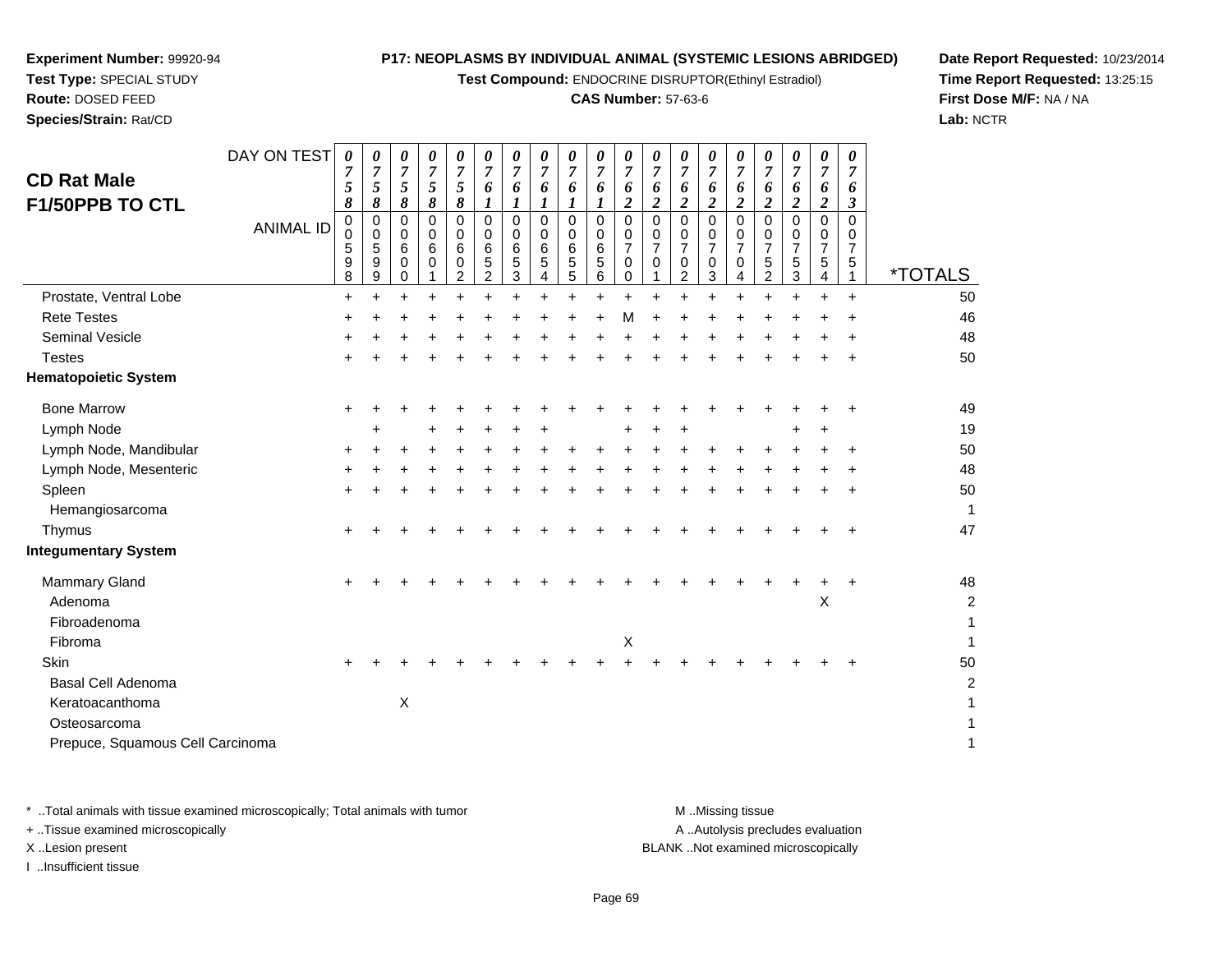**Experiment Number:** 99920-94
**Test Type:** SPECIAL STUDY
**Route:** DOSED FEED
**Species/Strain:** Rat/CD

**P17: NEOPLASMS BY INDIVIDUAL ANIMAL (SYSTEMIC LESIONS ABRIDGED)**
**Test Compound:** ENDOCRINE DISRUPTOR(Ethinyl Estradiol)
**CAS Number:** 57-63-6

**Date Report Requested:** 10/23/2014
**Time Report Requested:** 13:25:15
**First Dose M/F:** NA / NA
**Lab:** NCTR

## CD Rat Male F1/50PPB TO CTL

| DAY ON TEST | 0758 | 0758 | 0758 | 0758 | 0758 | 0761 | 0761 | 0761 | 0761 | 0761 | 0762 | 0762 | 0762 | 0762 | 0762 | 0762 | 0762 | 0762 | 0763 | |
|---|---|---|---|---|---|---|---|---|---|---|---|---|---|---|---|---|---|---|---|---|
| **ANIMAL ID** | 0005 98 | 0005 99 | 0006 00 | 0006 01 | 0006 02 | 0006 52 | 0006 53 | 0006 54 | 0006 55 | 0006 56 | 0007 00 | 0007 01 | 0007 02 | 0007 03 | 0007 04 | 0007 52 | 0007 53 | 0007 54 | 0007 51 | ***TOTALS** |
| Prostate, Ventral Lobe | + | + | + | + | + | + | + | + | + | + | + | + | + | + | + | + | + | + | + | 50 |
| Rete Testes | + | + | + | + | + | + | + | + | + | + | M | + | + | + | + | + | + | + | + | 46 |
| Seminal Vesicle | + | + | + | + | + | + | + | + | + | + | + | + | + | + | + | + | + | + | + | 48 |
| Testes | + | + | + | + | + | + | + | + | + | + | + | + | + | + | + | + | + | + | + | 50 |
| **Hematopoietic System** | | | | | | | | | | | | | | | | | | | | |
| Bone Marrow | + | + | + | + | + | + | + | + | + | + | + | + | + | + | + | + | + | + | + | 49 |
| Lymph Node | | + | | + | + | + | + | + | | | + | + | + | | | | + | + | | 19 |
| Lymph Node, Mandibular | + | + | + | + | + | + | + | + | + | + | + | + | + | + | + | + | + | + | + | 50 |
| Lymph Node, Mesenteric | + | + | + | + | + | + | + | + | + | + | + | + | + | + | + | + | + | + | + | 48 |
| Spleen | + | + | + | + | + | + | + | + | + | + | + | + | + | + | + | + | + | + | + | 50 |
| Hemangiosarcoma | | | | | | | | | | | | | | | | | | | | 1 |
| Thymus | + | + | + | + | + | + | + | + | + | + | + | + | + | + | + | + | + | + | + | 47 |
| **Integumentary System** | | | | | | | | | | | | | | | | | | | | |
| Mammary Gland | + | + | + | + | + | + | + | + | + | + | + | + | + | + | + | + | + | + | + | 48 |
| Adenoma | | | | | | | | | | | | | | | | | | X | | 2 |
| Fibroadenoma | | | | | | | | | | | | | | | | | | | | 1 |
| Fibroma | | | | | | | | | | | X | | | | | | | | | 1 |
| Skin | + | + | + | + | + | + | + | + | + | + | + | + | + | + | + | + | + | + | + | 50 |
| Basal Cell Adenoma | | | | | | | | | | | | | | | | | | | | 2 |
| Keratoacanthoma | | | X | | | | | | | | | | | | | | | | | 1 |
| Osteosarcoma | | | | | | | | | | | | | | | | | | | | 1 |
| Prepuce, Squamous Cell Carcinoma | | | | | | | | | | | | | | | | | | | | 1 |

\* ..Total animals with tissue examined microscopically; Total animals with tumor
\+ ..Tissue examined microscopically
X ..Lesion present
I ..Insufficient tissue

M ..Missing tissue
A ..Autolysis precludes evaluation
BLANK ..Not examined microscopically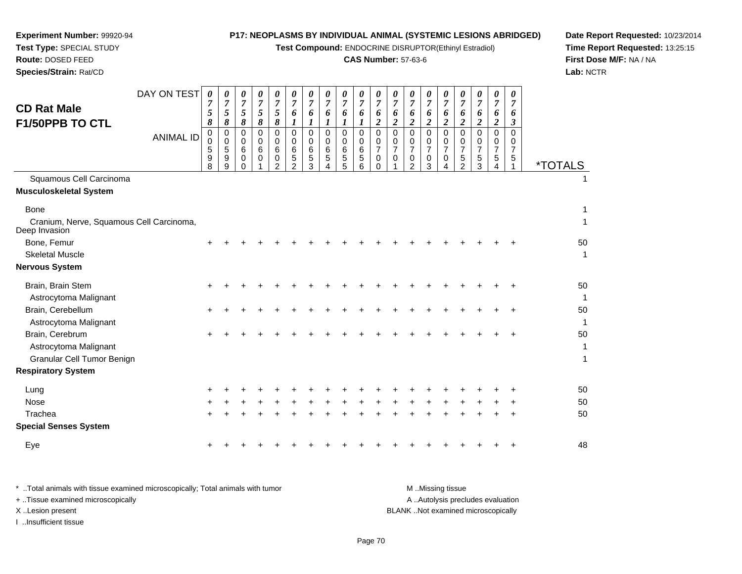**Experiment Number:** 99920-94
**Test Type:** SPECIAL STUDY
**Route:** DOSED FEED
**Species/Strain:** Rat/CD

**P17: NEOPLASMS BY INDIVIDUAL ANIMAL (SYSTEMIC LESIONS ABRIDGED)**
**Test Compound:** ENDOCRINE DISRUPTOR(Ethinyl Estradiol)
**CAS Number:** 57-63-6

**Date Report Requested:** 10/23/2014
**Time Report Requested:** 13:25:15
**First Dose M/F:** NA / NA
**Lab:** NCTR

## CD Rat Male
## F1/50PPB TO CTL

| DAY ON TEST | 0758 | 0758 | 0758 | 0758 | 0758 | 0761 | 0761 | 0761 | 0761 | 0761 | 0762 | 0762 | 0762 | 0762 | 0762 | 0762 | 0762 | 0762 | 0763 | |
|---|---|---|---|---|---|---|---|---|---|---|---|---|---|---|---|---|---|---|---|---|
| **ANIMAL ID** | 0059 8 | 0059 9 | 0060 0 | 0060 1 | 0060 2 | 0065 2 | 0065 3 | 0065 4 | 0065 5 | 0065 6 | 0070 0 | 0070 1 | 0070 2 | 0070 3 | 0070 4 | 0075 2 | 0075 3 | 0075 4 | 0075 1 | ***TOTALS** |
| Squamous Cell Carcinoma | | | | | | | | | | | | | | | | | | | | 1 |
| **Musculoskeletal System** | | | | | | | | | | | | | | | | | | | | |
| Bone | | | | | | | | | | | | | | | | | | | | 1 |
| Cranium, Nerve, Squamous Cell Carcinoma, Deep Invasion | | | | | | | | | | | | | | | | | | | | 1 |
| Bone, Femur | + | + | + | + | + | + | + | + | + | + | + | + | + | + | + | + | + | + | + | 50 |
| Skeletal Muscle | | | | | | | | | | | | | | | | | | | | 1 |
| **Nervous System** | | | | | | | | | | | | | | | | | | | | |
| Brain, Brain Stem | + | + | + | + | + | + | + | + | + | + | + | + | + | + | + | + | + | + | + | 50 |
| Astrocytoma Malignant | | | | | | | | | | | | | | | | | | | | 1 |
| Brain, Cerebellum | + | + | + | + | + | + | + | + | + | + | + | + | + | + | + | + | + | + | + | 50 |
| Astrocytoma Malignant | | | | | | | | | | | | | | | | | | | | 1 |
| Brain, Cerebrum | + | + | + | + | + | + | + | + | + | + | + | + | + | + | + | + | + | + | + | 50 |
| Astrocytoma Malignant | | | | | | | | | | | | | | | | | | | | 1 |
| Granular Cell Tumor Benign | | | | | | | | | | | | | | | | | | | | 1 |
| **Respiratory System** | | | | | | | | | | | | | | | | | | | | |
| Lung | + | + | + | + | + | + | + | + | + | + | + | + | + | + | + | + | + | + | + | 50 |
| Nose | + | + | + | + | + | + | + | + | + | + | + | + | + | + | + | + | + | + | + | 50 |
| Trachea | + | + | + | + | + | + | + | + | + | + | + | + | + | + | + | + | + | + | + | 50 |
| **Special Senses System** | | | | | | | | | | | | | | | | | | | | |
| Eye | + | + | + | + | + | + | + | + | + | + | + | + | + | + | + | + | + | + | + | 48 |

\* ..Total animals with tissue examined microscopically; Total animals with tumor
\+ ..Tissue examined microscopically
X ..Lesion present
I ..Insufficient tissue

M ..Missing tissue
A ..Autolysis precludes evaluation
BLANK ..Not examined microscopically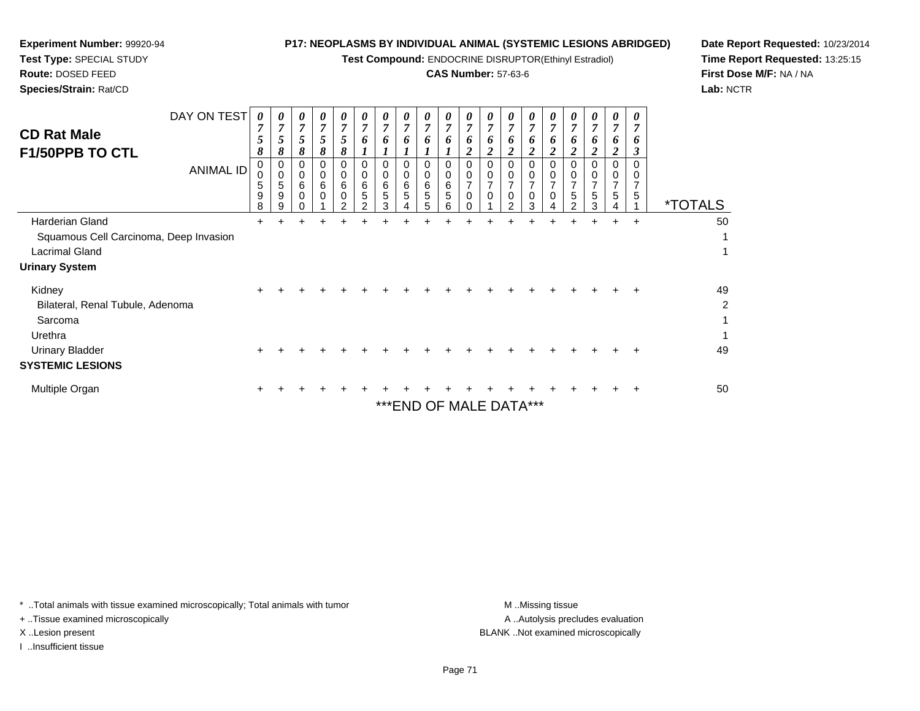**Experiment Number:** 99920-94
**Test Type:** SPECIAL STUDY
**Route:** DOSED FEED
**Species/Strain:** Rat/CD

**P17: NEOPLASMS BY INDIVIDUAL ANIMAL (SYSTEMIC LESIONS ABRIDGED)**
**Test Compound:** ENDOCRINE DISRUPTOR(Ethinyl Estradiol)
**CAS Number:** 57-63-6

**Date Report Requested:** 10/23/2014
**Time Report Requested:** 13:25:15
**First Dose M/F:** NA / NA
**Lab:** NCTR

## CD Rat Male
## F1/50PPB TO CTL

| DAY ON TEST | 0758 | 0758 | 0758 | 0758 | 0758 | 0761 | 0761 | 0761 | 0761 | 0761 | 0762 | 0762 | 0762 | 0762 | 0762 | 0762 | 0762 | 0762 | 0763 | |
|---|---|---|---|---|---|---|---|---|---|---|---|---|---|---|---|---|---|---|---|---|
| **ANIMAL ID** | 00598 | 00599 | 00600 | 00601 | 00602 | 00652 | 00653 | 00654 | 00655 | 00656 | 00700 | 00701 | 00702 | 00703 | 00704 | 00752 | 00753 | 00754 | 00751 | ***TOTALS** |
| Harderian Gland | + | + | + | + | + | + | + | + | + | + | + | + | + | + | + | + | + | + | + | 50 |
| Squamous Cell Carcinoma, Deep Invasion | | | | | | | | | | | | | | | | | | | | 1 |
| Lacrimal Gland | | | | | | | | | | | | | | | | | | | | 1 |
| **Urinary System** | | | | | | | | | | | | | | | | | | | | |
| Kidney | + | + | + | + | + | + | + | + | + | + | + | + | + | + | + | + | + | + | + | 49 |
| Bilateral, Renal Tubule, Adenoma | | | | | | | | | | | | | | | | | | | | 2 |
| Sarcoma | | | | | | | | | | | | | | | | | | | | 1 |
| Urethra | | | | | | | | | | | | | | | | | | | | 1 |
| Urinary Bladder | + | + | + | + | + | + | + | + | + | + | + | + | + | + | + | + | + | + | + | 49 |
| **SYSTEMIC LESIONS** | | | | | | | | | | | | | | | | | | | | |
| Multiple Organ | + | + | + | + | + | + | + | + | + | + | + | + | + | + | + | + | + | + | + | 50 |

***END OF MALE DATA***

* ..Total animals with tissue examined microscopically; Total animals with tumor
+ ..Tissue examined microscopically
X ..Lesion present
I ..Insufficient tissue

M ..Missing tissue
A ..Autolysis precludes evaluation
BLANK ..Not examined microscopically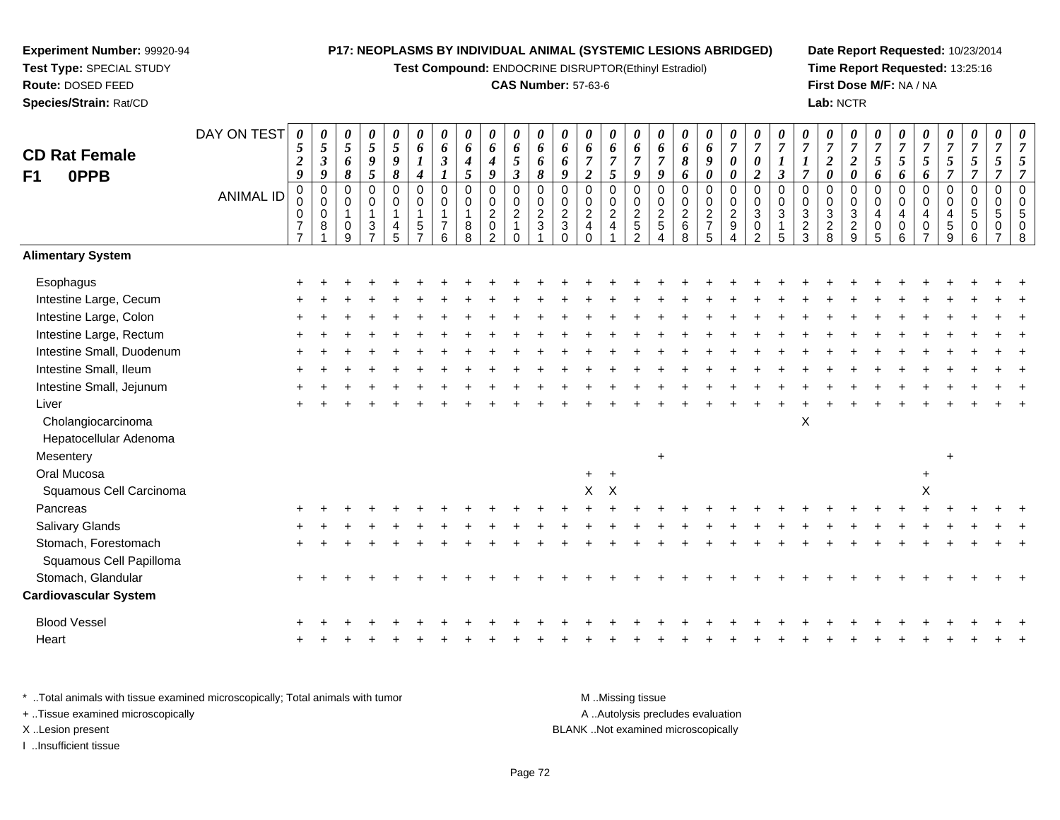**Experiment Number:** 99920-94
**Test Type:** SPECIAL STUDY
**Route:** DOSED FEED
**Species/Strain:** Rat/CD

**P17: NEOPLASMS BY INDIVIDUAL ANIMAL (SYSTEMIC LESIONS ABRIDGED)**
**Test Compound:** ENDOCRINE DISRUPTOR(Ethinyl Estradiol)
**CAS Number:** 57-63-6

**Date Report Requested:** 10/23/2014
**Time Report Requested:** 13:25:16
**First Dose M/F:** NA / NA
**Lab:** NCTR

## CD Rat Female F1 0PPB

| DAY ON TEST | 0529 | 0539 | 0568 | 0595 | 0598 | 0614 | 0631 | 0645 | 0649 | 0653 | 0668 | 0669 | 0672 | 0675 | 0679 | 0679 | 0686 | 0690 | 0700 | 0702 | 0713 | 0717 | 0720 | 0720 | 0756 | 0756 | 0756 | 0757 | 0757 | 0757 |
|---|---|---|---|---|---|---|---|---|---|---|---|---|---|---|---|---|---|---|---|---|---|---|---|---|---|---|---|---|---|---|
| ANIMAL ID | 00077 | 00081 | 00109 | 00137 | 00145 | 00157 | 00176 | 00188 | 00202 | 00210 | 00231 | 00230 | 00240 | 00241 | 00252 | 00254 | 00268 | 00275 | 00294 | 00302 | 00315 | 00323 | 00328 | 00329 | 00405 | 00406 | 00407 | 00459 | 00506 | 00507 | 00508 |
| **Alimentary System** | | | | | | | | | | | | | | | | | | | | | | | | | | | | | | |
| Esophagus | + | + | + | + | + | + | + | + | + | + | + | + | + | + | + | + | + | + | + | + | + | + | + | + | + | + | + | + | + | + |
| Intestine Large, Cecum | + | + | + | + | + | + | + | + | + | + | + | + | + | + | + | + | + | + | + | + | + | + | + | + | + | + | + | + | + | + |
| Intestine Large, Colon | + | + | + | + | + | + | + | + | + | + | + | + | + | + | + | + | + | + | + | + | + | + | + | + | + | + | + | + | + | + |
| Intestine Large, Rectum | + | + | + | + | + | + | + | + | + | + | + | + | + | + | + | + | + | + | + | + | + | + | + | + | + | + | + | + | + | + |
| Intestine Small, Duodenum | + | + | + | + | + | + | + | + | + | + | + | + | + | + | + | + | + | + | + | + | + | + | + | + | + | + | + | + | + | + |
| Intestine Small, Ileum | + | + | + | + | + | + | + | + | + | + | + | + | + | + | + | + | + | + | + | + | + | + | + | + | + | + | + | + | + | + |
| Intestine Small, Jejunum | + | + | + | + | + | + | + | + | + | + | + | + | + | + | + | + | + | + | + | + | + | + | + | + | + | + | + | + | + | + |
| Liver | + | + | + | + | + | + | + | + | + | + | + | + | + | + | + | + | + | + | + | + | + | + | + | + | + | + | + | + | + | + |
| Cholangiocarcinoma | | | | | | | | | | | | | | | | | | | | | | X | | | | | | | | |
| Hepatocellular Adenoma | | | | | | | | | | | | | | | | | | | | | | | | | | | | | | |
| Mesentery | | | | | | | | | | | | | | | | + | | | | | | | | | | | | + | | |
| Oral Mucosa | | | | | | | | | | | | | + | + | | | | | | | | | | | | | + | | | |
| Squamous Cell Carcinoma | | | | | | | | | | | | | X | X | | | | | | | | | | | | | X | | | |
| Pancreas | + | + | + | + | + | + | + | + | + | + | + | + | + | + | + | + | + | + | + | + | + | + | + | + | + | + | + | + | + | + |
| Salivary Glands | + | + | + | + | + | + | + | + | + | + | + | + | + | + | + | + | + | + | + | + | + | + | + | + | + | + | + | + | + | + |
| Stomach, Forestomach | + | + | + | + | + | + | + | + | + | + | + | + | + | + | + | + | + | + | + | + | + | + | + | + | + | + | + | + | + | + |
| Squamous Cell Papilloma | | | | | | | | | | | | | | | | | | | | | | | | | | | | | | |
| Stomach, Glandular | + | + | + | + | + | + | + | + | + | + | + | + | + | + | + | + | + | + | + | + | + | + | + | + | + | + | + | + | + | + |
| **Cardiovascular System** | | | | | | | | | | | | | | | | | | | | | | | | | | | | | | |
| Blood Vessel | + | + | + | + | + | + | + | + | + | + | + | + | + | + | + | + | + | + | + | + | + | + | + | + | + | + | + | + | + | + |
| Heart | + | + | + | + | + | + | + | + | + | + | + | + | + | + | + | + | + | + | + | + | + | + | + | + | + | + | + | + | + | + |

\* ..Total animals with tissue examined microscopically; Total animals with tumor
+ ..Tissue examined microscopically
X ..Lesion present
I ..Insufficient tissue

M ..Missing tissue
A ..Autolysis precludes evaluation
BLANK ..Not examined microscopically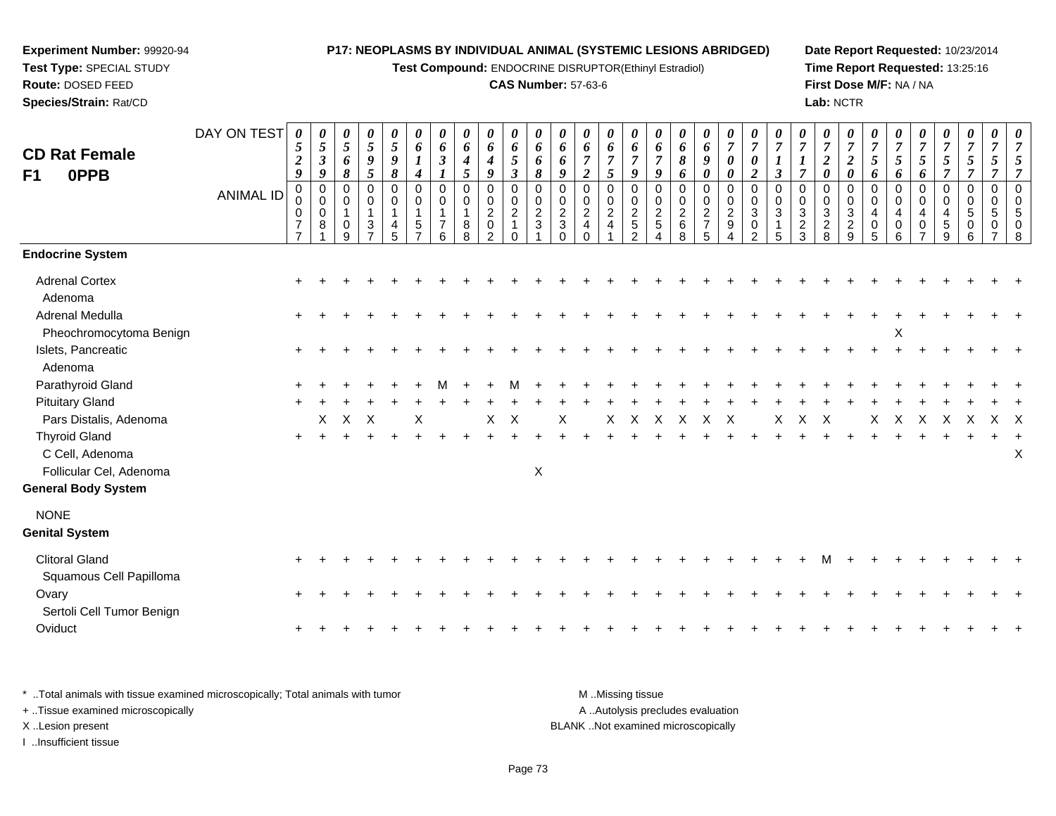**Experiment Number:** 99920-94
**Test Type:** SPECIAL STUDY
**Route:** DOSED FEED
**Species/Strain:** Rat/CD

**P17: NEOPLASMS BY INDIVIDUAL ANIMAL (SYSTEMIC LESIONS ABRIDGED)**
**Test Compound:** ENDOCRINE DISRUPTOR(Ethinyl Estradiol)
**CAS Number:** 57-63-6

**Date Report Requested:** 10/23/2014
**Time Report Requested:** 13:25:16
**First Dose M/F:** NA / NA
**Lab:** NCTR

## CD Rat Female F1 0PPB

| DAY ON TEST | 0529 | 0539 | 0568 | 0595 | 0598 | 0614 | 0631 | 0645 | 0649 | 0653 | 0668 | 0669 | 0672 | 0675 | 0679 | 0679 | 0686 | 0690 | 0700 | 0702 | 0713 | 0717 | 0720 | 0720 | 0756 | 0756 | 0756 | 0757 | 0757 | 0757 | 0757 |
|---|---|---|---|---|---|---|---|---|---|---|---|---|---|---|---|---|---|---|---|---|---|---|---|---|---|---|---|---|---|---|---|
| **ANIMAL ID** | 00077 | 00081 | 00109 | 00137 | 00145 | 00157 | 00176 | 00188 | 00202 | 00210 | 00231 | 00230 | 00240 | 00241 | 00252 | 00254 | 00268 | 00275 | 00294 | 00302 | 00315 | 00323 | 00328 | 00329 | 00405 | 00406 | 00407 | 00459 | 00506 | 00507 | 00508 |
| **Endocrine System** | | | | | | | | | | | | | | | | | | | | | | | | | | | | | | | |
| Adrenal Cortex | + | + | + | + | + | + | + | + | + | + | + | + | + | + | + | + | + | + | + | + | + | + | + | + | + | + | + | + | + | + | + |
| Adenoma | | | | | | | | | | | | | | | | | | | | | | | | | | | | | | | |
| Adrenal Medulla | + | + | + | + | + | + | + | + | + | + | + | + | + | + | + | + | + | + | + | + | + | + | + | + | + | + | + | + | + | + | + |
| Pheochromocytoma Benign | | | | | | | | | | | | | | | | | | | | | | | | | | X | | | | | |
| Islets, Pancreatic | + | + | + | + | + | + | + | + | + | + | + | + | + | + | + | + | + | + | + | + | + | + | + | + | + | + | + | + | + | + | + |
| Adenoma | | | | | | | | | | | | | | | | | | | | | | | | | | | | | | | |
| Parathyroid Gland | + | + | + | + | + | + | M | + | + | M | + | + | + | + | + | + | + | + | + | + | + | + | + | + | + | + | + | + | + | + | + |
| Pituitary Gland | + | + | + | + | + | + | + | + | + | + | + | + | + | + | + | + | + | + | + | + | + | + | + | + | + | + | + | + | + | + | + |
| Pars Distalis, Adenoma | | X | X | X | | X | | | X | X | | X | | X | X | X | X | X | X | | X | X | X | | X | X | X | X | X | X | X |
| Thyroid Gland | + | + | + | + | + | + | + | + | + | + | + | + | + | + | + | + | + | + | + | + | + | + | + | + | + | + | + | + | + | + | + |
| C Cell, Adenoma | | | | | | | | | | | | | | | | | | | | | | | | | | | | | | | X |
| Follicular Cel, Adenoma | | | | | | | | | | | X | | | | | | | | | | | | | | | | | | | | |
| **General Body System** | | | | | | | | | | | | | | | | | | | | | | | | | | | | | | | |
| NONE | | | | | | | | | | | | | | | | | | | | | | | | | | | | | | | |
| **Genital System** | | | | | | | | | | | | | | | | | | | | | | | | | | | | | | | |
| Clitoral Gland | + | + | + | + | + | + | + | + | + | + | + | + | + | + | + | + | + | + | + | + | + | + | M | + | + | + | + | + | + | + | + |
| Squamous Cell Papilloma | | | | | | | | | | | | | | | | | | | | | | | | | | | | | | | |
| Ovary | + | + | + | + | + | + | + | + | + | + | + | + | + | + | + | + | + | + | + | + | + | + | + | + | + | + | + | + | + | + | + |
| Sertoli Cell Tumor Benign | | | | | | | | | | | | | | | | | | | | | | | | | | | | | | | |
| Oviduct | + | + | + | + | + | + | + | + | + | + | + | + | + | + | + | + | + | + | + | + | + | + | + | + | + | + | + | + | + | + | + |

\* ..Total animals with tissue examined microscopically; Total animals with tumor
\+ ..Tissue examined microscopically
X ..Lesion present
I ..Insufficient tissue

M ..Missing tissue
A ..Autolysis precludes evaluation
BLANK ..Not examined microscopically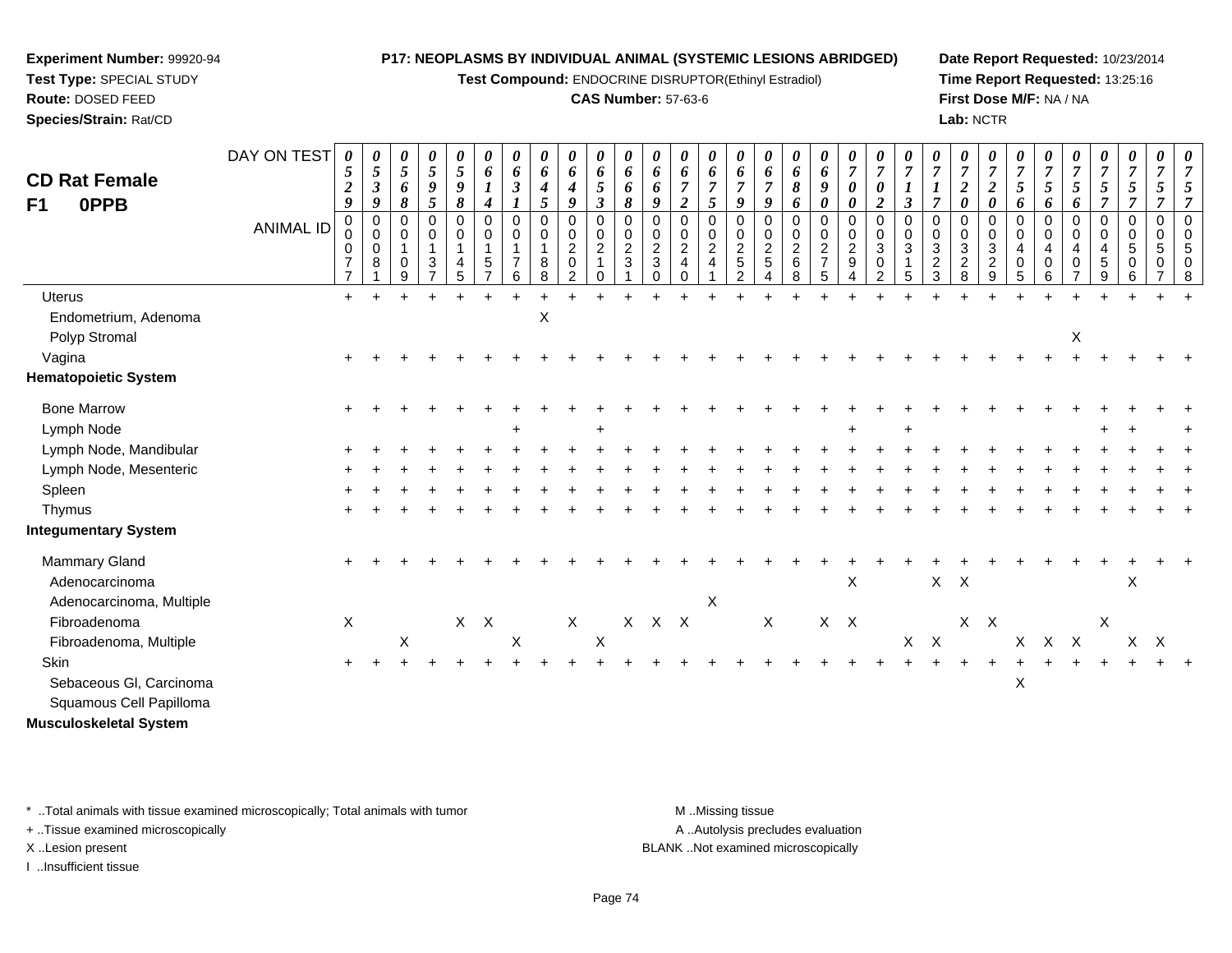**Experiment Number:** 99920-94
**Test Type:** SPECIAL STUDY
**Route:** DOSED FEED
**Species/Strain:** Rat/CD

**P17: NEOPLASMS BY INDIVIDUAL ANIMAL (SYSTEMIC LESIONS ABRIDGED)**
**Test Compound:** ENDOCRINE DISRUPTOR(Ethinyl Estradiol)
**CAS Number:** 57-63-6

**Date Report Requested:** 10/23/2014
**Time Report Requested:** 13:25:16
**First Dose M/F:** NA / NA
**Lab:** NCTR

## CD Rat Female F1 0PPB

| DAY ON TEST | 0529 | 0539 | 0568 | 0595 | 0598 | 0614 | 0631 | 0645 | 0649 | 0653 | 0668 | 0669 | 0672 | 0675 | 0679 | 0679 | 0686 | 0690 | 0700 | 0702 | 0713 | 0717 | 0720 | 0720 | 0756 | 0756 | 0756 | 0757 | 0757 | 0757 |
|---|---|---|---|---|---|---|---|---|---|---|---|---|---|---|---|---|---|---|---|---|---|---|---|---|---|---|---|---|---|---|
| **ANIMAL ID** | 00077 | 00081 | 00109 | 00137 | 00145 | 00157 | 00176 | 00188 | 00202 | 00210 | 00231 | 00230 | 00240 | 00241 | 00252 | 00254 | 00268 | 00275 | 00294 | 00302 | 00315 | 00323 | 00328 | 00329 | 00405 | 00406 | 00407 | 00459 | 00506 | 00507 | 00508 |
| Uterus | + | + | + | + | + | + | + | + | + | + | + | + | + | + | + | + | + | + | + | + | + | + | + | + | + | + | + | + | + | + |
| Endometrium, Adenoma | | | | | | | | X | | | | | | | | | | | | | | | | | | | | | | |
| Polyp Stromal | | | | | | | | | | | | | | | | | | | | | | | | | | | X | | | |
| Vagina | + | + | + | + | + | + | + | + | + | + | + | + | + | + | + | + | + | + | + | + | + | + | + | + | + | + | + | + | + | + |
| **Hematopoietic System** | | | | | | | | | | | | | | | | | | | | | | | | | | | | | | |
| Bone Marrow | + | + | + | + | + | + | + | + | + | + | + | + | + | + | + | + | + | + | + | + | + | + | + | + | + | + | + | + | + | + |
| Lymph Node | | | | | | | + | | | + | | | | | | | | | + | | + | | | | | | | + | + | | + |
| Lymph Node, Mandibular | + | + | + | + | + | + | + | + | + | + | + | + | + | + | + | + | + | + | + | + | + | + | + | + | + | + | + | + | + | + |
| Lymph Node, Mesenteric | + | + | + | + | + | + | + | + | + | + | + | + | + | + | + | + | + | + | + | + | + | + | + | + | + | + | + | + | + | + |
| Spleen | + | + | + | + | + | + | + | + | + | + | + | + | + | + | + | + | + | + | + | + | + | + | + | + | + | + | + | + | + | + |
| Thymus | + | + | + | + | + | + | + | + | + | + | + | + | + | + | + | + | + | + | + | + | + | + | + | + | + | + | + | + | + | + |
| **Integumentary System** | | | | | | | | | | | | | | | | | | | | | | | | | | | | | | |
| Mammary Gland | + | + | + | + | + | + | + | + | + | + | + | + | + | + | + | + | + | + | + | + | + | + | + | + | + | + | + | + | + | + |
| Adenocarcinoma | | | | | | | | | | | | | | | | | | | X | | | X | X | | | | | | X | |
| Adenocarcinoma, Multiple | | | | | | | | | | | | | | X | | | | | | | | | | | | | | | | |
| Fibroadenoma | X | | | | X | X | | | X | | X | X | X | | | X | | X | X | | | | X | X | | | | X | | |
| Fibroadenoma, Multiple | | | X | | | | X | | | X | | | | | | | | | | | X | X | | | X | X | X | | X | X |
| Skin | + | + | + | + | + | + | + | + | + | + | + | + | + | + | + | + | + | + | + | + | + | + | + | + | + | + | + | + | + | + |
| Sebaceous Gl, Carcinoma | | | | | | | | | | | | | | | | | | | | | | | | | X | | | | | |
| Squamous Cell Papilloma | | | | | | | | | | | | | | | | | | | | | | | | | | | | | | |
| **Musculoskeletal System** | | | | | | | | | | | | | | | | | | | | | | | | | | | | | | |

\* ..Total animals with tissue examined microscopically; Total animals with tumor
\+ ..Tissue examined microscopically
X ..Lesion present
I ..Insufficient tissue

M ..Missing tissue
A ..Autolysis precludes evaluation
BLANK ..Not examined microscopically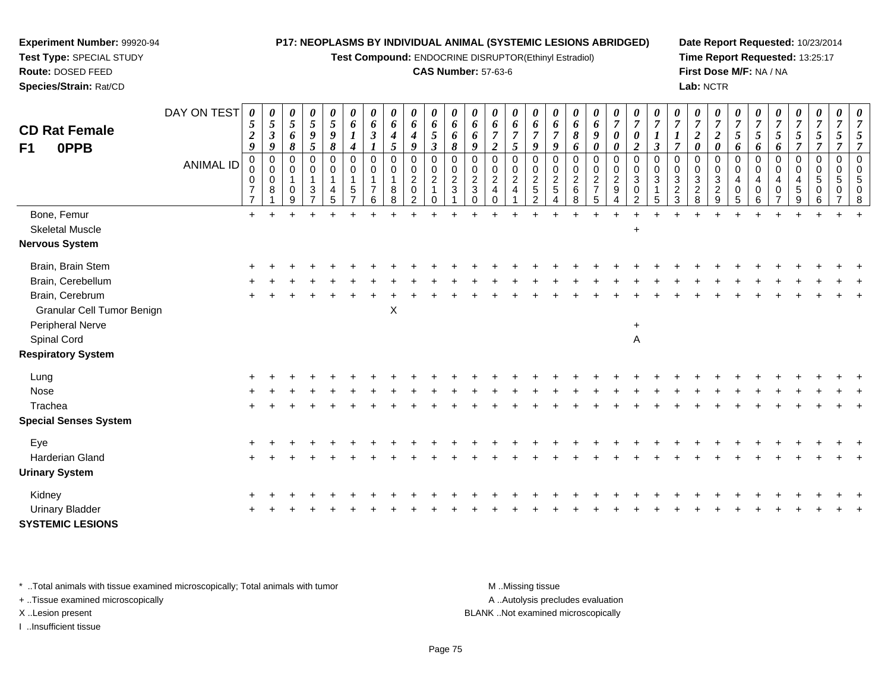**Experiment Number:** 99920-94
**Test Type:** SPECIAL STUDY
**Route:** DOSED FEED
**Species/Strain:** Rat/CD

**P17: NEOPLASMS BY INDIVIDUAL ANIMAL (SYSTEMIC LESIONS ABRIDGED)**
**Test Compound:** ENDOCRINE DISRUPTOR(Ethinyl Estradiol)
**CAS Number:** 57-63-6

**Date Report Requested:** 10/23/2014
**Time Report Requested:** 13:25:17
**First Dose M/F:** NA / NA
**Lab:** NCTR

## CD Rat Female
## F1 0PPB

| DAY ON TEST | 0529 | 0539 | 0568 | 0595 | 0598 | 0614 | 0631 | 0645 | 0649 | 0653 | 0668 | 0669 | 0672 | 0675 | 0679 | 0679 | 0686 | 0690 | 0700 | 0702 | 0713 | 0717 | 0720 | 0720 | 0756 | 0756 | 0756 | 0757 | 0757 | 0757 |
|---|---|---|---|---|---|---|---|---|---|---|---|---|---|---|---|---|---|---|---|---|---|---|---|---|---|---|---|---|---|---|
| **ANIMAL ID** | 00077 | 00081 | 00109 | 00137 | 00145 | 00157 | 00176 | 00188 | 00202 | 00210 | 00231 | 00230 | 00240 | 00241 | 00252 | 00254 | 00268 | 00275 | 00294 | 00302 | 00315 | 00323 | 00328 | 00329 | 00405 | 00406 | 00407 | 00459 | 00506 | 00507 |
| Bone, Femur | + | + | + | + | + | + | + | + | + | + | + | + | + | + | + | + | + | + | + | + | + | + | + | + | + | + | + | + | + | + |
| Skeletal Muscle | | | | | | | | | | | | | | | | | | | | + | | | | | | | | | | |
| **Nervous System** | | | | | | | | | | | | | | | | | | | | | | | | | | | | | | |
| Brain, Brain Stem | + | + | + | + | + | + | + | + | + | + | + | + | + | + | + | + | + | + | + | + | + | + | + | + | + | + | + | + | + | + |
| Brain, Cerebellum | + | + | + | + | + | + | + | + | + | + | + | + | + | + | + | + | + | + | + | + | + | + | + | + | + | + | + | + | + | + |
| Brain, Cerebrum | + | + | + | + | + | + | + | + | + | + | + | + | + | + | + | + | + | + | + | + | + | + | + | + | + | + | + | + | + | + |
| Granular Cell Tumor Benign | | | | | | | | X | | | | | | | | | | | | | | | | | | | | | | |
| Peripheral Nerve | | | | | | | | | | | | | | | | | | | | + | | | | | | | | | | |
| Spinal Cord | | | | | | | | | | | | | | | | | | | | A | | | | | | | | | | |
| **Respiratory System** | | | | | | | | | | | | | | | | | | | | | | | | | | | | | | |
| Lung | + | + | + | + | + | + | + | + | + | + | + | + | + | + | + | + | + | + | + | + | + | + | + | + | + | + | + | + | + | + |
| Nose | + | + | + | + | + | + | + | + | + | + | + | + | + | + | + | + | + | + | + | + | + | + | + | + | + | + | + | + | + | + |
| Trachea | + | + | + | + | + | + | + | + | + | + | + | + | + | + | + | + | + | + | + | + | + | + | + | + | + | + | + | + | + | + |
| **Special Senses System** | | | | | | | | | | | | | | | | | | | | | | | | | | | | | | |
| Eye | + | + | + | + | + | + | + | + | + | + | + | + | + | + | + | + | + | + | + | + | + | + | + | + | + | + | + | + | + | + |
| Harderian Gland | + | + | + | + | + | + | + | + | + | + | + | + | + | + | + | + | + | + | + | + | + | + | + | + | + | + | + | + | + | + |
| **Urinary System** | | | | | | | | | | | | | | | | | | | | | | | | | | | | | | |
| Kidney | + | + | + | + | + | + | + | + | + | + | + | + | + | + | + | + | + | + | + | + | + | + | + | + | + | + | + | + | + | + |
| Urinary Bladder | + | + | + | + | + | + | + | + | + | + | + | + | + | + | + | + | + | + | + | + | + | + | + | + | + | + | + | + | + | + |
| **SYSTEMIC LESIONS** | | | | | | | | | | | | | | | | | | | | | | | | | | | | | | |

\* ..Total animals with tissue examined microscopically; Total animals with tumor
+ ..Tissue examined microscopically
X ..Lesion present
I ..Insufficient tissue

M ..Missing tissue
A ..Autolysis precludes evaluation
BLANK ..Not examined microscopically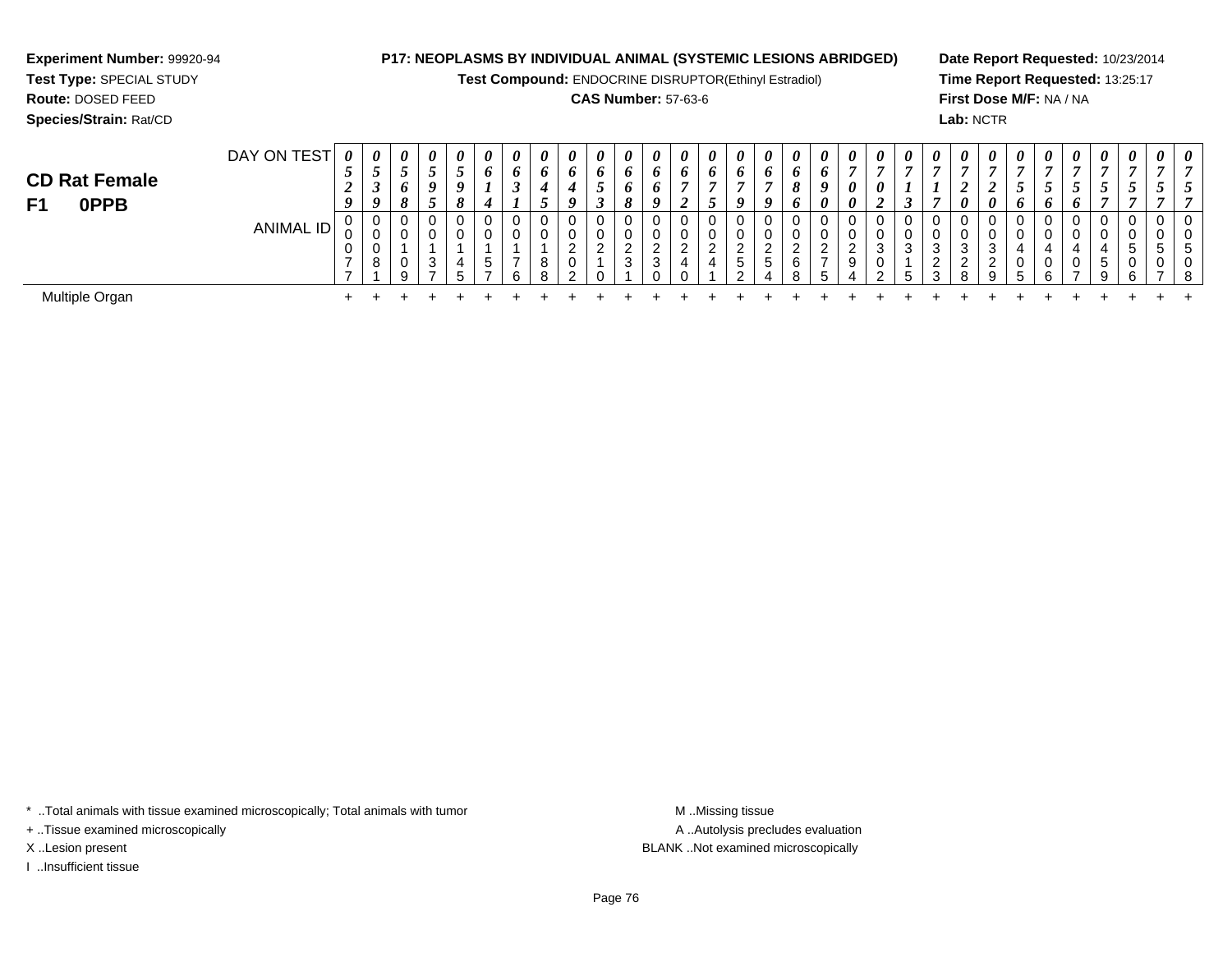**Experiment Number:** 99920-94
**Test Type:** SPECIAL STUDY
**Route:** DOSED FEED
**Species/Strain:** Rat/CD

**P17: NEOPLASMS BY INDIVIDUAL ANIMAL (SYSTEMIC LESIONS ABRIDGED)**
**Test Compound:** ENDOCRINE DISRUPTOR(Ethinyl Estradiol)
**CAS Number:** 57-63-6

**Date Report Requested:** 10/23/2014
**Time Report Requested:** 13:25:17
**First Dose M/F:** NA / NA
**Lab:** NCTR

## CD Rat Female
## F1 0PPB

| DAY ON TEST | 0529 | 0539 | 0568 | 0595 | 0598 | 0614 | 0631 | 0645 | 0649 | 0653 | 0668 | 0669 | 0672 | 0675 | 0679 | 0679 | 0686 | 0690 | 0700 | 0702 | 0713 | 0717 | 0720 | 0720 | 0756 | 0756 | 0756 | 0757 | 0757 | 0757 | 0757 |
|---|---|---|---|---|---|---|---|---|---|---|---|---|---|---|---|---|---|---|---|---|---|---|---|---|---|---|---|---|---|---|---|
| ANIMAL ID | 00077 | 00081 | 00109 | 00137 | 00145 | 00157 | 00176 | 00188 | 00202 | 00210 | 00231 | 00230 | 00240 | 00241 | 00252 | 00254 | 00268 | 00275 | 00294 | 00302 | 00315 | 00323 | 00328 | 00329 | 00405 | 00406 | 00407 | 00459 | 00506 | 00507 | 00508 |
| Multiple Organ | + | + | + | + | + | + | + | + | + | + | + | + | + | + | + | + | + | + | + | + | + | + | + | + | + | + | + | + | + | + | + |

* ..Total animals with tissue examined microscopically; Total animals with tumor
+ ..Tissue examined microscopically
X ..Lesion present
I ..Insufficient tissue

M ..Missing tissue
A ..Autolysis precludes evaluation
BLANK ..Not examined microscopically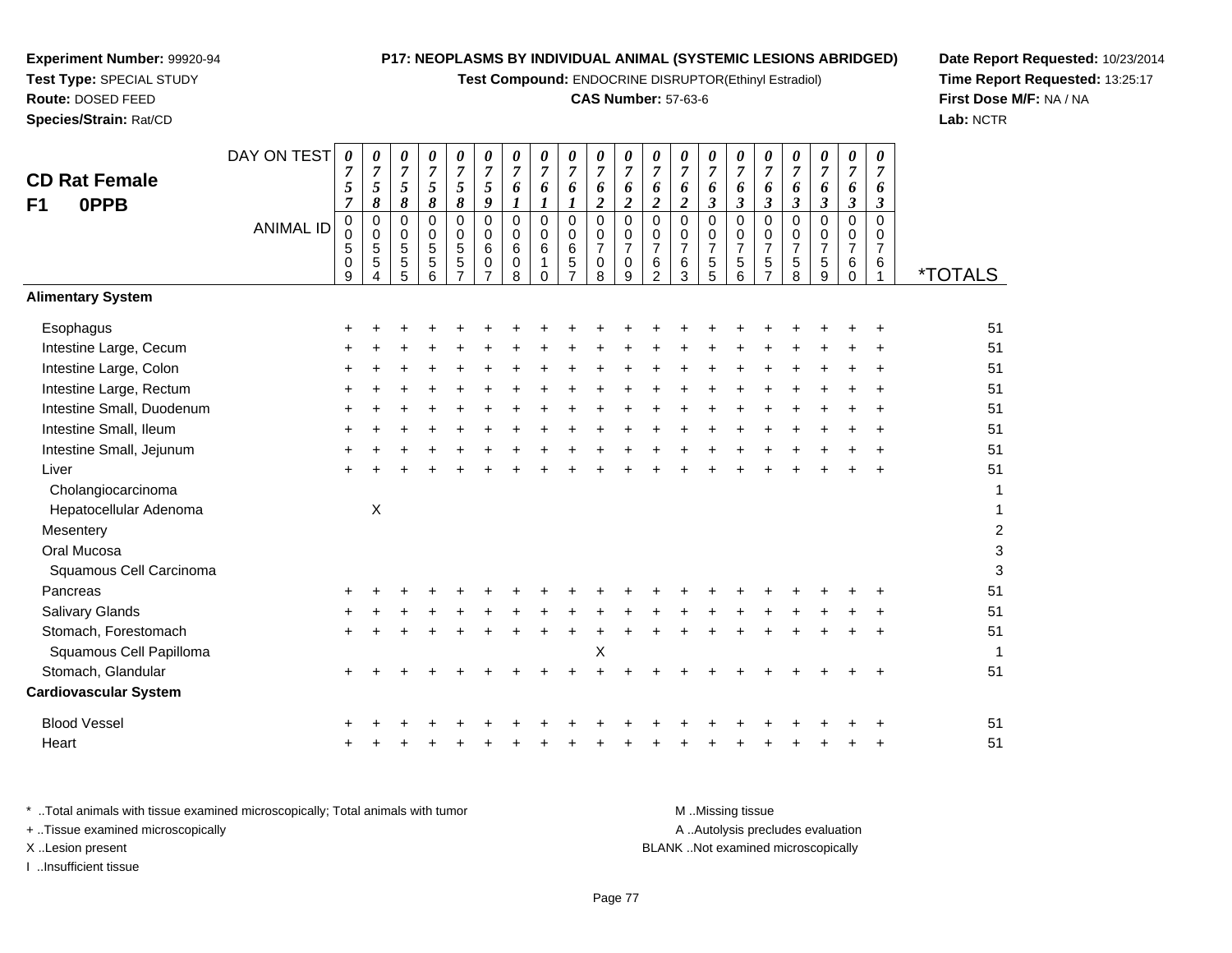**Experiment Number:** 99920-94
**Test Type:** SPECIAL STUDY
**Route:** DOSED FEED
**Species/Strain:** Rat/CD

**P17: NEOPLASMS BY INDIVIDUAL ANIMAL (SYSTEMIC LESIONS ABRIDGED)**
**Test Compound:** ENDOCRINE DISRUPTOR(Ethinyl Estradiol)
**CAS Number:** 57-63-6

**Date Report Requested:** 10/23/2014
**Time Report Requested:** 13:25:17
**First Dose M/F:** NA / NA
**Lab:** NCTR

## CD Rat Female F1 0PPB

| DAY ON TEST | 0757 | 0758 | 0758 | 0758 | 0758 | 0759 | 0761 | 0761 | 0761 | 0762 | 0762 | 0762 | 0762 | 0763 | 0763 | 0763 | 0763 | 0763 | 0763 | 0763 | |
|---|---|---|---|---|---|---|---|---|---|---|---|---|---|---|---|---|---|---|---|---|---|
| **ANIMAL ID** | 00509 | 00554 | 00555 | 00556 | 00557 | 00607 | 00608 | 00610 | 00657 | 00708 | 00709 | 00762 | 00763 | 00755 | 00756 | 00757 | 00758 | 00759 | 00760 | 00761 | ***TOTALS** |
| **Alimentary System** | | | | | | | | | | | | | | | | | | | | | |
| Esophagus | + | + | + | + | + | + | + | + | + | + | + | + | + | + | + | + | + | + | + | + | 51 |
| Intestine Large, Cecum | + | + | + | + | + | + | + | + | + | + | + | + | + | + | + | + | + | + | + | + | 51 |
| Intestine Large, Colon | + | + | + | + | + | + | + | + | + | + | + | + | + | + | + | + | + | + | + | + | 51 |
| Intestine Large, Rectum | + | + | + | + | + | + | + | + | + | + | + | + | + | + | + | + | + | + | + | + | 51 |
| Intestine Small, Duodenum | + | + | + | + | + | + | + | + | + | + | + | + | + | + | + | + | + | + | + | + | 51 |
| Intestine Small, Ileum | + | + | + | + | + | + | + | + | + | + | + | + | + | + | + | + | + | + | + | + | 51 |
| Intestine Small, Jejunum | + | + | + | + | + | + | + | + | + | + | + | + | + | + | + | + | + | + | + | + | 51 |
| Liver | + | + | + | + | + | + | + | + | + | + | + | + | + | + | + | + | + | + | + | + | 51 |
| Cholangiocarcinoma | | | | | | | | | | | | | | | | | | | | | 1 |
| Hepatocellular Adenoma | | X | | | | | | | | | | | | | | | | | | | 1 |
| Mesentery | | | | | | | | | | | | | | | | | | | | | 2 |
| Oral Mucosa | | | | | | | | | | | | | | | | | | | | | 3 |
| Squamous Cell Carcinoma | | | | | | | | | | | | | | | | | | | | | 3 |
| Pancreas | + | + | + | + | + | + | + | + | + | + | + | + | + | + | + | + | + | + | + | + | 51 |
| Salivary Glands | + | + | + | + | + | + | + | + | + | + | + | + | + | + | + | + | + | + | + | + | 51 |
| Stomach, Forestomach | + | + | + | + | + | + | + | + | + | + | + | + | + | + | + | + | + | + | + | + | 51 |
| Squamous Cell Papilloma | | | | | | | | | | X | | | | | | | | | | | 1 |
| Stomach, Glandular | + | + | + | + | + | + | + | + | + | + | + | + | + | + | + | + | + | + | + | + | 51 |
| **Cardiovascular System** | | | | | | | | | | | | | | | | | | | | | |
| Blood Vessel | + | + | + | + | + | + | + | + | + | + | + | + | + | + | + | + | + | + | + | + | 51 |
| Heart | + | + | + | + | + | + | + | + | + | + | + | + | + | + | + | + | + | + | + | + | 51 |

\* ..Total animals with tissue examined microscopically; Total animals with tumor
+ ..Tissue examined microscopically
X ..Lesion present
I ..Insufficient tissue

M ..Missing tissue
A ..Autolysis precludes evaluation
BLANK ..Not examined microscopically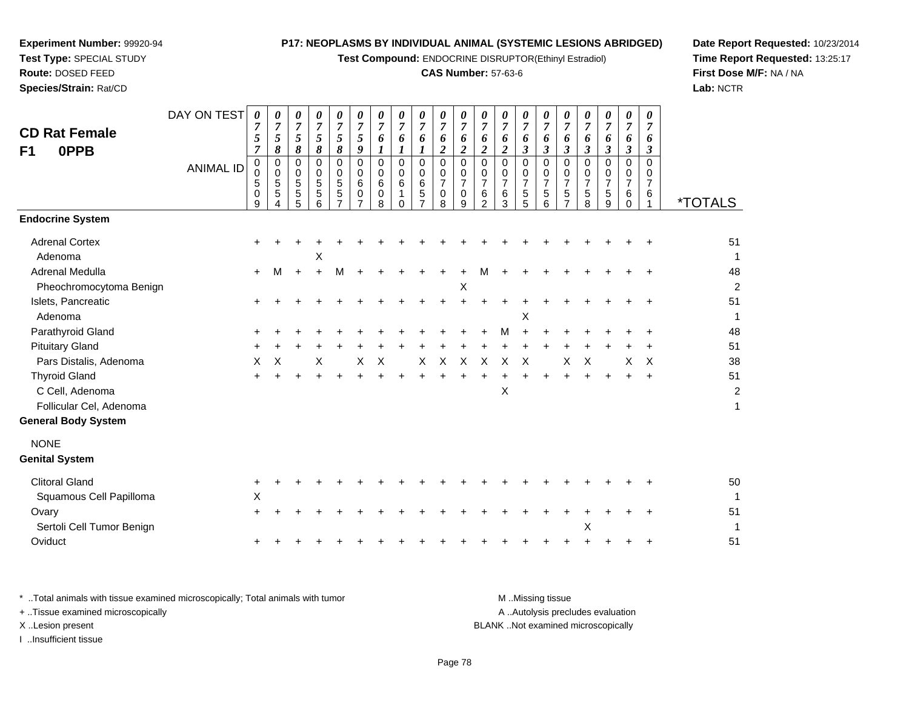**Experiment Number:** 99920-94
**Test Type:** SPECIAL STUDY
**Route:** DOSED FEED
**Species/Strain:** Rat/CD

**P17: NEOPLASMS BY INDIVIDUAL ANIMAL (SYSTEMIC LESIONS ABRIDGED)**
**Test Compound:** ENDOCRINE DISRUPTOR(Ethinyl Estradiol)
**CAS Number:** 57-63-6

**Date Report Requested:** 10/23/2014
**Time Report Requested:** 13:25:17
**First Dose M/F:** NA / NA
**Lab:** NCTR

## CD Rat Female F1 0PPB

| DAY ON TEST | 0757 | 0758 | 0758 | 0758 | 0758 | 0759 | 0761 | 0761 | 0761 | 0762 | 0762 | 0762 | 0762 | 0763 | 0763 | 0763 | 0763 | 0763 | 0763 | 0763 | |
|---|---|---|---|---|---|---|---|---|---|---|---|---|---|---|---|---|---|---|---|---|---|
| **ANIMAL ID** | 00509 | 00554 | 00555 | 00556 | 00557 | 00607 | 00608 | 00610 | 00657 | 00708 | 00709 | 00762 | 00763 | 00755 | 00756 | 00757 | 00758 | 00759 | 00760 | 00761 | ***TOTALS** |
| **Endocrine System** | | | | | | | | | | | | | | | | | | | | | |
| Adrenal Cortex | + | + | + | + | + | + | + | + | + | + | + | + | + | + | + | + | + | + | + | + | 51 |
| Adenoma | | | | X | | | | | | | | | | | | | | | | | 1 |
| Adrenal Medulla | + | M | + | + | M | + | + | + | + | + | + | M | + | + | + | + | + | + | + | + | 48 |
| Pheochromocytoma Benign | | | | | | | | | | | X | | | | | | | | | | 2 |
| Islets, Pancreatic | + | + | + | + | + | + | + | + | + | + | + | + | + | + | + | + | + | + | + | + | 51 |
| Adenoma | | | | | | | | | | | | | | X | | | | | | | 1 |
| Parathyroid Gland | + | + | + | + | + | + | + | + | + | + | + | + | M | + | + | + | + | + | + | + | 48 |
| Pituitary Gland | + | + | + | + | + | + | + | + | + | + | + | + | + | + | + | + | + | + | + | + | 51 |
| Pars Distalis, Adenoma | X | X | | X | | X | X | | X | X | X | X | X | X | | X | X | | X | X | 38 |
| Thyroid Gland | + | + | + | + | + | + | + | + | + | + | + | + | + | + | + | + | + | + | + | + | 51 |
| C Cell, Adenoma | | | | | | | | | | | | | X | | | | | | | | 2 |
| Follicular Cel, Adenoma | | | | | | | | | | | | | | | | | | | | | 1 |
| **General Body System** | | | | | | | | | | | | | | | | | | | | | |
| NONE | | | | | | | | | | | | | | | | | | | | | |
| **Genital System** | | | | | | | | | | | | | | | | | | | | | |
| Clitoral Gland | + | + | + | + | + | + | + | + | + | + | + | + | + | + | + | + | + | + | + | + | 50 |
| Squamous Cell Papilloma | X | | | | | | | | | | | | | | | | | | | | 1 |
| Ovary | + | + | + | + | + | + | + | + | + | + | + | + | + | + | + | + | + | + | + | + | 51 |
| Sertoli Cell Tumor Benign | | | | | | | | | | | | | | | | | X | | | | 1 |
| Oviduct | + | + | + | + | + | + | + | + | + | + | + | + | + | + | + | + | + | + | + | + | 51 |

\* ..Total animals with tissue examined microscopically; Total animals with tumor
\+ ..Tissue examined microscopically
X ..Lesion present
I ..Insufficient tissue

M ..Missing tissue
A ..Autolysis precludes evaluation
BLANK ..Not examined microscopically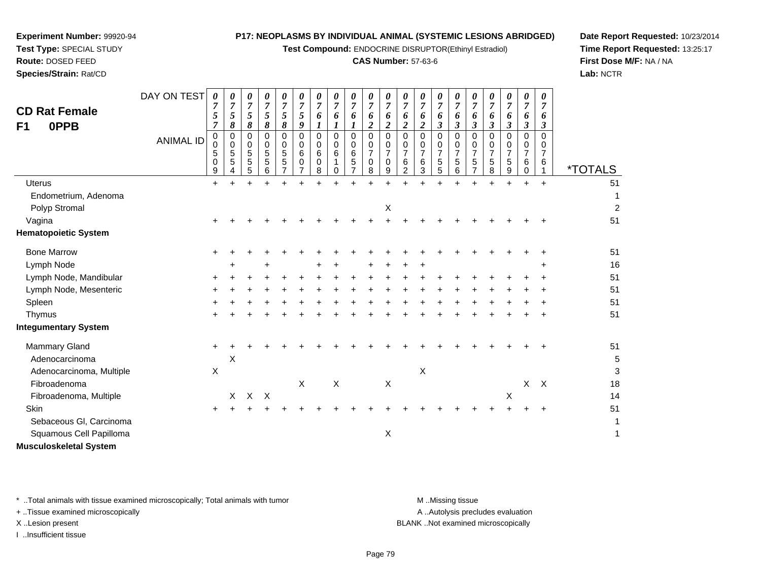**Experiment Number:** 99920-94
**Test Type:** SPECIAL STUDY
**Route:** DOSED FEED
**Species/Strain:** Rat/CD

**P17: NEOPLASMS BY INDIVIDUAL ANIMAL (SYSTEMIC LESIONS ABRIDGED)**
**Test Compound:** ENDOCRINE DISRUPTOR(Ethinyl Estradiol)
**CAS Number:** 57-63-6

**Date Report Requested:** 10/23/2014
**Time Report Requested:** 13:25:17
**First Dose M/F:** NA / NA
**Lab:** NCTR

## CD Rat Female
## F1 0PPB

| DAY ON TEST | 0757 | 0758 | 0758 | 0758 | 0758 | 0759 | 0761 | 0761 | 0761 | 0762 | 0762 | 0762 | 0762 | 0763 | 0763 | 0763 | 0763 | 0763 | 0763 | 0763 | |
|---|---|---|---|---|---|---|---|---|---|---|---|---|---|---|---|---|---|---|---|---|---|
| **ANIMAL ID** | 00509 | 00554 | 00555 | 00556 | 00557 | 00607 | 00608 | 00610 | 00657 | 00708 | 00709 | 00762 | 00763 | 00755 | 00756 | 00757 | 00758 | 00759 | 00760 | 00761 | ***TOTALS** |
| Uterus | + | + | + | + | + | + | + | + | + | + | + | + | + | + | + | + | + | + | + | + | 51 |
| Endometrium, Adenoma | | | | | | | | | | | | | | | | | | | | | 1 |
| Polyp Stromal | | | | | | | | | | | X | | | | | | | | | | 2 |
| Vagina | + | + | + | + | + | + | + | + | + | + | + | + | + | + | + | + | + | + | + | + | 51 |
| **Hematopoietic System** | | | | | | | | | | | | | | | | | | | | | |
| Bone Marrow | + | + | + | + | + | + | + | + | + | + | + | + | + | + | + | + | + | + | + | + | 51 |
| Lymph Node | | + | | + | | | + | + | | + | + | + | + | | | | | | | + | 16 |
| Lymph Node, Mandibular | + | + | + | + | + | + | + | + | + | + | + | + | + | + | + | + | + | + | + | + | 51 |
| Lymph Node, Mesenteric | + | + | + | + | + | + | + | + | + | + | + | + | + | + | + | + | + | + | + | + | 51 |
| Spleen | + | + | + | + | + | + | + | + | + | + | + | + | + | + | + | + | + | + | + | + | 51 |
| Thymus | + | + | + | + | + | + | + | + | + | + | + | + | + | + | + | + | + | + | + | + | 51 |
| **Integumentary System** | | | | | | | | | | | | | | | | | | | | | |
| Mammary Gland | + | + | + | + | + | + | + | + | + | + | + | + | + | + | + | + | + | + | + | + | 51 |
| Adenocarcinoma | | X | | | | | | | | | | | | | | | | | | | 5 |
| Adenocarcinoma, Multiple | X | | | | | | | | | | | | X | | | | | | | | 3 |
| Fibroadenoma | | | | | | X | | X | | | X | | | | | | | | X | X | 18 |
| Fibroadenoma, Multiple | | X | X | X | | | | | | | | | | | | | | X | | | 14 |
| Skin | + | + | + | + | + | + | + | + | + | + | + | + | + | + | + | + | + | + | + | + | 51 |
| Sebaceous Gl, Carcinoma | | | | | | | | | | | | | | | | | | | | | 1 |
| Squamous Cell Papilloma | | | | | | | | | | | X | | | | | | | | | | 1 |
| **Musculoskeletal System** | | | | | | | | | | | | | | | | | | | | | |

* ..Total animals with tissue examined microscopically; Total animals with tumor
+ ..Tissue examined microscopically
X ..Lesion present
I ..Insufficient tissue

M ..Missing tissue
A ..Autolysis precludes evaluation
BLANK ..Not examined microscopically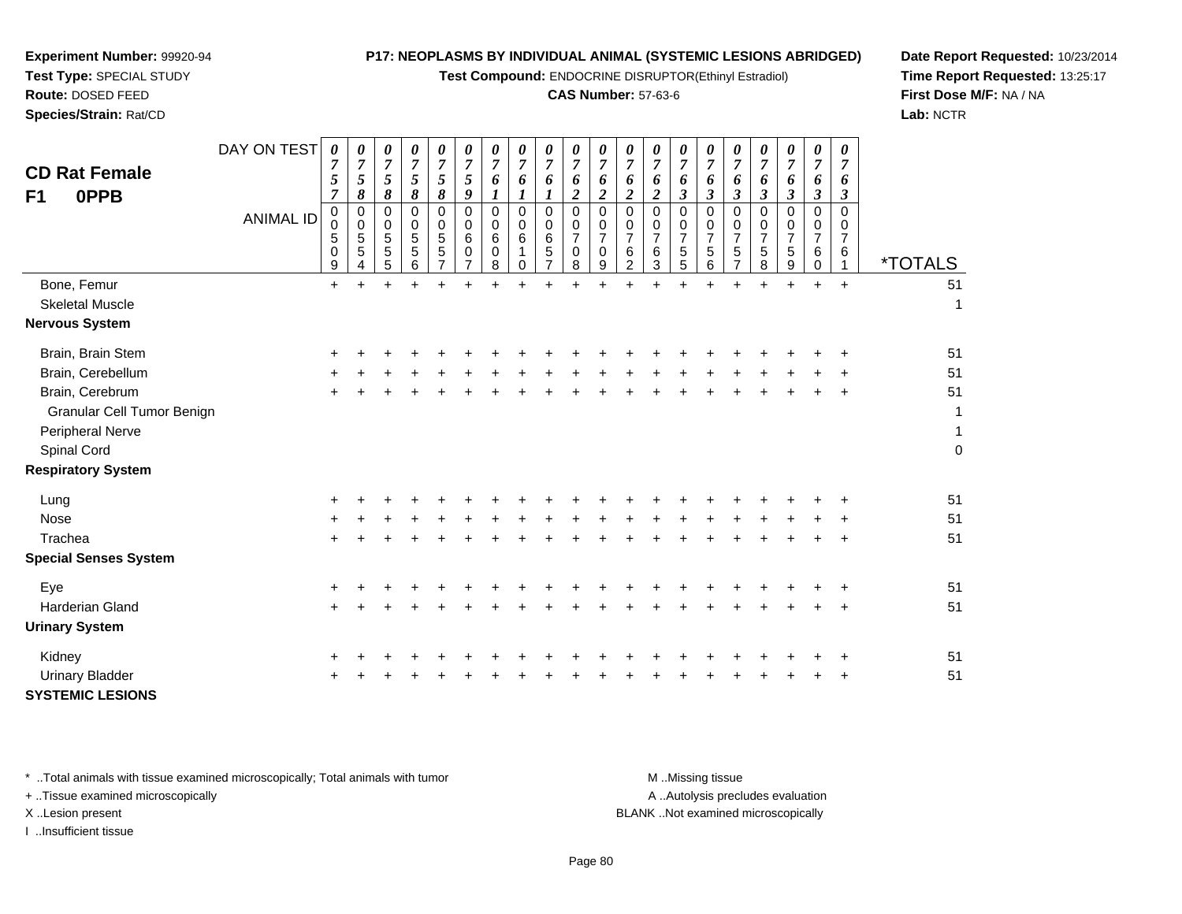**Experiment Number:** 99920-94
**Test Type:** SPECIAL STUDY
**Route:** DOSED FEED
**Species/Strain:** Rat/CD

**P17: NEOPLASMS BY INDIVIDUAL ANIMAL (SYSTEMIC LESIONS ABRIDGED)**
**Test Compound:** ENDOCRINE DISRUPTOR(Ethinyl Estradiol)
**CAS Number:** 57-63-6

**Date Report Requested:** 10/23/2014
**Time Report Requested:** 13:25:17
**First Dose M/F:** NA / NA
**Lab:** NCTR

## CD Rat Female
## F1 0PPB

| DAY ON TEST | 0757 | 0758 | 0758 | 0758 | 0758 | 0759 | 0761 | 0761 | 0761 | 0762 | 0762 | 0762 | 0762 | 0763 | 0763 | 0763 | 0763 | 0763 | 0763 | 0763 | |
|---|---|---|---|---|---|---|---|---|---|---|---|---|---|---|---|---|---|---|---|---|---|
| ANIMAL ID | 00509 | 00554 | 00555 | 00556 | 00557 | 00607 | 00608 | 00610 | 00657 | 00708 | 00709 | 00762 | 00763 | 00755 | 00756 | 00757 | 00758 | 00759 | 00760 | 00761 | *TOTALS |
| Bone, Femur | + | + | + | + | + | + | + | + | + | + | + | + | + | + | + | + | + | + | + | + | 51 |
| Skeletal Muscle | | | | | | | | | | | | | | | | | | | | | 1 |
| **Nervous System** | | | | | | | | | | | | | | | | | | | | | |
| Brain, Brain Stem | + | + | + | + | + | + | + | + | + | + | + | + | + | + | + | + | + | + | + | + | 51 |
| Brain, Cerebellum | + | + | + | + | + | + | + | + | + | + | + | + | + | + | + | + | + | + | + | + | 51 |
| Brain, Cerebrum | + | + | + | + | + | + | + | + | + | + | + | + | + | + | + | + | + | + | + | + | 51 |
| Granular Cell Tumor Benign | | | | | | | | | | | | | | | | | | | | | 1 |
| Peripheral Nerve | | | | | | | | | | | | | | | | | | | | | 1 |
| Spinal Cord | | | | | | | | | | | | | | | | | | | | | 0 |
| **Respiratory System** | | | | | | | | | | | | | | | | | | | | | |
| Lung | + | + | + | + | + | + | + | + | + | + | + | + | + | + | + | + | + | + | + | + | 51 |
| Nose | + | + | + | + | + | + | + | + | + | + | + | + | + | + | + | + | + | + | + | + | 51 |
| Trachea | + | + | + | + | + | + | + | + | + | + | + | + | + | + | + | + | + | + | + | + | 51 |
| **Special Senses System** | | | | | | | | | | | | | | | | | | | | | |
| Eye | + | + | + | + | + | + | + | + | + | + | + | + | + | + | + | + | + | + | + | + | 51 |
| Harderian Gland | + | + | + | + | + | + | + | + | + | + | + | + | + | + | + | + | + | + | + | + | 51 |
| **Urinary System** | | | | | | | | | | | | | | | | | | | | | |
| Kidney | + | + | + | + | + | + | + | + | + | + | + | + | + | + | + | + | + | + | + | + | 51 |
| Urinary Bladder | + | + | + | + | + | + | + | + | + | + | + | + | + | + | + | + | + | + | + | + | 51 |
| **SYSTEMIC LESIONS** | | | | | | | | | | | | | | | | | | | | | |

\* ..Total animals with tissue examined microscopically; Total animals with tumor
+ ..Tissue examined microscopically
X ..Lesion present
I ..Insufficient tissue

M ..Missing tissue
A ..Autolysis precludes evaluation
BLANK ..Not examined microscopically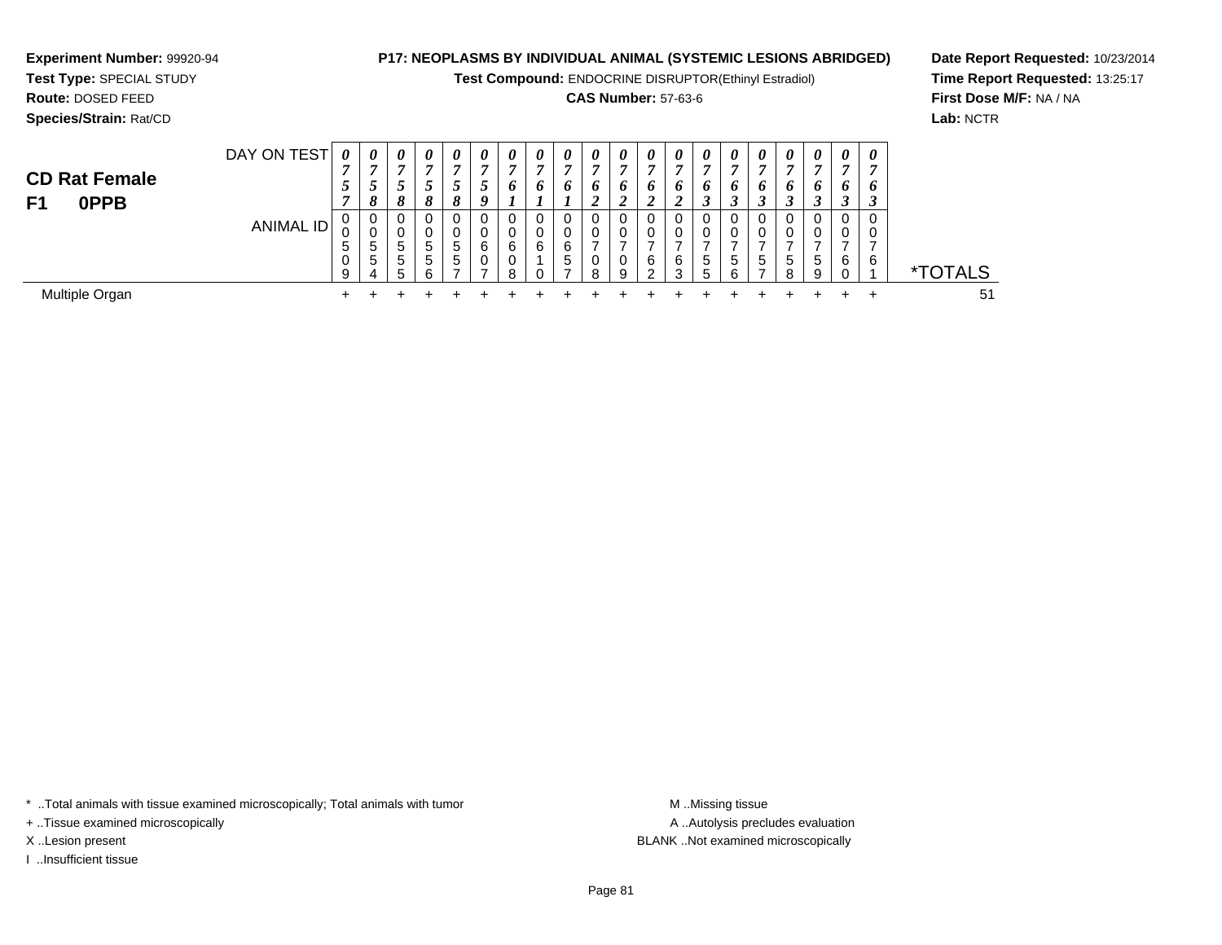**Experiment Number:** 99920-94
**Test Type:** SPECIAL STUDY
**Route:** DOSED FEED
**Species/Strain:** Rat/CD

**P17: NEOPLASMS BY INDIVIDUAL ANIMAL (SYSTEMIC LESIONS ABRIDGED)**
**Test Compound:** ENDOCRINE DISRUPTOR(Ethinyl Estradiol)
**CAS Number:** 57-63-6

**Date Report Requested:** 10/23/2014
**Time Report Requested:** 13:25:17
**First Dose M/F:** NA / NA
**Lab:** NCTR

## CD Rat Female
## F1 0PPB

| DAY ON TEST | 0757 | 0758 | 0758 | 0758 | 0758 | 0759 | 0761 | 0761 | 0761 | 0762 | 0762 | 0762 | 0762 | 0763 | 0763 | 0763 | 0763 | 0763 | 0763 | 0763 | |
|---|---|---|---|---|---|---|---|---|---|---|---|---|---|---|---|---|---|---|---|---|---|
| ANIMAL ID | 00509 | 00554 | 00555 | 00556 | 00557 | 00607 | 00608 | 00610 | 00657 | 00708 | 00709 | 00762 | 00763 | 00755 | 00756 | 00757 | 00758 | 00759 | 00760 | 00761 | *TOTALS |
| Multiple Organ | + | + | + | + | + | + | + | + | + | + | + | + | + | + | + | + | + | + | + | + | 51 |

\* ..Total animals with tissue examined microscopically; Total animals with tumor
\+ ..Tissue examined microscopically
X ..Lesion present
I ..Insufficient tissue

M ..Missing tissue
A ..Autolysis precludes evaluation
BLANK ..Not examined microscopically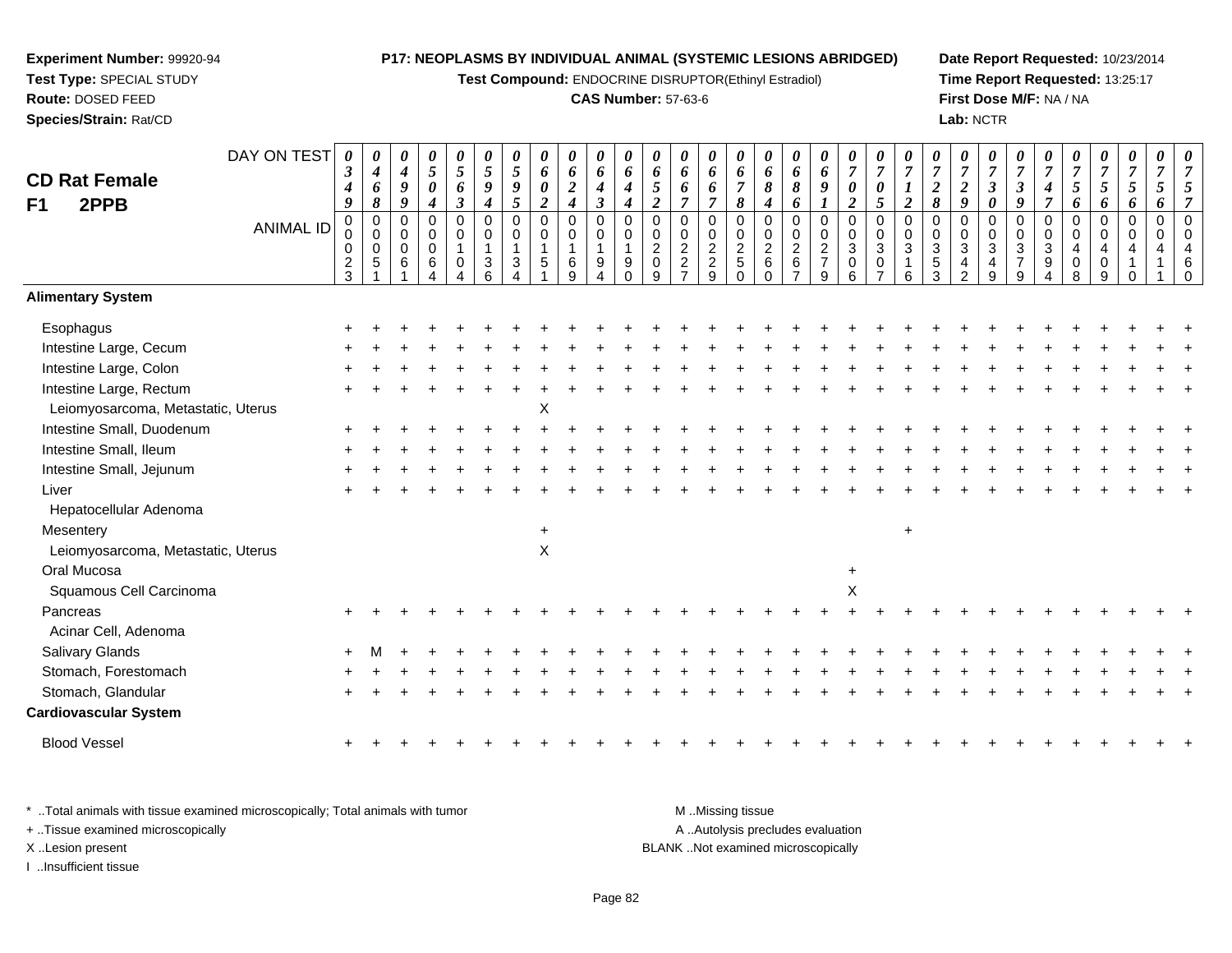**Experiment Number:** 99920-94
**Test Type:** SPECIAL STUDY
**Route:** DOSED FEED
**Species/Strain:** Rat/CD

**P17: NEOPLASMS BY INDIVIDUAL ANIMAL (SYSTEMIC LESIONS ABRIDGED)**
**Test Compound:** ENDOCRINE DISRUPTOR(Ethinyl Estradiol)
**CAS Number:** 57-63-6

**Date Report Requested:** 10/23/2014
**Time Report Requested:** 13:25:17
**First Dose M/F:** NA / NA
**Lab:** NCTR

# CD Rat Female
## F1 2PPB

| DAY ON TEST | 0349 | 0468 | 0499 | 0504 | 0563 | 0594 | 0595 | 0602 | 0624 | 0643 | 0644 | 0652 | 0667 | 0667 | 0678 | 0684 | 0686 | 0691 | 0702 | 0705 | 0712 | 0728 | 0729 | 0730 | 0739 | 0747 | 0756 | 0756 | 0756 | 0756 | 0757 |
|---|---|---|---|---|---|---|---|---|---|---|---|---|---|---|---|---|---|---|---|---|---|---|---|---|---|---|---|---|---|---|---|
| **ANIMAL ID** | 00023 | 00051 | 00061 | 00064 | 00104 | 00136 | 00134 | 00151 | 00169 | 00194 | 00190 | 00209 | 00227 | 00229 | 00250 | 00260 | 00267 | 00279 | 00306 | 00307 | 00316 | 00353 | 00342 | 00349 | 00379 | 00394 | 00408 | 00409 | 00410 | 00411 | 00460 |
| **Alimentary System** | | | | | | | | | | | | | | | | | | | | | | | | | | | | | | | |
| Esophagus | + | + | + | + | + | + | + | + | + | + | + | + | + | + | + | + | + | + | + | + | + | + | + | + | + | + | + | + | + | + | + |
| Intestine Large, Cecum | + | + | + | + | + | + | + | + | + | + | + | + | + | + | + | + | + | + | + | + | + | + | + | + | + | + | + | + | + | + | + |
| Intestine Large, Colon | + | + | + | + | + | + | + | + | + | + | + | + | + | + | + | + | + | + | + | + | + | + | + | + | + | + | + | + | + | + | + |
| Intestine Large, Rectum | + | + | + | + | + | + | + | + | + | + | + | + | + | + | + | + | + | + | + | + | + | + | + | + | + | + | + | + | + | + | + |
| Leiomyosarcoma, Metastatic, Uterus | | | | | | | | X | | | | | | | | | | | | | | | | | | | | | | | |
| Intestine Small, Duodenum | + | + | + | + | + | + | + | + | + | + | + | + | + | + | + | + | + | + | + | + | + | + | + | + | + | + | + | + | + | + | + |
| Intestine Small, Ileum | + | + | + | + | + | + | + | + | + | + | + | + | + | + | + | + | + | + | + | + | + | + | + | + | + | + | + | + | + | + | + |
| Intestine Small, Jejunum | + | + | + | + | + | + | + | + | + | + | + | + | + | + | + | + | + | + | + | + | + | + | + | + | + | + | + | + | + | + | + |
| Liver | + | + | + | + | + | + | + | + | + | + | + | + | + | + | + | + | + | + | + | + | + | + | + | + | + | + | + | + | + | + | + |
| Hepatocellular Adenoma | | | | | | | | | | | | | | | | | | | | | | | | | | | | | | | |
| Mesentery | | | | | | | | + | | | | | | | | | | | | | + | | | | | | | | | | |
| Leiomyosarcoma, Metastatic, Uterus | | | | | | | | X | | | | | | | | | | | | | | | | | | | | | | | |
| Oral Mucosa | | | | | | | | | | | | | | | | | | | + | | | | | | | | | | | | |
| Squamous Cell Carcinoma | | | | | | | | | | | | | | | | | | | X | | | | | | | | | | | | |
| Pancreas | + | + | + | + | + | + | + | + | + | + | + | + | + | + | + | + | + | + | + | + | + | + | + | + | + | + | + | + | + | + | + |
| Acinar Cell, Adenoma | | | | | | | | | | | | | | | | | | | | | | | | | | | | | | | |
| Salivary Glands | + | M | + | + | + | + | + | + | + | + | + | + | + | + | + | + | + | + | + | + | + | + | + | + | + | + | + | + | + | + | + |
| Stomach, Forestomach | + | + | + | + | + | + | + | + | + | + | + | + | + | + | + | + | + | + | + | + | + | + | + | + | + | + | + | + | + | + | + |
| Stomach, Glandular | + | + | + | + | + | + | + | + | + | + | + | + | + | + | + | + | + | + | + | + | + | + | + | + | + | + | + | + | + | + | + |
| **Cardiovascular System** | | | | | | | | | | | | | | | | | | | | | | | | | | | | | | | |
| Blood Vessel | + | + | + | + | + | + | + | + | + | + | + | + | + | + | + | + | + | + | + | + | + | + | + | + | + | + | + | + | + | + | + |

\* ..Total animals with tissue examined microscopically; Total animals with tumor
+ ..Tissue examined microscopically
X ..Lesion present
I ..Insufficient tissue

M ..Missing tissue
A ..Autolysis precludes evaluation
BLANK ..Not examined microscopically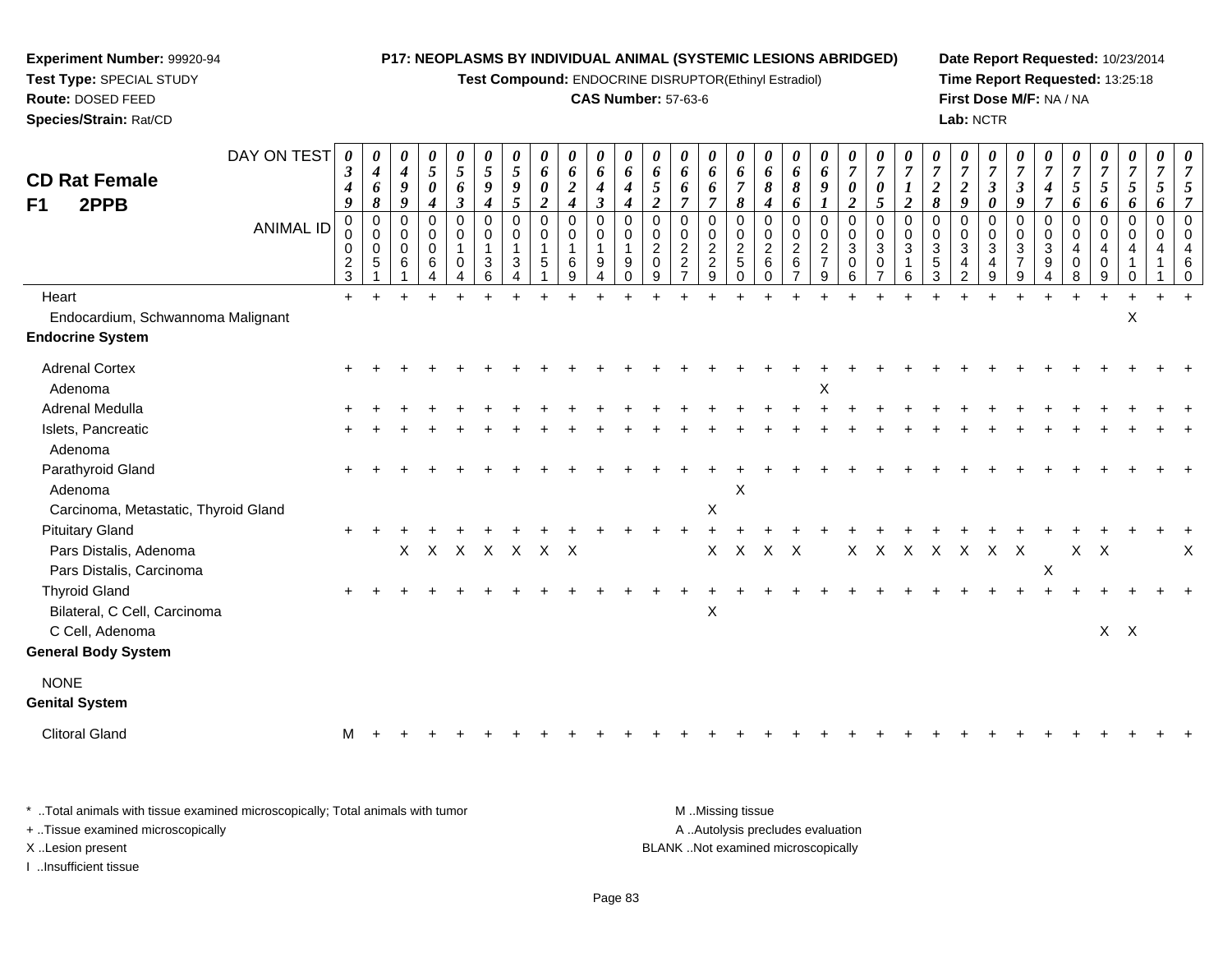**Experiment Number:** 99920-94
**Test Type:** SPECIAL STUDY
**Route:** DOSED FEED
**Species/Strain:** Rat/CD

**P17: NEOPLASMS BY INDIVIDUAL ANIMAL (SYSTEMIC LESIONS ABRIDGED)**
**Test Compound:** ENDOCRINE DISRUPTOR(Ethinyl Estradiol)
**CAS Number:** 57-63-6

**Date Report Requested:** 10/23/2014
**Time Report Requested:** 13:25:18
**First Dose M/F:** NA / NA
**Lab:** NCTR

## CD Rat Female
## F1 2PPB

| DAY ON TEST | 0349 | 0468 | 0499 | 0504 | 0563 | 0594 | 0595 | 0602 | 0624 | 0643 | 0644 | 0652 | 0667 | 0667 | 0678 | 0684 | 0686 | 0691 | 0702 | 0705 | 0712 | 0728 | 0729 | 0730 | 0739 | 0747 | 0756 | 0756 | 0756 | 0756 | 0757 |
|---|---|---|---|---|---|---|---|---|---|---|---|---|---|---|---|---|---|---|---|---|---|---|---|---|---|---|---|---|---|---|---|
| **ANIMAL ID** | 00023 | 00051 | 00061 | 00064 | 00104 | 00136 | 00134 | 00151 | 00169 | 00194 | 00190 | 00209 | 00227 | 00229 | 00250 | 00260 | 00267 | 00279 | 00306 | 00307 | 00316 | 00353 | 00342 | 00349 | 00379 | 00394 | 00408 | 00409 | 00410 | 00411 | 00460 |
| Heart | + | + | + | + | + | + | + | + | + | + | + | + | + | + | + | + | + | + | + | + | + | + | + | + | + | + | + | + | + | + | + |
| Endocardium, Schwannoma Malignant | | | | | | | | | | | | | | | | | | | | | | | | | | | | | X | | |
| **Endocrine System** | | | | | | | | | | | | | | | | | | | | | | | | | | | | | | | |
| Adrenal Cortex | + | + | + | + | + | + | + | + | + | + | + | + | + | + | + | + | + | + | + | + | + | + | + | + | + | + | + | + | + | + | + |
| Adenoma | | | | | | | | | | | | | | | | | | X | | | | | | | | | | | | | |
| Adrenal Medulla | + | + | + | + | + | + | + | + | + | + | + | + | + | + | + | + | + | + | + | + | + | + | + | + | + | + | + | + | + | + | + |
| Islets, Pancreatic | + | + | + | + | + | + | + | + | + | + | + | + | + | + | + | + | + | + | + | + | + | + | + | + | + | + | + | + | + | + | + |
| Adenoma | | | | | | | | | | | | | | | | | | | | | | | | | | | | | | | |
| Parathyroid Gland | + | + | + | + | + | + | + | + | + | + | + | + | + | + | + | + | + | + | + | + | + | + | + | + | + | + | + | + | + | + | + |
| Adenoma | | | | | | | | | | | | | | | X | | | | | | | | | | | | | | | | |
| Carcinoma, Metastatic, Thyroid Gland | | | | | | | | | | | | | | X | | | | | | | | | | | | | | | | | |
| Pituitary Gland | + | + | + | + | + | + | + | + | + | + | + | + | + | + | + | + | + | + | + | + | + | + | + | + | + | + | + | + | + | + | + |
| Pars Distalis, Adenoma | | | X | X | X | X | X | X | X | | | | | X | X | X | X | | X | X | X | X | X | X | X | | X | X | | | X |
| Pars Distalis, Carcinoma | | | | | | | | | | | | | | | | | | | | | | | | | | X | | | | | |
| Thyroid Gland | + | + | + | + | + | + | + | + | + | + | + | + | + | + | + | + | + | + | + | + | + | + | + | + | + | + | + | + | + | + | + |
| Bilateral, C Cell, Carcinoma | | | | | | | | | | | | | | X | | | | | | | | | | | | | | | | | |
| C Cell, Adenoma | | | | | | | | | | | | | | | | | | | | | | | | | | | | X | X | | |
| **General Body System** | | | | | | | | | | | | | | | | | | | | | | | | | | | | | | | |
| NONE | | | | | | | | | | | | | | | | | | | | | | | | | | | | | | | |
| **Genital System** | | | | | | | | | | | | | | | | | | | | | | | | | | | | | | | |
| Clitoral Gland | M | + | + | + | + | + | + | + | + | + | + | + | + | + | + | + | + | + | + | + | + | + | + | + | + | + | + | + | + | + | + |

\* ..Total animals with tissue examined microscopically; Total animals with tumor
+ ..Tissue examined microscopically
X ..Lesion present
I ..Insufficient tissue

M ..Missing tissue
A ..Autolysis precludes evaluation
BLANK ..Not examined microscopically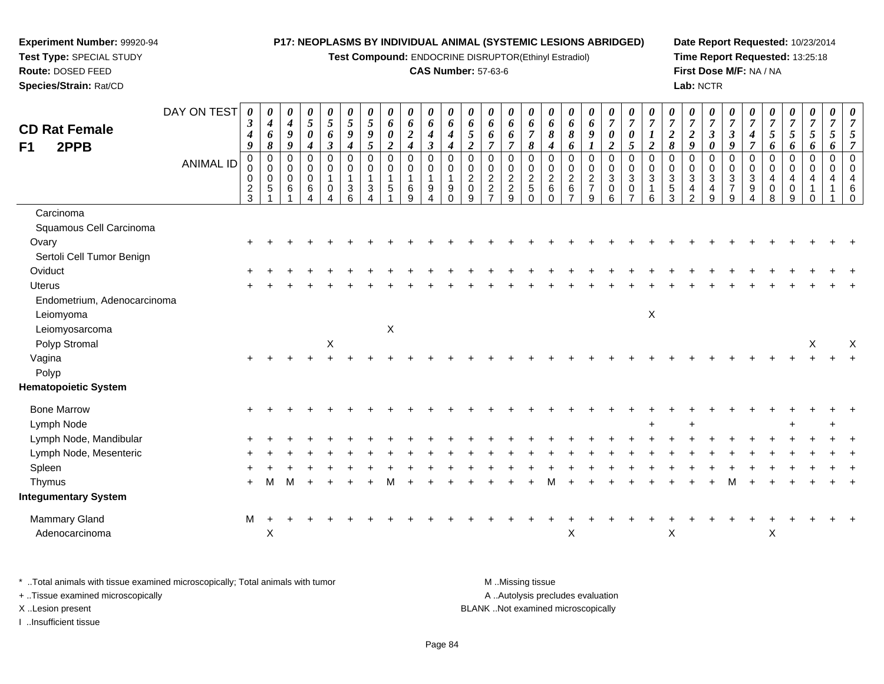**Experiment Number:** 99920-94
**Test Type:** SPECIAL STUDY
**Route:** DOSED FEED
**Species/Strain:** Rat/CD

**P17: NEOPLASMS BY INDIVIDUAL ANIMAL (SYSTEMIC LESIONS ABRIDGED)**
**Test Compound:** ENDOCRINE DISRUPTOR(Ethinyl Estradiol)
**CAS Number:** 57-63-6

**Date Report Requested:** 10/23/2014
**Time Report Requested:** 13:25:18
**First Dose M/F:** NA / NA
**Lab:** NCTR

## CD Rat Female F1 2PPB

| DAY ON TEST | 0349 | 0468 | 0499 | 0504 | 0563 | 0594 | 0595 | 0602 | 0624 | 0643 | 0644 | 0652 | 0667 | 0667 | 0678 | 0684 | 0686 | 0691 | 0702 | 0705 | 0712 | 0728 | 0729 | 0730 | 0739 | 0747 | 0756 | 0756 | 0756 | 0756 | 0757 |
|---|---|---|---|---|---|---|---|---|---|---|---|---|---|---|---|---|---|---|---|---|---|---|---|---|---|---|---|---|---|---|---|
| **ANIMAL ID** | 00023 | 00051 | 00061 | 00064 | 00104 | 00136 | 00134 | 00151 | 00169 | 00194 | 00190 | 00209 | 00227 | 00229 | 00250 | 00260 | 00267 | 00279 | 00306 | 00307 | 00316 | 00353 | 00342 | 00349 | 00379 | 00394 | 00408 | 00409 | 00410 | 00411 | 00460 |
| Carcinoma | | | | | | | | | | | | | | | | | | | | | | | | | | | | | | | |
| Squamous Cell Carcinoma | | | | | | | | | | | | | | | | | | | | | | | | | | | | | | | |
| Ovary | + | + | + | + | + | + | + | + | + | + | + | + | + | + | + | + | + | + | + | + | + | + | + | + | + | + | + | + | + | + | + |
| Sertoli Cell Tumor Benign | | | | | | | | | | | | | | | | | | | | | | | | | | | | | | | |
| Oviduct | + | + | + | + | + | + | + | + | + | + | + | + | + | + | + | + | + | + | + | + | + | + | + | + | + | + | + | + | + | + | + |
| Uterus | + | + | + | + | + | + | + | + | + | + | + | + | + | + | + | + | + | + | + | + | + | + | + | + | + | + | + | + | + | + | + |
| Endometrium, Adenocarcinoma | | | | | | | | | | | | | | | | | | | | | | | | | | | | | | | |
| Leiomyoma | | | | | | | | | | | | | | | | | | | | | X | | | | | | | | | | |
| Leiomyosarcoma | | | | | | | | X | | | | | | | | | | | | | | | | | | | | | | | |
| Polyp Stromal | | | | | X | | | | | | | | | | | | | | | | | | | | | | | | X | | X |
| Vagina | + | + | + | + | + | + | + | + | + | + | + | + | + | + | + | + | + | + | + | + | + | + | + | + | + | + | + | + | + | + | + |
| Polyp | | | | | | | | | | | | | | | | | | | | | | | | | | | | | | | |
| **Hematopoietic System** | | | | | | | | | | | | | | | | | | | | | | | | | | | | | | | |
| Bone Marrow | + | + | + | + | + | + | + | + | + | + | + | + | + | + | + | + | + | + | + | + | + | + | + | + | + | + | + | + | + | + | + |
| Lymph Node | | | | | | | | | | | | | | | | | | | | | + | | + | | | | | + | | + | |
| Lymph Node, Mandibular | + | + | + | + | + | + | + | + | + | + | + | + | + | + | + | + | + | + | + | + | + | + | + | + | + | + | + | + | + | + | + |
| Lymph Node, Mesenteric | + | + | + | + | + | + | + | + | + | + | + | + | + | + | + | + | + | + | + | + | + | + | + | + | + | + | + | + | + | + | + |
| Spleen | + | + | + | + | + | + | + | + | + | + | + | + | + | + | + | + | + | + | + | + | + | + | + | + | + | + | + | + | + | + | + |
| Thymus | + | M | M | + | + | + | + | M | + | + | + | + | + | + | + | M | + | + | + | + | + | + | + | + | M | + | + | + | + | + | + |
| **Integumentary System** | | | | | | | | | | | | | | | | | | | | | | | | | | | | | | | |
| Mammary Gland | M | + | + | + | + | + | + | + | + | + | + | + | + | + | + | + | + | + | + | + | + | + | + | + | + | + | + | + | + | + | + |
| Adenocarcinoma | | X | | | | | | | | | | | | | | | X | | | | | X | | | | | X | | | | |

\* ..Total animals with tissue examined microscopically; Total animals with tumor
\+ ..Tissue examined microscopically
X ..Lesion present
I ..Insufficient tissue

M ..Missing tissue
A ..Autolysis precludes evaluation
BLANK ..Not examined microscopically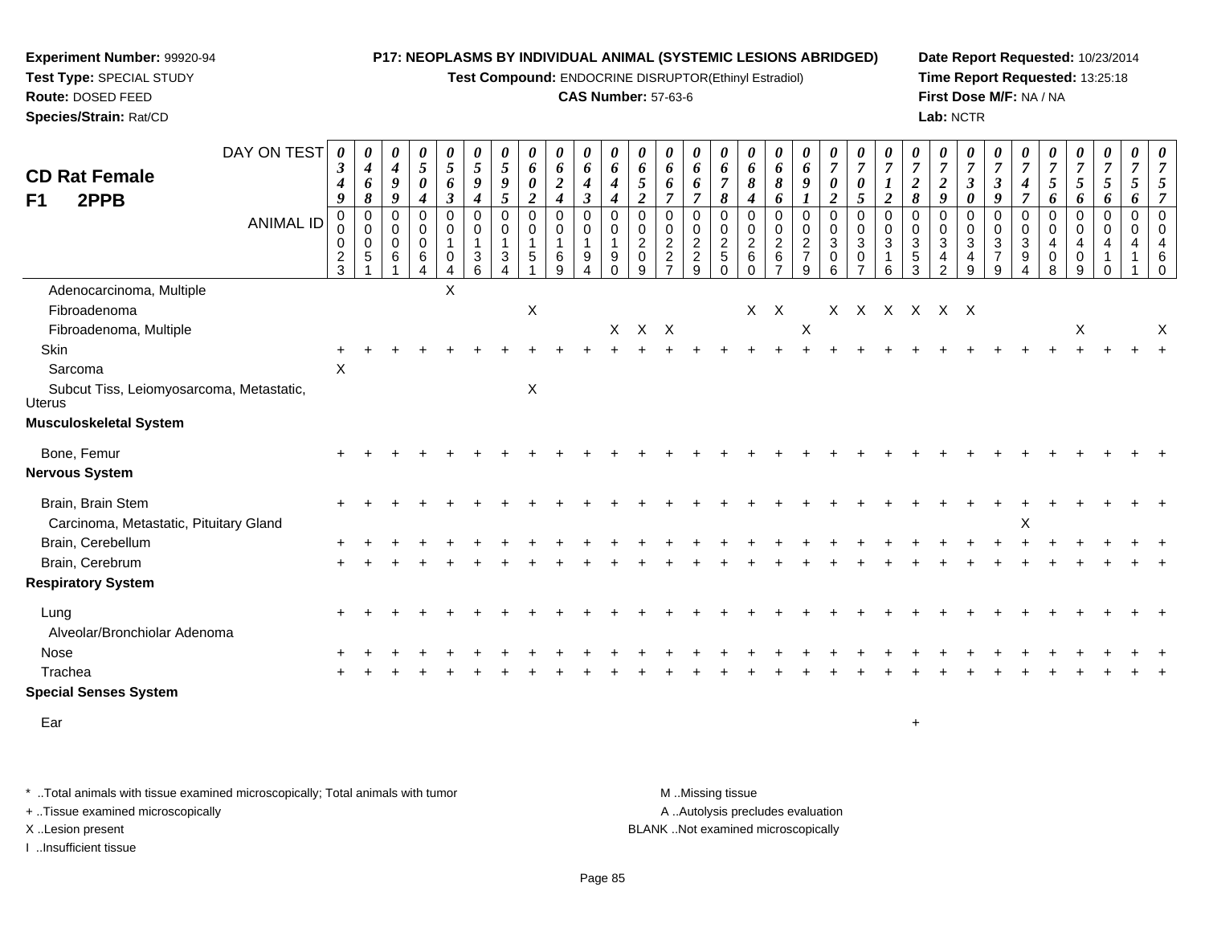**Experiment Number:** 99920-94
**Test Type:** SPECIAL STUDY
**Route:** DOSED FEED
**Species/Strain:** Rat/CD

**P17: NEOPLASMS BY INDIVIDUAL ANIMAL (SYSTEMIC LESIONS ABRIDGED)**
**Test Compound:** ENDOCRINE DISRUPTOR(Ethinyl Estradiol)
**CAS Number:** 57-63-6

**Date Report Requested:** 10/23/2014
**Time Report Requested:** 13:25:18
**First Dose M/F:** NA / NA
**Lab:** NCTR

## CD Rat Female F1 2PPB

| DAY ON TEST | 0349 | 0468 | 0499 | 0504 | 0563 | 0594 | 0595 | 0602 | 0624 | 0643 | 0644 | 0652 | 0667 | 0667 | 0678 | 0684 | 0686 | 0691 | 0702 | 0705 | 0712 | 0728 | 0729 | 0730 | 0739 | 0747 | 0756 | 0756 | 0756 | 0756 | 0757 |
|---|---|---|---|---|---|---|---|---|---|---|---|---|---|---|---|---|---|---|---|---|---|---|---|---|---|---|---|---|---|---|---|
| ANIMAL ID | 00023 | 00051 | 00061 | 00064 | 00104 | 00136 | 00134 | 00151 | 00169 | 00194 | 00190 | 00209 | 00227 | 00229 | 00250 | 00260 | 00267 | 00279 | 00306 | 00307 | 00316 | 00353 | 00342 | 00349 | 00379 | 00394 | 00408 | 00409 | 00410 | 00411 | 00460 |
| Adenocarcinoma, Multiple | | | | | X | | | | | | | | | | | | | | | | | | | | | | | | | | |
| Fibroadenoma | | | | | | | | X | | | | | | | | X | X | | X | X | X | X | X | X | | | | | | | |
| Fibroadenoma, Multiple | | | | | | | | | | | X | X | X | | | | | X | | | | | | | | | | X | | | X |
| Skin | + | + | + | + | + | + | + | + | + | + | + | + | + | + | + | + | + | + | + | + | + | + | + | + | + | + | + | + | + | + | + |
| Sarcoma | X | | | | | | | | | | | | | | | | | | | | | | | | | | | | | | |
| Subcut Tiss, Leiomyosarcoma, Metastatic, Uterus | | | | | | | | X | | | | | | | | | | | | | | | | | | | | | | | |
| **Musculoskeletal System** | | | | | | | | | | | | | | | | | | | | | | | | | | | | | | | |
| Bone, Femur | + | + | + | + | + | + | + | + | + | + | + | + | + | + | + | + | + | + | + | + | + | + | + | + | + | + | + | + | + | + | + |
| **Nervous System** | | | | | | | | | | | | | | | | | | | | | | | | | | | | | | | |
| Brain, Brain Stem | + | + | + | + | + | + | + | + | + | + | + | + | + | + | + | + | + | + | + | + | + | + | + | + | + | + | + | + | + | + | + |
| Carcinoma, Metastatic, Pituitary Gland | | | | | | | | | | | | | | | | | | | | | | | | | | X | | | | | |
| Brain, Cerebellum | + | + | + | + | + | + | + | + | + | + | + | + | + | + | + | + | + | + | + | + | + | + | + | + | + | + | + | + | + | + | + |
| Brain, Cerebrum | + | + | + | + | + | + | + | + | + | + | + | + | + | + | + | + | + | + | + | + | + | + | + | + | + | + | + | + | + | + | + |
| **Respiratory System** | | | | | | | | | | | | | | | | | | | | | | | | | | | | | | | |
| Lung | + | + | + | + | + | + | + | + | + | + | + | + | + | + | + | + | + | + | + | + | + | + | + | + | + | + | + | + | + | + | + |
| Alveolar/Bronchiolar Adenoma | | | | | | | | | | | | | | | | | | | | | | | | | | | | | | | |
| Nose | + | + | + | + | + | + | + | + | + | + | + | + | + | + | + | + | + | + | + | + | + | + | + | + | + | + | + | + | + | + | + |
| Trachea | + | + | + | + | + | + | + | + | + | + | + | + | + | + | + | + | + | + | + | + | + | + | + | + | + | + | + | + | + | + | + |
| **Special Senses System** | | | | | | | | | | | | | | | | | | | | | | | | | | | | | | | |
| Ear | | | | | | | | | | | | | | | | | | | | | | + | | | | | | | | | |

\* ..Total animals with tissue examined microscopically; Total animals with tumor
\+ ..Tissue examined microscopically
X ..Lesion present
I ..Insufficient tissue

M ..Missing tissue
A ..Autolysis precludes evaluation
BLANK ..Not examined microscopically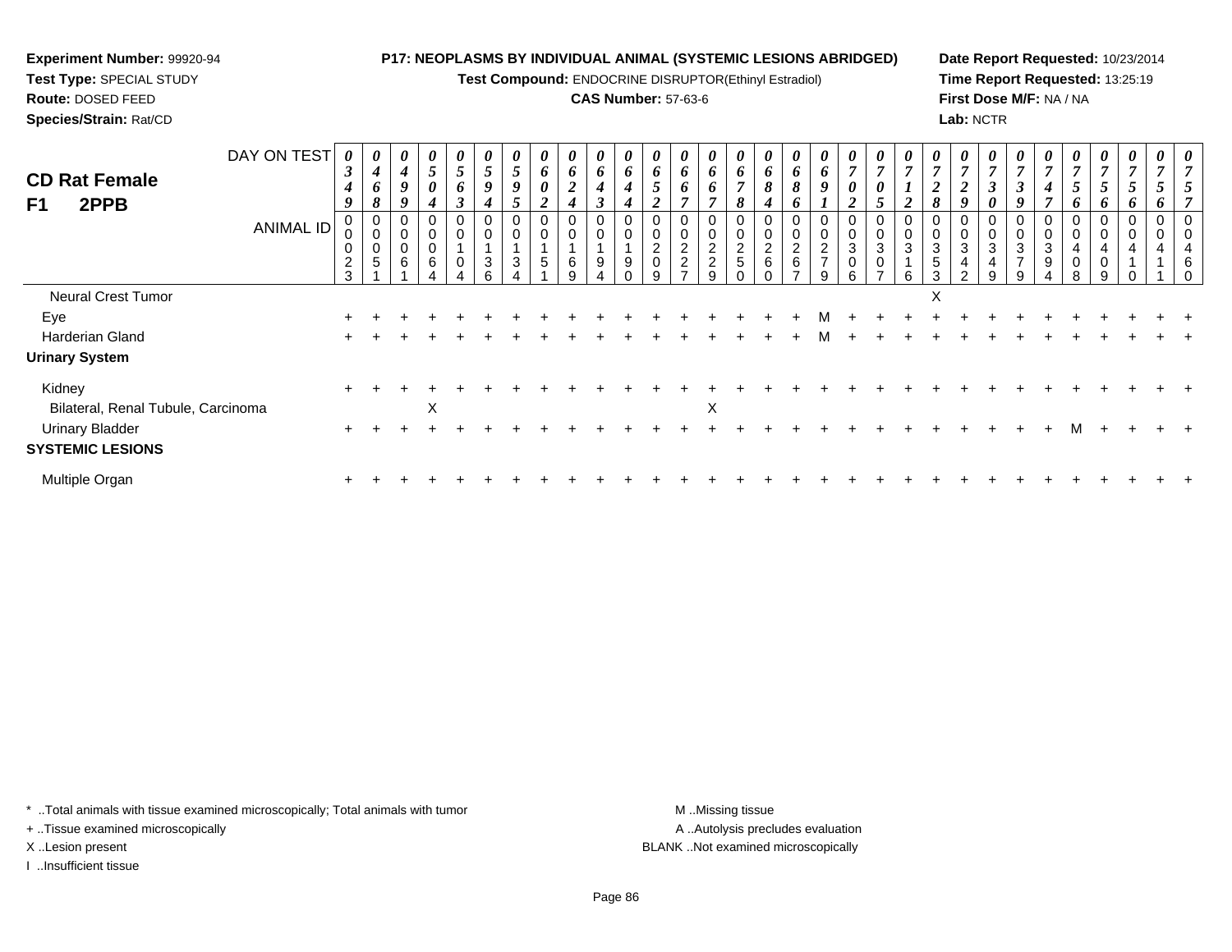**Experiment Number:** 99920-94
**Test Type:** SPECIAL STUDY
**Route:** DOSED FEED
**Species/Strain:** Rat/CD

**P17: NEOPLASMS BY INDIVIDUAL ANIMAL (SYSTEMIC LESIONS ABRIDGED)**
**Test Compound:** ENDOCRINE DISRUPTOR(Ethinyl Estradiol)
**CAS Number:** 57-63-6

**Date Report Requested:** 10/23/2014
**Time Report Requested:** 13:25:19
**First Dose M/F:** NA / NA
**Lab:** NCTR

## CD Rat Female F1 2PPB

| DAY ON TEST | 0349 | 0468 | 0499 | 0504 | 0563 | 0594 | 0595 | 0602 | 0624 | 0643 | 0644 | 0652 | 0667 | 0667 | 0678 | 0684 | 0686 | 0691 | 0702 | 0705 | 0712 | 0728 | 0729 | 0730 | 0739 | 0747 | 0756 | 0756 | 0756 | 0756 | 0757 |
|---|---|---|---|---|---|---|---|---|---|---|---|---|---|---|---|---|---|---|---|---|---|---|---|---|---|---|---|---|---|---|---|
| ANIMAL ID | 00023 | 00051 | 00061 | 00064 | 00104 | 00136 | 00134 | 00151 | 00169 | 00194 | 00190 | 00209 | 00227 | 00229 | 00250 | 00260 | 00267 | 00279 | 00306 | 00307 | 00316 | 00353 | 00342 | 00349 | 00379 | 00394 | 00408 | 00409 | 00410 | 00411 | 00460 |
| Neural Crest Tumor | | | | | | | | | | | | | | | | | | | | | | X | | | | | | | | | |
| Eye | + | + | + | + | + | + | + | + | + | + | + | + | + | + | + | + | + | M | + | + | + | + | + | + | + | + | + | + | + | + | + |
| Harderian Gland | + | + | + | + | + | + | + | + | + | + | + | + | + | + | + | + | + | M | + | + | + | + | + | + | + | + | + | + | + | + | + |
| **Urinary System** | | | | | | | | | | | | | | | | | | | | | | | | | | | | | | | |
| Kidney | + | + | + | + | + | + | + | + | + | + | + | + | + | + | + | + | + | + | + | + | + | + | + | + | + | + | + | + | + | + | + |
| Bilateral, Renal Tubule, Carcinoma | | | | X | | | | | | | | | | X | | | | | | | | | | | | | | | | | |
| Urinary Bladder | + | + | + | + | + | + | + | + | + | + | + | + | + | + | + | + | + | + | + | + | + | + | + | + | + | + | M | + | + | + | + |
| **SYSTEMIC LESIONS** | | | | | | | | | | | | | | | | | | | | | | | | | | | | | | | |
| Multiple Organ | + | + | + | + | + | + | + | + | + | + | + | + | + | + | + | + | + | + | + | + | + | + | + | + | + | + | + | + | + | + | + |

\* ..Total animals with tissue examined microscopically; Total animals with tumor
+ ..Tissue examined microscopically
X ..Lesion present
I ..Insufficient tissue

M ..Missing tissue
A ..Autolysis precludes evaluation
BLANK ..Not examined microscopically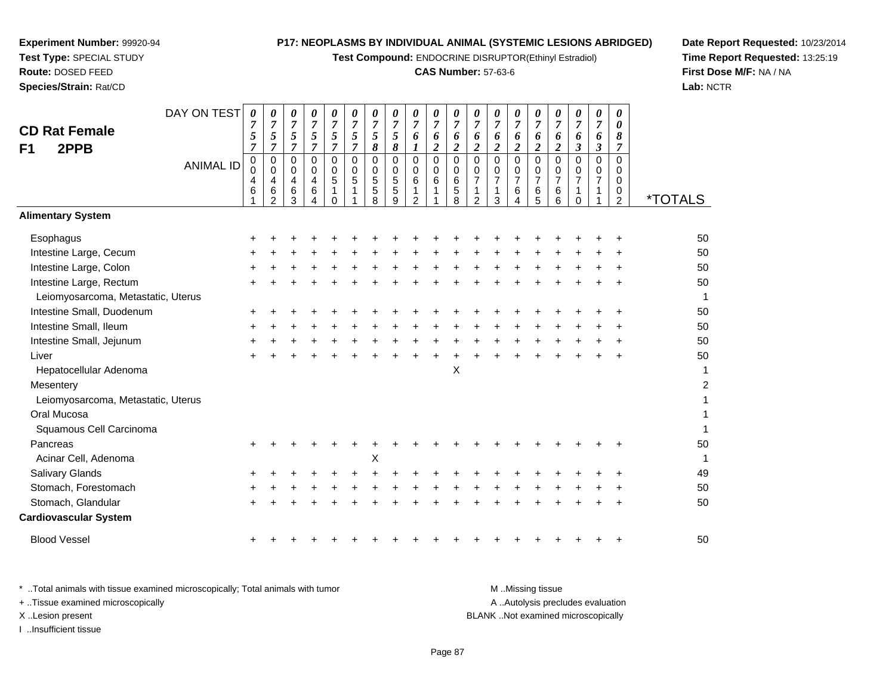**Experiment Number:** 99920-94
**Test Type:** SPECIAL STUDY
**Route:** DOSED FEED
**Species/Strain:** Rat/CD

**P17: NEOPLASMS BY INDIVIDUAL ANIMAL (SYSTEMIC LESIONS ABRIDGED)**
**Test Compound:** ENDOCRINE DISRUPTOR(Ethinyl Estradiol)
**CAS Number:** 57-63-6

**Date Report Requested:** 10/23/2014
**Time Report Requested:** 13:25:19
**First Dose M/F:** NA / NA
**Lab:** NCTR

## CD Rat Female
## F1 2PPB

| DAY ON TEST | 0757 | 0757 | 0757 | 0757 | 0757 | 0757 | 0758 | 0758 | 0761 | 0762 | 0762 | 0762 | 0762 | 0762 | 0762 | 0762 | 0763 | 0763 | 0087 | |
|---|---|---|---|---|---|---|---|---|---|---|---|---|---|---|---|---|---|---|---|---|
| **ANIMAL ID** | 00461 | 00462 | 00463 | 00464 | 00510 | 00511 | 00558 | 00559 | 00612 | 00611 | 00658 | 00712 | 00713 | 00764 | 00765 | 00766 | 00710 | 00711 | 00002 | ***TOTALS** |
| **Alimentary System** | | | | | | | | | | | | | | | | | | | | |
| Esophagus | + | + | + | + | + | + | + | + | + | + | + | + | + | + | + | + | + | + | + | 50 |
| Intestine Large, Cecum | + | + | + | + | + | + | + | + | + | + | + | + | + | + | + | + | + | + | + | 50 |
| Intestine Large, Colon | + | + | + | + | + | + | + | + | + | + | + | + | + | + | + | + | + | + | + | 50 |
| Intestine Large, Rectum | + | + | + | + | + | + | + | + | + | + | + | + | + | + | + | + | + | + | + | 50 |
| Leiomyosarcoma, Metastatic, Uterus | | | | | | | | | | | | | | | | | | | | 1 |
| Intestine Small, Duodenum | + | + | + | + | + | + | + | + | + | + | + | + | + | + | + | + | + | + | + | 50 |
| Intestine Small, Ileum | + | + | + | + | + | + | + | + | + | + | + | + | + | + | + | + | + | + | + | 50 |
| Intestine Small, Jejunum | + | + | + | + | + | + | + | + | + | + | + | + | + | + | + | + | + | + | + | 50 |
| Liver | + | + | + | + | + | + | + | + | + | + | + | + | + | + | + | + | + | + | + | 50 |
| Hepatocellular Adenoma | | | | | | | | | | | X | | | | | | | | | 1 |
| Mesentery | | | | | | | | | | | | | | | | | | | | 2 |
| Leiomyosarcoma, Metastatic, Uterus | | | | | | | | | | | | | | | | | | | | 1 |
| Oral Mucosa | | | | | | | | | | | | | | | | | | | | 1 |
| Squamous Cell Carcinoma | | | | | | | | | | | | | | | | | | | | 1 |
| Pancreas | + | + | + | + | + | + | + | + | + | + | + | + | + | + | + | + | + | + | + | 50 |
| Acinar Cell, Adenoma | | | | | | | X | | | | | | | | | | | | | 1 |
| Salivary Glands | + | + | + | + | + | + | + | + | + | + | + | + | + | + | + | + | + | + | + | 49 |
| Stomach, Forestomach | + | + | + | + | + | + | + | + | + | + | + | + | + | + | + | + | + | + | + | 50 |
| Stomach, Glandular | + | + | + | + | + | + | + | + | + | + | + | + | + | + | + | + | + | + | + | 50 |
| **Cardiovascular System** | | | | | | | | | | | | | | | | | | | | |
| Blood Vessel | + | + | + | + | + | + | + | + | + | + | + | + | + | + | + | + | + | + | + | 50 |

* ..Total animals with tissue examined microscopically; Total animals with tumor
+ ..Tissue examined microscopically
X ..Lesion present
I ..Insufficient tissue

M ..Missing tissue
A ..Autolysis precludes evaluation
BLANK ..Not examined microscopically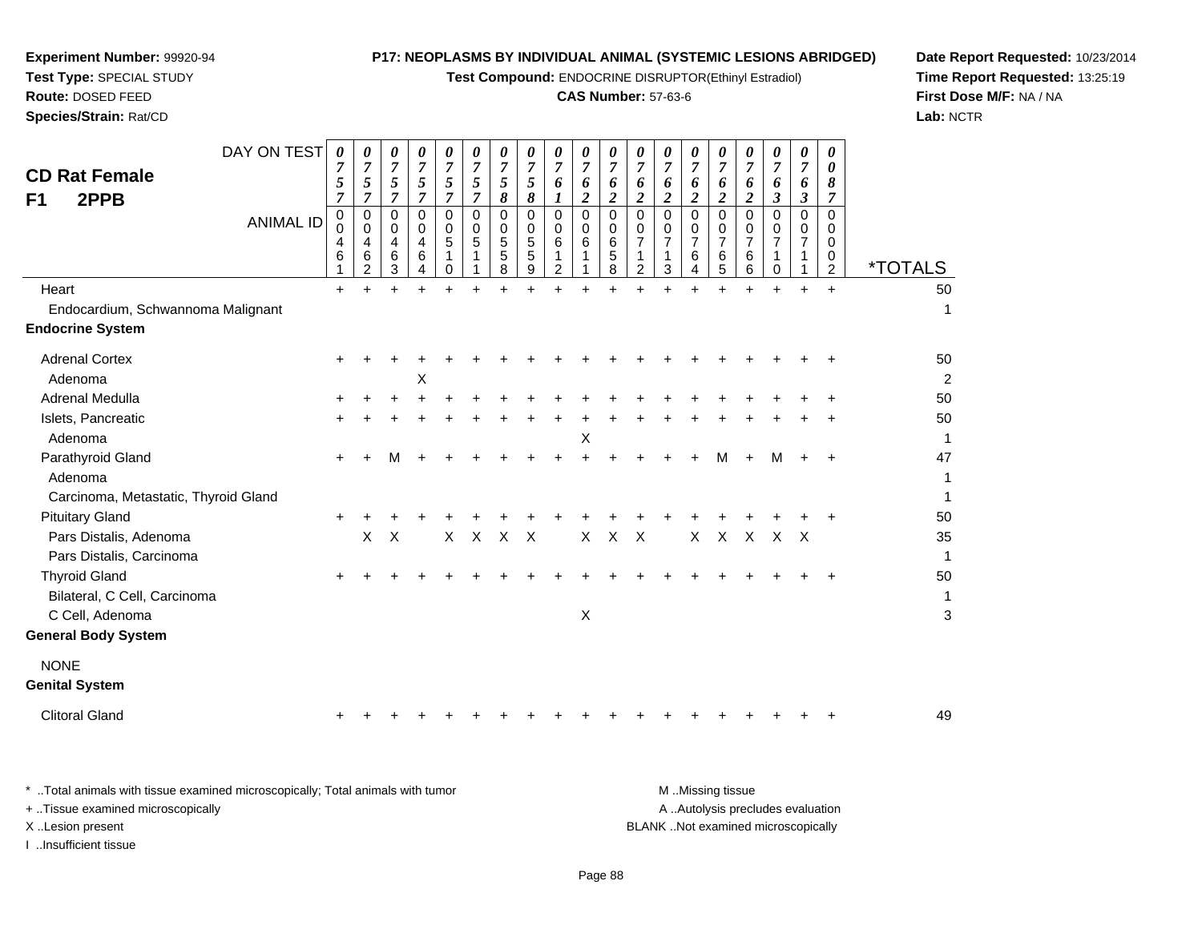**Experiment Number:** 99920-94
**Test Type:** SPECIAL STUDY
**Route:** DOSED FEED
**Species/Strain:** Rat/CD

**P17: NEOPLASMS BY INDIVIDUAL ANIMAL (SYSTEMIC LESIONS ABRIDGED)**
**Test Compound:** ENDOCRINE DISRUPTOR(Ethinyl Estradiol)
**CAS Number:** 57-63-6

**Date Report Requested:** 10/23/2014
**Time Report Requested:** 13:25:19
**First Dose M/F:** NA / NA
**Lab:** NCTR

## CD Rat Female
## F1 2PPB

| DAY ON TEST | 0757 | 0757 | 0757 | 0757 | 0757 | 0757 | 0758 | 0758 | 0761 | 0762 | 0762 | 0762 | 0762 | 0762 | 0762 | 0762 | 0763 | 0763 | 0087 | |
|---|---|---|---|---|---|---|---|---|---|---|---|---|---|---|---|---|---|---|---|---|
| **ANIMAL ID** | 00461 | 00462 | 00463 | 00464 | 00510 | 00511 | 00558 | 00559 | 00612 | 00611 | 00658 | 00712 | 00713 | 00764 | 00765 | 00766 | 00710 | 00711 | 00002 | ***TOTALS** |
| Heart | + | + | + | + | + | + | + | + | + | + | + | + | + | + | + | + | + | + | + | 50 |
| Endocardium, Schwannoma Malignant | | | | | | | | | | | | | | | | | | | | 1 |
| **Endocrine System** | | | | | | | | | | | | | | | | | | | | |
| Adrenal Cortex | + | + | + | + | + | + | + | + | + | + | + | + | + | + | + | + | + | + | + | 50 |
| Adenoma | | | | X | | | | | | | | | | | | | | | | 2 |
| Adrenal Medulla | + | + | + | + | + | + | + | + | + | + | + | + | + | + | + | + | + | + | + | 50 |
| Islets, Pancreatic | + | + | + | + | + | + | + | + | + | + | + | + | + | + | + | + | + | + | + | 50 |
| Adenoma | | | | | | | | | | X | | | | | | | | | | 1 |
| Parathyroid Gland | + | + | M | + | + | + | + | + | + | + | + | + | + | + | M | + | M | + | + | 47 |
| Adenoma | | | | | | | | | | | | | | | | | | | | 1 |
| Carcinoma, Metastatic, Thyroid Gland | | | | | | | | | | | | | | | | | | | | 1 |
| Pituitary Gland | + | + | + | + | + | + | + | + | + | + | + | + | + | + | + | + | + | + | + | 50 |
| Pars Distalis, Adenoma | | X | X | | X | X | X | X | | X | X | X | | X | X | X | X | X | | 35 |
| Pars Distalis, Carcinoma | | | | | | | | | | | | | | | | | | | | 1 |
| Thyroid Gland | + | + | + | + | + | + | + | + | + | + | + | + | + | + | + | + | + | + | + | 50 |
| Bilateral, C Cell, Carcinoma | | | | | | | | | | | | | | | | | | | | 1 |
| C Cell, Adenoma | | | | | | | | | | X | | | | | | | | | | 3 |
| **General Body System** | | | | | | | | | | | | | | | | | | | | |
| NONE | | | | | | | | | | | | | | | | | | | | |
| **Genital System** | | | | | | | | | | | | | | | | | | | | |
| Clitoral Gland | + | + | + | + | + | + | + | + | + | + | + | + | + | + | + | + | + | + | + | 49 |

* ..Total animals with tissue examined microscopically; Total animals with tumor
+ ..Tissue examined microscopically
X ..Lesion present
I ..Insufficient tissue

M ..Missing tissue
A ..Autolysis precludes evaluation
BLANK ..Not examined microscopically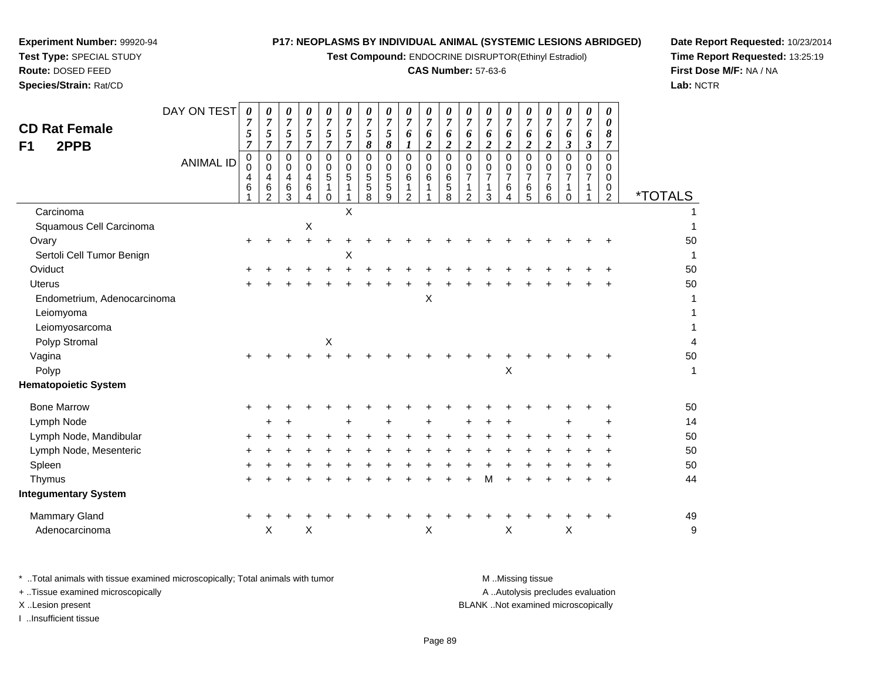**Experiment Number:** 99920-94
**Test Type:** SPECIAL STUDY
**Route:** DOSED FEED
**Species/Strain:** Rat/CD

**P17: NEOPLASMS BY INDIVIDUAL ANIMAL (SYSTEMIC LESIONS ABRIDGED)**
**Test Compound:** ENDOCRINE DISRUPTOR(Ethinyl Estradiol)
**CAS Number:** 57-63-6

**Date Report Requested:** 10/23/2014
**Time Report Requested:** 13:25:19
**First Dose M/F:** NA / NA
**Lab:** NCTR

**CD Rat Female**
**F1 2PPB**

| DAY ON TEST | 0757 | 0757 | 0757 | 0757 | 0757 | 0757 | 0758 | 0758 | 0761 | 0762 | 0762 | 0762 | 0762 | 0762 | 0762 | 0762 | 0763 | 0763 | 0087 | |
|---|---|---|---|---|---|---|---|---|---|---|---|---|---|---|---|---|---|---|---|---|
| **ANIMAL ID** | 00461 | 00462 | 00463 | 00464 | 00510 | 00511 | 00558 | 00559 | 00612 | 00611 | 00658 | 00712 | 00713 | 00764 | 00765 | 00766 | 00710 | 00711 | 00002 | ***TOTALS** |
| Carcinoma | | | | | | X | | | | | | | | | | | | | | 1 |
| Squamous Cell Carcinoma | | | | X | | | | | | | | | | | | | | | | 1 |
| Ovary | + | + | + | + | + | + | + | + | + | + | + | + | + | + | + | + | + | + | + | 50 |
| Sertoli Cell Tumor Benign | | | | | | X | | | | | | | | | | | | | | 1 |
| Oviduct | + | + | + | + | + | + | + | + | + | + | + | + | + | + | + | + | + | + | + | 50 |
| Uterus | + | + | + | + | + | + | + | + | + | + | + | + | + | + | + | + | + | + | + | 50 |
| Endometrium, Adenocarcinoma | | | | | | | | | | X | | | | | | | | | | 1 |
| Leiomyoma | | | | | | | | | | | | | | | | | | | | 1 |
| Leiomyosarcoma | | | | | | | | | | | | | | | | | | | | 1 |
| Polyp Stromal | | | | | X | | | | | | | | | | | | | | | 4 |
| Vagina | + | + | + | + | + | + | + | + | + | + | + | + | + | + | + | + | + | + | + | 50 |
| Polyp | | | | | | | | | | | | | | X | | | | | | 1 |
| **Hematopoietic System** | | | | | | | | | | | | | | | | | | | | |
| Bone Marrow | + | + | + | + | + | + | + | + | + | + | + | + | + | + | + | + | + | + | + | 50 |
| Lymph Node | | + | + | | | + | | + | | + | | + | + | + | | | + | | + | 14 |
| Lymph Node, Mandibular | + | + | + | + | + | + | + | + | + | + | + | + | + | + | + | + | + | + | + | 50 |
| Lymph Node, Mesenteric | + | + | + | + | + | + | + | + | + | + | + | + | + | + | + | + | + | + | + | 50 |
| Spleen | + | + | + | + | + | + | + | + | + | + | + | + | + | + | + | + | + | + | + | 50 |
| Thymus | + | + | + | + | + | + | + | + | + | + | + | + | M | + | + | + | + | + | + | 44 |
| **Integumentary System** | | | | | | | | | | | | | | | | | | | | |
| Mammary Gland | + | + | + | + | + | + | + | + | + | + | + | + | + | + | + | + | + | + | + | 49 |
| Adenocarcinoma | | X | | X | | | | | | X | | | | X | | | X | | | 9 |

\* ..Total animals with tissue examined microscopically; Total animals with tumor
\+ ..Tissue examined microscopically
X ..Lesion present
I ..Insufficient tissue

M ..Missing tissue
A ..Autolysis precludes evaluation
BLANK ..Not examined microscopically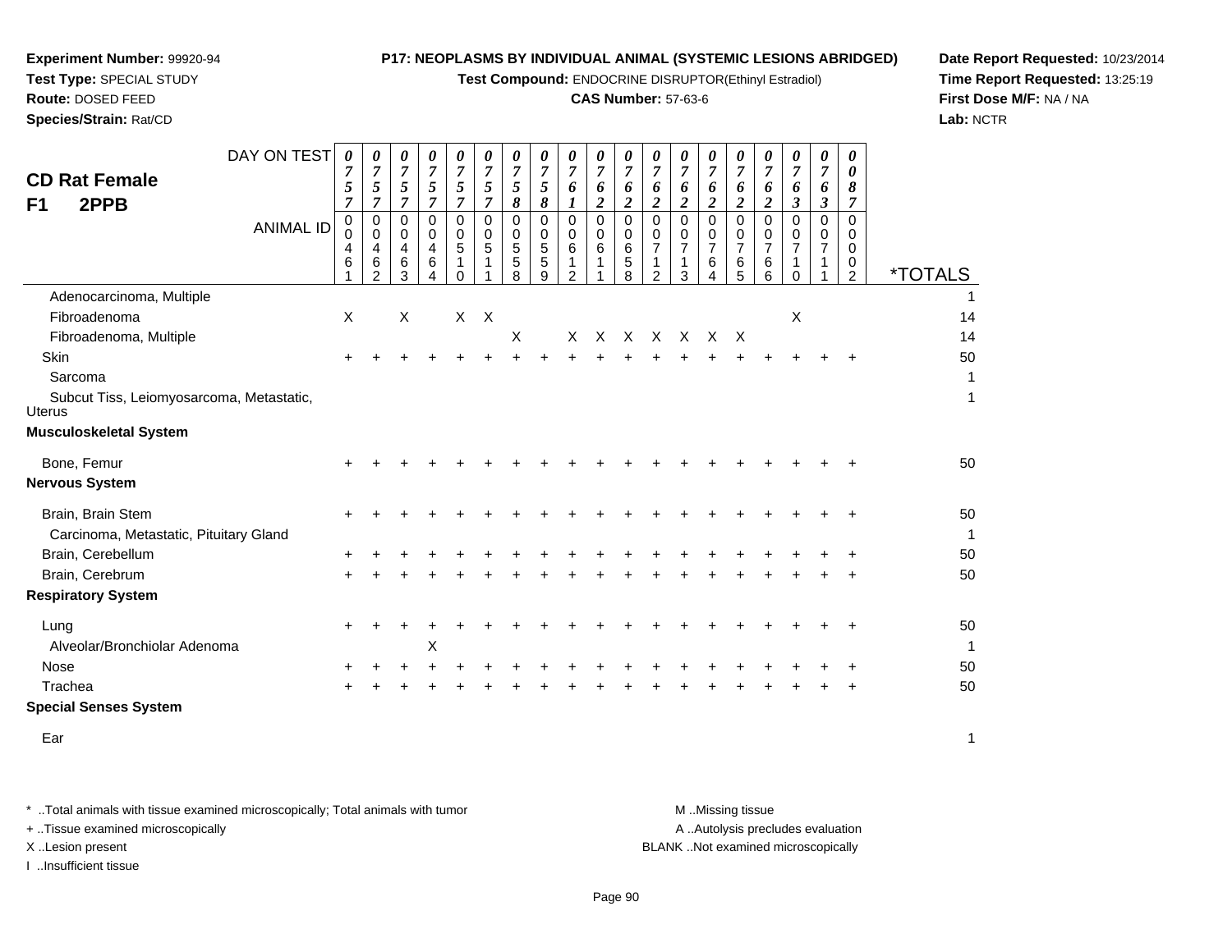**Experiment Number:** 99920-94
**Test Type:** SPECIAL STUDY
**Route:** DOSED FEED
**Species/Strain:** Rat/CD

**P17: NEOPLASMS BY INDIVIDUAL ANIMAL (SYSTEMIC LESIONS ABRIDGED)**
**Test Compound:** ENDOCRINE DISRUPTOR(Ethinyl Estradiol)
**CAS Number:** 57-63-6

**Date Report Requested:** 10/23/2014
**Time Report Requested:** 13:25:19
**First Dose M/F:** NA / NA
**Lab:** NCTR

## CD Rat Female
## F1 2PPB

| DAY ON TEST | 0757 | 0757 | 0757 | 0757 | 0757 | 0757 | 0758 | 0758 | 0761 | 0762 | 0762 | 0762 | 0762 | 0762 | 0762 | 0762 | 0763 | 0763 | 0087 | |
|---|---|---|---|---|---|---|---|---|---|---|---|---|---|---|---|---|---|---|---|---|
| **ANIMAL ID** | 00461 | 00462 | 00463 | 00464 | 00510 | 00511 | 00558 | 00559 | 00612 | 00611 | 00658 | 00712 | 00713 | 00764 | 00765 | 00766 | 00710 | 00711 | 00002 | ***TOTALS** |
| Adenocarcinoma, Multiple | | | | | | | | | | | | | | | | | | | | 1 |
| Fibroadenoma | X | | X | | X | X | | | | | | | | | | | X | | | 14 |
| Fibroadenoma, Multiple | | | | | | | X | | X | X | X | X | X | X | X | | | | | 14 |
| Skin | + | + | + | + | + | + | + | + | + | + | + | + | + | + | + | + | + | + | + | 50 |
| Sarcoma | | | | | | | | | | | | | | | | | | | | 1 |
| Subcut Tiss, Leiomyosarcoma, Metastatic, Uterus | | | | | | | | | | | | | | | | | | | | 1 |
| **Musculoskeletal System** | | | | | | | | | | | | | | | | | | | | |
| Bone, Femur | + | + | + | + | + | + | + | + | + | + | + | + | + | + | + | + | + | + | + | 50 |
| **Nervous System** | | | | | | | | | | | | | | | | | | | | |
| Brain, Brain Stem | + | + | + | + | + | + | + | + | + | + | + | + | + | + | + | + | + | + | + | 50 |
| Carcinoma, Metastatic, Pituitary Gland | | | | | | | | | | | | | | | | | | | | 1 |
| Brain, Cerebellum | + | + | + | + | + | + | + | + | + | + | + | + | + | + | + | + | + | + | + | 50 |
| Brain, Cerebrum | + | + | + | + | + | + | + | + | + | + | + | + | + | + | + | + | + | + | + | 50 |
| **Respiratory System** | | | | | | | | | | | | | | | | | | | | |
| Lung | + | + | + | + | + | + | + | + | + | + | + | + | + | + | + | + | + | + | + | 50 |
| Alveolar/Bronchiolar Adenoma | | | | X | | | | | | | | | | | | | | | | 1 |
| Nose | + | + | + | + | + | + | + | + | + | + | + | + | + | + | + | + | + | + | + | 50 |
| Trachea | + | + | + | + | + | + | + | + | + | + | + | + | + | + | + | + | + | + | + | 50 |
| **Special Senses System** | | | | | | | | | | | | | | | | | | | | |
| Ear | | | | | | | | | | | | | | | | | | | | 1 |

* ..Total animals with tissue examined microscopically; Total animals with tumor
+ ..Tissue examined microscopically
X ..Lesion present
I ..Insufficient tissue

M ..Missing tissue
A ..Autolysis precludes evaluation
BLANK ..Not examined microscopically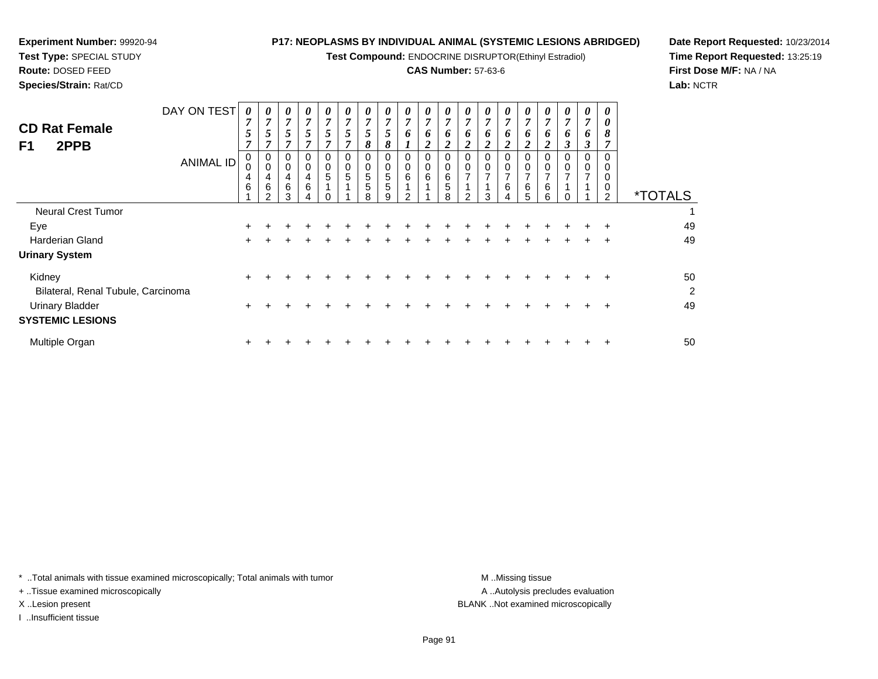**Experiment Number:** 99920-94
**Test Type:** SPECIAL STUDY
**Route:** DOSED FEED
**Species/Strain:** Rat/CD

**P17: NEOPLASMS BY INDIVIDUAL ANIMAL (SYSTEMIC LESIONS ABRIDGED)**
**Test Compound:** ENDOCRINE DISRUPTOR(Ethinyl Estradiol)
**CAS Number:** 57-63-6

**Date Report Requested:** 10/23/2014
**Time Report Requested:** 13:25:19
**First Dose M/F:** NA / NA
**Lab:** NCTR

## CD Rat Female
## F1 2PPB

| DAY ON TEST | 0757 | 0757 | 0757 | 0757 | 0757 | 0757 | 0758 | 0758 | 0761 | 0762 | 0762 | 0762 | 0762 | 0762 | 0762 | 0762 | 0763 | 0763 | 0087 | |
|---|---|---|---|---|---|---|---|---|---|---|---|---|---|---|---|---|---|---|---|---|
| **ANIMAL ID** | 00461 | 00462 | 00463 | 00464 | 00510 | 00511 | 00558 | 00559 | 00612 | 00611 | 00658 | 00712 | 00713 | 00764 | 00765 | 00766 | 00710 | 00711 | 00002 | ***TOTALS** |
| Neural Crest Tumor | | | | | | | | | | | | | | | | | | | | 1 |
| Eye | + | + | + | + | + | + | + | + | + | + | + | + | + | + | + | + | + | + | + | 49 |
| Harderian Gland | + | + | + | + | + | + | + | + | + | + | + | + | + | + | + | + | + | + | + | 49 |
| **Urinary System** | | | | | | | | | | | | | | | | | | | | |
| Kidney | + | + | + | + | + | + | + | + | + | + | + | + | + | + | + | + | + | + | + | 50 |
| Bilateral, Renal Tubule, Carcinoma | | | | | | | | | | | | | | | | | | | | 2 |
| Urinary Bladder | + | + | + | + | + | + | + | + | + | + | + | + | + | + | + | + | + | + | + | 49 |
| **SYSTEMIC LESIONS** | | | | | | | | | | | | | | | | | | | | |
| Multiple Organ | + | + | + | + | + | + | + | + | + | + | + | + | + | + | + | + | + | + | + | 50 |

\* ..Total animals with tissue examined microscopically; Total animals with tumor
\+ ..Tissue examined microscopically
X ..Lesion present
I ..Insufficient tissue

M ..Missing tissue
A ..Autolysis precludes evaluation
BLANK ..Not examined microscopically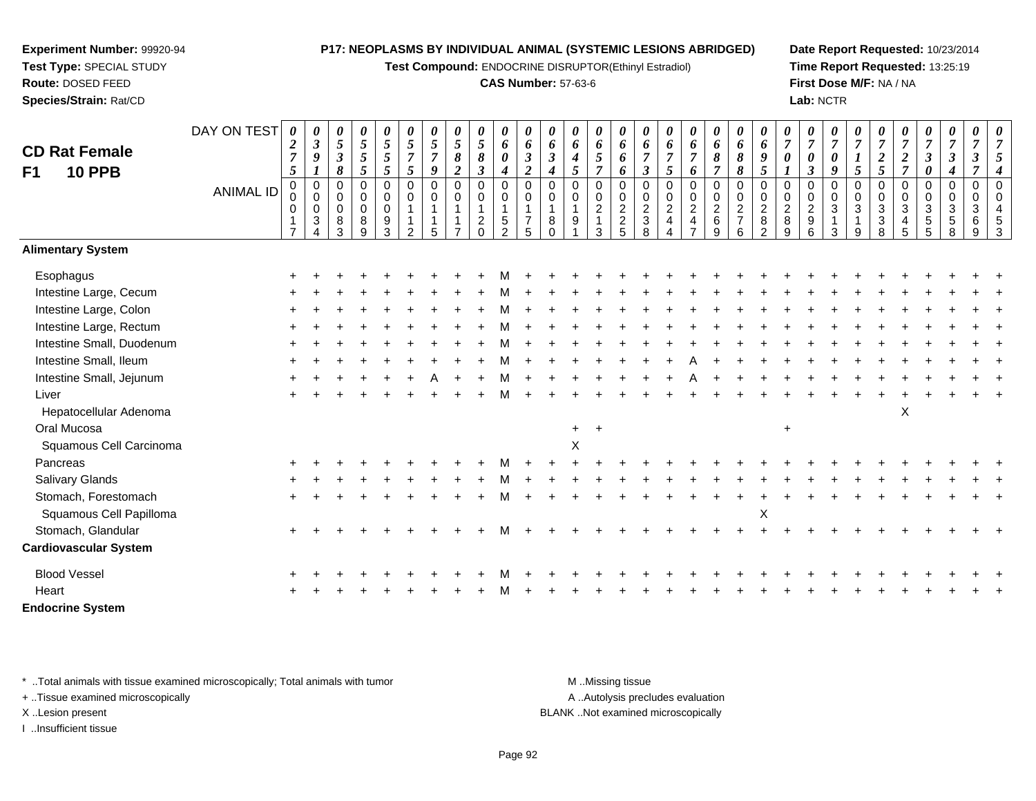**Experiment Number:** 99920-94
**Test Type:** SPECIAL STUDY
**Route:** DOSED FEED
**Species/Strain:** Rat/CD

**P17: NEOPLASMS BY INDIVIDUAL ANIMAL (SYSTEMIC LESIONS ABRIDGED)**
**Test Compound:** ENDOCRINE DISRUPTOR(Ethinyl Estradiol)
**CAS Number:** 57-63-6

**Date Report Requested:** 10/23/2014
**Time Report Requested:** 13:25:19
**First Dose M/F:** NA / NA
**Lab:** NCTR

## CD Rat Female F1 10 PPB

| DAY ON TEST | 0275 | 0391 | 0538 | 0555 | 0555 | 0575 | 0579 | 0582 | 0583 | 0604 | 0632 | 0634 | 0645 | 0657 | 0666 | 0673 | 0675 | 0676 | 0687 | 0688 | 0695 | 0701 | 0703 | 0709 | 0715 | 0725 | 0727 | 0730 | 0734 | 0737 | 0754 |
|---|---|---|---|---|---|---|---|---|---|---|---|---|---|---|---|---|---|---|---|---|---|---|---|---|---|---|---|---|---|---|---|
| **ANIMAL ID** | 00017 | 00034 | 00083 | 00089 | 00093 | 00112 | 00115 | 00117 | 00120 | 00152 | 00175 | 00180 | 00191 | 00213 | 00225 | 00238 | 00244 | 00247 | 00269 | 00276 | 00282 | 00289 | 00296 | 00313 | 00319 | 00338 | 00345 | 00355 | 00358 | 00369 | 00453 |
| **Alimentary System** | | | | | | | | | | | | | | | | | | | | | | | | | | | | | | | |
| Esophagus | + | + | + | + | + | + | + | + | + | M | + | + | + | + | + | + | + | + | + | + | + | + | + | + | + | + | + | + | + | + | + |
| Intestine Large, Cecum | + | + | + | + | + | + | + | + | + | M | + | + | + | + | + | + | + | + | + | + | + | + | + | + | + | + | + | + | + | + | + |
| Intestine Large, Colon | + | + | + | + | + | + | + | + | + | M | + | + | + | + | + | + | + | + | + | + | + | + | + | + | + | + | + | + | + | + | + |
| Intestine Large, Rectum | + | + | + | + | + | + | + | + | + | M | + | + | + | + | + | + | + | + | + | + | + | + | + | + | + | + | + | + | + | + | + |
| Intestine Small, Duodenum | + | + | + | + | + | + | + | + | + | M | + | + | + | + | + | + | + | + | + | + | + | + | + | + | + | + | + | + | + | + | + |
| Intestine Small, Ileum | + | + | + | + | + | + | + | + | + | M | + | + | + | + | + | + | + | A | + | + | + | + | + | + | + | + | + | + | + | + | + |
| Intestine Small, Jejunum | + | + | + | + | + | + | A | + | + | M | + | + | + | + | + | + | + | A | + | + | + | + | + | + | + | + | + | + | + | + | + |
| Liver | + | + | + | + | + | + | + | + | + | M | + | + | + | + | + | + | + | + | + | + | + | + | + | + | + | + | + | + | + | + | + |
| Hepatocellular Adenoma | | | | | | | | | | | | | | | | | | | | | | | | | | | X | | | | |
| Oral Mucosa | | | | | | | | | | | | | + | + | | | | | | | | + | | | | | | | | | |
| Squamous Cell Carcinoma | | | | | | | | | | | | | X | | | | | | | | | | | | | | | | | | |
| Pancreas | + | + | + | + | + | + | + | + | + | M | + | + | + | + | + | + | + | + | + | + | + | + | + | + | + | + | + | + | + | + | + |
| Salivary Glands | + | + | + | + | + | + | + | + | + | M | + | + | + | + | + | + | + | + | + | + | + | + | + | + | + | + | + | + | + | + | + |
| Stomach, Forestomach | + | + | + | + | + | + | + | + | + | M | + | + | + | + | + | + | + | + | + | + | + | + | + | + | + | + | + | + | + | + | + |
| Squamous Cell Papilloma | | | | | | | | | | | | | | | | | | | | | X | | | | | | | | | | |
| Stomach, Glandular | + | + | + | + | + | + | + | + | + | M | + | + | + | + | + | + | + | + | + | + | + | + | + | + | + | + | + | + | + | + | + |
| **Cardiovascular System** | | | | | | | | | | | | | | | | | | | | | | | | | | | | | | | |
| Blood Vessel | + | + | + | + | + | + | + | + | + | M | + | + | + | + | + | + | + | + | + | + | + | + | + | + | + | + | + | + | + | + | + |
| Heart | + | + | + | + | + | + | + | + | + | M | + | + | + | + | + | + | + | + | + | + | + | + | + | + | + | + | + | + | + | + | + |
| **Endocrine System** | | | | | | | | | | | | | | | | | | | | | | | | | | | | | | | |

\* ..Total animals with tissue examined microscopically; Total animals with tumor
+ ..Tissue examined microscopically
X ..Lesion present
I ..Insufficient tissue

M ..Missing tissue
A ..Autolysis precludes evaluation
BLANK ..Not examined microscopically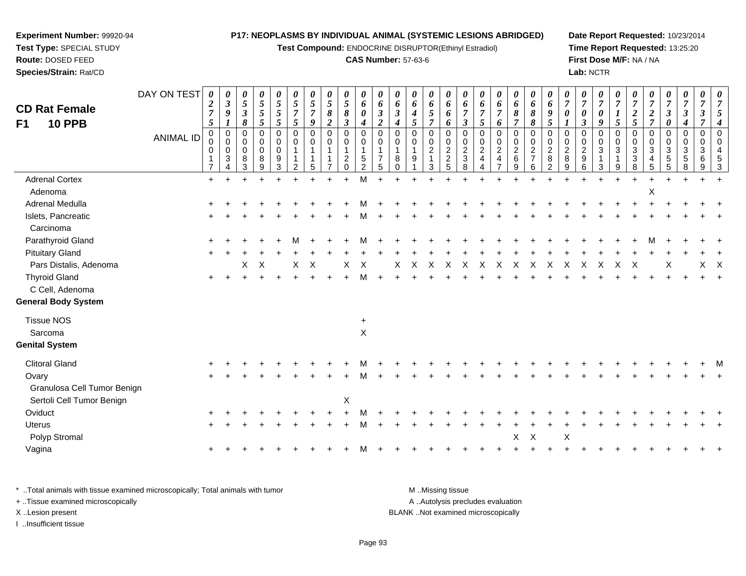**Experiment Number:** 99920-94
**Test Type:** SPECIAL STUDY
**Route:** DOSED FEED
**Species/Strain:** Rat/CD

**P17: NEOPLASMS BY INDIVIDUAL ANIMAL (SYSTEMIC LESIONS ABRIDGED)**
**Test Compound:** ENDOCRINE DISRUPTOR(Ethinyl Estradiol)
**CAS Number:** 57-63-6

**Date Report Requested:** 10/23/2014
**Time Report Requested:** 13:25:20
**First Dose M/F:** NA / NA
**Lab:** NCTR

**CD Rat Female**
**F1 10 PPB**

| DAY ON TEST | 0275 | 0391 | 0538 | 0555 | 0555 | 0575 | 0579 | 0582 | 0583 | 0604 | 0632 | 0634 | 0645 | 0657 | 0666 | 0673 | 0675 | 0676 | 0687 | 0688 | 0695 | 0701 | 0703 | 0709 | 0715 | 0725 | 0727 | 0730 | 0734 | 0737 | 0754 |
|---|---|---|---|---|---|---|---|---|---|---|---|---|---|---|---|---|---|---|---|---|---|---|---|---|---|---|---|---|---|---|---|
| **ANIMAL ID** | 0017 | 0034 | 0083 | 0089 | 0093 | 0112 | 0115 | 0117 | 0120 | 0152 | 0175 | 0180 | 0191 | 0213 | 0225 | 0238 | 0244 | 0247 | 0269 | 0276 | 0282 | 0289 | 0296 | 0313 | 0319 | 0338 | 0345 | 0355 | 0358 | 0369 | 0453 |
| Adrenal Cortex | + | + | + | + | + | + | + | + | + | M | + | + | + | + | + | + | + | + | + | + | + | + | + | + | + | + | + | + | + | + | + |
| Adenoma | | | | | | | | | | | | | | | | | | | | | | | | | | | X | | | | |
| Adrenal Medulla | + | + | + | + | + | + | + | + | + | M | + | + | + | + | + | + | + | + | + | + | + | + | + | + | + | + | + | + | + | + | + |
| Islets, Pancreatic | + | + | + | + | + | + | + | + | + | M | + | + | + | + | + | + | + | + | + | + | + | + | + | + | + | + | + | + | + | + | + |
| Carcinoma | | | | | | | | | | | | | | | | | | | | | | | | | | | | | | | |
| Parathyroid Gland | + | + | + | + | + | M | + | + | + | M | + | + | + | + | + | + | + | + | + | + | + | + | + | + | + | + | M | + | + | + | + |
| Pituitary Gland | + | + | + | + | + | + | + | + | + | + | + | + | + | + | + | + | + | + | + | + | + | + | + | + | + | + | + | + | + | + | + |
| Pars Distalis, Adenoma | | | X | X | | X | X | | X | X | | X | X | X | X | X | X | X | X | X | X | X | X | X | X | X | | X | | X | X |
| Thyroid Gland | + | + | + | + | + | + | + | + | + | M | + | + | + | + | + | + | + | + | + | + | + | + | + | + | + | + | + | + | + | + | + |
| C Cell, Adenoma | | | | | | | | | | | | | | | | | | | | | | | | | | | | | | | |
| **General Body System** | | | | | | | | | | | | | | | | | | | | | | | | | | | | | | | |
| Tissue NOS | | | | | | | | | | + | | | | | | | | | | | | | | | | | | | | | |
| Sarcoma | | | | | | | | | | X | | | | | | | | | | | | | | | | | | | | | |
| **Genital System** | | | | | | | | | | | | | | | | | | | | | | | | | | | | | | | |
| Clitoral Gland | + | + | + | + | + | + | + | + | + | M | + | + | + | + | + | + | + | + | + | + | + | + | + | + | + | + | + | + | + | + | M |
| Ovary | + | + | + | + | + | + | + | + | + | M | + | + | + | + | + | + | + | + | + | + | + | + | + | + | + | + | + | + | + | + | + |
| Granulosa Cell Tumor Benign | | | | | | | | | | | | | | | | | | | | | | | | | | | | | | | |
| Sertoli Cell Tumor Benign | | | | | | | | | X | | | | | | | | | | | | | | | | | | | | | | |
| Oviduct | + | + | + | + | + | + | + | + | + | M | + | + | + | + | + | + | + | + | + | + | + | + | + | + | + | + | + | + | + | + | + |
| Uterus | + | + | + | + | + | + | + | + | + | M | + | + | + | + | + | + | + | + | + | + | + | + | + | + | + | + | + | + | + | + | + |
| Polyp Stromal | | | | | | | | | | | | | | | | | | | X | X | | X | | | | | | | | | |
| Vagina | + | + | + | + | + | + | + | + | + | M | + | + | + | + | + | + | + | + | + | + | + | + | + | + | + | + | + | + | + | + | + |

\* ..Total animals with tissue examined microscopically; Total animals with tumor
+ ..Tissue examined microscopically
X ..Lesion present
I ..Insufficient tissue

M ..Missing tissue
A ..Autolysis precludes evaluation
BLANK ..Not examined microscopically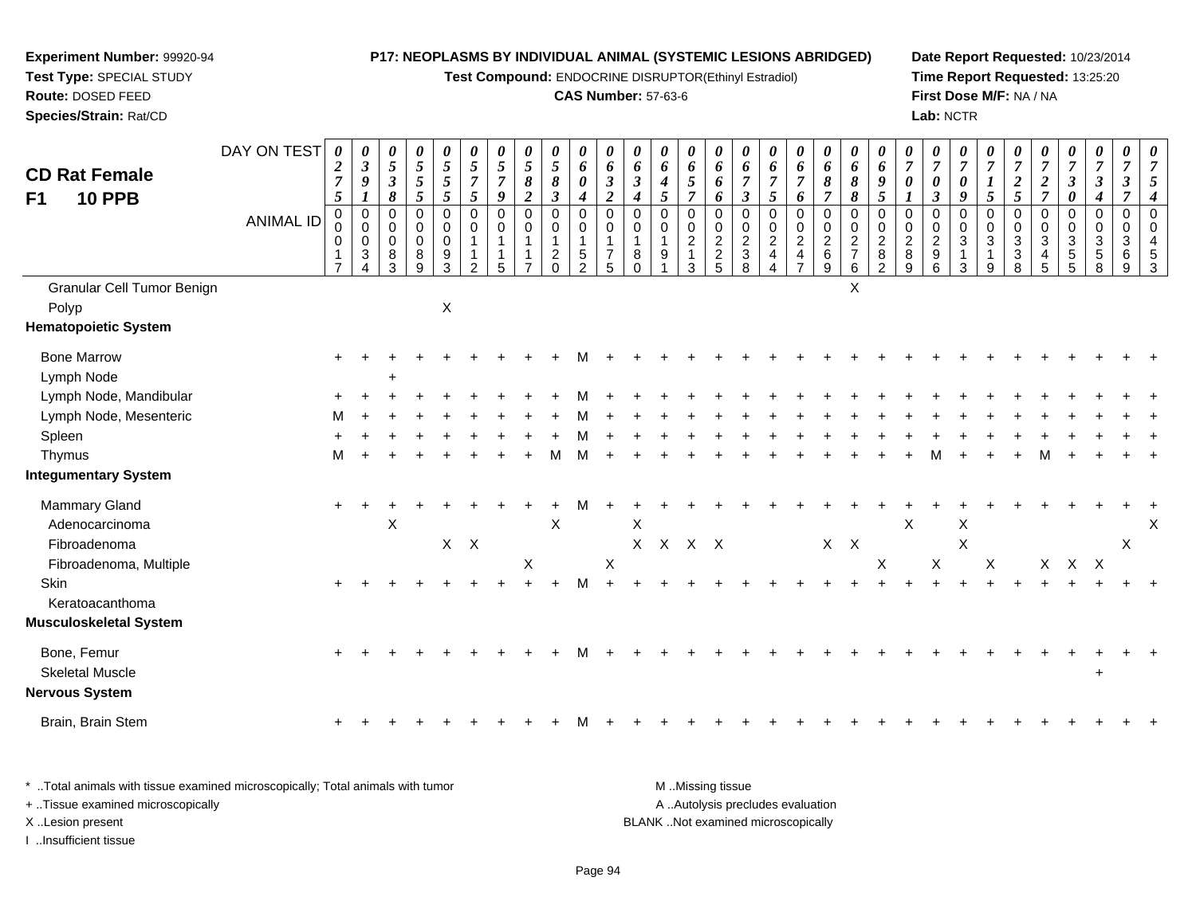**Experiment Number:** 99920-94
**Test Type:** SPECIAL STUDY
**Route:** DOSED FEED
**Species/Strain:** Rat/CD

**P17: NEOPLASMS BY INDIVIDUAL ANIMAL (SYSTEMIC LESIONS ABRIDGED)**
**Test Compound:** ENDOCRINE DISRUPTOR(Ethinyl Estradiol)
**CAS Number:** 57-63-6

**Date Report Requested:** 10/23/2014
**Time Report Requested:** 13:25:20
**First Dose M/F:** NA / NA
**Lab:** NCTR

## CD Rat Female F1 10 PPB

| DAY ON TEST | 0275 | 0391 | 0538 | 0555 | 0555 | 0575 | 0579 | 0582 | 0583 | 0604 | 0632 | 0634 | 0645 | 0657 | 0666 | 0673 | 0675 | 0676 | 0687 | 0688 | 0695 | 0701 | 0703 | 0709 | 0715 | 0725 | 0727 | 0730 | 0734 | 0737 | 0754 |
|---|---|---|---|---|---|---|---|---|---|---|---|---|---|---|---|---|---|---|---|---|---|---|---|---|---|---|---|---|---|---|---|
| **ANIMAL ID** | 0017 | 0034 | 0083 | 0089 | 0093 | 0112 | 0115 | 0117 | 0120 | 0152 | 0175 | 0180 | 0191 | 0213 | 0225 | 0238 | 0244 | 0247 | 0269 | 0276 | 0282 | 0289 | 0296 | 0313 | 0319 | 0338 | 0345 | 0355 | 0358 | 0369 | 0453 |
| Granular Cell Tumor Benign | | | | | | | | | | | | | | | | | | | | X | | | | | | | | | | | |
| Polyp | | | | | X | | | | | | | | | | | | | | | | | | | | | | | | | | |
| **Hematopoietic System** | | | | | | | | | | | | | | | | | | | | | | | | | | | | | | | |
| Bone Marrow | + | + | + | + | + | + | + | + | + | M | + | + | + | + | + | + | + | + | + | + | + | + | + | + | + | + | + | + | + | + | + |
| Lymph Node | | | + | | | | | | | | | | | | | | | | | | | | | | | | | | | | |
| Lymph Node, Mandibular | + | + | + | + | + | + | + | + | + | M | + | + | + | + | + | + | + | + | + | + | + | + | + | + | + | + | + | + | + | + | + |
| Lymph Node, Mesenteric | M | + | + | + | + | + | + | + | + | M | + | + | + | + | + | + | + | + | + | + | + | + | + | + | + | + | + | + | + | + | + |
| Spleen | + | + | + | + | + | + | + | + | + | M | + | + | + | + | + | + | + | + | + | + | + | + | + | + | + | + | + | + | + | + | + |
| Thymus | M | + | + | + | + | + | + | + | M | M | + | + | + | + | + | + | + | + | + | + | + | + | M | + | + | + | M | + | + | + | + |
| **Integumentary System** | | | | | | | | | | | | | | | | | | | | | | | | | | | | | | | |
| Mammary Gland | + | + | + | + | + | + | + | + | + | M | + | + | + | + | + | + | + | + | + | + | + | + | + | + | + | + | + | + | + | + | + |
| Adenocarcinoma | | | X | | | | | | X | | | X | | | | | | | | | | X | | X | | | | | | | X |
| Fibroadenoma | | | | | X | X | | | | | | X | X | X | X | | | | X | X | | | | X | | | | | | X | |
| Fibroadenoma, Multiple | | | | | | | | X | | | X | | | | | | | | | | X | | X | | X | | X | X | X | | |
| Skin | + | + | + | + | + | + | + | + | + | M | + | + | + | + | + | + | + | + | + | + | + | + | + | + | + | + | + | + | + | + | + |
| Keratoacanthoma | | | | | | | | | | | | | | | | | | | | | | | | | | | | | | | |
| **Musculoskeletal System** | | | | | | | | | | | | | | | | | | | | | | | | | | | | | | | |
| Bone, Femur | + | + | + | + | + | + | + | + | + | M | + | + | + | + | + | + | + | + | + | + | + | + | + | + | + | + | + | + | + | + | + |
| Skeletal Muscle | | | | | | | | | | | | | | | | | | | | | | | | | | | | | + | | |
| **Nervous System** | | | | | | | | | | | | | | | | | | | | | | | | | | | | | | | |
| Brain, Brain Stem | + | + | + | + | + | + | + | + | + | M | + | + | + | + | + | + | + | + | + | + | + | + | + | + | + | + | + | + | + | + | + |

* ..Total animals with tissue examined microscopically; Total animals with tumor
+ ..Tissue examined microscopically
X ..Lesion present
I ..Insufficient tissue

M ..Missing tissue
A ..Autolysis precludes evaluation
BLANK ..Not examined microscopically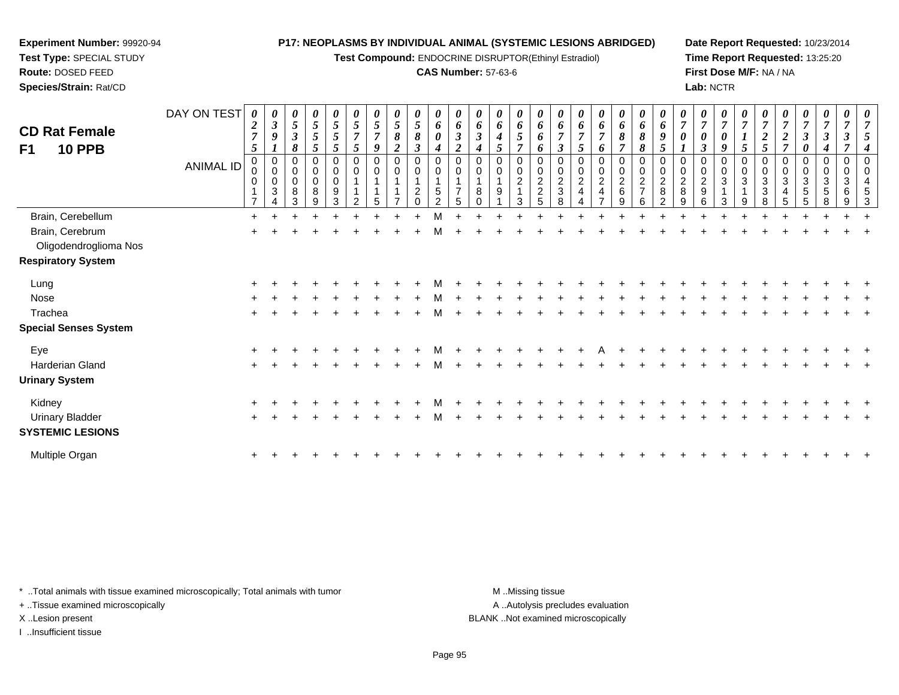**Experiment Number:** 99920-94
**Test Type:** SPECIAL STUDY
**Route:** DOSED FEED
**Species/Strain:** Rat/CD

**P17: NEOPLASMS BY INDIVIDUAL ANIMAL (SYSTEMIC LESIONS ABRIDGED)**
**Test Compound:** ENDOCRINE DISRUPTOR(Ethinyl Estradiol)
**CAS Number:** 57-63-6

**Date Report Requested:** 10/23/2014
**Time Report Requested:** 13:25:20
**First Dose M/F:** NA / NA
**Lab:** NCTR

## CD Rat Female F1 10 PPB

| DAY ON TEST | 0275 | 0391 | 0538 | 0555 | 0555 | 0575 | 0579 | 0582 | 0583 | 0604 | 0632 | 0634 | 0645 | 0657 | 0666 | 0673 | 0675 | 0676 | 0687 | 0688 | 0695 | 0701 | 0703 | 0709 | 0715 | 0725 | 0727 | 0730 | 0734 | 0737 | 0754 |
|---|---|---|---|---|---|---|---|---|---|---|---|---|---|---|---|---|---|---|---|---|---|---|---|---|---|---|---|---|---|---|---|
| **ANIMAL ID** | 00017 | 00034 | 00083 | 00089 | 00093 | 00112 | 00115 | 00117 | 00120 | 00152 | 00175 | 00180 | 00191 | 00213 | 00225 | 00238 | 00244 | 00247 | 00269 | 00276 | 00282 | 00289 | 00296 | 00313 | 00319 | 00338 | 00345 | 00355 | 00358 | 00369 | 00453 |
| Brain, Cerebellum | + | + | + | + | + | + | + | + | + | M | + | + | + | + | + | + | + | + | + | + | + | + | + | + | + | + | + | + | + | + | + |
| Brain, Cerebrum | + | + | + | + | + | + | + | + | + | M | + | + | + | + | + | + | + | + | + | + | + | + | + | + | + | + | + | + | + | + | + |
| Oligodendroglioma Nos | | | | | | | | | | | | | | | | | | | | | | | | | | | | | | | |
| **Respiratory System** | | | | | | | | | | | | | | | | | | | | | | | | | | | | | | | |
| Lung | + | + | + | + | + | + | + | + | + | M | + | + | + | + | + | + | + | + | + | + | + | + | + | + | + | + | + | + | + | + | + |
| Nose | + | + | + | + | + | + | + | + | + | M | + | + | + | + | + | + | + | + | + | + | + | + | + | + | + | + | + | + | + | + | + |
| Trachea | + | + | + | + | + | + | + | + | + | M | + | + | + | + | + | + | + | + | + | + | + | + | + | + | + | + | + | + | + | + | + |
| **Special Senses System** | | | | | | | | | | | | | | | | | | | | | | | | | | | | | | | |
| Eye | + | + | + | + | + | + | + | + | + | M | + | + | + | + | + | + | + | A | + | + | + | + | + | + | + | + | + | + | + | + | + |
| Harderian Gland | + | + | + | + | + | + | + | + | + | M | + | + | + | + | + | + | + | + | + | + | + | + | + | + | + | + | + | + | + | + | + |
| **Urinary System** | | | | | | | | | | | | | | | | | | | | | | | | | | | | | | | |
| Kidney | + | + | + | + | + | + | + | + | + | M | + | + | + | + | + | + | + | + | + | + | + | + | + | + | + | + | + | + | + | + | + |
| Urinary Bladder | + | + | + | + | + | + | + | + | + | M | + | + | + | + | + | + | + | + | + | + | + | + | + | + | + | + | + | + | + | + | + |
| **SYSTEMIC LESIONS** | | | | | | | | | | | | | | | | | | | | | | | | | | | | | | | |
| Multiple Organ | + | + | + | + | + | + | + | + | + | + | + | + | + | + | + | + | + | + | + | + | + | + | + | + | + | + | + | + | + | + | + |

\* ..Total animals with tissue examined microscopically; Total animals with tumor
+ ..Tissue examined microscopically
X ..Lesion present
I ..Insufficient tissue

M ..Missing tissue
A ..Autolysis precludes evaluation
BLANK ..Not examined microscopically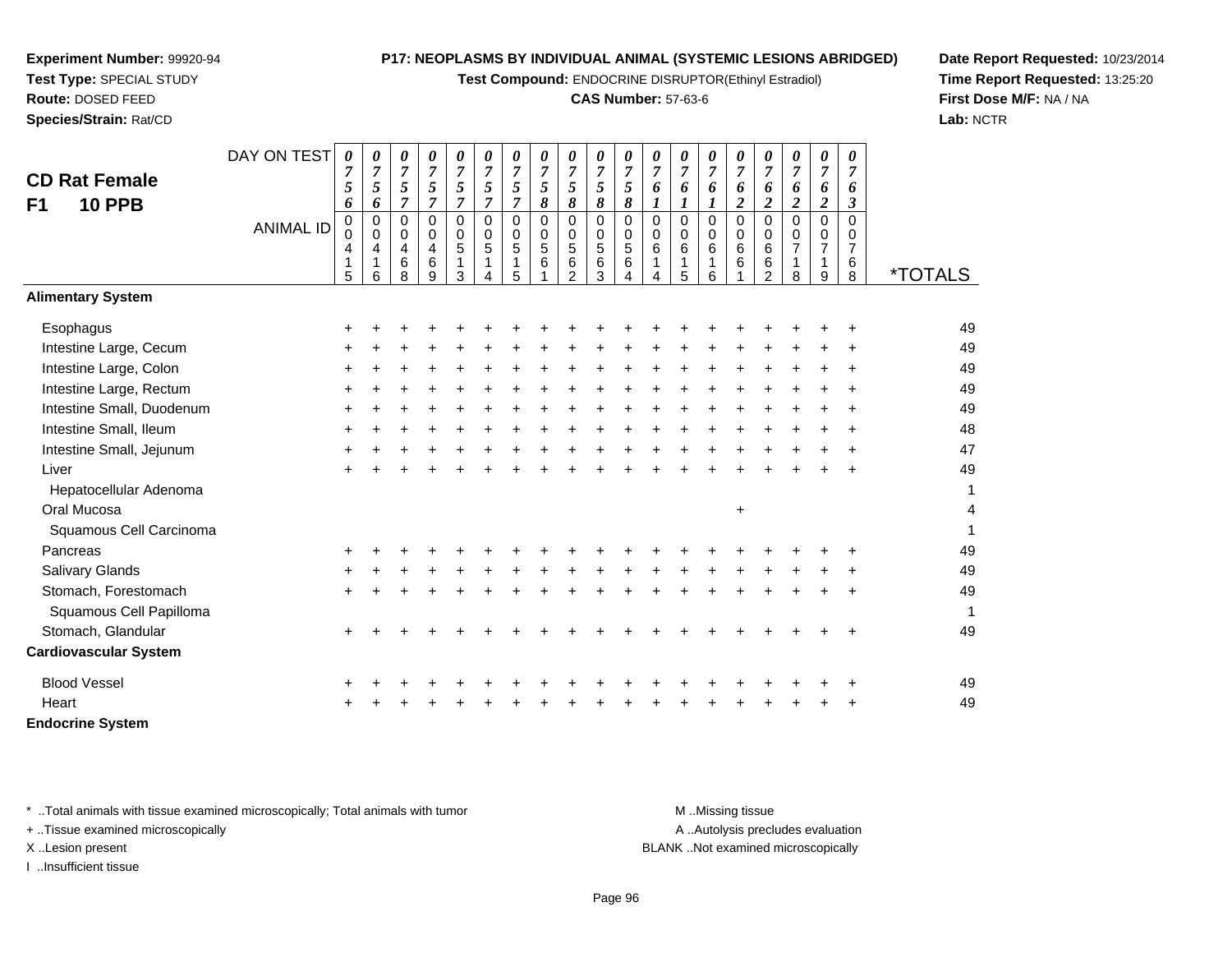**Experiment Number:** 99920-94
**Test Type:** SPECIAL STUDY
**Route:** DOSED FEED
**Species/Strain:** Rat/CD

**P17: NEOPLASMS BY INDIVIDUAL ANIMAL (SYSTEMIC LESIONS ABRIDGED)**
**Test Compound:** ENDOCRINE DISRUPTOR(Ethinyl Estradiol)
**CAS Number:** 57-63-6

**Date Report Requested:** 10/23/2014
**Time Report Requested:** 13:25:20
**First Dose M/F:** NA / NA
**Lab:** NCTR

## CD Rat Female
## F1 10 PPB

| DAY ON TEST | 0756 | 0756 | 0757 | 0757 | 0757 | 0757 | 0757 | 0758 | 0758 | 0758 | 0758 | 0761 | 0761 | 0761 | 0762 | 0762 | 0762 | 0762 | 0763 | |
|---|---|---|---|---|---|---|---|---|---|---|---|---|---|---|---|---|---|---|---|---|
| **ANIMAL ID** | 00415 | 00416 | 00468 | 00469 | 00513 | 00514 | 00515 | 00561 | 00562 | 00563 | 00564 | 00614 | 00615 | 00616 | 00661 | 00662 | 00718 | 00719 | 00768 | ***TOTALS** |
| **Alimentary System** | | | | | | | | | | | | | | | | | | | | |
| Esophagus | + | + | + | + | + | + | + | + | + | + | + | + | + | + | + | + | + | + | + | 49 |
| Intestine Large, Cecum | + | + | + | + | + | + | + | + | + | + | + | + | + | + | + | + | + | + | + | 49 |
| Intestine Large, Colon | + | + | + | + | + | + | + | + | + | + | + | + | + | + | + | + | + | + | + | 49 |
| Intestine Large, Rectum | + | + | + | + | + | + | + | + | + | + | + | + | + | + | + | + | + | + | + | 49 |
| Intestine Small, Duodenum | + | + | + | + | + | + | + | + | + | + | + | + | + | + | + | + | + | + | + | 49 |
| Intestine Small, Ileum | + | + | + | + | + | + | + | + | + | + | + | + | + | + | + | + | + | + | + | 48 |
| Intestine Small, Jejunum | + | + | + | + | + | + | + | + | + | + | + | + | + | + | + | + | + | + | + | 47 |
| Liver | + | + | + | + | + | + | + | + | + | + | + | + | + | + | + | + | + | + | + | 49 |
| Hepatocellular Adenoma | | | | | | | | | | | | | | | | | | | | 1 |
| Oral Mucosa | | | | | | | | | | | | | | | + | | | | | 4 |
| Squamous Cell Carcinoma | | | | | | | | | | | | | | | | | | | | 1 |
| Pancreas | + | + | + | + | + | + | + | + | + | + | + | + | + | + | + | + | + | + | + | 49 |
| Salivary Glands | + | + | + | + | + | + | + | + | + | + | + | + | + | + | + | + | + | + | + | 49 |
| Stomach, Forestomach | + | + | + | + | + | + | + | + | + | + | + | + | + | + | + | + | + | + | + | 49 |
| Squamous Cell Papilloma | | | | | | | | | | | | | | | | | | | | 1 |
| Stomach, Glandular | + | + | + | + | + | + | + | + | + | + | + | + | + | + | + | + | + | + | + | 49 |
| **Cardiovascular System** | | | | | | | | | | | | | | | | | | | | |
| Blood Vessel | + | + | + | + | + | + | + | + | + | + | + | + | + | + | + | + | + | + | + | 49 |
| Heart | + | + | + | + | + | + | + | + | + | + | + | + | + | + | + | + | + | + | + | 49 |
| **Endocrine System** | | | | | | | | | | | | | | | | | | | | |

\* ..Total animals with tissue examined microscopically; Total animals with tumor
\+ ..Tissue examined microscopically
X ..Lesion present
I ..Insufficient tissue

M ..Missing tissue
A ..Autolysis precludes evaluation
BLANK ..Not examined microscopically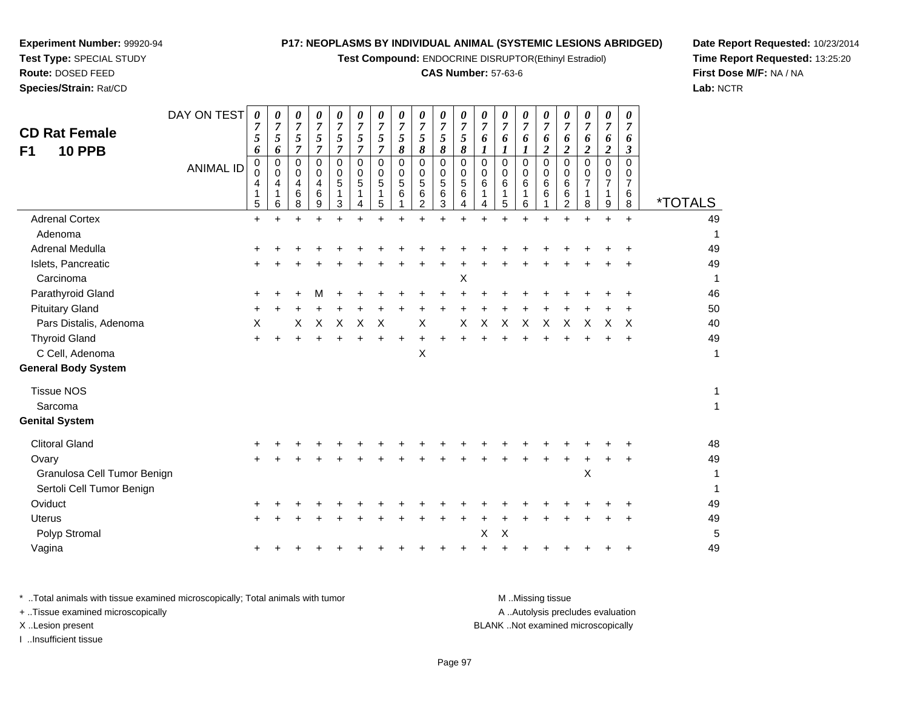**Experiment Number:** 99920-94
**Test Type:** SPECIAL STUDY
**Route:** DOSED FEED
**Species/Strain:** Rat/CD

**P17: NEOPLASMS BY INDIVIDUAL ANIMAL (SYSTEMIC LESIONS ABRIDGED)**
**Test Compound:** ENDOCRINE DISRUPTOR(Ethinyl Estradiol)
**CAS Number:** 57-63-6

**Date Report Requested:** 10/23/2014
**Time Report Requested:** 13:25:20
**First Dose M/F:** NA / NA
**Lab:** NCTR

## CD Rat Female F1 10 PPB

| DAY ON TEST | 0756 | 0756 | 0757 | 0757 | 0757 | 0757 | 0757 | 0758 | 0758 | 0758 | 0758 | 0761 | 0761 | 0761 | 0762 | 0762 | 0762 | 0762 | 0763 | |
|---|---|---|---|---|---|---|---|---|---|---|---|---|---|---|---|---|---|---|---|---|
| **ANIMAL ID** | 00415 | 00416 | 00468 | 00469 | 00513 | 00514 | 00515 | 00561 | 00562 | 00563 | 00564 | 00614 | 00615 | 00616 | 00661 | 00662 | 00718 | 00719 | 00768 | ***TOTALS** |
| Adrenal Cortex | + | + | + | + | + | + | + | + | + | + | + | + | + | + | + | + | + | + | + | 49 |
| Adenoma | | | | | | | | | | | | | | | | | | | | 1 |
| Adrenal Medulla | + | + | + | + | + | + | + | + | + | + | + | + | + | + | + | + | + | + | + | 49 |
| Islets, Pancreatic | + | + | + | + | + | + | + | + | + | + | + | + | + | + | + | + | + | + | + | 49 |
| Carcinoma | | | | | | | | | | | X | | | | | | | | | 1 |
| Parathyroid Gland | + | + | + | M | + | + | + | + | + | + | + | + | + | + | + | + | + | + | + | 46 |
| Pituitary Gland | + | + | + | + | + | + | + | + | + | + | + | + | + | + | + | + | + | + | + | 50 |
| Pars Distalis, Adenoma | X | | X | X | X | X | X | | X | | X | X | X | X | X | X | X | X | X | 40 |
| Thyroid Gland | + | + | + | + | + | + | + | + | + | + | + | + | + | + | + | + | + | + | + | 49 |
| C Cell, Adenoma | | | | | | | | | X | | | | | | | | | | | 1 |
| **General Body System** | | | | | | | | | | | | | | | | | | | | |
| Tissue NOS | | | | | | | | | | | | | | | | | | | | 1 |
| Sarcoma | | | | | | | | | | | | | | | | | | | | 1 |
| **Genital System** | | | | | | | | | | | | | | | | | | | | |
| Clitoral Gland | + | + | + | + | + | + | + | + | + | + | + | + | + | + | + | + | + | + | + | 48 |
| Ovary | + | + | + | + | + | + | + | + | + | + | + | + | + | + | + | + | + | + | + | 49 |
| Granulosa Cell Tumor Benign | | | | | | | | | | | | | | | | | X | | | 1 |
| Sertoli Cell Tumor Benign | | | | | | | | | | | | | | | | | | | | 1 |
| Oviduct | + | + | + | + | + | + | + | + | + | + | + | + | + | + | + | + | + | + | + | 49 |
| Uterus | + | + | + | + | + | + | + | + | + | + | + | + | + | + | + | + | + | + | + | 49 |
| Polyp Stromal | | | | | | | | | | | | X | X | | | | | | | 5 |
| Vagina | + | + | + | + | + | + | + | + | + | + | + | + | + | + | + | + | + | + | + | 49 |

\* ..Total animals with tissue examined microscopically; Total animals with tumor
+ ..Tissue examined microscopically
X ..Lesion present
I ..Insufficient tissue

M ..Missing tissue
A ..Autolysis precludes evaluation
BLANK ..Not examined microscopically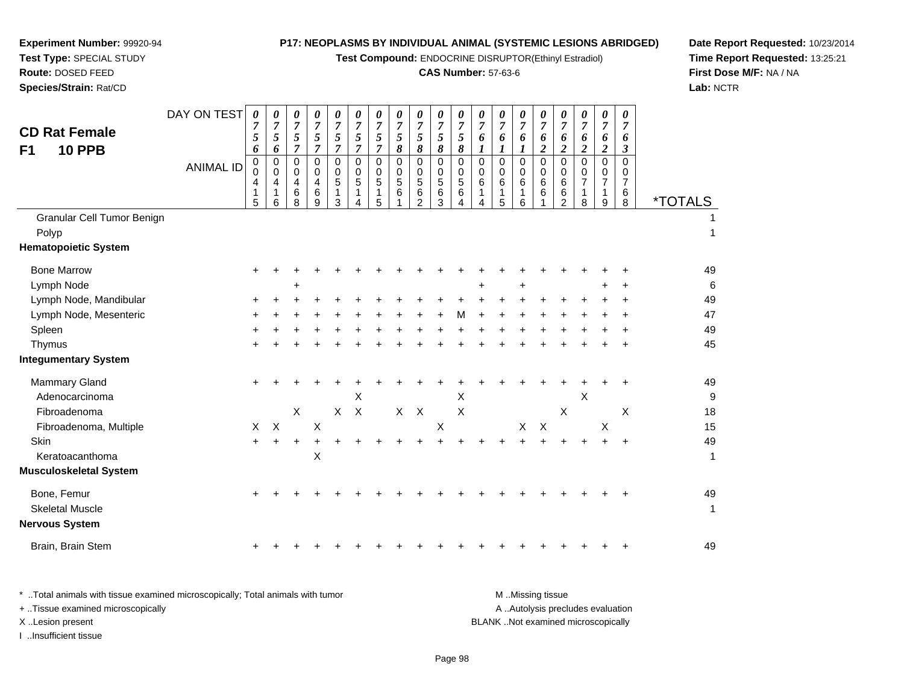**Experiment Number:** 99920-94
**Test Type:** SPECIAL STUDY
**Route:** DOSED FEED
**Species/Strain:** Rat/CD

**P17: NEOPLASMS BY INDIVIDUAL ANIMAL (SYSTEMIC LESIONS ABRIDGED)**
**Test Compound:** ENDOCRINE DISRUPTOR(Ethinyl Estradiol)
**CAS Number:** 57-63-6

**Date Report Requested:** 10/23/2014
**Time Report Requested:** 13:25:21
**First Dose M/F:** NA / NA
**Lab:** NCTR

## CD Rat Female F1 10 PPB

| DAY ON TEST | 0756 | 0756 | 0757 | 0757 | 0757 | 0757 | 0757 | 0758 | 0758 | 0758 | 0758 | 0761 | 0761 | 0761 | 0762 | 0762 | 0762 | 0762 | 0763 | |
|---|---|---|---|---|---|---|---|---|---|---|---|---|---|---|---|---|---|---|---|---|
| **ANIMAL ID** | 0415 | 0416 | 0468 | 0469 | 0513 | 0514 | 0515 | 0561 | 0562 | 0563 | 0564 | 0614 | 0615 | 0616 | 0661 | 0662 | 0718 | 0719 | 0768 | ***TOTALS** |
| Granular Cell Tumor Benign | | | | | | | | | | | | | | | | | | | | 1 |
| Polyp | | | | | | | | | | | | | | | | | | | | 1 |
| **Hematopoietic System** | | | | | | | | | | | | | | | | | | | | |
| Bone Marrow | + | + | + | + | + | + | + | + | + | + | + | + | + | + | + | + | + | + | + | 49 |
| Lymph Node | | | + | | | | | | | | | + | | + | | | | + | + | 6 |
| Lymph Node, Mandibular | + | + | + | + | + | + | + | + | + | + | + | + | + | + | + | + | + | + | + | 49 |
| Lymph Node, Mesenteric | + | + | + | + | + | + | + | + | + | + | M | + | + | + | + | + | + | + | + | 47 |
| Spleen | + | + | + | + | + | + | + | + | + | + | + | + | + | + | + | + | + | + | + | 49 |
| Thymus | + | + | + | + | + | + | + | + | + | + | + | + | + | + | + | + | + | + | + | 45 |
| **Integumentary System** | | | | | | | | | | | | | | | | | | | | |
| Mammary Gland | + | + | + | + | + | + | + | + | + | + | + | + | + | + | + | + | + | + | + | 49 |
| Adenocarcinoma | | | | | | X | | | | | X | | | | | | X | | | 9 |
| Fibroadenoma | | | X | | X | X | | X | X | | X | | | | | X | | | X | 18 |
| Fibroadenoma, Multiple | X | X | | X | | | | | | X | | | | X | X | | | X | | 15 |
| Skin | + | + | + | + | + | + | + | + | + | + | + | + | + | + | + | + | + | + | + | 49 |
| Keratoacanthoma | | | | X | | | | | | | | | | | | | | | | 1 |
| **Musculoskeletal System** | | | | | | | | | | | | | | | | | | | | |
| Bone, Femur | + | + | + | + | + | + | + | + | + | + | + | + | + | + | + | + | + | + | + | 49 |
| Skeletal Muscle | | | | | | | | | | | | | | | | | | | | 1 |
| **Nervous System** | | | | | | | | | | | | | | | | | | | | |
| Brain, Brain Stem | + | + | + | + | + | + | + | + | + | + | + | + | + | + | + | + | + | + | + | 49 |

\* ..Total animals with tissue examined microscopically; Total animals with tumor
\+ ..Tissue examined microscopically
X ..Lesion present
I ..Insufficient tissue

M ..Missing tissue
A ..Autolysis precludes evaluation
BLANK ..Not examined microscopically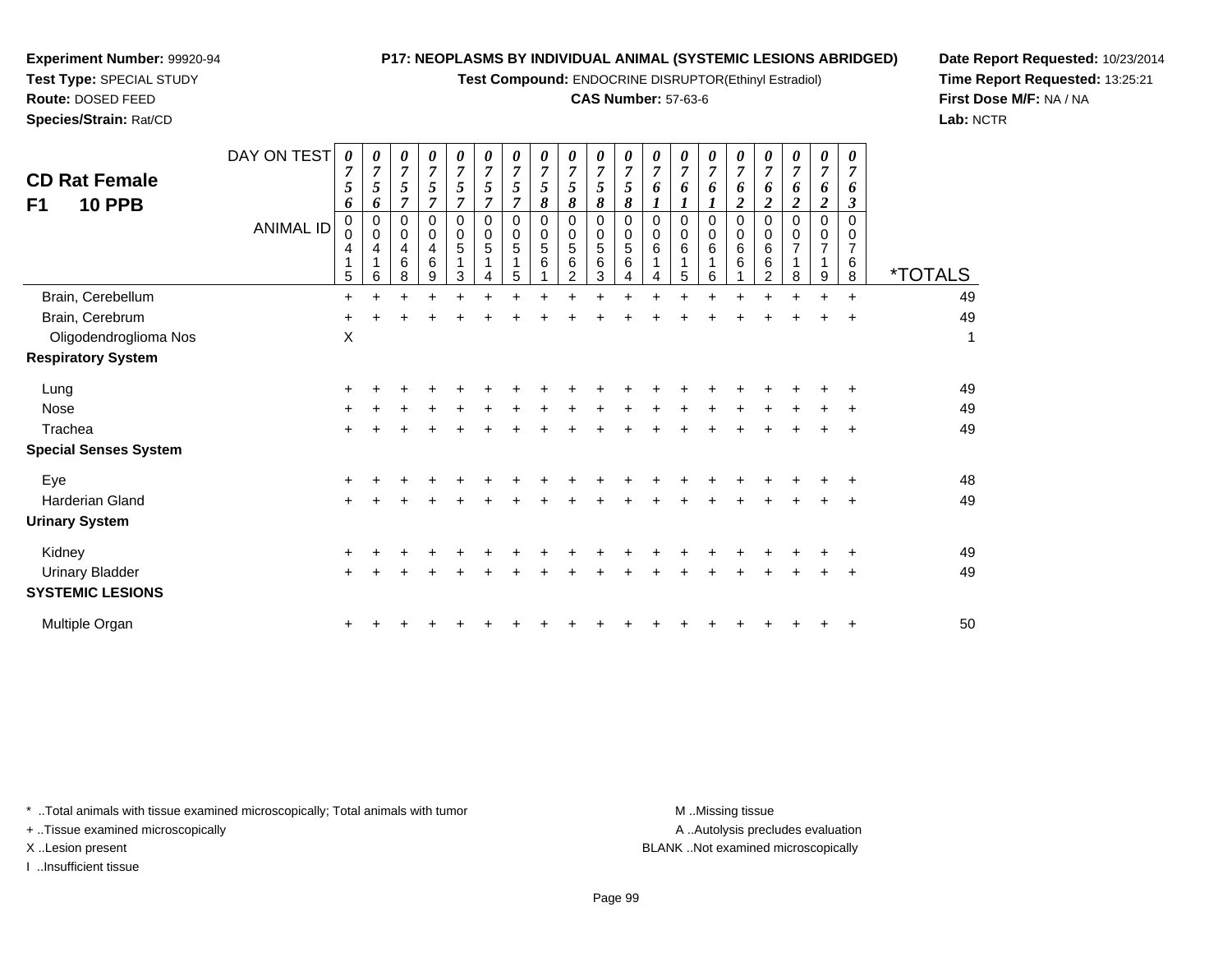**Experiment Number:** 99920-94
**Test Type:** SPECIAL STUDY
**Route:** DOSED FEED
**Species/Strain:** Rat/CD

**P17: NEOPLASMS BY INDIVIDUAL ANIMAL (SYSTEMIC LESIONS ABRIDGED)**
**Test Compound:** ENDOCRINE DISRUPTOR(Ethinyl Estradiol)
**CAS Number:** 57-63-6

**Date Report Requested:** 10/23/2014
**Time Report Requested:** 13:25:21
**First Dose M/F:** NA / NA
**Lab:** NCTR

## CD Rat Female F1 10 PPB

| DAY ON TEST | 0756 | 0756 | 0757 | 0757 | 0757 | 0757 | 0757 | 0758 | 0758 | 0758 | 0758 | 0761 | 0761 | 0761 | 0762 | 0762 | 0762 | 0762 | 0763 | |
|---|---|---|---|---|---|---|---|---|---|---|---|---|---|---|---|---|---|---|---|---|
| **ANIMAL ID** | 00415 | 00416 | 00468 | 00469 | 00513 | 00514 | 00515 | 00561 | 00562 | 00563 | 00564 | 00614 | 00615 | 00616 | 00661 | 00662 | 00718 | 00719 | 00768 | ***TOTALS** |
| Brain, Cerebellum | + | + | + | + | + | + | + | + | + | + | + | + | + | + | + | + | + | + | + | 49 |
| Brain, Cerebrum | + | + | + | + | + | + | + | + | + | + | + | + | + | + | + | + | + | + | + | 49 |
| Oligodendroglioma Nos | X | | | | | | | | | | | | | | | | | | | 1 |
| **Respiratory System** | | | | | | | | | | | | | | | | | | | | |
| Lung | + | + | + | + | + | + | + | + | + | + | + | + | + | + | + | + | + | + | + | 49 |
| Nose | + | + | + | + | + | + | + | + | + | + | + | + | + | + | + | + | + | + | + | 49 |
| Trachea | + | + | + | + | + | + | + | + | + | + | + | + | + | + | + | + | + | + | + | 49 |
| **Special Senses System** | | | | | | | | | | | | | | | | | | | | |
| Eye | + | + | + | + | + | + | + | + | + | + | + | + | + | + | + | + | + | + | + | 48 |
| Harderian Gland | + | + | + | + | + | + | + | + | + | + | + | + | + | + | + | + | + | + | + | 49 |
| **Urinary System** | | | | | | | | | | | | | | | | | | | | |
| Kidney | + | + | + | + | + | + | + | + | + | + | + | + | + | + | + | + | + | + | + | 49 |
| Urinary Bladder | + | + | + | + | + | + | + | + | + | + | + | + | + | + | + | + | + | + | + | 49 |
| **SYSTEMIC LESIONS** | | | | | | | | | | | | | | | | | | | | |
| Multiple Organ | + | + | + | + | + | + | + | + | + | + | + | + | + | + | + | + | + | + | + | 50 |

* ..Total animals with tissue examined microscopically; Total animals with tumor
+ ..Tissue examined microscopically
X ..Lesion present
I ..Insufficient tissue

M ..Missing tissue
A ..Autolysis precludes evaluation
BLANK ..Not examined microscopically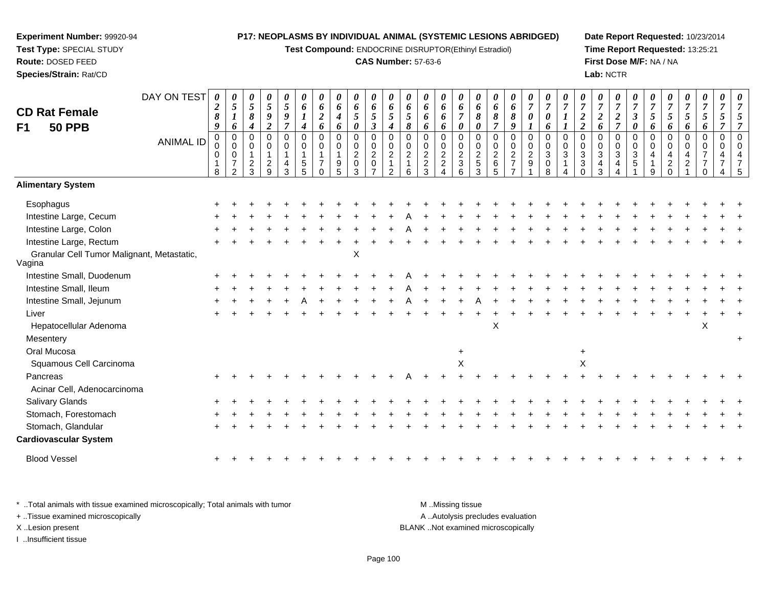**Experiment Number:** 99920-94
**Test Type:** SPECIAL STUDY
**Route:** DOSED FEED
**Species/Strain:** Rat/CD

**P17: NEOPLASMS BY INDIVIDUAL ANIMAL (SYSTEMIC LESIONS ABRIDGED)**
**Test Compound:** ENDOCRINE DISRUPTOR(Ethinyl Estradiol)
**CAS Number:** 57-63-6

**Date Report Requested:** 10/23/2014
**Time Report Requested:** 13:25:21
**First Dose M/F:** NA / NA
**Lab:** NCTR

## CD Rat Female
## F1 50 PPB

| DAY ON TEST | 0289 | 0516 | 0584 | 0592 | 0597 | 0614 | 0626 | 0646 | 0650 | 0653 | 0654 | 0658 | 0666 | 0666 | 0670 | 0680 | 0687 | 0689 | 0701 | 0706 | 0711 | 0722 | 0726 | 0727 | 0730 | 0756 | 0756 | 0756 | 0756 | 0757 | 0757 |
|---|---|---|---|---|---|---|---|---|---|---|---|---|---|---|---|---|---|---|---|---|---|---|---|---|---|---|---|---|---|---|---|
| **ANIMAL ID** | 00018 | 00072 | 00123 | 00129 | 00143 | 00155 | 00170 | 00195 | 00203 | 00207 | 00212 | 00216 | 00223 | 00224 | 00236 | 00253 | 00265 | 00277 | 00291 | 00308 | 00314 | 00330 | 00343 | 00344 | 00351 | 00419 | 00420 | 00421 | 00770 | 00474 | 00475 |
| **Alimentary System** | | | | | | | | | | | | | | | | | | | | | | | | | | | | | | | |
| Esophagus | + | + | + | + | + | + | + | + | + | + | + | + | + | + | + | + | + | + | + | + | + | + | + | + | + | + | + | + | + | + | + |
| Intestine Large, Cecum | + | + | + | + | + | + | + | + | + | + | + | A | + | + | + | + | + | + | + | + | + | + | + | + | + | + | + | + | + | + | + |
| Intestine Large, Colon | + | + | + | + | + | + | + | + | + | + | + | A | + | + | + | + | + | + | + | + | + | + | + | + | + | + | + | + | + | + | + |
| Intestine Large, Rectum | + | + | + | + | + | + | + | + | + | + | + | + | + | + | + | + | + | + | + | + | + | + | + | + | + | + | + | + | + | + | + |
| Granular Cell Tumor Malignant, Metastatic, Vagina | | | | | | | | | X | | | | | | | | | | | | | | | | | | | | | | |
| Intestine Small, Duodenum | + | + | + | + | + | + | + | + | + | + | + | A | + | + | + | + | + | + | + | + | + | + | + | + | + | + | + | + | + | + | + |
| Intestine Small, Ileum | + | + | + | + | + | + | + | + | + | + | + | A | + | + | + | + | + | + | + | + | + | + | + | + | + | + | + | + | + | + | + |
| Intestine Small, Jejunum | + | + | + | + | + | A | + | + | + | + | + | A | + | + | + | A | + | + | + | + | + | + | + | + | + | + | + | + | + | + | + |
| Liver | + | + | + | + | + | + | + | + | + | + | + | + | + | + | + | + | + | + | + | + | + | + | + | + | + | + | + | + | + | + | + |
| Hepatocellular Adenoma | | | | | | | | | | | | | | | | | X | | | | | | | | | | | | X | | |
| Mesentery | | | | | | | | | | | | | | | | | | | | | | | | | | | | | | | + |
| Oral Mucosa | | | | | | | | | | | | | | | + | | | | | | | + | | | | | | | | | |
| Squamous Cell Carcinoma | | | | | | | | | | | | | | | X | | | | | | | X | | | | | | | | | |
| Pancreas | + | + | + | + | + | + | + | + | + | + | + | A | + | + | + | + | + | + | + | + | + | + | + | + | + | + | + | + | + | + | + |
| Acinar Cell, Adenocarcinoma | | | | | | | | | | | | | | | | | | | | | | | | | | | | | | | |
| Salivary Glands | + | + | + | + | + | + | + | + | + | + | + | + | + | + | + | + | + | + | + | + | + | + | + | + | + | + | + | + | + | + | + |
| Stomach, Forestomach | + | + | + | + | + | + | + | + | + | + | + | + | + | + | + | + | + | + | + | + | + | + | + | + | + | + | + | + | + | + | + |
| Stomach, Glandular | + | + | + | + | + | + | + | + | + | + | + | + | + | + | + | + | + | + | + | + | + | + | + | + | + | + | + | + | + | + | + |
| **Cardiovascular System** | | | | | | | | | | | | | | | | | | | | | | | | | | | | | | | |
| Blood Vessel | + | + | + | + | + | + | + | + | + | + | + | + | + | + | + | + | + | + | + | + | + | + | + | + | + | + | + | + | + | + | + |

* ..Total animals with tissue examined microscopically; Total animals with tumor
+ ..Tissue examined microscopically
X ..Lesion present
I ..Insufficient tissue

M ..Missing tissue
A ..Autolysis precludes evaluation
BLANK ..Not examined microscopically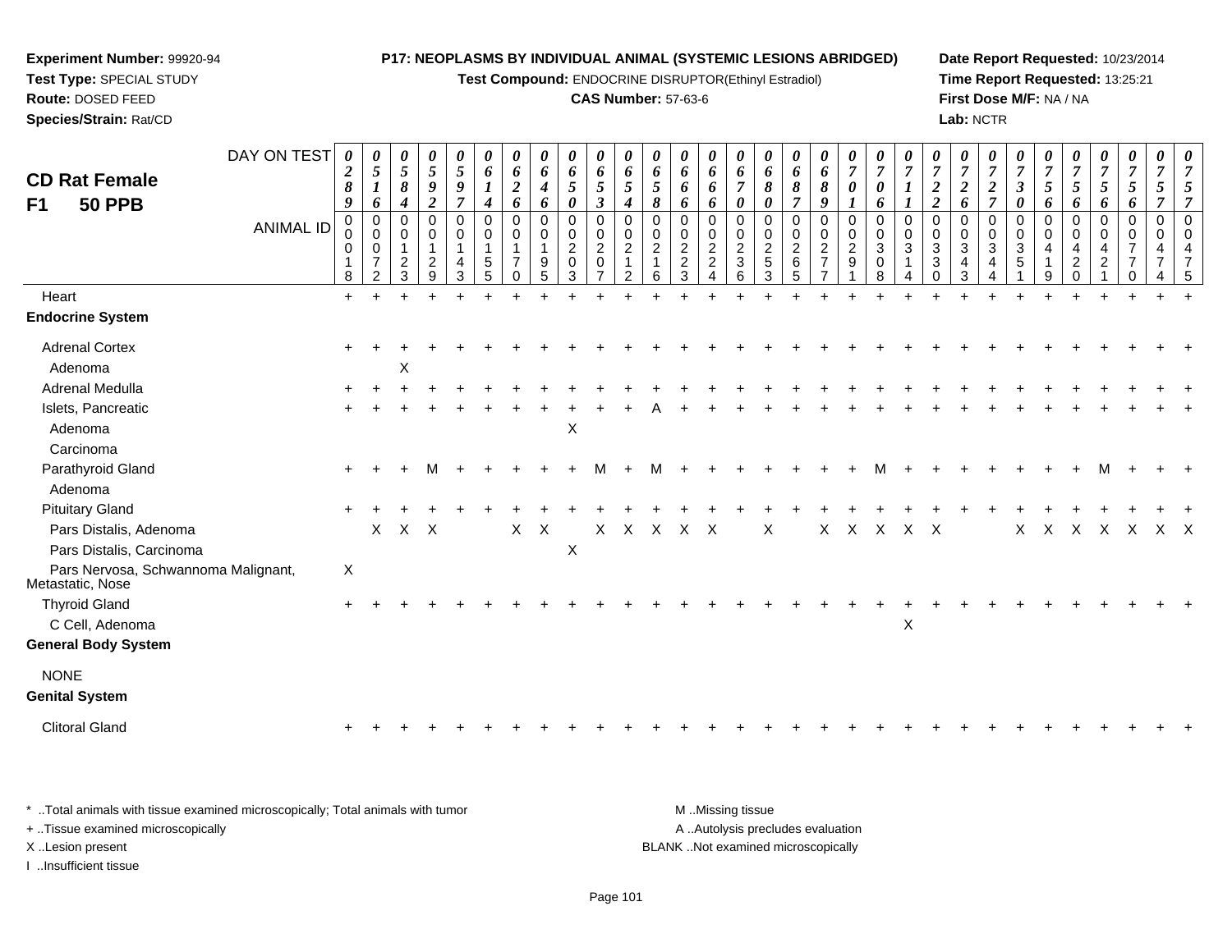**Experiment Number:** 99920-94
**Test Type:** SPECIAL STUDY
**Route:** DOSED FEED
**Species/Strain:** Rat/CD

**P17: NEOPLASMS BY INDIVIDUAL ANIMAL (SYSTEMIC LESIONS ABRIDGED)**
**Test Compound:** ENDOCRINE DISRUPTOR(Ethinyl Estradiol)
**CAS Number:** 57-63-6

**Date Report Requested:** 10/23/2014
**Time Report Requested:** 13:25:21
**First Dose M/F:** NA / NA
**Lab:** NCTR

## CD Rat Female F1 50 PPB

| DAY ON TEST | 0289 | 0516 | 0584 | 0592 | 0597 | 0614 | 0626 | 0646 | 0650 | 0653 | 0654 | 0658 | 0666 | 0666 | 0670 | 0680 | 0687 | 0689 | 0701 | 0706 | 0711 | 0722 | 0726 | 0727 | 0730 | 0756 | 0756 | 0756 | 0756 | 0757 | 0757 |
|---|---|---|---|---|---|---|---|---|---|---|---|---|---|---|---|---|---|---|---|---|---|---|---|---|---|---|---|---|---|---|---|
| **ANIMAL ID** | 00018 | 00072 | 00123 | 00129 | 00143 | 00155 | 00170 | 00195 | 00203 | 00207 | 00212 | 00216 | 00223 | 00224 | 00236 | 00253 | 00265 | 00277 | 00291 | 00308 | 00314 | 00330 | 00343 | 00344 | 00351 | 00419 | 00420 | 00421 | 00770 | 00474 | 00475 |
| Heart | + | + | + | + | + | + | + | + | + | + | + | + | + | + | + | + | + | + | + | + | + | + | + | + | + | + | + | + | + | + | + |
| **Endocrine System** | | | | | | | | | | | | | | | | | | | | | | | | | | | | | | | |
| Adrenal Cortex | + | + | + | + | + | + | + | + | + | + | + | + | + | + | + | + | + | + | + | + | + | + | + | + | + | + | + | + | + | + | + |
| Adenoma | | | X | | | | | | | | | | | | | | | | | | | | | | | | | | | | |
| Adrenal Medulla | + | + | + | + | + | + | + | + | + | + | + | + | + | + | + | + | + | + | + | + | + | + | + | + | + | + | + | + | + | + | + |
| Islets, Pancreatic | + | + | + | + | + | + | + | + | + | + | + | A | + | + | + | + | + | + | + | + | + | + | + | + | + | + | + | + | + | + | + |
| Adenoma | | | | | | | | | X | | | | | | | | | | | | | | | | | | | | | | |
| Carcinoma | | | | | | | | | | | | | | | | | | | | | | | | | | | | | | | |
| Parathyroid Gland | + | + | + | M | + | + | + | + | + | M | + | M | + | + | + | + | + | + | + | M | + | + | + | + | + | + | + | M | + | + | + |
| Adenoma | | | | | | | | | | | | | | | | | | | | | | | | | | | | | | | |
| Pituitary Gland | + | + | + | + | + | + | + | + | + | + | + | + | + | + | + | + | + | + | + | + | + | + | + | + | + | + | + | + | + | + | + |
| Pars Distalis, Adenoma | | X | X | X | | | X | X | | X | X | X | X | X | | X | | X | X | X | X | X | | | X | X | X | X | X | X | X |
| Pars Distalis, Carcinoma | | | | | | | | | X | | | | | | | | | | | | | | | | | | | | | | |
| Pars Nervosa, Schwannoma Malignant, Metastatic, Nose | X | | | | | | | | | | | | | | | | | | | | | | | | | | | | | | |
| Thyroid Gland | + | + | + | + | + | + | + | + | + | + | + | + | + | + | + | + | + | + | + | + | + | + | + | + | + | + | + | + | + | + | + |
| C Cell, Adenoma | | | | | | | | | | | | | | | | | | | | | X | | | | | | | | | | |
| **General Body System** | | | | | | | | | | | | | | | | | | | | | | | | | | | | | | | |
| NONE | | | | | | | | | | | | | | | | | | | | | | | | | | | | | | | |
| **Genital System** | | | | | | | | | | | | | | | | | | | | | | | | | | | | | | | |
| Clitoral Gland | + | + | + | + | + | + | + | + | + | + | + | + | + | + | + | + | + | + | + | + | + | + | + | + | + | + | + | + | + | + | + |

\* ..Total animals with tissue examined microscopically; Total animals with tumor
\+ ..Tissue examined microscopically
X ..Lesion present
I ..Insufficient tissue

M ..Missing tissue
A ..Autolysis precludes evaluation
BLANK ..Not examined microscopically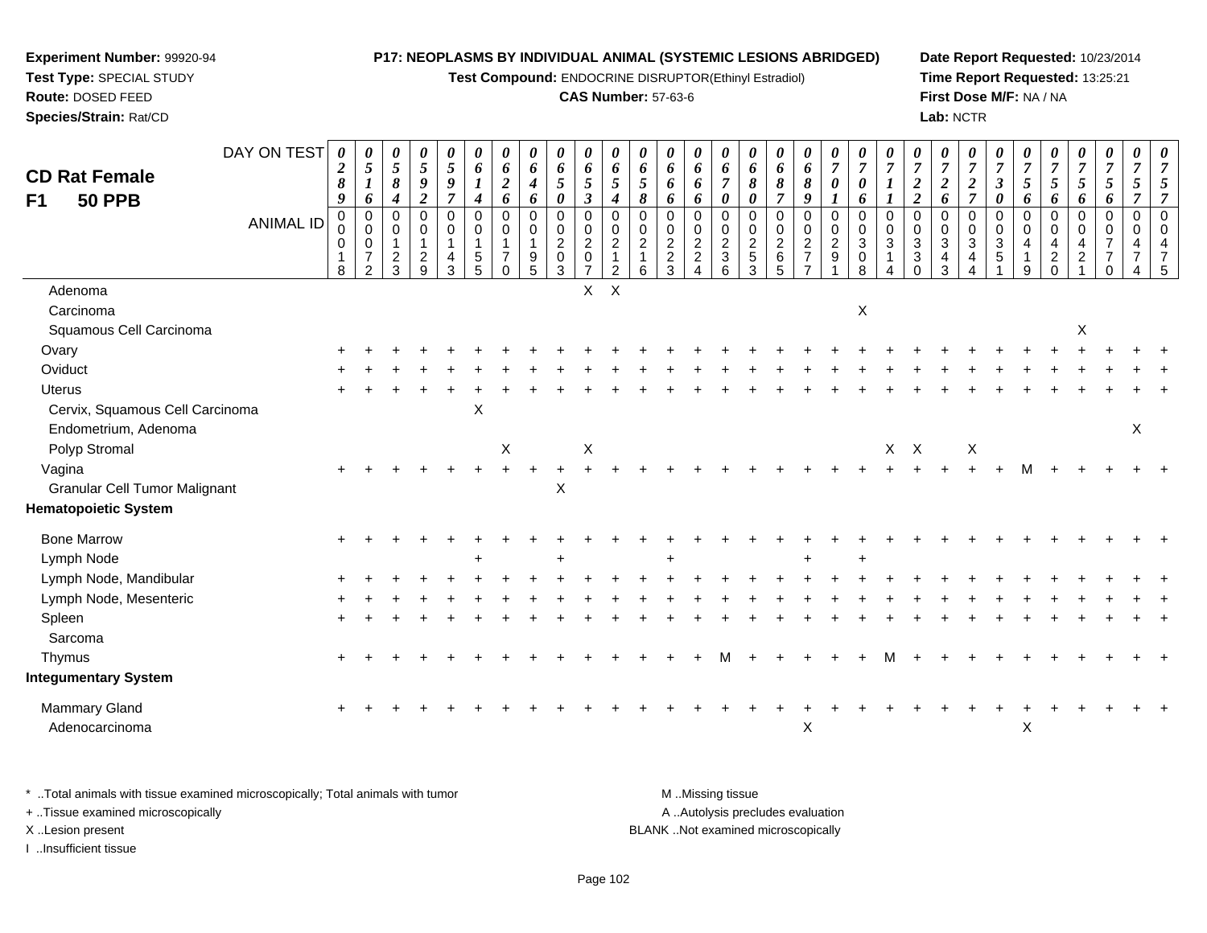**Experiment Number:** 99920-94
**Test Type:** SPECIAL STUDY
**Route:** DOSED FEED
**Species/Strain:** Rat/CD

**P17: NEOPLASMS BY INDIVIDUAL ANIMAL (SYSTEMIC LESIONS ABRIDGED)**
**Test Compound:** ENDOCRINE DISRUPTOR(Ethinyl Estradiol)
**CAS Number:** 57-63-6

**Date Report Requested:** 10/23/2014
**Time Report Requested:** 13:25:21
**First Dose M/F:** NA / NA
**Lab:** NCTR

## CD Rat Female F1 50 PPB

| DAY ON TEST | 0289 | 0516 | 0584 | 0592 | 0597 | 0614 | 0626 | 0646 | 0650 | 0653 | 0654 | 0658 | 0666 | 0666 | 0670 | 0680 | 0687 | 0689 | 0701 | 0706 | 0711 | 0722 | 0726 | 0727 | 0730 | 0756 | 0756 | 0756 | 0756 | 0757 | 0757 |
|---|---|---|---|---|---|---|---|---|---|---|---|---|---|---|---|---|---|---|---|---|---|---|---|---|---|---|---|---|---|---|---|
| **ANIMAL ID** | 00018 | 00072 | 00123 | 00129 | 00143 | 00155 | 00170 | 00195 | 00203 | 00207 | 00212 | 00216 | 00223 | 00224 | 00236 | 00253 | 00265 | 00277 | 00291 | 00308 | 00314 | 00330 | 00343 | 00344 | 00351 | 00419 | 00420 | 00421 | 00770 | 00474 | 00475 |
| Adenoma | | | | | | | | | | X | X | | | | | | | | | | | | | | | | | | | | |
| Carcinoma | | | | | | | | | | | | | | | | | | | | X | | | | | | | | | | | |
| Squamous Cell Carcinoma | | | | | | | | | | | | | | | | | | | | | | | | | | | | X | | | |
| Ovary | + | + | + | + | + | + | + | + | + | + | + | + | + | + | + | + | + | + | + | + | + | + | + | + | + | + | + | + | + | + | + |
| Oviduct | + | + | + | + | + | + | + | + | + | + | + | + | + | + | + | + | + | + | + | + | + | + | + | + | + | + | + | + | + | + | + |
| Uterus | + | + | + | + | + | + | + | + | + | + | + | + | + | + | + | + | + | + | + | + | + | + | + | + | + | + | + | + | + | + | + |
| Cervix, Squamous Cell Carcinoma | | | | | | X | | | | | | | | | | | | | | | | | | | | | | | | | |
| Endometrium, Adenoma | | | | | | | | | | | | | | | | | | | | | | | | | | | | | | X | |
| Polyp Stromal | | | | | | | X | | | X | | | | | | | | | | | X | X | | X | | | | | | | |
| Vagina | + | + | + | + | + | + | + | + | + | + | + | + | + | + | + | + | + | + | + | + | + | + | + | + | + | M | + | + | + | + | + |
| Granular Cell Tumor Malignant | | | | | | | | | X | | | | | | | | | | | | | | | | | | | | | | |
| **Hematopoietic System** | | | | | | | | | | | | | | | | | | | | | | | | | | | | | | | |
| Bone Marrow | + | + | + | + | + | + | + | + | + | + | + | + | + | + | + | + | + | + | + | + | + | + | + | + | + | + | + | + | + | + | + |
| Lymph Node | | | | | | + | | | + | | | | + | | | | | + | | + | | | | | | | | | | | |
| Lymph Node, Mandibular | + | + | + | + | + | + | + | + | + | + | + | + | + | + | + | + | + | + | + | + | + | + | + | + | + | + | + | + | + | + | + |
| Lymph Node, Mesenteric | + | + | + | + | + | + | + | + | + | + | + | + | + | + | + | + | + | + | + | + | + | + | + | + | + | + | + | + | + | + | + |
| Spleen | + | + | + | + | + | + | + | + | + | + | + | + | + | + | + | + | + | + | + | + | + | + | + | + | + | + | + | + | + | + | + |
| Sarcoma | | | | | | | | | | | | | | | | | | | | | | | | | | | | | | | |
| Thymus | + | + | + | + | + | + | + | + | + | + | + | + | + | + | M | + | + | + | + | + | M | + | + | + | + | + | + | + | + | + | + |
| **Integumentary System** | | | | | | | | | | | | | | | | | | | | | | | | | | | | | | | |
| Mammary Gland | + | + | + | + | + | + | + | + | + | + | + | + | + | + | + | + | + | + | + | + | + | + | + | + | + | + | + | + | + | + | + |
| Adenocarcinoma | | | | | | | | | | | | | | | | | | X | | | | | | | | X | | | | | |

\* ..Total animals with tissue examined microscopically; Total animals with tumor
+ ..Tissue examined microscopically
X ..Lesion present
I ..Insufficient tissue

M ..Missing tissue
A ..Autolysis precludes evaluation
BLANK ..Not examined microscopically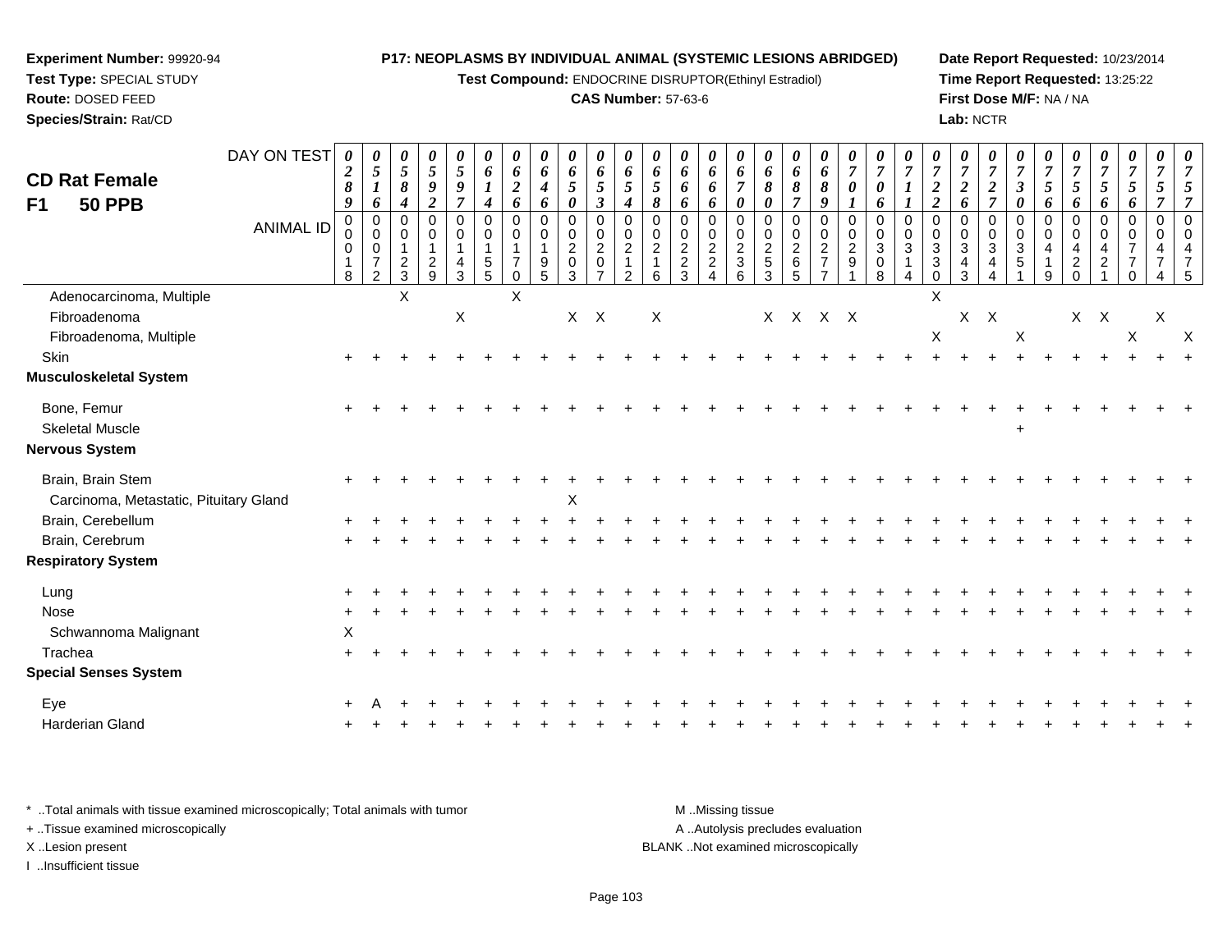**Experiment Number:** 99920-94
**Test Type:** SPECIAL STUDY
**Route:** DOSED FEED
**Species/Strain:** Rat/CD

**P17: NEOPLASMS BY INDIVIDUAL ANIMAL (SYSTEMIC LESIONS ABRIDGED)**
**Test Compound:** ENDOCRINE DISRUPTOR(Ethinyl Estradiol)
**CAS Number:** 57-63-6

**Date Report Requested:** 10/23/2014
**Time Report Requested:** 13:25:22
**First Dose M/F:** NA / NA
**Lab:** NCTR

## CD Rat Female
## F1 50 PPB

| DAY ON TEST | 0289 | 0516 | 0584 | 0592 | 0597 | 0614 | 0626 | 0646 | 0650 | 0653 | 0654 | 0658 | 0666 | 0666 | 0670 | 0680 | 0687 | 0689 | 0701 | 0706 | 0711 | 0722 | 0726 | 0727 | 0730 | 0756 | 0756 | 0756 | 0756 | 0757 | 0757 |
|---|---|---|---|---|---|---|---|---|---|---|---|---|---|---|---|---|---|---|---|---|---|---|---|---|---|---|---|---|---|---|---|
| **ANIMAL ID** | 0018 | 0072 | 0123 | 0129 | 0143 | 0155 | 0170 | 0195 | 0203 | 0207 | 0212 | 0216 | 0223 | 0224 | 0236 | 0253 | 0265 | 0277 | 0291 | 0308 | 0314 | 0330 | 0343 | 0344 | 0351 | 0419 | 0420 | 0421 | 0470 | 0474 | 0475 |
| Adenocarcinoma, Multiple | | | X | | | | X | | | | | | | | | | | | | | | X | | | | | | | | | |
| Fibroadenoma | | | | | X | | | | X | X | | X | | | | X | X | X | X | | | | X | X | | | X | X | | X | |
| Fibroadenoma, Multiple | | | | | | | | | | | | | | | | | | | | | | X | | | X | | | | X | | X |
| Skin | + | + | + | + | + | + | + | + | + | + | + | + | + | + | + | + | + | + | + | + | + | + | + | + | + | + | + | + | + | + | + |
| **Musculoskeletal System** | | | | | | | | | | | | | | | | | | | | | | | | | | | | | | | |
| Bone, Femur | + | + | + | + | + | + | + | + | + | + | + | + | + | + | + | + | + | + | + | + | + | + | + | + | + | + | + | + | + | + | + |
| Skeletal Muscle | | | | | | | | | | | | | | | | | | | | | | | | | + | | | | | | |
| **Nervous System** | | | | | | | | | | | | | | | | | | | | | | | | | | | | | | | |
| Brain, Brain Stem | + | + | + | + | + | + | + | + | + | + | + | + | + | + | + | + | + | + | + | + | + | + | + | + | + | + | + | + | + | + | + |
| Carcinoma, Metastatic, Pituitary Gland | | | | | | | | | X | | | | | | | | | | | | | | | | | | | | | | |
| Brain, Cerebellum | + | + | + | + | + | + | + | + | + | + | + | + | + | + | + | + | + | + | + | + | + | + | + | + | + | + | + | + | + | + | + |
| Brain, Cerebrum | + | + | + | + | + | + | + | + | + | + | + | + | + | + | + | + | + | + | + | + | + | + | + | + | + | + | + | + | + | + | + |
| **Respiratory System** | | | | | | | | | | | | | | | | | | | | | | | | | | | | | | | |
| Lung | + | + | + | + | + | + | + | + | + | + | + | + | + | + | + | + | + | + | + | + | + | + | + | + | + | + | + | + | + | + | + |
| Nose | + | + | + | + | + | + | + | + | + | + | + | + | + | + | + | + | + | + | + | + | + | + | + | + | + | + | + | + | + | + | + |
| Schwannoma Malignant | X | | | | | | | | | | | | | | | | | | | | | | | | | | | | | | |
| Trachea | + | + | + | + | + | + | + | + | + | + | + | + | + | + | + | + | + | + | + | + | + | + | + | + | + | + | + | + | + | + | + |
| **Special Senses System** | | | | | | | | | | | | | | | | | | | | | | | | | | | | | | | |
| Eye | + | A | + | + | + | + | + | + | + | + | + | + | + | + | + | + | + | + | + | + | + | + | + | + | + | + | + | + | + | + | + |
| Harderian Gland | + | + | + | + | + | + | + | + | + | + | + | + | + | + | + | + | + | + | + | + | + | + | + | + | + | + | + | + | + | + | + |

* ..Total animals with tissue examined microscopically; Total animals with tumor
+ ..Tissue examined microscopically
X ..Lesion present
I ..Insufficient tissue

M ..Missing tissue
A ..Autolysis precludes evaluation
BLANK ..Not examined microscopically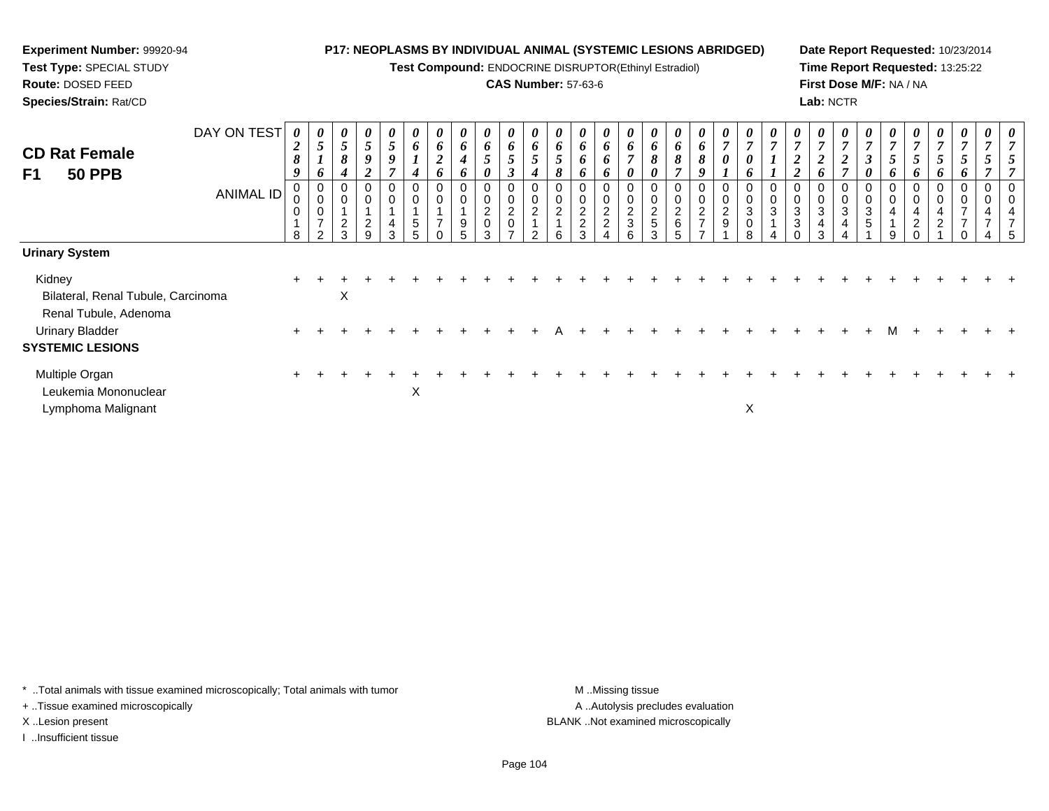**Experiment Number:** 99920-94
**Test Type:** SPECIAL STUDY
**Route:** DOSED FEED
**Species/Strain:** Rat/CD

**P17: NEOPLASMS BY INDIVIDUAL ANIMAL (SYSTEMIC LESIONS ABRIDGED)**
**Test Compound:** ENDOCRINE DISRUPTOR(Ethinyl Estradiol)
**CAS Number:** 57-63-6

**Date Report Requested:** 10/23/2014
**Time Report Requested:** 13:25:22
**First Dose M/F:** NA / NA
**Lab:** NCTR

## CD Rat Female F1 50 PPB

| DAY ON TEST | 0289 | 0516 | 0584 | 0592 | 0597 | 0614 | 0626 | 0646 | 0650 | 0653 | 0654 | 0658 | 0666 | 0666 | 0670 | 0680 | 0687 | 0689 | 0701 | 0706 | 0711 | 0722 | 0726 | 0727 | 0730 | 0756 | 0756 | 0756 | 0756 | 0757 | 0757 |
|---|---|---|---|---|---|---|---|---|---|---|---|---|---|---|---|---|---|---|---|---|---|---|---|---|---|---|---|---|---|---|---|
| ANIMAL ID | 00018 | 00072 | 00123 | 00129 | 00143 | 00155 | 00170 | 00195 | 00203 | 00207 | 00212 | 00216 | 00223 | 00224 | 00236 | 00253 | 00265 | 00277 | 00291 | 00308 | 00314 | 00330 | 00343 | 00344 | 00351 | 00419 | 00420 | 00421 | 00770 | 00474 | 00475 |
| **Urinary System** | | | | | | | | | | | | | | | | | | | | | | | | | | | | | | | |
| Kidney | + | + | + | + | + | + | + | + | + | + | + | + | + | + | + | + | + | + | + | + | + | + | + | + | + | + | + | + | + | + | + |
| Bilateral, Renal Tubule, Carcinoma | | | X | | | | | | | | | | | | | | | | | | | | | | | | | | | | |
| Renal Tubule, Adenoma | | | | | | | | | | | | | | | | | | | | | | | | | | | | | | | |
| Urinary Bladder | + | + | + | + | + | + | + | + | + | + | + | A | + | + | + | + | + | + | + | + | + | + | + | + | + | M | + | + | + | + | + |
| **SYSTEMIC LESIONS** | | | | | | | | | | | | | | | | | | | | | | | | | | | | | | | |
| Multiple Organ | + | + | + | + | + | + | + | + | + | + | + | + | + | + | + | + | + | + | + | + | + | + | + | + | + | + | + | + | + | + | + |
| Leukemia Mononuclear | | | | | | X | | | | | | | | | | | | | | | | | | | | | | | | | |
| Lymphoma Malignant | | | | | | | | | | | | | | | | | | | | X | | | | | | | | | | | |

* ..Total animals with tissue examined microscopically; Total animals with tumor
+ ..Tissue examined microscopically
X ..Lesion present
I ..Insufficient tissue

M ..Missing tissue
A ..Autolysis precludes evaluation
BLANK ..Not examined microscopically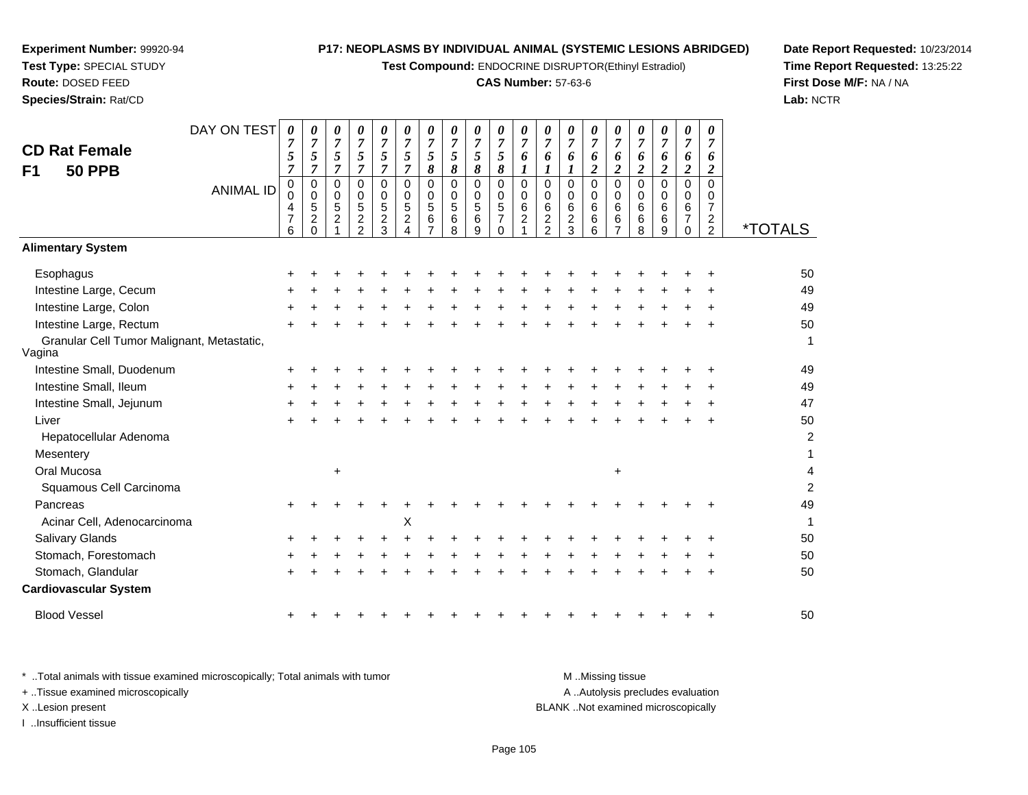**Experiment Number:** 99920-94
**Test Type:** SPECIAL STUDY
**Route:** DOSED FEED
**Species/Strain:** Rat/CD

**P17: NEOPLASMS BY INDIVIDUAL ANIMAL (SYSTEMIC LESIONS ABRIDGED)**
**Test Compound:** ENDOCRINE DISRUPTOR(Ethinyl Estradiol)
**CAS Number:** 57-63-6

**Date Report Requested:** 10/23/2014
**Time Report Requested:** 13:25:22
**First Dose M/F:** NA / NA
**Lab:** NCTR

## CD Rat Female
## F1 50 PPB

| DAY ON TEST | 0757 | 0757 | 0757 | 0757 | 0757 | 0757 | 0758 | 0758 | 0758 | 0758 | 0761 | 0761 | 0761 | 0762 | 0762 | 0762 | 0762 | 0762 | 0762 | |
|---|---|---|---|---|---|---|---|---|---|---|---|---|---|---|---|---|---|---|---|---|
| ANIMAL ID | 00476 | 00520 | 00521 | 00522 | 00523 | 00524 | 00567 | 00568 | 00569 | 00570 | 00621 | 00622 | 00623 | 00666 | 00667 | 00668 | 00669 | 00670 | 00722 | *TOTALS |
| **Alimentary System** | | | | | | | | | | | | | | | | | | | | |
| Esophagus | + | + | + | + | + | + | + | + | + | + | + | + | + | + | + | + | + | + | + | 50 |
| Intestine Large, Cecum | + | + | + | + | + | + | + | + | + | + | + | + | + | + | + | + | + | + | + | 49 |
| Intestine Large, Colon | + | + | + | + | + | + | + | + | + | + | + | + | + | + | + | + | + | + | + | 49 |
| Intestine Large, Rectum | + | + | + | + | + | + | + | + | + | + | + | + | + | + | + | + | + | + | + | 50 |
| Granular Cell Tumor Malignant, Metastatic, Vagina | | | | | | | | | | | | | | | | | | | | 1 |
| Intestine Small, Duodenum | + | + | + | + | + | + | + | + | + | + | + | + | + | + | + | + | + | + | + | 49 |
| Intestine Small, Ileum | + | + | + | + | + | + | + | + | + | + | + | + | + | + | + | + | + | + | + | 49 |
| Intestine Small, Jejunum | + | + | + | + | + | + | + | + | + | + | + | + | + | + | + | + | + | + | + | 47 |
| Liver | + | + | + | + | + | + | + | + | + | + | + | + | + | + | + | + | + | + | + | 50 |
| Hepatocellular Adenoma | | | | | | | | | | | | | | | | | | | | 2 |
| Mesentery | | | | | | | | | | | | | | | | | | | | 1 |
| Oral Mucosa | | | + | | | | | | | | | | | | + | | | | | 4 |
| Squamous Cell Carcinoma | | | | | | | | | | | | | | | | | | | | 2 |
| Pancreas | + | + | + | + | + | + | + | + | + | + | + | + | + | + | + | + | + | + | + | 49 |
| Acinar Cell, Adenocarcinoma | | | | | | X | | | | | | | | | | | | | | 1 |
| Salivary Glands | + | + | + | + | + | + | + | + | + | + | + | + | + | + | + | + | + | + | + | 50 |
| Stomach, Forestomach | + | + | + | + | + | + | + | + | + | + | + | + | + | + | + | + | + | + | + | 50 |
| Stomach, Glandular | + | + | + | + | + | + | + | + | + | + | + | + | + | + | + | + | + | + | + | 50 |
| **Cardiovascular System** | | | | | | | | | | | | | | | | | | | | |
| Blood Vessel | + | + | + | + | + | + | + | + | + | + | + | + | + | + | + | + | + | + | + | 50 |

* ..Total animals with tissue examined microscopically; Total animals with tumor
+ ..Tissue examined microscopically
X ..Lesion present
I ..Insufficient tissue

M ..Missing tissue
A ..Autolysis precludes evaluation
BLANK ..Not examined microscopically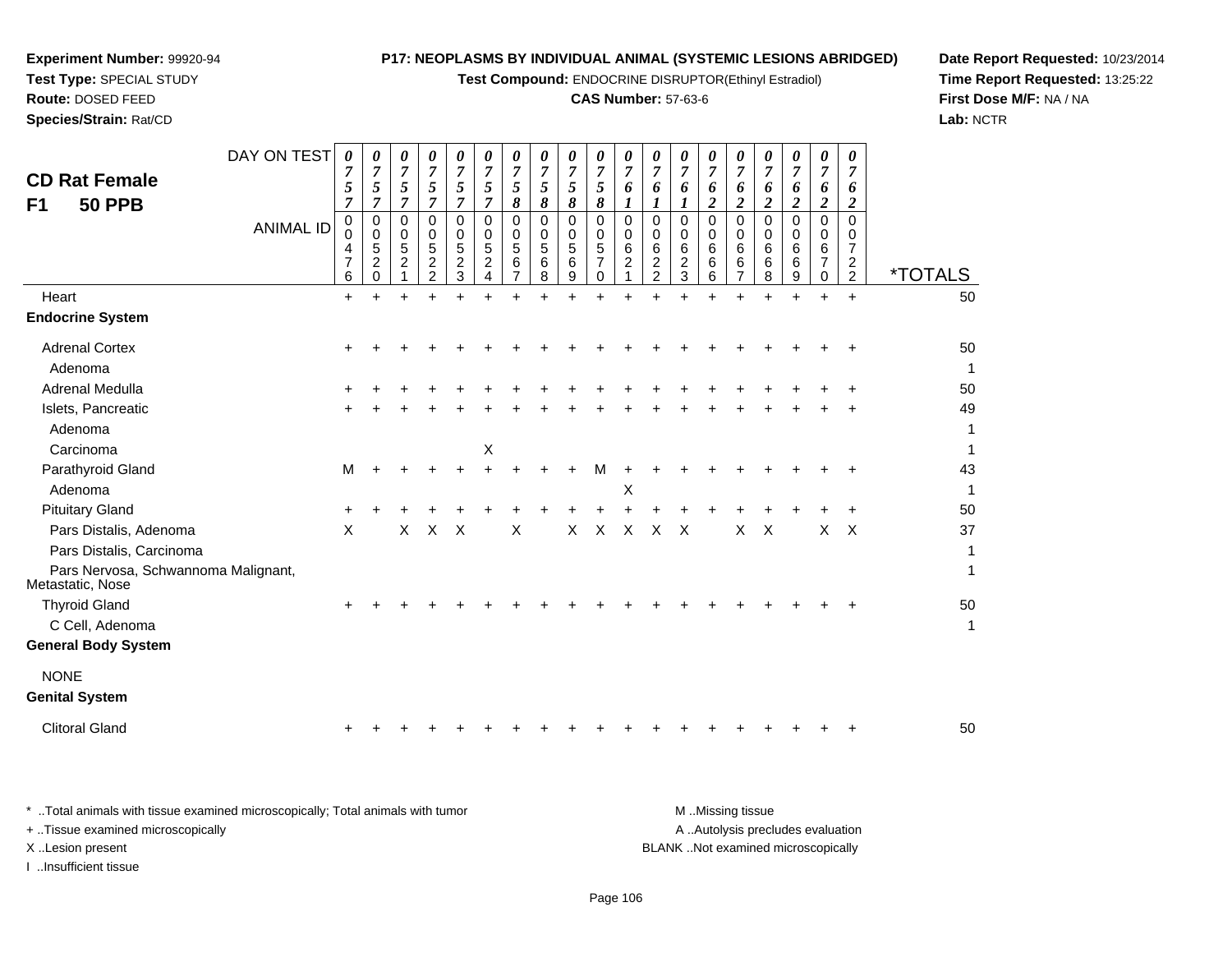**Experiment Number:** 99920-94
**Test Type:** SPECIAL STUDY
**Route:** DOSED FEED
**Species/Strain:** Rat/CD

**P17: NEOPLASMS BY INDIVIDUAL ANIMAL (SYSTEMIC LESIONS ABRIDGED)**
**Test Compound:** ENDOCRINE DISRUPTOR(Ethinyl Estradiol)
**CAS Number:** 57-63-6

**Date Report Requested:** 10/23/2014
**Time Report Requested:** 13:25:22
**First Dose M/F:** NA / NA
**Lab:** NCTR

## CD Rat Female
## F1 50 PPB

| DAY ON TEST | 0757 | 0757 | 0757 | 0757 | 0757 | 0757 | 0758 | 0758 | 0758 | 0758 | 0761 | 0761 | 0761 | 0762 | 0762 | 0762 | 0762 | 0762 | 0762 | |
|---|---|---|---|---|---|---|---|---|---|---|---|---|---|---|---|---|---|---|---|---|
| **ANIMAL ID** | 00476 | 00520 | 00521 | 00522 | 00523 | 00524 | 00567 | 00568 | 00569 | 00570 | 00621 | 00622 | 00623 | 00666 | 00667 | 00668 | 00669 | 00670 | 00722 | ***TOTALS** |
| Heart | + | + | + | + | + | + | + | + | + | + | + | + | + | + | + | + | + | + | + | 50 |
| **Endocrine System** | | | | | | | | | | | | | | | | | | | | |
| Adrenal Cortex | + | + | + | + | + | + | + | + | + | + | + | + | + | + | + | + | + | + | + | 50 |
| Adenoma | | | | | | | | | | | | | | | | | | | | 1 |
| Adrenal Medulla | + | + | + | + | + | + | + | + | + | + | + | + | + | + | + | + | + | + | + | 50 |
| Islets, Pancreatic | + | + | + | + | + | + | + | + | + | + | + | + | + | + | + | + | + | + | + | 49 |
| Adenoma | | | | | | | | | | | | | | | | | | | | 1 |
| Carcinoma | | | | | | X | | | | | | | | | | | | | | 1 |
| Parathyroid Gland | M | + | + | + | + | + | + | + | + | M | + | + | + | + | + | + | + | + | + | 43 |
| Adenoma | | | | | | | | | | | X | | | | | | | | | 1 |
| Pituitary Gland | + | + | + | + | + | + | + | + | + | + | + | + | + | + | + | + | + | + | + | 50 |
| Pars Distalis, Adenoma | X | | X | X | X | | X | | X | X | X | X | X | | X | X | | X | X | 37 |
| Pars Distalis, Carcinoma | | | | | | | | | | | | | | | | | | | | 1 |
| Pars Nervosa, Schwannoma Malignant, Metastatic, Nose | | | | | | | | | | | | | | | | | | | | 1 |
| Thyroid Gland | + | + | + | + | + | + | + | + | + | + | + | + | + | + | + | + | + | + | + | 50 |
| C Cell, Adenoma | | | | | | | | | | | | | | | | | | | | 1 |
| **General Body System** | | | | | | | | | | | | | | | | | | | | |
| NONE | | | | | | | | | | | | | | | | | | | | |
| **Genital System** | | | | | | | | | | | | | | | | | | | | |
| Clitoral Gland | + | + | + | + | + | + | + | + | + | + | + | + | + | + | + | + | + | + | + | 50 |

* ..Total animals with tissue examined microscopically; Total animals with tumor
+ ..Tissue examined microscopically
X ..Lesion present
I ..Insufficient tissue

M ..Missing tissue
A ..Autolysis precludes evaluation
BLANK ..Not examined microscopically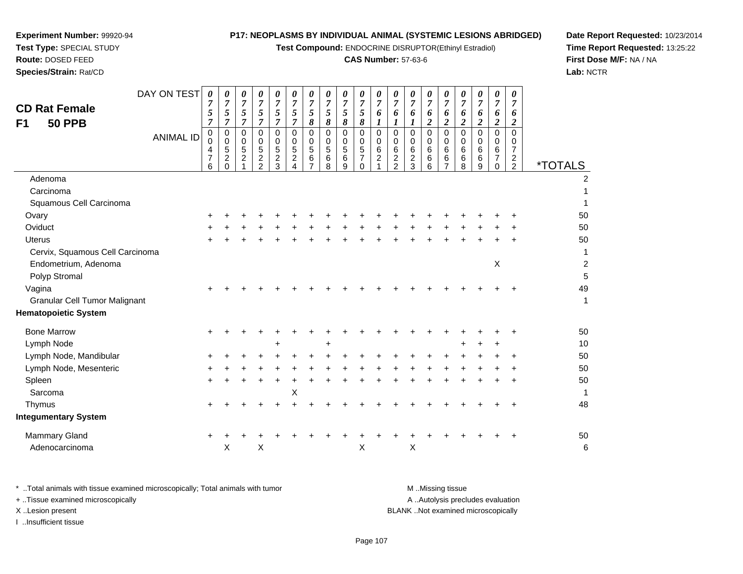**Experiment Number:** 99920-94
**Test Type:** SPECIAL STUDY
**Route:** DOSED FEED
**Species/Strain:** Rat/CD

**P17: NEOPLASMS BY INDIVIDUAL ANIMAL (SYSTEMIC LESIONS ABRIDGED)**
**Test Compound:** ENDOCRINE DISRUPTOR(Ethinyl Estradiol)
**CAS Number:** 57-63-6

**Date Report Requested:** 10/23/2014
**Time Report Requested:** 13:25:22
**First Dose M/F:** NA / NA
**Lab:** NCTR

## CD Rat Female
## F1 50 PPB

| DAY ON TEST | 0757 | 0757 | 0757 | 0757 | 0757 | 0757 | 0758 | 0758 | 0758 | 0758 | 0761 | 0761 | 0761 | 0762 | 0762 | 0762 | 0762 | 0762 | 0762 | |
|---|---|---|---|---|---|---|---|---|---|---|---|---|---|---|---|---|---|---|---|---|
| **ANIMAL ID** | 00476 | 00520 | 00521 | 00522 | 00523 | 00524 | 00567 | 00568 | 00569 | 00570 | 00621 | 00622 | 00623 | 00666 | 00667 | 00668 | 00669 | 00670 | 00722 | ***TOTALS** |
| Adenoma | | | | | | | | | | | | | | | | | | | | 2 |
| Carcinoma | | | | | | | | | | | | | | | | | | | | 1 |
| Squamous Cell Carcinoma | | | | | | | | | | | | | | | | | | | | 1 |
| Ovary | + | + | + | + | + | + | + | + | + | + | + | + | + | + | + | + | + | + | + | 50 |
| Oviduct | + | + | + | + | + | + | + | + | + | + | + | + | + | + | + | + | + | + | + | 50 |
| Uterus | + | + | + | + | + | + | + | + | + | + | + | + | + | + | + | + | + | + | + | 50 |
| Cervix, Squamous Cell Carcinoma | | | | | | | | | | | | | | | | | | | | 1 |
| Endometrium, Adenoma | | | | | | | | | | | | | | | | | | X | | 2 |
| Polyp Stromal | | | | | | | | | | | | | | | | | | | | 5 |
| Vagina | + | + | + | + | + | + | + | + | + | + | + | + | + | + | + | + | + | + | + | 49 |
| Granular Cell Tumor Malignant | | | | | | | | | | | | | | | | | | | | 1 |
| **Hematopoietic System** | | | | | | | | | | | | | | | | | | | | |
| Bone Marrow | + | + | + | + | + | + | + | + | + | + | + | + | + | + | + | + | + | + | + | 50 |
| Lymph Node | | | | | + | | | + | | | | | | | | + | + | + | | 10 |
| Lymph Node, Mandibular | + | + | + | + | + | + | + | + | + | + | + | + | + | + | + | + | + | + | + | 50 |
| Lymph Node, Mesenteric | + | + | + | + | + | + | + | + | + | + | + | + | + | + | + | + | + | + | + | 50 |
| Spleen | + | + | + | + | + | + | + | + | + | + | + | + | + | + | + | + | + | + | + | 50 |
| Sarcoma | | | | | | X | | | | | | | | | | | | | | 1 |
| Thymus | + | + | + | + | + | + | + | + | + | + | + | + | + | + | + | + | + | + | + | 48 |
| **Integumentary System** | | | | | | | | | | | | | | | | | | | | |
| Mammary Gland | + | + | + | + | + | + | + | + | + | + | + | + | + | + | + | + | + | + | + | 50 |
| Adenocarcinoma | | X | | X | | | | | | X | | | X | | | | | | | 6 |

\* ..Total animals with tissue examined microscopically; Total animals with tumor
\+ ..Tissue examined microscopically
X ..Lesion present
I ..Insufficient tissue

M ..Missing tissue
A ..Autolysis precludes evaluation
BLANK ..Not examined microscopically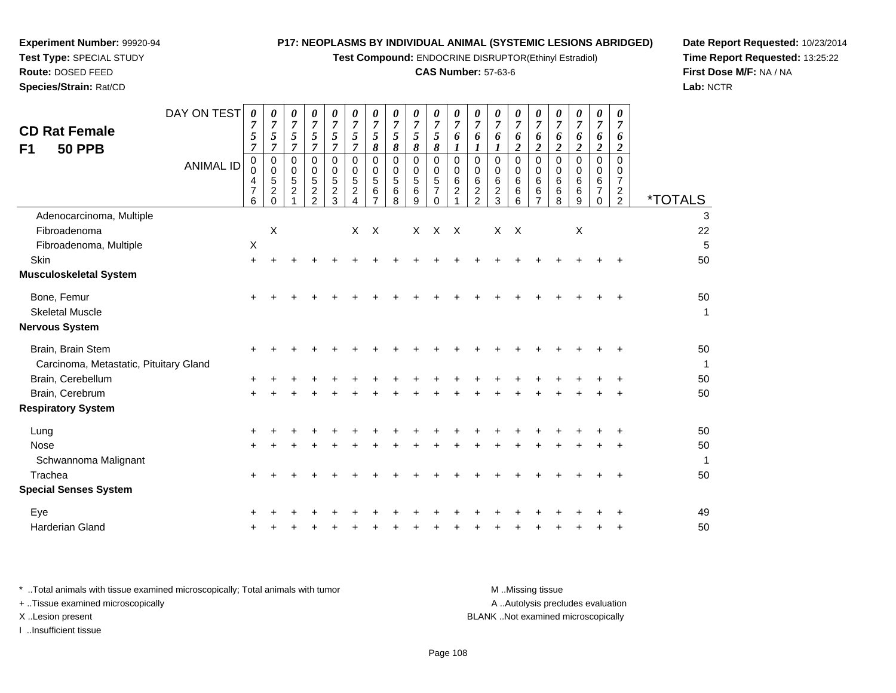**Experiment Number:** 99920-94
**Test Type:** SPECIAL STUDY
**Route:** DOSED FEED
**Species/Strain:** Rat/CD

**P17: NEOPLASMS BY INDIVIDUAL ANIMAL (SYSTEMIC LESIONS ABRIDGED)**
**Test Compound:** ENDOCRINE DISRUPTOR(Ethinyl Estradiol)
**CAS Number:** 57-63-6

**Date Report Requested:** 10/23/2014
**Time Report Requested:** 13:25:22
**First Dose M/F:** NA / NA
**Lab:** NCTR

## CD Rat Female
## F1 50 PPB

| DAY ON TEST | 0757 | 0757 | 0757 | 0757 | 0757 | 0757 | 0758 | 0758 | 0758 | 0758 | 0761 | 0761 | 0761 | 0762 | 0762 | 0762 | 0762 | 0762 | 0762 | |
|---|---|---|---|---|---|---|---|---|---|---|---|---|---|---|---|---|---|---|---|---|
| **ANIMAL ID** | 00476 | 00520 | 00521 | 00522 | 00523 | 00524 | 00567 | 00568 | 00569 | 00570 | 00621 | 00622 | 00623 | 00666 | 00667 | 00668 | 00669 | 00670 | 00722 | ***TOTALS** |
| Adenocarcinoma, Multiple | | | | | | | | | | | | | | | | | | | | 3 |
| Fibroadenoma | | X | | | | X | X | | X | X | X | | X | X | | | X | | | 22 |
| Fibroadenoma, Multiple | X | | | | | | | | | | | | | | | | | | | 5 |
| Skin | + | + | + | + | + | + | + | + | + | + | + | + | + | + | + | + | + | + | + | 50 |
| **Musculoskeletal System** | | | | | | | | | | | | | | | | | | | | |
| Bone, Femur | + | + | + | + | + | + | + | + | + | + | + | + | + | + | + | + | + | + | + | 50 |
| Skeletal Muscle | | | | | | | | | | | | | | | | | | | | 1 |
| **Nervous System** | | | | | | | | | | | | | | | | | | | | |
| Brain, Brain Stem | + | + | + | + | + | + | + | + | + | + | + | + | + | + | + | + | + | + | + | 50 |
| Carcinoma, Metastatic, Pituitary Gland | | | | | | | | | | | | | | | | | | | | 1 |
| Brain, Cerebellum | + | + | + | + | + | + | + | + | + | + | + | + | + | + | + | + | + | + | + | 50 |
| Brain, Cerebrum | + | + | + | + | + | + | + | + | + | + | + | + | + | + | + | + | + | + | + | 50 |
| **Respiratory System** | | | | | | | | | | | | | | | | | | | | |
| Lung | + | + | + | + | + | + | + | + | + | + | + | + | + | + | + | + | + | + | + | 50 |
| Nose | + | + | + | + | + | + | + | + | + | + | + | + | + | + | + | + | + | + | + | 50 |
| Schwannoma Malignant | | | | | | | | | | | | | | | | | | | | 1 |
| Trachea | + | + | + | + | + | + | + | + | + | + | + | + | + | + | + | + | + | + | + | 50 |
| **Special Senses System** | | | | | | | | | | | | | | | | | | | | |
| Eye | + | + | + | + | + | + | + | + | + | + | + | + | + | + | + | + | + | + | + | 49 |
| Harderian Gland | + | + | + | + | + | + | + | + | + | + | + | + | + | + | + | + | + | + | + | 50 |

\* ..Total animals with tissue examined microscopically; Total animals with tumor
\+ ..Tissue examined microscopically
X ..Lesion present
I ..Insufficient tissue

M ..Missing tissue
A ..Autolysis precludes evaluation
BLANK ..Not examined microscopically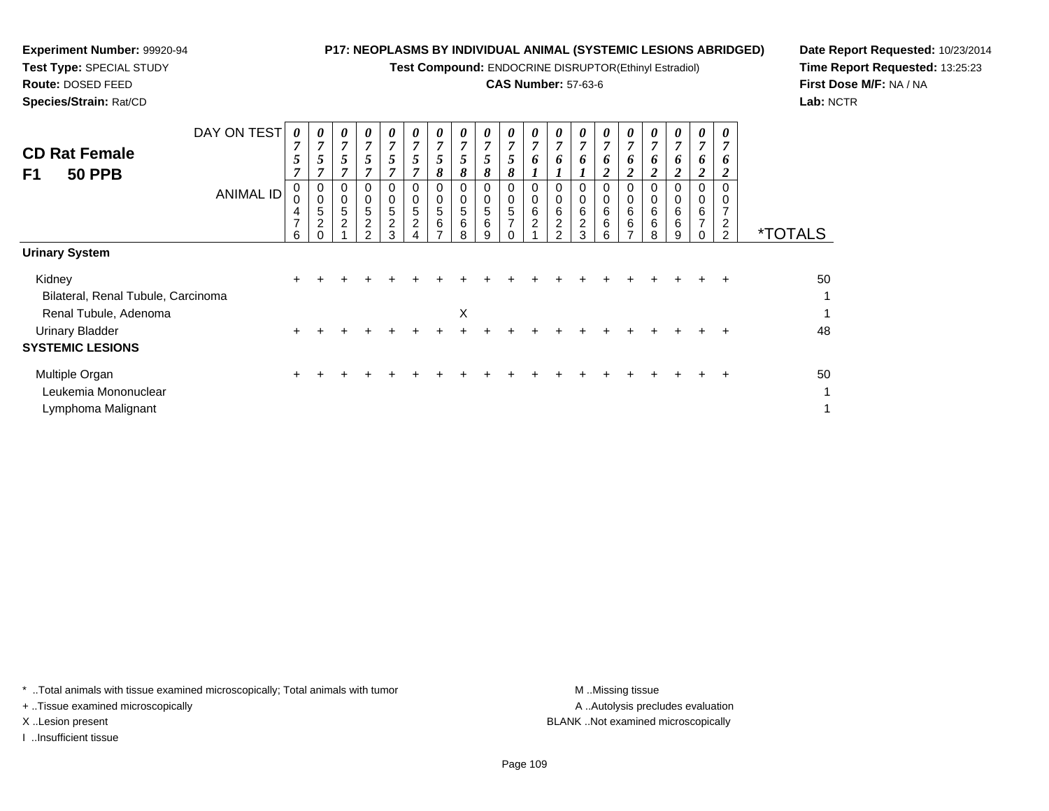**Experiment Number:** 99920-94
**Test Type:** SPECIAL STUDY
**Route:** DOSED FEED
**Species/Strain:** Rat/CD

**P17: NEOPLASMS BY INDIVIDUAL ANIMAL (SYSTEMIC LESIONS ABRIDGED)**
**Test Compound:** ENDOCRINE DISRUPTOR(Ethinyl Estradiol)
**CAS Number:** 57-63-6

**Date Report Requested:** 10/23/2014
**Time Report Requested:** 13:25:23
**First Dose M/F:** NA / NA
**Lab:** NCTR

## CD Rat Female
## F1 50 PPB

| DAY ON TEST | 0757 | 0757 | 0757 | 0757 | 0757 | 0757 | 0758 | 0758 | 0758 | 0758 | 0761 | 0761 | 0761 | 0762 | 0762 | 0762 | 0762 | 0762 | 0762 | |
|---|---|---|---|---|---|---|---|---|---|---|---|---|---|---|---|---|---|---|---|---|
| **ANIMAL ID** | 00476 | 00520 | 00521 | 00522 | 00523 | 00524 | 00567 | 00568 | 00569 | 00570 | 00621 | 00622 | 00623 | 00666 | 00667 | 00668 | 00669 | 00670 | 00722 | ***TOTALS** |
| **Urinary System** | | | | | | | | | | | | | | | | | | | | |
| Kidney | + | + | + | + | + | + | + | + | + | + | + | + | + | + | + | + | + | + | + | 50 |
| Bilateral, Renal Tubule, Carcinoma | | | | | | | | | | | | | | | | | | | | 1 |
| Renal Tubule, Adenoma | | | | | | | | X | | | | | | | | | | | | 1 |
| Urinary Bladder | + | + | + | + | + | + | + | + | + | + | + | + | + | + | + | + | + | + | + | 48 |
| **SYSTEMIC LESIONS** | | | | | | | | | | | | | | | | | | | | |
| Multiple Organ | + | + | + | + | + | + | + | + | + | + | + | + | + | + | + | + | + | + | + | 50 |
| Leukemia Mononuclear | | | | | | | | | | | | | | | | | | | | 1 |
| Lymphoma Malignant | | | | | | | | | | | | | | | | | | | | 1 |

* ..Total animals with tissue examined microscopically; Total animals with tumor
+ ..Tissue examined microscopically
X ..Lesion present
I ..Insufficient tissue

M ..Missing tissue
A ..Autolysis precludes evaluation
BLANK ..Not examined microscopically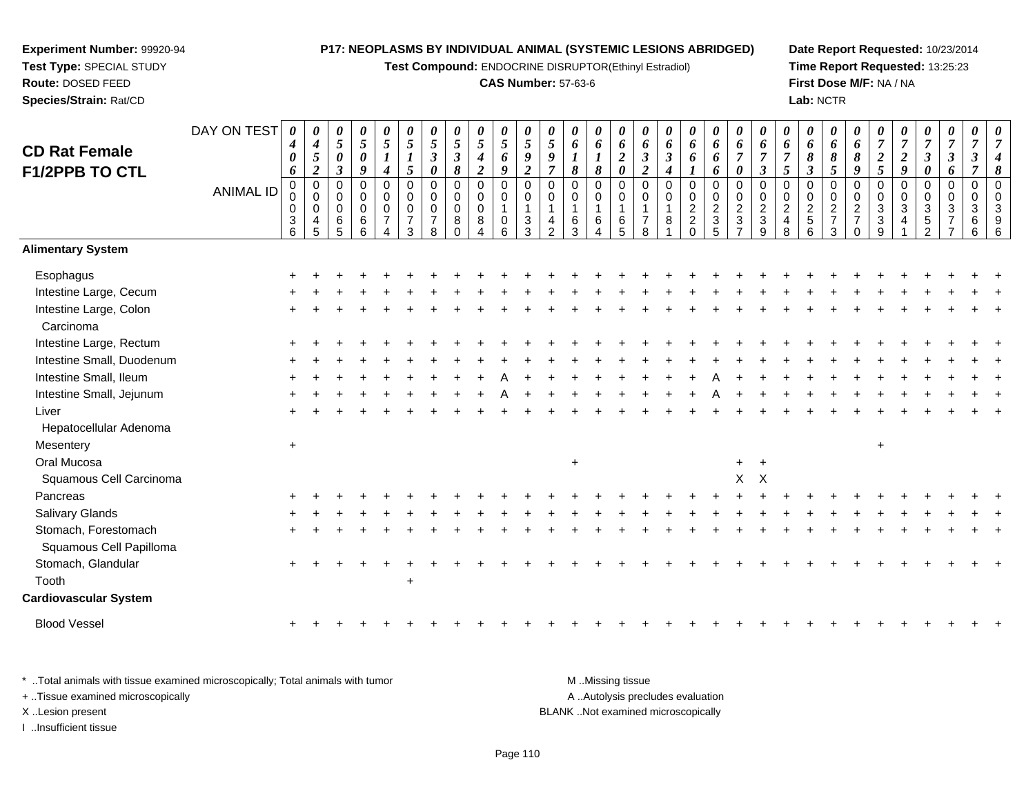**Experiment Number:** 99920-94
**Test Type:** SPECIAL STUDY
**Route:** DOSED FEED
**Species/Strain:** Rat/CD

**P17: NEOPLASMS BY INDIVIDUAL ANIMAL (SYSTEMIC LESIONS ABRIDGED)**
**Test Compound:** ENDOCRINE DISRUPTOR(Ethinyl Estradiol)
**CAS Number:** 57-63-6

**Date Report Requested:** 10/23/2014
**Time Report Requested:** 13:25:23
**First Dose M/F:** NA / NA
**Lab:** NCTR

## CD Rat Female F1/2PPB TO CTL

| DAY ON TEST | 0406 | 0452 | 0503 | 0509 | 0514 | 0515 | 0530 | 0538 | 0542 | 0569 | 0592 | 0597 | 0618 | 0618 | 0620 | 0632 | 0634 | 0661 | 0666 | 0670 | 0673 | 0675 | 0683 | 0685 | 0689 | 0725 | 0729 | 0730 | 0736 | 0737 | 0748 |
|---|---|---|---|---|---|---|---|---|---|---|---|---|---|---|---|---|---|---|---|---|---|---|---|---|---|---|---|---|---|---|---|
| **ANIMAL ID** | 00036 | 00045 | 00065 | 00066 | 00074 | 00073 | 00078 | 00080 | 00084 | 00106 | 00133 | 00142 | 00163 | 00164 | 00165 | 00178 | 00181 | 00220 | 00235 | 00237 | 00239 | 00248 | 00256 | 00273 | 00270 | 00339 | 00341 | 00352 | 00377 | 00366 | 00396 |
| **Alimentary System** | | | | | | | | | | | | | | | | | | | | | | | | | | | | | | | |
| Esophagus | + | + | + | + | + | + | + | + | + | + | + | + | + | + | + | + | + | + | + | + | + | + | + | + | + | + | + | + | + | + | + |
| Intestine Large, Cecum | + | + | + | + | + | + | + | + | + | + | + | + | + | + | + | + | + | + | + | + | + | + | + | + | + | + | + | + | + | + | + |
| Intestine Large, Colon | + | + | + | + | + | + | + | + | + | + | + | + | + | + | + | + | + | + | + | + | + | + | + | + | + | + | + | + | + | + | + |
| Carcinoma | | | | | | | | | | | | | | | | | | | | | | | | | | | | | | | |
| Intestine Large, Rectum | + | + | + | + | + | + | + | + | + | + | + | + | + | + | + | + | + | + | + | + | + | + | + | + | + | + | + | + | + | + | + |
| Intestine Small, Duodenum | + | + | + | + | + | + | + | + | + | + | + | + | + | + | + | + | + | + | + | + | + | + | + | + | + | + | + | + | + | + | + |
| Intestine Small, Ileum | + | + | + | + | + | + | + | + | + | A | + | + | + | + | + | + | + | + | A | + | + | + | + | + | + | + | + | + | + | + | + |
| Intestine Small, Jejunum | + | + | + | + | + | + | + | + | + | A | + | + | + | + | + | + | + | + | A | + | + | + | + | + | + | + | + | + | + | + | + |
| Liver | + | + | + | + | + | + | + | + | + | + | + | + | + | + | + | + | + | + | + | + | + | + | + | + | + | + | + | + | + | + | + |
| Hepatocellular Adenoma | | | | | | | | | | | | | | | | | | | | | | | | | | | | | | | |
| Mesentery | + | | | | | | | | | | | | | | | | | | | | | | | | | + | | | | | |
| Oral Mucosa | | | | | | | | | | | | | + | | | | | | | + | + | | | | | | | | | | |
| Squamous Cell Carcinoma | | | | | | | | | | | | | | | | | | | | X | X | | | | | | | | | | |
| Pancreas | + | + | + | + | + | + | + | + | + | + | + | + | + | + | + | + | + | + | + | + | + | + | + | + | + | + | + | + | + | + | + |
| Salivary Glands | + | + | + | + | + | + | + | + | + | + | + | + | + | + | + | + | + | + | + | + | + | + | + | + | + | + | + | + | + | + | + |
| Stomach, Forestomach | + | + | + | + | + | + | + | + | + | + | + | + | + | + | + | + | + | + | + | + | + | + | + | + | + | + | + | + | + | + | + |
| Squamous Cell Papilloma | | | | | | | | | | | | | | | | | | | | | | | | | | | | | | | |
| Stomach, Glandular | + | + | + | + | + | + | + | + | + | + | + | + | + | + | + | + | + | + | + | + | + | + | + | + | + | + | + | + | + | + | + |
| Tooth | | | | | | + | | | | | | | | | | | | | | | | | | | | | | | | | |
| **Cardiovascular System** | | | | | | | | | | | | | | | | | | | | | | | | | | | | | | | |
| Blood Vessel | + | + | + | + | + | + | + | + | + | + | + | + | + | + | + | + | + | + | + | + | + | + | + | + | + | + | + | + | + | + | + |

\* ..Total animals with tissue examined microscopically; Total animals with tumor
+ ..Tissue examined microscopically
X ..Lesion present
I ..Insufficient tissue

M ..Missing tissue
A ..Autolysis precludes evaluation
BLANK ..Not examined microscopically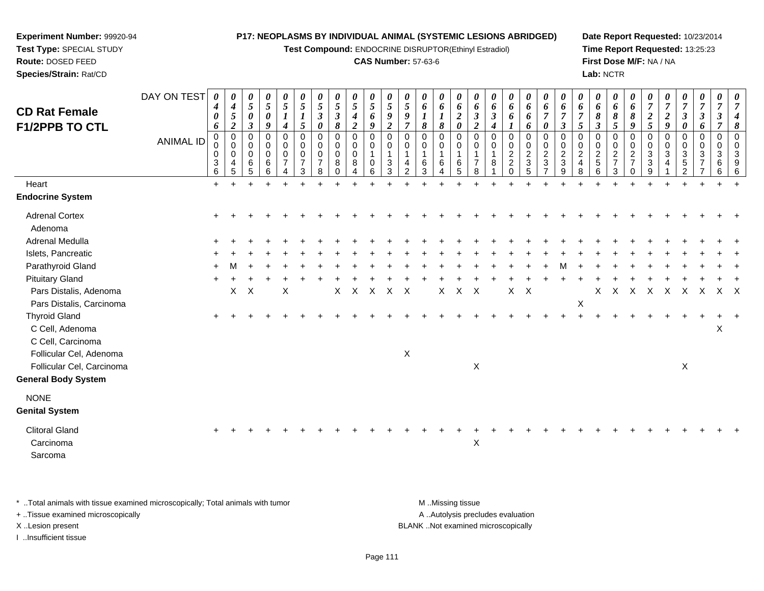**Experiment Number:** 99920-94
**Test Type:** SPECIAL STUDY
**Route:** DOSED FEED
**Species/Strain:** Rat/CD

**P17: NEOPLASMS BY INDIVIDUAL ANIMAL (SYSTEMIC LESIONS ABRIDGED)**
**Test Compound:** ENDOCRINE DISRUPTOR(Ethinyl Estradiol)
**CAS Number:** 57-63-6

**Date Report Requested:** 10/23/2014
**Time Report Requested:** 13:25:23
**First Dose M/F:** NA / NA
**Lab:** NCTR

## CD Rat Female F1/2PPB TO CTL

| DAY ON TEST | 0406 | 0452 | 0503 | 0509 | 0514 | 0515 | 0530 | 0538 | 0542 | 0569 | 0592 | 0597 | 0618 | 0618 | 0620 | 0632 | 0634 | 0661 | 0666 | 0670 | 0673 | 0675 | 0683 | 0685 | 0689 | 0725 | 0729 | 0730 | 0736 | 0737 | 0748 |
|---|---|---|---|---|---|---|---|---|---|---|---|---|---|---|---|---|---|---|---|---|---|---|---|---|---|---|---|---|---|---|---|
| **ANIMAL ID** | 00036 | 00045 | 00065 | 00066 | 00074 | 00073 | 00078 | 00080 | 00084 | 00106 | 00133 | 00142 | 00163 | 00164 | 00165 | 00178 | 00181 | 00220 | 00235 | 00237 | 00239 | 00248 | 00256 | 00273 | 00270 | 00339 | 00341 | 00352 | 00377 | 00366 | 00396 |
| Heart | + | + | + | + | + | + | + | + | + | + | + | + | + | + | + | + | + | + | + | + | + | + | + | + | + | + | + | + | + | + | + |
| **Endocrine System** | | | | | | | | | | | | | | | | | | | | | | | | | | | | | | | |
| Adrenal Cortex | + | + | + | + | + | + | + | + | + | + | + | + | + | + | + | + | + | + | + | + | + | + | + | + | + | + | + | + | + | + | + |
| Adenoma | | | | | | | | | | | | | | | | | | | | | | | | | | | | | | | |
| Adrenal Medulla | + | + | + | + | + | + | + | + | + | + | + | + | + | + | + | + | + | + | + | + | + | + | + | + | + | + | + | + | + | + | + |
| Islets, Pancreatic | + | + | + | + | + | + | + | + | + | + | + | + | + | + | + | + | + | + | + | + | + | + | + | + | + | + | + | + | + | + | + |
| Parathyroid Gland | + | M | + | + | + | + | + | + | + | + | + | + | + | + | + | + | + | + | + | + | M | + | + | + | + | + | + | + | + | + | + |
| Pituitary Gland | + | + | + | + | + | + | + | + | + | + | + | + | + | + | + | + | + | + | + | + | + | + | + | + | + | + | + | + | + | + | + |
| Pars Distalis, Adenoma | | X | X | | X | | | X | X | X | X | X | | X | X | X | | X | X | | | | X | X | X | X | X | X | X | X | X |
| Pars Distalis, Carcinoma | | | | | | | | | | | | | | | | | | | | | | X | | | | | | | | | |
| Thyroid Gland | + | + | + | + | + | + | + | + | + | + | + | + | + | + | + | + | + | + | + | + | + | + | + | + | + | + | + | + | + | + | + |
| C Cell, Adenoma | | | | | | | | | | | | | | | | | | | | | | | | | | | | | | X | |
| C Cell, Carcinoma | | | | | | | | | | | | | | | | | | | | | | | | | | | | | | | |
| Follicular Cel, Adenoma | | | | | | | | | | | | X | | | | | | | | | | | | | | | | | | | |
| Follicular Cel, Carcinoma | | | | | | | | | | | | | | | | X | | | | | | | | | | | | X | | | |
| **General Body System** | | | | | | | | | | | | | | | | | | | | | | | | | | | | | | | |
| NONE | | | | | | | | | | | | | | | | | | | | | | | | | | | | | | | |
| **Genital System** | | | | | | | | | | | | | | | | | | | | | | | | | | | | | | | |
| Clitoral Gland | + | + | + | + | + | + | + | + | + | + | + | + | + | + | + | + | + | + | + | + | + | + | + | + | + | + | + | + | + | + | + |
| Carcinoma | | | | | | | | | | | | | | | | X | | | | | | | | | | | | | | | |
| Sarcoma | | | | | | | | | | | | | | | | | | | | | | | | | | | | | | | |

\* ..Total animals with tissue examined microscopically; Total animals with tumor
+ ..Tissue examined microscopically
X ..Lesion present
I ..Insufficient tissue

M ..Missing tissue
A ..Autolysis precludes evaluation
BLANK ..Not examined microscopically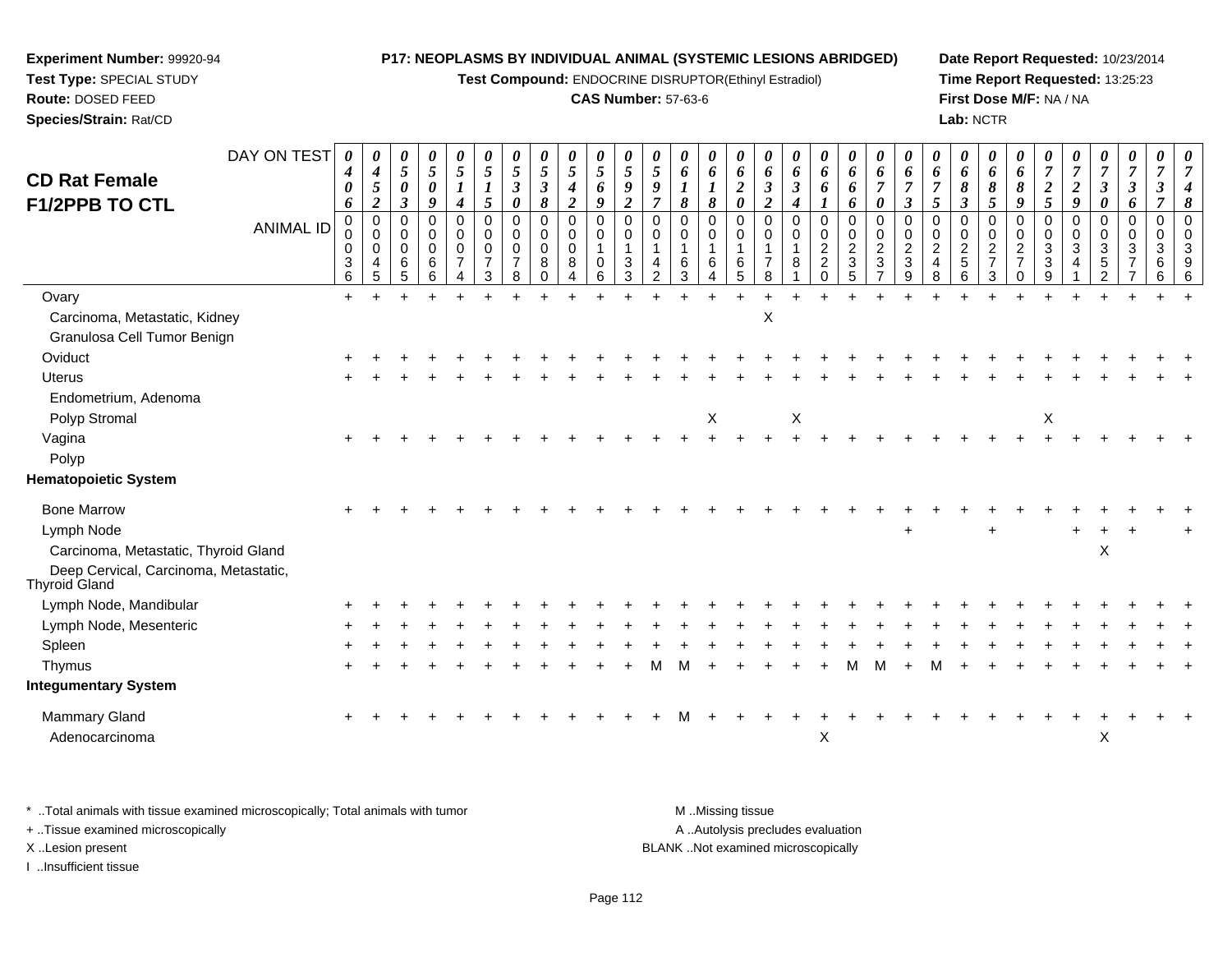**Experiment Number:** 99920-94
**Test Type:** SPECIAL STUDY
**Route:** DOSED FEED
**Species/Strain:** Rat/CD

**P17: NEOPLASMS BY INDIVIDUAL ANIMAL (SYSTEMIC LESIONS ABRIDGED)**
**Test Compound:** ENDOCRINE DISRUPTOR(Ethinyl Estradiol)
**CAS Number:** 57-63-6

**Date Report Requested:** 10/23/2014
**Time Report Requested:** 13:25:23
**First Dose M/F:** NA / NA
**Lab:** NCTR

## CD Rat Female F1/2PPB TO CTL

| DAY ON TEST | 0406 | 0452 | 0503 | 0509 | 0514 | 0515 | 0530 | 0538 | 0542 | 0569 | 0592 | 0597 | 0618 | 0618 | 0620 | 0632 | 0634 | 0661 | 0666 | 0670 | 0673 | 0675 | 0683 | 0685 | 0689 | 0725 | 0729 | 0730 | 0736 | 0737 | 0748 |
|---|---|---|---|---|---|---|---|---|---|---|---|---|---|---|---|---|---|---|---|---|---|---|---|---|---|---|---|---|---|---|---|
| **ANIMAL ID** | 00036 | 00045 | 00065 | 00066 | 00074 | 00073 | 00078 | 00080 | 00084 | 00106 | 00133 | 00142 | 00163 | 00164 | 00165 | 00178 | 00181 | 00220 | 00235 | 00237 | 00239 | 00248 | 00256 | 00273 | 00270 | 00339 | 00341 | 00352 | 00377 | 00366 | 00396 |
| Ovary | + | + | + | + | + | + | + | + | + | + | + | + | + | + | + | + | + | + | + | + | + | + | + | + | + | + | + | + | + | + | + |
| Carcinoma, Metastatic, Kidney | | | | | | | | | | | | | | | | X | | | | | | | | | | | | | | | |
| Granulosa Cell Tumor Benign | | | | | | | | | | | | | | | | | | | | | | | | | | | | | | | |
| Oviduct | + | + | + | + | + | + | + | + | + | + | + | + | + | + | + | + | + | + | + | + | + | + | + | + | + | + | + | + | + | + | + |
| Uterus | + | + | + | + | + | + | + | + | + | + | + | + | + | + | + | + | + | + | + | + | + | + | + | + | + | + | + | + | + | + | + |
| Endometrium, Adenoma | | | | | | | | | | | | | | | | | | | | | | | | | | | | | | | |
| Polyp Stromal | | | | | | | | | | | | | | X | | | X | | | | | | | | | X | | | | | |
| Vagina | + | + | + | + | + | + | + | + | + | + | + | + | + | + | + | + | + | + | + | + | + | + | + | + | + | + | + | + | + | + | + |
| Polyp | | | | | | | | | | | | | | | | | | | | | | | | | | | | | | | |
| **Hematopoietic System** | | | | | | | | | | | | | | | | | | | | | | | | | | | | | | | |
| Bone Marrow | + | + | + | + | + | + | + | + | + | + | + | + | + | + | + | + | + | + | + | + | + | + | + | + | + | + | + | + | + | + | + |
| Lymph Node | | | | | | | | | | | | | | | | | | | | | + | | | + | | | + | + | + | | + |
| Carcinoma, Metastatic, Thyroid Gland | | | | | | | | | | | | | | | | | | | | | | | | | | | | X | | | |
| Deep Cervical, Carcinoma, Metastatic, Thyroid Gland | | | | | | | | | | | | | | | | | | | | | | | | | | | | | | | |
| Lymph Node, Mandibular | + | + | + | + | + | + | + | + | + | + | + | + | + | + | + | + | + | + | + | + | + | + | + | + | + | + | + | + | + | + | + |
| Lymph Node, Mesenteric | + | + | + | + | + | + | + | + | + | + | + | + | + | + | + | + | + | + | + | + | + | + | + | + | + | + | + | + | + | + | + |
| Spleen | + | + | + | + | + | + | + | + | + | + | + | + | + | + | + | + | + | + | + | + | + | + | + | + | + | + | + | + | + | + | + |
| Thymus | + | + | + | + | + | + | + | + | + | + | + | M | M | + | + | + | + | + | M | M | + | M | + | + | + | + | + | + | + | + | + |
| **Integumentary System** | | | | | | | | | | | | | | | | | | | | | | | | | | | | | | | |
| Mammary Gland | + | + | + | + | + | + | + | + | + | + | + | + | M | + | + | + | + | + | + | + | + | + | + | + | + | + | + | + | + | + | + |
| Adenocarcinoma | | | | | | | | | | | | | | | | | | X | | | | | | | | | | X | | | |

\* ..Total animals with tissue examined microscopically; Total animals with tumor
+ ..Tissue examined microscopically
X ..Lesion present
I ..Insufficient tissue

M ..Missing tissue
A ..Autolysis precludes evaluation
BLANK ..Not examined microscopically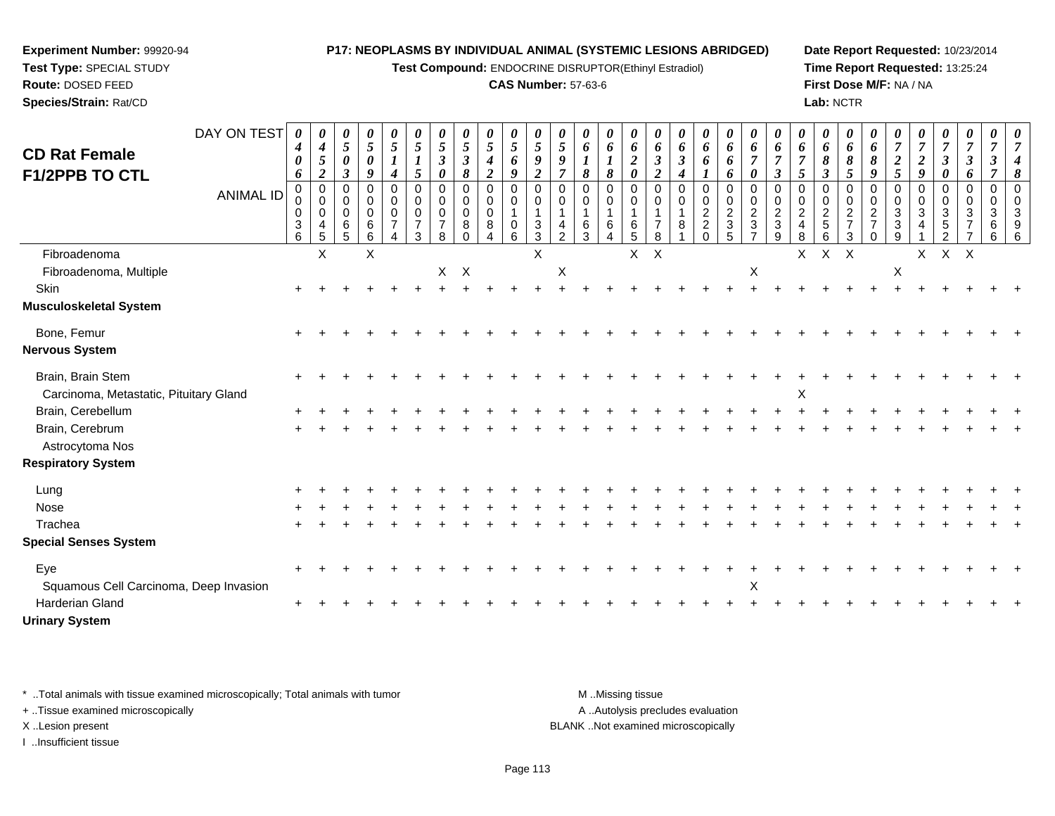**Experiment Number:** 99920-94
**Test Type:** SPECIAL STUDY
**Route:** DOSED FEED
**Species/Strain:** Rat/CD

**P17: NEOPLASMS BY INDIVIDUAL ANIMAL (SYSTEMIC LESIONS ABRIDGED)**
**Test Compound:** ENDOCRINE DISRUPTOR(Ethinyl Estradiol)
**CAS Number:** 57-63-6

**Date Report Requested:** 10/23/2014
**Time Report Requested:** 13:25:24
**First Dose M/F:** NA / NA
**Lab:** NCTR

## CD Rat Female F1/2PPB TO CTL

| DAY ON TEST | 0406 | 0452 | 0503 | 0509 | 0514 | 0515 | 0530 | 0538 | 0542 | 0569 | 0592 | 0597 | 0618 | 0618 | 0620 | 0632 | 0634 | 0661 | 0666 | 0670 | 0673 | 0675 | 0683 | 0685 | 0689 | 0725 | 0729 | 0730 | 0736 | 0737 | 0748 |
|---|---|---|---|---|---|---|---|---|---|---|---|---|---|---|---|---|---|---|---|---|---|---|---|---|---|---|---|---|---|---|---|
| **ANIMAL ID** | 00036 | 00045 | 00065 | 00066 | 00074 | 00073 | 00078 | 00080 | 00084 | 00106 | 00133 | 00142 | 00163 | 00164 | 00165 | 00178 | 00181 | 00220 | 00235 | 00237 | 00239 | 00248 | 00256 | 00273 | 00270 | 00339 | 00341 | 00352 | 00377 | 00366 | 00396 |
| Fibroadenoma | | X | | X | | | | | | | X | | | | X | X | | | | | | X | X | X | | | X | X | X | | |
| Fibroadenoma, Multiple | | | | | | | X | X | | | | X | | | | | | | | X | | | | | | X | | | | | |
| Skin | + | + | + | + | + | + | + | + | + | + | + | + | + | + | + | + | + | + | + | + | + | + | + | + | + | + | + | + | + | + | + |
| **Musculoskeletal System** | | | | | | | | | | | | | | | | | | | | | | | | | | | | | | | |
| Bone, Femur | + | + | + | + | + | + | + | + | + | + | + | + | + | + | + | + | + | + | + | + | + | + | + | + | + | + | + | + | + | + | + |
| **Nervous System** | | | | | | | | | | | | | | | | | | | | | | | | | | | | | | | |
| Brain, Brain Stem | + | + | + | + | + | + | + | + | + | + | + | + | + | + | + | + | + | + | + | + | + | + | + | + | + | + | + | + | + | + | + |
| Carcinoma, Metastatic, Pituitary Gland | | | | | | | | | | | | | | | | | | | | | | X | | | | | | | | | |
| Brain, Cerebellum | + | + | + | + | + | + | + | + | + | + | + | + | + | + | + | + | + | + | + | + | + | + | + | + | + | + | + | + | + | + | + |
| Brain, Cerebrum | + | + | + | + | + | + | + | + | + | + | + | + | + | + | + | + | + | + | + | + | + | + | + | + | + | + | + | + | + | + | + |
| Astrocytoma Nos | | | | | | | | | | | | | | | | | | | | | | | | | | | | | | | |
| **Respiratory System** | | | | | | | | | | | | | | | | | | | | | | | | | | | | | | | |
| Lung | + | + | + | + | + | + | + | + | + | + | + | + | + | + | + | + | + | + | + | + | + | + | + | + | + | + | + | + | + | + | + |
| Nose | + | + | + | + | + | + | + | + | + | + | + | + | + | + | + | + | + | + | + | + | + | + | + | + | + | + | + | + | + | + | + |
| Trachea | + | + | + | + | + | + | + | + | + | + | + | + | + | + | + | + | + | + | + | + | + | + | + | + | + | + | + | + | + | + | + |
| **Special Senses System** | | | | | | | | | | | | | | | | | | | | | | | | | | | | | | | |
| Eye | + | + | + | + | + | + | + | + | + | + | + | + | + | + | + | + | + | + | + | + | + | + | + | + | + | + | + | + | + | + | + |
| Squamous Cell Carcinoma, Deep Invasion | | | | | | | | | | | | | | | | | | | | X | | | | | | | | | | | |
| Harderian Gland | + | + | + | + | + | + | + | + | + | + | + | + | + | + | + | + | + | + | + | + | + | + | + | + | + | + | + | + | + | + | + |
| **Urinary System** | | | | | | | | | | | | | | | | | | | | | | | | | | | | | | | |

\* ..Total animals with tissue examined microscopically; Total animals with tumor
\+ ..Tissue examined microscopically
X ..Lesion present
I ..Insufficient tissue

M ..Missing tissue
A ..Autolysis precludes evaluation
BLANK ..Not examined microscopically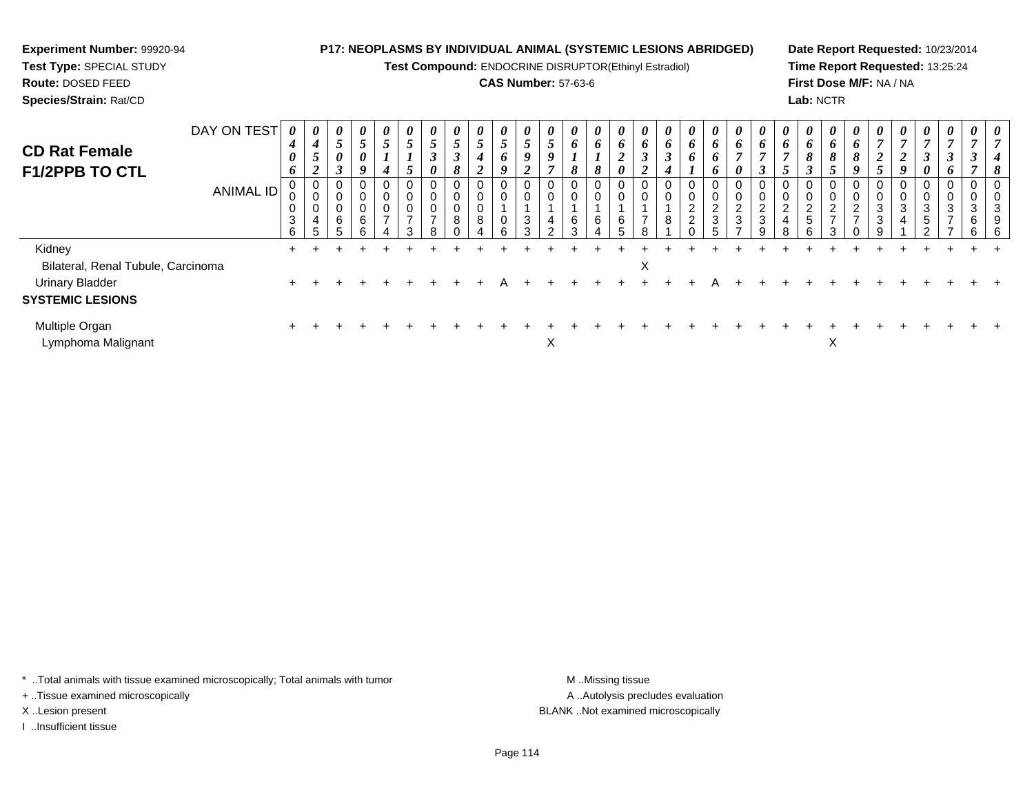**Experiment Number:** 99920-94
**Test Type:** SPECIAL STUDY
**Route:** DOSED FEED
**Species/Strain:** Rat/CD

**P17: NEOPLASMS BY INDIVIDUAL ANIMAL (SYSTEMIC LESIONS ABRIDGED)**
**Test Compound:** ENDOCRINE DISRUPTOR(Ethinyl Estradiol)
**CAS Number:** 57-63-6

**Date Report Requested:** 10/23/2014
**Time Report Requested:** 13:25:24
**First Dose M/F:** NA / NA
**Lab:** NCTR

## CD Rat Female F1/2PPB TO CTL

| DAY ON TEST | 0406 | 0452 | 0503 | 0509 | 0514 | 0515 | 0530 | 0538 | 0542 | 0569 | 0592 | 0597 | 0618 | 0618 | 0620 | 0632 | 0634 | 0661 | 0666 | 0670 | 0673 | 0675 | 0683 | 0685 | 0689 | 0725 | 0729 | 0730 | 0736 | 0737 | 0748 |
|---|---|---|---|---|---|---|---|---|---|---|---|---|---|---|---|---|---|---|---|---|---|---|---|---|---|---|---|---|---|---|---|
| **ANIMAL ID** | 00036 | 00045 | 00065 | 00066 | 00074 | 00073 | 00078 | 00080 | 00084 | 00106 | 00133 | 00142 | 00163 | 00164 | 00165 | 00178 | 00181 | 00220 | 00235 | 00237 | 00239 | 00248 | 00256 | 00273 | 00270 | 00339 | 00341 | 00352 | 00377 | 00366 | 00396 |
| Kidney | + | + | + | + | + | + | + | + | + | + | + | + | + | + | + | + | + | + | + | + | + | + | + | + | + | + | + | + | + | + | + |
| Bilateral, Renal Tubule, Carcinoma | | | | | | | | | | | | | | | | X | | | | | | | | | | | | | | | |
| Urinary Bladder | + | + | + | + | + | + | + | + | + | A | + | + | + | + | + | + | + | + | A | + | + | + | + | + | + | + | + | + | + | + | + |
| **SYSTEMIC LESIONS** | | | | | | | | | | | | | | | | | | | | | | | | | | | | | | | |
| Multiple Organ | + | + | + | + | + | + | + | + | + | + | + | + | + | + | + | + | + | + | + | + | + | + | + | + | + | + | + | + | + | + | + |
| Lymphoma Malignant | | | | | | | | | | | | X | | | | | | | | | | | | X | | | | | | | |

\* ..Total animals with tissue examined microscopically; Total animals with tumor
+ ..Tissue examined microscopically
X ..Lesion present
I ..Insufficient tissue

M ..Missing tissue
A ..Autolysis precludes evaluation
BLANK ..Not examined microscopically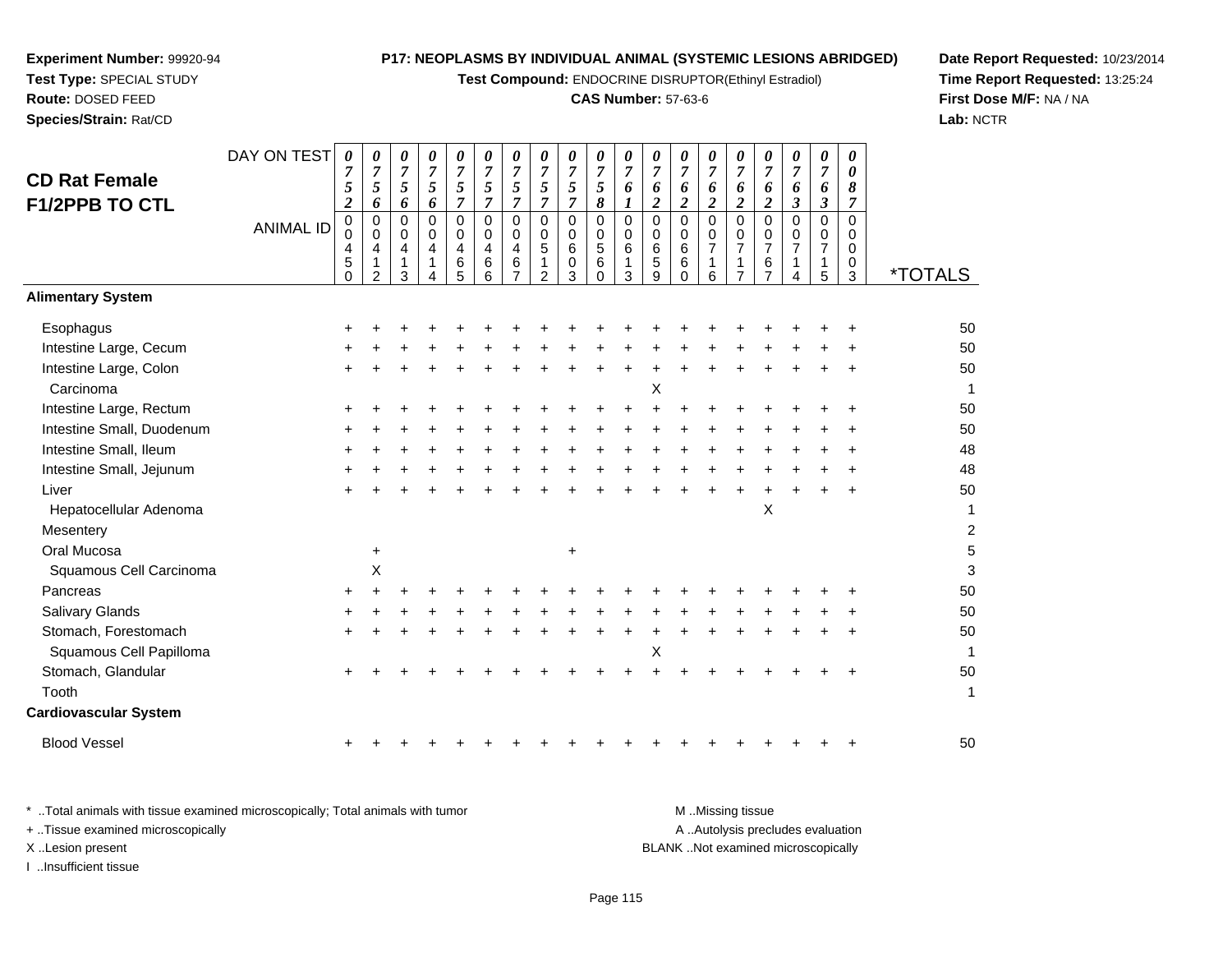**Experiment Number:** 99920-94
**Test Type:** SPECIAL STUDY
**Route:** DOSED FEED
**Species/Strain:** Rat/CD

**P17: NEOPLASMS BY INDIVIDUAL ANIMAL (SYSTEMIC LESIONS ABRIDGED)**
**Test Compound:** ENDOCRINE DISRUPTOR(Ethinyl Estradiol)
**CAS Number:** 57-63-6

**Date Report Requested:** 10/23/2014
**Time Report Requested:** 13:25:24
**First Dose M/F:** NA / NA
**Lab:** NCTR

## CD Rat Female F1/2PPB TO CTL

| DAY ON TEST | 0752 | 0756 | 0756 | 0756 | 0757 | 0757 | 0757 | 0757 | 0757 | 0758 | 0761 | 0762 | 0762 | 0762 | 0762 | 0762 | 0763 | 0763 | 0087 | |
|---|---|---|---|---|---|---|---|---|---|---|---|---|---|---|---|---|---|---|---|---|
| **ANIMAL ID** | 00450 | 00412 | 00413 | 00414 | 00465 | 00466 | 00467 | 00512 | 00603 | 00560 | 00613 | 00659 | 00660 | 00716 | 00717 | 00767 | 00714 | 00715 | 00003 | ***TOTALS** |
| **Alimentary System** | | | | | | | | | | | | | | | | | | | | |
| Esophagus | + | + | + | + | + | + | + | + | + | + | + | + | + | + | + | + | + | + | + | 50 |
| Intestine Large, Cecum | + | + | + | + | + | + | + | + | + | + | + | + | + | + | + | + | + | + | + | 50 |
| Intestine Large, Colon | + | + | + | + | + | + | + | + | + | + | + | + | + | + | + | + | + | + | + | 50 |
| Carcinoma | | | | | | | | | | | | X | | | | | | | | 1 |
| Intestine Large, Rectum | + | + | + | + | + | + | + | + | + | + | + | + | + | + | + | + | + | + | + | 50 |
| Intestine Small, Duodenum | + | + | + | + | + | + | + | + | + | + | + | + | + | + | + | + | + | + | + | 50 |
| Intestine Small, Ileum | + | + | + | + | + | + | + | + | + | + | + | + | + | + | + | + | + | + | + | 48 |
| Intestine Small, Jejunum | + | + | + | + | + | + | + | + | + | + | + | + | + | + | + | + | + | + | + | 48 |
| Liver | + | + | + | + | + | + | + | + | + | + | + | + | + | + | + | + | + | + | + | 50 |
| Hepatocellular Adenoma | | | | | | | | | | | | | | | | X | | | | 1 |
| Mesentery | | | | | | | | | | | | | | | | | | | | 2 |
| Oral Mucosa | | + | | | | | | | + | | | | | | | | | | | 5 |
| Squamous Cell Carcinoma | | X | | | | | | | | | | | | | | | | | | 3 |
| Pancreas | + | + | + | + | + | + | + | + | + | + | + | + | + | + | + | + | + | + | + | 50 |
| Salivary Glands | + | + | + | + | + | + | + | + | + | + | + | + | + | + | + | + | + | + | + | 50 |
| Stomach, Forestomach | + | + | + | + | + | + | + | + | + | + | + | + | + | + | + | + | + | + | + | 50 |
| Squamous Cell Papilloma | | | | | | | | | | | | X | | | | | | | | 1 |
| Stomach, Glandular | + | + | + | + | + | + | + | + | + | + | + | + | + | + | + | + | + | + | + | 50 |
| Tooth | | | | | | | | | | | | | | | | | | | | 1 |
| **Cardiovascular System** | | | | | | | | | | | | | | | | | | | | |
| Blood Vessel | + | + | + | + | + | + | + | + | + | + | + | + | + | + | + | + | + | + | + | 50 |

\* ..Total animals with tissue examined microscopically; Total animals with tumor
\+ ..Tissue examined microscopically
X ..Lesion present
I ..Insufficient tissue

M ..Missing tissue
A ..Autolysis precludes evaluation
BLANK ..Not examined microscopically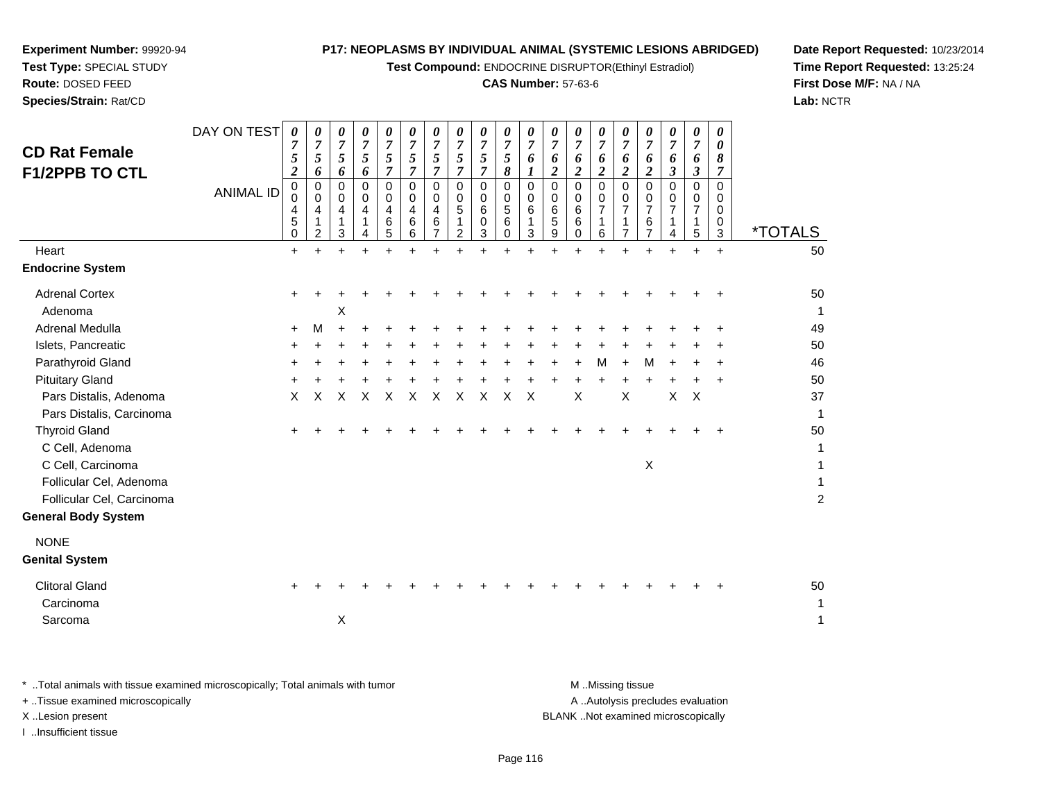**Experiment Number:** 99920-94
**Test Type:** SPECIAL STUDY
**Route:** DOSED FEED
**Species/Strain:** Rat/CD

**P17: NEOPLASMS BY INDIVIDUAL ANIMAL (SYSTEMIC LESIONS ABRIDGED)**
**Test Compound:** ENDOCRINE DISRUPTOR(Ethinyl Estradiol)
**CAS Number:** 57-63-6

**Date Report Requested:** 10/23/2014
**Time Report Requested:** 13:25:24
**First Dose M/F:** NA / NA
**Lab:** NCTR

## CD Rat Female F1/2PPB TO CTL

| DAY ON TEST | 0752 | 0756 | 0756 | 0756 | 0757 | 0757 | 0757 | 0757 | 0757 | 0758 | 0761 | 0762 | 0762 | 0762 | 0762 | 0762 | 0763 | 0763 | 0087 | |
|---|---|---|---|---|---|---|---|---|---|---|---|---|---|---|---|---|---|---|---|---|
| **ANIMAL ID** | 00450 | 00412 | 00413 | 00414 | 00465 | 00466 | 00467 | 00512 | 00603 | 00560 | 00613 | 00659 | 00660 | 00716 | 00717 | 00767 | 00714 | 00715 | 00003 | ***TOTALS** |
| Heart | + | + | + | + | + | + | + | + | + | + | + | + | + | + | + | + | + | + | + | 50 |
| **Endocrine System** | | | | | | | | | | | | | | | | | | | | |
| Adrenal Cortex | + | + | + | + | + | + | + | + | + | + | + | + | + | + | + | + | + | + | + | 50 |
| Adenoma | | | X | | | | | | | | | | | | | | | | | 1 |
| Adrenal Medulla | + | M | + | + | + | + | + | + | + | + | + | + | + | + | + | + | + | + | + | 49 |
| Islets, Pancreatic | + | + | + | + | + | + | + | + | + | + | + | + | + | + | + | + | + | + | + | 50 |
| Parathyroid Gland | + | + | + | + | + | + | + | + | + | + | + | + | + | M | + | M | + | + | + | 46 |
| Pituitary Gland | + | + | + | + | + | + | + | + | + | + | + | + | + | + | + | + | + | + | + | 50 |
| Pars Distalis, Adenoma | X | X | X | X | X | X | X | X | X | X | X | | X | | X | | X | X | | 37 |
| Pars Distalis, Carcinoma | | | | | | | | | | | | | | | | | | | | 1 |
| Thyroid Gland | + | + | + | + | + | + | + | + | + | + | + | + | + | + | + | + | + | + | + | 50 |
| C Cell, Adenoma | | | | | | | | | | | | | | | | | | | | 1 |
| C Cell, Carcinoma | | | | | | | | | | | | | | | | X | | | | 1 |
| Follicular Cel, Adenoma | | | | | | | | | | | | | | | | | | | | 1 |
| Follicular Cel, Carcinoma | | | | | | | | | | | | | | | | | | | | 2 |
| **General Body System** | | | | | | | | | | | | | | | | | | | | |
| NONE | | | | | | | | | | | | | | | | | | | | |
| **Genital System** | | | | | | | | | | | | | | | | | | | | |
| Clitoral Gland | + | + | + | + | + | + | + | + | + | + | + | + | + | + | + | + | + | + | + | 50 |
| Carcinoma | | | | | | | | | | | | | | | | | | | | 1 |
| Sarcoma | | | X | | | | | | | | | | | | | | | | | 1 |

* ..Total animals with tissue examined microscopically; Total animals with tumor
+ ..Tissue examined microscopically
X ..Lesion present
I ..Insufficient tissue

M ..Missing tissue
A ..Autolysis precludes evaluation
BLANK ..Not examined microscopically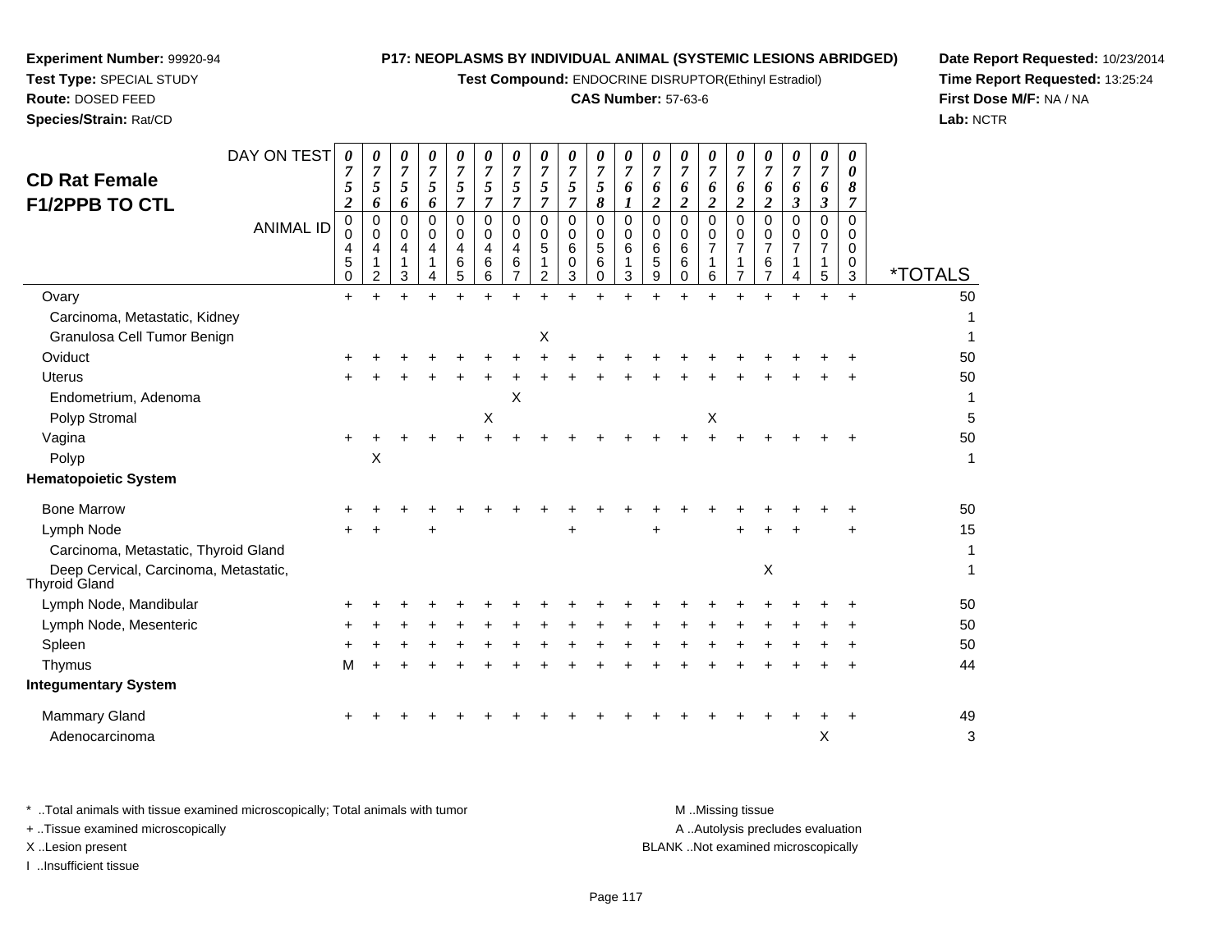**Experiment Number:** 99920-94
**Test Type:** SPECIAL STUDY
**Route:** DOSED FEED
**Species/Strain:** Rat/CD

**P17: NEOPLASMS BY INDIVIDUAL ANIMAL (SYSTEMIC LESIONS ABRIDGED)**
**Test Compound:** ENDOCRINE DISRUPTOR(Ethinyl Estradiol)
**CAS Number:** 57-63-6

**Date Report Requested:** 10/23/2014
**Time Report Requested:** 13:25:24
**First Dose M/F:** NA / NA
**Lab:** NCTR

## CD Rat Female F1/2PPB TO CTL

| DAY ON TEST | 0752 | 0756 | 0756 | 0756 | 0757 | 0757 | 0757 | 0757 | 0757 | 0758 | 0761 | 0762 | 0762 | 0762 | 0762 | 0762 | 0763 | 0763 | 0087 | |
|---|---|---|---|---|---|---|---|---|---|---|---|---|---|---|---|---|---|---|---|---|
| **ANIMAL ID** | 00450 | 00412 | 00413 | 00414 | 00465 | 00466 | 00467 | 00512 | 00603 | 00560 | 00613 | 00659 | 00660 | 00716 | 00717 | 00767 | 00714 | 00715 | 00003 | ***TOTALS** |
| Ovary | + | + | + | + | + | + | + | + | + | + | + | + | + | + | + | + | + | + | + | 50 |
| Carcinoma, Metastatic, Kidney | | | | | | | | | | | | | | | | | | | | 1 |
| Granulosa Cell Tumor Benign | | | | | | | | X | | | | | | | | | | | | 1 |
| Oviduct | + | + | + | + | + | + | + | + | + | + | + | + | + | + | + | + | + | + | + | 50 |
| Uterus | + | + | + | + | + | + | + | + | + | + | + | + | + | + | + | + | + | + | + | 50 |
| Endometrium, Adenoma | | | | | | | X | | | | | | | | | | | | | 1 |
| Polyp Stromal | | | | | | X | | | | | | | | X | | | | | | 5 |
| Vagina | + | + | + | + | + | + | + | + | + | + | + | + | + | + | + | + | + | + | + | 50 |
| Polyp | | X | | | | | | | | | | | | | | | | | | 1 |
| **Hematopoietic System** | | | | | | | | | | | | | | | | | | | | |
| Bone Marrow | + | + | + | + | + | + | + | + | + | + | + | + | + | + | + | + | + | + | + | 50 |
| Lymph Node | + | + | | + | | | | | + | | | + | | | + | + | + | | + | 15 |
| Carcinoma, Metastatic, Thyroid Gland | | | | | | | | | | | | | | | | | | | | 1 |
| Deep Cervical, Carcinoma, Metastatic, Thyroid Gland | | | | | | | | | | | | | | | | X | | | | 1 |
| Lymph Node, Mandibular | + | + | + | + | + | + | + | + | + | + | + | + | + | + | + | + | + | + | + | 50 |
| Lymph Node, Mesenteric | + | + | + | + | + | + | + | + | + | + | + | + | + | + | + | + | + | + | + | 50 |
| Spleen | + | + | + | + | + | + | + | + | + | + | + | + | + | + | + | + | + | + | + | 50 |
| Thymus | M | + | + | + | + | + | + | + | + | + | + | + | + | + | + | + | + | + | + | 44 |
| **Integumentary System** | | | | | | | | | | | | | | | | | | | | |
| Mammary Gland | + | + | + | + | + | + | + | + | + | + | + | + | + | + | + | + | + | + | + | 49 |
| Adenocarcinoma | | | | | | | | | | | | | | | | | | X | | 3 |

\* ..Total animals with tissue examined microscopically; Total animals with tumor
\+ ..Tissue examined microscopically
X ..Lesion present
I ..Insufficient tissue

M ..Missing tissue
A ..Autolysis precludes evaluation
BLANK ..Not examined microscopically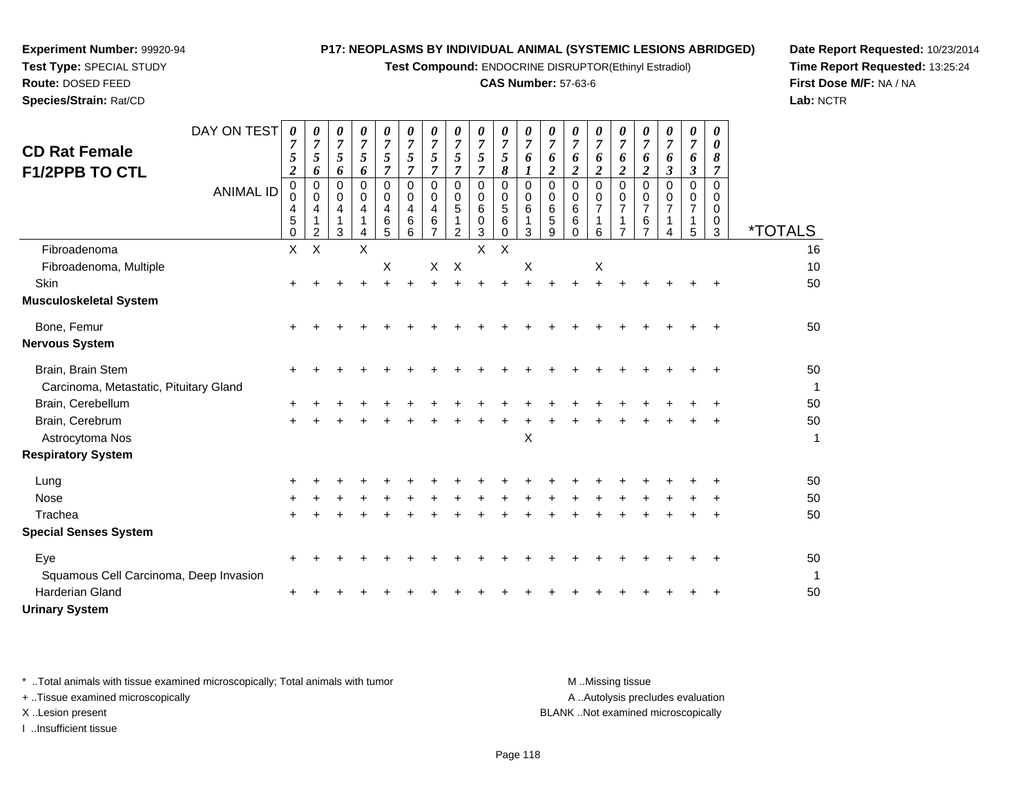**Experiment Number:** 99920-94
**Test Type:** SPECIAL STUDY
**Route:** DOSED FEED
**Species/Strain:** Rat/CD

**P17: NEOPLASMS BY INDIVIDUAL ANIMAL (SYSTEMIC LESIONS ABRIDGED)**
**Test Compound:** ENDOCRINE DISRUPTOR(Ethinyl Estradiol)
**CAS Number:** 57-63-6

**Date Report Requested:** 10/23/2014
**Time Report Requested:** 13:25:24
**First Dose M/F:** NA / NA
**Lab:** NCTR

## CD Rat Female
## F1/2PPB TO CTL

| DAY ON TEST | 0752 | 0756 | 0756 | 0756 | 0757 | 0757 | 0757 | 0757 | 0757 | 0758 | 0761 | 0762 | 0762 | 0762 | 0762 | 0762 | 0763 | 0763 | 0087 | |
|---|---|---|---|---|---|---|---|---|---|---|---|---|---|---|---|---|---|---|---|---|
| **ANIMAL ID** | 0004 50 | 0004 12 | 0004 13 | 0004 14 | 0004 65 | 0004 66 | 0004 67 | 0005 12 | 0006 03 | 0005 60 | 0006 13 | 0006 59 | 0006 60 | 0007 16 | 0007 17 | 0007 67 | 0007 14 | 0007 15 | 0000 03 | ***TOTALS** |
| Fibroadenoma | X | X | | X | | | | | X | X | | | | | | | | | | 16 |
| Fibroadenoma, Multiple | | | | | X | | X | X | | | X | | | X | | | | | | 10 |
| Skin | + | + | + | + | + | + | + | + | + | + | + | + | + | + | + | + | + | + | + | 50 |
| **Musculoskeletal System** | | | | | | | | | | | | | | | | | | | | |
| Bone, Femur | + | + | + | + | + | + | + | + | + | + | + | + | + | + | + | + | + | + | + | 50 |
| **Nervous System** | | | | | | | | | | | | | | | | | | | | |
| Brain, Brain Stem | + | + | + | + | + | + | + | + | + | + | + | + | + | + | + | + | + | + | + | 50 |
| Carcinoma, Metastatic, Pituitary Gland | | | | | | | | | | | | | | | | | | | | 1 |
| Brain, Cerebellum | + | + | + | + | + | + | + | + | + | + | + | + | + | + | + | + | + | + | + | 50 |
| Brain, Cerebrum | + | + | + | + | + | + | + | + | + | + | + | + | + | + | + | + | + | + | + | 50 |
| Astrocytoma Nos | | | | | | | | | | | X | | | | | | | | | 1 |
| **Respiratory System** | | | | | | | | | | | | | | | | | | | | |
| Lung | + | + | + | + | + | + | + | + | + | + | + | + | + | + | + | + | + | + | + | 50 |
| Nose | + | + | + | + | + | + | + | + | + | + | + | + | + | + | + | + | + | + | + | 50 |
| Trachea | + | + | + | + | + | + | + | + | + | + | + | + | + | + | + | + | + | + | + | 50 |
| **Special Senses System** | | | | | | | | | | | | | | | | | | | | |
| Eye | + | + | + | + | + | + | + | + | + | + | + | + | + | + | + | + | + | + | + | 50 |
| Squamous Cell Carcinoma, Deep Invasion | | | | | | | | | | | | | | | | | | | | 1 |
| Harderian Gland | + | + | + | + | + | + | + | + | + | + | + | + | + | + | + | + | + | + | + | 50 |
| **Urinary System** | | | | | | | | | | | | | | | | | | | | |

\* ..Total animals with tissue examined microscopically; Total animals with tumor
\+ ..Tissue examined microscopically
X ..Lesion present
I ..Insufficient tissue

M ..Missing tissue
A ..Autolysis precludes evaluation
BLANK ..Not examined microscopically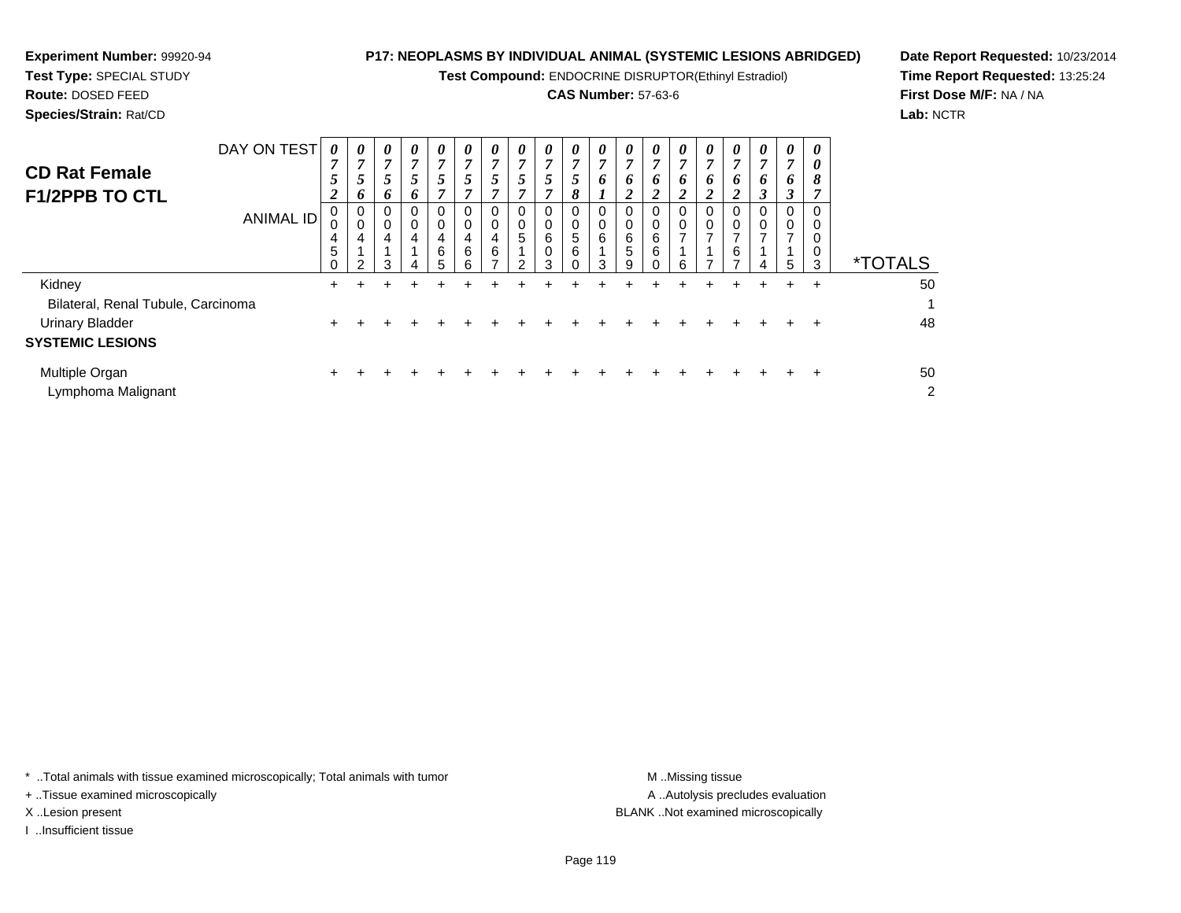**Experiment Number:** 99920-94
**Test Type:** SPECIAL STUDY
**Route:** DOSED FEED
**Species/Strain:** Rat/CD

**P17: NEOPLASMS BY INDIVIDUAL ANIMAL (SYSTEMIC LESIONS ABRIDGED)**
**Test Compound:** ENDOCRINE DISRUPTOR(Ethinyl Estradiol)
**CAS Number:** 57-63-6

**Date Report Requested:** 10/23/2014
**Time Report Requested:** 13:25:24
**First Dose M/F:** NA / NA
**Lab:** NCTR

## CD Rat Female F1/2PPB TO CTL

| DAY ON TEST | 0752 | 0756 | 0756 | 0756 | 0757 | 0757 | 0757 | 0757 | 0757 | 0758 | 0761 | 0762 | 0762 | 0762 | 0762 | 0762 | 0763 | 0763 | 0087 | |
|---|---|---|---|---|---|---|---|---|---|---|---|---|---|---|---|---|---|---|---|---|
| **ANIMAL ID** | 00450 | 00412 | 00413 | 00414 | 00465 | 00466 | 00467 | 00512 | 00603 | 00560 | 00613 | 00659 | 00660 | 00716 | 00717 | 00767 | 00714 | 00715 | 00003 | ***TOTALS** |
| Kidney | + | + | + | + | + | + | + | + | + | + | + | + | + | + | + | + | + | + | + | 50 |
| Bilateral, Renal Tubule, Carcinoma | | | | | | | | | | | | | | | | | | | | 1 |
| Urinary Bladder | + | + | + | + | + | + | + | + | + | + | + | + | + | + | + | + | + | + | + | 48 |
| **SYSTEMIC LESIONS** | | | | | | | | | | | | | | | | | | | | |
| Multiple Organ | + | + | + | + | + | + | + | + | + | + | + | + | + | + | + | + | + | + | + | 50 |
| Lymphoma Malignant | | | | | | | | | | | | | | | | | | | | 2 |

* ..Total animals with tissue examined microscopically; Total animals with tumor
+ ..Tissue examined microscopically
X ..Lesion present
I ..Insufficient tissue

M ..Missing tissue
A ..Autolysis precludes evaluation
BLANK ..Not examined microscopically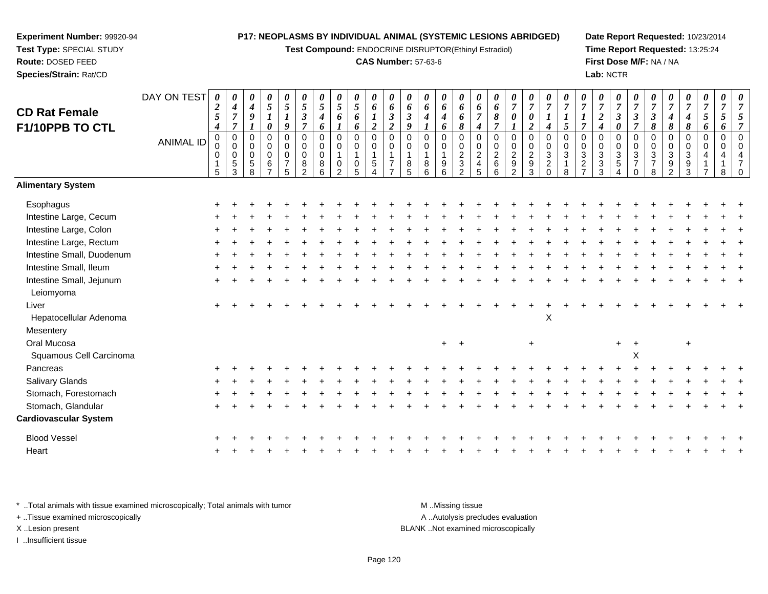**Experiment Number:** 99920-94
**Test Type:** SPECIAL STUDY
**Route:** DOSED FEED
**Species/Strain:** Rat/CD

**P17: NEOPLASMS BY INDIVIDUAL ANIMAL (SYSTEMIC LESIONS ABRIDGED)**
**Test Compound:** ENDOCRINE DISRUPTOR(Ethinyl Estradiol)
**CAS Number:** 57-63-6

**Date Report Requested:** 10/23/2014
**Time Report Requested:** 13:25:24
**First Dose M/F:** NA / NA
**Lab:** NCTR

## CD Rat Female F1/10PPB TO CTL

| DAY ON TEST | 0254 | 0477 | 0491 | 0510 | 0519 | 0537 | 0546 | 0561 | 0566 | 0612 | 0632 | 0639 | 0641 | 0646 | 0668 | 0674 | 0687 | 0701 | 0702 | 0714 | 0715 | 0717 | 0724 | 0730 | 0737 | 0738 | 0748 | 0748 | 0756 | 0756 | 0757 |
|---|---|---|---|---|---|---|---|---|---|---|---|---|---|---|---|---|---|---|---|---|---|---|---|---|---|---|---|---|---|---|---|
| **ANIMAL ID** | 00015 | 00053 | 00058 | 00067 | 00075 | 00082 | 00086 | 00102 | 00105 | 00154 | 00177 | 00185 | 00186 | 00196 | 00232 | 00245 | 00266 | 00292 | 00293 | 00320 | 00318 | 00327 | 00333 | 00354 | 00370 | 00378 | 00392 | 00393 | 00417 | 00418 | 00470 |
| **Alimentary System** | | | | | | | | | | | | | | | | | | | | | | | | | | | | | | | |
| Esophagus | + | + | + | + | + | + | + | + | + | + | + | + | + | + | + | + | + | + | + | + | + | + | + | + | + | + | + | + | + | + | + |
| Intestine Large, Cecum | + | + | + | + | + | + | + | + | + | + | + | + | + | + | + | + | + | + | + | + | + | + | + | + | + | + | + | + | + | + | + |
| Intestine Large, Colon | + | + | + | + | + | + | + | + | + | + | + | + | + | + | + | + | + | + | + | + | + | + | + | + | + | + | + | + | + | + | + |
| Intestine Large, Rectum | + | + | + | + | + | + | + | + | + | + | + | + | + | + | + | + | + | + | + | + | + | + | + | + | + | + | + | + | + | + | + |
| Intestine Small, Duodenum | + | + | + | + | + | + | + | + | + | + | + | + | + | + | + | + | + | + | + | + | + | + | + | + | + | + | + | + | + | + | + |
| Intestine Small, Ileum | + | + | + | + | + | + | + | + | + | + | + | + | + | + | + | + | + | + | + | + | + | + | + | + | + | + | + | + | + | + | + |
| Intestine Small, Jejunum | + | + | + | + | + | + | + | + | + | + | + | + | + | + | + | + | + | + | + | + | + | + | + | + | + | + | + | + | + | + | + |
| Leiomyoma | | | | | | | | | | | | | | | | | | | | | | | | | | | | | | | |
| Liver | + | + | + | + | + | + | + | + | + | + | + | + | + | + | + | + | + | + | + | + | + | + | + | + | + | + | + | + | + | + | + |
| Hepatocellular Adenoma | | | | | | | | | | | | | | | | | | | | X | | | | | | | | | | | |
| Mesentery | | | | | | | | | | | | | | | | | | | | | | | | | | | | | | | |
| Oral Mucosa | | | | | | | | | | | | | | + | + | | | | + | | | | | + | + | | | + | | | |
| Squamous Cell Carcinoma | | | | | | | | | | | | | | | | | | | | | | | | | X | | | | | | |
| Pancreas | + | + | + | + | + | + | + | + | + | + | + | + | + | + | + | + | + | + | + | + | + | + | + | + | + | + | + | + | + | + | + |
| Salivary Glands | + | + | + | + | + | + | + | + | + | + | + | + | + | + | + | + | + | + | + | + | + | + | + | + | + | + | + | + | + | + | + |
| Stomach, Forestomach | + | + | + | + | + | + | + | + | + | + | + | + | + | + | + | + | + | + | + | + | + | + | + | + | + | + | + | + | + | + | + |
| Stomach, Glandular | + | + | + | + | + | + | + | + | + | + | + | + | + | + | + | + | + | + | + | + | + | + | + | + | + | + | + | + | + | + | + |
| **Cardiovascular System** | | | | | | | | | | | | | | | | | | | | | | | | | | | | | | | |
| Blood Vessel | + | + | + | + | + | + | + | + | + | + | + | + | + | + | + | + | + | + | + | + | + | + | + | + | + | + | + | + | + | + | + |
| Heart | + | + | + | + | + | + | + | + | + | + | + | + | + | + | + | + | + | + | + | + | + | + | + | + | + | + | + | + | + | + | + |

\* ..Total animals with tissue examined microscopically; Total animals with tumor
\+ ..Tissue examined microscopically
X ..Lesion present
I ..Insufficient tissue

M ..Missing tissue
A ..Autolysis precludes evaluation
BLANK ..Not examined microscopically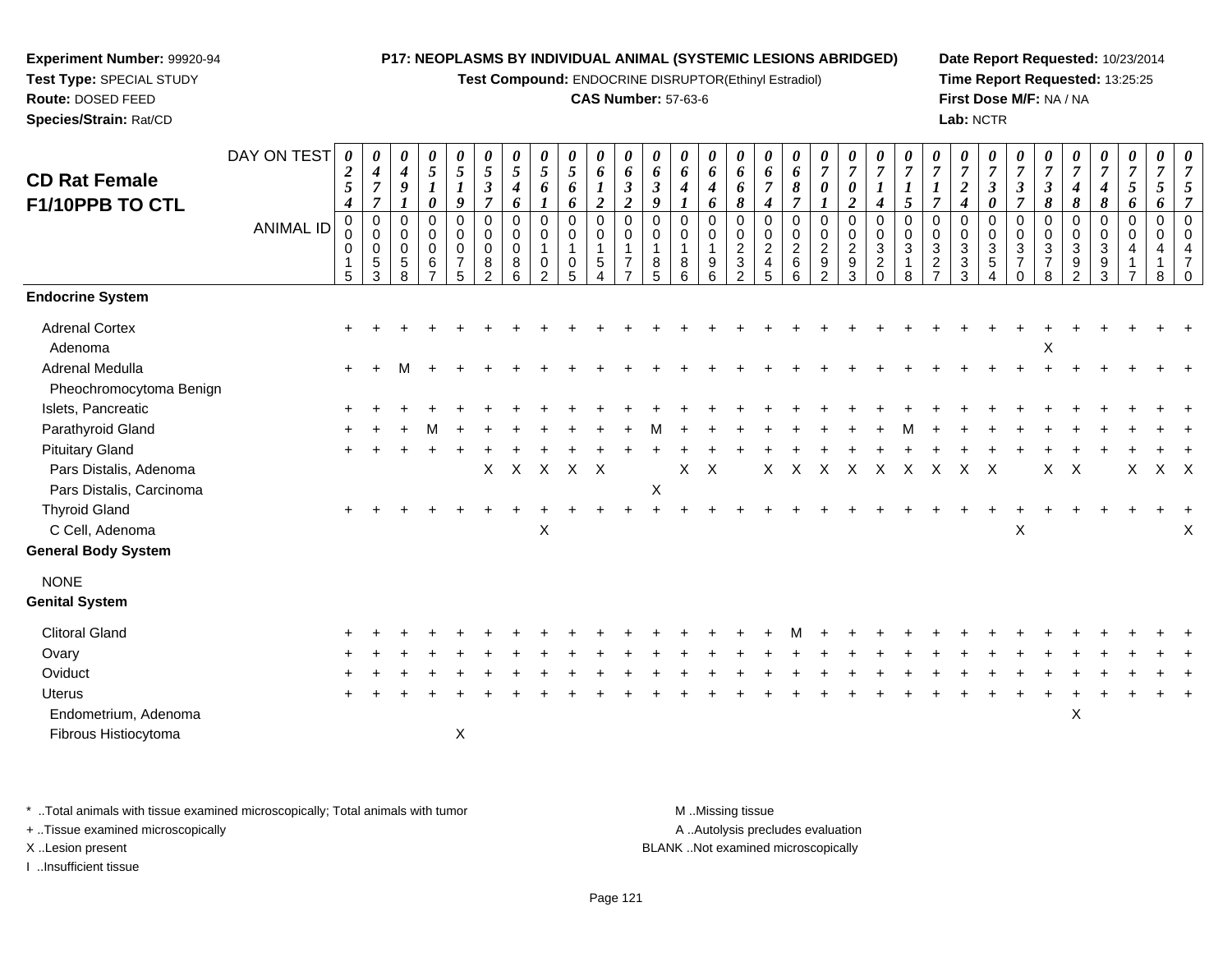**Experiment Number:** 99920-94
**Test Type:** SPECIAL STUDY
**Route:** DOSED FEED
**Species/Strain:** Rat/CD

**P17: NEOPLASMS BY INDIVIDUAL ANIMAL (SYSTEMIC LESIONS ABRIDGED)**
**Test Compound:** ENDOCRINE DISRUPTOR(Ethinyl Estradiol)
**CAS Number:** 57-63-6

**Date Report Requested:** 10/23/2014
**Time Report Requested:** 13:25:25
**First Dose M/F:** NA / NA
**Lab:** NCTR

## CD Rat Female F1/10PPB TO CTL

| DAY ON TEST | 0254 | 0477 | 0491 | 0510 | 0519 | 0537 | 0546 | 0561 | 0566 | 0612 | 0632 | 0639 | 0641 | 0646 | 0668 | 0674 | 0687 | 0701 | 0702 | 0714 | 0715 | 0717 | 0724 | 0730 | 0737 | 0738 | 0748 | 0748 | 0756 | 0756 | 0757 |
|---|---|---|---|---|---|---|---|---|---|---|---|---|---|---|---|---|---|---|---|---|---|---|---|---|---|---|---|---|---|---|---|
| **ANIMAL ID** | 00015 | 00053 | 00058 | 00067 | 00075 | 00082 | 00086 | 00102 | 00105 | 00154 | 00177 | 00185 | 00186 | 00196 | 00232 | 00245 | 00266 | 00292 | 00293 | 00320 | 00318 | 00327 | 00333 | 00354 | 00370 | 00378 | 00392 | 00393 | 00417 | 00418 | 00470 |
| **Endocrine System** | | | | | | | | | | | | | | | | | | | | | | | | | | | | | | | |
| Adrenal Cortex | + | + | + | + | + | + | + | + | + | + | + | + | + | + | + | + | + | + | + | + | + | + | + | + | + | + | + | + | + | + | + |
| Adenoma | | | | | | | | | | | | | | | | | | | | | | | | | | X | | | | | |
| Adrenal Medulla | + | + | M | + | + | + | + | + | + | + | + | + | + | + | + | + | + | + | + | + | + | + | + | + | + | + | + | + | + | + | + |
| Pheochromocytoma Benign | | | | | | | | | | | | | | | | | | | | | | | | | | | | | | | |
| Islets, Pancreatic | + | + | + | + | + | + | + | + | + | + | + | + | + | + | + | + | + | + | + | + | + | + | + | + | + | + | + | + | + | + | + |
| Parathyroid Gland | + | + | + | M | + | + | + | + | + | + | + | M | + | + | + | + | + | + | + | + | M | + | + | + | + | + | + | + | + | + | + |
| Pituitary Gland | + | + | + | + | + | + | + | + | + | + | + | + | + | + | + | + | + | + | + | + | + | + | + | + | + | + | + | + | + | + | + |
| Pars Distalis, Adenoma | | | | | | X | X | X | X | X | | | X | X | | X | X | X | X | X | X | X | X | X | | X | X | | X | X | X |
| Pars Distalis, Carcinoma | | | | | | | | | | | | X | | | | | | | | | | | | | | | | | | | |
| Thyroid Gland | + | + | + | + | + | + | + | + | + | + | + | + | + | + | + | + | + | + | + | + | + | + | + | + | + | + | + | + | + | + | + |
| C Cell, Adenoma | | | | | | | | X | | | | | | | | | | | | | | | | | X | | | | | | X |
| **General Body System** | | | | | | | | | | | | | | | | | | | | | | | | | | | | | | | |
| NONE | | | | | | | | | | | | | | | | | | | | | | | | | | | | | | | |
| **Genital System** | | | | | | | | | | | | | | | | | | | | | | | | | | | | | | | |
| Clitoral Gland | + | + | + | + | + | + | + | + | + | + | + | + | + | + | + | + | M | + | + | + | + | + | + | + | + | + | + | + | + | + | + |
| Ovary | + | + | + | + | + | + | + | + | + | + | + | + | + | + | + | + | + | + | + | + | + | + | + | + | + | + | + | + | + | + | + |
| Oviduct | + | + | + | + | + | + | + | + | + | + | + | + | + | + | + | + | + | + | + | + | + | + | + | + | + | + | + | + | + | + | + |
| Uterus | + | + | + | + | + | + | + | + | + | + | + | + | + | + | + | + | + | + | + | + | + | + | + | + | + | + | + | + | + | + | + |
| Endometrium, Adenoma | | | | | | | | | | | | | | | | | | | | | | | | | | | X | | | | |
| Fibrous Histiocytoma | | | | | X | | | | | | | | | | | | | | | | | | | | | | | | | | |

\* ..Total animals with tissue examined microscopically; Total animals with tumor
+ ..Tissue examined microscopically
X ..Lesion present
I ..Insufficient tissue

M ..Missing tissue
A ..Autolysis precludes evaluation
BLANK ..Not examined microscopically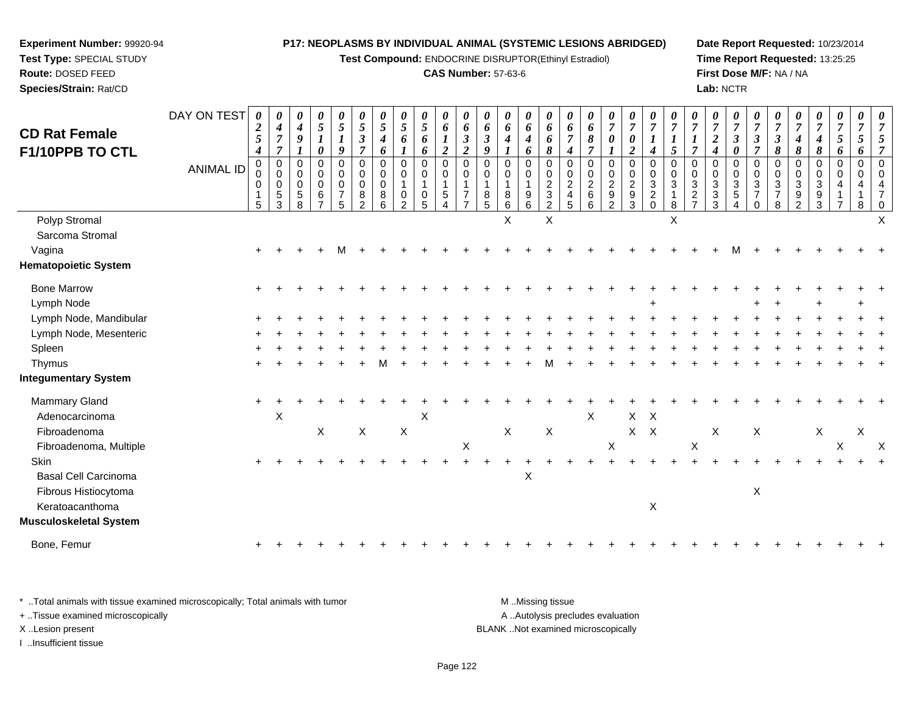**P17: NEOPLASMS BY INDIVIDUAL ANIMAL (SYSTEMIC LESIONS ABRIDGED)**

**Test Compound:** ENDOCRINE DISRUPTOR(Ethinyl Estradiol)

**CAS Number:** 57-63-6

**CD Rat Female F1/10PPB TO CTL**

| DAY ON TEST | 0254 | 0477 | 0491 | 0510 | 0519 | 0537 | 0546 | 0561 | 0566 | 0612 | 0632 | 0639 | 0641 | 0646 | 0668 | 0674 | 0687 | 0701 | 0702 | 0714 | 0715 | 0717 | 0724 | 0730 | 0737 | 0738 | 0748 | 0748 | 0756 | 0756 | 0757 |
|---|---|---|---|---|---|---|---|---|---|---|---|---|---|---|---|---|---|---|---|---|---|---|---|---|---|---|---|---|---|---|---|
| ANIMAL ID | 00015 | 00053 | 00058 | 00067 | 00075 | 00082 | 00086 | 00102 | 00105 | 00154 | 00177 | 00185 | 00186 | 00196 | 00232 | 00245 | 00266 | 00292 | 00293 | 00320 | 00318 | 00327 | 00333 | 00354 | 00370 | 00378 | 00392 | 00393 | 00417 | 00418 | 00470 |
| Polyp Stromal | | | | | | | | | | | | | X | | X | | | | | | X | | | | | | | | | | X |
| Sarcoma Stromal | | | | | | | | | | | | | | | | | | | | | | | | | | | | | | | |
| Vagina | + | + | + | + | M | + | + | + | + | + | + | + | + | + | + | + | + | + | + | + | + | + | + | M | + | + | + | + | + | + | + |
| **Hematopoietic System** | | | | | | | | | | | | | | | | | | | | | | | | | | | | | | | |
| Bone Marrow | + | + | + | + | + | + | + | + | + | + | + | + | + | + | + | + | + | + | + | + | + | + | + | + | + | + | + | + | + | + | + |
| Lymph Node | | | | | | | | | | | | | | | | | | | | + | | | | | + | + | | + | | + | |
| Lymph Node, Mandibular | + | + | + | + | + | + | + | + | + | + | + | + | + | + | + | + | + | + | + | + | + | + | + | + | + | + | + | + | + | + | + |
| Lymph Node, Mesenteric | + | + | + | + | + | + | + | + | + | + | + | + | + | + | + | + | + | + | + | + | + | + | + | + | + | + | + | + | + | + | + |
| Spleen | + | + | + | + | + | + | + | + | + | + | + | + | + | + | + | + | + | + | + | + | + | + | + | + | + | + | + | + | + | + | + |
| Thymus | + | + | + | + | + | + | M | + | + | + | + | + | + | + | M | + | + | + | + | + | + | + | + | + | + | + | + | + | + | + | + |
| **Integumentary System** | | | | | | | | | | | | | | | | | | | | | | | | | | | | | | | |
| Mammary Gland | + | + | + | + | + | + | + | + | + | + | + | + | + | + | + | + | + | + | + | + | + | + | + | + | + | + | + | + | + | + | + |
| Adenocarcinoma | | X | | | | | | | X | | | | | | | | X | | X | X | | | | | | | | | | | |
| Fibroadenoma | | | | X | | X | | X | | | | | X | | X | | | | X | X | | | X | | X | | | X | | X | |
| Fibroadenoma, Multiple | | | | | | | | | | | X | | | | | | | X | | | | X | | | | | | | X | | X |
| Skin | + | + | + | + | + | + | + | + | + | + | + | + | + | + | + | + | + | + | + | + | + | + | + | + | + | + | + | + | + | + | + |
| Basal Cell Carcinoma | | | | | | | | | | | | | | X | | | | | | | | | | | | | | | | | |
| Fibrous Histiocytoma | | | | | | | | | | | | | | | | | | | | | | | | | X | | | | | | |
| Keratoacanthoma | | | | | | | | | | | | | | | | | | | | X | | | | | | | | | | | |
| **Musculoskeletal System** | | | | | | | | | | | | | | | | | | | | | | | | | | | | | | | |
| Bone, Femur | + | + | + | + | + | + | + | + | + | + | + | + | + | + | + | + | + | + | + | + | + | + | + | + | + | + | + | + | + | + | + |

\* ..Total animals with tissue examined microscopically; Total animals with tumor
+ ..Tissue examined microscopically
X ..Lesion present
I ..Insufficient tissue

M ..Missing tissue
A ..Autolysis precludes evaluation
BLANK ..Not examined microscopically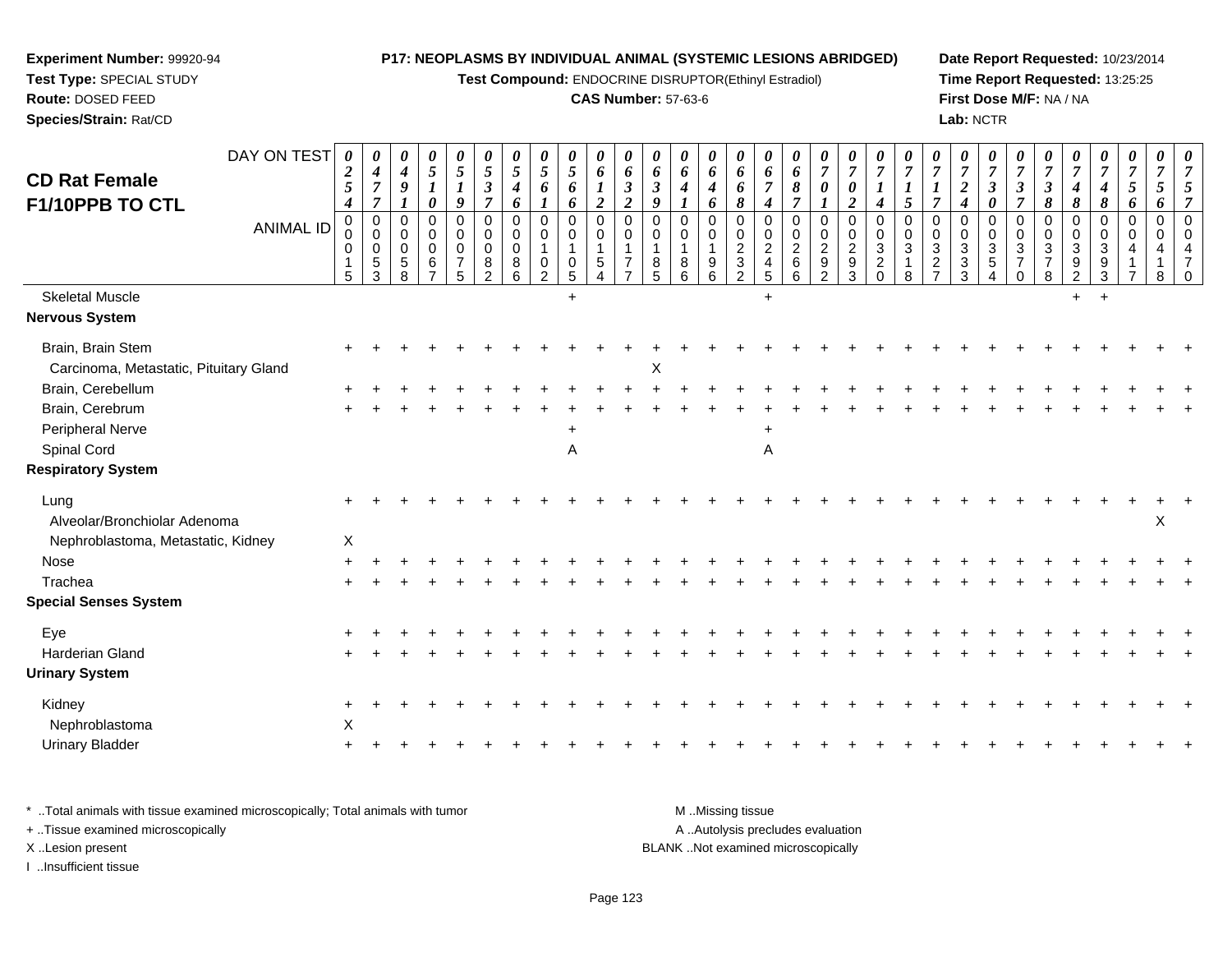**Experiment Number:** 99920-94
**Test Type:** SPECIAL STUDY
**Route:** DOSED FEED
**Species/Strain:** Rat/CD

**P17: NEOPLASMS BY INDIVIDUAL ANIMAL (SYSTEMIC LESIONS ABRIDGED)**
**Test Compound:** ENDOCRINE DISRUPTOR(Ethinyl Estradiol)
**CAS Number:** 57-63-6

**Date Report Requested:** 10/23/2014
**Time Report Requested:** 13:25:25
**First Dose M/F:** NA / NA
**Lab:** NCTR

## CD Rat Female F1/10PPB TO CTL

| DAY ON TEST | 0254 | 0477 | 0491 | 0510 | 0519 | 0537 | 0546 | 0561 | 0566 | 0612 | 0632 | 0639 | 0641 | 0646 | 0668 | 0674 | 0687 | 0701 | 0702 | 0714 | 0715 | 0717 | 0724 | 0730 | 0737 | 0738 | 0748 | 0748 | 0756 | 0756 | 0757 |
|---|---|---|---|---|---|---|---|---|---|---|---|---|---|---|---|---|---|---|---|---|---|---|---|---|---|---|---|---|---|---|---|
| **ANIMAL ID** | 00015 | 00053 | 00058 | 00067 | 00075 | 00082 | 00086 | 00102 | 00105 | 00154 | 00177 | 00185 | 00186 | 00196 | 00232 | 00245 | 00266 | 00292 | 00293 | 00320 | 00318 | 00327 | 00333 | 00354 | 00370 | 00378 | 00392 | 00393 | 00417 | 00418 | 00470 |
| Skeletal Muscle | | | | | | | | | + | | | | | | | + | | | | | | | | | | | + | + | | | |
| **Nervous System** | | | | | | | | | | | | | | | | | | | | | | | | | | | | | | | |
| Brain, Brain Stem | + | + | + | + | + | + | + | + | + | + | + | + | + | + | + | + | + | + | + | + | + | + | + | + | + | + | + | + | + | + | + |
| Carcinoma, Metastatic, Pituitary Gland | | | | | | | | | | | | X | | | | | | | | | | | | | | | | | | | |
| Brain, Cerebellum | + | + | + | + | + | + | + | + | + | + | + | + | + | + | + | + | + | + | + | + | + | + | + | + | + | + | + | + | + | + | + |
| Brain, Cerebrum | + | + | + | + | + | + | + | + | + | + | + | + | + | + | + | + | + | + | + | + | + | + | + | + | + | + | + | + | + | + | + |
| Peripheral Nerve | | | | | | | | | + | | | | | | | + | | | | | | | | | | | | | | | |
| Spinal Cord | | | | | | | | | A | | | | | | | A | | | | | | | | | | | | | | | |
| **Respiratory System** | | | | | | | | | | | | | | | | | | | | | | | | | | | | | | | |
| Lung | + | + | + | + | + | + | + | + | + | + | + | + | + | + | + | + | + | + | + | + | + | + | + | + | + | + | + | + | + | + | + |
| Alveolar/Bronchiolar Adenoma | | | | | | | | | | | | | | | | | | | | | | | | | | | | | | X | |
| Nephroblastoma, Metastatic, Kidney | X | | | | | | | | | | | | | | | | | | | | | | | | | | | | | | |
| Nose | + | + | + | + | + | + | + | + | + | + | + | + | + | + | + | + | + | + | + | + | + | + | + | + | + | + | + | + | + | + | + |
| Trachea | + | + | + | + | + | + | + | + | + | + | + | + | + | + | + | + | + | + | + | + | + | + | + | + | + | + | + | + | + | + | + |
| **Special Senses System** | | | | | | | | | | | | | | | | | | | | | | | | | | | | | | | |
| Eye | + | + | + | + | + | + | + | + | + | + | + | + | + | + | + | + | + | + | + | + | + | + | + | + | + | + | + | + | + | + | + |
| Harderian Gland | + | + | + | + | + | + | + | + | + | + | + | + | + | + | + | + | + | + | + | + | + | + | + | + | + | + | + | + | + | + | + |
| **Urinary System** | | | | | | | | | | | | | | | | | | | | | | | | | | | | | | | |
| Kidney | + | + | + | + | + | + | + | + | + | + | + | + | + | + | + | + | + | + | + | + | + | + | + | + | + | + | + | + | + | + | + |
| Nephroblastoma | X | | | | | | | | | | | | | | | | | | | | | | | | | | | | | | |
| Urinary Bladder | + | + | + | + | + | + | + | + | + | + | + | + | + | + | + | + | + | + | + | + | + | + | + | + | + | + | + | + | + | + | + |

\* ..Total animals with tissue examined microscopically; Total animals with tumor
+ ..Tissue examined microscopically
X ..Lesion present
I ..Insufficient tissue

M ..Missing tissue
A ..Autolysis precludes evaluation
BLANK ..Not examined microscopically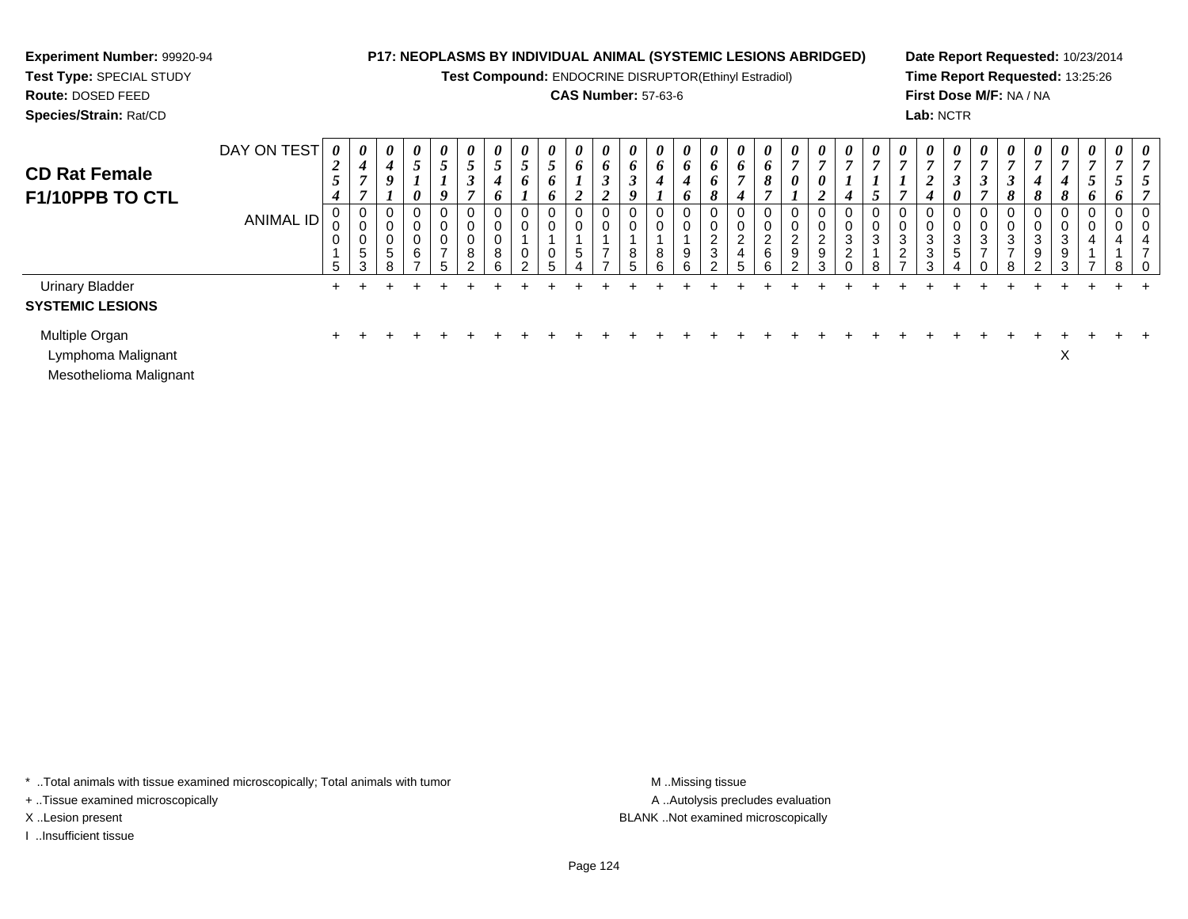**Experiment Number:** 99920-94
**Test Type:** SPECIAL STUDY
**Route:** DOSED FEED
**Species/Strain:** Rat/CD

**P17: NEOPLASMS BY INDIVIDUAL ANIMAL (SYSTEMIC LESIONS ABRIDGED)**
**Test Compound:** ENDOCRINE DISRUPTOR(Ethinyl Estradiol)
**CAS Number:** 57-63-6

**Date Report Requested:** 10/23/2014
**Time Report Requested:** 13:25:26
**First Dose M/F:** NA / NA
**Lab:** NCTR

## CD Rat Female F1/10PPB TO CTL

| DAY ON TEST | 0254 | 0477 | 0491 | 0510 | 0519 | 0537 | 0546 | 0561 | 0566 | 0612 | 0632 | 0639 | 0641 | 0646 | 0668 | 0674 | 0687 | 0701 | 0702 | 0714 | 0715 | 0717 | 0724 | 0730 | 0737 | 0738 | 0748 | 0748 | 0756 | 0756 | 0757 |
|---|---|---|---|---|---|---|---|---|---|---|---|---|---|---|---|---|---|---|---|---|---|---|---|---|---|---|---|---|---|---|---|
| **ANIMAL ID** | 00015 | 00053 | 00058 | 00067 | 00075 | 00082 | 00086 | 00102 | 00105 | 00154 | 00177 | 00185 | 00186 | 00196 | 00232 | 00245 | 00266 | 00292 | 00293 | 00320 | 00318 | 00327 | 00333 | 00354 | 00370 | 00378 | 00392 | 00393 | 00417 | 00418 | 00470 |
| Urinary Bladder | + | + | + | + | + | + | + | + | + | + | + | + | + | + | + | + | + | + | + | + | + | + | + | + | + | + | + | + | + | + | + |
| **SYSTEMIC LESIONS** | | | | | | | | | | | | | | | | | | | | | | | | | | | | | | | |
| Multiple Organ | + | + | + | + | + | + | + | + | + | + | + | + | + | + | + | + | + | + | + | + | + | + | + | + | + | + | + | + | + | + | + |
| Lymphoma Malignant | | | | | | | | | | | | | | | | | | | | | | | | | | | | X | | | |
| Mesothelioma Malignant | | | | | | | | | | | | | | | | | | | | | | | | | | | | | | | |

* ..Total animals with tissue examined microscopically; Total animals with tumor
+ ..Tissue examined microscopically
X ..Lesion present
I ..Insufficient tissue

M ..Missing tissue
A ..Autolysis precludes evaluation
BLANK ..Not examined microscopically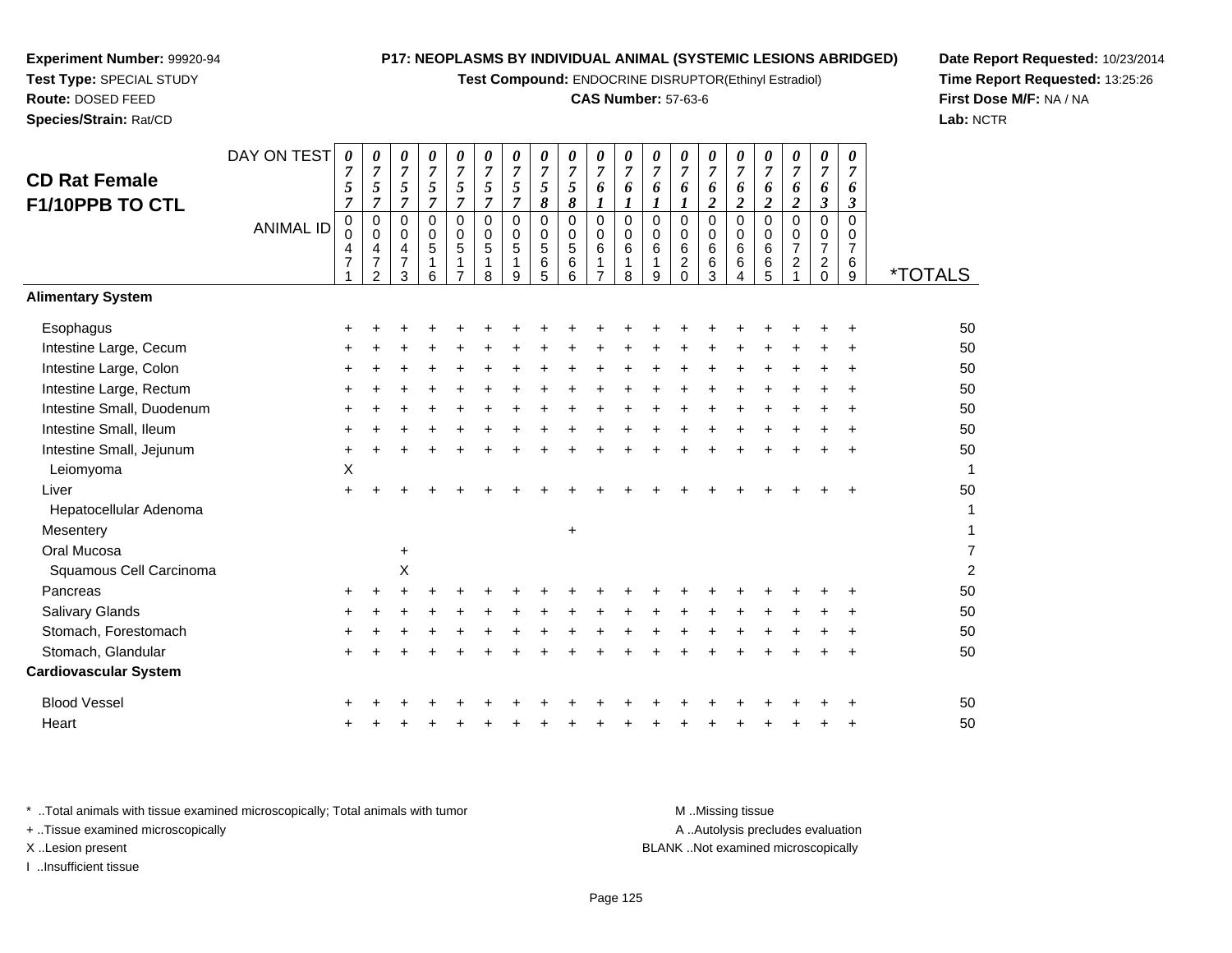**Experiment Number:** 99920-94
**Test Type:** SPECIAL STUDY
**Route:** DOSED FEED
**Species/Strain:** Rat/CD

**P17: NEOPLASMS BY INDIVIDUAL ANIMAL (SYSTEMIC LESIONS ABRIDGED)**
**Test Compound:** ENDOCRINE DISRUPTOR(Ethinyl Estradiol)
**CAS Number:** 57-63-6

**Date Report Requested:** 10/23/2014
**Time Report Requested:** 13:25:26
**First Dose M/F:** NA / NA
**Lab:** NCTR

## CD Rat Female F1/10PPB TO CTL

| DAY ON TEST | 0757 | 0757 | 0757 | 0757 | 0757 | 0757 | 0757 | 0758 | 0758 | 0761 | 0761 | 0761 | 0761 | 0762 | 0762 | 0762 | 0762 | 0763 | 0763 | |
|---|---|---|---|---|---|---|---|---|---|---|---|---|---|---|---|---|---|---|---|---|
| **ANIMAL ID** | 00471 | 00472 | 00473 | 00516 | 00517 | 00518 | 00519 | 00565 | 00566 | 00617 | 00618 | 00619 | 00620 | 00663 | 00664 | 00665 | 00721 | 00720 | 00769 | ***TOTALS** |
| **Alimentary System** | | | | | | | | | | | | | | | | | | | | |
| Esophagus | + | + | + | + | + | + | + | + | + | + | + | + | + | + | + | + | + | + | + | 50 |
| Intestine Large, Cecum | + | + | + | + | + | + | + | + | + | + | + | + | + | + | + | + | + | + | + | 50 |
| Intestine Large, Colon | + | + | + | + | + | + | + | + | + | + | + | + | + | + | + | + | + | + | + | 50 |
| Intestine Large, Rectum | + | + | + | + | + | + | + | + | + | + | + | + | + | + | + | + | + | + | + | 50 |
| Intestine Small, Duodenum | + | + | + | + | + | + | + | + | + | + | + | + | + | + | + | + | + | + | + | 50 |
| Intestine Small, Ileum | + | + | + | + | + | + | + | + | + | + | + | + | + | + | + | + | + | + | + | 50 |
| Intestine Small, Jejunum | + | + | + | + | + | + | + | + | + | + | + | + | + | + | + | + | + | + | + | 50 |
| Leiomyoma | X | | | | | | | | | | | | | | | | | | | 1 |
| Liver | + | + | + | + | + | + | + | + | + | + | + | + | + | + | + | + | + | + | + | 50 |
| Hepatocellular Adenoma | | | | | | | | | | | | | | | | | | | | 1 |
| Mesentery | | | | | | | | | + | | | | | | | | | | | 1 |
| Oral Mucosa | | | + | | | | | | | | | | | | | | | | | 7 |
| Squamous Cell Carcinoma | | | X | | | | | | | | | | | | | | | | | 2 |
| Pancreas | + | + | + | + | + | + | + | + | + | + | + | + | + | + | + | + | + | + | + | 50 |
| Salivary Glands | + | + | + | + | + | + | + | + | + | + | + | + | + | + | + | + | + | + | + | 50 |
| Stomach, Forestomach | + | + | + | + | + | + | + | + | + | + | + | + | + | + | + | + | + | + | + | 50 |
| Stomach, Glandular | + | + | + | + | + | + | + | + | + | + | + | + | + | + | + | + | + | + | + | 50 |
| **Cardiovascular System** | | | | | | | | | | | | | | | | | | | | |
| Blood Vessel | + | + | + | + | + | + | + | + | + | + | + | + | + | + | + | + | + | + | + | 50 |
| Heart | + | + | + | + | + | + | + | + | + | + | + | + | + | + | + | + | + | + | + | 50 |

\* ..Total animals with tissue examined microscopically; Total animals with tumor
\+ ..Tissue examined microscopically
X ..Lesion present
I ..Insufficient tissue

M ..Missing tissue
A ..Autolysis precludes evaluation
BLANK ..Not examined microscopically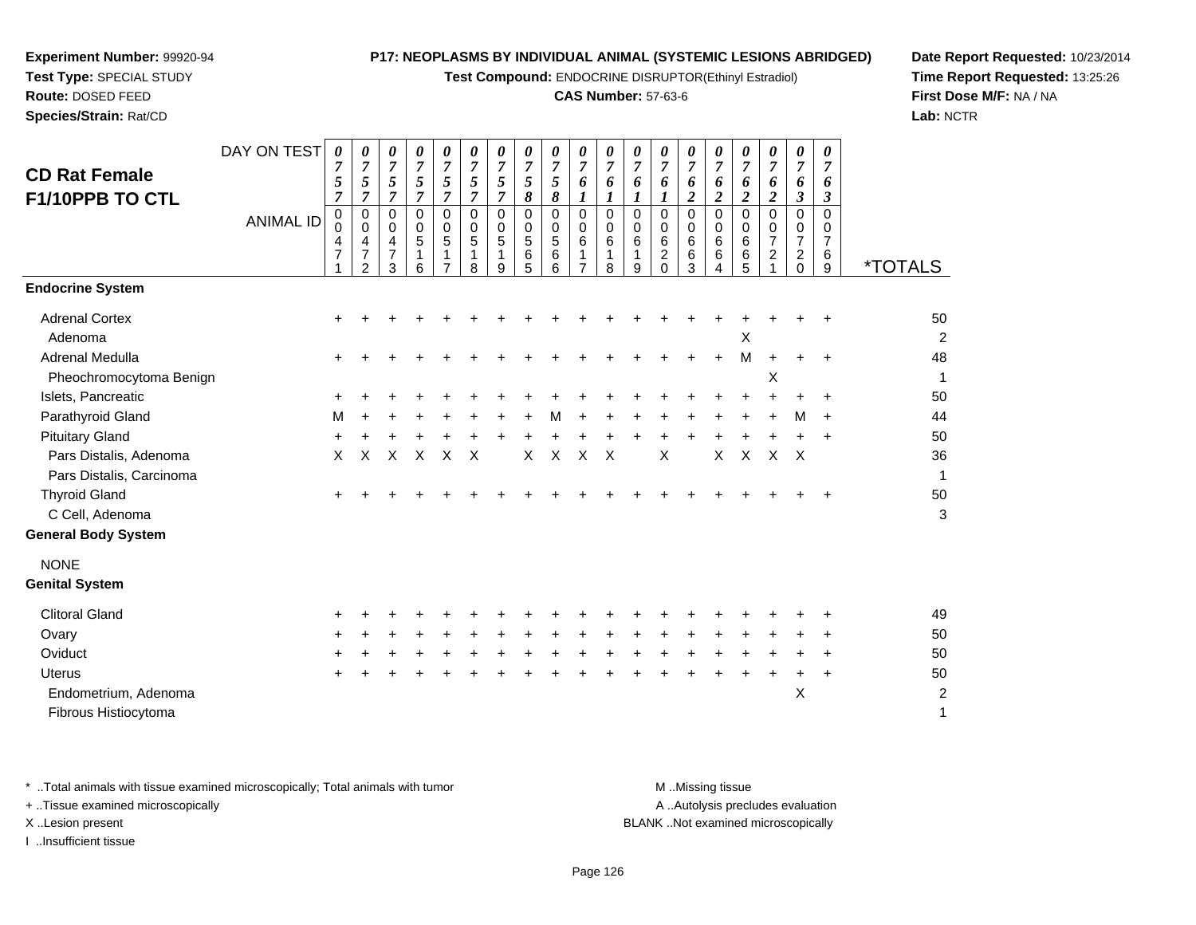**Experiment Number:** 99920-94
**Test Type:** SPECIAL STUDY
**Route:** DOSED FEED
**Species/Strain:** Rat/CD

**P17: NEOPLASMS BY INDIVIDUAL ANIMAL (SYSTEMIC LESIONS ABRIDGED)**
**Test Compound:** ENDOCRINE DISRUPTOR(Ethinyl Estradiol)
**CAS Number:** 57-63-6

**Date Report Requested:** 10/23/2014
**Time Report Requested:** 13:25:26
**First Dose M/F:** NA / NA
**Lab:** NCTR

## CD Rat Female F1/10PPB TO CTL

| DAY ON TEST | 0757 | 0757 | 0757 | 0757 | 0757 | 0757 | 0757 | 0758 | 0758 | 0761 | 0761 | 0761 | 0761 | 0762 | 0762 | 0762 | 0762 | 0763 | 0763 | |
|---|---|---|---|---|---|---|---|---|---|---|---|---|---|---|---|---|---|---|---|---|
| **ANIMAL ID** | 00471 | 00472 | 00473 | 00516 | 00517 | 00518 | 00519 | 00565 | 00566 | 00617 | 00618 | 00619 | 00620 | 00663 | 00664 | 00665 | 00721 | 00720 | 00769 | ***TOTALS** |
| **Endocrine System** | | | | | | | | | | | | | | | | | | | | |
| Adrenal Cortex | + | + | + | + | + | + | + | + | + | + | + | + | + | + | + | + | + | + | + | 50 |
| Adenoma | | | | | | | | | | | | | | | | X | | | | 2 |
| Adrenal Medulla | + | + | + | + | + | + | + | + | + | + | + | + | + | + | + | M | + | + | + | 48 |
| Pheochromocytoma Benign | | | | | | | | | | | | | | | | | X | | | 1 |
| Islets, Pancreatic | + | + | + | + | + | + | + | + | + | + | + | + | + | + | + | + | + | + | + | 50 |
| Parathyroid Gland | M | + | + | + | + | + | + | + | M | + | + | + | + | + | + | + | + | M | + | 44 |
| Pituitary Gland | + | + | + | + | + | + | + | + | + | + | + | + | + | + | + | + | + | + | + | 50 |
| Pars Distalis, Adenoma | X | X | X | X | X | X | | X | X | X | X | | X | | X | X | X | X | | 36 |
| Pars Distalis, Carcinoma | | | | | | | | | | | | | | | | | | | | 1 |
| Thyroid Gland | + | + | + | + | + | + | + | + | + | + | + | + | + | + | + | + | + | + | + | 50 |
| C Cell, Adenoma | | | | | | | | | | | | | | | | | | | | 3 |
| **General Body System** | | | | | | | | | | | | | | | | | | | | |
| NONE | | | | | | | | | | | | | | | | | | | | |
| **Genital System** | | | | | | | | | | | | | | | | | | | | |
| Clitoral Gland | + | + | + | + | + | + | + | + | + | + | + | + | + | + | + | + | + | + | + | 49 |
| Ovary | + | + | + | + | + | + | + | + | + | + | + | + | + | + | + | + | + | + | + | 50 |
| Oviduct | + | + | + | + | + | + | + | + | + | + | + | + | + | + | + | + | + | + | + | 50 |
| Uterus | + | + | + | + | + | + | + | + | + | + | + | + | + | + | + | + | + | + | + | 50 |
| Endometrium, Adenoma | | | | | | | | | | | | | | | | | | X | | 2 |
| Fibrous Histiocytoma | | | | | | | | | | | | | | | | | | | | 1 |

* ..Total animals with tissue examined microscopically; Total animals with tumor
+ ..Tissue examined microscopically
X ..Lesion present
I ..Insufficient tissue

M ..Missing tissue
A ..Autolysis precludes evaluation
BLANK ..Not examined microscopically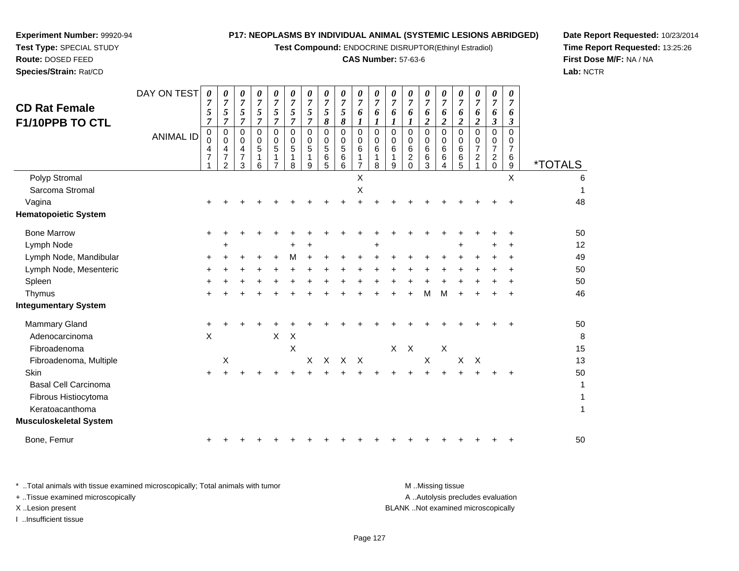**Experiment Number:** 99920-94
**Test Type:** SPECIAL STUDY
**Route:** DOSED FEED
**Species/Strain:** Rat/CD

**P17: NEOPLASMS BY INDIVIDUAL ANIMAL (SYSTEMIC LESIONS ABRIDGED)**
**Test Compound:** ENDOCRINE DISRUPTOR(Ethinyl Estradiol)
**CAS Number:** 57-63-6

**Date Report Requested:** 10/23/2014
**Time Report Requested:** 13:25:26
**First Dose M/F:** NA / NA
**Lab:** NCTR

## CD Rat Female F1/10PPB TO CTL

| DAY ON TEST | 0757 | 0757 | 0757 | 0757 | 0757 | 0757 | 0757 | 0758 | 0758 | 0761 | 0761 | 0761 | 0761 | 0762 | 0762 | 0762 | 0762 | 0763 | 0763 | |
|---|---|---|---|---|---|---|---|---|---|---|---|---|---|---|---|---|---|---|---|---|
| **ANIMAL ID** | 00471 | 00472 | 00473 | 00516 | 00517 | 00518 | 00519 | 00565 | 00566 | 00617 | 00618 | 00619 | 00620 | 00663 | 00664 | 00665 | 00721 | 00720 | 00769 | ***TOTALS** |
| Polyp Stromal | | | | | | | | | | X | | | | | | | | | X | 6 |
| Sarcoma Stromal | | | | | | | | | | X | | | | | | | | | | 1 |
| Vagina | + | + | + | + | + | + | + | + | + | + | + | + | + | + | + | + | + | + | + | 48 |
| **Hematopoietic System** | | | | | | | | | | | | | | | | | | | | |
| Bone Marrow | + | + | + | + | + | + | + | + | + | + | + | + | + | + | + | + | + | + | + | 50 |
| Lymph Node | | + | | | | + | + | | | | + | | | | | + | | + | + | 12 |
| Lymph Node, Mandibular | + | + | + | + | + | M | + | + | + | + | + | + | + | + | + | + | + | + | + | 49 |
| Lymph Node, Mesenteric | + | + | + | + | + | + | + | + | + | + | + | + | + | + | + | + | + | + | + | 50 |
| Spleen | + | + | + | + | + | + | + | + | + | + | + | + | + | + | + | + | + | + | + | 50 |
| Thymus | + | + | + | + | + | + | + | + | + | + | + | + | + | M | M | + | + | + | + | 46 |
| **Integumentary System** | | | | | | | | | | | | | | | | | | | | |
| Mammary Gland | + | + | + | + | + | + | + | + | + | + | + | + | + | + | + | + | + | + | + | 50 |
| Adenocarcinoma | X | | | | X | X | | | | | | | | | | | | | | 8 |
| Fibroadenoma | | | | | | X | | | | | | X | X | | X | | | | | 15 |
| Fibroadenoma, Multiple | | X | | | | | X | X | X | X | | | | X | | X | X | | | 13 |
| Skin | + | + | + | + | + | + | + | + | + | + | + | + | + | + | + | + | + | + | + | 50 |
| Basal Cell Carcinoma | | | | | | | | | | | | | | | | | | | | 1 |
| Fibrous Histiocytoma | | | | | | | | | | | | | | | | | | | | 1 |
| Keratoacanthoma | | | | | | | | | | | | | | | | | | | | 1 |
| **Musculoskeletal System** | | | | | | | | | | | | | | | | | | | | |
| Bone, Femur | + | + | + | + | + | + | + | + | + | + | + | + | + | + | + | + | + | + | + | 50 |

* ..Total animals with tissue examined microscopically; Total animals with tumor
+ ..Tissue examined microscopically
X ..Lesion present
I ..Insufficient tissue

M ..Missing tissue
A ..Autolysis precludes evaluation
BLANK ..Not examined microscopically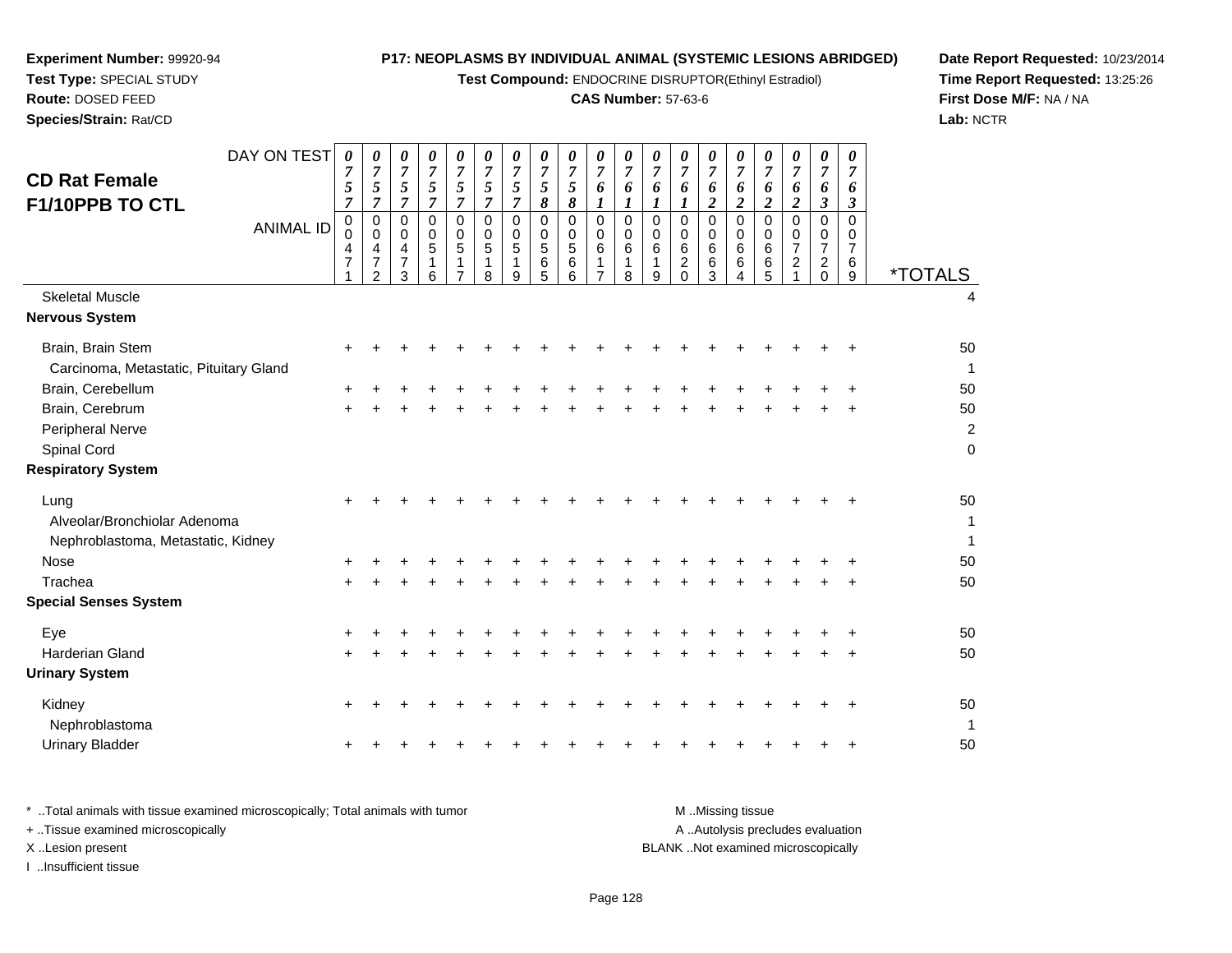**Experiment Number:** 99920-94
**Test Type:** SPECIAL STUDY
**Route:** DOSED FEED
**Species/Strain:** Rat/CD

**P17: NEOPLASMS BY INDIVIDUAL ANIMAL (SYSTEMIC LESIONS ABRIDGED)**
**Test Compound:** ENDOCRINE DISRUPTOR(Ethinyl Estradiol)
**CAS Number:** 57-63-6

**Date Report Requested:** 10/23/2014
**Time Report Requested:** 13:25:26
**First Dose M/F:** NA / NA
**Lab:** NCTR

## CD Rat Female F1/10PPB TO CTL

| DAY ON TEST | 0757 | 0757 | 0757 | 0757 | 0757 | 0757 | 0757 | 0758 | 0758 | 0761 | 0761 | 0761 | 0761 | 0762 | 0762 | 0762 | 0762 | 0763 | 0763 | |
|---|---|---|---|---|---|---|---|---|---|---|---|---|---|---|---|---|---|---|---|---|
| **ANIMAL ID** | 00471 | 00472 | 00473 | 00516 | 00517 | 00518 | 00519 | 00565 | 00566 | 00617 | 00618 | 00619 | 00620 | 00663 | 00664 | 00665 | 00721 | 00720 | 00769 | ***TOTALS** |
| Skeletal Muscle | | | | | | | | | | | | | | | | | | | | 4 |
| **Nervous System** | | | | | | | | | | | | | | | | | | | | |
| Brain, Brain Stem | + | + | + | + | + | + | + | + | + | + | + | + | + | + | + | + | + | + | + | 50 |
| Carcinoma, Metastatic, Pituitary Gland | | | | | | | | | | | | | | | | | | | | 1 |
| Brain, Cerebellum | + | + | + | + | + | + | + | + | + | + | + | + | + | + | + | + | + | + | + | 50 |
| Brain, Cerebrum | + | + | + | + | + | + | + | + | + | + | + | + | + | + | + | + | + | + | + | 50 |
| Peripheral Nerve | | | | | | | | | | | | | | | | | | | | 2 |
| Spinal Cord | | | | | | | | | | | | | | | | | | | | 0 |
| **Respiratory System** | | | | | | | | | | | | | | | | | | | | |
| Lung | + | + | + | + | + | + | + | + | + | + | + | + | + | + | + | + | + | + | + | 50 |
| Alveolar/Bronchiolar Adenoma | | | | | | | | | | | | | | | | | | | | 1 |
| Nephroblastoma, Metastatic, Kidney | | | | | | | | | | | | | | | | | | | | 1 |
| Nose | + | + | + | + | + | + | + | + | + | + | + | + | + | + | + | + | + | + | + | 50 |
| Trachea | + | + | + | + | + | + | + | + | + | + | + | + | + | + | + | + | + | + | + | 50 |
| **Special Senses System** | | | | | | | | | | | | | | | | | | | | |
| Eye | + | + | + | + | + | + | + | + | + | + | + | + | + | + | + | + | + | + | + | 50 |
| Harderian Gland | + | + | + | + | + | + | + | + | + | + | + | + | + | + | + | + | + | + | + | 50 |
| **Urinary System** | | | | | | | | | | | | | | | | | | | | |
| Kidney | + | + | + | + | + | + | + | + | + | + | + | + | + | + | + | + | + | + | + | 50 |
| Nephroblastoma | | | | | | | | | | | | | | | | | | | | 1 |
| Urinary Bladder | + | + | + | + | + | + | + | + | + | + | + | + | + | + | + | + | + | + | + | 50 |

\* ..Total animals with tissue examined microscopically; Total animals with tumor
\+ ..Tissue examined microscopically
X ..Lesion present
I ..Insufficient tissue

M ..Missing tissue
A ..Autolysis precludes evaluation
BLANK ..Not examined microscopically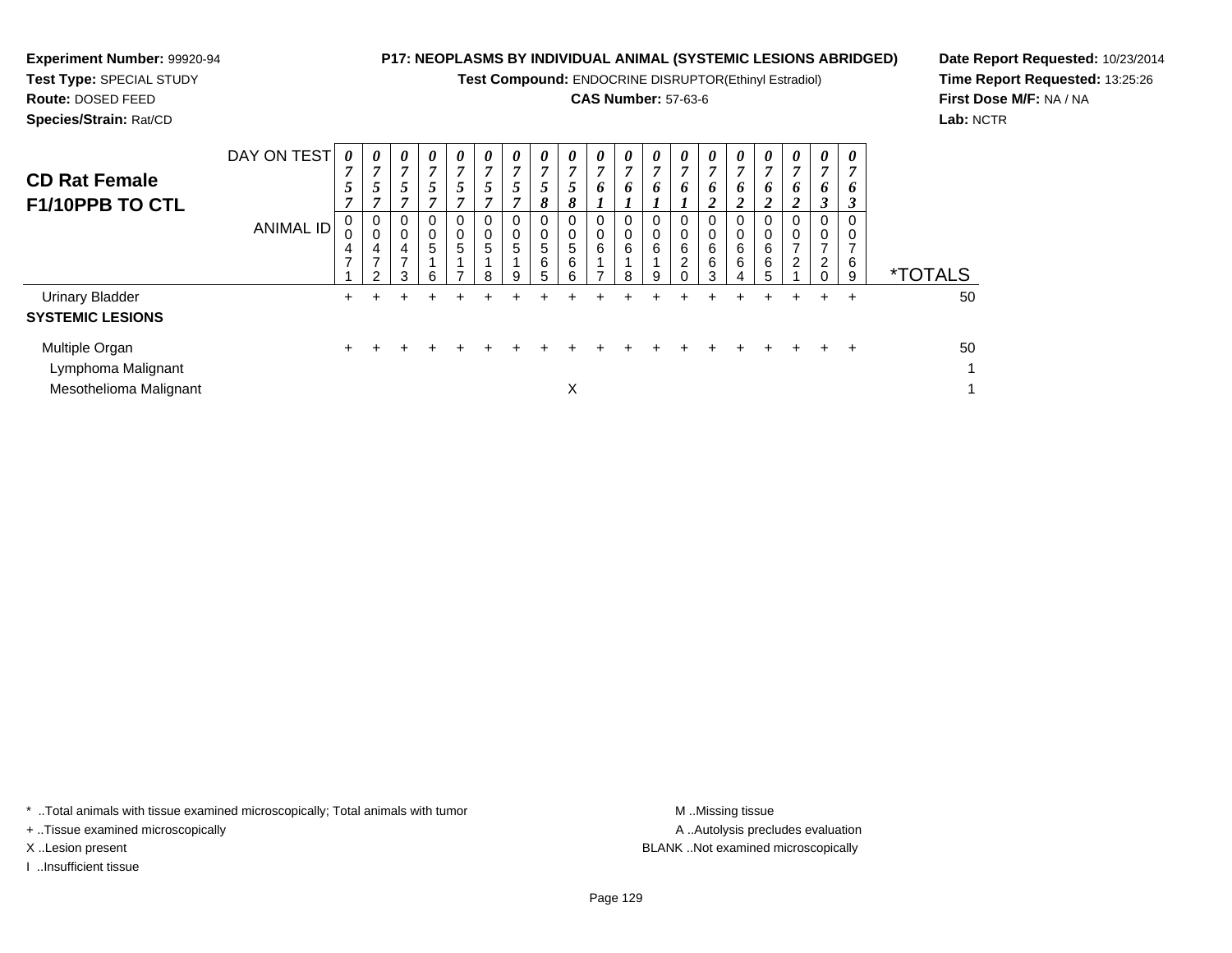**Experiment Number:** 99920-94
**Test Type:** SPECIAL STUDY
**Route:** DOSED FEED
**Species/Strain:** Rat/CD

**P17: NEOPLASMS BY INDIVIDUAL ANIMAL (SYSTEMIC LESIONS ABRIDGED)**
**Test Compound:** ENDOCRINE DISRUPTOR(Ethinyl Estradiol)
**CAS Number:** 57-63-6

**Date Report Requested:** 10/23/2014
**Time Report Requested:** 13:25:26
**First Dose M/F:** NA / NA
**Lab:** NCTR

## CD Rat Female F1/10PPB TO CTL

| DAY ON TEST | 0757 | 0757 | 0757 | 0757 | 0757 | 0757 | 0757 | 0758 | 0758 | 0761 | 0761 | 0761 | 0761 | 0762 | 0762 | 0762 | 0762 | 0763 | 0763 | |
|---|---|---|---|---|---|---|---|---|---|---|---|---|---|---|---|---|---|---|---|---|
| **ANIMAL ID** | 00471 | 00472 | 00473 | 00516 | 00517 | 00518 | 00519 | 00565 | 00566 | 00617 | 00618 | 00619 | 00620 | 00663 | 00664 | 00665 | 00721 | 00720 | 00769 | ***TOTALS** |
| Urinary Bladder | + | + | + | + | + | + | + | + | + | + | + | + | + | + | + | + | + | + | + | 50 |
| **SYSTEMIC LESIONS** | | | | | | | | | | | | | | | | | | | | |
| Multiple Organ | + | + | + | + | + | + | + | + | + | + | + | + | + | + | + | + | + | + | + | 50 |
| Lymphoma Malignant | | | | | | | | | | | | | | | | | | | | 1 |
| Mesothelioma Malignant | | | | | | | | | X | | | | | | | | | | | 1 |

* ..Total animals with tissue examined microscopically; Total animals with tumor
+ ..Tissue examined microscopically
X ..Lesion present
I ..Insufficient tissue

M ..Missing tissue
A ..Autolysis precludes evaluation
BLANK ..Not examined microscopically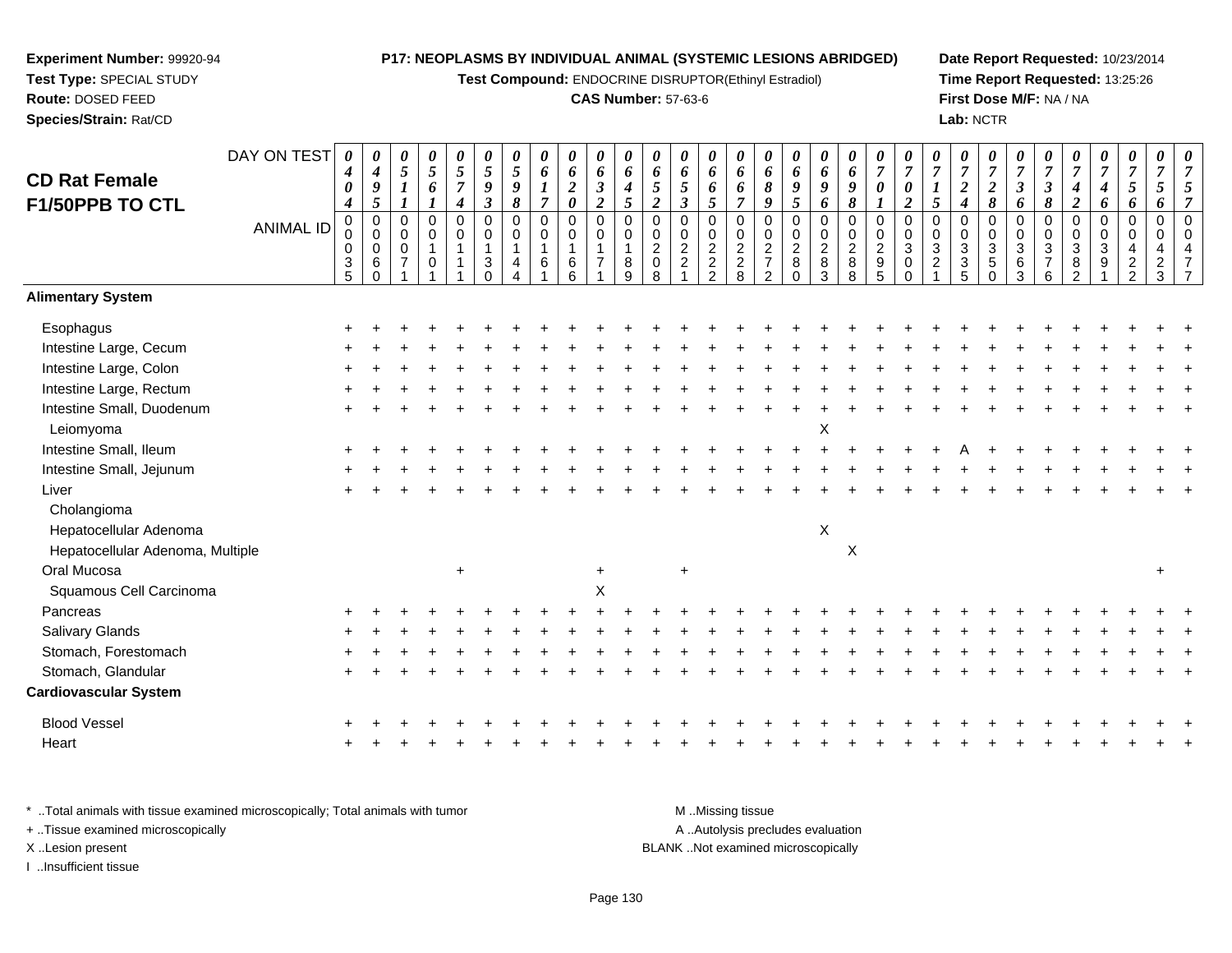**Experiment Number:** 99920-94
**Test Type:** SPECIAL STUDY
**Route:** DOSED FEED
**Species/Strain:** Rat/CD

**P17: NEOPLASMS BY INDIVIDUAL ANIMAL (SYSTEMIC LESIONS ABRIDGED)**
**Test Compound:** ENDOCRINE DISRUPTOR(Ethinyl Estradiol)
**CAS Number:** 57-63-6

**Date Report Requested:** 10/23/2014
**Time Report Requested:** 13:25:26
**First Dose M/F:** NA / NA
**Lab:** NCTR

## CD Rat Female F1/50PPB TO CTL

| DAY ON TEST | 0404 | 0495 | 0511 | 0561 | 0574 | 0593 | 0598 | 0617 | 0620 | 0632 | 0645 | 0652 | 0653 | 0665 | 0667 | 0689 | 0695 | 0696 | 0698 | 0701 | 0702 | 0715 | 0724 | 0728 | 0736 | 0738 | 0742 | 0746 | 0756 | 0756 | 0757 |
|---|---|---|---|---|---|---|---|---|---|---|---|---|---|---|---|---|---|---|---|---|---|---|---|---|---|---|---|---|---|---|---|
| **ANIMAL ID** | 00035 | 00060 | 00071 | 00101 | 00111 | 00130 | 00144 | 00161 | 00166 | 00171 | 00189 | 00208 | 00221 | 00222 | 00228 | 00272 | 00280 | 00283 | 00288 | 00295 | 00300 | 00321 | 00335 | 00350 | 00363 | 00376 | 00382 | 00391 | 00422 | 00423 | 00477 |
| **Alimentary System** | | | | | | | | | | | | | | | | | | | | | | | | | | | | | | | |
| Esophagus | + | + | + | + | + | + | + | + | + | + | + | + | + | + | + | + | + | + | + | + | + | + | + | + | + | + | + | + | + | + | + |
| Intestine Large, Cecum | + | + | + | + | + | + | + | + | + | + | + | + | + | + | + | + | + | + | + | + | + | + | + | + | + | + | + | + | + | + | + |
| Intestine Large, Colon | + | + | + | + | + | + | + | + | + | + | + | + | + | + | + | + | + | + | + | + | + | + | + | + | + | + | + | + | + | + | + |
| Intestine Large, Rectum | + | + | + | + | + | + | + | + | + | + | + | + | + | + | + | + | + | + | + | + | + | + | + | + | + | + | + | + | + | + | + |
| Intestine Small, Duodenum | + | + | + | + | + | + | + | + | + | + | + | + | + | + | + | + | + | + | + | + | + | + | + | + | + | + | + | + | + | + | + |
| Leiomyoma | | | | | | | | | | | | | | | | | | X | | | | | | | | | | | | | |
| Intestine Small, Ileum | + | + | + | + | + | + | + | + | + | + | + | + | + | + | + | + | + | + | + | + | + | + | A | + | + | + | + | + | + | + | + |
| Intestine Small, Jejunum | + | + | + | + | + | + | + | + | + | + | + | + | + | + | + | + | + | + | + | + | + | + | + | + | + | + | + | + | + | + | + |
| Liver | + | + | + | + | + | + | + | + | + | + | + | + | + | + | + | + | + | + | + | + | + | + | + | + | + | + | + | + | + | + | + |
| Cholangioma | | | | | | | | | | | | | | | | | | | | | | | | | | | | | | | |
| Hepatocellular Adenoma | | | | | | | | | | | | | | | | | | X | | | | | | | | | | | | | |
| Hepatocellular Adenoma, Multiple | | | | | | | | | | | | | | | | | | | X | | | | | | | | | | | | |
| Oral Mucosa | | | | | + | | | | | + | | | + | | | | | | | | | | | | | | | | | + | |
| Squamous Cell Carcinoma | | | | | | | | | | X | | | | | | | | | | | | | | | | | | | | | |
| Pancreas | + | + | + | + | + | + | + | + | + | + | + | + | + | + | + | + | + | + | + | + | + | + | + | + | + | + | + | + | + | + | + |
| Salivary Glands | + | + | + | + | + | + | + | + | + | + | + | + | + | + | + | + | + | + | + | + | + | + | + | + | + | + | + | + | + | + | + |
| Stomach, Forestomach | + | + | + | + | + | + | + | + | + | + | + | + | + | + | + | + | + | + | + | + | + | + | + | + | + | + | + | + | + | + | + |
| Stomach, Glandular | + | + | + | + | + | + | + | + | + | + | + | + | + | + | + | + | + | + | + | + | + | + | + | + | + | + | + | + | + | + | + |
| **Cardiovascular System** | | | | | | | | | | | | | | | | | | | | | | | | | | | | | | | |
| Blood Vessel | + | + | + | + | + | + | + | + | + | + | + | + | + | + | + | + | + | + | + | + | + | + | + | + | + | + | + | + | + | + | + |
| Heart | + | + | + | + | + | + | + | + | + | + | + | + | + | + | + | + | + | + | + | + | + | + | + | + | + | + | + | + | + | + | + |

* ..Total animals with tissue examined microscopically; Total animals with tumor
+ ..Tissue examined microscopically
X ..Lesion present
I ..Insufficient tissue

M ..Missing tissue
A ..Autolysis precludes evaluation
BLANK ..Not examined microscopically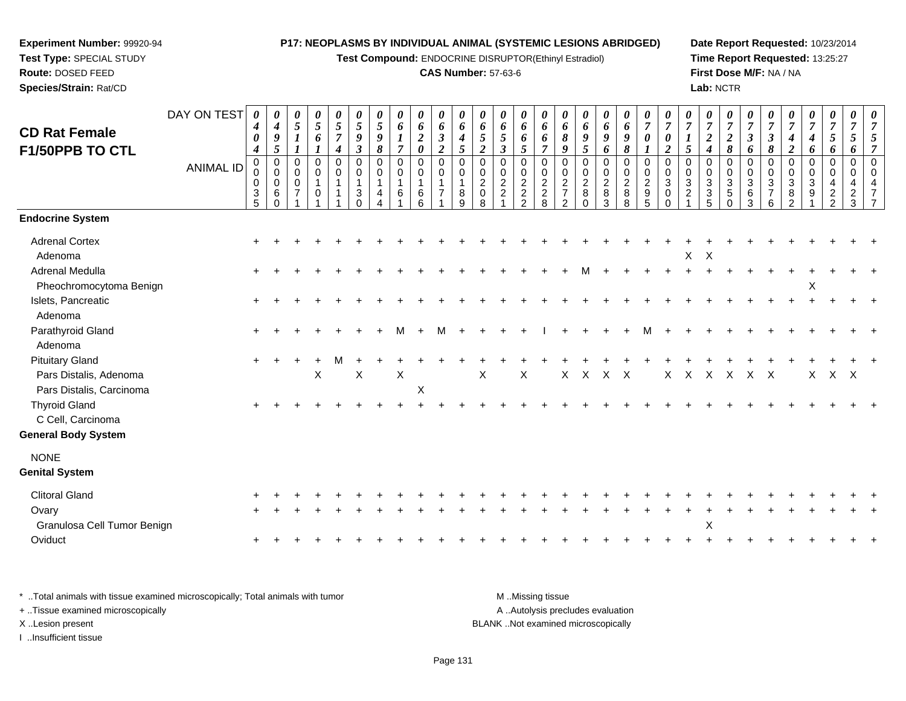**Experiment Number:** 99920-94
**Test Type:** SPECIAL STUDY
**Route:** DOSED FEED
**Species/Strain:** Rat/CD

**P17: NEOPLASMS BY INDIVIDUAL ANIMAL (SYSTEMIC LESIONS ABRIDGED)**
**Test Compound:** ENDOCRINE DISRUPTOR(Ethinyl Estradiol)
**CAS Number:** 57-63-6

**Date Report Requested:** 10/23/2014
**Time Report Requested:** 13:25:27
**First Dose M/F:** NA / NA
**Lab:** NCTR

## CD Rat Female F1/50PPB TO CTL

| DAY ON TEST | 0404 | 0495 | 0511 | 0561 | 0574 | 0593 | 0598 | 0617 | 0620 | 0632 | 0645 | 0652 | 0653 | 0665 | 0667 | 0689 | 0695 | 0696 | 0698 | 0701 | 0702 | 0715 | 0724 | 0728 | 0736 | 0738 | 0742 | 0746 | 0756 | 0756 | 0757 |
|---|---|---|---|---|---|---|---|---|---|---|---|---|---|---|---|---|---|---|---|---|---|---|---|---|---|---|---|---|---|---|---|
| **ANIMAL ID** | 0035 | 0060 | 0071 | 0101 | 0111 | 0130 | 0144 | 0161 | 0166 | 0171 | 0189 | 0208 | 0221 | 0222 | 0228 | 0272 | 0280 | 0283 | 0288 | 0295 | 0300 | 0321 | 0335 | 0350 | 0363 | 0376 | 0382 | 0391 | 0422 | 0423 | 0477 |
| **Endocrine System** | | | | | | | | | | | | | | | | | | | | | | | | | | | | | | | |
| Adrenal Cortex | + | + | + | + | + | + | + | + | + | + | + | + | + | + | + | + | + | + | + | + | + | + | + | + | + | + | + | + | + | + | + |
| Adenoma | | | | | | | | | | | | | | | | | | | | | | X | X | | | | | | | | |
| Adrenal Medulla | + | + | + | + | + | + | + | + | + | + | + | + | + | + | + | + | M | + | + | + | + | + | + | + | + | + | + | + | + | + | + |
| Pheochromocytoma Benign | | | | | | | | | | | | | | | | | | | | | | | | | | | | X | | | |
| Islets, Pancreatic | + | + | + | + | + | + | + | + | + | + | + | + | + | + | + | + | + | + | + | + | + | + | + | + | + | + | + | + | + | + | + |
| Adenoma | | | | | | | | | | | | | | | | | | | | | | | | | | | | | | | |
| Parathyroid Gland | + | + | + | + | + | + | + | M | + | M | + | + | + | + | I | + | + | + | + | M | + | + | + | + | + | + | + | + | + | + | + |
| Adenoma | | | | | | | | | | | | | | | | | | | | | | | | | | | | | | | |
| Pituitary Gland | + | + | + | + | M | + | + | + | + | + | + | + | + | + | + | + | + | + | + | + | + | + | + | + | + | + | + | + | + | + | + |
| Pars Distalis, Adenoma | | | | X | | X | | X | | | | X | | X | | X | X | X | X | | X | X | X | X | X | X | | X | X | X | |
| Pars Distalis, Carcinoma | | | | | | | | | X | | | | | | | | | | | | | | | | | | | | | | |
| Thyroid Gland | + | + | + | + | + | + | + | + | + | + | + | + | + | + | + | + | + | + | + | + | + | + | + | + | + | + | + | + | + | + | + |
| C Cell, Carcinoma | | | | | | | | | | | | | | | | | | | | | | | | | | | | | | | |
| **General Body System** | | | | | | | | | | | | | | | | | | | | | | | | | | | | | | | |
| NONE | | | | | | | | | | | | | | | | | | | | | | | | | | | | | | | |
| **Genital System** | | | | | | | | | | | | | | | | | | | | | | | | | | | | | | | |
| Clitoral Gland | + | + | + | + | + | + | + | + | + | + | + | + | + | + | + | + | + | + | + | + | + | + | + | + | + | + | + | + | + | + | + |
| Ovary | + | + | + | + | + | + | + | + | + | + | + | + | + | + | + | + | + | + | + | + | + | + | + | + | + | + | + | + | + | + | + |
| Granulosa Cell Tumor Benign | | | | | | | | | | | | | | | | | | | | | | | X | | | | | | | | |
| Oviduct | + | + | + | + | + | + | + | + | + | + | + | + | + | + | + | + | + | + | + | + | + | + | + | + | + | + | + | + | + | + | + |

\* ..Total animals with tissue examined microscopically; Total animals with tumor
\+ ..Tissue examined microscopically
X ..Lesion present
I ..Insufficient tissue

M ..Missing tissue
A ..Autolysis precludes evaluation
BLANK ..Not examined microscopically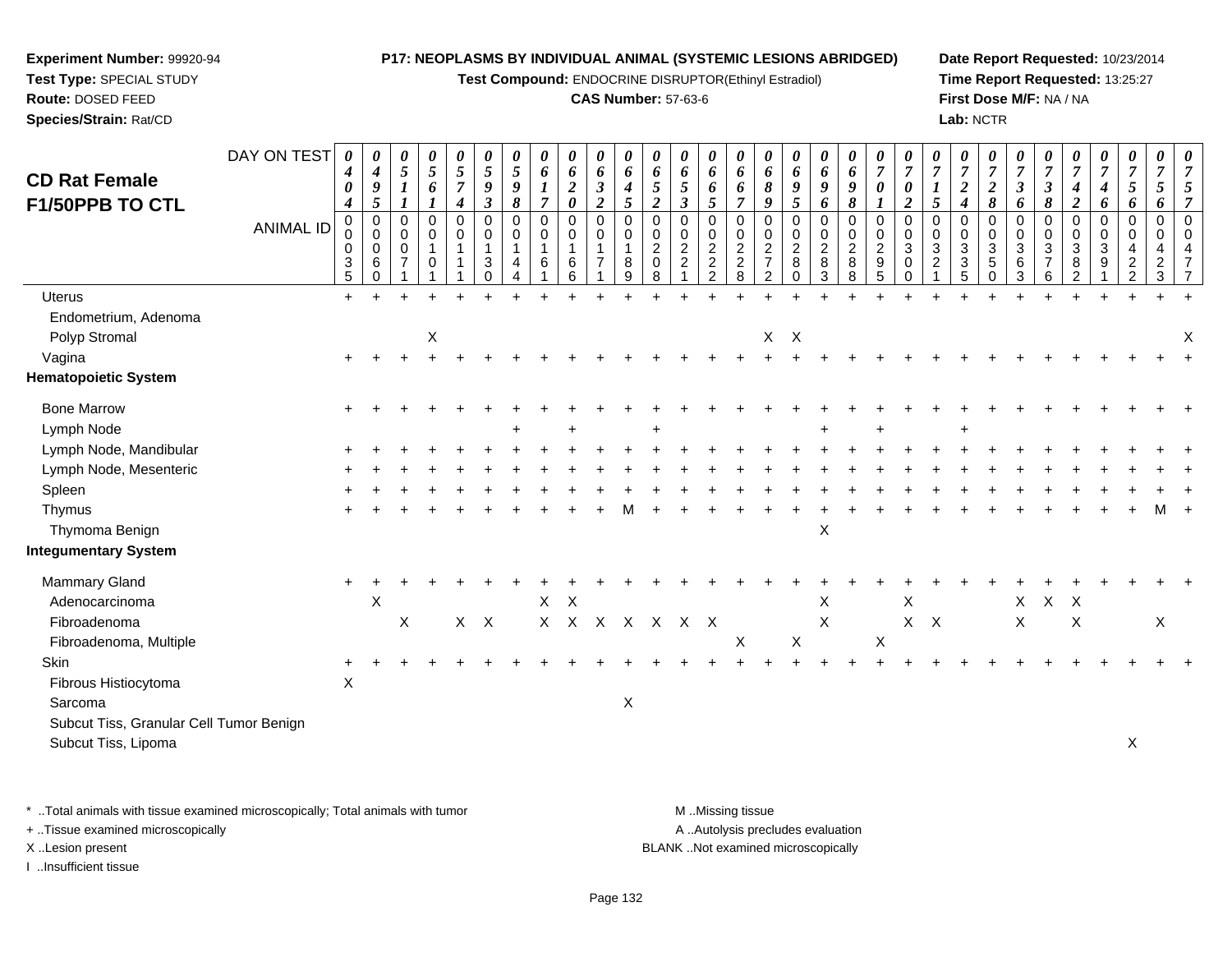**Experiment Number:** 99920-94
**Test Type:** SPECIAL STUDY
**Route:** DOSED FEED
**Species/Strain:** Rat/CD

**P17: NEOPLASMS BY INDIVIDUAL ANIMAL (SYSTEMIC LESIONS ABRIDGED)**
**Test Compound:** ENDOCRINE DISRUPTOR(Ethinyl Estradiol)
**CAS Number:** 57-63-6

**Date Report Requested:** 10/23/2014
**Time Report Requested:** 13:25:27
**First Dose M/F:** NA / NA
**Lab:** NCTR

# CD Rat Female F1/50PPB TO CTL

| DAY ON TEST | 0404 | 0495 | 0511 | 0561 | 0574 | 0593 | 0598 | 0617 | 0620 | 0632 | 0645 | 0652 | 0653 | 0665 | 0667 | 0689 | 0695 | 0696 | 0698 | 0701 | 0702 | 0715 | 0724 | 0728 | 0736 | 0738 | 0742 | 0746 | 0756 | 0756 | 0757 |
|---|---|---|---|---|---|---|---|---|---|---|---|---|---|---|---|---|---|---|---|---|---|---|---|---|---|---|---|---|---|---|---|
| **ANIMAL ID** | 00035 | 00060 | 00071 | 00101 | 00111 | 00130 | 00144 | 00161 | 00166 | 00171 | 00189 | 00208 | 00221 | 00222 | 00228 | 00272 | 00280 | 00283 | 00288 | 00295 | 00300 | 00321 | 00335 | 00350 | 00363 | 00376 | 00382 | 00391 | 00422 | 00423 | 00477 |
| Uterus | + | + | + | + | + | + | + | + | + | + | + | + | + | + | + | + | + | + | + | + | + | + | + | + | + | + | + | + | + | + | + |
| Endometrium, Adenoma | | | | | | | | | | | | | | | | | | | | | | | | | | | | | | | |
| Polyp Stromal | | | | X | | | | | | | | | | | | X | X | | | | | | | | | | | | | | X |
| Vagina | + | + | + | + | + | + | + | + | + | + | + | + | + | + | + | + | + | + | + | + | + | + | + | + | + | + | + | + | + | + | + |
| **Hematopoietic System** | | | | | | | | | | | | | | | | | | | | | | | | | | | | | | | |
| Bone Marrow | + | + | + | + | + | + | + | + | + | + | + | + | + | + | + | + | + | + | + | + | + | + | + | + | + | + | + | + | + | + | + |
| Lymph Node | | | | | | | + | | + | | | + | | | | | | + | | + | | | + | | | | | | | | |
| Lymph Node, Mandibular | + | + | + | + | + | + | + | + | + | + | + | + | + | + | + | + | + | + | + | + | + | + | + | + | + | + | + | + | + | + | + |
| Lymph Node, Mesenteric | + | + | + | + | + | + | + | + | + | + | + | + | + | + | + | + | + | + | + | + | + | + | + | + | + | + | + | + | + | + | + |
| Spleen | + | + | + | + | + | + | + | + | + | + | + | + | + | + | + | + | + | + | + | + | + | + | + | + | + | + | + | + | + | + | + |
| Thymus | + | + | + | + | + | + | + | + | + | + | M | + | + | + | + | + | + | + | + | + | + | + | + | + | + | + | + | + | + | M | + |
| Thymoma Benign | | | | | | | | | | | | | | | | | | X | | | | | | | | | | | | | |
| **Integumentary System** | | | | | | | | | | | | | | | | | | | | | | | | | | | | | | | |
| Mammary Gland | + | + | + | + | + | + | + | + | + | + | + | + | + | + | + | + | + | + | + | + | + | + | + | + | + | + | + | + | + | + | + |
| Adenocarcinoma | | X | | | | | | X | X | | | | | | | | | X | | | X | | | | X | X | X | | | | |
| Fibroadenoma | | | X | | X | X | | X | X | X | X | X | X | X | | | | X | | | X | X | | | X | | X | | | X | |
| Fibroadenoma, Multiple | | | | | | | | | | | | | | | X | | X | | | X | | | | | | | | | | | |
| Skin | + | + | + | + | + | + | + | + | + | + | + | + | + | + | + | + | + | + | + | + | + | + | + | + | + | + | + | + | + | + | + |
| Fibrous Histiocytoma | X | | | | | | | | | | | | | | | | | | | | | | | | | | | | | | |
| Sarcoma | | | | | | | | | | | X | | | | | | | | | | | | | | | | | | | | |
| Subcut Tiss, Granular Cell Tumor Benign | | | | | | | | | | | | | | | | | | | | | | | | | | | | | | | |
| Subcut Tiss, Lipoma | | | | | | | | | | | | | | | | | | | | | | | | | | | | | X | | |

* ..Total animals with tissue examined microscopically; Total animals with tumor
+ ..Tissue examined microscopically
X ..Lesion present
I ..Insufficient tissue

M ..Missing tissue
A ..Autolysis precludes evaluation
BLANK ..Not examined microscopically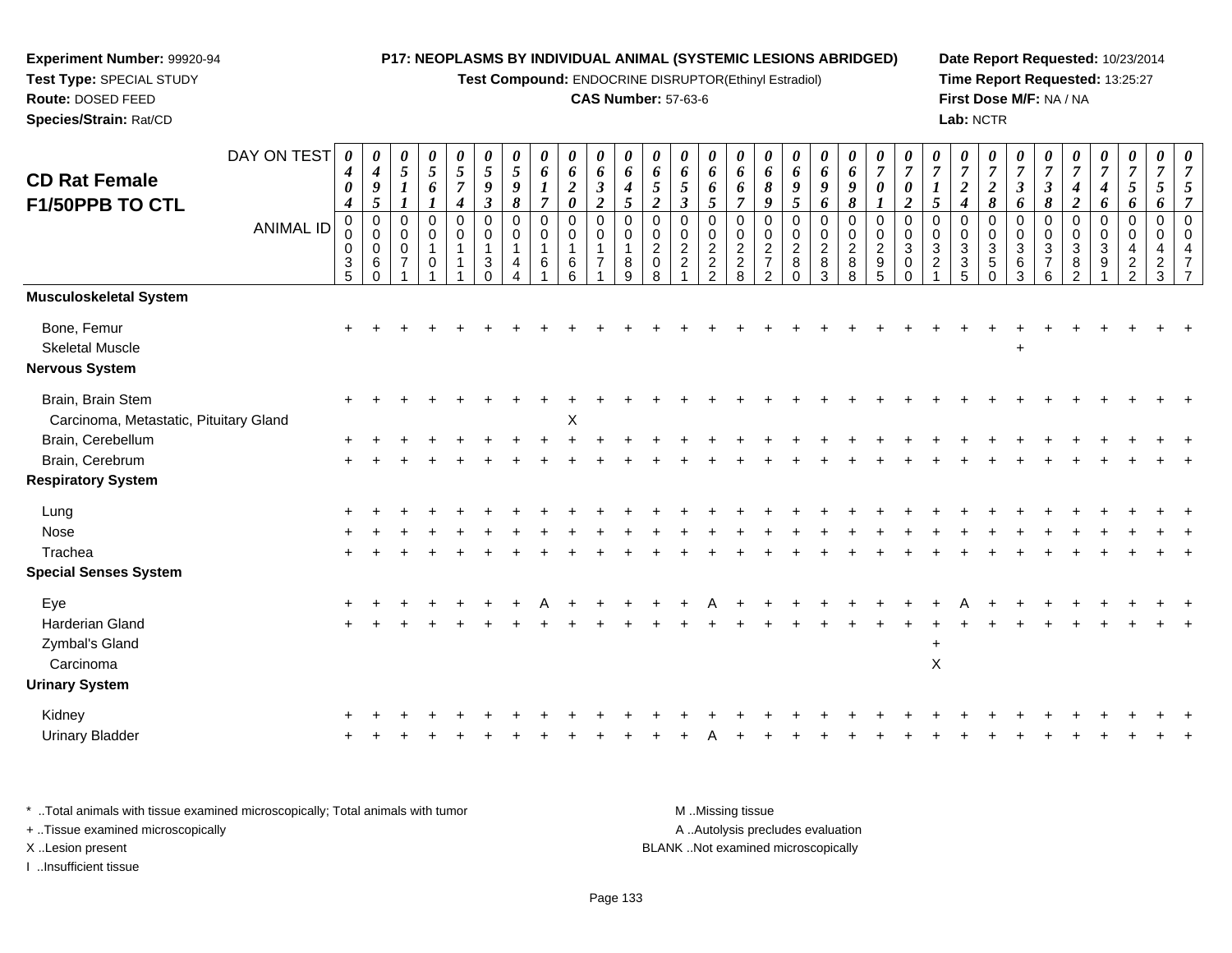**Experiment Number:** 99920-94
**Test Type:** SPECIAL STUDY
**Route:** DOSED FEED
**Species/Strain:** Rat/CD

**P17: NEOPLASMS BY INDIVIDUAL ANIMAL (SYSTEMIC LESIONS ABRIDGED)**
**Test Compound:** ENDOCRINE DISRUPTOR(Ethinyl Estradiol)
**CAS Number:** 57-63-6

**Date Report Requested:** 10/23/2014
**Time Report Requested:** 13:25:27
**First Dose M/F:** NA / NA
**Lab:** NCTR

## CD Rat Female F1/50PPB TO CTL

| DAY ON TEST | 0404 | 0495 | 0511 | 0561 | 0574 | 0593 | 0598 | 0617 | 0620 | 0632 | 0645 | 0652 | 0653 | 0665 | 0667 | 0689 | 0695 | 0696 | 0698 | 0701 | 0702 | 0715 | 0724 | 0728 | 0736 | 0738 | 0742 | 0746 | 0756 | 0756 | 0757 |
|---|---|---|---|---|---|---|---|---|---|---|---|---|---|---|---|---|---|---|---|---|---|---|---|---|---|---|---|---|---|---|---|
| **ANIMAL ID** | 00035 | 00060 | 00071 | 00101 | 00111 | 00130 | 00144 | 00161 | 00166 | 00171 | 00189 | 00208 | 00221 | 00222 | 00228 | 00272 | 00280 | 00283 | 00288 | 00295 | 00300 | 00321 | 00335 | 00350 | 00363 | 00376 | 00382 | 00391 | 00422 | 00423 | 00477 |
| **Musculoskeletal System** | | | | | | | | | | | | | | | | | | | | | | | | | | | | | | | |
| Bone, Femur | + | + | + | + | + | + | + | + | + | + | + | + | + | + | + | + | + | + | + | + | + | + | + | + | + | + | + | + | + | + | + |
| Skeletal Muscle | | | | | | | | | | | | | | | | | | | | | | | | | + | | | | | | |
| **Nervous System** | | | | | | | | | | | | | | | | | | | | | | | | | | | | | | | |
| Brain, Brain Stem | + | + | + | + | + | + | + | + | + | + | + | + | + | + | + | + | + | + | + | + | + | + | + | + | + | + | + | + | + | + | + |
| Carcinoma, Metastatic, Pituitary Gland | | | | | | | | | X | | | | | | | | | | | | | | | | | | | | | | |
| Brain, Cerebellum | + | + | + | + | + | + | + | + | + | + | + | + | + | + | + | + | + | + | + | + | + | + | + | + | + | + | + | + | + | + | + |
| Brain, Cerebrum | + | + | + | + | + | + | + | + | + | + | + | + | + | + | + | + | + | + | + | + | + | + | + | + | + | + | + | + | + | + | + |
| **Respiratory System** | | | | | | | | | | | | | | | | | | | | | | | | | | | | | | | |
| Lung | + | + | + | + | + | + | + | + | + | + | + | + | + | + | + | + | + | + | + | + | + | + | + | + | + | + | + | + | + | + | + |
| Nose | + | + | + | + | + | + | + | + | + | + | + | + | + | + | + | + | + | + | + | + | + | + | + | + | + | + | + | + | + | + | + |
| Trachea | + | + | + | + | + | + | + | + | + | + | + | + | + | + | + | + | + | + | + | + | + | + | + | + | + | + | + | + | + | + | + |
| **Special Senses System** | | | | | | | | | | | | | | | | | | | | | | | | | | | | | | | |
| Eye | + | + | + | + | + | + | + | A | + | + | + | + | + | A | + | + | + | + | + | + | + | + | A | + | + | + | + | + | + | + | + |
| Harderian Gland | + | + | + | + | + | + | + | + | + | + | + | + | + | + | + | + | + | + | + | + | + | + | + | + | + | + | + | + | + | + | + |
| Zymbal's Gland | | | | | | | | | | | | | | | | | | | | | | + | | | | | | | | | |
| Carcinoma | | | | | | | | | | | | | | | | | | | | | | X | | | | | | | | | |
| **Urinary System** | | | | | | | | | | | | | | | | | | | | | | | | | | | | | | | |
| Kidney | + | + | + | + | + | + | + | + | + | + | + | + | + | + | + | + | + | + | + | + | + | + | + | + | + | + | + | + | + | + | + |
| Urinary Bladder | + | + | + | + | + | + | + | + | + | + | + | + | + | A | + | + | + | + | + | + | + | + | + | + | + | + | + | + | + | + | + |

\* ..Total animals with tissue examined microscopically; Total animals with tumor
\+ ..Tissue examined microscopically
X ..Lesion present
I ..Insufficient tissue

M ..Missing tissue
A ..Autolysis precludes evaluation
BLANK ..Not examined microscopically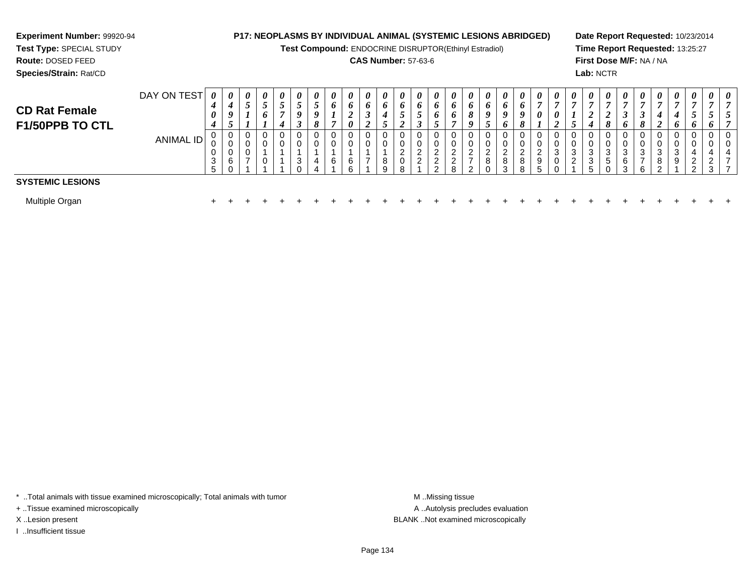**Experiment Number:** 99920-94
**Test Type:** SPECIAL STUDY
**Route:** DOSED FEED
**Species/Strain:** Rat/CD

**P17: NEOPLASMS BY INDIVIDUAL ANIMAL (SYSTEMIC LESIONS ABRIDGED)**
**Test Compound:** ENDOCRINE DISRUPTOR(Ethinyl Estradiol)
**CAS Number:** 57-63-6

**Date Report Requested:** 10/23/2014
**Time Report Requested:** 13:25:27
**First Dose M/F:** NA / NA
**Lab:** NCTR

## CD Rat Female F1/50PPB TO CTL

| DAY ON TEST | 0404 | 0495 | 0511 | 0561 | 0574 | 0593 | 0598 | 0617 | 0620 | 0632 | 0645 | 0652 | 0653 | 0665 | 0667 | 0689 | 0695 | 0696 | 0698 | 0701 | 0702 | 0715 | 0724 | 0728 | 0736 | 0738 | 0742 | 0746 | 0756 | 0756 | 0757 |
|---|---|---|---|---|---|---|---|---|---|---|---|---|---|---|---|---|---|---|---|---|---|---|---|---|---|---|---|---|---|---|---|
| ANIMAL ID | 00035 | 00060 | 00071 | 00101 | 00111 | 00130 | 00144 | 00161 | 00166 | 00171 | 00189 | 00208 | 00221 | 00222 | 00228 | 00272 | 00280 | 00283 | 00288 | 00295 | 00300 | 00321 | 00335 | 00350 | 00363 | 00376 | 00382 | 00391 | 00422 | 00423 | 00477 |
| **SYSTEMIC LESIONS** | | | | | | | | | | | | | | | | | | | | | | | | | | | | | | | |
| Multiple Organ | + | + | + | + | + | + | + | + | + | + | + | + | + | + | + | + | + | + | + | + | + | + | + | + | + | + | + | + | + | + | + |

\* ..Total animals with tissue examined microscopically; Total animals with tumor
\+ ..Tissue examined microscopically
X ..Lesion present
I ..Insufficient tissue

M ..Missing tissue
A ..Autolysis precludes evaluation
BLANK ..Not examined microscopically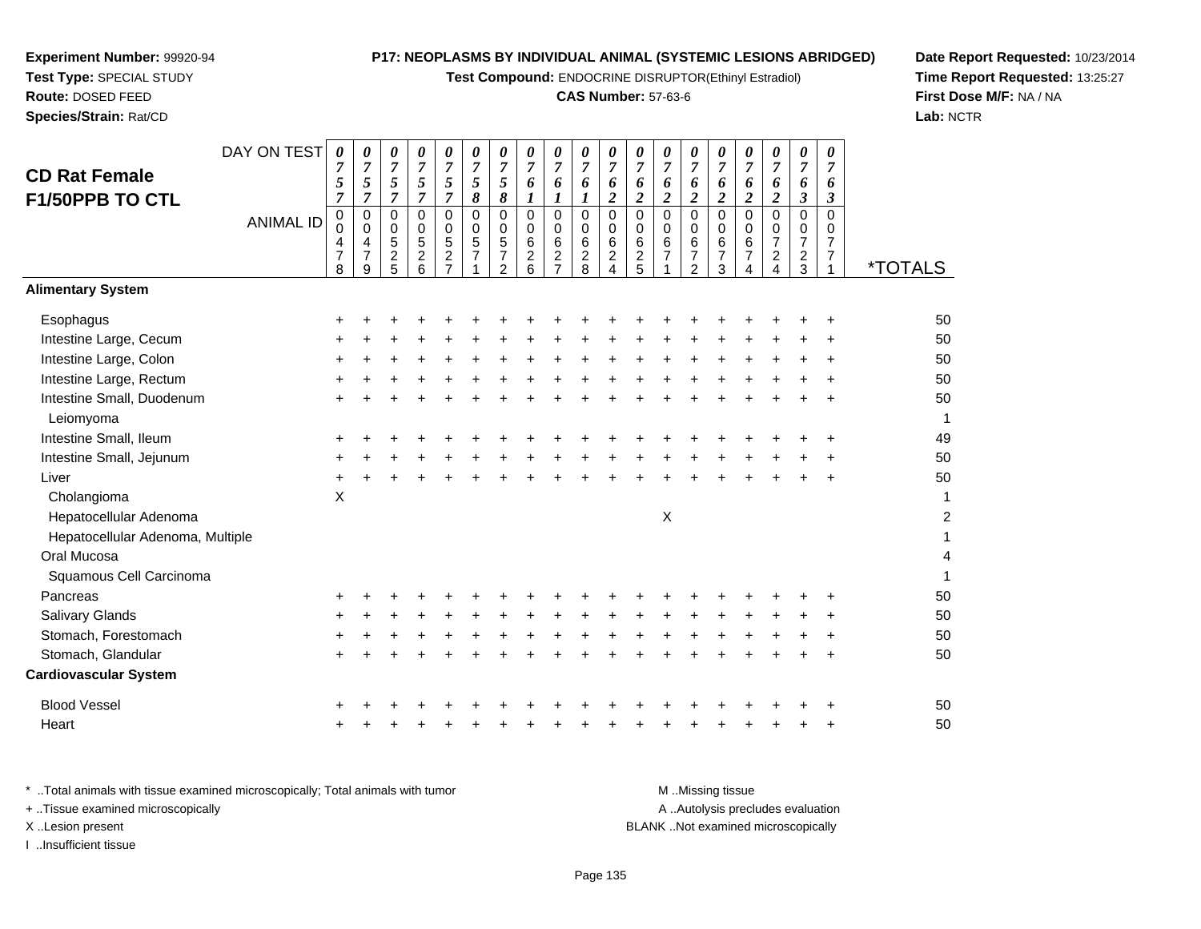**Experiment Number:** 99920-94
**Test Type:** SPECIAL STUDY
**Route:** DOSED FEED
**Species/Strain:** Rat/CD

**P17: NEOPLASMS BY INDIVIDUAL ANIMAL (SYSTEMIC LESIONS ABRIDGED)**
**Test Compound:** ENDOCRINE DISRUPTOR(Ethinyl Estradiol)
**CAS Number:** 57-63-6

**Date Report Requested:** 10/23/2014
**Time Report Requested:** 13:25:27
**First Dose M/F:** NA / NA
**Lab:** NCTR

## CD Rat Female F1/50PPB TO CTL

| DAY ON TEST | 0757 | 0757 | 0757 | 0757 | 0757 | 0758 | 0758 | 0761 | 0761 | 0761 | 0762 | 0762 | 0762 | 0762 | 0762 | 0762 | 0762 | 0763 | 0763 | |
|---|---|---|---|---|---|---|---|---|---|---|---|---|---|---|---|---|---|---|---|---|
| **ANIMAL ID** | 00478 | 00479 | 00525 | 00526 | 00527 | 00571 | 00572 | 00626 | 00627 | 00628 | 00624 | 00625 | 00671 | 00672 | 00673 | 00674 | 00724 | 00723 | 00771 | ***TOTALS** |
| **Alimentary System** | | | | | | | | | | | | | | | | | | | | |
| Esophagus | + | + | + | + | + | + | + | + | + | + | + | + | + | + | + | + | + | + | + | 50 |
| Intestine Large, Cecum | + | + | + | + | + | + | + | + | + | + | + | + | + | + | + | + | + | + | + | 50 |
| Intestine Large, Colon | + | + | + | + | + | + | + | + | + | + | + | + | + | + | + | + | + | + | + | 50 |
| Intestine Large, Rectum | + | + | + | + | + | + | + | + | + | + | + | + | + | + | + | + | + | + | + | 50 |
| Intestine Small, Duodenum | + | + | + | + | + | + | + | + | + | + | + | + | + | + | + | + | + | + | + | 50 |
| Leiomyoma | | | | | | | | | | | | | | | | | | | | 1 |
| Intestine Small, Ileum | + | + | + | + | + | + | + | + | + | + | + | + | + | + | + | + | + | + | + | 49 |
| Intestine Small, Jejunum | + | + | + | + | + | + | + | + | + | + | + | + | + | + | + | + | + | + | + | 50 |
| Liver | + | + | + | + | + | + | + | + | + | + | + | + | + | + | + | + | + | + | + | 50 |
| Cholangioma | X | | | | | | | | | | | | | | | | | | | 1 |
| Hepatocellular Adenoma | | | | | | | | | | | | | X | | | | | | | 2 |
| Hepatocellular Adenoma, Multiple | | | | | | | | | | | | | | | | | | | | 1 |
| Oral Mucosa | | | | | | | | | | | | | | | | | | | | 4 |
| Squamous Cell Carcinoma | | | | | | | | | | | | | | | | | | | | 1 |
| Pancreas | + | + | + | + | + | + | + | + | + | + | + | + | + | + | + | + | + | + | + | 50 |
| Salivary Glands | + | + | + | + | + | + | + | + | + | + | + | + | + | + | + | + | + | + | + | 50 |
| Stomach, Forestomach | + | + | + | + | + | + | + | + | + | + | + | + | + | + | + | + | + | + | + | 50 |
| Stomach, Glandular | + | + | + | + | + | + | + | + | + | + | + | + | + | + | + | + | + | + | + | 50 |
| **Cardiovascular System** | | | | | | | | | | | | | | | | | | | | |
| Blood Vessel | + | + | + | + | + | + | + | + | + | + | + | + | + | + | + | + | + | + | + | 50 |
| Heart | + | + | + | + | + | + | + | + | + | + | + | + | + | + | + | + | + | + | + | 50 |

* ..Total animals with tissue examined microscopically; Total animals with tumor
+ ..Tissue examined microscopically
X ..Lesion present
I ..Insufficient tissue

M ..Missing tissue
A ..Autolysis precludes evaluation
BLANK ..Not examined microscopically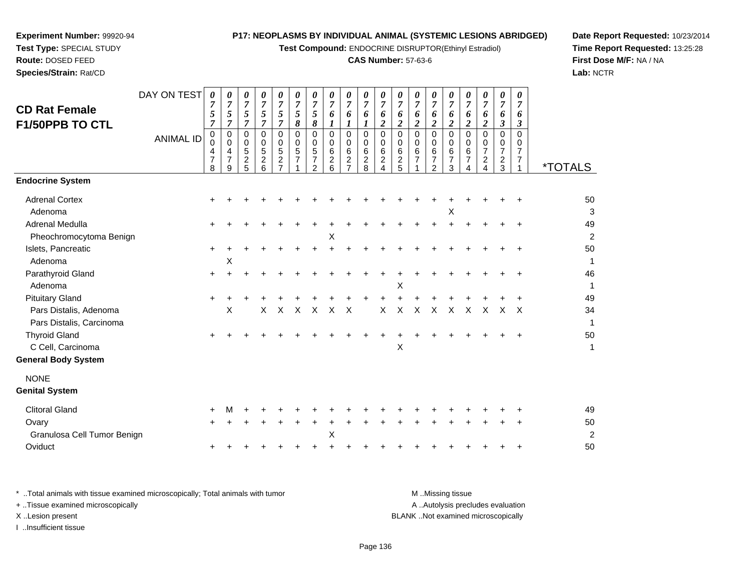**Experiment Number:** 99920-94
**Test Type:** SPECIAL STUDY
**Route:** DOSED FEED
**Species/Strain:** Rat/CD

**P17: NEOPLASMS BY INDIVIDUAL ANIMAL (SYSTEMIC LESIONS ABRIDGED)**
**Test Compound:** ENDOCRINE DISRUPTOR(Ethinyl Estradiol)
**CAS Number:** 57-63-6

**Date Report Requested:** 10/23/2014
**Time Report Requested:** 13:25:28
**First Dose M/F:** NA / NA
**Lab:** NCTR

## CD Rat Female F1/50PPB TO CTL

| DAY ON TEST | 0757 | 0757 | 0757 | 0757 | 0757 | 0758 | 0758 | 0761 | 0761 | 0761 | 0762 | 0762 | 0762 | 0762 | 0762 | 0762 | 0762 | 0763 | 0763 | |
|---|---|---|---|---|---|---|---|---|---|---|---|---|---|---|---|---|---|---|---|---|
| **ANIMAL ID** | 00478 | 00479 | 00525 | 00526 | 00527 | 00571 | 00572 | 00626 | 00627 | 00628 | 00624 | 00625 | 00671 | 00672 | 00673 | 00674 | 00724 | 00723 | 00771 | ***TOTALS** |
| **Endocrine System** | | | | | | | | | | | | | | | | | | | | |
| Adrenal Cortex | + | + | + | + | + | + | + | + | + | + | + | + | + | + | + | + | + | + | + | 50 |
| Adenoma | | | | | | | | | | | | | | | X | | | | | 3 |
| Adrenal Medulla | + | + | + | + | + | + | + | + | + | + | + | + | + | + | + | + | + | + | + | 49 |
| Pheochromocytoma Benign | | | | | | | | X | | | | | | | | | | | | 2 |
| Islets, Pancreatic | + | + | + | + | + | + | + | + | + | + | + | + | + | + | + | + | + | + | + | 50 |
| Adenoma | | X | | | | | | | | | | | | | | | | | | 1 |
| Parathyroid Gland | + | + | + | + | + | + | + | + | + | + | + | + | + | + | + | + | + | + | + | 46 |
| Adenoma | | | | | | | | | | | | X | | | | | | | | 1 |
| Pituitary Gland | + | + | + | + | + | + | + | + | + | + | + | + | + | + | + | + | + | + | + | 49 |
| Pars Distalis, Adenoma | | X | | X | X | X | X | X | X | | X | X | X | X | X | X | X | X | X | 34 |
| Pars Distalis, Carcinoma | | | | | | | | | | | | | | | | | | | | 1 |
| Thyroid Gland | + | + | + | + | + | + | + | + | + | + | + | + | + | + | + | + | + | + | + | 50 |
| C Cell, Carcinoma | | | | | | | | | | | | X | | | | | | | | 1 |
| **General Body System** | | | | | | | | | | | | | | | | | | | | |
| NONE | | | | | | | | | | | | | | | | | | | | |
| **Genital System** | | | | | | | | | | | | | | | | | | | | |
| Clitoral Gland | + | M | + | + | + | + | + | + | + | + | + | + | + | + | + | + | + | + | + | 49 |
| Ovary | + | + | + | + | + | + | + | + | + | + | + | + | + | + | + | + | + | + | + | 50 |
| Granulosa Cell Tumor Benign | | | | | | | | X | | | | | | | | | | | | 2 |
| Oviduct | + | + | + | + | + | + | + | + | + | + | + | + | + | + | + | + | + | + | + | 50 |

\* ..Total animals with tissue examined microscopically; Total animals with tumor
\+ ..Tissue examined microscopically
X ..Lesion present
I ..Insufficient tissue

M ..Missing tissue
A ..Autolysis precludes evaluation
BLANK ..Not examined microscopically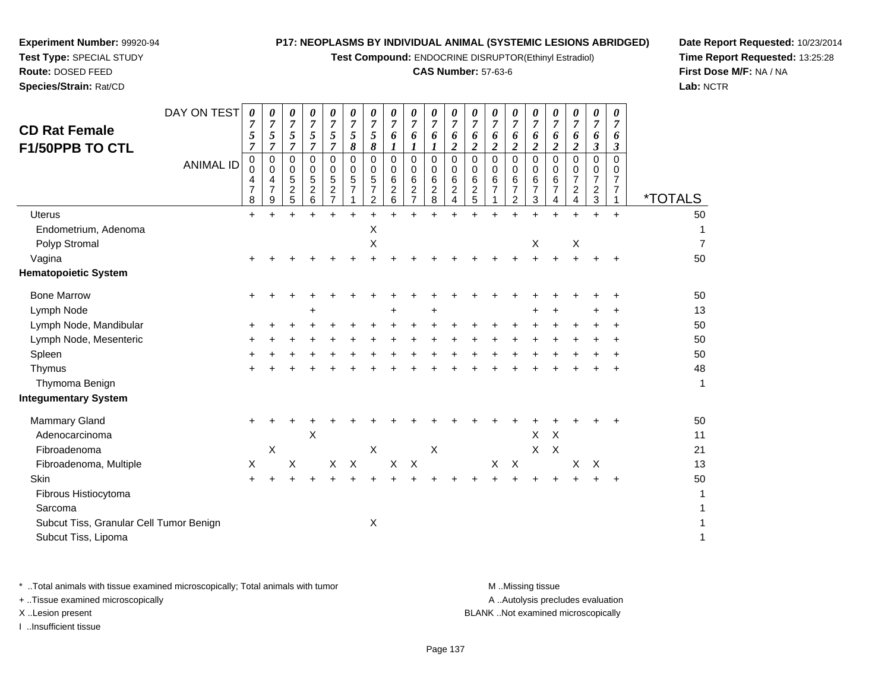**Experiment Number:** 99920-94
**Test Type:** SPECIAL STUDY
**Route:** DOSED FEED
**Species/Strain:** Rat/CD

**P17: NEOPLASMS BY INDIVIDUAL ANIMAL (SYSTEMIC LESIONS ABRIDGED)**
**Test Compound:** ENDOCRINE DISRUPTOR(Ethinyl Estradiol)
**CAS Number:** 57-63-6

**Date Report Requested:** 10/23/2014
**Time Report Requested:** 13:25:28
**First Dose M/F:** NA / NA
**Lab:** NCTR

## CD Rat Female F1/50PPB TO CTL

| DAY ON TEST | 0757 | 0757 | 0757 | 0757 | 0757 | 0758 | 0758 | 0761 | 0761 | 0761 | 0762 | 0762 | 0762 | 0762 | 0762 | 0762 | 0762 | 0763 | 0763 | |
|---|---|---|---|---|---|---|---|---|---|---|---|---|---|---|---|---|---|---|---|---|
| **ANIMAL ID** | 00478 | 00479 | 00525 | 00526 | 00527 | 00571 | 00572 | 00626 | 00627 | 00628 | 00624 | 00625 | 00671 | 00672 | 00673 | 00674 | 00724 | 00723 | 00771 | ***TOTALS** |
| Uterus | + | + | + | + | + | + | + | + | + | + | + | + | + | + | + | + | + | + | + | 50 |
| Endometrium, Adenoma | | | | | | | X | | | | | | | | | | | | | 1 |
| Polyp Stromal | | | | | | | X | | | | | | | | X | | X | | | 7 |
| Vagina | + | + | + | + | + | + | + | + | + | + | + | + | + | + | + | + | + | + | + | 50 |
| **Hematopoietic System** | | | | | | | | | | | | | | | | | | | | |
| Bone Marrow | + | + | + | + | + | + | + | + | + | + | + | + | + | + | + | + | + | + | + | 50 |
| Lymph Node | | | | + | | | | + | | + | | | | | + | + | | + | + | 13 |
| Lymph Node, Mandibular | + | + | + | + | + | + | + | + | + | + | + | + | + | + | + | + | + | + | + | 50 |
| Lymph Node, Mesenteric | + | + | + | + | + | + | + | + | + | + | + | + | + | + | + | + | + | + | + | 50 |
| Spleen | + | + | + | + | + | + | + | + | + | + | + | + | + | + | + | + | + | + | + | 50 |
| Thymus | + | + | + | + | + | + | + | + | + | + | + | + | + | + | + | + | + | + | + | 48 |
| Thymoma Benign | | | | | | | | | | | | | | | | | | | | 1 |
| **Integumentary System** | | | | | | | | | | | | | | | | | | | | |
| Mammary Gland | + | + | + | + | + | + | + | + | + | + | + | + | + | + | + | + | + | + | + | 50 |
| Adenocarcinoma | | | | X | | | | | | | | | | | X | X | | | | 11 |
| Fibroadenoma | | X | | | | | X | | | X | | | | | X | X | | | | 21 |
| Fibroadenoma, Multiple | X | | X | | X | X | | X | X | | | | X | X | | | X | X | | 13 |
| Skin | + | + | + | + | + | + | + | + | + | + | + | + | + | + | + | + | + | + | + | 50 |
| Fibrous Histiocytoma | | | | | | | | | | | | | | | | | | | | 1 |
| Sarcoma | | | | | | | | | | | | | | | | | | | | 1 |
| Subcut Tiss, Granular Cell Tumor Benign | | | | | | | X | | | | | | | | | | | | | 1 |
| Subcut Tiss, Lipoma | | | | | | | | | | | | | | | | | | | | 1 |

\* ..Total animals with tissue examined microscopically; Total animals with tumor
\+ ..Tissue examined microscopically
X ..Lesion present
I ..Insufficient tissue

M ..Missing tissue
A ..Autolysis precludes evaluation
BLANK ..Not examined microscopically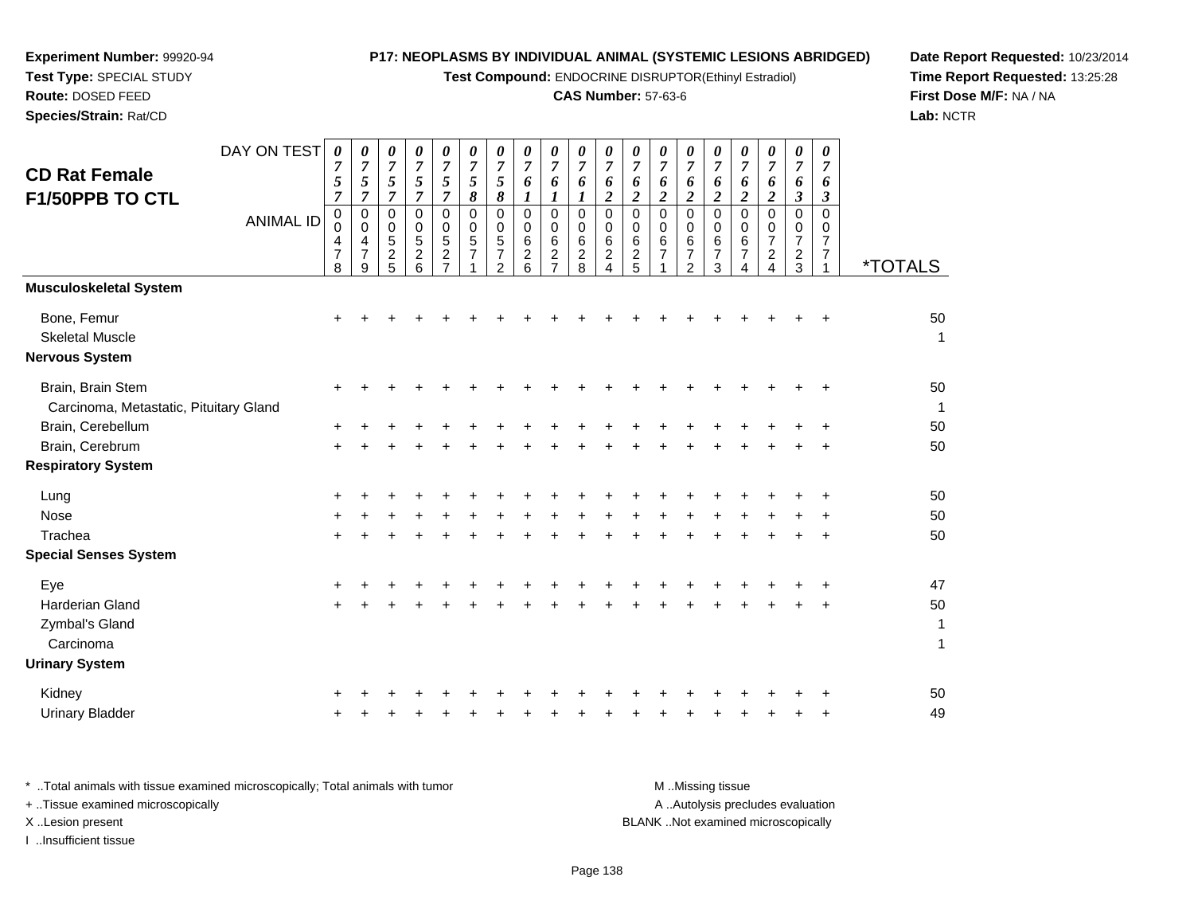**Experiment Number:** 99920-94
**Test Type:** SPECIAL STUDY
**Route:** DOSED FEED
**Species/Strain:** Rat/CD

**P17: NEOPLASMS BY INDIVIDUAL ANIMAL (SYSTEMIC LESIONS ABRIDGED)**
**Test Compound:** ENDOCRINE DISRUPTOR(Ethinyl Estradiol)
**CAS Number:** 57-63-6

**Date Report Requested:** 10/23/2014
**Time Report Requested:** 13:25:28
**First Dose M/F:** NA / NA
**Lab:** NCTR

## CD Rat Female F1/50PPB TO CTL

| DAY ON TEST | 0757 | 0757 | 0757 | 0757 | 0757 | 0758 | 0758 | 0761 | 0761 | 0761 | 0762 | 0762 | 0762 | 0762 | 0762 | 0762 | 0762 | 0763 | 0763 | |
|---|---|---|---|---|---|---|---|---|---|---|---|---|---|---|---|---|---|---|---|---|
| **ANIMAL ID** | 00478 | 00479 | 00525 | 00526 | 00527 | 00571 | 00572 | 00626 | 00627 | 00628 | 00624 | 00625 | 00671 | 00672 | 00673 | 00674 | 00724 | 00723 | 00771 | ***TOTALS** |
| **Musculoskeletal System** | | | | | | | | | | | | | | | | | | | | |
| Bone, Femur | + | + | + | + | + | + | + | + | + | + | + | + | + | + | + | + | + | + | + | 50 |
| Skeletal Muscle | | | | | | | | | | | | | | | | | | | | 1 |
| **Nervous System** | | | | | | | | | | | | | | | | | | | | |
| Brain, Brain Stem | + | + | + | + | + | + | + | + | + | + | + | + | + | + | + | + | + | + | + | 50 |
| Carcinoma, Metastatic, Pituitary Gland | | | | | | | | | | | | | | | | | | | | 1 |
| Brain, Cerebellum | + | + | + | + | + | + | + | + | + | + | + | + | + | + | + | + | + | + | + | 50 |
| Brain, Cerebrum | + | + | + | + | + | + | + | + | + | + | + | + | + | + | + | + | + | + | + | 50 |
| **Respiratory System** | | | | | | | | | | | | | | | | | | | | |
| Lung | + | + | + | + | + | + | + | + | + | + | + | + | + | + | + | + | + | + | + | 50 |
| Nose | + | + | + | + | + | + | + | + | + | + | + | + | + | + | + | + | + | + | + | 50 |
| Trachea | + | + | + | + | + | + | + | + | + | + | + | + | + | + | + | + | + | + | + | 50 |
| **Special Senses System** | | | | | | | | | | | | | | | | | | | | |
| Eye | + | + | + | + | + | + | + | + | + | + | + | + | + | + | + | + | + | + | + | 47 |
| Harderian Gland | + | + | + | + | + | + | + | + | + | + | + | + | + | + | + | + | + | + | + | 50 |
| Zymbal's Gland | | | | | | | | | | | | | | | | | | | | 1 |
| Carcinoma | | | | | | | | | | | | | | | | | | | | 1 |
| **Urinary System** | | | | | | | | | | | | | | | | | | | | |
| Kidney | + | + | + | + | + | + | + | + | + | + | + | + | + | + | + | + | + | + | + | 50 |
| Urinary Bladder | + | + | + | + | + | + | + | + | + | + | + | + | + | + | + | + | + | + | + | 49 |

\* ..Total animals with tissue examined microscopically; Total animals with tumor
\+ ..Tissue examined microscopically
X ..Lesion present
I ..Insufficient tissue

M ..Missing tissue
A ..Autolysis precludes evaluation
BLANK ..Not examined microscopically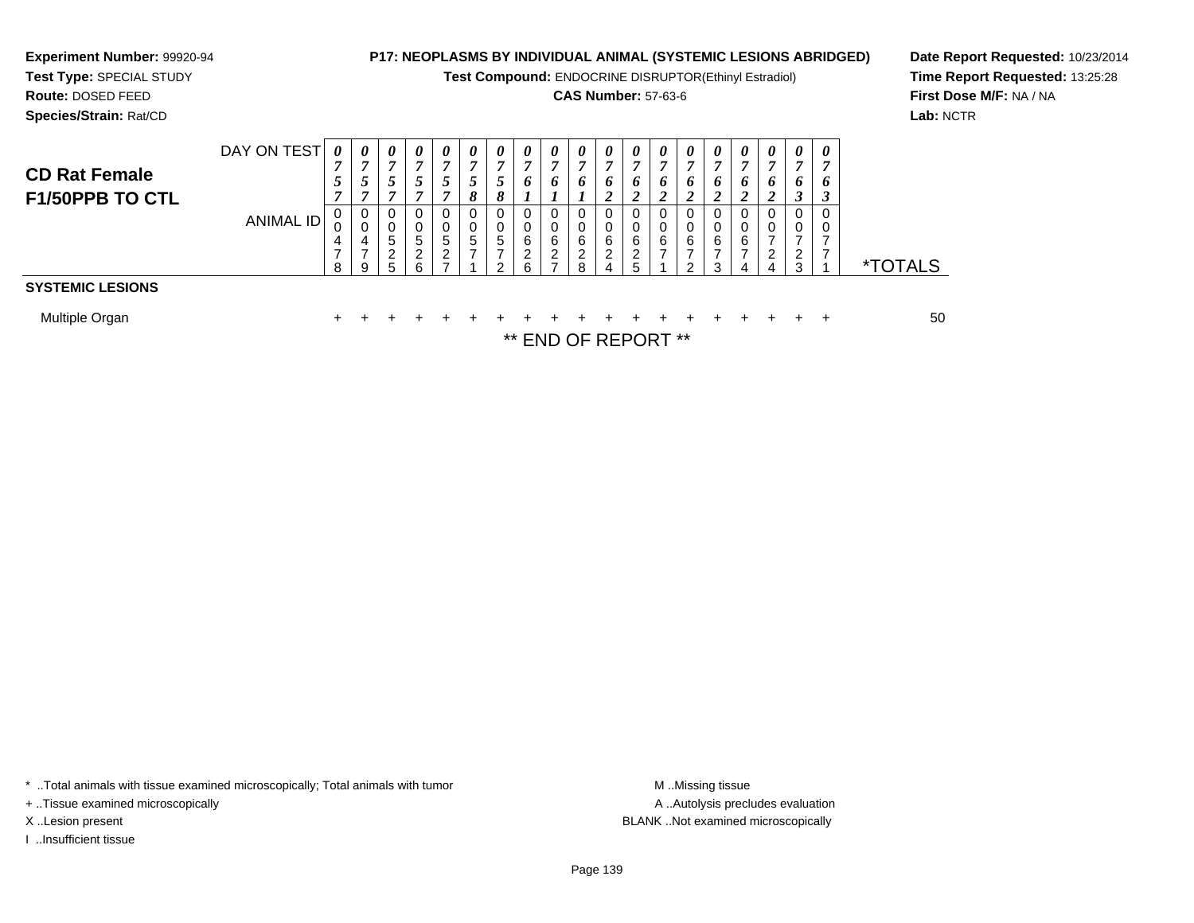**Experiment Number:** 99920-94
**Test Type:** SPECIAL STUDY
**Route:** DOSED FEED
**Species/Strain:** Rat/CD

**P17: NEOPLASMS BY INDIVIDUAL ANIMAL (SYSTEMIC LESIONS ABRIDGED)**
**Test Compound:** ENDOCRINE DISRUPTOR(Ethinyl Estradiol)
**CAS Number:** 57-63-6

**Date Report Requested:** 10/23/2014
**Time Report Requested:** 13:25:28
**First Dose M/F:** NA / NA
**Lab:** NCTR

## CD Rat Female F1/50PPB TO CTL

| DAY ON TEST | 0757 | 0757 | 0757 | 0757 | 0757 | 0758 | 0758 | 0761 | 0761 | 0761 | 0762 | 0762 | 0762 | 0762 | 0762 | 0762 | 0762 | 0763 | 0763 | |
|---|---|---|---|---|---|---|---|---|---|---|---|---|---|---|---|---|---|---|---|---|
| **ANIMAL ID** | 00478 | 00479 | 00525 | 00526 | 00527 | 00571 | 00572 | 00626 | 00627 | 00628 | 00624 | 00625 | 00671 | 00672 | 00673 | 00674 | 00724 | 00723 | 00771 | ***TOTALS** |
| **SYSTEMIC LESIONS** | | | | | | | | | | | | | | | | | | | | |
| Multiple Organ | + | + | + | + | + | + | + | + | + | + | + | + | + | + | + | + | + | + | + | 50 |

** END OF REPORT **

* ..Total animals with tissue examined microscopically; Total animals with tumor
+ ..Tissue examined microscopically
X ..Lesion present
I ..Insufficient tissue

M ..Missing tissue
A ..Autolysis precludes evaluation
BLANK ..Not examined microscopically